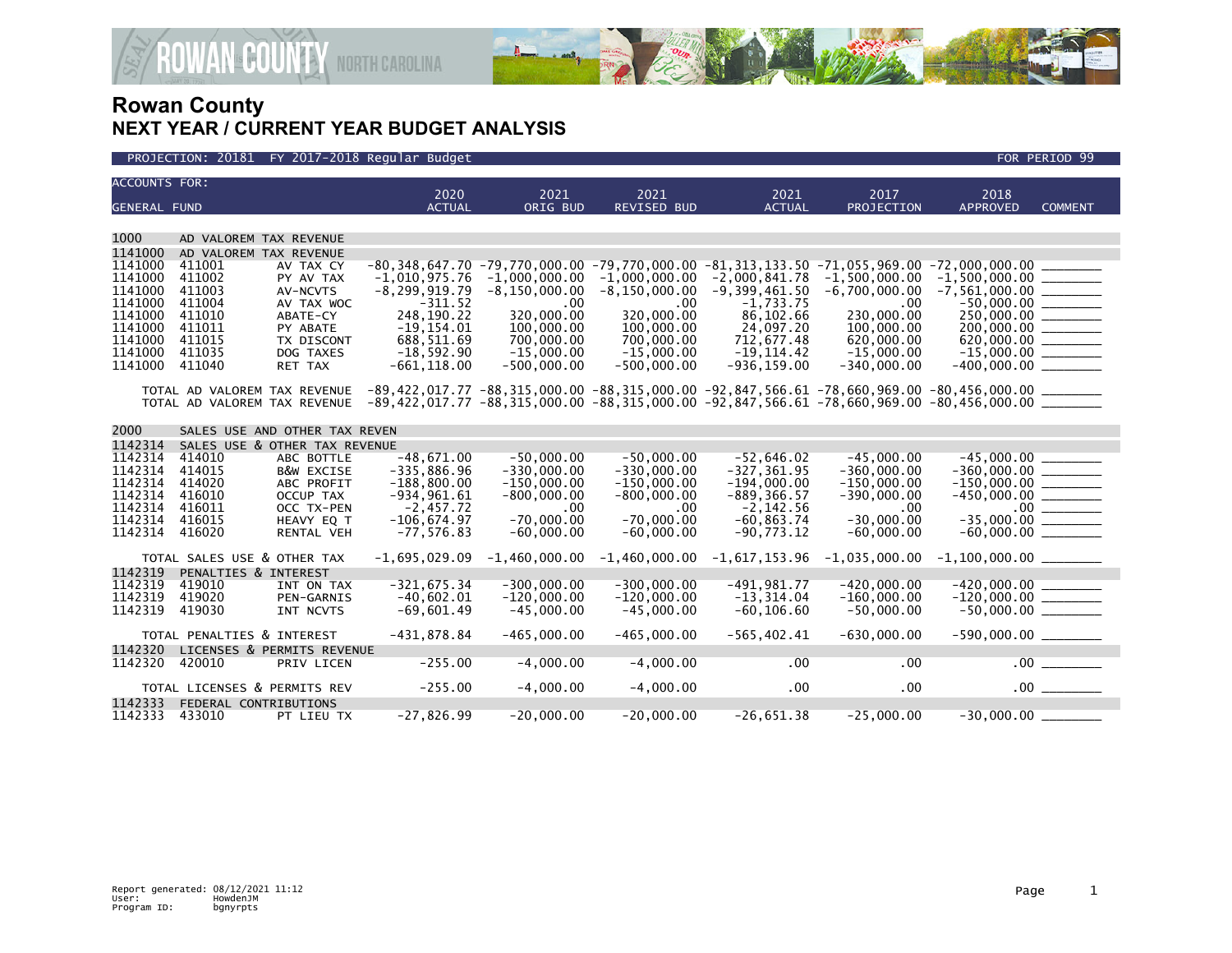# Rowan County
## NEXT YEAR / CURRENT YEAR BUDGET ANALYSIS

PROJECTION: 20181 FY 2017-2018 Regular Budget FOR PERIOD 99

| ACCOUNTS FOR: GENERAL FUND | | | 2020 ACTUAL | 2021 ORIG BUD | 2021 REVISED BUD | 2021 ACTUAL | 2017 PROJECTION | 2018 APPROVED | COMMENT |
|---|---|---|---|---|---|---|---|---|---|
| 1000 | AD VALOREM TAX REVENUE | | | | | | | | |
| 1141000 | AD VALOREM TAX REVENUE | | | | | | | | |
| 1141000 | 411001 | AV TAX CY | -80,348,647.70 | -79,770,000.00 | -79,770,000.00 | -81,313,133.50 | -71,055,969.00 | -72,000,000.00 | _______ |
| 1141000 | 411002 | PY AV TAX | -1,010,975.76 | -1,000,000.00 | -1,000,000.00 | -2,000,841.78 | -1,500,000.00 | -1,500,000.00 | _______ |
| 1141000 | 411003 | AV-NCVTS | -8,299,919.79 | -8,150,000.00 | -8,150,000.00 | -9,399,461.50 | -6,700,000.00 | -7,561,000.00 | _______ |
| 1141000 | 411004 | AV TAX WOC | -311.52 | .00 | .00 | -1,733.75 | .00 | -50,000.00 | _______ |
| 1141000 | 411010 | ABATE-CY | 248,190.22 | 320,000.00 | 320,000.00 | 86,102.66 | 230,000.00 | 250,000.00 | _______ |
| 1141000 | 411011 | PY ABATE | -19,154.01 | 100,000.00 | 100,000.00 | 24,097.20 | 100,000.00 | 200,000.00 | _______ |
| 1141000 | 411015 | TX DISCONT | 688,511.69 | 700,000.00 | 700,000.00 | 712,677.48 | 620,000.00 | 620,000.00 | _______ |
| 1141000 | 411035 | DOG TAXES | -18,592.90 | -15,000.00 | -15,000.00 | -19,114.42 | -15,000.00 | -15,000.00 | _______ |
| 1141000 | 411040 | RET TAX | -661,118.00 | -500,000.00 | -500,000.00 | -936,159.00 | -340,000.00 | -400,000.00 | _______ |
| | TOTAL AD VALOREM TAX REVENUE | | -89,422,017.77 | -88,315,000.00 | -88,315,000.00 | -92,847,566.61 | -78,660,969.00 | -80,456,000.00 | _______ |
| | TOTAL AD VALOREM TAX REVENUE | | -89,422,017.77 | -88,315,000.00 | -88,315,000.00 | -92,847,566.61 | -78,660,969.00 | -80,456,000.00 | _______ |
| 2000 | SALES USE AND OTHER TAX REVEN | | | | | | | | |
| 1142314 | SALES USE & OTHER TAX REVENUE | | | | | | | | |
| 1142314 | 414010 | ABC BOTTLE | -48,671.00 | -50,000.00 | -50,000.00 | -52,646.02 | -45,000.00 | -45,000.00 | _______ |
| 1142314 | 414015 | B&W EXCISE | -335,886.96 | -330,000.00 | -330,000.00 | -327,361.95 | -360,000.00 | -360,000.00 | _______ |
| 1142314 | 414020 | ABC PROFIT | -188,800.00 | -150,000.00 | -150,000.00 | -194,000.00 | -150,000.00 | -150,000.00 | _______ |
| 1142314 | 416010 | OCCUP TAX | -934,961.61 | -800,000.00 | -800,000.00 | -889,366.57 | -390,000.00 | -450,000.00 | _______ |
| 1142314 | 416011 | OCC TX-PEN | -2,457.72 | .00 | .00 | -2,142.56 | .00 | .00 | _______ |
| 1142314 | 416015 | HEAVY EQ T | -106,674.97 | -70,000.00 | -70,000.00 | -60,863.74 | -30,000.00 | -35,000.00 | _______ |
| 1142314 | 416020 | RENTAL VEH | -77,576.83 | -60,000.00 | -60,000.00 | -90,773.12 | -60,000.00 | -60,000.00 | _______ |
| | TOTAL SALES USE & OTHER TAX | | -1,695,029.09 | -1,460,000.00 | -1,460,000.00 | -1,617,153.96 | -1,035,000.00 | -1,100,000.00 | _______ |
| 1142319 | PENALTIES & INTEREST | | | | | | | | |
| 1142319 | 419010 | INT ON TAX | -321,675.34 | -300,000.00 | -300,000.00 | -491,981.77 | -420,000.00 | -420,000.00 | _______ |
| 1142319 | 419020 | PEN-GARNIS | -40,602.01 | -120,000.00 | -120,000.00 | -13,314.04 | -160,000.00 | -120,000.00 | _______ |
| 1142319 | 419030 | INT NCVTS | -69,601.49 | -45,000.00 | -45,000.00 | -60,106.60 | -50,000.00 | -50,000.00 | _______ |
| | TOTAL PENALTIES & INTEREST | | -431,878.84 | -465,000.00 | -465,000.00 | -565,402.41 | -630,000.00 | -590,000.00 | _______ |
| 1142320 | LICENSES & PERMITS REVENUE | | | | | | | | |
| 1142320 | 420010 | PRIV LICEN | -255.00 | -4,000.00 | -4,000.00 | .00 | .00 | .00 | _______ |
| | TOTAL LICENSES & PERMITS REV | | -255.00 | -4,000.00 | -4,000.00 | .00 | .00 | .00 | _______ |
| 1142333 | FEDERAL CONTRIBUTIONS | | | | | | | | |
| 1142333 | 433010 | PT LIEU TX | -27,826.99 | -20,000.00 | -20,000.00 | -26,651.38 | -25,000.00 | -30,000.00 | _______ |

Report generated: 08/12/2021 11:12
User: HowdenJM
Program ID: bgnyrpts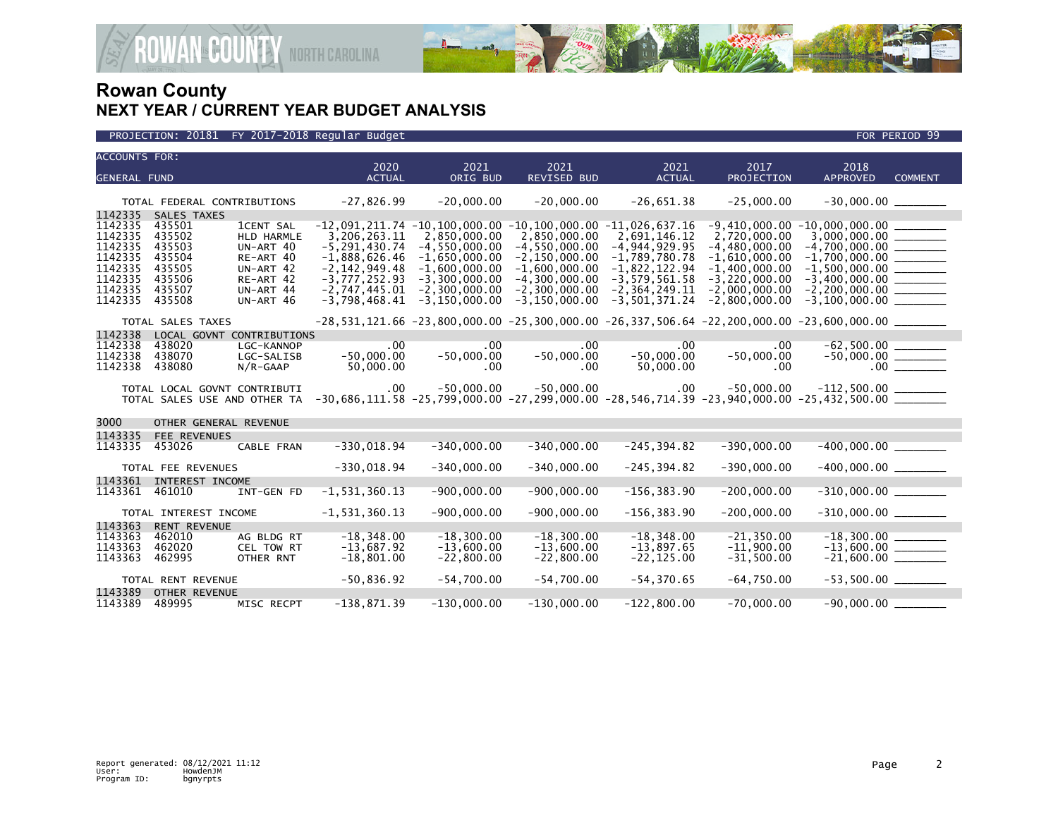# Rowan County
## NEXT YEAR / CURRENT YEAR BUDGET ANALYSIS

PROJECTION: 20181 FY 2017-2018 Regular Budget — FOR PERIOD 99

| ACCOUNTS FOR: GENERAL FUND | | | 2020 ACTUAL | 2021 ORIG BUD | 2021 REVISED BUD | 2021 ACTUAL | 2017 PROJECTION | 2018 APPROVED | COMMENT |
|---|---|---|---|---|---|---|---|---|---|
| TOTAL FEDERAL CONTRIBUTIONS | | | -27,826.99 | -20,000.00 | -20,000.00 | -26,651.38 | -25,000.00 | -30,000.00 | |
| 1142335 | SALES TAXES | | | | | | | | |
| 1142335 | 435501 | 1CENT SAL | -12,091,211.74 | -10,100,000.00 | -10,100,000.00 | -11,026,637.16 | -9,410,000.00 | -10,000,000.00 | |
| 1142335 | 435502 | HLD HARMLE | 3,206,263.11 | 2,850,000.00 | 2,850,000.00 | 2,691,146.12 | 2,720,000.00 | 3,000,000.00 | |
| 1142335 | 435503 | UN-ART 40 | -5,291,430.74 | -4,550,000.00 | -4,550,000.00 | -4,944,929.95 | -4,480,000.00 | -4,700,000.00 | |
| 1142335 | 435504 | RE-ART 40 | -1,888,626.46 | -1,650,000.00 | -2,150,000.00 | -1,789,780.78 | -1,610,000.00 | -1,700,000.00 | |
| 1142335 | 435505 | UN-ART 42 | -2,142,949.48 | -1,600,000.00 | -1,600,000.00 | -1,822,122.94 | -1,400,000.00 | -1,500,000.00 | |
| 1142335 | 435506 | RE-ART 42 | -3,777,252.93 | -3,300,000.00 | -4,300,000.00 | -3,579,561.58 | -3,220,000.00 | -3,400,000.00 | |
| 1142335 | 435507 | UN-ART 44 | -2,747,445.01 | -2,300,000.00 | -2,300,000.00 | -2,364,249.11 | -2,000,000.00 | -2,200,000.00 | |
| 1142335 | 435508 | UN-ART 46 | -3,798,468.41 | -3,150,000.00 | -3,150,000.00 | -3,501,371.24 | -2,800,000.00 | -3,100,000.00 | |
| TOTAL SALES TAXES | | | -28,531,121.66 | -23,800,000.00 | -25,300,000.00 | -26,337,506.64 | -22,200,000.00 | -23,600,000.00 | |
| 1142338 | LOCAL GOVNT CONTRIBUTIONS | | | | | | | | |
| 1142338 | 438020 | LGC-KANNOP | .00 | .00 | .00 | .00 | .00 | -62,500.00 | |
| 1142338 | 438070 | LGC-SALISB | -50,000.00 | -50,000.00 | -50,000.00 | -50,000.00 | -50,000.00 | -50,000.00 | |
| 1142338 | 438080 | N/R-GAAP | 50,000.00 | .00 | .00 | 50,000.00 | .00 | .00 | |
| TOTAL LOCAL GOVNT CONTRIBUTI | | | .00 | -50,000.00 | -50,000.00 | .00 | -50,000.00 | -112,500.00 | |
| TOTAL SALES USE AND OTHER TA | | | -30,686,111.58 | -25,799,000.00 | -27,299,000.00 | -28,546,714.39 | -23,940,000.00 | -25,432,500.00 | |
| 3000 | OTHER GENERAL REVENUE | | | | | | | | |
| 1143335 | FEE REVENUES | | | | | | | | |
| 1143335 | 453026 | CABLE FRAN | -330,018.94 | -340,000.00 | -340,000.00 | -245,394.82 | -390,000.00 | -400,000.00 | |
| TOTAL FEE REVENUES | | | -330,018.94 | -340,000.00 | -340,000.00 | -245,394.82 | -390,000.00 | -400,000.00 | |
| 1143361 | INTEREST INCOME | | | | | | | | |
| 1143361 | 461010 | INT-GEN FD | -1,531,360.13 | -900,000.00 | -900,000.00 | -156,383.90 | -200,000.00 | -310,000.00 | |
| TOTAL INTEREST INCOME | | | -1,531,360.13 | -900,000.00 | -900,000.00 | -156,383.90 | -200,000.00 | -310,000.00 | |
| 1143363 | RENT REVENUE | | | | | | | | |
| 1143363 | 462010 | AG BLDG RT | -18,348.00 | -18,300.00 | -18,300.00 | -18,348.00 | -21,350.00 | -18,300.00 | |
| 1143363 | 462020 | CEL TOW RT | -13,687.92 | -13,600.00 | -13,600.00 | -13,897.65 | -11,900.00 | -13,600.00 | |
| 1143363 | 462995 | OTHER RNT | -18,801.00 | -22,800.00 | -22,800.00 | -22,125.00 | -31,500.00 | -21,600.00 | |
| TOTAL RENT REVENUE | | | -50,836.92 | -54,700.00 | -54,700.00 | -54,370.65 | -64,750.00 | -53,500.00 | |
| 1143389 | OTHER REVENUE | | | | | | | | |
| 1143389 | 489995 | MISC RECPT | -138,871.39 | -130,000.00 | -130,000.00 | -122,800.00 | -70,000.00 | -90,000.00 | |

Report generated: 08/12/2021 11:12
User: HowdenJM
Program ID: bgnyrpts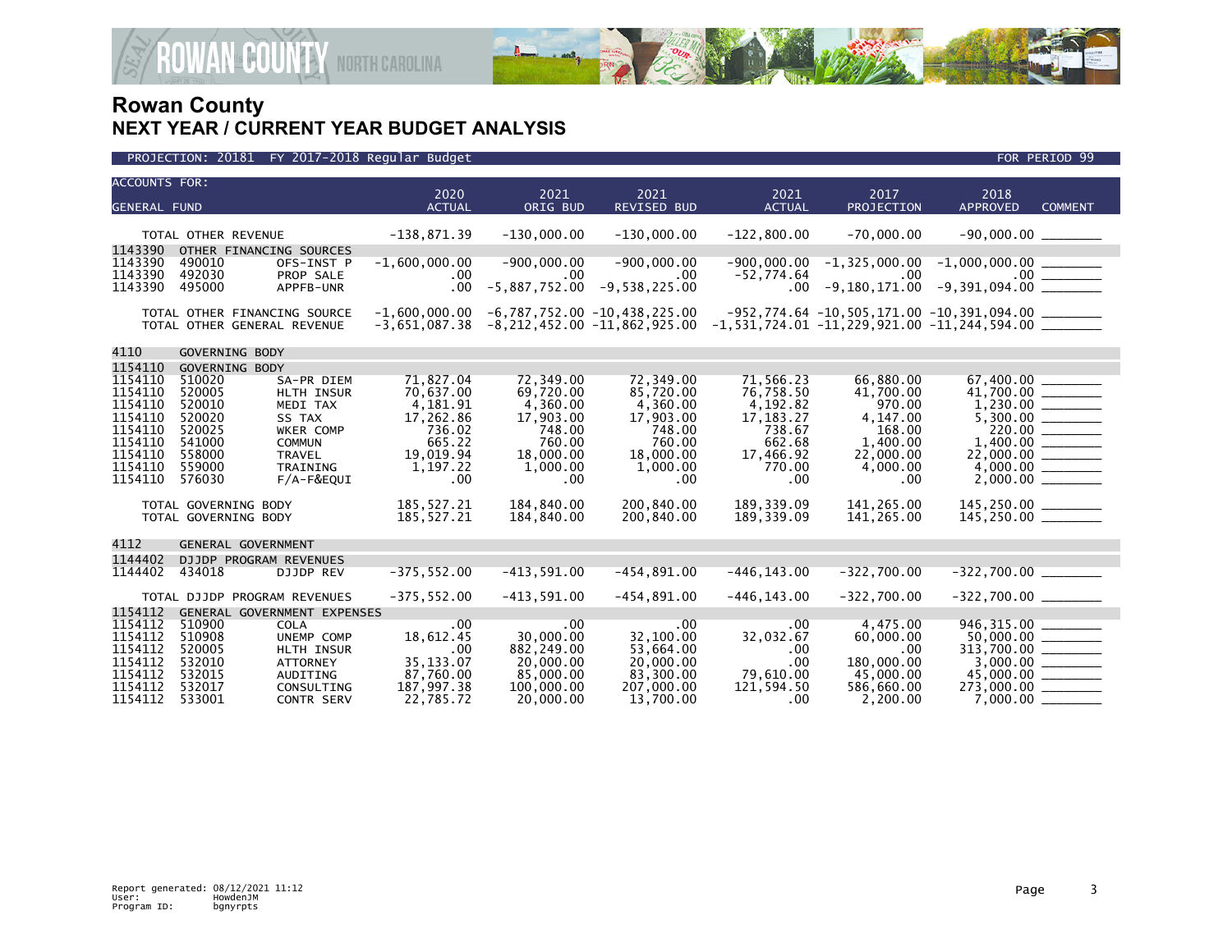# Rowan County
## NEXT YEAR / CURRENT YEAR BUDGET ANALYSIS

PROJECTION: 20181 FY 2017-2018 Regular Budget — FOR PERIOD 99

| ACCOUNTS FOR: GENERAL FUND | | | 2020 ACTUAL | 2021 ORIG BUD | 2021 REVISED BUD | 2021 ACTUAL | 2017 PROJECTION | 2018 APPROVED | COMMENT |
|---|---|---|---|---|---|---|---|---|---|
| TOTAL OTHER REVENUE | | | -138,871.39 | -130,000.00 | -130,000.00 | -122,800.00 | -70,000.00 | -90,000.00 | |
| 1143390 | OTHER FINANCING SOURCES | | | | | | | | |
| 1143390 | 490010 | OFS-INST P | -1,600,000.00 | -900,000.00 | -900,000.00 | -900,000.00 | -1,325,000.00 | -1,000,000.00 | |
| 1143390 | 492030 | PROP SALE | .00 | .00 | .00 | -52,774.64 | .00 | .00 | |
| 1143390 | 495000 | APPFB-UNR | .00 | -5,887,752.00 | -9,538,225.00 | .00 | -9,180,171.00 | -9,391,094.00 | |
| TOTAL OTHER FINANCING SOURCE | | | -1,600,000.00 | -6,787,752.00 | -10,438,225.00 | -952,774.64 | -10,505,171.00 | -10,391,094.00 | |
| TOTAL OTHER GENERAL REVENUE | | | -3,651,087.38 | -8,212,452.00 | -11,862,925.00 | -1,531,724.01 | -11,229,921.00 | -11,244,594.00 | |
| 4110 | GOVERNING BODY | | | | | | | | |
| 1154110 | GOVERNING BODY | | | | | | | | |
| 1154110 | 510020 | SA-PR DIEM | 71,827.04 | 72,349.00 | 72,349.00 | 71,566.23 | 66,880.00 | 67,400.00 | |
| 1154110 | 520005 | HLTH INSUR | 70,637.00 | 69,720.00 | 85,720.00 | 76,758.50 | 41,700.00 | 41,700.00 | |
| 1154110 | 520010 | MEDI TAX | 4,181.91 | 4,360.00 | 4,360.00 | 4,192.82 | 970.00 | 1,230.00 | |
| 1154110 | 520020 | SS TAX | 17,262.86 | 17,903.00 | 17,903.00 | 17,183.27 | 4,147.00 | 5,300.00 | |
| 1154110 | 520025 | WKER COMP | 736.02 | 748.00 | 748.00 | 738.67 | 168.00 | 220.00 | |
| 1154110 | 541000 | COMMUN | 665.22 | 760.00 | 760.00 | 662.68 | 1,400.00 | 1,400.00 | |
| 1154110 | 558000 | TRAVEL | 19,019.94 | 18,000.00 | 18,000.00 | 17,466.92 | 22,000.00 | 22,000.00 | |
| 1154110 | 559000 | TRAINING | 1,197.22 | 1,000.00 | 1,000.00 | 770.00 | 4,000.00 | 4,000.00 | |
| 1154110 | 576030 | F/A-F&EQUI | .00 | .00 | .00 | .00 | .00 | 2,000.00 | |
| TOTAL GOVERNING BODY | | | 185,527.21 | 184,840.00 | 200,840.00 | 189,339.09 | 141,265.00 | 145,250.00 | |
| TOTAL GOVERNING BODY | | | 185,527.21 | 184,840.00 | 200,840.00 | 189,339.09 | 141,265.00 | 145,250.00 | |
| 4112 | GENERAL GOVERNMENT | | | | | | | | |
| 1144402 | DJJDP PROGRAM REVENUES | | | | | | | | |
| 1144402 | 434018 | DJJDP REV | -375,552.00 | -413,591.00 | -454,891.00 | -446,143.00 | -322,700.00 | -322,700.00 | |
| TOTAL DJJDP PROGRAM REVENUES | | | -375,552.00 | -413,591.00 | -454,891.00 | -446,143.00 | -322,700.00 | -322,700.00 | |
| 1154112 | GENERAL GOVERNMENT EXPENSES | | | | | | | | |
| 1154112 | 510900 | COLA | .00 | .00 | .00 | .00 | 4,475.00 | 946,315.00 | |
| 1154112 | 510908 | UNEMP COMP | 18,612.45 | 30,000.00 | 32,100.00 | 32,032.67 | 60,000.00 | 50,000.00 | |
| 1154112 | 520005 | HLTH INSUR | .00 | 882,249.00 | 53,664.00 | .00 | .00 | 313,700.00 | |
| 1154112 | 532010 | ATTORNEY | 35,133.07 | 20,000.00 | 20,000.00 | .00 | 180,000.00 | 3,000.00 | |
| 1154112 | 532015 | AUDITING | 87,760.00 | 85,000.00 | 83,300.00 | 79,610.00 | 45,000.00 | 45,000.00 | |
| 1154112 | 532017 | CONSULTING | 187,997.38 | 100,000.00 | 207,000.00 | 121,594.50 | 586,660.00 | 273,000.00 | |
| 1154112 | 533001 | CONTR SERV | 22,785.72 | 20,000.00 | 13,700.00 | .00 | 2,200.00 | 7,000.00 | |

Report generated: 08/12/2021 11:12
User: HowdenJM
Program ID: bgnyrpts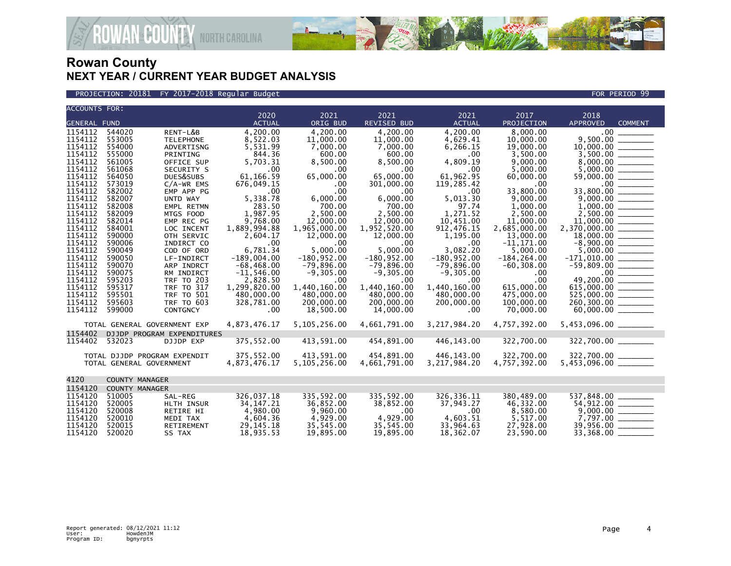# Rowan County
## NEXT YEAR / CURRENT YEAR BUDGET ANALYSIS

PROJECTION: 20181 FY 2017-2018 Regular Budget FOR PERIOD 99

| ACCOUNTS FOR: GENERAL FUND | | | 2020 ACTUAL | 2021 ORIG BUD | 2021 REVISED BUD | 2021 ACTUAL | 2017 PROJECTION | 2018 APPROVED | COMMENT |
|---|---|---|---|---|---|---|---|---|---|
| 1154112 | 544020 | RENT-L&B | 4,200.00 | 4,200.00 | 4,200.00 | 4,200.00 | 8,000.00 | .00 | _______ |
| 1154112 | 553005 | TELEPHONE | 8,522.03 | 11,000.00 | 11,000.00 | 4,629.41 | 10,000.00 | 9,500.00 | _______ |
| 1154112 | 554000 | ADVERTISNG | 5,531.99 | 7,000.00 | 7,000.00 | 6,266.15 | 19,000.00 | 10,000.00 | _______ |
| 1154112 | 555000 | PRINTING | 844.36 | 600.00 | 600.00 | .00 | 3,500.00 | 3,500.00 | _______ |
| 1154112 | 561005 | OFFICE SUP | 5,703.31 | 8,500.00 | 8,500.00 | 4,809.19 | 9,000.00 | 8,000.00 | _______ |
| 1154112 | 561068 | SECURITY S | .00 | .00 | .00 | .00 | 5,000.00 | 5,000.00 | _______ |
| 1154112 | 564050 | DUES&SUBS | 61,166.59 | 65,000.00 | 65,000.00 | 61,962.95 | 60,000.00 | 59,000.00 | _______ |
| 1154112 | 573019 | C/A-WR EMS | 676,049.15 | .00 | 301,000.00 | 119,285.42 | .00 | .00 | _______ |
| 1154112 | 582002 | EMP APP PG | .00 | .00 | .00 | .00 | 33,800.00 | 33,800.00 | _______ |
| 1154112 | 582007 | UNTD WAY | 5,338.78 | 6,000.00 | 6,000.00 | 5,013.30 | 9,000.00 | 9,000.00 | _______ |
| 1154112 | 582008 | EMPL RETMN | 283.50 | 700.00 | 700.00 | 97.74 | 1,000.00 | 1,000.00 | _______ |
| 1154112 | 582009 | MTGS FOOD | 1,987.95 | 2,500.00 | 2,500.00 | 1,271.52 | 2,500.00 | 2,500.00 | _______ |
| 1154112 | 582014 | EMP REC PG | 9,768.00 | 12,000.00 | 12,000.00 | 10,451.00 | 11,000.00 | 11,000.00 | _______ |
| 1154112 | 584001 | LOC INCENT | 1,889,994.88 | 1,965,000.00 | 1,952,520.00 | 912,476.15 | 2,685,000.00 | 2,370,000.00 | _______ |
| 1154112 | 590000 | OTH SERVIC | 2,604.17 | 12,000.00 | 12,000.00 | 1,195.00 | 13,000.00 | 18,000.00 | _______ |
| 1154112 | 590006 | INDIRCT CO | .00 | .00 | .00 | .00 | -11,171.00 | -8,900.00 | _______ |
| 1154112 | 590049 | COD OF ORD | 6,781.34 | 5,000.00 | 5,000.00 | 3,082.20 | 5,000.00 | 5,000.00 | _______ |
| 1154112 | 590050 | LF-INDIRCT | -189,004.00 | -180,952.00 | -180,952.00 | -180,952.00 | -184,264.00 | -171,010.00 | _______ |
| 1154112 | 590070 | ARP INDRCT | -68,468.00 | -79,896.00 | -79,896.00 | -79,896.00 | -60,308.00 | -59,809.00 | _______ |
| 1154112 | 590075 | RM INDIRCT | -11,546.00 | -9,305.00 | -9,305.00 | -9,305.00 | .00 | .00 | _______ |
| 1154112 | 595203 | TRF TO 203 | 2,828.50 | .00 | .00 | .00 | .00 | 49,200.00 | _______ |
| 1154112 | 595317 | TRF TO 317 | 1,299,820.00 | 1,440,160.00 | 1,440,160.00 | 1,440,160.00 | 615,000.00 | 615,000.00 | _______ |
| 1154112 | 595501 | TRF TO 501 | 480,000.00 | 480,000.00 | 480,000.00 | 480,000.00 | 475,000.00 | 525,000.00 | _______ |
| 1154112 | 595603 | TRF TO 603 | 328,781.00 | 200,000.00 | 200,000.00 | 200,000.00 | 100,000.00 | 260,300.00 | _______ |
| 1154112 | 599000 | CONTGNCY | .00 | 18,500.00 | 14,000.00 | .00 | 70,000.00 | 60,000.00 | _______ |
| TOTAL GENERAL GOVERNMENT EXP | | | 4,873,476.17 | 5,105,256.00 | 4,661,791.00 | 3,217,984.20 | 4,757,392.00 | 5,453,096.00 | _______ |
| 1154402 | DJJDP PROGRAM EXPENDITURES | | | | | | | | |
| 1154402 | 532023 | DJJDP EXP | 375,552.00 | 413,591.00 | 454,891.00 | 446,143.00 | 322,700.00 | 322,700.00 | _______ |
| TOTAL DJJDP PROGRAM EXPENDIT | | | 375,552.00 | 413,591.00 | 454,891.00 | 446,143.00 | 322,700.00 | 322,700.00 | _______ |
| TOTAL GENERAL GOVERNMENT | | | 4,873,476.17 | 5,105,256.00 | 4,661,791.00 | 3,217,984.20 | 4,757,392.00 | 5,453,096.00 | _______ |
| 4120 | COUNTY MANAGER | | | | | | | | |
| 1154120 | COUNTY MANAGER | | | | | | | | |
| 1154120 | 510005 | SAL-REG | 326,037.18 | 335,592.00 | 335,592.00 | 326,336.11 | 380,489.00 | 537,848.00 | _______ |
| 1154120 | 520005 | HLTH INSUR | 34,147.21 | 36,852.00 | 38,852.00 | 37,943.27 | 46,332.00 | 54,912.00 | _______ |
| 1154120 | 520008 | RETIRE HI | 4,980.00 | 9,960.00 | .00 | .00 | 8,580.00 | 9,000.00 | _______ |
| 1154120 | 520010 | MEDI TAX | 4,604.36 | 4,929.00 | 4,929.00 | 4,603.51 | 5,517.00 | 7,797.00 | _______ |
| 1154120 | 520015 | RETIREMENT | 29,145.18 | 35,545.00 | 35,545.00 | 33,964.63 | 27,928.00 | 39,956.00 | _______ |
| 1154120 | 520020 | SS TAX | 18,935.53 | 19,895.00 | 19,895.00 | 18,362.07 | 23,590.00 | 33,368.00 | _______ |

Report generated: 08/12/2021 11:12
User: HowdenJM
Program ID: bgnyrpts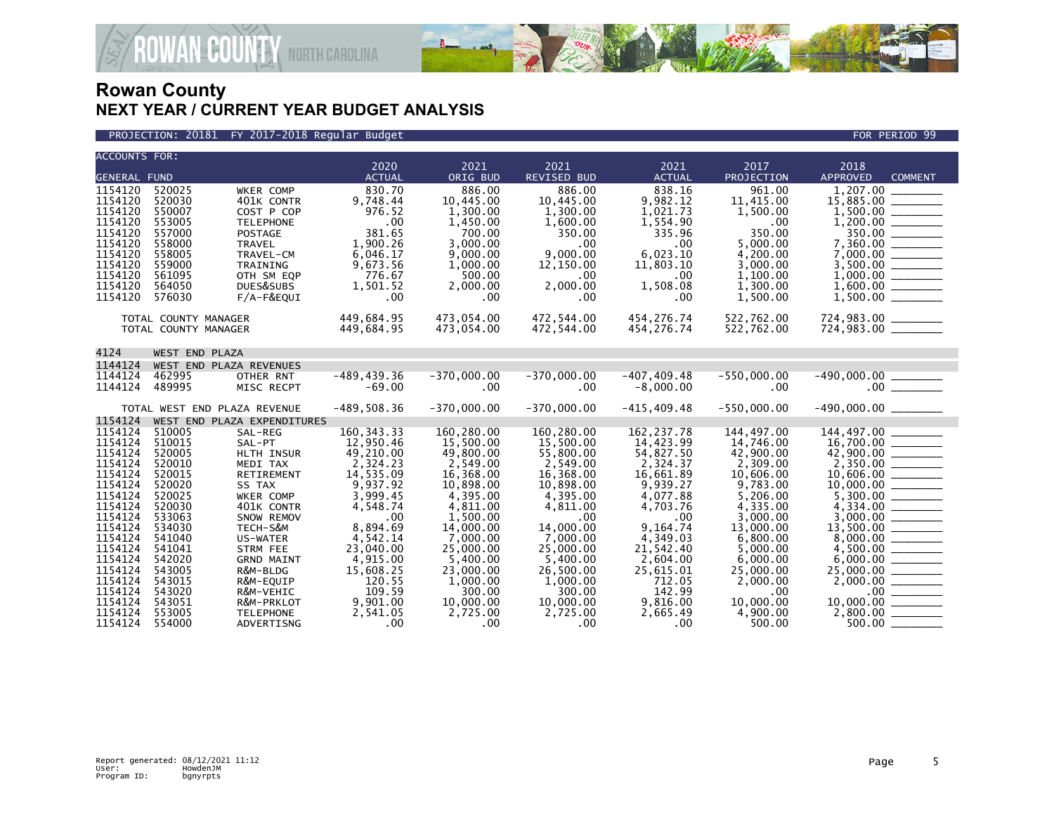# Rowan County
## NEXT YEAR / CURRENT YEAR BUDGET ANALYSIS

PROJECTION: 20181 FY 2017-2018 Regular Budget FOR PERIOD 99

| ACCOUNTS FOR: GENERAL FUND | | | 2020 ACTUAL | 2021 ORIG BUD | 2021 REVISED BUD | 2021 ACTUAL | 2017 PROJECTION | 2018 APPROVED | COMMENT |
|---|---|---|---|---|---|---|---|---|---|
| 1154120 | 520025 | WKER COMP | 830.70 | 886.00 | 886.00 | 838.16 | 961.00 | 1,207.00 | _______ |
| 1154120 | 520030 | 401K CONTR | 9,748.44 | 10,445.00 | 10,445.00 | 9,982.12 | 11,415.00 | 15,885.00 | _______ |
| 1154120 | 550007 | COST P COP | 976.52 | 1,300.00 | 1,300.00 | 1,021.73 | 1,500.00 | 1,500.00 | _______ |
| 1154120 | 553005 | TELEPHONE | .00 | 1,450.00 | 1,600.00 | 1,554.90 | .00 | 1,200.00 | _______ |
| 1154120 | 557000 | POSTAGE | 381.65 | 700.00 | 350.00 | 335.96 | 350.00 | 350.00 | _______ |
| 1154120 | 558000 | TRAVEL | 1,900.26 | 3,000.00 | .00 | .00 | 5,000.00 | 7,360.00 | _______ |
| 1154120 | 558005 | TRAVEL-CM | 6,046.17 | 9,000.00 | 9,000.00 | 6,023.10 | 4,200.00 | 7,000.00 | _______ |
| 1154120 | 559000 | TRAINING | 9,673.56 | 1,000.00 | 12,150.00 | 11,803.10 | 3,000.00 | 3,500.00 | _______ |
| 1154120 | 561095 | OTH SM EQP | 776.67 | 500.00 | .00 | .00 | 1,100.00 | 1,000.00 | _______ |
| 1154120 | 564050 | DUES&SUBS | 1,501.52 | 2,000.00 | 2,000.00 | 1,508.08 | 1,300.00 | 1,600.00 | _______ |
| 1154120 | 576030 | F/A-F&EQUI | .00 | .00 | .00 | .00 | 1,500.00 | 1,500.00 | _______ |
| TOTAL COUNTY MANAGER | | | 449,684.95 | 473,054.00 | 472,544.00 | 454,276.74 | 522,762.00 | 724,983.00 | _______ |
| TOTAL COUNTY MANAGER | | | 449,684.95 | 473,054.00 | 472,544.00 | 454,276.74 | 522,762.00 | 724,983.00 | _______ |
| 4124 | WEST END PLAZA | | | | | | | | |
| 1144124 | WEST END PLAZA REVENUES | | | | | | | | |
| 1144124 | 462995 | OTHER RNT | -489,439.36 | -370,000.00 | -370,000.00 | -407,409.48 | -550,000.00 | -490,000.00 | _______ |
| 1144124 | 489995 | MISC RECPT | -69.00 | .00 | .00 | -8,000.00 | .00 | .00 | _______ |
| TOTAL WEST END PLAZA REVENUE | | | -489,508.36 | -370,000.00 | -370,000.00 | -415,409.48 | -550,000.00 | -490,000.00 | _______ |
| 1154124 | WEST END PLAZA EXPENDITURES | | | | | | | | |
| 1154124 | 510005 | SAL-REG | 160,343.33 | 160,280.00 | 160,280.00 | 162,237.78 | 144,497.00 | 144,497.00 | _______ |
| 1154124 | 510015 | SAL-PT | 12,950.46 | 15,500.00 | 15,500.00 | 14,423.99 | 14,746.00 | 16,700.00 | _______ |
| 1154124 | 520005 | HLTH INSUR | 49,210.00 | 49,800.00 | 55,800.00 | 54,827.50 | 42,900.00 | 42,900.00 | _______ |
| 1154124 | 520010 | MEDI TAX | 2,324.23 | 2,549.00 | 2,549.00 | 2,324.37 | 2,309.00 | 2,350.00 | _______ |
| 1154124 | 520015 | RETIREMENT | 14,535.09 | 16,368.00 | 16,368.00 | 16,661.89 | 10,606.00 | 10,606.00 | _______ |
| 1154124 | 520020 | SS TAX | 9,937.92 | 10,898.00 | 10,898.00 | 9,939.27 | 9,783.00 | 10,000.00 | _______ |
| 1154124 | 520025 | WKER COMP | 3,999.45 | 4,395.00 | 4,395.00 | 4,077.88 | 5,206.00 | 5,300.00 | _______ |
| 1154124 | 520030 | 401K CONTR | 4,548.74 | 4,811.00 | 4,811.00 | 4,703.76 | 4,335.00 | 4,334.00 | _______ |
| 1154124 | 533063 | SNOW REMOV | .00 | 1,500.00 | .00 | .00 | 3,000.00 | 3,000.00 | _______ |
| 1154124 | 534030 | TECH-S&M | 8,894.69 | 14,000.00 | 14,000.00 | 9,164.74 | 13,000.00 | 13,500.00 | _______ |
| 1154124 | 541040 | US-WATER | 4,542.14 | 7,000.00 | 7,000.00 | 4,349.03 | 6,800.00 | 8,000.00 | _______ |
| 1154124 | 541041 | STRM FEE | 23,040.00 | 25,000.00 | 25,000.00 | 21,542.40 | 5,000.00 | 4,500.00 | _______ |
| 1154124 | 542020 | GRND MAINT | 4,915.00 | 5,400.00 | 5,400.00 | 2,604.00 | 6,000.00 | 6,000.00 | _______ |
| 1154124 | 543005 | R&M-BLDG | 15,608.25 | 23,000.00 | 26,500.00 | 25,615.01 | 25,000.00 | 25,000.00 | _______ |
| 1154124 | 543015 | R&M-EQUIP | 120.55 | 1,000.00 | 1,000.00 | 712.05 | 2,000.00 | 2,000.00 | _______ |
| 1154124 | 543020 | R&M-VEHIC | 109.59 | 300.00 | 300.00 | 142.99 | .00 | .00 | _______ |
| 1154124 | 543051 | R&M-PRKLOT | 9,901.00 | 10,000.00 | 10,000.00 | 9,816.00 | 10,000.00 | 10,000.00 | _______ |
| 1154124 | 553005 | TELEPHONE | 2,541.05 | 2,725.00 | 2,725.00 | 2,665.49 | 4,900.00 | 2,800.00 | _______ |
| 1154124 | 554000 | ADVERTISNG | .00 | .00 | .00 | .00 | 500.00 | 500.00 | _______ |

Report generated: 08/12/2021 11:12
User: HowdenJM
Program ID: bgnyrpts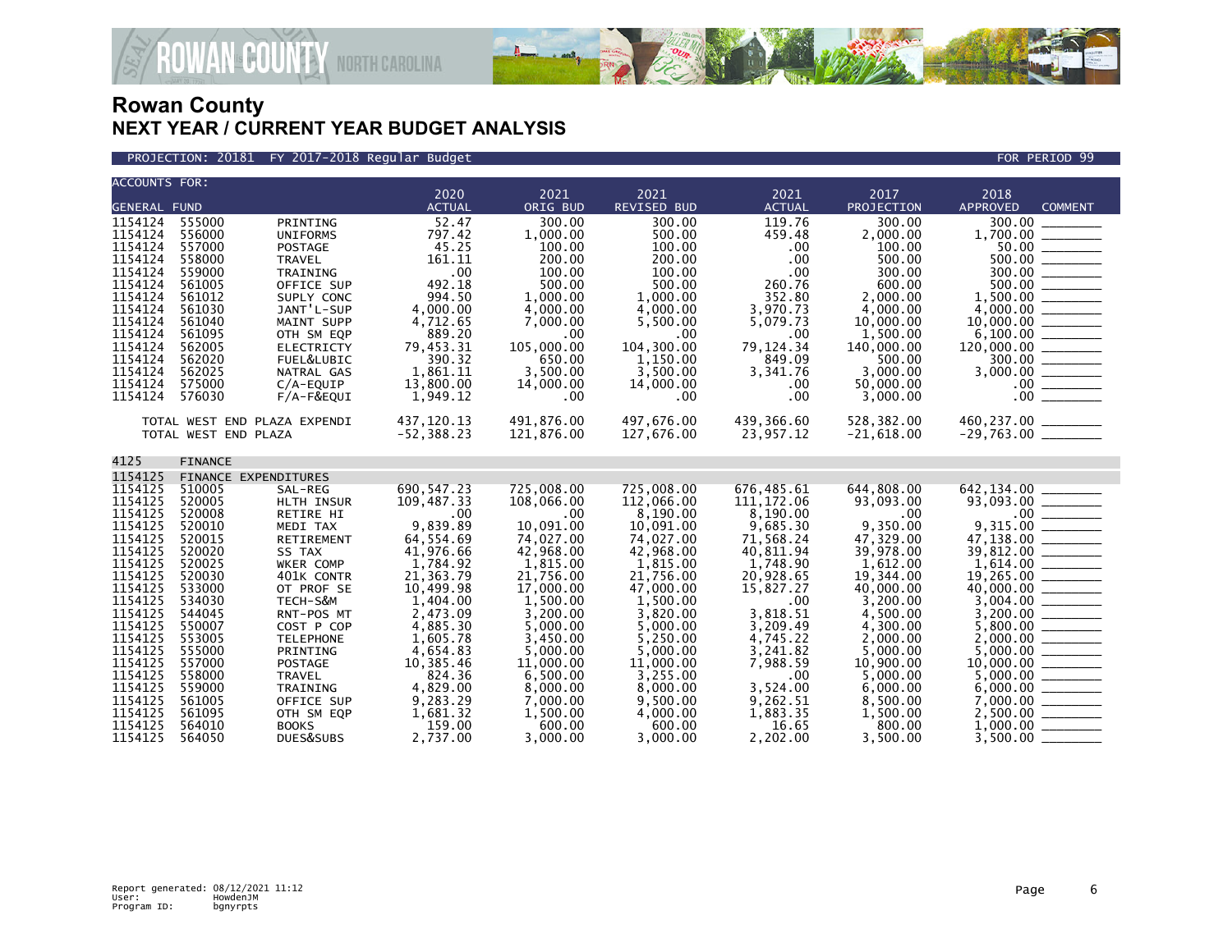# Rowan County
## NEXT YEAR / CURRENT YEAR BUDGET ANALYSIS

PROJECTION: 20181 FY 2017-2018 Regular Budget — FOR PERIOD 99

| ACCOUNTS FOR: GENERAL FUND | | | 2020 ACTUAL | 2021 ORIG BUD | 2021 REVISED BUD | 2021 ACTUAL | 2017 PROJECTION | 2018 APPROVED | COMMENT |
|---|---|---|---|---|---|---|---|---|---|
| 1154124 | 555000 | PRINTING | 52.47 | 300.00 | 300.00 | 119.76 | 300.00 | 300.00 | ________ |
| 1154124 | 556000 | UNIFORMS | 797.42 | 1,000.00 | 500.00 | 459.48 | 2,000.00 | 1,700.00 | ________ |
| 1154124 | 557000 | POSTAGE | 45.25 | 100.00 | 100.00 | .00 | 100.00 | 50.00 | ________ |
| 1154124 | 558000 | TRAVEL | 161.11 | 200.00 | 200.00 | .00 | 500.00 | 500.00 | ________ |
| 1154124 | 559000 | TRAINING | .00 | 100.00 | 100.00 | .00 | 300.00 | 300.00 | ________ |
| 1154124 | 561005 | OFFICE SUP | 492.18 | 500.00 | 500.00 | 260.76 | 600.00 | 500.00 | ________ |
| 1154124 | 561012 | SUPLY CONC | 994.50 | 1,000.00 | 1,000.00 | 352.80 | 2,000.00 | 1,500.00 | ________ |
| 1154124 | 561030 | JANT'L-SUP | 4,000.00 | 4,000.00 | 4,000.00 | 3,970.73 | 4,000.00 | 4,000.00 | ________ |
| 1154124 | 561040 | MAINT SUPP | 4,712.65 | 7,000.00 | 5,500.00 | 5,079.73 | 10,000.00 | 10,000.00 | ________ |
| 1154124 | 561095 | OTH SM EQP | 889.20 | .00 | .00 | .00 | 1,500.00 | 6,100.00 | ________ |
| 1154124 | 562005 | ELECTRICTY | 79,453.31 | 105,000.00 | 104,300.00 | 79,124.34 | 140,000.00 | 120,000.00 | ________ |
| 1154124 | 562020 | FUEL&LUBIC | 390.32 | 650.00 | 1,150.00 | 849.09 | 500.00 | 300.00 | ________ |
| 1154124 | 562025 | NATRAL GAS | 1,861.11 | 3,500.00 | 3,500.00 | 3,341.76 | 3,000.00 | 3,000.00 | ________ |
| 1154124 | 575000 | C/A-EQUIP | 13,800.00 | 14,000.00 | 14,000.00 | .00 | 50,000.00 | .00 | ________ |
| 1154124 | 576030 | F/A-F&EQUI | 1,949.12 | .00 | .00 | .00 | 3,000.00 | .00 | ________ |
| TOTAL WEST END PLAZA EXPENDI | | | 437,120.13 | 491,876.00 | 497,676.00 | 439,366.60 | 528,382.00 | 460,237.00 | ________ |
| TOTAL WEST END PLAZA | | | -52,388.23 | 121,876.00 | 127,676.00 | 23,957.12 | -21,618.00 | -29,763.00 | ________ |
| 4125 | FINANCE | | | | | | | | |
| 1154125 | FINANCE EXPENDITURES | | | | | | | | |
| 1154125 | 510005 | SAL-REG | 690,547.23 | 725,008.00 | 725,008.00 | 676,485.61 | 644,808.00 | 642,134.00 | ________ |
| 1154125 | 520005 | HLTH INSUR | 109,487.33 | 108,066.00 | 112,066.00 | 111,172.06 | 93,093.00 | 93,093.00 | ________ |
| 1154125 | 520008 | RETIRE HI | .00 | .00 | 8,190.00 | 8,190.00 | .00 | .00 | ________ |
| 1154125 | 520010 | MEDI TAX | 9,839.89 | 10,091.00 | 10,091.00 | 9,685.30 | 9,350.00 | 9,315.00 | ________ |
| 1154125 | 520015 | RETIREMENT | 64,554.69 | 74,027.00 | 74,027.00 | 71,568.24 | 47,329.00 | 47,138.00 | ________ |
| 1154125 | 520020 | SS TAX | 41,976.66 | 42,968.00 | 42,968.00 | 40,811.94 | 39,978.00 | 39,812.00 | ________ |
| 1154125 | 520025 | WKER COMP | 1,784.92 | 1,815.00 | 1,815.00 | 1,748.90 | 1,612.00 | 1,614.00 | ________ |
| 1154125 | 520030 | 401K CONTR | 21,363.79 | 21,756.00 | 21,756.00 | 20,928.65 | 19,344.00 | 19,265.00 | ________ |
| 1154125 | 533000 | OT PROF SE | 10,499.98 | 17,000.00 | 47,000.00 | 15,827.27 | 40,000.00 | 40,000.00 | ________ |
| 1154125 | 534030 | TECH-S&M | 1,404.00 | 1,500.00 | 1,500.00 | .00 | 3,200.00 | 3,004.00 | ________ |
| 1154125 | 544045 | RNT-POS MT | 2,473.09 | 3,200.00 | 3,820.00 | 3,818.51 | 4,500.00 | 3,200.00 | ________ |
| 1154125 | 550007 | COST P COP | 4,885.30 | 5,000.00 | 5,000.00 | 3,209.49 | 4,300.00 | 5,800.00 | ________ |
| 1154125 | 553005 | TELEPHONE | 1,605.78 | 3,450.00 | 5,250.00 | 4,745.22 | 2,000.00 | 2,000.00 | ________ |
| 1154125 | 555000 | PRINTING | 4,654.83 | 5,000.00 | 5,000.00 | 3,241.82 | 5,000.00 | 5,000.00 | ________ |
| 1154125 | 557000 | POSTAGE | 10,385.46 | 11,000.00 | 11,000.00 | 7,988.59 | 10,900.00 | 10,000.00 | ________ |
| 1154125 | 558000 | TRAVEL | 824.36 | 6,500.00 | 3,255.00 | .00 | 5,000.00 | 5,000.00 | ________ |
| 1154125 | 559000 | TRAINING | 4,829.00 | 8,000.00 | 8,000.00 | 3,524.00 | 6,000.00 | 6,000.00 | ________ |
| 1154125 | 561005 | OFFICE SUP | 9,283.29 | 7,000.00 | 9,500.00 | 9,262.51 | 8,500.00 | 7,000.00 | ________ |
| 1154125 | 561095 | OTH SM EQP | 1,681.32 | 1,500.00 | 4,000.00 | 1,883.35 | 1,500.00 | 2,500.00 | ________ |
| 1154125 | 564010 | BOOKS | 159.00 | 600.00 | 600.00 | 16.65 | 800.00 | 1,000.00 | ________ |
| 1154125 | 564050 | DUES&SUBS | 2,737.00 | 3,000.00 | 3,000.00 | 2,202.00 | 3,500.00 | 3,500.00 | ________ |

Report generated: 08/12/2021 11:12
User: HowdenJM
Program ID: bgnyrpts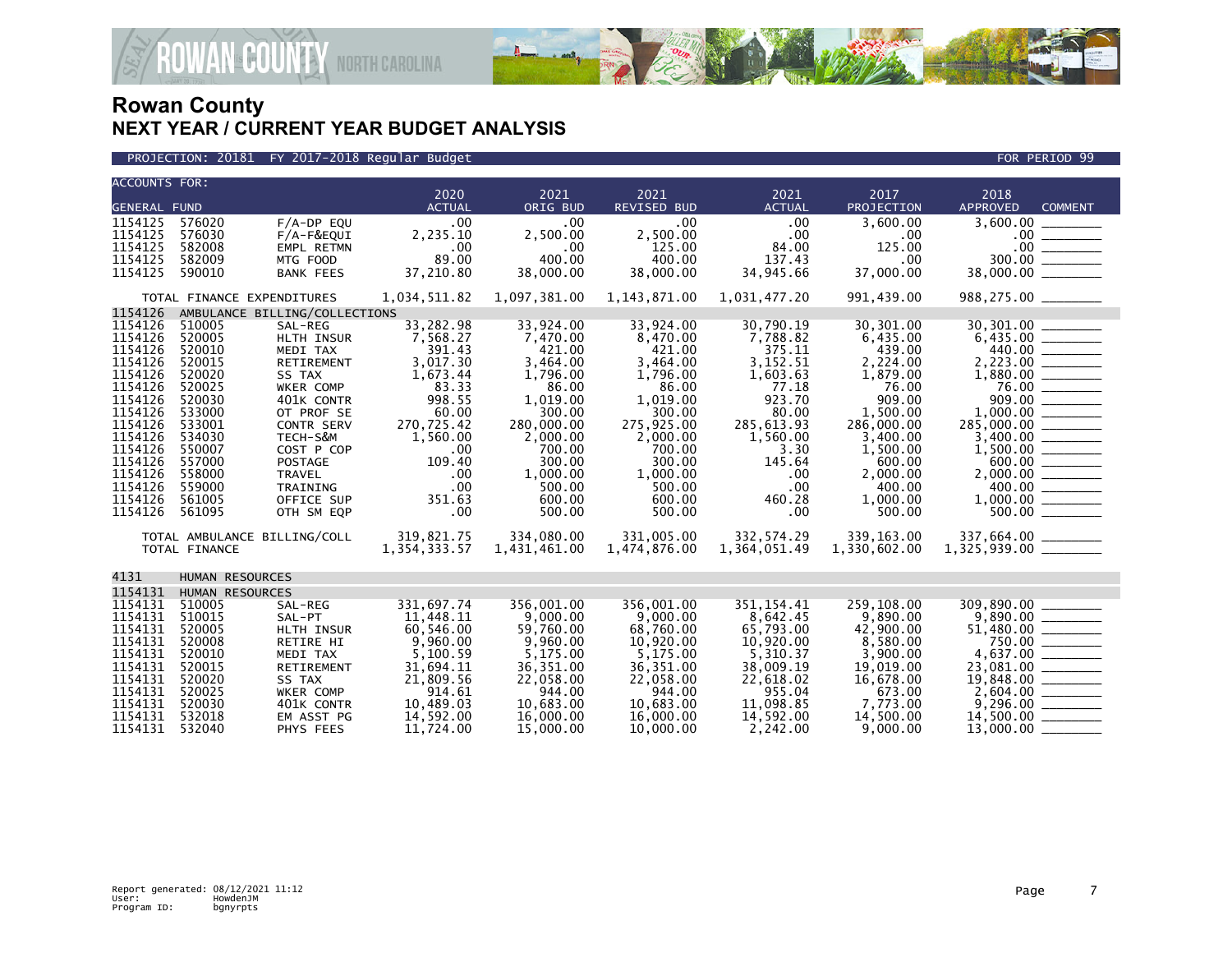# Rowan County
## NEXT YEAR / CURRENT YEAR BUDGET ANALYSIS

PROJECTION: 20181 FY 2017-2018 Regular Budget — FOR PERIOD 99

| ACCOUNTS FOR: GENERAL FUND | | | 2020 ACTUAL | 2021 ORIG BUD | 2021 REVISED BUD | 2021 ACTUAL | 2017 PROJECTION | 2018 APPROVED | COMMENT |
|---|---|---|---|---|---|---|---|---|---|
| 1154125 | 576020 | F/A-DP EQU | .00 | .00 | .00 | .00 | 3,600.00 | 3,600.00 | ________ |
| 1154125 | 576030 | F/A-F&EQUI | 2,235.10 | 2,500.00 | 2,500.00 | .00 | .00 | .00 | ________ |
| 1154125 | 582008 | EMPL RETMN | .00 | .00 | 125.00 | 84.00 | 125.00 | .00 | ________ |
| 1154125 | 582009 | MTG FOOD | 89.00 | 400.00 | 400.00 | 137.43 | .00 | 300.00 | ________ |
| 1154125 | 590010 | BANK FEES | 37,210.80 | 38,000.00 | 38,000.00 | 34,945.66 | 37,000.00 | 38,000.00 | ________ |
| TOTAL FINANCE EXPENDITURES | | | 1,034,511.82 | 1,097,381.00 | 1,143,871.00 | 1,031,477.20 | 991,439.00 | 988,275.00 | ________ |
| 1154126 | AMBULANCE BILLING/COLLECTIONS | | | | | | | | |
| 1154126 | 510005 | SAL-REG | 33,282.98 | 33,924.00 | 33,924.00 | 30,790.19 | 30,301.00 | 30,301.00 | ________ |
| 1154126 | 520005 | HLTH INSUR | 7,568.27 | 7,470.00 | 8,470.00 | 7,788.82 | 6,435.00 | 6,435.00 | ________ |
| 1154126 | 520010 | MEDI TAX | 391.43 | 421.00 | 421.00 | 375.11 | 439.00 | 440.00 | ________ |
| 1154126 | 520015 | RETIREMENT | 3,017.30 | 3,464.00 | 3,464.00 | 3,152.51 | 2,224.00 | 2,223.00 | ________ |
| 1154126 | 520020 | SS TAX | 1,673.44 | 1,796.00 | 1,796.00 | 1,603.63 | 1,879.00 | 1,880.00 | ________ |
| 1154126 | 520025 | WKER COMP | 83.33 | 86.00 | 86.00 | 77.18 | 76.00 | 76.00 | ________ |
| 1154126 | 520030 | 401K CONTR | 998.55 | 1,019.00 | 1,019.00 | 923.70 | 909.00 | 909.00 | ________ |
| 1154126 | 533000 | OT PROF SE | 60.00 | 300.00 | 300.00 | 80.00 | 1,500.00 | 1,000.00 | ________ |
| 1154126 | 533001 | CONTR SERV | 270,725.42 | 280,000.00 | 275,925.00 | 285,613.93 | 286,000.00 | 285,000.00 | ________ |
| 1154126 | 534030 | TECH-S&M | 1,560.00 | 2,000.00 | 2,000.00 | 1,560.00 | 3,400.00 | 3,400.00 | ________ |
| 1154126 | 550007 | COST P COP | .00 | 700.00 | 700.00 | 3.30 | 1,500.00 | 1,500.00 | ________ |
| 1154126 | 557000 | POSTAGE | 109.40 | 300.00 | 300.00 | 145.64 | 600.00 | 600.00 | ________ |
| 1154126 | 558000 | TRAVEL | .00 | 1,000.00 | 1,000.00 | .00 | 2,000.00 | 2,000.00 | ________ |
| 1154126 | 559000 | TRAINING | .00 | 500.00 | 500.00 | .00 | 400.00 | 400.00 | ________ |
| 1154126 | 561005 | OFFICE SUP | 351.63 | 600.00 | 600.00 | 460.28 | 1,000.00 | 1,000.00 | ________ |
| 1154126 | 561095 | OTH SM EQP | .00 | 500.00 | 500.00 | .00 | 500.00 | 500.00 | ________ |
| TOTAL AMBULANCE BILLING/COLL | | | 319,821.75 | 334,080.00 | 331,005.00 | 332,574.29 | 339,163.00 | 337,664.00 | ________ |
| TOTAL FINANCE | | | 1,354,333.57 | 1,431,461.00 | 1,474,876.00 | 1,364,051.49 | 1,330,602.00 | 1,325,939.00 | ________ |
| 4131 | HUMAN RESOURCES | | | | | | | | |
| 1154131 | HUMAN RESOURCES | | | | | | | | |
| 1154131 | 510005 | SAL-REG | 331,697.74 | 356,001.00 | 356,001.00 | 351,154.41 | 259,108.00 | 309,890.00 | ________ |
| 1154131 | 510015 | SAL-PT | 11,448.11 | 9,000.00 | 9,000.00 | 8,642.45 | 9,890.00 | 9,890.00 | ________ |
| 1154131 | 520005 | HLTH INSUR | 60,546.00 | 59,760.00 | 68,760.00 | 65,793.00 | 42,900.00 | 51,480.00 | ________ |
| 1154131 | 520008 | RETIRE HI | 9,960.00 | 9,960.00 | 10,920.00 | 10,920.00 | 8,580.00 | 750.00 | ________ |
| 1154131 | 520010 | MEDI TAX | 5,100.59 | 5,175.00 | 5,175.00 | 5,310.37 | 3,900.00 | 4,637.00 | ________ |
| 1154131 | 520015 | RETIREMENT | 31,694.11 | 36,351.00 | 36,351.00 | 38,009.19 | 19,019.00 | 23,081.00 | ________ |
| 1154131 | 520020 | SS TAX | 21,809.56 | 22,058.00 | 22,058.00 | 22,618.02 | 16,678.00 | 19,848.00 | ________ |
| 1154131 | 520025 | WKER COMP | 914.61 | 944.00 | 944.00 | 955.04 | 673.00 | 2,604.00 | ________ |
| 1154131 | 520030 | 401K CONTR | 10,489.03 | 10,683.00 | 10,683.00 | 11,098.85 | 7,773.00 | 9,296.00 | ________ |
| 1154131 | 532018 | EM ASST PG | 14,592.00 | 16,000.00 | 16,000.00 | 14,592.00 | 14,500.00 | 14,500.00 | ________ |
| 1154131 | 532040 | PHYS FEES | 11,724.00 | 15,000.00 | 10,000.00 | 2,242.00 | 9,000.00 | 13,000.00 | ________ |

Report generated: 08/12/2021 11:12
User: HowdenJM
Program ID: bgnyrpts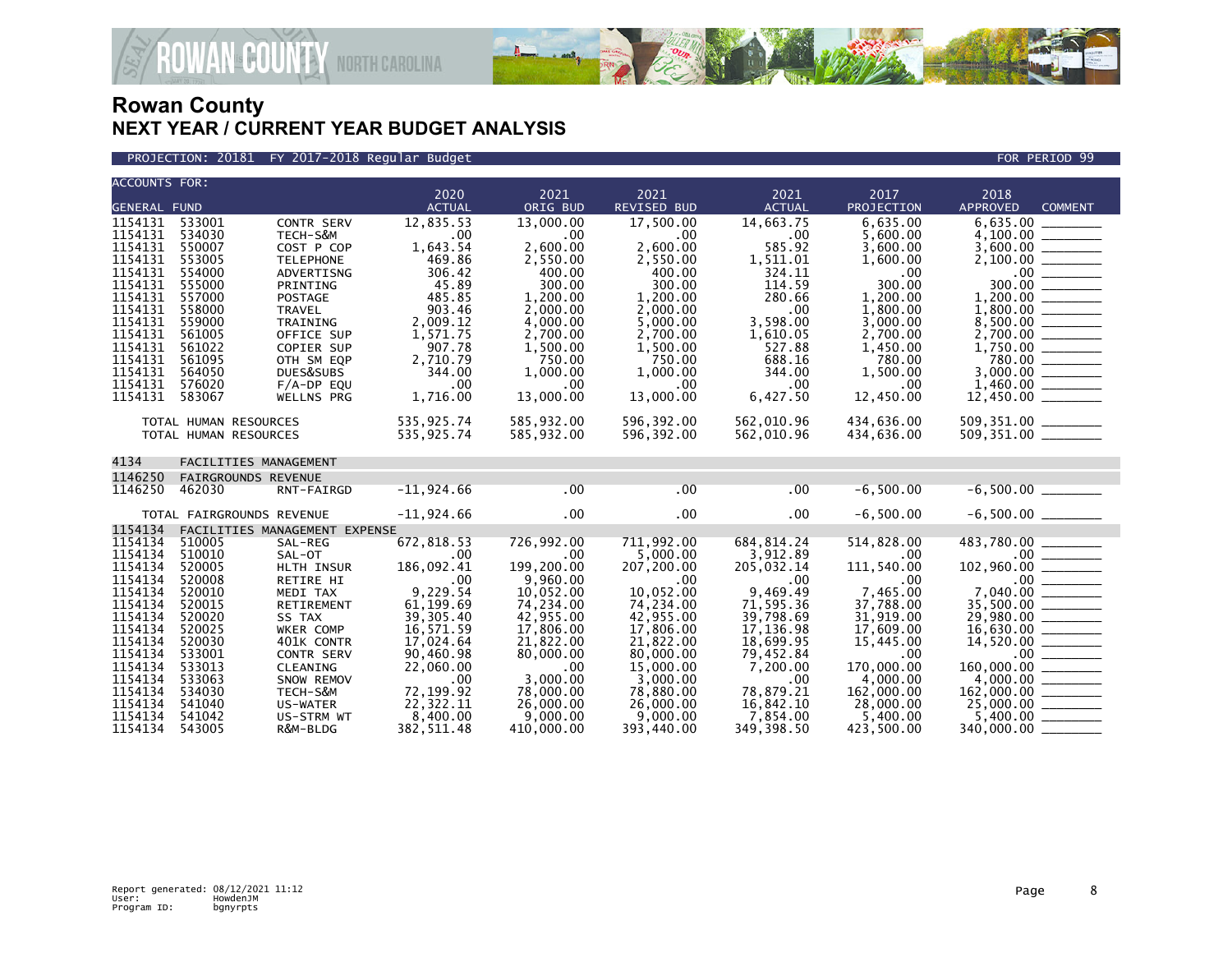# Rowan County
## NEXT YEAR / CURRENT YEAR BUDGET ANALYSIS

PROJECTION: 20181 FY 2017-2018 Regular Budget FOR PERIOD 99

| ACCOUNTS FOR: GENERAL FUND | | | 2020 ACTUAL | 2021 ORIG BUD | 2021 REVISED BUD | 2021 ACTUAL | 2017 PROJECTION | 2018 APPROVED | COMMENT |
|---|---|---|---|---|---|---|---|---|---|
| 1154131 | 533001 | CONTR SERV | 12,835.53 | 13,000.00 | 17,500.00 | 14,663.75 | 6,635.00 | 6,635.00 | |
| 1154131 | 534030 | TECH-S&M | .00 | .00 | .00 | .00 | 5,600.00 | 4,100.00 | |
| 1154131 | 550007 | COST P COP | 1,643.54 | 2,600.00 | 2,600.00 | 585.92 | 3,600.00 | 3,600.00 | |
| 1154131 | 553005 | TELEPHONE | 469.86 | 2,550.00 | 2,550.00 | 1,511.01 | 1,600.00 | 2,100.00 | |
| 1154131 | 554000 | ADVERTISNG | 306.42 | 400.00 | 400.00 | 324.11 | .00 | .00 | |
| 1154131 | 555000 | PRINTING | 45.89 | 300.00 | 300.00 | 114.59 | 300.00 | 300.00 | |
| 1154131 | 557000 | POSTAGE | 485.85 | 1,200.00 | 1,200.00 | 280.66 | 1,200.00 | 1,200.00 | |
| 1154131 | 558000 | TRAVEL | 903.46 | 2,000.00 | 2,000.00 | .00 | 1,800.00 | 1,800.00 | |
| 1154131 | 559000 | TRAINING | 2,009.12 | 4,000.00 | 5,000.00 | 3,598.00 | 3,000.00 | 8,500.00 | |
| 1154131 | 561005 | OFFICE SUP | 1,571.75 | 2,700.00 | 2,700.00 | 1,610.05 | 2,700.00 | 2,700.00 | |
| 1154131 | 561022 | COPIER SUP | 907.78 | 1,500.00 | 1,500.00 | 527.88 | 1,450.00 | 1,750.00 | |
| 1154131 | 561095 | OTH SM EQP | 2,710.79 | 750.00 | 750.00 | 688.16 | 780.00 | 780.00 | |
| 1154131 | 564050 | DUES&SUBS | 344.00 | 1,000.00 | 1,000.00 | 344.00 | 1,500.00 | 3,000.00 | |
| 1154131 | 576020 | F/A-DP EQU | .00 | .00 | .00 | .00 | .00 | 1,460.00 | |
| 1154131 | 583067 | WELLNS PRG | 1,716.00 | 13,000.00 | 13,000.00 | 6,427.50 | 12,450.00 | 12,450.00 | |
| TOTAL HUMAN RESOURCES | | | 535,925.74 | 585,932.00 | 596,392.00 | 562,010.96 | 434,636.00 | 509,351.00 | |
| TOTAL HUMAN RESOURCES | | | 535,925.74 | 585,932.00 | 596,392.00 | 562,010.96 | 434,636.00 | 509,351.00 | |
| 4134 | FACILITIES MANAGEMENT | | | | | | | | |
| 1146250 | FAIRGROUNDS REVENUE | | | | | | | | |
| 1146250 | 462030 | RNT-FAIRGD | -11,924.66 | .00 | .00 | .00 | -6,500.00 | -6,500.00 | |
| TOTAL FAIRGROUNDS REVENUE | | | -11,924.66 | .00 | .00 | .00 | -6,500.00 | -6,500.00 | |
| 1154134 | FACILITIES MANAGEMENT EXPENSE | | | | | | | | |
| 1154134 | 510005 | SAL-REG | 672,818.53 | 726,992.00 | 711,992.00 | 684,814.24 | 514,828.00 | 483,780.00 | |
| 1154134 | 510010 | SAL-OT | .00 | .00 | 5,000.00 | 3,912.89 | .00 | .00 | |
| 1154134 | 520005 | HLTH INSUR | 186,092.41 | 199,200.00 | 207,200.00 | 205,032.14 | 111,540.00 | 102,960.00 | |
| 1154134 | 520008 | RETIRE HI | .00 | 9,960.00 | .00 | .00 | .00 | .00 | |
| 1154134 | 520010 | MEDI TAX | 9,229.54 | 10,052.00 | 10,052.00 | 9,469.49 | 7,465.00 | 7,040.00 | |
| 1154134 | 520015 | RETIREMENT | 61,199.69 | 74,234.00 | 74,234.00 | 71,595.36 | 37,788.00 | 35,500.00 | |
| 1154134 | 520020 | SS TAX | 39,305.40 | 42,955.00 | 42,955.00 | 39,798.69 | 31,919.00 | 29,980.00 | |
| 1154134 | 520025 | WKER COMP | 16,571.59 | 17,806.00 | 17,806.00 | 17,136.98 | 17,609.00 | 16,630.00 | |
| 1154134 | 520030 | 401K CONTR | 17,024.64 | 21,822.00 | 21,822.00 | 18,699.95 | 15,445.00 | 14,520.00 | |
| 1154134 | 533001 | CONTR SERV | 90,460.98 | 80,000.00 | 80,000.00 | 79,452.84 | .00 | .00 | |
| 1154134 | 533013 | CLEANING | 22,060.00 | .00 | 15,000.00 | 7,200.00 | 170,000.00 | 160,000.00 | |
| 1154134 | 533063 | SNOW REMOV | .00 | 3,000.00 | 3,000.00 | .00 | 4,000.00 | 4,000.00 | |
| 1154134 | 534030 | TECH-S&M | 72,199.92 | 78,000.00 | 78,880.00 | 78,879.21 | 162,000.00 | 162,000.00 | |
| 1154134 | 541040 | US-WATER | 22,322.11 | 26,000.00 | 26,000.00 | 16,842.10 | 28,000.00 | 25,000.00 | |
| 1154134 | 541042 | US-STRM WT | 8,400.00 | 9,000.00 | 9,000.00 | 7,854.00 | 5,400.00 | 5,400.00 | |
| 1154134 | 543005 | R&M-BLDG | 382,511.48 | 410,000.00 | 393,440.00 | 349,398.50 | 423,500.00 | 340,000.00 | |

Report generated: 08/12/2021 11:12
User: HowdenJM
Program ID: bgnyrpts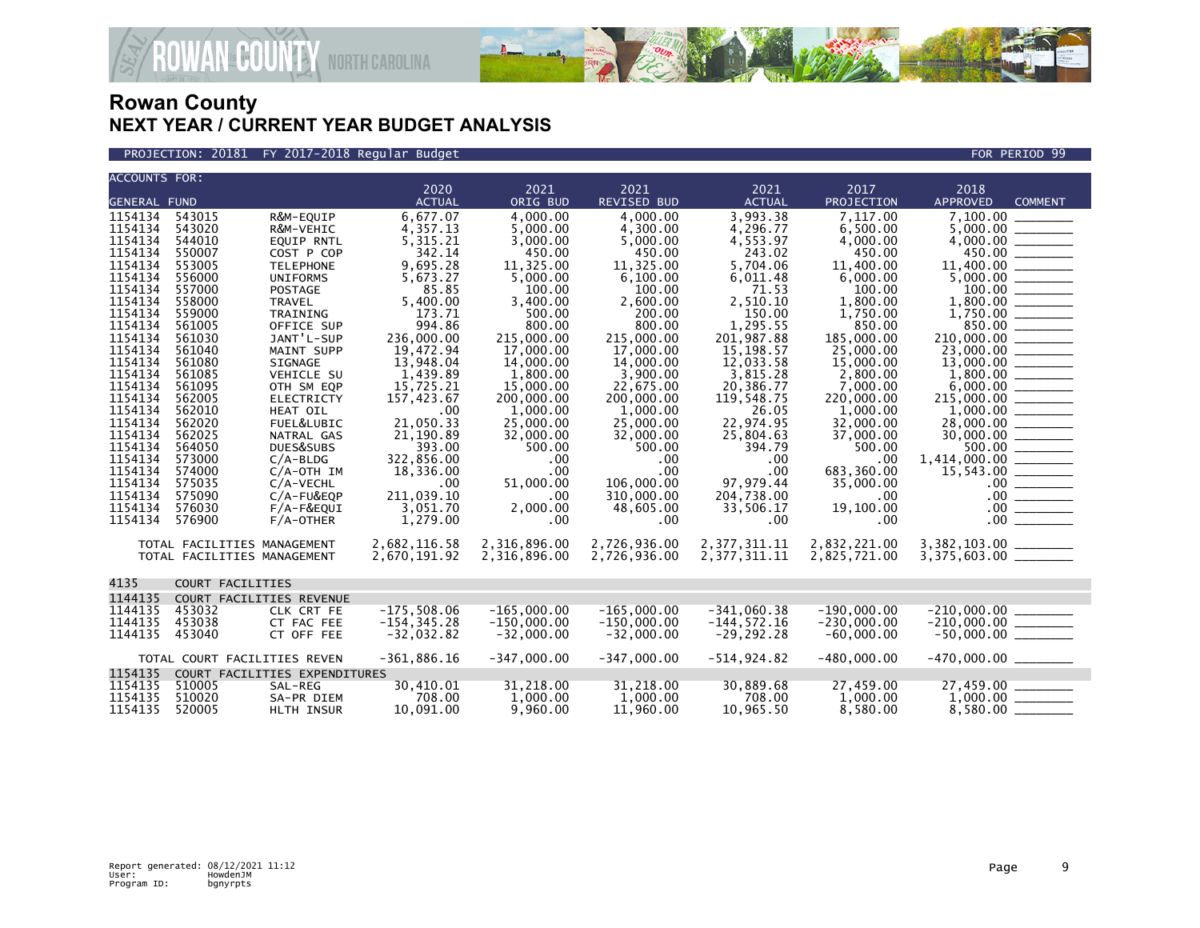# Rowan County
## NEXT YEAR / CURRENT YEAR BUDGET ANALYSIS

PROJECTION: 20181 FY 2017-2018 Regular Budget — FOR PERIOD 99

| ACCOUNTS FOR: GENERAL FUND | | | 2020 ACTUAL | 2021 ORIG BUD | 2021 REVISED BUD | 2021 ACTUAL | 2017 PROJECTION | 2018 APPROVED | COMMENT |
|---|---|---|---|---|---|---|---|---|---|
| 1154134 | 543015 | R&M-EQUIP | 6,677.07 | 4,000.00 | 4,000.00 | 3,993.38 | 7,117.00 | 7,100.00 | ________ |
| 1154134 | 543020 | R&M-VEHIC | 4,357.13 | 5,000.00 | 4,300.00 | 4,296.77 | 6,500.00 | 5,000.00 | ________ |
| 1154134 | 544010 | EQUIP RNTL | 5,315.21 | 3,000.00 | 5,000.00 | 4,553.97 | 4,000.00 | 4,000.00 | ________ |
| 1154134 | 550007 | COST P COP | 342.14 | 450.00 | 450.00 | 243.02 | 450.00 | 450.00 | ________ |
| 1154134 | 553005 | TELEPHONE | 9,695.28 | 11,325.00 | 11,325.00 | 5,704.06 | 11,400.00 | 11,400.00 | ________ |
| 1154134 | 556000 | UNIFORMS | 5,673.27 | 5,000.00 | 6,100.00 | 6,011.48 | 6,000.00 | 5,000.00 | ________ |
| 1154134 | 557000 | POSTAGE | 85.85 | 100.00 | 100.00 | 71.53 | 100.00 | 100.00 | ________ |
| 1154134 | 558000 | TRAVEL | 5,400.00 | 3,400.00 | 2,600.00 | 2,510.10 | 1,800.00 | 1,800.00 | ________ |
| 1154134 | 559000 | TRAINING | 173.71 | 500.00 | 200.00 | 150.00 | 1,750.00 | 1,750.00 | ________ |
| 1154134 | 561005 | OFFICE SUP | 994.86 | 800.00 | 800.00 | 1,295.55 | 850.00 | 850.00 | ________ |
| 1154134 | 561030 | JANT'L-SUP | 236,000.00 | 215,000.00 | 215,000.00 | 201,987.88 | 185,000.00 | 210,000.00 | ________ |
| 1154134 | 561040 | MAINT SUPP | 19,472.94 | 17,000.00 | 17,000.00 | 15,198.57 | 25,000.00 | 23,000.00 | ________ |
| 1154134 | 561080 | SIGNAGE | 13,948.04 | 14,000.00 | 14,000.00 | 12,033.58 | 15,000.00 | 13,000.00 | ________ |
| 1154134 | 561085 | VEHICLE SU | 1,439.89 | 1,800.00 | 3,900.00 | 3,815.28 | 2,800.00 | 1,800.00 | ________ |
| 1154134 | 561095 | OTH SM EQP | 15,725.21 | 15,000.00 | 22,675.00 | 20,386.77 | 7,000.00 | 6,000.00 | ________ |
| 1154134 | 562005 | ELECTRICTY | 157,423.67 | 200,000.00 | 200,000.00 | 119,548.75 | 220,000.00 | 215,000.00 | ________ |
| 1154134 | 562010 | HEAT OIL | .00 | 1,000.00 | 1,000.00 | 26.05 | 1,000.00 | 1,000.00 | ________ |
| 1154134 | 562020 | FUEL&LUBIC | 21,050.33 | 25,000.00 | 25,000.00 | 22,974.95 | 32,000.00 | 28,000.00 | ________ |
| 1154134 | 562025 | NATRAL GAS | 21,190.89 | 32,000.00 | 32,000.00 | 25,804.63 | 37,000.00 | 30,000.00 | ________ |
| 1154134 | 564050 | DUES&SUBS | 393.00 | 500.00 | 500.00 | 394.79 | 500.00 | 500.00 | ________ |
| 1154134 | 573000 | C/A-BLDG | 322,856.00 | .00 | .00 | .00 | .00 | 1,414,000.00 | ________ |
| 1154134 | 574000 | C/A-OTH IM | 18,336.00 | .00 | .00 | .00 | 683,360.00 | 15,543.00 | ________ |
| 1154134 | 575035 | C/A-VECHL | .00 | 51,000.00 | 106,000.00 | 97,979.44 | 35,000.00 | .00 | ________ |
| 1154134 | 575090 | C/A-FU&EQP | 211,039.10 | .00 | 310,000.00 | 204,738.00 | .00 | .00 | ________ |
| 1154134 | 576030 | F/A-F&EQUI | 3,051.70 | 2,000.00 | 48,605.00 | 33,506.17 | 19,100.00 | .00 | ________ |
| 1154134 | 576900 | F/A-OTHER | 1,279.00 | .00 | .00 | .00 | .00 | .00 | ________ |
| TOTAL FACILITIES MANAGEMENT | | | 2,682,116.58 | 2,316,896.00 | 2,726,936.00 | 2,377,311.11 | 2,832,221.00 | 3,382,103.00 | ________ |
| TOTAL FACILITIES MANAGEMENT | | | 2,670,191.92 | 2,316,896.00 | 2,726,936.00 | 2,377,311.11 | 2,825,721.00 | 3,375,603.00 | ________ |
| 4135 | COURT FACILITIES | | | | | | | | |
| 1144135 | COURT FACILITIES REVENUE | | | | | | | | |
| 1144135 | 453032 | CLK CRT FE | -175,508.06 | -165,000.00 | -165,000.00 | -341,060.38 | -190,000.00 | -210,000.00 | ________ |
| 1144135 | 453038 | CT FAC FEE | -154,345.28 | -150,000.00 | -150,000.00 | -144,572.16 | -230,000.00 | -210,000.00 | ________ |
| 1144135 | 453040 | CT OFF FEE | -32,032.82 | -32,000.00 | -32,000.00 | -29,292.28 | -60,000.00 | -50,000.00 | ________ |
| TOTAL COURT FACILITIES REVEN | | | -361,886.16 | -347,000.00 | -347,000.00 | -514,924.82 | -480,000.00 | -470,000.00 | ________ |
| 1154135 | COURT FACILITIES EXPENDITURES | | | | | | | | |
| 1154135 | 510005 | SAL-REG | 30,410.01 | 31,218.00 | 31,218.00 | 30,889.68 | 27,459.00 | 27,459.00 | ________ |
| 1154135 | 510020 | SA-PR DIEM | 708.00 | 1,000.00 | 1,000.00 | 708.00 | 1,000.00 | 1,000.00 | ________ |
| 1154135 | 520005 | HLTH INSUR | 10,091.00 | 9,960.00 | 11,960.00 | 10,965.50 | 8,580.00 | 8,580.00 | ________ |

Report generated: 08/12/2021 11:12
User: HowdenJM
Program ID: bgnyrpts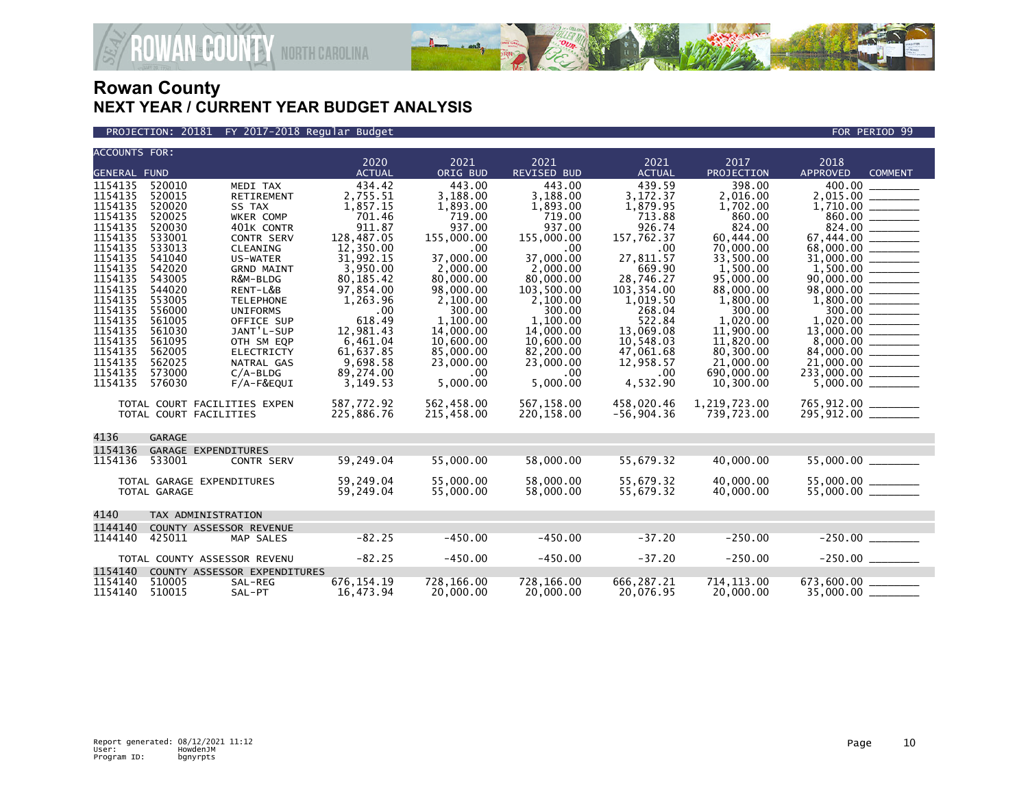# Rowan County
## NEXT YEAR / CURRENT YEAR BUDGET ANALYSIS

PROJECTION: 20181 FY 2017-2018 Regular Budget — FOR PERIOD 99

| ACCOUNTS FOR: GENERAL FUND | | | 2020 ACTUAL | 2021 ORIG BUD | 2021 REVISED BUD | 2021 ACTUAL | 2017 PROJECTION | 2018 APPROVED | COMMENT |
|---|---|---|---|---|---|---|---|---|---|
| 1154135 | 520010 | MEDI TAX | 434.42 | 443.00 | 443.00 | 439.59 | 398.00 | 400.00 | |
| 1154135 | 520015 | RETIREMENT | 2,755.51 | 3,188.00 | 3,188.00 | 3,172.37 | 2,016.00 | 2,015.00 | |
| 1154135 | 520020 | SS TAX | 1,857.15 | 1,893.00 | 1,893.00 | 1,879.95 | 1,702.00 | 1,710.00 | |
| 1154135 | 520025 | WKER COMP | 701.46 | 719.00 | 719.00 | 713.88 | 860.00 | 860.00 | |
| 1154135 | 520030 | 401K CONTR | 911.87 | 937.00 | 937.00 | 926.74 | 824.00 | 824.00 | |
| 1154135 | 533001 | CONTR SERV | 128,487.05 | 155,000.00 | 155,000.00 | 157,762.37 | 60,444.00 | 67,444.00 | |
| 1154135 | 533013 | CLEANING | 12,350.00 | .00 | .00 | .00 | 70,000.00 | 68,000.00 | |
| 1154135 | 541040 | US-WATER | 31,992.15 | 37,000.00 | 37,000.00 | 27,811.57 | 33,500.00 | 31,000.00 | |
| 1154135 | 542020 | GRND MAINT | 3,950.00 | 2,000.00 | 2,000.00 | 669.90 | 1,500.00 | 1,500.00 | |
| 1154135 | 543005 | R&M-BLDG | 80,185.42 | 80,000.00 | 80,000.00 | 28,746.27 | 95,000.00 | 90,000.00 | |
| 1154135 | 544020 | RENT-L&B | 97,854.00 | 98,000.00 | 103,500.00 | 103,354.00 | 88,000.00 | 98,000.00 | |
| 1154135 | 553005 | TELEPHONE | 1,263.96 | 2,100.00 | 2,100.00 | 1,019.50 | 1,800.00 | 1,800.00 | |
| 1154135 | 556000 | UNIFORMS | .00 | 300.00 | 300.00 | 268.04 | 300.00 | 300.00 | |
| 1154135 | 561005 | OFFICE SUP | 618.49 | 1,100.00 | 1,100.00 | 522.84 | 1,020.00 | 1,020.00 | |
| 1154135 | 561030 | JANT'L-SUP | 12,981.43 | 14,000.00 | 14,000.00 | 13,069.08 | 11,900.00 | 13,000.00 | |
| 1154135 | 561095 | OTH SM EQP | 6,461.04 | 10,600.00 | 10,600.00 | 10,548.03 | 11,820.00 | 8,000.00 | |
| 1154135 | 562005 | ELECTRICTY | 61,637.85 | 85,000.00 | 82,200.00 | 47,061.68 | 80,300.00 | 84,000.00 | |
| 1154135 | 562025 | NATRAL GAS | 9,698.58 | 23,000.00 | 23,000.00 | 12,958.57 | 21,000.00 | 21,000.00 | |
| 1154135 | 573000 | C/A-BLDG | 89,274.00 | .00 | .00 | .00 | 690,000.00 | 233,000.00 | |
| 1154135 | 576030 | F/A-F&EQUI | 3,149.53 | 5,000.00 | 5,000.00 | 4,532.90 | 10,300.00 | 5,000.00 | |
| | TOTAL COURT FACILITIES EXPEN | | 587,772.92 | 562,458.00 | 567,158.00 | 458,020.46 | 1,219,723.00 | 765,912.00 | |
| | TOTAL COURT FACILITIES | | 225,886.76 | 215,458.00 | 220,158.00 | -56,904.36 | 739,723.00 | 295,912.00 | |
| 4136 | GARAGE | | | | | | | | |
| 1154136 | GARAGE EXPENDITURES | | | | | | | | |
| 1154136 | 533001 | CONTR SERV | 59,249.04 | 55,000.00 | 58,000.00 | 55,679.32 | 40,000.00 | 55,000.00 | |
| | TOTAL GARAGE EXPENDITURES | | 59,249.04 | 55,000.00 | 58,000.00 | 55,679.32 | 40,000.00 | 55,000.00 | |
| | TOTAL GARAGE | | 59,249.04 | 55,000.00 | 58,000.00 | 55,679.32 | 40,000.00 | 55,000.00 | |
| 4140 | TAX ADMINISTRATION | | | | | | | | |
| 1144140 | COUNTY ASSESSOR REVENUE | | | | | | | | |
| 1144140 | 425011 | MAP SALES | -82.25 | -450.00 | -450.00 | -37.20 | -250.00 | -250.00 | |
| | TOTAL COUNTY ASSESSOR REVENU | | -82.25 | -450.00 | -450.00 | -37.20 | -250.00 | -250.00 | |
| 1154140 | COUNTY ASSESSOR EXPENDITURES | | | | | | | | |
| 1154140 | 510005 | SAL-REG | 676,154.19 | 728,166.00 | 728,166.00 | 666,287.21 | 714,113.00 | 673,600.00 | |
| 1154140 | 510015 | SAL-PT | 16,473.94 | 20,000.00 | 20,000.00 | 20,076.95 | 20,000.00 | 35,000.00 | |

Report generated: 08/12/2021 11:12
User: HowdenJM
Program ID: bgnyrpts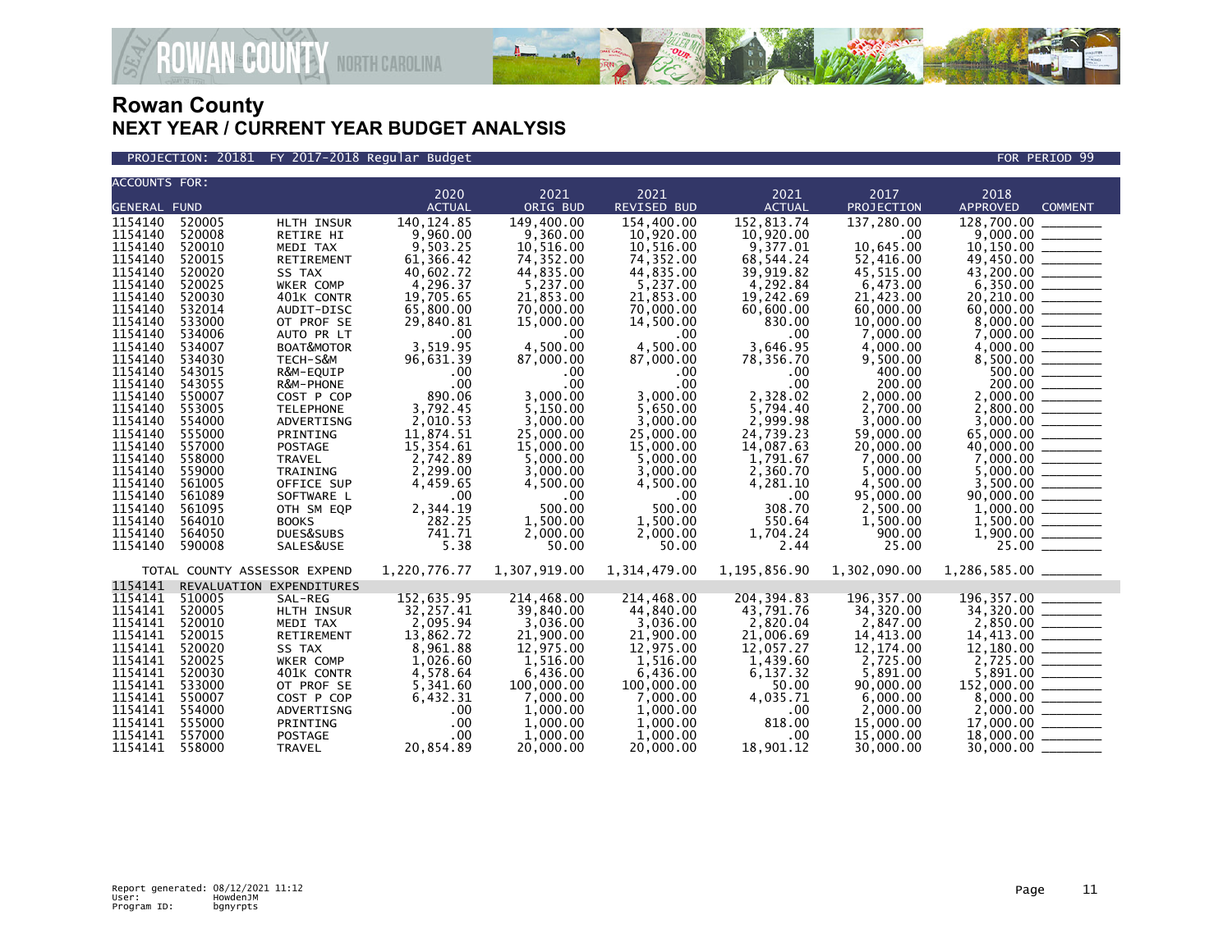# Rowan County
## NEXT YEAR / CURRENT YEAR BUDGET ANALYSIS

PROJECTION: 20181 FY 2017-2018 Regular Budget — FOR PERIOD 99

| ACCOUNTS FOR: GENERAL FUND | | | 2020 ACTUAL | 2021 ORIG BUD | 2021 REVISED BUD | 2021 ACTUAL | 2017 PROJECTION | 2018 APPROVED | COMMENT |
|---|---|---|---|---|---|---|---|---|---|
| 1154140 | 520005 | HLTH INSUR | 140,124.85 | 149,400.00 | 154,400.00 | 152,813.74 | 137,280.00 | 128,700.00 | ________ |
| 1154140 | 520008 | RETIRE HI | 9,960.00 | 9,360.00 | 10,920.00 | 10,920.00 | .00 | 9,000.00 | ________ |
| 1154140 | 520010 | MEDI TAX | 9,503.25 | 10,516.00 | 10,516.00 | 9,377.01 | 10,645.00 | 10,150.00 | ________ |
| 1154140 | 520015 | RETIREMENT | 61,366.42 | 74,352.00 | 74,352.00 | 68,544.24 | 52,416.00 | 49,450.00 | ________ |
| 1154140 | 520020 | SS TAX | 40,602.72 | 44,835.00 | 44,835.00 | 39,919.82 | 45,515.00 | 43,200.00 | ________ |
| 1154140 | 520025 | WKER COMP | 4,296.37 | 5,237.00 | 5,237.00 | 4,292.84 | 6,473.00 | 6,350.00 | ________ |
| 1154140 | 520030 | 401K CONTR | 19,705.65 | 21,853.00 | 21,853.00 | 19,242.69 | 21,423.00 | 20,210.00 | ________ |
| 1154140 | 532014 | AUDIT-DISC | 65,800.00 | 70,000.00 | 70,000.00 | 60,600.00 | 60,000.00 | 60,000.00 | ________ |
| 1154140 | 533000 | OT PROF SE | 29,840.81 | 15,000.00 | 14,500.00 | 830.00 | 10,000.00 | 8,000.00 | ________ |
| 1154140 | 534006 | AUTO PR LT | .00 | .00 | .00 | .00 | 7,000.00 | 7,000.00 | ________ |
| 1154140 | 534007 | BOAT&MOTOR | 3,519.95 | 4,500.00 | 4,500.00 | 3,646.95 | 4,000.00 | 4,000.00 | ________ |
| 1154140 | 534030 | TECH-S&M | 96,631.39 | 87,000.00 | 87,000.00 | 78,356.70 | 9,500.00 | 8,500.00 | ________ |
| 1154140 | 543015 | R&M-EQUIP | .00 | .00 | .00 | .00 | 400.00 | 500.00 | ________ |
| 1154140 | 543055 | R&M-PHONE | .00 | .00 | .00 | .00 | 200.00 | 200.00 | ________ |
| 1154140 | 550007 | COST P COP | 890.06 | 3,000.00 | 3,000.00 | 2,328.02 | 2,000.00 | 2,000.00 | ________ |
| 1154140 | 553005 | TELEPHONE | 3,792.45 | 5,150.00 | 5,650.00 | 5,794.40 | 2,700.00 | 2,800.00 | ________ |
| 1154140 | 554000 | ADVERTISNG | 2,010.53 | 3,000.00 | 3,000.00 | 2,999.98 | 3,000.00 | 3,000.00 | ________ |
| 1154140 | 555000 | PRINTING | 11,874.51 | 25,000.00 | 25,000.00 | 24,739.23 | 59,000.00 | 65,000.00 | ________ |
| 1154140 | 557000 | POSTAGE | 15,354.61 | 15,000.00 | 15,000.00 | 14,087.63 | 20,000.00 | 40,000.00 | ________ |
| 1154140 | 558000 | TRAVEL | 2,742.89 | 5,000.00 | 5,000.00 | 1,791.67 | 7,000.00 | 7,000.00 | ________ |
| 1154140 | 559000 | TRAINING | 2,299.00 | 3,000.00 | 3,000.00 | 2,360.70 | 5,000.00 | 5,000.00 | ________ |
| 1154140 | 561005 | OFFICE SUP | 4,459.65 | 4,500.00 | 4,500.00 | 4,281.10 | 4,500.00 | 3,500.00 | ________ |
| 1154140 | 561089 | SOFTWARE L | .00 | .00 | .00 | .00 | 95,000.00 | 90,000.00 | ________ |
| 1154140 | 561095 | OTH SM EQP | 2,344.19 | 500.00 | 500.00 | 308.70 | 2,500.00 | 1,000.00 | ________ |
| 1154140 | 564010 | BOOKS | 282.25 | 1,500.00 | 1,500.00 | 550.64 | 1,500.00 | 1,500.00 | ________ |
| 1154140 | 564050 | DUES&SUBS | 741.71 | 2,000.00 | 2,000.00 | 1,704.24 | 900.00 | 1,900.00 | ________ |
| 1154140 | 590008 | SALES&USE | 5.38 | 50.00 | 50.00 | 2.44 | 25.00 | 25.00 | ________ |
| TOTAL COUNTY ASSESSOR EXPEND | | | 1,220,776.77 | 1,307,919.00 | 1,314,479.00 | 1,195,856.90 | 1,302,090.00 | 1,286,585.00 | ________ |
| 1154141 | REVALUATION EXPENDITURES | | | | | | | | |
| 1154141 | 510005 | SAL-REG | 152,635.95 | 214,468.00 | 214,468.00 | 204,394.83 | 196,357.00 | 196,357.00 | ________ |
| 1154141 | 520005 | HLTH INSUR | 32,257.41 | 39,840.00 | 44,840.00 | 43,791.76 | 34,320.00 | 34,320.00 | ________ |
| 1154141 | 520010 | MEDI TAX | 2,095.94 | 3,036.00 | 3,036.00 | 2,820.04 | 2,847.00 | 2,850.00 | ________ |
| 1154141 | 520015 | RETIREMENT | 13,862.72 | 21,900.00 | 21,900.00 | 21,006.69 | 14,413.00 | 14,413.00 | ________ |
| 1154141 | 520020 | SS TAX | 8,961.88 | 12,975.00 | 12,975.00 | 12,057.27 | 12,174.00 | 12,180.00 | ________ |
| 1154141 | 520025 | WKER COMP | 1,026.60 | 1,516.00 | 1,516.00 | 1,439.60 | 2,725.00 | 2,725.00 | ________ |
| 1154141 | 520030 | 401K CONTR | 4,578.64 | 6,436.00 | 6,436.00 | 6,137.32 | 5,891.00 | 5,891.00 | ________ |
| 1154141 | 533000 | OT PROF SE | 5,341.60 | 100,000.00 | 100,000.00 | 50.00 | 90,000.00 | 152,000.00 | ________ |
| 1154141 | 550007 | COST P COP | 6,432.31 | 7,000.00 | 7,000.00 | 4,035.71 | 6,000.00 | 8,000.00 | ________ |
| 1154141 | 554000 | ADVERTISNG | .00 | 1,000.00 | 1,000.00 | .00 | 2,000.00 | 2,000.00 | ________ |
| 1154141 | 555000 | PRINTING | .00 | 1,000.00 | 1,000.00 | 818.00 | 15,000.00 | 17,000.00 | ________ |
| 1154141 | 557000 | POSTAGE | .00 | 1,000.00 | 1,000.00 | .00 | 15,000.00 | 18,000.00 | ________ |
| 1154141 | 558000 | TRAVEL | 20,854.89 | 20,000.00 | 20,000.00 | 18,901.12 | 30,000.00 | 30,000.00 | ________ |

Report generated: 08/12/2021 11:12
User: HowdenJM
Program ID: bgnyrpts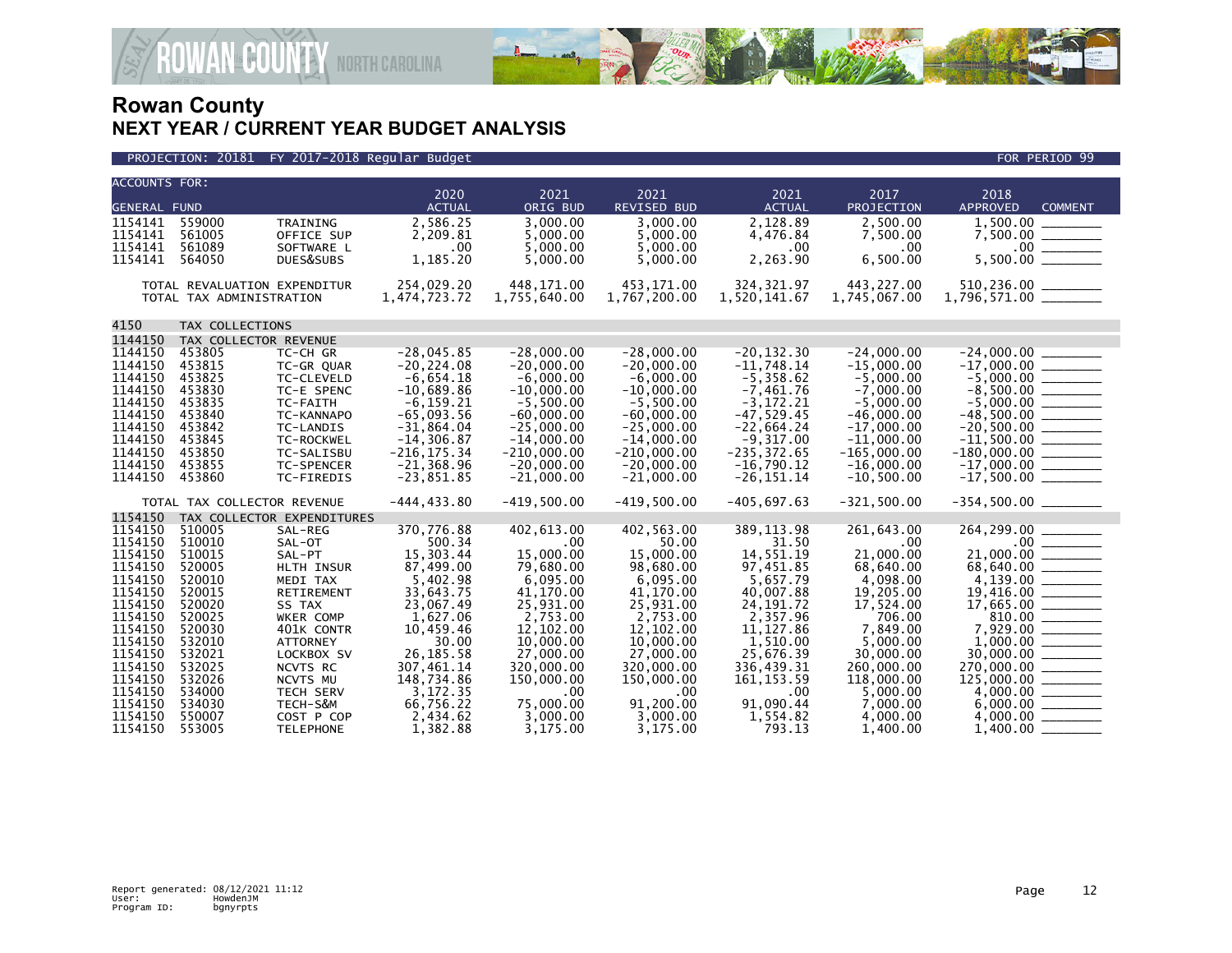# Rowan County

## NEXT YEAR / CURRENT YEAR BUDGET ANALYSIS

PROJECTION: 20181 FY 2017-2018 Regular Budget — FOR PERIOD 99

| ACCOUNTS FOR: GENERAL FUND | | | 2020 ACTUAL | 2021 ORIG BUD | 2021 REVISED BUD | 2021 ACTUAL | 2017 PROJECTION | 2018 APPROVED | COMMENT |
|---|---|---|---|---|---|---|---|---|---|
| 1154141 | 559000 | TRAINING | 2,586.25 | 3,000.00 | 3,000.00 | 2,128.89 | 2,500.00 | 1,500.00 | |
| 1154141 | 561005 | OFFICE SUP | 2,209.81 | 5,000.00 | 5,000.00 | 4,476.84 | 7,500.00 | 7,500.00 | |
| 1154141 | 561089 | SOFTWARE L | .00 | 5,000.00 | 5,000.00 | .00 | .00 | .00 | |
| 1154141 | 564050 | DUES&SUBS | 1,185.20 | 5,000.00 | 5,000.00 | 2,263.90 | 6,500.00 | 5,500.00 | |
| TOTAL REVALUATION EXPENDITUR | | | 254,029.20 | 448,171.00 | 453,171.00 | 324,321.97 | 443,227.00 | 510,236.00 | |
| TOTAL TAX ADMINISTRATION | | | 1,474,723.72 | 1,755,640.00 | 1,767,200.00 | 1,520,141.67 | 1,745,067.00 | 1,796,571.00 | |
| 4150 | TAX COLLECTIONS | | | | | | | | |
| 1144150 | TAX COLLECTOR REVENUE | | | | | | | | |
| 1144150 | 453805 | TC-CH GR | -28,045.85 | -28,000.00 | -28,000.00 | -20,132.30 | -24,000.00 | -24,000.00 | |
| 1144150 | 453815 | TC-GR QUAR | -20,224.08 | -20,000.00 | -20,000.00 | -11,748.14 | -15,000.00 | -17,000.00 | |
| 1144150 | 453825 | TC-CLEVELD | -6,654.18 | -6,000.00 | -6,000.00 | -5,358.62 | -5,000.00 | -5,000.00 | |
| 1144150 | 453830 | TC-E SPENC | -10,689.86 | -10,000.00 | -10,000.00 | -7,461.76 | -7,000.00 | -8,500.00 | |
| 1144150 | 453835 | TC-FAITH | -6,159.21 | -5,500.00 | -5,500.00 | -3,172.21 | -5,000.00 | -5,000.00 | |
| 1144150 | 453840 | TC-KANNAPO | -65,093.56 | -60,000.00 | -60,000.00 | -47,529.45 | -46,000.00 | -48,500.00 | |
| 1144150 | 453842 | TC-LANDIS | -31,864.04 | -25,000.00 | -25,000.00 | -22,664.24 | -17,000.00 | -20,500.00 | |
| 1144150 | 453845 | TC-ROCKWEL | -14,306.87 | -14,000.00 | -14,000.00 | -9,317.00 | -11,000.00 | -11,500.00 | |
| 1144150 | 453850 | TC-SALISBU | -216,175.34 | -210,000.00 | -210,000.00 | -235,372.65 | -165,000.00 | -180,000.00 | |
| 1144150 | 453855 | TC-SPENCER | -21,368.96 | -20,000.00 | -20,000.00 | -16,790.12 | -16,000.00 | -17,000.00 | |
| 1144150 | 453860 | TC-FIREDIS | -23,851.85 | -21,000.00 | -21,000.00 | -26,151.14 | -10,500.00 | -17,500.00 | |
| TOTAL TAX COLLECTOR REVENUE | | | -444,433.80 | -419,500.00 | -419,500.00 | -405,697.63 | -321,500.00 | -354,500.00 | |
| 1154150 | TAX COLLECTOR EXPENDITURES | | | | | | | | |
| 1154150 | 510005 | SAL-REG | 370,776.88 | 402,613.00 | 402,563.00 | 389,113.98 | 261,643.00 | 264,299.00 | |
| 1154150 | 510010 | SAL-OT | 500.34 | .00 | 50.00 | 31.50 | .00 | .00 | |
| 1154150 | 510015 | SAL-PT | 15,303.44 | 15,000.00 | 15,000.00 | 14,551.19 | 21,000.00 | 21,000.00 | |
| 1154150 | 520005 | HLTH INSUR | 87,499.00 | 79,680.00 | 98,680.00 | 97,451.85 | 68,640.00 | 68,640.00 | |
| 1154150 | 520010 | MEDI TAX | 5,402.98 | 6,095.00 | 6,095.00 | 5,657.79 | 4,098.00 | 4,139.00 | |
| 1154150 | 520015 | RETIREMENT | 33,643.75 | 41,170.00 | 41,170.00 | 40,007.88 | 19,205.00 | 19,416.00 | |
| 1154150 | 520020 | SS TAX | 23,067.49 | 25,931.00 | 25,931.00 | 24,191.72 | 17,524.00 | 17,665.00 | |
| 1154150 | 520025 | WKER COMP | 1,627.06 | 2,753.00 | 2,753.00 | 2,357.96 | 706.00 | 810.00 | |
| 1154150 | 520030 | 401K CONTR | 10,459.46 | 12,102.00 | 12,102.00 | 11,127.86 | 7,849.00 | 7,929.00 | |
| 1154150 | 532010 | ATTORNEY | 30.00 | 10,000.00 | 10,000.00 | 1,510.00 | 5,000.00 | 1,000.00 | |
| 1154150 | 532021 | LOCKBOX SV | 26,185.58 | 27,000.00 | 27,000.00 | 25,676.39 | 30,000.00 | 30,000.00 | |
| 1154150 | 532025 | NCVTS RC | 307,461.14 | 320,000.00 | 320,000.00 | 336,439.31 | 260,000.00 | 270,000.00 | |
| 1154150 | 532026 | NCVTS MU | 148,734.86 | 150,000.00 | 150,000.00 | 161,153.59 | 118,000.00 | 125,000.00 | |
| 1154150 | 534000 | TECH SERV | 3,172.35 | .00 | .00 | .00 | 5,000.00 | 4,000.00 | |
| 1154150 | 534030 | TECH-S&M | 66,756.22 | 75,000.00 | 91,200.00 | 91,090.44 | 7,000.00 | 6,000.00 | |
| 1154150 | 550007 | COST P COP | 2,434.62 | 3,000.00 | 3,000.00 | 1,554.82 | 4,000.00 | 4,000.00 | |
| 1154150 | 553005 | TELEPHONE | 1,382.88 | 3,175.00 | 3,175.00 | 793.13 | 1,400.00 | 1,400.00 | |

Report generated: 08/12/2021 11:12
User: HowdenJM
Program ID: bgnyrpts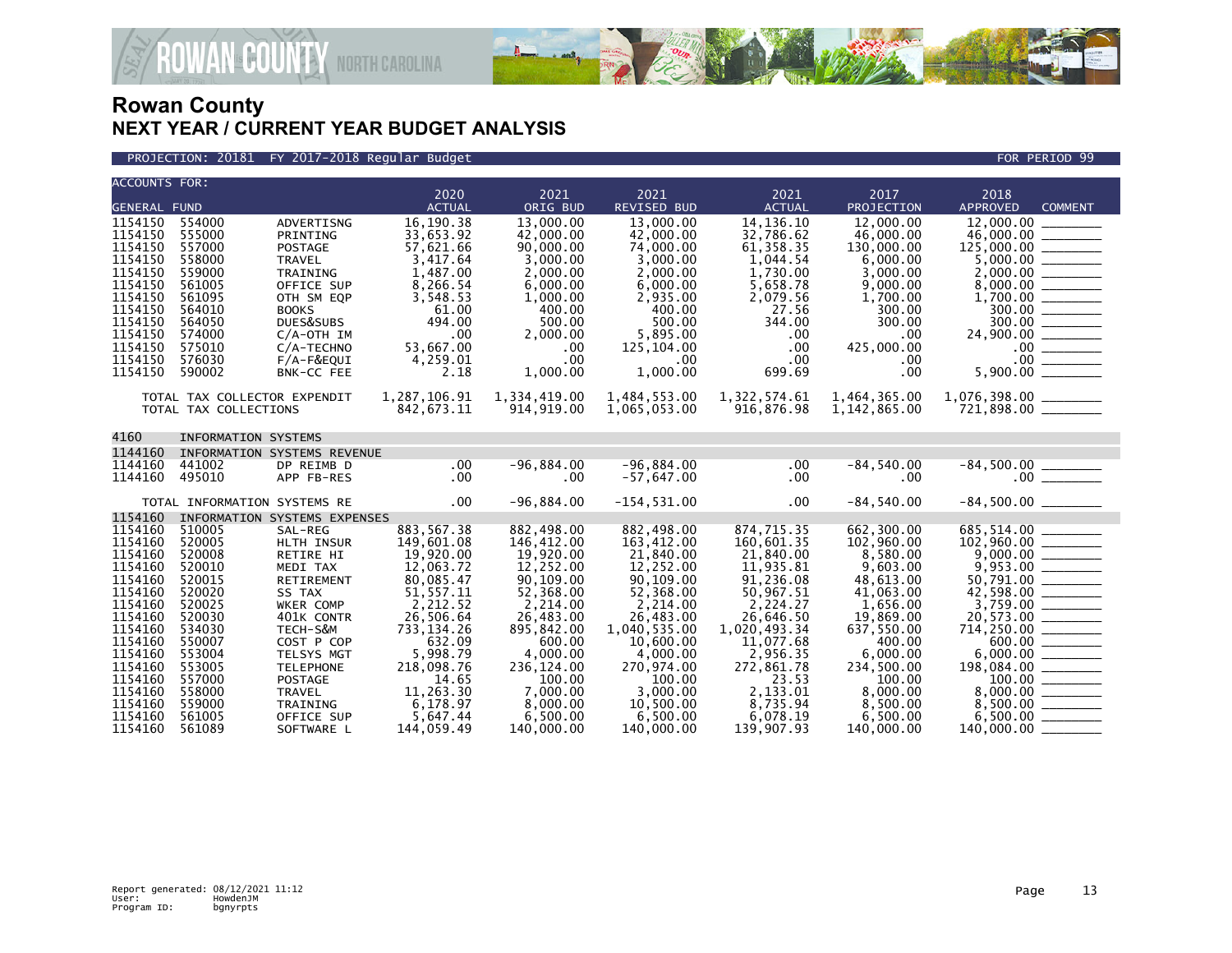# Rowan County
## NEXT YEAR / CURRENT YEAR BUDGET ANALYSIS

PROJECTION: 20181 FY 2017-2018 Regular Budget — FOR PERIOD 99

| ACCOUNTS FOR: GENERAL FUND | | | 2020 ACTUAL | 2021 ORIG BUD | 2021 REVISED BUD | 2021 ACTUAL | 2017 PROJECTION | 2018 APPROVED | COMMENT |
|---|---|---|---|---|---|---|---|---|---|
| 1154150 | 554000 | ADVERTISNG | 16,190.38 | 13,000.00 | 13,000.00 | 14,136.10 | 12,000.00 | 12,000.00 | |
| 1154150 | 555000 | PRINTING | 33,653.92 | 42,000.00 | 42,000.00 | 32,786.62 | 46,000.00 | 46,000.00 | |
| 1154150 | 557000 | POSTAGE | 57,621.66 | 90,000.00 | 74,000.00 | 61,358.35 | 130,000.00 | 125,000.00 | |
| 1154150 | 558000 | TRAVEL | 3,417.64 | 3,000.00 | 3,000.00 | 1,044.54 | 6,000.00 | 5,000.00 | |
| 1154150 | 559000 | TRAINING | 1,487.00 | 2,000.00 | 2,000.00 | 1,730.00 | 3,000.00 | 2,000.00 | |
| 1154150 | 561005 | OFFICE SUP | 8,266.54 | 6,000.00 | 6,000.00 | 5,658.78 | 9,000.00 | 8,000.00 | |
| 1154150 | 561095 | OTH SM EQP | 3,548.53 | 1,000.00 | 2,935.00 | 2,079.56 | 1,700.00 | 1,700.00 | |
| 1154150 | 564010 | BOOKS | 61.00 | 400.00 | 400.00 | 27.56 | 300.00 | 300.00 | |
| 1154150 | 564050 | DUES&SUBS | 494.00 | 500.00 | 500.00 | 344.00 | 300.00 | 300.00 | |
| 1154150 | 574000 | C/A-OTH IM | .00 | 2,000.00 | 5,895.00 | .00 | .00 | 24,900.00 | |
| 1154150 | 575010 | C/A-TECHNO | 53,667.00 | .00 | 125,104.00 | .00 | 425,000.00 | .00 | |
| 1154150 | 576030 | F/A-F&EQUI | 4,259.01 | .00 | .00 | .00 | .00 | .00 | |
| 1154150 | 590002 | BNK-CC FEE | 2.18 | 1,000.00 | 1,000.00 | 699.69 | .00 | 5,900.00 | |
| TOTAL TAX COLLECTOR EXPENDIT | | | 1,287,106.91 | 1,334,419.00 | 1,484,553.00 | 1,322,574.61 | 1,464,365.00 | 1,076,398.00 | |
| TOTAL TAX COLLECTIONS | | | 842,673.11 | 914,919.00 | 1,065,053.00 | 916,876.98 | 1,142,865.00 | 721,898.00 | |
| 4160 | INFORMATION SYSTEMS | | | | | | | | |
| 1144160 | INFORMATION SYSTEMS REVENUE | | | | | | | | |
| 1144160 | 441002 | DP REIMB D | .00 | -96,884.00 | -96,884.00 | .00 | -84,540.00 | -84,500.00 | |
| 1144160 | 495010 | APP FB-RES | .00 | .00 | -57,647.00 | .00 | .00 | .00 | |
| TOTAL INFORMATION SYSTEMS RE | | | .00 | -96,884.00 | -154,531.00 | .00 | -84,540.00 | -84,500.00 | |
| 1154160 | INFORMATION SYSTEMS EXPENSES | | | | | | | | |
| 1154160 | 510005 | SAL-REG | 883,567.38 | 882,498.00 | 882,498.00 | 874,715.35 | 662,300.00 | 685,514.00 | |
| 1154160 | 520005 | HLTH INSUR | 149,601.08 | 146,412.00 | 163,412.00 | 160,601.35 | 102,960.00 | 102,960.00 | |
| 1154160 | 520008 | RETIRE HI | 19,920.00 | 19,920.00 | 21,840.00 | 21,840.00 | 8,580.00 | 9,000.00 | |
| 1154160 | 520010 | MEDI TAX | 12,063.72 | 12,252.00 | 12,252.00 | 11,935.81 | 9,603.00 | 9,953.00 | |
| 1154160 | 520015 | RETIREMENT | 80,085.47 | 90,109.00 | 90,109.00 | 91,236.08 | 48,613.00 | 50,791.00 | |
| 1154160 | 520020 | SS TAX | 51,557.11 | 52,368.00 | 52,368.00 | 50,967.51 | 41,063.00 | 42,598.00 | |
| 1154160 | 520025 | WKER COMP | 2,212.52 | 2,214.00 | 2,214.00 | 2,224.27 | 1,656.00 | 3,759.00 | |
| 1154160 | 520030 | 401K CONTR | 26,506.64 | 26,483.00 | 26,483.00 | 26,646.50 | 19,869.00 | 20,573.00 | |
| 1154160 | 534030 | TECH-S&M | 733,134.26 | 895,842.00 | 1,040,535.00 | 1,020,493.34 | 637,550.00 | 714,250.00 | |
| 1154160 | 550007 | COST P COP | 632.09 | 600.00 | 10,600.00 | 11,077.68 | 400.00 | 600.00 | |
| 1154160 | 553004 | TELSYS MGT | 5,998.79 | 4,000.00 | 4,000.00 | 2,956.35 | 6,000.00 | 6,000.00 | |
| 1154160 | 553005 | TELEPHONE | 218,098.76 | 236,124.00 | 270,974.00 | 272,861.78 | 234,500.00 | 198,084.00 | |
| 1154160 | 557000 | POSTAGE | 14.65 | 100.00 | 100.00 | 23.53 | 100.00 | 100.00 | |
| 1154160 | 558000 | TRAVEL | 11,263.30 | 7,000.00 | 3,000.00 | 2,133.01 | 8,000.00 | 8,000.00 | |
| 1154160 | 559000 | TRAINING | 6,178.97 | 8,000.00 | 10,500.00 | 8,735.94 | 8,500.00 | 8,500.00 | |
| 1154160 | 561005 | OFFICE SUP | 5,647.44 | 6,500.00 | 6,500.00 | 6,078.19 | 6,500.00 | 6,500.00 | |
| 1154160 | 561089 | SOFTWARE L | 144,059.49 | 140,000.00 | 140,000.00 | 139,907.93 | 140,000.00 | 140,000.00 | |

Report generated: 08/12/2021 11:12
User: HowdenJM
Program ID: bgnyrpts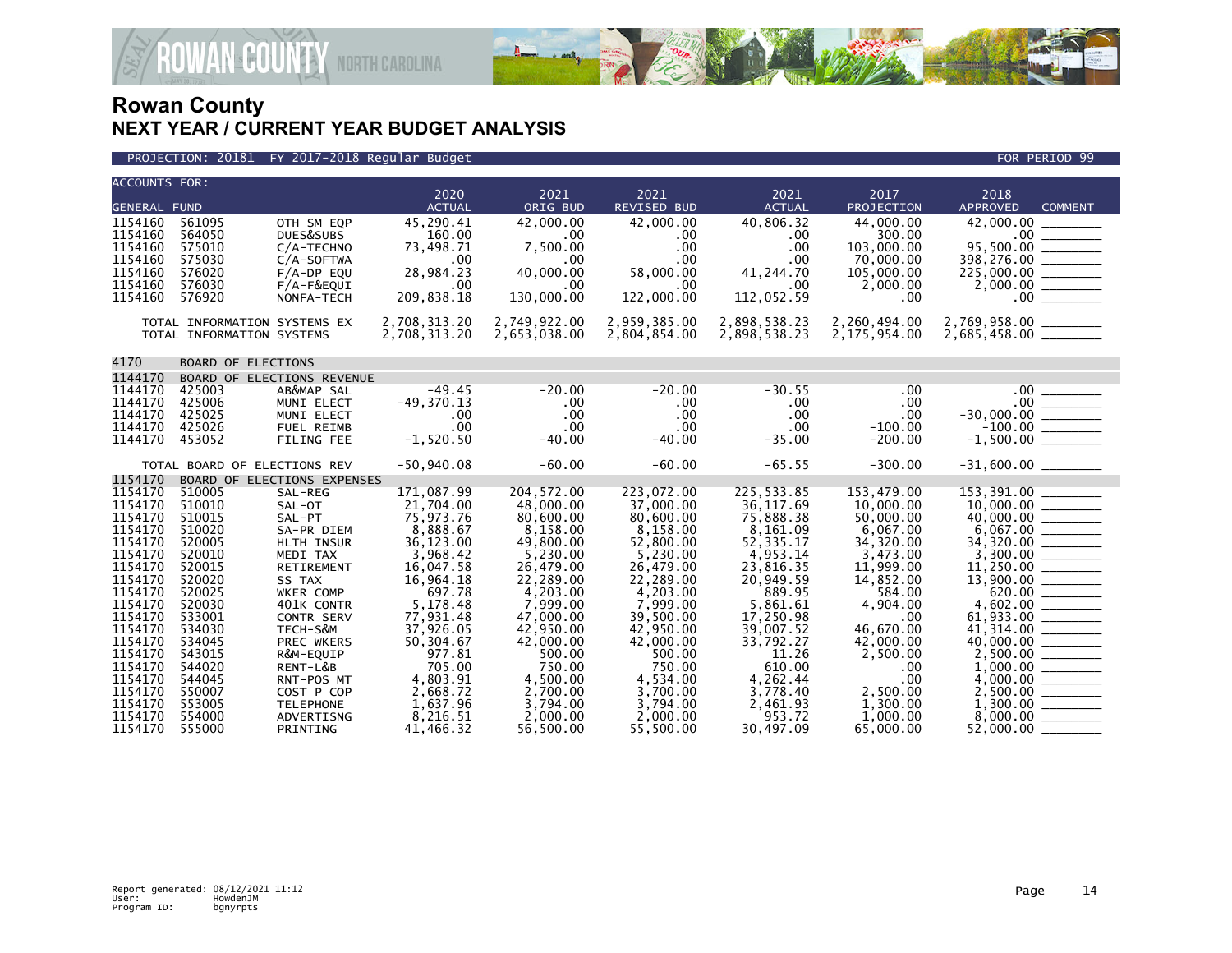# Rowan County
## NEXT YEAR / CURRENT YEAR BUDGET ANALYSIS

PROJECTION: 20181 FY 2017-2018 Regular Budget — FOR PERIOD 99

| ACCOUNTS FOR: GENERAL FUND | | | 2020 ACTUAL | 2021 ORIG BUD | 2021 REVISED BUD | 2021 ACTUAL | 2017 PROJECTION | 2018 APPROVED | COMMENT |
|---|---|---|---|---|---|---|---|---|---|
| 1154160 | 561095 | OTH SM EQP | 45,290.41 | 42,000.00 | 42,000.00 | 40,806.32 | 44,000.00 | 42,000.00 | |
| 1154160 | 564050 | DUES&SUBS | 160.00 | .00 | .00 | .00 | 300.00 | .00 | |
| 1154160 | 575010 | C/A-TECHNO | 73,498.71 | 7,500.00 | .00 | .00 | 103,000.00 | 95,500.00 | |
| 1154160 | 575030 | C/A-SOFTWA | .00 | .00 | .00 | .00 | 70,000.00 | 398,276.00 | |
| 1154160 | 576020 | F/A-DP EQU | 28,984.23 | 40,000.00 | 58,000.00 | 41,244.70 | 105,000.00 | 225,000.00 | |
| 1154160 | 576030 | F/A-F&EQUI | .00 | .00 | .00 | .00 | 2,000.00 | 2,000.00 | |
| 1154160 | 576920 | NONFA-TECH | 209,838.18 | 130,000.00 | 122,000.00 | 112,052.59 | .00 | .00 | |
| | TOTAL INFORMATION SYSTEMS EX | | 2,708,313.20 | 2,749,922.00 | 2,959,385.00 | 2,898,538.23 | 2,260,494.00 | 2,769,958.00 | |
| | TOTAL INFORMATION SYSTEMS | | 2,708,313.20 | 2,653,038.00 | 2,804,854.00 | 2,898,538.23 | 2,175,954.00 | 2,685,458.00 | |
| 4170 | BOARD OF ELECTIONS | | | | | | | | |
| 1144170 | BOARD OF ELECTIONS REVENUE | | | | | | | | |
| 1144170 | 425003 | AB&MAP SAL | -49.45 | -20.00 | -20.00 | -30.55 | .00 | .00 | |
| 1144170 | 425006 | MUNI ELECT | -49,370.13 | .00 | .00 | .00 | .00 | .00 | |
| 1144170 | 425025 | MUNI ELECT | .00 | .00 | .00 | .00 | .00 | -30,000.00 | |
| 1144170 | 425026 | FUEL REIMB | .00 | .00 | .00 | .00 | -100.00 | -100.00 | |
| 1144170 | 453052 | FILING FEE | -1,520.50 | -40.00 | -40.00 | -35.00 | -200.00 | -1,500.00 | |
| | TOTAL BOARD OF ELECTIONS REV | | -50,940.08 | -60.00 | -60.00 | -65.55 | -300.00 | -31,600.00 | |
| 1154170 | BOARD OF ELECTIONS EXPENSES | | | | | | | | |
| 1154170 | 510005 | SAL-REG | 171,087.99 | 204,572.00 | 223,072.00 | 225,533.85 | 153,479.00 | 153,391.00 | |
| 1154170 | 510010 | SAL-OT | 21,704.00 | 48,000.00 | 37,000.00 | 36,117.69 | 10,000.00 | 10,000.00 | |
| 1154170 | 510015 | SAL-PT | 75,973.76 | 80,600.00 | 80,600.00 | 75,888.38 | 50,000.00 | 40,000.00 | |
| 1154170 | 510020 | SA-PR DIEM | 8,888.67 | 8,158.00 | 8,158.00 | 8,161.09 | 6,067.00 | 6,067.00 | |
| 1154170 | 520005 | HLTH INSUR | 36,123.00 | 49,800.00 | 52,800.00 | 52,335.17 | 34,320.00 | 34,320.00 | |
| 1154170 | 520010 | MEDI TAX | 3,968.42 | 5,230.00 | 5,230.00 | 4,953.14 | 3,473.00 | 3,300.00 | |
| 1154170 | 520015 | RETIREMENT | 16,047.58 | 26,479.00 | 26,479.00 | 23,816.35 | 11,999.00 | 11,250.00 | |
| 1154170 | 520020 | SS TAX | 16,964.18 | 22,289.00 | 22,289.00 | 20,949.59 | 14,852.00 | 13,900.00 | |
| 1154170 | 520025 | WKER COMP | 697.78 | 4,203.00 | 4,203.00 | 889.95 | 584.00 | 620.00 | |
| 1154170 | 520030 | 401K CONTR | 5,178.48 | 7,999.00 | 7,999.00 | 5,861.61 | 4,904.00 | 4,602.00 | |
| 1154170 | 533001 | CONTR SERV | 77,931.48 | 47,000.00 | 39,500.00 | 17,250.98 | .00 | 61,933.00 | |
| 1154170 | 534030 | TECH-S&M | 37,926.05 | 42,950.00 | 42,950.00 | 39,007.52 | 46,670.00 | 41,314.00 | |
| 1154170 | 534045 | PREC WKERS | 50,304.67 | 42,000.00 | 42,000.00 | 33,792.27 | 42,000.00 | 40,000.00 | |
| 1154170 | 543015 | R&M-EQUIP | 977.81 | 500.00 | 500.00 | 11.26 | 2,500.00 | 2,500.00 | |
| 1154170 | 544020 | RENT-L&B | 705.00 | 750.00 | 750.00 | 610.00 | .00 | 1,000.00 | |
| 1154170 | 544045 | RNT-POS MT | 4,803.91 | 4,500.00 | 4,534.00 | 4,262.44 | .00 | 4,000.00 | |
| 1154170 | 550007 | COST P COP | 2,668.72 | 2,700.00 | 3,700.00 | 3,778.40 | 2,500.00 | 2,500.00 | |
| 1154170 | 553005 | TELEPHONE | 1,637.96 | 3,794.00 | 3,794.00 | 2,461.93 | 1,300.00 | 1,300.00 | |
| 1154170 | 554000 | ADVERTISNG | 8,216.51 | 2,000.00 | 2,000.00 | 953.72 | 1,000.00 | 8,000.00 | |
| 1154170 | 555000 | PRINTING | 41,466.32 | 56,500.00 | 55,500.00 | 30,497.09 | 65,000.00 | 52,000.00 | |

Report generated: 08/12/2021 11:12
User: HowdenJM
Program ID: bgnyrpts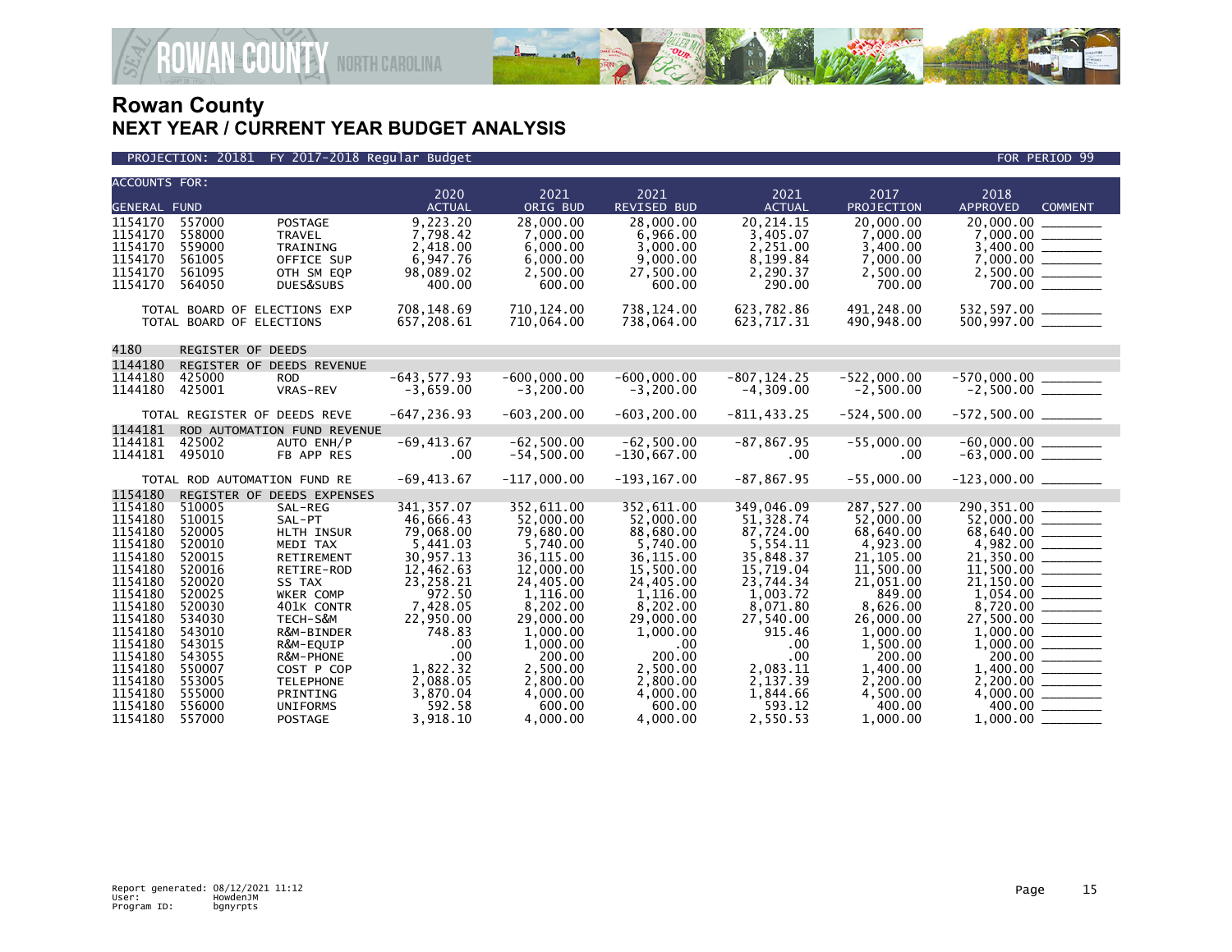# Rowan County
## NEXT YEAR / CURRENT YEAR BUDGET ANALYSIS

PROJECTION: 20181 FY 2017-2018 Regular Budget FOR PERIOD 99

| ACCOUNTS FOR: GENERAL FUND | | | 2020 ACTUAL | 2021 ORIG BUD | 2021 REVISED BUD | 2021 ACTUAL | 2017 PROJECTION | 2018 APPROVED | COMMENT |
|---|---|---|---|---|---|---|---|---|---|
| 1154170 | 557000 | POSTAGE | 9,223.20 | 28,000.00 | 28,000.00 | 20,214.15 | 20,000.00 | 20,000.00 | |
| 1154170 | 558000 | TRAVEL | 7,798.42 | 7,000.00 | 6,966.00 | 3,405.07 | 7,000.00 | 7,000.00 | |
| 1154170 | 559000 | TRAINING | 2,418.00 | 6,000.00 | 3,000.00 | 2,251.00 | 3,400.00 | 3,400.00 | |
| 1154170 | 561005 | OFFICE SUP | 6,947.76 | 6,000.00 | 9,000.00 | 8,199.84 | 7,000.00 | 7,000.00 | |
| 1154170 | 561095 | OTH SM EQP | 98,089.02 | 2,500.00 | 27,500.00 | 2,290.37 | 2,500.00 | 2,500.00 | |
| 1154170 | 564050 | DUES&SUBS | 400.00 | 600.00 | 600.00 | 290.00 | 700.00 | 700.00 | |
| TOTAL BOARD OF ELECTIONS EXP | | | 708,148.69 | 710,124.00 | 738,124.00 | 623,782.86 | 491,248.00 | 532,597.00 | |
| TOTAL BOARD OF ELECTIONS | | | 657,208.61 | 710,064.00 | 738,064.00 | 623,717.31 | 490,948.00 | 500,997.00 | |
| 4180 | REGISTER OF DEEDS | | | | | | | | |
| 1144180 | REGISTER OF DEEDS REVENUE | | | | | | | | |
| 1144180 | 425000 | ROD | -643,577.93 | -600,000.00 | -600,000.00 | -807,124.25 | -522,000.00 | -570,000.00 | |
| 1144180 | 425001 | VRAS-REV | -3,659.00 | -3,200.00 | -3,200.00 | -4,309.00 | -2,500.00 | -2,500.00 | |
| TOTAL REGISTER OF DEEDS REVE | | | -647,236.93 | -603,200.00 | -603,200.00 | -811,433.25 | -524,500.00 | -572,500.00 | |
| 1144181 | ROD AUTOMATION FUND REVENUE | | | | | | | | |
| 1144181 | 425002 | AUTO ENH/P | -69,413.67 | -62,500.00 | -62,500.00 | -87,867.95 | -55,000.00 | -60,000.00 | |
| 1144181 | 495010 | FB APP RES | .00 | -54,500.00 | -130,667.00 | .00 | .00 | -63,000.00 | |
| TOTAL ROD AUTOMATION FUND RE | | | -69,413.67 | -117,000.00 | -193,167.00 | -87,867.95 | -55,000.00 | -123,000.00 | |
| 1154180 | REGISTER OF DEEDS EXPENSES | | | | | | | | |
| 1154180 | 510005 | SAL-REG | 341,357.07 | 352,611.00 | 352,611.00 | 349,046.09 | 287,527.00 | 290,351.00 | |
| 1154180 | 510015 | SAL-PT | 46,666.43 | 52,000.00 | 52,000.00 | 51,328.74 | 52,000.00 | 52,000.00 | |
| 1154180 | 520005 | HLTH INSUR | 79,068.00 | 79,680.00 | 88,680.00 | 87,724.00 | 68,640.00 | 68,640.00 | |
| 1154180 | 520010 | MEDI TAX | 5,441.03 | 5,740.00 | 5,740.00 | 5,554.11 | 4,923.00 | 4,982.00 | |
| 1154180 | 520015 | RETIREMENT | 30,957.13 | 36,115.00 | 36,115.00 | 35,848.37 | 21,105.00 | 21,350.00 | |
| 1154180 | 520016 | RETIRE-ROD | 12,462.63 | 12,000.00 | 15,500.00 | 15,719.04 | 11,500.00 | 11,500.00 | |
| 1154180 | 520020 | SS TAX | 23,258.21 | 24,405.00 | 24,405.00 | 23,744.34 | 21,051.00 | 21,150.00 | |
| 1154180 | 520025 | WKER COMP | 972.50 | 1,116.00 | 1,116.00 | 1,003.72 | 849.00 | 1,054.00 | |
| 1154180 | 520030 | 401K CONTR | 7,428.05 | 8,202.00 | 8,202.00 | 8,071.80 | 8,626.00 | 8,720.00 | |
| 1154180 | 534030 | TECH-S&M | 22,950.00 | 29,000.00 | 29,000.00 | 27,540.00 | 26,000.00 | 27,500.00 | |
| 1154180 | 543010 | R&M-BINDER | 748.83 | 1,000.00 | 1,000.00 | 915.46 | 1,000.00 | 1,000.00 | |
| 1154180 | 543015 | R&M-EQUIP | .00 | 1,000.00 | .00 | .00 | 1,500.00 | 1,000.00 | |
| 1154180 | 543055 | R&M-PHONE | .00 | 200.00 | 200.00 | .00 | 200.00 | 200.00 | |
| 1154180 | 550007 | COST P COP | 1,822.32 | 2,500.00 | 2,500.00 | 2,083.11 | 1,400.00 | 1,400.00 | |
| 1154180 | 553005 | TELEPHONE | 2,088.05 | 2,800.00 | 2,800.00 | 2,137.39 | 2,200.00 | 2,200.00 | |
| 1154180 | 555000 | PRINTING | 3,870.04 | 4,000.00 | 4,000.00 | 1,844.66 | 4,500.00 | 4,000.00 | |
| 1154180 | 556000 | UNIFORMS | 592.58 | 600.00 | 600.00 | 593.12 | 400.00 | 400.00 | |
| 1154180 | 557000 | POSTAGE | 3,918.10 | 4,000.00 | 4,000.00 | 2,550.53 | 1,000.00 | 1,000.00 | |

Report generated: 08/12/2021 11:12
User: HowdenJM
Program ID: bgnyrpts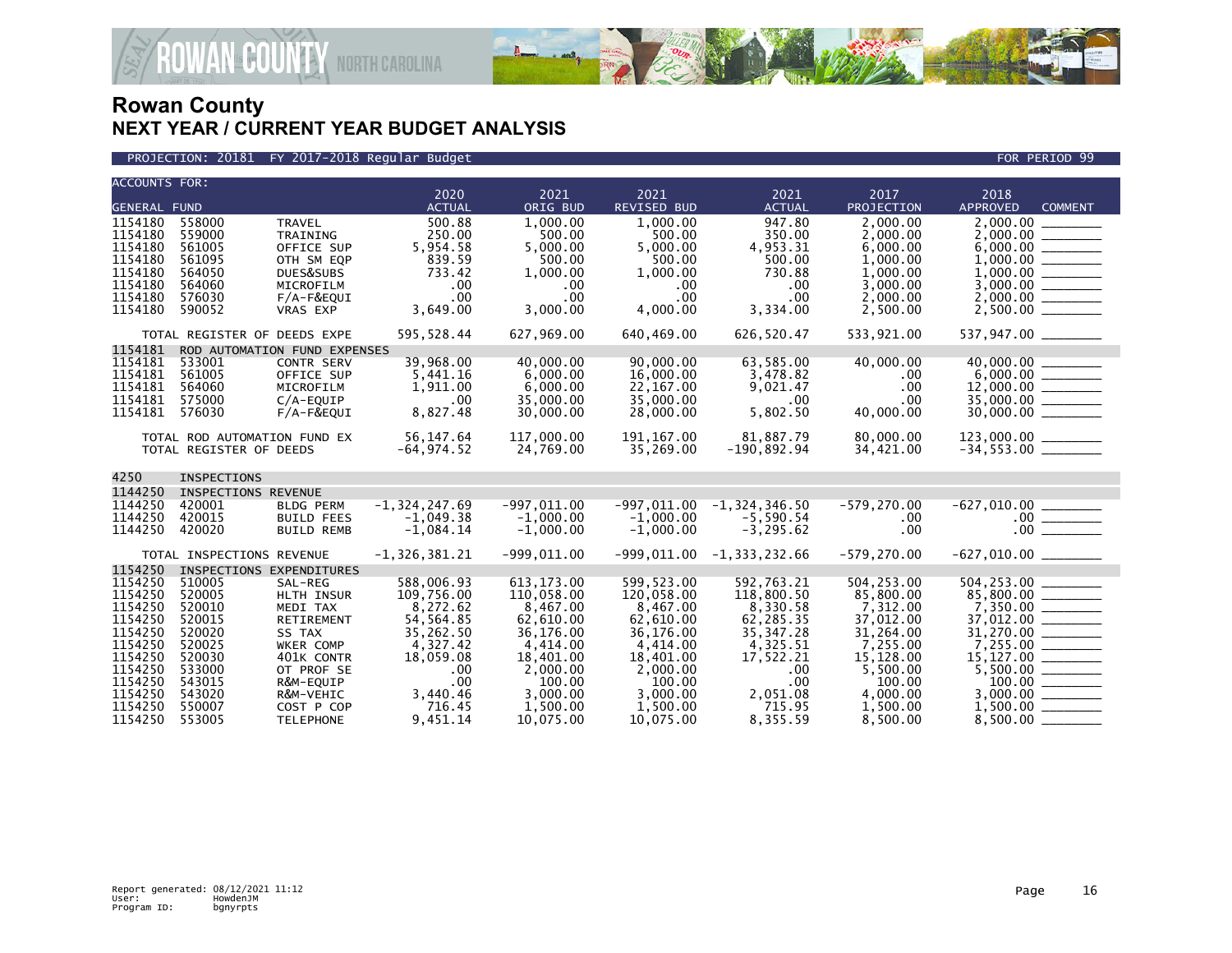# Rowan County
## NEXT YEAR / CURRENT YEAR BUDGET ANALYSIS

PROJECTION: 20181 FY 2017-2018 Regular Budget — FOR PERIOD 99

| ACCOUNTS FOR: GENERAL FUND | | | 2020 ACTUAL | 2021 ORIG BUD | 2021 REVISED BUD | 2021 ACTUAL | 2017 PROJECTION | 2018 APPROVED | COMMENT |
|---|---|---|---|---|---|---|---|---|---|
| 1154180 | 558000 | TRAVEL | 500.88 | 1,000.00 | 1,000.00 | 947.80 | 2,000.00 | 2,000.00 | |
| 1154180 | 559000 | TRAINING | 250.00 | 500.00 | 500.00 | 350.00 | 2,000.00 | 2,000.00 | |
| 1154180 | 561005 | OFFICE SUP | 5,954.58 | 5,000.00 | 5,000.00 | 4,953.31 | 6,000.00 | 6,000.00 | |
| 1154180 | 561095 | OTH SM EQP | 839.59 | 500.00 | 500.00 | 500.00 | 1,000.00 | 1,000.00 | |
| 1154180 | 564050 | DUES&SUBS | 733.42 | 1,000.00 | 1,000.00 | 730.88 | 1,000.00 | 1,000.00 | |
| 1154180 | 564060 | MICROFILM | .00 | .00 | .00 | .00 | 3,000.00 | 3,000.00 | |
| 1154180 | 576030 | F/A-F&EQUI | .00 | .00 | .00 | .00 | 2,000.00 | 2,000.00 | |
| 1154180 | 590052 | VRAS EXP | 3,649.00 | 3,000.00 | 4,000.00 | 3,334.00 | 2,500.00 | 2,500.00 | |
| | TOTAL REGISTER OF DEEDS EXPE | | 595,528.44 | 627,969.00 | 640,469.00 | 626,520.47 | 533,921.00 | 537,947.00 | |
| 1154181 | ROD AUTOMATION FUND EXPENSES | | | | | | | | |
| 1154181 | 533001 | CONTR SERV | 39,968.00 | 40,000.00 | 90,000.00 | 63,585.00 | 40,000.00 | 40,000.00 | |
| 1154181 | 561005 | OFFICE SUP | 5,441.16 | 6,000.00 | 16,000.00 | 3,478.82 | .00 | 6,000.00 | |
| 1154181 | 564060 | MICROFILM | 1,911.00 | 6,000.00 | 22,167.00 | 9,021.47 | .00 | 12,000.00 | |
| 1154181 | 575000 | C/A-EQUIP | .00 | 35,000.00 | 35,000.00 | .00 | .00 | 35,000.00 | |
| 1154181 | 576030 | F/A-F&EQUI | 8,827.48 | 30,000.00 | 28,000.00 | 5,802.50 | 40,000.00 | 30,000.00 | |
| | TOTAL ROD AUTOMATION FUND EX | | 56,147.64 | 117,000.00 | 191,167.00 | 81,887.79 | 80,000.00 | 123,000.00 | |
| | TOTAL REGISTER OF DEEDS | | -64,974.52 | 24,769.00 | 35,269.00 | -190,892.94 | 34,421.00 | -34,553.00 | |
| 4250 | INSPECTIONS | | | | | | | | |
| 1144250 | INSPECTIONS REVENUE | | | | | | | | |
| 1144250 | 420001 | BLDG PERM | -1,324,247.69 | -997,011.00 | -997,011.00 | -1,324,346.50 | -579,270.00 | -627,010.00 | |
| 1144250 | 420015 | BUILD FEES | -1,049.38 | -1,000.00 | -1,000.00 | -5,590.54 | .00 | .00 | |
| 1144250 | 420020 | BUILD REMB | -1,084.14 | -1,000.00 | -1,000.00 | -3,295.62 | .00 | .00 | |
| | TOTAL INSPECTIONS REVENUE | | -1,326,381.21 | -999,011.00 | -999,011.00 | -1,333,232.66 | -579,270.00 | -627,010.00 | |
| 1154250 | INSPECTIONS EXPENDITURES | | | | | | | | |
| 1154250 | 510005 | SAL-REG | 588,006.93 | 613,173.00 | 599,523.00 | 592,763.21 | 504,253.00 | 504,253.00 | |
| 1154250 | 520005 | HLTH INSUR | 109,756.00 | 110,058.00 | 120,058.00 | 118,800.50 | 85,800.00 | 85,800.00 | |
| 1154250 | 520010 | MEDI TAX | 8,272.62 | 8,467.00 | 8,467.00 | 8,330.58 | 7,312.00 | 7,350.00 | |
| 1154250 | 520015 | RETIREMENT | 54,564.85 | 62,610.00 | 62,610.00 | 62,285.35 | 37,012.00 | 37,012.00 | |
| 1154250 | 520020 | SS TAX | 35,262.50 | 36,176.00 | 36,176.00 | 35,347.28 | 31,264.00 | 31,270.00 | |
| 1154250 | 520025 | WKER COMP | 4,327.42 | 4,414.00 | 4,414.00 | 4,325.51 | 7,255.00 | 7,255.00 | |
| 1154250 | 520030 | 401K CONTR | 18,059.08 | 18,401.00 | 18,401.00 | 17,522.21 | 15,128.00 | 15,127.00 | |
| 1154250 | 533000 | OT PROF SE | .00 | 2,000.00 | 2,000.00 | .00 | 5,500.00 | 5,500.00 | |
| 1154250 | 543015 | R&M-EQUIP | .00 | 100.00 | 100.00 | .00 | 100.00 | 100.00 | |
| 1154250 | 543020 | R&M-VEHIC | 3,440.46 | 3,000.00 | 3,000.00 | 2,051.08 | 4,000.00 | 3,000.00 | |
| 1154250 | 550007 | COST P COP | 716.45 | 1,500.00 | 1,500.00 | 715.95 | 1,500.00 | 1,500.00 | |
| 1154250 | 553005 | TELEPHONE | 9,451.14 | 10,075.00 | 10,075.00 | 8,355.59 | 8,500.00 | 8,500.00 | |

Report generated: 08/12/2021 11:12
User: HowdenJM
Program ID: bgnyrpts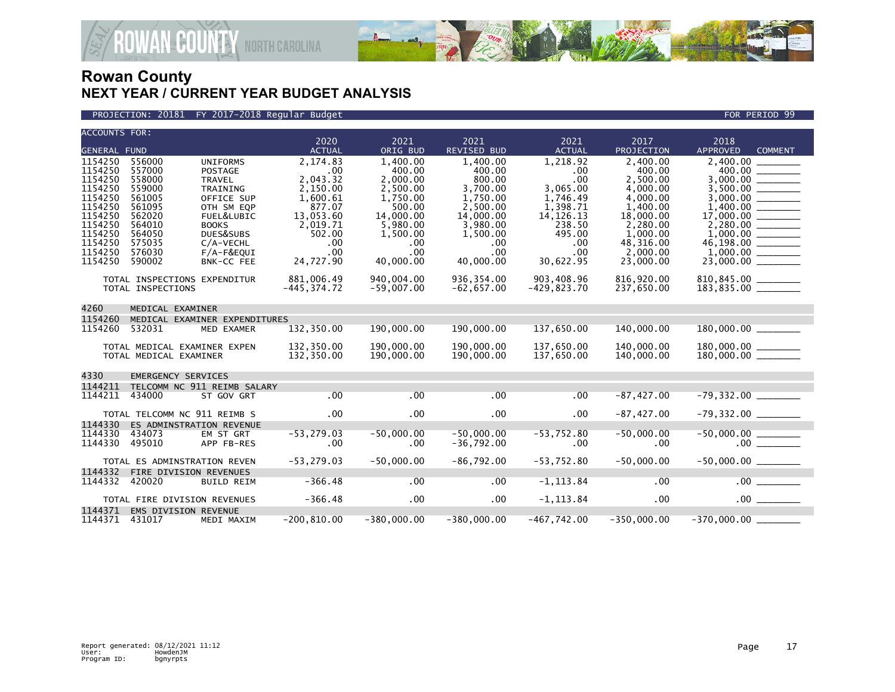# Rowan County
## NEXT YEAR / CURRENT YEAR BUDGET ANALYSIS

PROJECTION: 20181 FY 2017-2018 Regular Budget — FOR PERIOD 99

| ACCOUNTS FOR: GENERAL FUND | | | 2020 ACTUAL | 2021 ORIG BUD | 2021 REVISED BUD | 2021 ACTUAL | 2017 PROJECTION | 2018 APPROVED | COMMENT |
|---|---|---|---|---|---|---|---|---|---|
| 1154250 | 556000 | UNIFORMS | 2,174.83 | 1,400.00 | 1,400.00 | 1,218.92 | 2,400.00 | 2,400.00 | |
| 1154250 | 557000 | POSTAGE | .00 | 400.00 | 400.00 | .00 | 400.00 | 400.00 | |
| 1154250 | 558000 | TRAVEL | 2,043.32 | 2,000.00 | 800.00 | .00 | 2,500.00 | 3,000.00 | |
| 1154250 | 559000 | TRAINING | 2,150.00 | 2,500.00 | 3,700.00 | 3,065.00 | 4,000.00 | 3,500.00 | |
| 1154250 | 561005 | OFFICE SUP | 1,600.61 | 1,750.00 | 1,750.00 | 1,746.49 | 4,000.00 | 3,000.00 | |
| 1154250 | 561095 | OTH SM EQP | 877.07 | 500.00 | 2,500.00 | 1,398.71 | 1,400.00 | 1,400.00 | |
| 1154250 | 562020 | FUEL&LUBIC | 13,053.60 | 14,000.00 | 14,000.00 | 14,126.13 | 18,000.00 | 17,000.00 | |
| 1154250 | 564010 | BOOKS | 2,019.71 | 5,980.00 | 3,980.00 | 238.50 | 2,280.00 | 2,280.00 | |
| 1154250 | 564050 | DUES&SUBS | 502.00 | 1,500.00 | 1,500.00 | 495.00 | 1,000.00 | 1,000.00 | |
| 1154250 | 575035 | C/A-VECHL | .00 | .00 | .00 | .00 | 48,316.00 | 46,198.00 | |
| 1154250 | 576030 | F/A-F&EQUI | .00 | .00 | .00 | .00 | 2,000.00 | 1,000.00 | |
| 1154250 | 590002 | BNK-CC FEE | 24,727.90 | 40,000.00 | 40,000.00 | 30,622.95 | 23,000.00 | 23,000.00 | |
| TOTAL INSPECTIONS EXPENDITUR | | | 881,006.49 | 940,004.00 | 936,354.00 | 903,408.96 | 816,920.00 | 810,845.00 | |
| TOTAL INSPECTIONS | | | -445,374.72 | -59,007.00 | -62,657.00 | -429,823.70 | 237,650.00 | 183,835.00 | |
| 4260 | MEDICAL EXAMINER | | | | | | | | |
| 1154260 | MEDICAL EXAMINER EXPENDITURES | | | | | | | | |
| 1154260 | 532031 | MED EXAMER | 132,350.00 | 190,000.00 | 190,000.00 | 137,650.00 | 140,000.00 | 180,000.00 | |
| TOTAL MEDICAL EXAMINER EXPEN | | | 132,350.00 | 190,000.00 | 190,000.00 | 137,650.00 | 140,000.00 | 180,000.00 | |
| TOTAL MEDICAL EXAMINER | | | 132,350.00 | 190,000.00 | 190,000.00 | 137,650.00 | 140,000.00 | 180,000.00 | |
| 4330 | EMERGENCY SERVICES | | | | | | | | |
| 1144211 | TELCOMM NC 911 REIMB SALARY | | | | | | | | |
| 1144211 | 434000 | ST GOV GRT | .00 | .00 | .00 | .00 | -87,427.00 | -79,332.00 | |
| TOTAL TELCOMM NC 911 REIMB S | | | .00 | .00 | .00 | .00 | -87,427.00 | -79,332.00 | |
| 1144330 | ES ADMINSTRATION REVENUE | | | | | | | | |
| 1144330 | 434073 | EM ST GRT | -53,279.03 | -50,000.00 | -50,000.00 | -53,752.80 | -50,000.00 | -50,000.00 | |
| 1144330 | 495010 | APP FB-RES | .00 | .00 | -36,792.00 | .00 | .00 | .00 | |
| TOTAL ES ADMINSTRATION REVEN | | | -53,279.03 | -50,000.00 | -86,792.00 | -53,752.80 | -50,000.00 | -50,000.00 | |
| 1144332 | FIRE DIVISION REVENUES | | | | | | | | |
| 1144332 | 420020 | BUILD REIM | -366.48 | .00 | .00 | -1,113.84 | .00 | .00 | |
| TOTAL FIRE DIVISION REVENUES | | | -366.48 | .00 | .00 | -1,113.84 | .00 | .00 | |
| 1144371 | EMS DIVISION REVENUE | | | | | | | | |
| 1144371 | 431017 | MEDI MAXIM | -200,810.00 | -380,000.00 | -380,000.00 | -467,742.00 | -350,000.00 | -370,000.00 | |

Report generated: 08/12/2021 11:12
User: HowdenJM
Program ID: bgnyrpts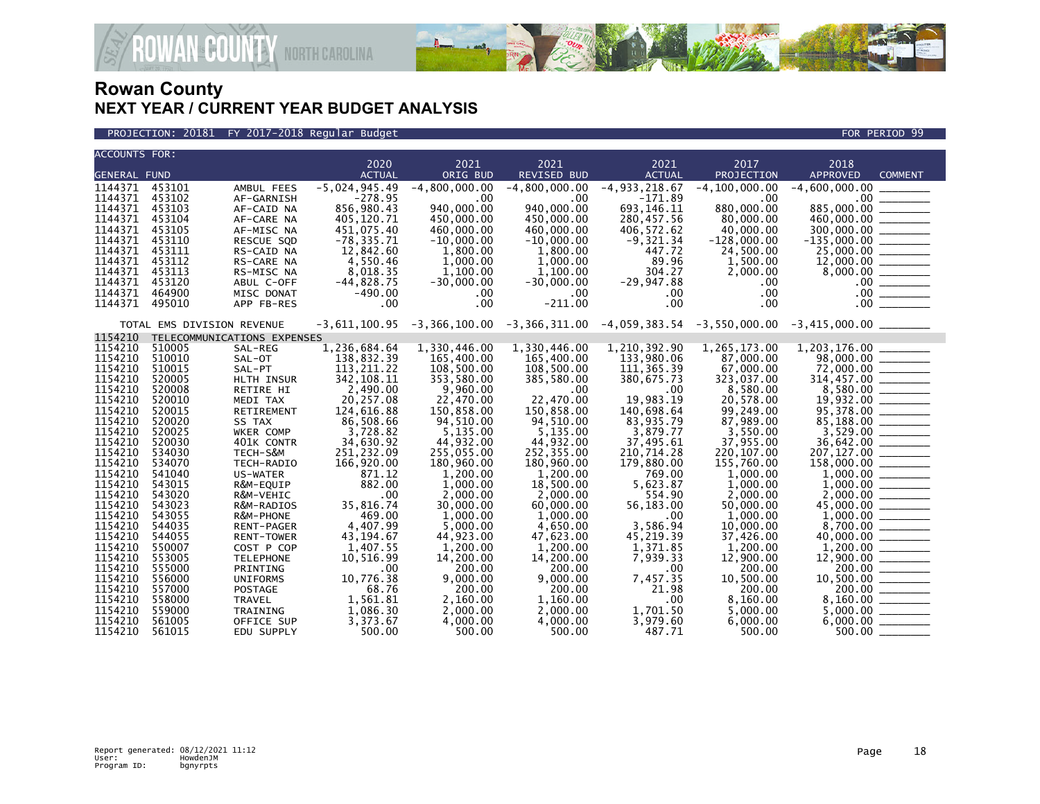# Rowan County

## NEXT YEAR / CURRENT YEAR BUDGET ANALYSIS

PROJECTION: 20181 FY 2017-2018 Regular Budget — FOR PERIOD 99

| ACCOUNTS FOR: GENERAL FUND | | | 2020 ACTUAL | 2021 ORIG BUD | 2021 REVISED BUD | 2021 ACTUAL | 2017 PROJECTION | 2018 APPROVED | COMMENT |
|---|---|---|---|---|---|---|---|---|---|
| 1144371 | 453101 | AMBUL FEES | -5,024,945.49 | -4,800,000.00 | -4,800,000.00 | -4,933,218.67 | -4,100,000.00 | -4,600,000.00 | |
| 1144371 | 453102 | AF-GARNISH | -278.95 | .00 | .00 | -171.89 | .00 | .00 | |
| 1144371 | 453103 | AF-CAID NA | 856,980.43 | 940,000.00 | 940,000.00 | 693,146.11 | 880,000.00 | 885,000.00 | |
| 1144371 | 453104 | AF-CARE NA | 405,120.71 | 450,000.00 | 450,000.00 | 280,457.56 | 80,000.00 | 460,000.00 | |
| 1144371 | 453105 | AF-MISC NA | 451,075.40 | 460,000.00 | 460,000.00 | 406,572.62 | 40,000.00 | 300,000.00 | |
| 1144371 | 453110 | RESCUE SQD | -78,335.71 | -10,000.00 | -10,000.00 | -9,321.34 | -128,000.00 | -135,000.00 | |
| 1144371 | 453111 | RS-CAID NA | 12,842.60 | 1,800.00 | 1,800.00 | 447.72 | 24,500.00 | 25,000.00 | |
| 1144371 | 453112 | RS-CARE NA | 4,550.46 | 1,000.00 | 1,000.00 | 89.96 | 1,500.00 | 12,000.00 | |
| 1144371 | 453113 | RS-MISC NA | 8,018.35 | 1,100.00 | 1,100.00 | 304.27 | 2,000.00 | 8,000.00 | |
| 1144371 | 453120 | ABUL C-OFF | -44,828.75 | -30,000.00 | -30,000.00 | -29,947.88 | .00 | .00 | |
| 1144371 | 464900 | MISC DONAT | -490.00 | .00 | .00 | .00 | .00 | .00 | |
| 1144371 | 495010 | APP FB-RES | .00 | .00 | -211.00 | .00 | .00 | .00 | |
| TOTAL EMS DIVISION REVENUE | | | -3,611,100.95 | -3,366,100.00 | -3,366,311.00 | -4,059,383.54 | -3,550,000.00 | -3,415,000.00 | |
| 1154210 | TELECOMMUNICATIONS EXPENSES | | | | | | | | |
| 1154210 | 510005 | SAL-REG | 1,236,684.64 | 1,330,446.00 | 1,330,446.00 | 1,210,392.90 | 1,265,173.00 | 1,203,176.00 | |
| 1154210 | 510010 | SAL-OT | 138,832.39 | 165,400.00 | 165,400.00 | 133,980.06 | 87,000.00 | 98,000.00 | |
| 1154210 | 510015 | SAL-PT | 113,211.22 | 108,500.00 | 108,500.00 | 111,365.39 | 67,000.00 | 72,000.00 | |
| 1154210 | 520005 | HLTH INSUR | 342,108.11 | 353,580.00 | 385,580.00 | 380,675.73 | 323,037.00 | 314,457.00 | |
| 1154210 | 520008 | RETIRE HI | 2,490.00 | 9,960.00 | .00 | .00 | 8,580.00 | 8,580.00 | |
| 1154210 | 520010 | MEDI TAX | 20,257.08 | 22,470.00 | 22,470.00 | 19,983.19 | 20,578.00 | 19,932.00 | |
| 1154210 | 520015 | RETIREMENT | 124,616.88 | 150,858.00 | 150,858.00 | 140,698.64 | 99,249.00 | 95,378.00 | |
| 1154210 | 520020 | SS TAX | 86,508.66 | 94,510.00 | 94,510.00 | 83,935.79 | 87,989.00 | 85,188.00 | |
| 1154210 | 520025 | WKER COMP | 3,728.82 | 5,135.00 | 5,135.00 | 3,879.77 | 3,550.00 | 3,529.00 | |
| 1154210 | 520030 | 401K CONTR | 34,630.92 | 44,932.00 | 44,932.00 | 37,495.61 | 37,955.00 | 36,642.00 | |
| 1154210 | 534030 | TECH-S&M | 251,232.09 | 255,055.00 | 252,355.00 | 210,714.28 | 220,107.00 | 207,127.00 | |
| 1154210 | 534070 | TECH-RADIO | 166,920.00 | 180,960.00 | 180,960.00 | 179,880.00 | 155,760.00 | 158,000.00 | |
| 1154210 | 541040 | US-WATER | 871.12 | 1,200.00 | 1,200.00 | 769.00 | 1,000.00 | 1,000.00 | |
| 1154210 | 543015 | R&M-EQUIP | 882.00 | 1,000.00 | 18,500.00 | 5,623.87 | 1,000.00 | 1,000.00 | |
| 1154210 | 543020 | R&M-VEHIC | .00 | 2,000.00 | 2,000.00 | 554.90 | 2,000.00 | 2,000.00 | |
| 1154210 | 543023 | R&M-RADIOS | 35,816.74 | 30,000.00 | 60,000.00 | 56,183.00 | 50,000.00 | 45,000.00 | |
| 1154210 | 543055 | R&M-PHONE | 469.00 | 1,000.00 | 1,000.00 | .00 | 1,000.00 | 1,000.00 | |
| 1154210 | 544035 | RENT-PAGER | 4,407.99 | 5,000.00 | 4,650.00 | 3,586.94 | 10,000.00 | 8,700.00 | |
| 1154210 | 544055 | RENT-TOWER | 43,194.67 | 44,923.00 | 47,623.00 | 45,219.39 | 37,426.00 | 40,000.00 | |
| 1154210 | 550007 | COST P COP | 1,407.55 | 1,200.00 | 1,200.00 | 1,371.85 | 1,200.00 | 1,200.00 | |
| 1154210 | 553005 | TELEPHONE | 10,516.99 | 14,200.00 | 14,200.00 | 7,939.33 | 12,900.00 | 12,900.00 | |
| 1154210 | 555000 | PRINTING | .00 | 200.00 | 200.00 | .00 | 200.00 | 200.00 | |
| 1154210 | 556000 | UNIFORMS | 10,776.38 | 9,000.00 | 9,000.00 | 7,457.35 | 10,500.00 | 10,500.00 | |
| 1154210 | 557000 | POSTAGE | 68.76 | 200.00 | 200.00 | 21.98 | 200.00 | 200.00 | |
| 1154210 | 558000 | TRAVEL | 1,561.81 | 2,160.00 | 1,160.00 | .00 | 8,160.00 | 8,160.00 | |
| 1154210 | 559000 | TRAINING | 1,086.30 | 2,000.00 | 2,000.00 | 1,701.50 | 5,000.00 | 5,000.00 | |
| 1154210 | 561005 | OFFICE SUP | 3,373.67 | 4,000.00 | 4,000.00 | 3,979.60 | 6,000.00 | 6,000.00 | |
| 1154210 | 561015 | EDU SUPPLY | 500.00 | 500.00 | 500.00 | 487.71 | 500.00 | 500.00 | |

Report generated: 08/12/2021 11:12
User: HowdenJM
Program ID: bgnyrpts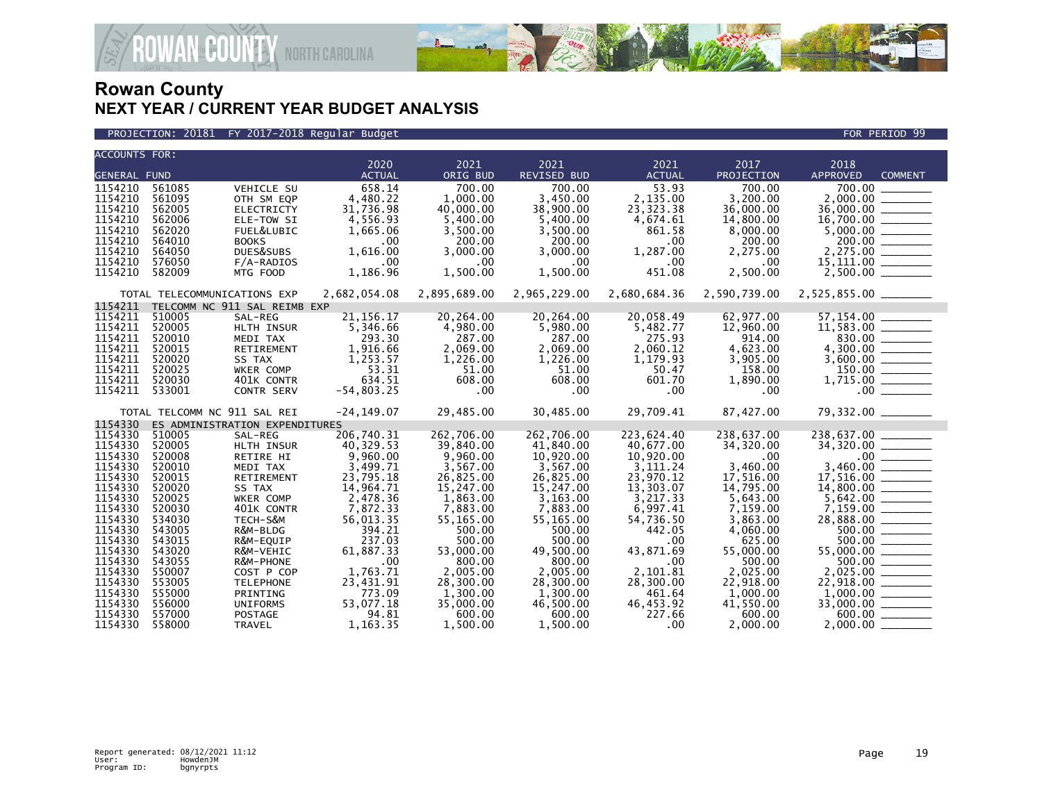# Rowan County
## NEXT YEAR / CURRENT YEAR BUDGET ANALYSIS

PROJECTION: 20181 FY 2017-2018 Regular Budget — FOR PERIOD 99

| ACCOUNTS FOR: GENERAL FUND | | | 2020 ACTUAL | 2021 ORIG BUD | 2021 REVISED BUD | 2021 ACTUAL | 2017 PROJECTION | 2018 APPROVED | COMMENT |
|---|---|---|---|---|---|---|---|---|---|
| 1154210 | 561085 | VEHICLE SU | 658.14 | 700.00 | 700.00 | 53.93 | 700.00 | 700.00 | _______ |
| 1154210 | 561095 | OTH SM EQP | 4,480.22 | 1,000.00 | 3,450.00 | 2,135.00 | 3,200.00 | 2,000.00 | _______ |
| 1154210 | 562005 | ELECTRICTY | 31,736.98 | 40,000.00 | 38,900.00 | 23,323.38 | 36,000.00 | 36,000.00 | _______ |
| 1154210 | 562006 | ELE-TOW SI | 4,556.93 | 5,400.00 | 5,400.00 | 4,674.61 | 14,800.00 | 16,700.00 | _______ |
| 1154210 | 562020 | FUEL&LUBIC | 1,665.06 | 3,500.00 | 3,500.00 | 861.58 | 8,000.00 | 5,000.00 | _______ |
| 1154210 | 564010 | BOOKS | .00 | 200.00 | 200.00 | .00 | 200.00 | 200.00 | _______ |
| 1154210 | 564050 | DUES&SUBS | 1,616.00 | 3,000.00 | 3,000.00 | 1,287.00 | 2,275.00 | 2,275.00 | _______ |
| 1154210 | 576050 | F/A-RADIOS | .00 | .00 | .00 | .00 | .00 | 15,111.00 | _______ |
| 1154210 | 582009 | MTG FOOD | 1,186.96 | 1,500.00 | 1,500.00 | 451.08 | 2,500.00 | 2,500.00 | _______ |
| TOTAL TELECOMMUNICATIONS EXP | | | 2,682,054.08 | 2,895,689.00 | 2,965,229.00 | 2,680,684.36 | 2,590,739.00 | 2,525,855.00 | _______ |
| 1154211 | TELCOMM NC 911 SAL REIMB EXP | | | | | | | | |
| 1154211 | 510005 | SAL-REG | 21,156.17 | 20,264.00 | 20,264.00 | 20,058.49 | 62,977.00 | 57,154.00 | _______ |
| 1154211 | 520005 | HLTH INSUR | 5,346.66 | 4,980.00 | 5,980.00 | 5,482.77 | 12,960.00 | 11,583.00 | _______ |
| 1154211 | 520010 | MEDI TAX | 293.30 | 287.00 | 287.00 | 275.93 | 914.00 | 830.00 | _______ |
| 1154211 | 520015 | RETIREMENT | 1,916.66 | 2,069.00 | 2,069.00 | 2,060.12 | 4,623.00 | 4,300.00 | _______ |
| 1154211 | 520020 | SS TAX | 1,253.57 | 1,226.00 | 1,226.00 | 1,179.93 | 3,905.00 | 3,600.00 | _______ |
| 1154211 | 520025 | WKER COMP | 53.31 | 51.00 | 51.00 | 50.47 | 158.00 | 150.00 | _______ |
| 1154211 | 520030 | 401K CONTR | 634.51 | 608.00 | 608.00 | 601.70 | 1,890.00 | 1,715.00 | _______ |
| 1154211 | 533001 | CONTR SERV | -54,803.25 | .00 | .00 | .00 | .00 | .00 | _______ |
| TOTAL TELCOMM NC 911 SAL REI | | | -24,149.07 | 29,485.00 | 30,485.00 | 29,709.41 | 87,427.00 | 79,332.00 | _______ |
| 1154330 | ES ADMINISTRATION EXPENDITURES | | | | | | | | |
| 1154330 | 510005 | SAL-REG | 206,740.31 | 262,706.00 | 262,706.00 | 223,624.40 | 238,637.00 | 238,637.00 | _______ |
| 1154330 | 520005 | HLTH INSUR | 40,329.53 | 39,840.00 | 41,840.00 | 40,677.00 | 34,320.00 | 34,320.00 | _______ |
| 1154330 | 520008 | RETIRE HI | 9,960.00 | 9,960.00 | 10,920.00 | 10,920.00 | .00 | .00 | _______ |
| 1154330 | 520010 | MEDI TAX | 3,499.71 | 3,567.00 | 3,567.00 | 3,111.24 | 3,460.00 | 3,460.00 | _______ |
| 1154330 | 520015 | RETIREMENT | 23,795.18 | 26,825.00 | 26,825.00 | 23,970.12 | 17,516.00 | 17,516.00 | _______ |
| 1154330 | 520020 | SS TAX | 14,964.71 | 15,247.00 | 15,247.00 | 13,303.07 | 14,795.00 | 14,800.00 | _______ |
| 1154330 | 520025 | WKER COMP | 2,478.36 | 1,863.00 | 3,163.00 | 3,217.33 | 5,643.00 | 5,642.00 | _______ |
| 1154330 | 520030 | 401K CONTR | 7,872.33 | 7,883.00 | 7,883.00 | 6,997.41 | 7,159.00 | 7,159.00 | _______ |
| 1154330 | 534030 | TECH-S&M | 56,013.35 | 55,165.00 | 55,165.00 | 54,736.50 | 3,863.00 | 28,888.00 | _______ |
| 1154330 | 543005 | R&M-BLDG | 394.21 | 500.00 | 500.00 | 442.05 | 4,060.00 | 500.00 | _______ |
| 1154330 | 543015 | R&M-EQUIP | 237.03 | 500.00 | 500.00 | .00 | 625.00 | 500.00 | _______ |
| 1154330 | 543020 | R&M-VEHIC | 61,887.33 | 53,000.00 | 49,500.00 | 43,871.69 | 55,000.00 | 55,000.00 | _______ |
| 1154330 | 543055 | R&M-PHONE | .00 | 800.00 | 800.00 | .00 | 500.00 | 500.00 | _______ |
| 1154330 | 550007 | COST P COP | 1,763.71 | 2,005.00 | 2,005.00 | 2,101.81 | 2,025.00 | 2,025.00 | _______ |
| 1154330 | 553005 | TELEPHONE | 23,431.91 | 28,300.00 | 28,300.00 | 28,300.00 | 22,918.00 | 22,918.00 | _______ |
| 1154330 | 555000 | PRINTING | 773.09 | 1,300.00 | 1,300.00 | 461.64 | 1,000.00 | 1,000.00 | _______ |
| 1154330 | 556000 | UNIFORMS | 53,077.18 | 35,000.00 | 46,500.00 | 46,453.92 | 41,550.00 | 33,000.00 | _______ |
| 1154330 | 557000 | POSTAGE | 94.81 | 600.00 | 600.00 | 227.66 | 600.00 | 600.00 | _______ |
| 1154330 | 558000 | TRAVEL | 1,163.35 | 1,500.00 | 1,500.00 | .00 | 2,000.00 | 2,000.00 | _______ |

Report generated: 08/12/2021 11:12
User: HowdenJM
Program ID: bgnyrpts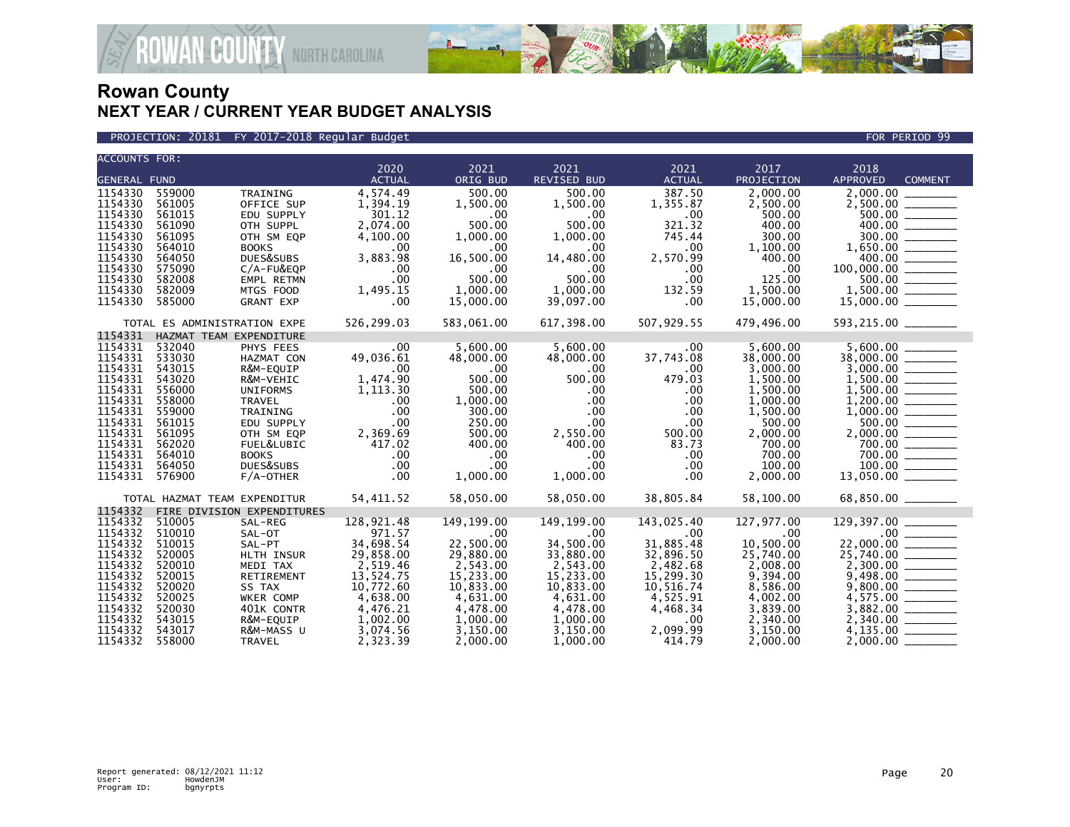# Rowan County
## NEXT YEAR / CURRENT YEAR BUDGET ANALYSIS

PROJECTION: 20181 FY 2017-2018 Regular Budget — FOR PERIOD 99

| ACCOUNTS FOR: GENERAL FUND | | | 2020 ACTUAL | 2021 ORIG BUD | 2021 REVISED BUD | 2021 ACTUAL | 2017 PROJECTION | 2018 APPROVED | COMMENT |
|---|---|---|---|---|---|---|---|---|---|
| 1154330 | 559000 | TRAINING | 4,574.49 | 500.00 | 500.00 | 387.50 | 2,000.00 | 2,000.00 | |
| 1154330 | 561005 | OFFICE SUP | 1,394.19 | 1,500.00 | 1,500.00 | 1,355.87 | 2,500.00 | 2,500.00 | |
| 1154330 | 561015 | EDU SUPPLY | 301.12 | .00 | .00 | .00 | 500.00 | 500.00 | |
| 1154330 | 561090 | OTH SUPPL | 2,074.00 | 500.00 | 500.00 | 321.32 | 400.00 | 400.00 | |
| 1154330 | 561095 | OTH SM EQP | 4,100.00 | 1,000.00 | 1,000.00 | 745.44 | 300.00 | 300.00 | |
| 1154330 | 564010 | BOOKS | .00 | .00 | .00 | .00 | 1,100.00 | 1,650.00 | |
| 1154330 | 564050 | DUES&SUBS | 3,883.98 | 16,500.00 | 14,480.00 | 2,570.99 | 400.00 | 400.00 | |
| 1154330 | 575090 | C/A-FU&EQP | .00 | .00 | .00 | .00 | .00 | 100,000.00 | |
| 1154330 | 582008 | EMPL RETMN | .00 | 500.00 | 500.00 | .00 | 125.00 | 500.00 | |
| 1154330 | 582009 | MTGS FOOD | 1,495.15 | 1,000.00 | 1,000.00 | 132.59 | 1,500.00 | 1,500.00 | |
| 1154330 | 585000 | GRANT EXP | .00 | 15,000.00 | 39,097.00 | .00 | 15,000.00 | 15,000.00 | |
| | TOTAL ES ADMINISTRATION EXPE | | 526,299.03 | 583,061.00 | 617,398.00 | 507,929.55 | 479,496.00 | 593,215.00 | |
| 1154331 | HAZMAT TEAM EXPENDITURE | | | | | | | | |
| 1154331 | 532040 | PHYS FEES | .00 | 5,600.00 | 5,600.00 | .00 | 5,600.00 | 5,600.00 | |
| 1154331 | 533030 | HAZMAT CON | 49,036.61 | 48,000.00 | 48,000.00 | 37,743.08 | 38,000.00 | 38,000.00 | |
| 1154331 | 543015 | R&M-EQUIP | .00 | .00 | .00 | .00 | 3,000.00 | 3,000.00 | |
| 1154331 | 543020 | R&M-VEHIC | 1,474.90 | 500.00 | 500.00 | 479.03 | 1,500.00 | 1,500.00 | |
| 1154331 | 556000 | UNIFORMS | 1,113.30 | 500.00 | .00 | .00 | 1,500.00 | 1,500.00 | |
| 1154331 | 558000 | TRAVEL | .00 | 1,000.00 | .00 | .00 | 1,000.00 | 1,200.00 | |
| 1154331 | 559000 | TRAINING | .00 | 300.00 | .00 | .00 | 1,500.00 | 1,000.00 | |
| 1154331 | 561015 | EDU SUPPLY | .00 | 250.00 | .00 | .00 | 500.00 | 500.00 | |
| 1154331 | 561095 | OTH SM EQP | 2,369.69 | 500.00 | 2,550.00 | 500.00 | 2,000.00 | 2,000.00 | |
| 1154331 | 562020 | FUEL&LUBIC | 417.02 | 400.00 | 400.00 | 83.73 | 700.00 | 700.00 | |
| 1154331 | 564010 | BOOKS | .00 | .00 | .00 | .00 | 700.00 | 700.00 | |
| 1154331 | 564050 | DUES&SUBS | .00 | .00 | .00 | .00 | 100.00 | 100.00 | |
| 1154331 | 576900 | F/A-OTHER | .00 | 1,000.00 | 1,000.00 | .00 | 2,000.00 | 13,050.00 | |
| | TOTAL HAZMAT TEAM EXPENDITUR | | 54,411.52 | 58,050.00 | 58,050.00 | 38,805.84 | 58,100.00 | 68,850.00 | |
| 1154332 | FIRE DIVISION EXPENDITURES | | | | | | | | |
| 1154332 | 510005 | SAL-REG | 128,921.48 | 149,199.00 | 149,199.00 | 143,025.40 | 127,977.00 | 129,397.00 | |
| 1154332 | 510010 | SAL-OT | 971.57 | .00 | .00 | .00 | .00 | .00 | |
| 1154332 | 510015 | SAL-PT | 34,698.54 | 22,500.00 | 34,500.00 | 31,885.48 | 10,500.00 | 22,000.00 | |
| 1154332 | 520005 | HLTH INSUR | 29,858.00 | 29,880.00 | 33,880.00 | 32,896.50 | 25,740.00 | 25,740.00 | |
| 1154332 | 520010 | MEDI TAX | 2,519.46 | 2,543.00 | 2,543.00 | 2,482.68 | 2,008.00 | 2,300.00 | |
| 1154332 | 520015 | RETIREMENT | 13,524.75 | 15,233.00 | 15,233.00 | 15,299.30 | 9,394.00 | 9,498.00 | |
| 1154332 | 520020 | SS TAX | 10,772.60 | 10,833.00 | 10,833.00 | 10,516.74 | 8,586.00 | 9,800.00 | |
| 1154332 | 520025 | WKER COMP | 4,638.00 | 4,631.00 | 4,631.00 | 4,525.91 | 4,002.00 | 4,575.00 | |
| 1154332 | 520030 | 401K CONTR | 4,476.21 | 4,478.00 | 4,478.00 | 4,468.34 | 3,839.00 | 3,882.00 | |
| 1154332 | 543015 | R&M-EQUIP | 1,002.00 | 1,000.00 | 1,000.00 | .00 | 2,340.00 | 2,340.00 | |
| 1154332 | 543017 | R&M-MASS U | 3,074.56 | 3,150.00 | 3,150.00 | 2,099.99 | 3,150.00 | 4,135.00 | |
| 1154332 | 558000 | TRAVEL | 2,323.39 | 2,000.00 | 1,000.00 | 414.79 | 2,000.00 | 2,000.00 | |

Report generated: 08/12/2021 11:12
User: HowdenJM
Program ID: bgnyrpts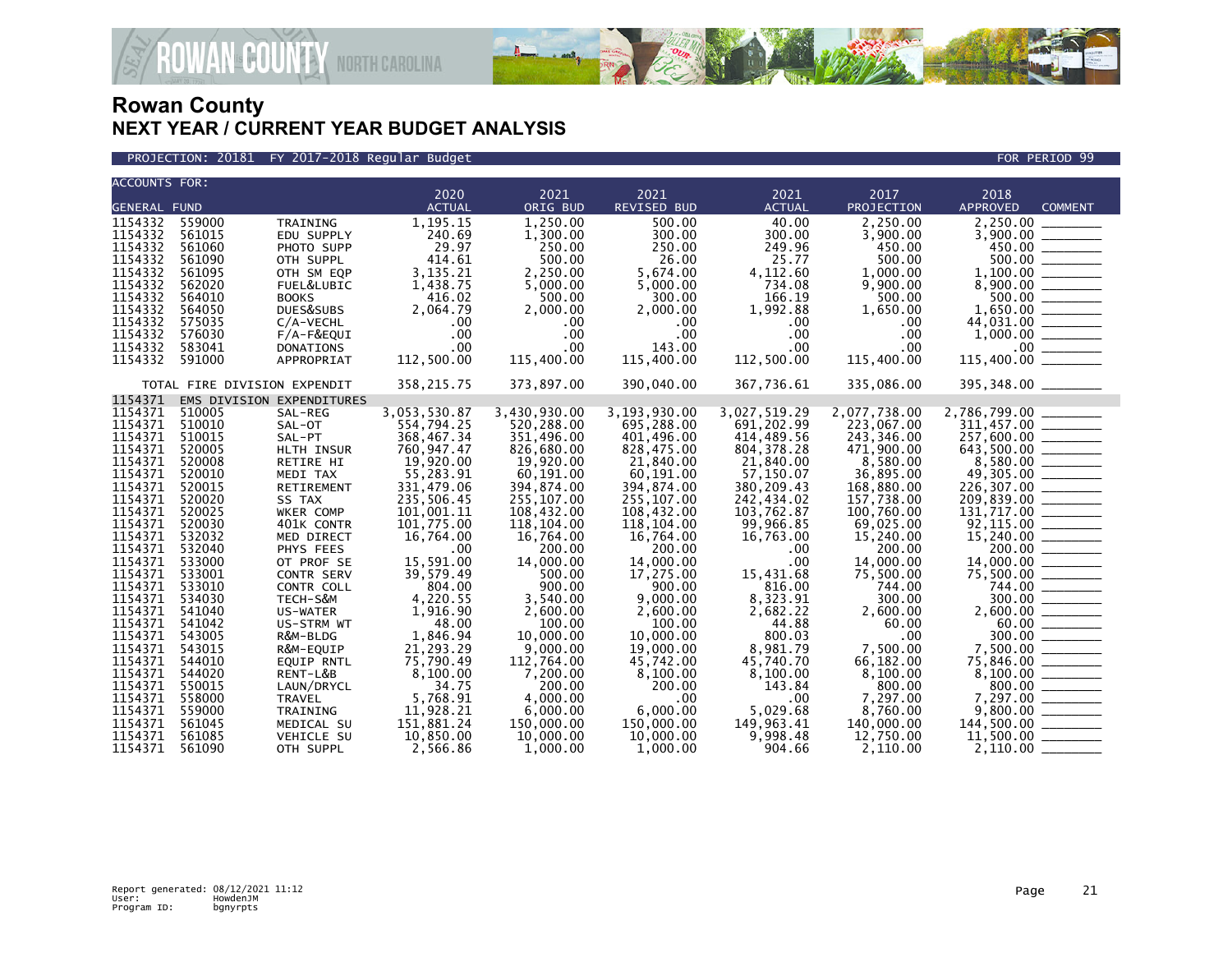# Rowan County
## NEXT YEAR / CURRENT YEAR BUDGET ANALYSIS

PROJECTION: 20181 FY 2017-2018 Regular Budget — FOR PERIOD 99

| ACCOUNTS FOR: GENERAL FUND | | | 2020 ACTUAL | 2021 ORIG BUD | 2021 REVISED BUD | 2021 ACTUAL | 2017 PROJECTION | 2018 APPROVED | COMMENT |
|---|---|---|---|---|---|---|---|---|---|
| 1154332 | 559000 | TRAINING | 1,195.15 | 1,250.00 | 500.00 | 40.00 | 2,250.00 | 2,250.00 | ________ |
| 1154332 | 561015 | EDU SUPPLY | 240.69 | 1,300.00 | 300.00 | 300.00 | 3,900.00 | 3,900.00 | ________ |
| 1154332 | 561060 | PHOTO SUPP | 29.97 | 250.00 | 250.00 | 249.96 | 450.00 | 450.00 | ________ |
| 1154332 | 561090 | OTH SUPPL | 414.61 | 500.00 | 26.00 | 25.77 | 500.00 | 500.00 | ________ |
| 1154332 | 561095 | OTH SM EQP | 3,135.21 | 2,250.00 | 5,674.00 | 4,112.60 | 1,000.00 | 1,100.00 | ________ |
| 1154332 | 562020 | FUEL&LUBIC | 1,438.75 | 5,000.00 | 5,000.00 | 734.08 | 9,900.00 | 8,900.00 | ________ |
| 1154332 | 564010 | BOOKS | 416.02 | 500.00 | 300.00 | 166.19 | 500.00 | 500.00 | ________ |
| 1154332 | 564050 | DUES&SUBS | 2,064.79 | 2,000.00 | 2,000.00 | 1,992.88 | 1,650.00 | 1,650.00 | ________ |
| 1154332 | 575035 | C/A-VECHL | .00 | .00 | .00 | .00 | .00 | 44,031.00 | ________ |
| 1154332 | 576030 | F/A-F&EQUI | .00 | .00 | .00 | .00 | .00 | 1,000.00 | ________ |
| 1154332 | 583041 | DONATIONS | .00 | .00 | 143.00 | .00 | .00 | .00 | ________ |
| 1154332 | 591000 | APPROPRIAT | 112,500.00 | 115,400.00 | 115,400.00 | 112,500.00 | 115,400.00 | 115,400.00 | ________ |
| TOTAL FIRE DIVISION EXPENDIT | | | 358,215.75 | 373,897.00 | 390,040.00 | 367,736.61 | 335,086.00 | 395,348.00 | ________ |
| 1154371 | EMS DIVISION EXPENDITURES | | | | | | | | |
| 1154371 | 510005 | SAL-REG | 3,053,530.87 | 3,430,930.00 | 3,193,930.00 | 3,027,519.29 | 2,077,738.00 | 2,786,799.00 | ________ |
| 1154371 | 510010 | SAL-OT | 554,794.25 | 520,288.00 | 695,288.00 | 691,202.99 | 223,067.00 | 311,457.00 | ________ |
| 1154371 | 510015 | SAL-PT | 368,467.34 | 351,496.00 | 401,496.00 | 414,489.56 | 243,346.00 | 257,600.00 | ________ |
| 1154371 | 520005 | HLTH INSUR | 760,947.47 | 826,680.00 | 828,475.00 | 804,378.28 | 471,900.00 | 643,500.00 | ________ |
| 1154371 | 520008 | RETIRE HI | 19,920.00 | 19,920.00 | 21,840.00 | 21,840.00 | 8,580.00 | 8,580.00 | ________ |
| 1154371 | 520010 | MEDI TAX | 55,283.91 | 60,191.00 | 60,191.00 | 57,150.07 | 36,895.00 | 49,305.00 | ________ |
| 1154371 | 520015 | RETIREMENT | 331,479.06 | 394,874.00 | 394,874.00 | 380,209.43 | 168,880.00 | 226,307.00 | ________ |
| 1154371 | 520020 | SS TAX | 235,506.45 | 255,107.00 | 255,107.00 | 242,434.02 | 157,738.00 | 209,839.00 | ________ |
| 1154371 | 520025 | WKER COMP | 101,001.11 | 108,432.00 | 108,432.00 | 103,762.87 | 100,760.00 | 131,717.00 | ________ |
| 1154371 | 520030 | 401K CONTR | 101,775.00 | 118,104.00 | 118,104.00 | 99,966.85 | 69,025.00 | 92,115.00 | ________ |
| 1154371 | 532032 | MED DIRECT | 16,764.00 | 16,764.00 | 16,764.00 | 16,763.00 | 15,240.00 | 15,240.00 | ________ |
| 1154371 | 532040 | PHYS FEES | .00 | 200.00 | 200.00 | .00 | 200.00 | 200.00 | ________ |
| 1154371 | 533000 | OT PROF SE | 15,591.00 | 14,000.00 | 14,000.00 | .00 | 14,000.00 | 14,000.00 | ________ |
| 1154371 | 533001 | CONTR SERV | 39,579.49 | 500.00 | 17,275.00 | 15,431.68 | 75,500.00 | 75,500.00 | ________ |
| 1154371 | 533010 | CONTR COLL | 804.00 | 900.00 | 900.00 | 816.00 | 744.00 | 744.00 | ________ |
| 1154371 | 534030 | TECH-S&M | 4,220.55 | 3,540.00 | 9,000.00 | 8,323.91 | 300.00 | 300.00 | ________ |
| 1154371 | 541040 | US-WATER | 1,916.90 | 2,600.00 | 2,600.00 | 2,682.22 | 2,600.00 | 2,600.00 | ________ |
| 1154371 | 541042 | US-STRM WT | 48.00 | 100.00 | 100.00 | 44.88 | 60.00 | 60.00 | ________ |
| 1154371 | 543005 | R&M-BLDG | 1,846.94 | 10,000.00 | 10,000.00 | 800.03 | .00 | 300.00 | ________ |
| 1154371 | 543015 | R&M-EQUIP | 21,293.29 | 9,000.00 | 19,000.00 | 8,981.79 | 7,500.00 | 7,500.00 | ________ |
| 1154371 | 544010 | EQUIP RNTL | 75,790.49 | 112,764.00 | 45,742.00 | 45,740.70 | 66,182.00 | 75,846.00 | ________ |
| 1154371 | 544020 | RENT-L&B | 8,100.00 | 7,200.00 | 8,100.00 | 8,100.00 | 8,100.00 | 8,100.00 | ________ |
| 1154371 | 550015 | LAUN/DRYCL | 34.75 | 200.00 | 200.00 | 143.84 | 800.00 | 800.00 | ________ |
| 1154371 | 558000 | TRAVEL | 5,768.91 | 4,000.00 | .00 | .00 | 7,297.00 | 7,297.00 | ________ |
| 1154371 | 559000 | TRAINING | 11,928.21 | 6,000.00 | 6,000.00 | 5,029.68 | 8,760.00 | 9,800.00 | ________ |
| 1154371 | 561045 | MEDICAL SU | 151,881.24 | 150,000.00 | 150,000.00 | 149,963.41 | 140,000.00 | 144,500.00 | ________ |
| 1154371 | 561085 | VEHICLE SU | 10,850.00 | 10,000.00 | 10,000.00 | 9,998.48 | 12,750.00 | 11,500.00 | ________ |
| 1154371 | 561090 | OTH SUPPL | 2,566.86 | 1,000.00 | 1,000.00 | 904.66 | 2,110.00 | 2,110.00 | ________ |

Report generated: 08/12/2021 11:12
User: HowdenJM
Program ID: bgnyrpts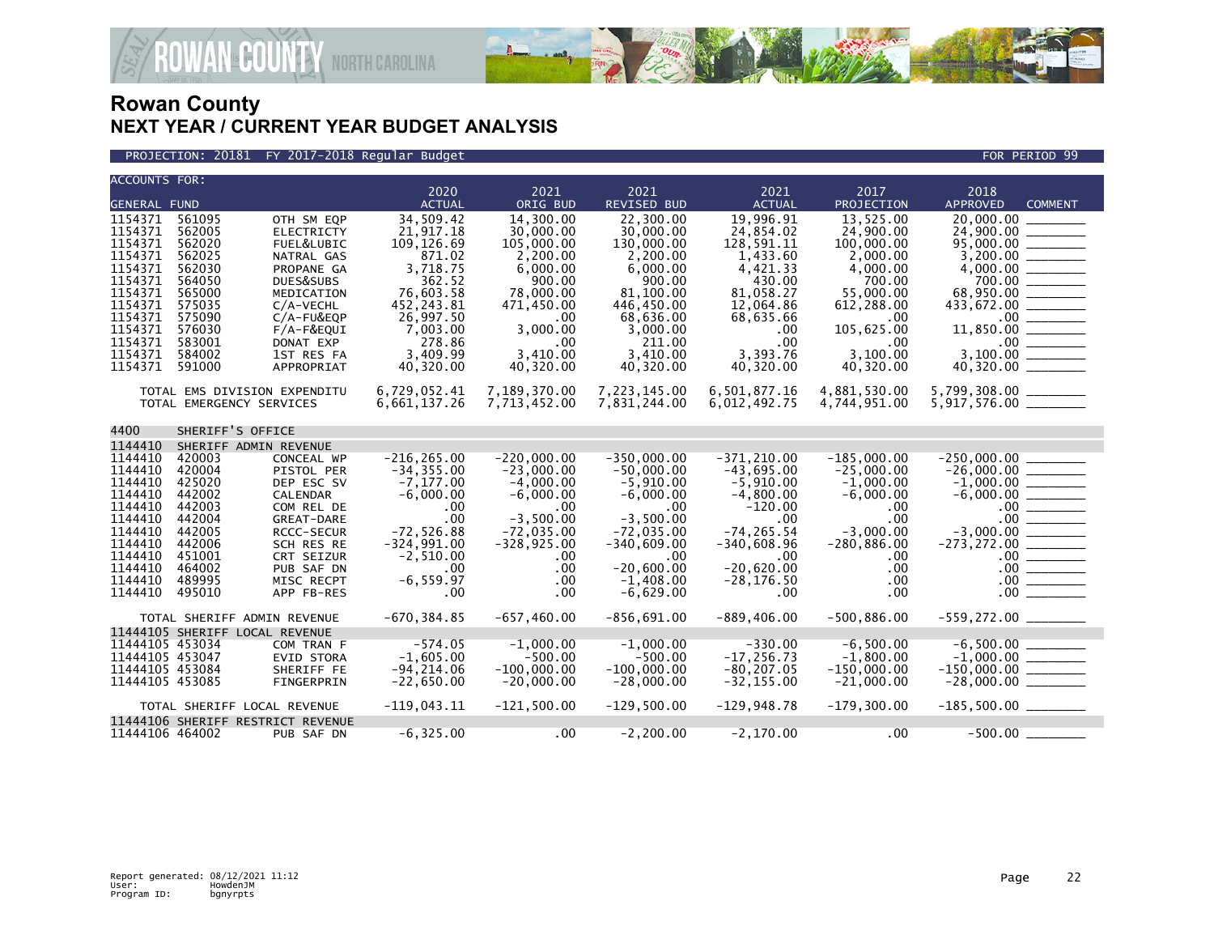# Rowan County
## NEXT YEAR / CURRENT YEAR BUDGET ANALYSIS

PROJECTION: 20181 FY 2017-2018 Regular Budget — FOR PERIOD 99

| ACCOUNTS FOR: GENERAL FUND | | | 2020 ACTUAL | 2021 ORIG BUD | 2021 REVISED BUD | 2021 ACTUAL | 2017 PROJECTION | 2018 APPROVED | COMMENT |
|---|---|---|---|---|---|---|---|---|---|
| 1154371 | 561095 | OTH SM EQP | 34,509.42 | 14,300.00 | 22,300.00 | 19,996.91 | 13,525.00 | 20,000.00 | |
| 1154371 | 562005 | ELECTRICTY | 21,917.18 | 30,000.00 | 30,000.00 | 24,854.02 | 24,900.00 | 24,900.00 | |
| 1154371 | 562020 | FUEL&LUBIC | 109,126.69 | 105,000.00 | 130,000.00 | 128,591.11 | 100,000.00 | 95,000.00 | |
| 1154371 | 562025 | NATRAL GAS | 871.02 | 2,200.00 | 2,200.00 | 1,433.60 | 2,000.00 | 3,200.00 | |
| 1154371 | 562030 | PROPANE GA | 3,718.75 | 6,000.00 | 6,000.00 | 4,421.33 | 4,000.00 | 4,000.00 | |
| 1154371 | 564050 | DUES&SUBS | 362.52 | 900.00 | 900.00 | 430.00 | 700.00 | 700.00 | |
| 1154371 | 565000 | MEDICATION | 76,603.58 | 78,000.00 | 81,100.00 | 81,058.27 | 55,000.00 | 68,950.00 | |
| 1154371 | 575035 | C/A-VECHL | 452,243.81 | 471,450.00 | 446,450.00 | 12,064.86 | 612,288.00 | 433,672.00 | |
| 1154371 | 575090 | C/A-FU&EQP | 26,997.50 | .00 | 68,636.00 | 68,635.66 | .00 | .00 | |
| 1154371 | 576030 | F/A-F&EQUI | 7,003.00 | 3,000.00 | 3,000.00 | .00 | 105,625.00 | 11,850.00 | |
| 1154371 | 583001 | DONAT EXP | 278.86 | .00 | 211.00 | .00 | .00 | .00 | |
| 1154371 | 584002 | 1ST RES FA | 3,409.99 | 3,410.00 | 3,410.00 | 3,393.76 | 3,100.00 | 3,100.00 | |
| 1154371 | 591000 | APPROPRIAT | 40,320.00 | 40,320.00 | 40,320.00 | 40,320.00 | 40,320.00 | 40,320.00 | |
| TOTAL EMS DIVISION EXPENDITU | | | 6,729,052.41 | 7,189,370.00 | 7,223,145.00 | 6,501,877.16 | 4,881,530.00 | 5,799,308.00 | |
| TOTAL EMERGENCY SERVICES | | | 6,661,137.26 | 7,713,452.00 | 7,831,244.00 | 6,012,492.75 | 4,744,951.00 | 5,917,576.00 | |
| 4400 | SHERIFF'S OFFICE | | | | | | | | |
| 1144410 | SHERIFF ADMIN REVENUE | | | | | | | | |
| 1144410 | 420003 | CONCEAL WP | -216,265.00 | -220,000.00 | -350,000.00 | -371,210.00 | -185,000.00 | -250,000.00 | |
| 1144410 | 420004 | PISTOL PER | -34,355.00 | -23,000.00 | -50,000.00 | -43,695.00 | -25,000.00 | -26,000.00 | |
| 1144410 | 425020 | DEP ESC SV | -7,177.00 | -4,000.00 | -5,910.00 | -5,910.00 | -1,000.00 | -1,000.00 | |
| 1144410 | 442002 | CALENDAR | -6,000.00 | -6,000.00 | -6,000.00 | -4,800.00 | -6,000.00 | -6,000.00 | |
| 1144410 | 442003 | COM REL DE | .00 | .00 | .00 | -120.00 | .00 | .00 | |
| 1144410 | 442004 | GREAT-DARE | .00 | -3,500.00 | -3,500.00 | .00 | .00 | .00 | |
| 1144410 | 442005 | RCCC-SECUR | -72,526.88 | -72,035.00 | -72,035.00 | -74,265.54 | -3,000.00 | -3,000.00 | |
| 1144410 | 442006 | SCH RES RE | -324,991.00 | -328,925.00 | -340,609.00 | -340,608.96 | -280,886.00 | -273,272.00 | |
| 1144410 | 451001 | CRT SEIZUR | -2,510.00 | .00 | .00 | .00 | .00 | .00 | |
| 1144410 | 464002 | PUB SAF DN | .00 | .00 | -20,600.00 | -20,620.00 | .00 | .00 | |
| 1144410 | 489995 | MISC RECPT | -6,559.97 | .00 | -1,408.00 | -28,176.50 | .00 | .00 | |
| 1144410 | 495010 | APP FB-RES | .00 | .00 | -6,629.00 | .00 | .00 | .00 | |
| TOTAL SHERIFF ADMIN REVENUE | | | -670,384.85 | -657,460.00 | -856,691.00 | -889,406.00 | -500,886.00 | -559,272.00 | |
| 11444105 | SHERIFF LOCAL REVENUE | | | | | | | | |
| 11444105 | 453034 | COM TRAN F | -574.05 | -1,000.00 | -1,000.00 | -330.00 | -6,500.00 | -6,500.00 | |
| 11444105 | 453047 | EVID STORA | -1,605.00 | -500.00 | -500.00 | -17,256.73 | -1,800.00 | -1,000.00 | |
| 11444105 | 453084 | SHERIFF FE | -94,214.06 | -100,000.00 | -100,000.00 | -80,207.05 | -150,000.00 | -150,000.00 | |
| 11444105 | 453085 | FINGERPRIN | -22,650.00 | -20,000.00 | -28,000.00 | -32,155.00 | -21,000.00 | -28,000.00 | |
| TOTAL SHERIFF LOCAL REVENUE | | | -119,043.11 | -121,500.00 | -129,500.00 | -129,948.78 | -179,300.00 | -185,500.00 | |
| 11444106 | SHERIFF RESTRICT REVENUE | | | | | | | | |
| 11444106 | 464002 | PUB SAF DN | -6,325.00 | .00 | -2,200.00 | -2,170.00 | .00 | -500.00 | |

Report generated: 08/12/2021 11:12
User: HowdenJM
Program ID: bgnyrpts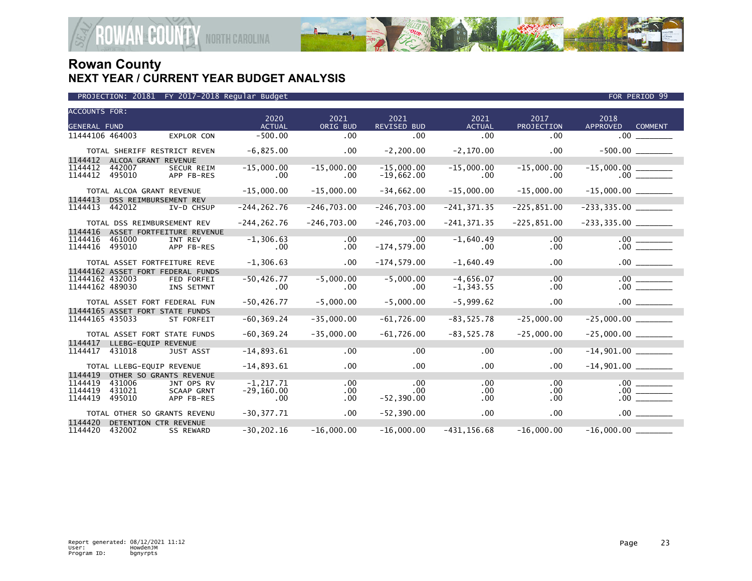# Rowan County
## NEXT YEAR / CURRENT YEAR BUDGET ANALYSIS

PROJECTION: 20181 FY 2017-2018 Regular Budget | FOR PERIOD 99

| ACCOUNTS FOR: GENERAL FUND | | | 2020 ACTUAL | 2021 ORIG BUD | 2021 REVISED BUD | 2021 ACTUAL | 2017 PROJECTION | 2018 APPROVED | COMMENT |
|---|---|---|---|---|---|---|---|---|---|
| 11444106 | 464003 | EXPLOR CON | -500.00 | .00 | .00 | .00 | .00 | .00 | |
| TOTAL SHERIFF RESTRICT REVEN | | | -6,825.00 | .00 | -2,200.00 | -2,170.00 | .00 | -500.00 | |
| 1144412 | ALCOA GRANT REVENUE | | | | | | | | |
| 1144412 | 442007 | SECUR REIM | -15,000.00 | -15,000.00 | -15,000.00 | -15,000.00 | -15,000.00 | -15,000.00 | |
| 1144412 | 495010 | APP FB-RES | .00 | .00 | -19,662.00 | .00 | .00 | .00 | |
| TOTAL ALCOA GRANT REVENUE | | | -15,000.00 | -15,000.00 | -34,662.00 | -15,000.00 | -15,000.00 | -15,000.00 | |
| 1144413 | DSS REIMBURSEMENT REV | | | | | | | | |
| 1144413 | 442012 | IV-D CHSUP | -244,262.76 | -246,703.00 | -246,703.00 | -241,371.35 | -225,851.00 | -233,335.00 | |
| TOTAL DSS REIMBURSEMENT REV | | | -244,262.76 | -246,703.00 | -246,703.00 | -241,371.35 | -225,851.00 | -233,335.00 | |
| 1144416 | ASSET FORTFEITURE REVENUE | | | | | | | | |
| 1144416 | 461000 | INT REV | -1,306.63 | .00 | .00 | -1,640.49 | .00 | .00 | |
| 1144416 | 495010 | APP FB-RES | .00 | .00 | -174,579.00 | .00 | .00 | .00 | |
| TOTAL ASSET FORTFEITURE REVE | | | -1,306.63 | .00 | -174,579.00 | -1,640.49 | .00 | .00 | |
| 11444162 | ASSET FORT FEDERAL FUNDS | | | | | | | | |
| 11444162 | 432003 | FED FORFEI | -50,426.77 | -5,000.00 | -5,000.00 | -4,656.07 | .00 | .00 | |
| 11444162 | 489030 | INS SETMNT | .00 | .00 | .00 | -1,343.55 | .00 | .00 | |
| TOTAL ASSET FORT FEDERAL FUN | | | -50,426.77 | -5,000.00 | -5,000.00 | -5,999.62 | .00 | .00 | |
| 11444165 | ASSET FORT STATE FUNDS | | | | | | | | |
| 11444165 | 435033 | ST FORFEIT | -60,369.24 | -35,000.00 | -61,726.00 | -83,525.78 | -25,000.00 | -25,000.00 | |
| TOTAL ASSET FORT STATE FUNDS | | | -60,369.24 | -35,000.00 | -61,726.00 | -83,525.78 | -25,000.00 | -25,000.00 | |
| 1144417 | LLEBG-EQUIP REVENUE | | | | | | | | |
| 1144417 | 431018 | JUST ASST | -14,893.61 | .00 | .00 | .00 | .00 | -14,901.00 | |
| TOTAL LLEBG-EQUIP REVENUE | | | -14,893.61 | .00 | .00 | .00 | .00 | -14,901.00 | |
| 1144419 | OTHER SO GRANTS REVENUE | | | | | | | | |
| 1144419 | 431006 | JNT OPS RV | -1,217.71 | .00 | .00 | .00 | .00 | .00 | |
| 1144419 | 431021 | SCAAP GRNT | -29,160.00 | .00 | .00 | .00 | .00 | .00 | |
| 1144419 | 495010 | APP FB-RES | .00 | .00 | -52,390.00 | .00 | .00 | .00 | |
| TOTAL OTHER SO GRANTS REVENU | | | -30,377.71 | .00 | -52,390.00 | .00 | .00 | .00 | |
| 1144420 | DETENTION CTR REVENUE | | | | | | | | |
| 1144420 | 432002 | SS REWARD | -30,202.16 | -16,000.00 | -16,000.00 | -431,156.68 | -16,000.00 | -16,000.00 | |

Report generated: 08/12/2021 11:12
User: HowdenJM
Program ID: bgnyrpts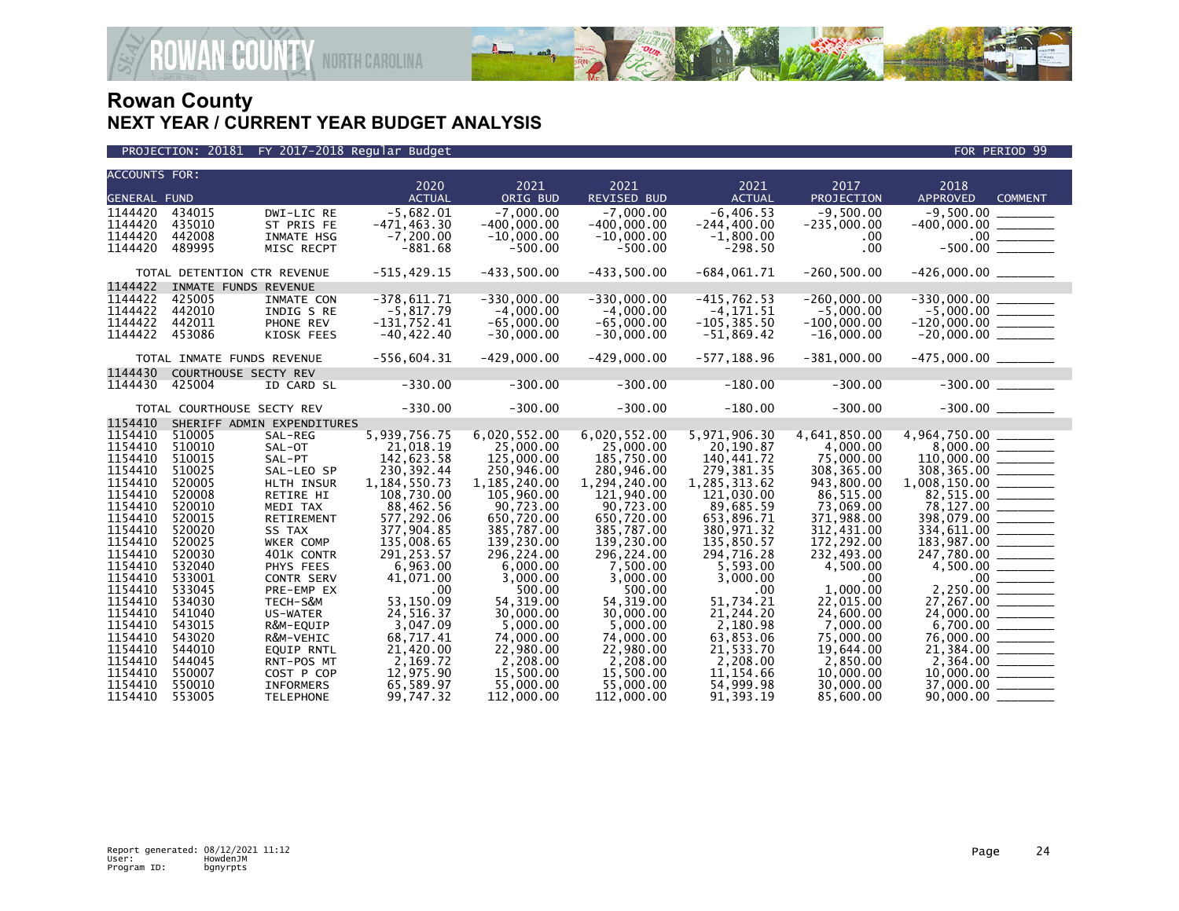# Rowan County
## NEXT YEAR / CURRENT YEAR BUDGET ANALYSIS

PROJECTION: 20181 FY 2017-2018 Regular Budget — FOR PERIOD 99

| ACCOUNTS FOR: GENERAL FUND | | | 2020 ACTUAL | 2021 ORIG BUD | 2021 REVISED BUD | 2021 ACTUAL | 2017 PROJECTION | 2018 APPROVED | COMMENT |
|---|---|---|---|---|---|---|---|---|---|
| 1144420 | 434015 | DWI-LIC RE | -5,682.01 | -7,000.00 | -7,000.00 | -6,406.53 | -9,500.00 | -9,500.00 | |
| 1144420 | 435010 | ST PRIS FE | -471,463.30 | -400,000.00 | -400,000.00 | -244,400.00 | -235,000.00 | -400,000.00 | |
| 1144420 | 442008 | INMATE HSG | -7,200.00 | -10,000.00 | -10,000.00 | -1,800.00 | .00 | .00 | |
| 1144420 | 489995 | MISC RECPT | -881.68 | -500.00 | -500.00 | -298.50 | .00 | -500.00 | |
| TOTAL DETENTION CTR REVENUE | | | -515,429.15 | -433,500.00 | -433,500.00 | -684,061.71 | -260,500.00 | -426,000.00 | |
| 1144422 | INMATE FUNDS REVENUE | | | | | | | | |
| 1144422 | 425005 | INMATE CON | -378,611.71 | -330,000.00 | -330,000.00 | -415,762.53 | -260,000.00 | -330,000.00 | |
| 1144422 | 442010 | INDIG S RE | -5,817.79 | -4,000.00 | -4,000.00 | -4,171.51 | -5,000.00 | -5,000.00 | |
| 1144422 | 442011 | PHONE REV | -131,752.41 | -65,000.00 | -65,000.00 | -105,385.50 | -100,000.00 | -120,000.00 | |
| 1144422 | 453086 | KIOSK FEES | -40,422.40 | -30,000.00 | -30,000.00 | -51,869.42 | -16,000.00 | -20,000.00 | |
| TOTAL INMATE FUNDS REVENUE | | | -556,604.31 | -429,000.00 | -429,000.00 | -577,188.96 | -381,000.00 | -475,000.00 | |
| 1144430 | COURTHOUSE SECTY REV | | | | | | | | |
| 1144430 | 425004 | ID CARD SL | -330.00 | -300.00 | -300.00 | -180.00 | -300.00 | -300.00 | |
| TOTAL COURTHOUSE SECTY REV | | | -330.00 | -300.00 | -300.00 | -180.00 | -300.00 | -300.00 | |
| 1154410 | SHERIFF ADMIN EXPENDITURES | | | | | | | | |
| 1154410 | 510005 | SAL-REG | 5,939,756.75 | 6,020,552.00 | 6,020,552.00 | 5,971,906.30 | 4,641,850.00 | 4,964,750.00 | |
| 1154410 | 510010 | SAL-OT | 21,018.19 | 25,000.00 | 25,000.00 | 20,190.87 | 4,000.00 | 8,000.00 | |
| 1154410 | 510015 | SAL-PT | 142,623.58 | 125,000.00 | 185,750.00 | 140,441.72 | 75,000.00 | 110,000.00 | |
| 1154410 | 510025 | SAL-LEO SP | 230,392.44 | 250,946.00 | 280,946.00 | 279,381.35 | 308,365.00 | 308,365.00 | |
| 1154410 | 520005 | HLTH INSUR | 1,184,550.73 | 1,185,240.00 | 1,294,240.00 | 1,285,313.62 | 943,800.00 | 1,008,150.00 | |
| 1154410 | 520008 | RETIRE HI | 108,730.00 | 105,960.00 | 121,940.00 | 121,030.00 | 86,515.00 | 82,515.00 | |
| 1154410 | 520010 | MEDI TAX | 88,462.56 | 90,723.00 | 90,723.00 | 89,685.59 | 73,069.00 | 78,127.00 | |
| 1154410 | 520015 | RETIREMENT | 577,292.06 | 650,720.00 | 650,720.00 | 653,896.71 | 371,988.00 | 398,079.00 | |
| 1154410 | 520020 | SS TAX | 377,904.85 | 385,787.00 | 385,787.00 | 380,971.32 | 312,431.00 | 334,611.00 | |
| 1154410 | 520025 | WKER COMP | 135,008.65 | 139,230.00 | 139,230.00 | 135,850.57 | 172,292.00 | 183,987.00 | |
| 1154410 | 520030 | 401K CONTR | 291,253.57 | 296,224.00 | 296,224.00 | 294,716.28 | 232,493.00 | 247,780.00 | |
| 1154410 | 532040 | PHYS FEES | 6,963.00 | 6,000.00 | 7,500.00 | 5,593.00 | 4,500.00 | 4,500.00 | |
| 1154410 | 533001 | CONTR SERV | 41,071.00 | 3,000.00 | 3,000.00 | 3,000.00 | .00 | .00 | |
| 1154410 | 533045 | PRE-EMP EX | .00 | 500.00 | 500.00 | .00 | 1,000.00 | 2,250.00 | |
| 1154410 | 534030 | TECH-S&M | 53,150.09 | 54,319.00 | 54,319.00 | 51,734.21 | 22,015.00 | 27,267.00 | |
| 1154410 | 541040 | US-WATER | 24,516.37 | 30,000.00 | 30,000.00 | 21,244.20 | 24,600.00 | 24,000.00 | |
| 1154410 | 543015 | R&M-EQUIP | 3,047.09 | 5,000.00 | 5,000.00 | 2,180.98 | 7,000.00 | 6,700.00 | |
| 1154410 | 543020 | R&M-VEHIC | 68,717.41 | 74,000.00 | 74,000.00 | 63,853.06 | 75,000.00 | 76,000.00 | |
| 1154410 | 544010 | EQUIP RNTL | 21,420.00 | 22,980.00 | 22,980.00 | 21,533.70 | 19,644.00 | 21,384.00 | |
| 1154410 | 544045 | RNT-POS MT | 2,169.72 | 2,208.00 | 2,208.00 | 2,208.00 | 2,850.00 | 2,364.00 | |
| 1154410 | 550007 | COST P COP | 12,975.90 | 15,500.00 | 15,500.00 | 11,154.66 | 10,000.00 | 10,000.00 | |
| 1154410 | 550010 | INFORMERS | 65,589.97 | 55,000.00 | 55,000.00 | 54,999.98 | 30,000.00 | 37,000.00 | |
| 1154410 | 553005 | TELEPHONE | 99,747.32 | 112,000.00 | 112,000.00 | 91,393.19 | 85,600.00 | 90,000.00 | |

Report generated: 08/12/2021 11:12
User: HowdenJM
Program ID: bgnyrpts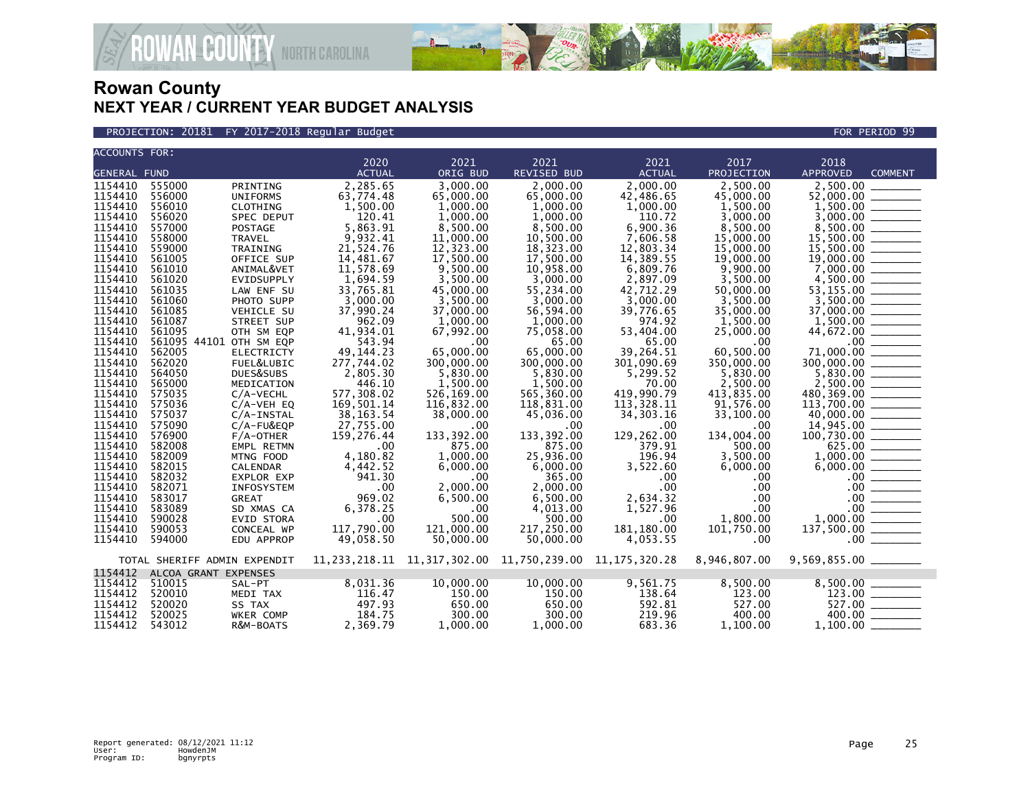# Rowan County
## NEXT YEAR / CURRENT YEAR BUDGET ANALYSIS

PROJECTION: 20181 FY 2017-2018 Regular Budget — FOR PERIOD 99

| ACCOUNTS FOR: GENERAL FUND | | | 2020 ACTUAL | 2021 ORIG BUD | 2021 REVISED BUD | 2021 ACTUAL | 2017 PROJECTION | 2018 APPROVED | COMMENT |
|---|---|---|---|---|---|---|---|---|---|
| 1154410 | 555000 | PRINTING | 2,285.65 | 3,000.00 | 2,000.00 | 2,000.00 | 2,500.00 | 2,500.00 | _______ |
| 1154410 | 556000 | UNIFORMS | 63,774.48 | 65,000.00 | 65,000.00 | 42,486.65 | 45,000.00 | 52,000.00 | _______ |
| 1154410 | 556010 | CLOTHING | 1,500.00 | 1,000.00 | 1,000.00 | 1,000.00 | 1,500.00 | 1,500.00 | _______ |
| 1154410 | 556020 | SPEC DEPUT | 120.41 | 1,000.00 | 1,000.00 | 110.72 | 3,000.00 | 3,000.00 | _______ |
| 1154410 | 557000 | POSTAGE | 5,863.91 | 8,500.00 | 8,500.00 | 6,900.36 | 8,500.00 | 8,500.00 | _______ |
| 1154410 | 558000 | TRAVEL | 9,932.41 | 11,000.00 | 10,500.00 | 7,606.58 | 15,000.00 | 15,500.00 | _______ |
| 1154410 | 559000 | TRAINING | 21,524.76 | 12,323.00 | 18,323.00 | 12,803.34 | 15,000.00 | 15,500.00 | _______ |
| 1154410 | 561005 | OFFICE SUP | 14,481.67 | 17,500.00 | 17,500.00 | 14,389.55 | 19,000.00 | 19,000.00 | _______ |
| 1154410 | 561010 | ANIMAL&VET | 11,578.69 | 9,500.00 | 10,958.00 | 6,809.76 | 9,900.00 | 7,000.00 | _______ |
| 1154410 | 561020 | EVIDSUPPLY | 1,694.59 | 3,500.00 | 3,000.00 | 2,897.09 | 3,500.00 | 4,500.00 | _______ |
| 1154410 | 561035 | LAW ENF SU | 33,765.81 | 45,000.00 | 55,234.00 | 42,712.29 | 50,000.00 | 53,155.00 | _______ |
| 1154410 | 561060 | PHOTO SUPP | 3,000.00 | 3,500.00 | 3,000.00 | 3,000.00 | 3,500.00 | 3,500.00 | _______ |
| 1154410 | 561085 | VEHICLE SU | 37,990.24 | 37,000.00 | 56,594.00 | 39,776.65 | 35,000.00 | 37,000.00 | _______ |
| 1154410 | 561087 | STREET SUP | 962.09 | 1,000.00 | 1,000.00 | 974.92 | 1,500.00 | 1,500.00 | _______ |
| 1154410 | 561095 | OTH SM EQP | 41,934.01 | 67,992.00 | 75,058.00 | 53,404.00 | 25,000.00 | 44,672.00 | _______ |
| 1154410 | 561095 44101 | OTH SM EQP | 543.94 | .00 | 65.00 | 65.00 | .00 | .00 | _______ |
| 1154410 | 562005 | ELECTRICTY | 49,144.23 | 65,000.00 | 65,000.00 | 39,264.51 | 60,500.00 | 71,000.00 | _______ |
| 1154410 | 562020 | FUEL&LUBIC | 277,744.02 | 300,000.00 | 300,000.00 | 301,090.69 | 350,000.00 | 300,000.00 | _______ |
| 1154410 | 564050 | DUES&SUBS | 2,805.30 | 5,830.00 | 5,830.00 | 5,299.52 | 5,830.00 | 5,830.00 | _______ |
| 1154410 | 565000 | MEDICATION | 446.10 | 1,500.00 | 1,500.00 | 70.00 | 2,500.00 | 2,500.00 | _______ |
| 1154410 | 575035 | C/A-VECHL | 577,308.02 | 526,169.00 | 565,360.00 | 419,990.79 | 413,835.00 | 480,369.00 | _______ |
| 1154410 | 575036 | C/A-VEH EQ | 169,501.14 | 116,832.00 | 118,831.00 | 113,328.11 | 91,576.00 | 113,700.00 | _______ |
| 1154410 | 575037 | C/A-INSTAL | 38,163.54 | 38,000.00 | 45,036.00 | 34,303.16 | 33,100.00 | 40,000.00 | _______ |
| 1154410 | 575090 | C/A-FU&EQP | 27,755.00 | .00 | .00 | .00 | .00 | 14,945.00 | _______ |
| 1154410 | 576900 | F/A-OTHER | 159,276.44 | 133,392.00 | 133,392.00 | 129,262.00 | 134,004.00 | 100,730.00 | _______ |
| 1154410 | 582008 | EMPL RETMN | .00 | 875.00 | 875.00 | 379.91 | 500.00 | 625.00 | _______ |
| 1154410 | 582009 | MTNG FOOD | 4,180.82 | 1,000.00 | 25,936.00 | 196.94 | 3,500.00 | 1,000.00 | _______ |
| 1154410 | 582015 | CALENDAR | 4,442.52 | 6,000.00 | 6,000.00 | 3,522.60 | 6,000.00 | 6,000.00 | _______ |
| 1154410 | 582032 | EXPLOR EXP | 941.30 | .00 | 365.00 | .00 | .00 | .00 | _______ |
| 1154410 | 582071 | INFOSYSTEM | .00 | 2,000.00 | 2,000.00 | .00 | .00 | .00 | _______ |
| 1154410 | 583017 | GREAT | 969.02 | 6,500.00 | 6,500.00 | 2,634.32 | .00 | .00 | _______ |
| 1154410 | 583089 | SD XMAS CA | 6,378.25 | .00 | 4,013.00 | 1,527.96 | .00 | .00 | _______ |
| 1154410 | 590028 | EVID STORA | .00 | 500.00 | 500.00 | .00 | 1,800.00 | 1,000.00 | _______ |
| 1154410 | 590053 | CONCEAL WP | 117,790.00 | 121,000.00 | 217,250.00 | 181,180.00 | 101,750.00 | 137,500.00 | _______ |
| 1154410 | 594000 | EDU APPROP | 49,058.50 | 50,000.00 | 50,000.00 | 4,053.55 | .00 | .00 | _______ |
| TOTAL SHERIFF ADMIN EXPENDIT | | | 11,233,218.11 | 11,317,302.00 | 11,750,239.00 | 11,175,320.28 | 8,946,807.00 | 9,569,855.00 | _______ |
| 1154412 | ALCOA GRANT EXPENSES | | | | | | | | |
| 1154412 | 510015 | SAL-PT | 8,031.36 | 10,000.00 | 10,000.00 | 9,561.75 | 8,500.00 | 8,500.00 | _______ |
| 1154412 | 520010 | MEDI TAX | 116.47 | 150.00 | 150.00 | 138.64 | 123.00 | 123.00 | _______ |
| 1154412 | 520020 | SS TAX | 497.93 | 650.00 | 650.00 | 592.81 | 527.00 | 527.00 | _______ |
| 1154412 | 520025 | WKER COMP | 184.75 | 300.00 | 300.00 | 219.96 | 400.00 | 400.00 | _______ |
| 1154412 | 543012 | R&M-BOATS | 2,369.79 | 1,000.00 | 1,000.00 | 683.36 | 1,100.00 | 1,100.00 | _______ |

Report generated: 08/12/2021 11:12
User: HowdenJM
Program ID: bgnyrpts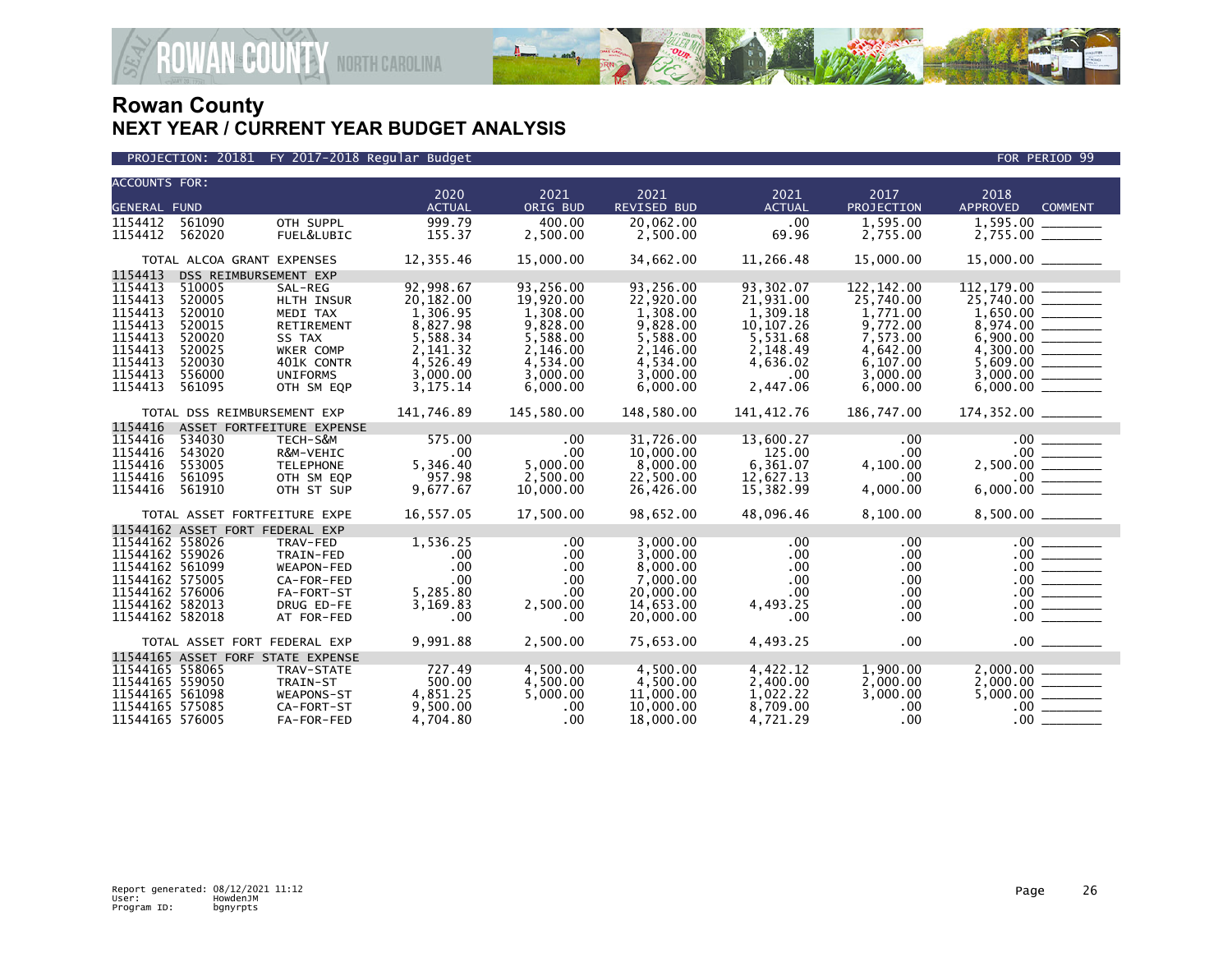# Rowan County
## NEXT YEAR / CURRENT YEAR BUDGET ANALYSIS

PROJECTION: 20181 FY 2017-2018 Regular Budget — FOR PERIOD 99

| ACCOUNTS FOR: GENERAL FUND | | | 2020 ACTUAL | 2021 ORIG BUD | 2021 REVISED BUD | 2021 ACTUAL | 2017 PROJECTION | 2018 APPROVED | COMMENT |
|---|---|---|---|---|---|---|---|---|---|
| 1154412 | 561090 | OTH SUPPL | 999.79 | 400.00 | 20,062.00 | .00 | 1,595.00 | 1,595.00 | |
| 1154412 | 562020 | FUEL&LUBIC | 155.37 | 2,500.00 | 2,500.00 | 69.96 | 2,755.00 | 2,755.00 | |
| TOTAL ALCOA GRANT EXPENSES | | | 12,355.46 | 15,000.00 | 34,662.00 | 11,266.48 | 15,000.00 | 15,000.00 | |
| 1154413 | DSS REIMBURSEMENT EXP | | | | | | | | |
| 1154413 | 510005 | SAL-REG | 92,998.67 | 93,256.00 | 93,256.00 | 93,302.07 | 122,142.00 | 112,179.00 | |
| 1154413 | 520005 | HLTH INSUR | 20,182.00 | 19,920.00 | 22,920.00 | 21,931.00 | 25,740.00 | 25,740.00 | |
| 1154413 | 520010 | MEDI TAX | 1,306.95 | 1,308.00 | 1,308.00 | 1,309.18 | 1,771.00 | 1,650.00 | |
| 1154413 | 520015 | RETIREMENT | 8,827.98 | 9,828.00 | 9,828.00 | 10,107.26 | 9,772.00 | 8,974.00 | |
| 1154413 | 520020 | SS TAX | 5,588.34 | 5,588.00 | 5,588.00 | 5,531.68 | 7,573.00 | 6,900.00 | |
| 1154413 | 520025 | WKER COMP | 2,141.32 | 2,146.00 | 2,146.00 | 2,148.49 | 4,642.00 | 4,300.00 | |
| 1154413 | 520030 | 401K CONTR | 4,526.49 | 4,534.00 | 4,534.00 | 4,636.02 | 6,107.00 | 5,609.00 | |
| 1154413 | 556000 | UNIFORMS | 3,000.00 | 3,000.00 | 3,000.00 | .00 | 3,000.00 | 3,000.00 | |
| 1154413 | 561095 | OTH SM EQP | 3,175.14 | 6,000.00 | 6,000.00 | 2,447.06 | 6,000.00 | 6,000.00 | |
| TOTAL DSS REIMBURSEMENT EXP | | | 141,746.89 | 145,580.00 | 148,580.00 | 141,412.76 | 186,747.00 | 174,352.00 | |
| 1154416 | ASSET FORTFEITURE EXPENSE | | | | | | | | |
| 1154416 | 534030 | TECH-S&M | 575.00 | .00 | 31,726.00 | 13,600.27 | .00 | .00 | |
| 1154416 | 543020 | R&M-VEHIC | .00 | .00 | 10,000.00 | 125.00 | .00 | .00 | |
| 1154416 | 553005 | TELEPHONE | 5,346.40 | 5,000.00 | 8,000.00 | 6,361.07 | 4,100.00 | 2,500.00 | |
| 1154416 | 561095 | OTH SM EQP | 957.98 | 2,500.00 | 22,500.00 | 12,627.13 | .00 | .00 | |
| 1154416 | 561910 | OTH ST SUP | 9,677.67 | 10,000.00 | 26,426.00 | 15,382.99 | 4,000.00 | 6,000.00 | |
| TOTAL ASSET FORTFEITURE EXPE | | | 16,557.05 | 17,500.00 | 98,652.00 | 48,096.46 | 8,100.00 | 8,500.00 | |
| 11544162 | ASSET FORT FEDERAL EXP | | | | | | | | |
| 11544162 | 558026 | TRAV-FED | 1,536.25 | .00 | 3,000.00 | .00 | .00 | .00 | |
| 11544162 | 559026 | TRAIN-FED | .00 | .00 | 3,000.00 | .00 | .00 | .00 | |
| 11544162 | 561099 | WEAPON-FED | .00 | .00 | 8,000.00 | .00 | .00 | .00 | |
| 11544162 | 575005 | CA-FOR-FED | .00 | .00 | 7,000.00 | .00 | .00 | .00 | |
| 11544162 | 576006 | FA-FORT-ST | 5,285.80 | .00 | 20,000.00 | .00 | .00 | .00 | |
| 11544162 | 582013 | DRUG ED-FE | 3,169.83 | 2,500.00 | 14,653.00 | 4,493.25 | .00 | .00 | |
| 11544162 | 582018 | AT FOR-FED | .00 | .00 | 20,000.00 | .00 | .00 | .00 | |
| TOTAL ASSET FORT FEDERAL EXP | | | 9,991.88 | 2,500.00 | 75,653.00 | 4,493.25 | .00 | .00 | |
| 11544165 | ASSET FORF STATE EXPENSE | | | | | | | | |
| 11544165 | 558065 | TRAV-STATE | 727.49 | 4,500.00 | 4,500.00 | 4,422.12 | 1,900.00 | 2,000.00 | |
| 11544165 | 559050 | TRAIN-ST | 500.00 | 4,500.00 | 4,500.00 | 2,400.00 | 2,000.00 | 2,000.00 | |
| 11544165 | 561098 | WEAPONS-ST | 4,851.25 | 5,000.00 | 11,000.00 | 1,022.22 | 3,000.00 | 5,000.00 | |
| 11544165 | 575085 | CA-FORT-ST | 9,500.00 | .00 | 10,000.00 | 8,709.00 | .00 | .00 | |
| 11544165 | 576005 | FA-FOR-FED | 4,704.80 | .00 | 18,000.00 | 4,721.29 | .00 | .00 | |

Report generated: 08/12/2021 11:12
User: HowdenJM
Program ID: bgnyrpts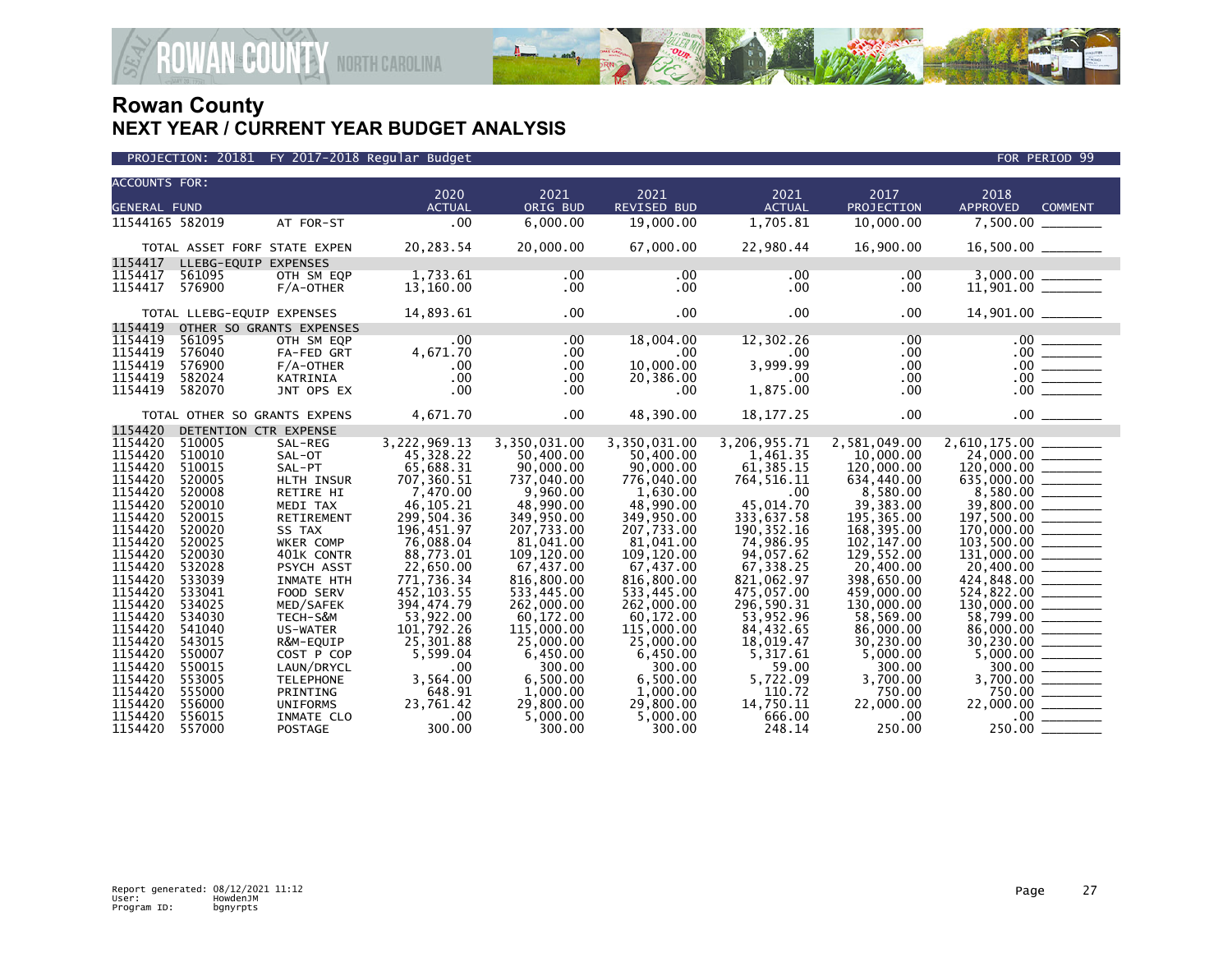# Rowan County
## NEXT YEAR / CURRENT YEAR BUDGET ANALYSIS

PROJECTION: 20181 FY 2017-2018 Regular Budget — FOR PERIOD 99

| ACCOUNTS FOR: GENERAL FUND | | | 2020 ACTUAL | 2021 ORIG BUD | 2021 REVISED BUD | 2021 ACTUAL | 2017 PROJECTION | 2018 APPROVED | COMMENT |
|---|---|---|---|---|---|---|---|---|---|
| 11544165 | 582019 | AT FOR-ST | .00 | 6,000.00 | 19,000.00 | 1,705.81 | 10,000.00 | 7,500.00 | |
| TOTAL ASSET FORF STATE EXPEN | | | 20,283.54 | 20,000.00 | 67,000.00 | 22,980.44 | 16,900.00 | 16,500.00 | |
| 1154417 | LLEBG-EQUIP EXPENSES | | | | | | | | |
| 1154417 | 561095 | OTH SM EQP | 1,733.61 | .00 | .00 | .00 | .00 | 3,000.00 | |
| 1154417 | 576900 | F/A-OTHER | 13,160.00 | .00 | .00 | .00 | .00 | 11,901.00 | |
| TOTAL LLEBG-EQUIP EXPENSES | | | 14,893.61 | .00 | .00 | .00 | .00 | 14,901.00 | |
| 1154419 | OTHER SO GRANTS EXPENSES | | | | | | | | |
| 1154419 | 561095 | OTH SM EQP | .00 | .00 | 18,004.00 | 12,302.26 | .00 | .00 | |
| 1154419 | 576040 | FA-FED GRT | 4,671.70 | .00 | .00 | .00 | .00 | .00 | |
| 1154419 | 576900 | F/A-OTHER | .00 | .00 | 10,000.00 | 3,999.99 | .00 | .00 | |
| 1154419 | 582024 | KATRINIA | .00 | .00 | 20,386.00 | .00 | .00 | .00 | |
| 1154419 | 582070 | JNT OPS EX | .00 | .00 | .00 | 1,875.00 | .00 | .00 | |
| TOTAL OTHER SO GRANTS EXPENS | | | 4,671.70 | .00 | 48,390.00 | 18,177.25 | .00 | .00 | |
| 1154420 | DETENTION CTR EXPENSE | | | | | | | | |
| 1154420 | 510005 | SAL-REG | 3,222,969.13 | 3,350,031.00 | 3,350,031.00 | 3,206,955.71 | 2,581,049.00 | 2,610,175.00 | |
| 1154420 | 510010 | SAL-OT | 45,328.22 | 50,400.00 | 50,400.00 | 1,461.35 | 10,000.00 | 24,000.00 | |
| 1154420 | 510015 | SAL-PT | 65,688.31 | 90,000.00 | 90,000.00 | 61,385.15 | 120,000.00 | 120,000.00 | |
| 1154420 | 520005 | HLTH INSUR | 707,360.51 | 737,040.00 | 776,040.00 | 764,516.11 | 634,440.00 | 635,000.00 | |
| 1154420 | 520008 | RETIRE HI | 7,470.00 | 9,960.00 | 1,630.00 | .00 | 8,580.00 | 8,580.00 | |
| 1154420 | 520010 | MEDI TAX | 46,105.21 | 48,990.00 | 48,990.00 | 45,014.70 | 39,383.00 | 39,800.00 | |
| 1154420 | 520015 | RETIREMENT | 299,504.36 | 349,950.00 | 349,950.00 | 333,637.58 | 195,365.00 | 197,500.00 | |
| 1154420 | 520020 | SS TAX | 196,451.97 | 207,733.00 | 207,733.00 | 190,352.16 | 168,395.00 | 170,000.00 | |
| 1154420 | 520025 | WKER COMP | 76,088.04 | 81,041.00 | 81,041.00 | 74,986.95 | 102,147.00 | 103,500.00 | |
| 1154420 | 520030 | 401K CONTR | 88,773.01 | 109,120.00 | 109,120.00 | 94,057.62 | 129,552.00 | 131,000.00 | |
| 1154420 | 532028 | PSYCH ASST | 22,650.00 | 67,437.00 | 67,437.00 | 67,338.25 | 20,400.00 | 20,400.00 | |
| 1154420 | 533039 | INMATE HTH | 771,736.34 | 816,800.00 | 816,800.00 | 821,062.97 | 398,650.00 | 424,848.00 | |
| 1154420 | 533041 | FOOD SERV | 452,103.55 | 533,445.00 | 533,445.00 | 475,057.00 | 459,000.00 | 524,822.00 | |
| 1154420 | 534025 | MED/SAFEK | 394,474.79 | 262,000.00 | 262,000.00 | 296,590.31 | 130,000.00 | 130,000.00 | |
| 1154420 | 534030 | TECH-S&M | 53,922.00 | 60,172.00 | 60,172.00 | 53,952.96 | 58,569.00 | 58,799.00 | |
| 1154420 | 541040 | US-WATER | 101,792.26 | 115,000.00 | 115,000.00 | 84,432.65 | 86,000.00 | 86,000.00 | |
| 1154420 | 543015 | R&M-EQUIP | 25,301.88 | 25,000.00 | 25,000.00 | 18,019.47 | 30,230.00 | 30,230.00 | |
| 1154420 | 550007 | COST P COP | 5,599.04 | 6,450.00 | 6,450.00 | 5,317.61 | 5,000.00 | 5,000.00 | |
| 1154420 | 550015 | LAUN/DRYCL | .00 | 300.00 | 300.00 | 59.00 | 300.00 | 300.00 | |
| 1154420 | 553005 | TELEPHONE | 3,564.00 | 6,500.00 | 6,500.00 | 5,722.09 | 3,700.00 | 3,700.00 | |
| 1154420 | 555000 | PRINTING | 648.91 | 1,000.00 | 1,000.00 | 110.72 | 750.00 | 750.00 | |
| 1154420 | 556000 | UNIFORMS | 23,761.42 | 29,800.00 | 29,800.00 | 14,750.11 | 22,000.00 | 22,000.00 | |
| 1154420 | 556015 | INMATE CLO | .00 | 5,000.00 | 5,000.00 | 666.00 | .00 | .00 | |
| 1154420 | 557000 | POSTAGE | 300.00 | 300.00 | 300.00 | 248.14 | 250.00 | 250.00 | |

Report generated: 08/12/2021 11:12
User: HowdenJM
Program ID: bgnyrpts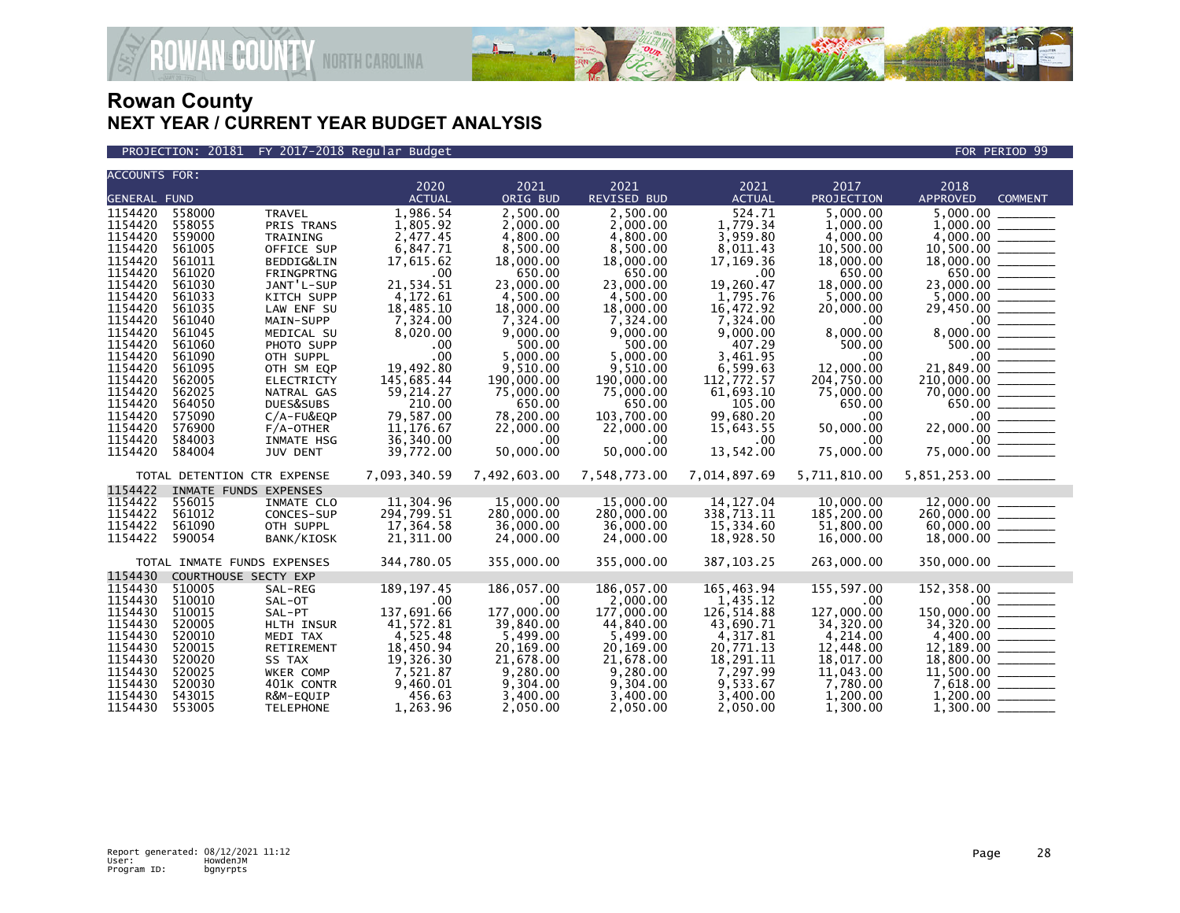# Rowan County
## NEXT YEAR / CURRENT YEAR BUDGET ANALYSIS

PROJECTION: 20181 FY 2017-2018 Regular Budget — FOR PERIOD 99

| ACCOUNTS FOR: GENERAL FUND | | | 2020 ACTUAL | 2021 ORIG BUD | 2021 REVISED BUD | 2021 ACTUAL | 2017 PROJECTION | 2018 APPROVED | COMMENT |
|---|---|---|---|---|---|---|---|---|---|
| 1154420 | 558000 | TRAVEL | 1,986.54 | 2,500.00 | 2,500.00 | 524.71 | 5,000.00 | 5,000.00 | _______ |
| 1154420 | 558055 | PRIS TRANS | 1,805.92 | 2,000.00 | 2,000.00 | 1,779.34 | 1,000.00 | 1,000.00 | _______ |
| 1154420 | 559000 | TRAINING | 2,477.45 | 4,800.00 | 4,800.00 | 3,959.80 | 4,000.00 | 4,000.00 | _______ |
| 1154420 | 561005 | OFFICE SUP | 6,847.71 | 8,500.00 | 8,500.00 | 8,011.43 | 10,500.00 | 10,500.00 | _______ |
| 1154420 | 561011 | BEDDIG&LIN | 17,615.62 | 18,000.00 | 18,000.00 | 17,169.36 | 18,000.00 | 18,000.00 | _______ |
| 1154420 | 561020 | FRINGPRTNG | .00 | 650.00 | 650.00 | .00 | 650.00 | 650.00 | _______ |
| 1154420 | 561030 | JANT'L-SUP | 21,534.51 | 23,000.00 | 23,000.00 | 19,260.47 | 18,000.00 | 23,000.00 | _______ |
| 1154420 | 561033 | KITCH SUPP | 4,172.61 | 4,500.00 | 4,500.00 | 1,795.76 | 5,000.00 | 5,000.00 | _______ |
| 1154420 | 561035 | LAW ENF SU | 18,485.10 | 18,000.00 | 18,000.00 | 16,472.92 | 20,000.00 | 29,450.00 | _______ |
| 1154420 | 561040 | MAIN-SUPP | 7,324.00 | 7,324.00 | 7,324.00 | 7,324.00 | .00 | .00 | _______ |
| 1154420 | 561045 | MEDICAL SU | 8,020.00 | 9,000.00 | 9,000.00 | 9,000.00 | 8,000.00 | 8,000.00 | _______ |
| 1154420 | 561060 | PHOTO SUPP | .00 | 500.00 | 500.00 | 407.29 | 500.00 | 500.00 | _______ |
| 1154420 | 561090 | OTH SUPPL | .00 | 5,000.00 | 5,000.00 | 3,461.95 | .00 | .00 | _______ |
| 1154420 | 561095 | OTH SM EQP | 19,492.80 | 9,510.00 | 9,510.00 | 6,599.63 | 12,000.00 | 21,849.00 | _______ |
| 1154420 | 562005 | ELECTRICTY | 145,685.44 | 190,000.00 | 190,000.00 | 112,772.57 | 204,750.00 | 210,000.00 | _______ |
| 1154420 | 562025 | NATRAL GAS | 59,214.27 | 75,000.00 | 75,000.00 | 61,693.10 | 75,000.00 | 70,000.00 | _______ |
| 1154420 | 564050 | DUES&SUBS | 210.00 | 650.00 | 650.00 | 105.00 | 650.00 | 650.00 | _______ |
| 1154420 | 575090 | C/A-FU&EQP | 79,587.00 | 78,200.00 | 103,700.00 | 99,680.20 | .00 | .00 | _______ |
| 1154420 | 576900 | F/A-OTHER | 11,176.67 | 22,000.00 | 22,000.00 | 15,643.55 | 50,000.00 | 22,000.00 | _______ |
| 1154420 | 584003 | INMATE HSG | 36,340.00 | .00 | .00 | .00 | .00 | .00 | _______ |
| 1154420 | 584004 | JUV DENT | 39,772.00 | 50,000.00 | 50,000.00 | 13,542.00 | 75,000.00 | 75,000.00 | _______ |
| TOTAL DETENTION CTR EXPENSE | | | 7,093,340.59 | 7,492,603.00 | 7,548,773.00 | 7,014,897.69 | 5,711,810.00 | 5,851,253.00 | _______ |
| 1154422 | INMATE FUNDS EXPENSES | | | | | | | | |
| 1154422 | 556015 | INMATE CLO | 11,304.96 | 15,000.00 | 15,000.00 | 14,127.04 | 10,000.00 | 12,000.00 | _______ |
| 1154422 | 561012 | CONCES-SUP | 294,799.51 | 280,000.00 | 280,000.00 | 338,713.11 | 185,200.00 | 260,000.00 | _______ |
| 1154422 | 561090 | OTH SUPPL | 17,364.58 | 36,000.00 | 36,000.00 | 15,334.60 | 51,800.00 | 60,000.00 | _______ |
| 1154422 | 590054 | BANK/KIOSK | 21,311.00 | 24,000.00 | 24,000.00 | 18,928.50 | 16,000.00 | 18,000.00 | _______ |
| TOTAL INMATE FUNDS EXPENSES | | | 344,780.05 | 355,000.00 | 355,000.00 | 387,103.25 | 263,000.00 | 350,000.00 | _______ |
| 1154430 | COURTHOUSE SECTY EXP | | | | | | | | |
| 1154430 | 510005 | SAL-REG | 189,197.45 | 186,057.00 | 186,057.00 | 165,463.94 | 155,597.00 | 152,358.00 | _______ |
| 1154430 | 510010 | SAL-OT | .00 | .00 | 2,000.00 | 1,435.12 | .00 | .00 | _______ |
| 1154430 | 510015 | SAL-PT | 137,691.66 | 177,000.00 | 177,000.00 | 126,514.88 | 127,000.00 | 150,000.00 | _______ |
| 1154430 | 520005 | HLTH INSUR | 41,572.81 | 39,840.00 | 44,840.00 | 43,690.71 | 34,320.00 | 34,320.00 | _______ |
| 1154430 | 520010 | MEDI TAX | 4,525.48 | 5,499.00 | 5,499.00 | 4,317.81 | 4,214.00 | 4,400.00 | _______ |
| 1154430 | 520015 | RETIREMENT | 18,450.94 | 20,169.00 | 20,169.00 | 20,771.13 | 12,448.00 | 12,189.00 | _______ |
| 1154430 | 520020 | SS TAX | 19,326.30 | 21,678.00 | 21,678.00 | 18,291.11 | 18,017.00 | 18,800.00 | _______ |
| 1154430 | 520025 | WKER COMP | 7,521.87 | 9,280.00 | 9,280.00 | 7,297.99 | 11,043.00 | 11,500.00 | _______ |
| 1154430 | 520030 | 401K CONTR | 9,460.01 | 9,304.00 | 9,304.00 | 9,533.67 | 7,780.00 | 7,618.00 | _______ |
| 1154430 | 543015 | R&M-EQUIP | 456.63 | 3,400.00 | 3,400.00 | 3,400.00 | 1,200.00 | 1,200.00 | _______ |
| 1154430 | 553005 | TELEPHONE | 1,263.96 | 2,050.00 | 2,050.00 | 2,050.00 | 1,300.00 | 1,300.00 | _______ |

Report generated: 08/12/2021 11:12
User: HowdenJM
Program ID: bgnyrpts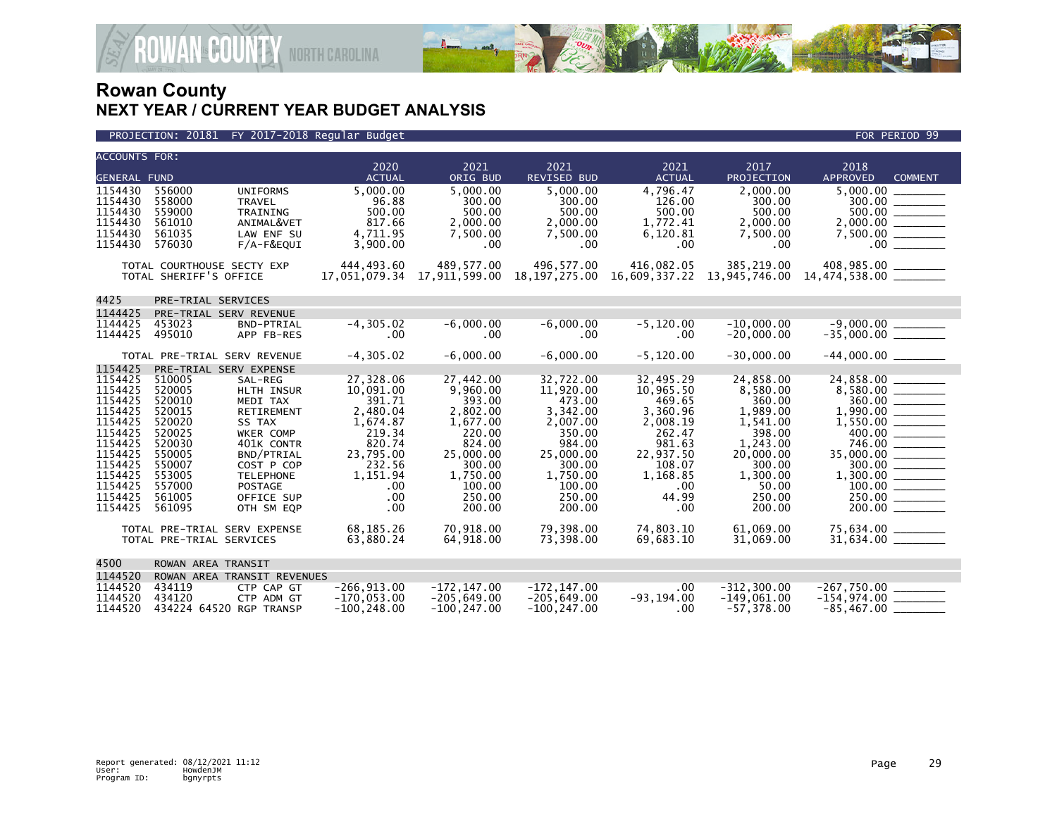# Rowan County
## NEXT YEAR / CURRENT YEAR BUDGET ANALYSIS

PROJECTION: 20181 FY 2017-2018 Regular Budget — FOR PERIOD 99

| ACCOUNTS FOR: GENERAL FUND | | | 2020 ACTUAL | 2021 ORIG BUD | 2021 REVISED BUD | 2021 ACTUAL | 2017 PROJECTION | 2018 APPROVED | COMMENT |
|---|---|---|---|---|---|---|---|---|---|
| 1154430 | 556000 | UNIFORMS | 5,000.00 | 5,000.00 | 5,000.00 | 4,796.47 | 2,000.00 | 5,000.00 | ________ |
| 1154430 | 558000 | TRAVEL | 96.88 | 300.00 | 300.00 | 126.00 | 300.00 | 300.00 | ________ |
| 1154430 | 559000 | TRAINING | 500.00 | 500.00 | 500.00 | 500.00 | 500.00 | 500.00 | ________ |
| 1154430 | 561010 | ANIMAL&VET | 817.66 | 2,000.00 | 2,000.00 | 1,772.41 | 2,000.00 | 2,000.00 | ________ |
| 1154430 | 561035 | LAW ENF SU | 4,711.95 | 7,500.00 | 7,500.00 | 6,120.81 | 7,500.00 | 7,500.00 | ________ |
| 1154430 | 576030 | F/A-F&EQUI | 3,900.00 | .00 | .00 | .00 | .00 | .00 | ________ |
| TOTAL COURTHOUSE SECTY EXP | | | 444,493.60 | 489,577.00 | 496,577.00 | 416,082.05 | 385,219.00 | 408,985.00 | ________ |
| TOTAL SHERIFF'S OFFICE | | | 17,051,079.34 | 17,911,599.00 | 18,197,275.00 | 16,609,337.22 | 13,945,746.00 | 14,474,538.00 | ________ |
| 4425 | PRE-TRIAL SERVICES | | | | | | | | |
| 1144425 | PRE-TRIAL SERV REVENUE | | | | | | | | |
| 1144425 | 453023 | BND-PTRIAL | -4,305.02 | -6,000.00 | -6,000.00 | -5,120.00 | -10,000.00 | -9,000.00 | ________ |
| 1144425 | 495010 | APP FB-RES | .00 | .00 | .00 | .00 | -20,000.00 | -35,000.00 | ________ |
| TOTAL PRE-TRIAL SERV REVENUE | | | -4,305.02 | -6,000.00 | -6,000.00 | -5,120.00 | -30,000.00 | -44,000.00 | ________ |
| 1154425 | PRE-TRIAL SERV EXPENSE | | | | | | | | |
| 1154425 | 510005 | SAL-REG | 27,328.06 | 27,442.00 | 32,722.00 | 32,495.29 | 24,858.00 | 24,858.00 | ________ |
| 1154425 | 520005 | HLTH INSUR | 10,091.00 | 9,960.00 | 11,920.00 | 10,965.50 | 8,580.00 | 8,580.00 | ________ |
| 1154425 | 520010 | MEDI TAX | 391.71 | 393.00 | 473.00 | 469.65 | 360.00 | 360.00 | ________ |
| 1154425 | 520015 | RETIREMENT | 2,480.04 | 2,802.00 | 3,342.00 | 3,360.96 | 1,989.00 | 1,990.00 | ________ |
| 1154425 | 520020 | SS TAX | 1,674.87 | 1,677.00 | 2,007.00 | 2,008.19 | 1,541.00 | 1,550.00 | ________ |
| 1154425 | 520025 | WKER COMP | 219.34 | 220.00 | 350.00 | 262.47 | 398.00 | 400.00 | ________ |
| 1154425 | 520030 | 401K CONTR | 820.74 | 824.00 | 984.00 | 981.63 | 1,243.00 | 746.00 | ________ |
| 1154425 | 550005 | BND/PTRIAL | 23,795.00 | 25,000.00 | 25,000.00 | 22,937.50 | 20,000.00 | 35,000.00 | ________ |
| 1154425 | 550007 | COST P COP | 232.56 | 300.00 | 300.00 | 108.07 | 300.00 | 300.00 | ________ |
| 1154425 | 553005 | TELEPHONE | 1,151.94 | 1,750.00 | 1,750.00 | 1,168.85 | 1,300.00 | 1,300.00 | ________ |
| 1154425 | 557000 | POSTAGE | .00 | 100.00 | 100.00 | .00 | 50.00 | 100.00 | ________ |
| 1154425 | 561005 | OFFICE SUP | .00 | 250.00 | 250.00 | 44.99 | 250.00 | 250.00 | ________ |
| 1154425 | 561095 | OTH SM EQP | .00 | 200.00 | 200.00 | .00 | 200.00 | 200.00 | ________ |
| TOTAL PRE-TRIAL SERV EXPENSE | | | 68,185.26 | 70,918.00 | 79,398.00 | 74,803.10 | 61,069.00 | 75,634.00 | ________ |
| TOTAL PRE-TRIAL SERVICES | | | 63,880.24 | 64,918.00 | 73,398.00 | 69,683.10 | 31,069.00 | 31,634.00 | ________ |
| 4500 | ROWAN AREA TRANSIT | | | | | | | | |
| 1144520 | ROWAN AREA TRANSIT REVENUES | | | | | | | | |
| 1144520 | 434119 | CTP CAP GT | -266,913.00 | -172,147.00 | -172,147.00 | .00 | -312,300.00 | -267,750.00 | ________ |
| 1144520 | 434120 | CTP ADM GT | -170,053.00 | -205,649.00 | -205,649.00 | -93,194.00 | -149,061.00 | -154,974.00 | ________ |
| 1144520 | 434224 64520 | RGP TRANSP | -100,248.00 | -100,247.00 | -100,247.00 | .00 | -57,378.00 | -85,467.00 | ________ |

Report generated: 08/12/2021 11:12
User: HowdenJM
Program ID: bgnyrpts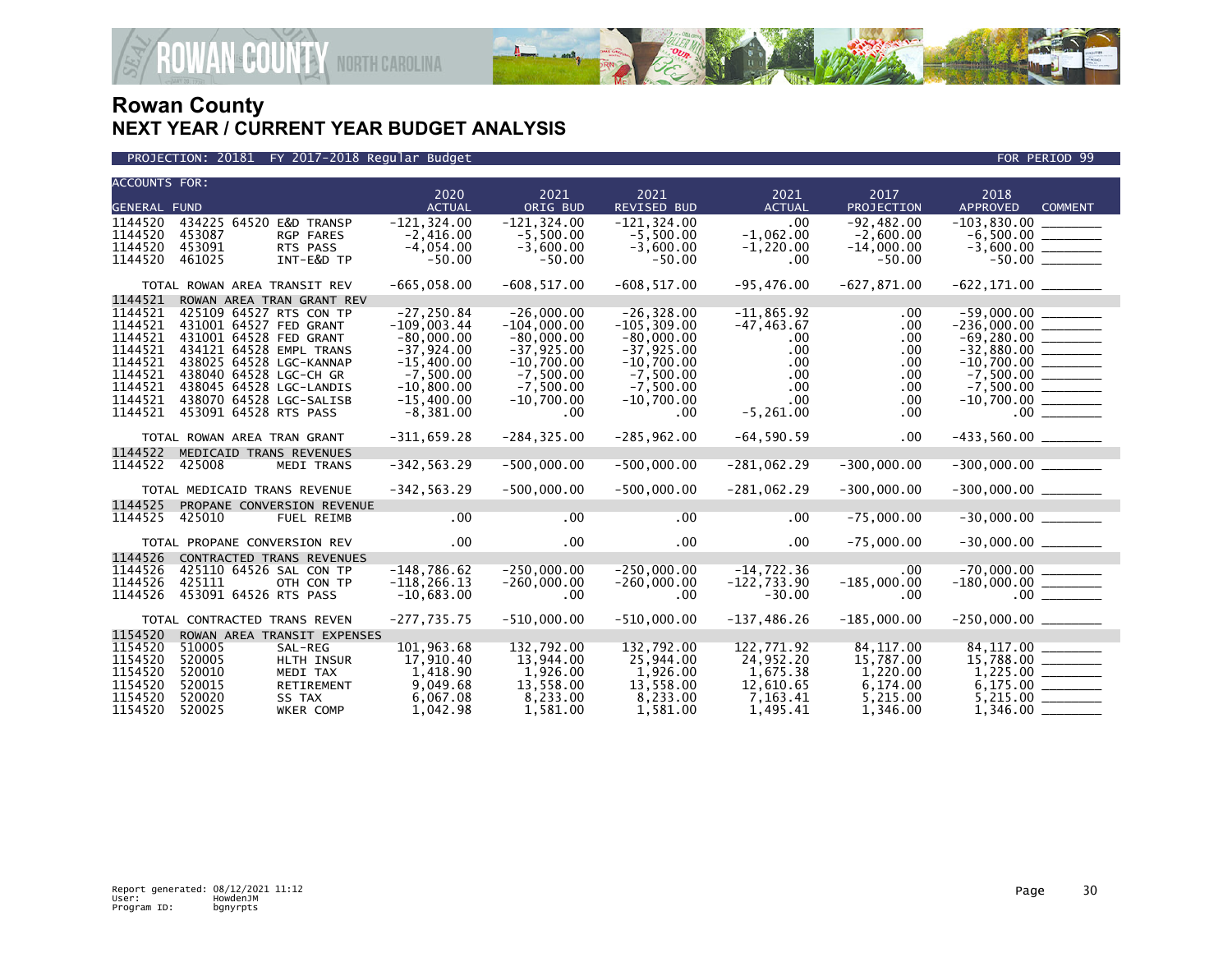# Rowan County
## NEXT YEAR / CURRENT YEAR BUDGET ANALYSIS

PROJECTION: 20181 FY 2017-2018 Regular Budget | FOR PERIOD 99

| ACCOUNTS FOR: GENERAL FUND | | | 2020 ACTUAL | 2021 ORIG BUD | 2021 REVISED BUD | 2021 ACTUAL | 2017 PROJECTION | 2018 APPROVED | COMMENT |
|---|---|---|---|---|---|---|---|---|---|
| 1144520 | 434225 64520 | E&D TRANSP | -121,324.00 | -121,324.00 | -121,324.00 | .00 | -92,482.00 | -103,830.00 | |
| 1144520 | 453087 | RGP FARES | -2,416.00 | -5,500.00 | -5,500.00 | -1,062.00 | -2,600.00 | -6,500.00 | |
| 1144520 | 453091 | RTS PASS | -4,054.00 | -3,600.00 | -3,600.00 | -1,220.00 | -14,000.00 | -3,600.00 | |
| 1144520 | 461025 | INT-E&D TP | -50.00 | -50.00 | -50.00 | .00 | -50.00 | -50.00 | |
| | TOTAL ROWAN AREA TRANSIT REV | | -665,058.00 | -608,517.00 | -608,517.00 | -95,476.00 | -627,871.00 | -622,171.00 | |
| 1144521 | ROWAN AREA TRAN GRANT REV | | | | | | | | |
| 1144521 | 425109 64527 | RTS CON TP | -27,250.84 | -26,000.00 | -26,328.00 | -11,865.92 | .00 | -59,000.00 | |
| 1144521 | 431001 64527 | FED GRANT | -109,003.44 | -104,000.00 | -105,309.00 | -47,463.67 | .00 | -236,000.00 | |
| 1144521 | 431001 64528 | FED GRANT | -80,000.00 | -80,000.00 | -80,000.00 | .00 | .00 | -69,280.00 | |
| 1144521 | 434121 64528 | EMPL TRANS | -37,924.00 | -37,925.00 | -37,925.00 | .00 | .00 | -32,880.00 | |
| 1144521 | 438025 64528 | LGC-KANNAP | -15,400.00 | -10,700.00 | -10,700.00 | .00 | .00 | -10,700.00 | |
| 1144521 | 438040 64528 | LGC-CH GR | -7,500.00 | -7,500.00 | -7,500.00 | .00 | .00 | -7,500.00 | |
| 1144521 | 438045 64528 | LGC-LANDIS | -10,800.00 | -7,500.00 | -7,500.00 | .00 | .00 | -7,500.00 | |
| 1144521 | 438070 64528 | LGC-SALISB | -15,400.00 | -10,700.00 | -10,700.00 | .00 | .00 | -10,700.00 | |
| 1144521 | 453091 64528 | RTS PASS | -8,381.00 | .00 | .00 | -5,261.00 | .00 | .00 | |
| | TOTAL ROWAN AREA TRAN GRANT | | -311,659.28 | -284,325.00 | -285,962.00 | -64,590.59 | .00 | -433,560.00 | |
| 1144522 | MEDICAID TRANS REVENUES | | | | | | | | |
| 1144522 | 425008 | MEDI TRANS | -342,563.29 | -500,000.00 | -500,000.00 | -281,062.29 | -300,000.00 | -300,000.00 | |
| | TOTAL MEDICAID TRANS REVENUE | | -342,563.29 | -500,000.00 | -500,000.00 | -281,062.29 | -300,000.00 | -300,000.00 | |
| 1144525 | PROPANE CONVERSION REVENUE | | | | | | | | |
| 1144525 | 425010 | FUEL REIMB | .00 | .00 | .00 | .00 | -75,000.00 | -30,000.00 | |
| | TOTAL PROPANE CONVERSION REV | | .00 | .00 | .00 | .00 | -75,000.00 | -30,000.00 | |
| 1144526 | CONTRACTED TRANS REVENUES | | | | | | | | |
| 1144526 | 425110 64526 | SAL CON TP | -148,786.62 | -250,000.00 | -250,000.00 | -14,722.36 | .00 | -70,000.00 | |
| 1144526 | 425111 | OTH CON TP | -118,266.13 | -260,000.00 | -260,000.00 | -122,733.90 | -185,000.00 | -180,000.00 | |
| 1144526 | 453091 64526 | RTS PASS | -10,683.00 | .00 | .00 | -30.00 | .00 | .00 | |
| | TOTAL CONTRACTED TRANS REVEN | | -277,735.75 | -510,000.00 | -510,000.00 | -137,486.26 | -185,000.00 | -250,000.00 | |
| 1154520 | ROWAN AREA TRANSIT EXPENSES | | | | | | | | |
| 1154520 | 510005 | SAL-REG | 101,963.68 | 132,792.00 | 132,792.00 | 122,771.92 | 84,117.00 | 84,117.00 | |
| 1154520 | 520005 | HLTH INSUR | 17,910.40 | 13,944.00 | 25,944.00 | 24,952.20 | 15,787.00 | 15,788.00 | |
| 1154520 | 520010 | MEDI TAX | 1,418.90 | 1,926.00 | 1,926.00 | 1,675.38 | 1,220.00 | 1,225.00 | |
| 1154520 | 520015 | RETIREMENT | 9,049.68 | 13,558.00 | 13,558.00 | 12,610.65 | 6,174.00 | 6,175.00 | |
| 1154520 | 520020 | SS TAX | 6,067.08 | 8,233.00 | 8,233.00 | 7,163.41 | 5,215.00 | 5,215.00 | |
| 1154520 | 520025 | WKER COMP | 1,042.98 | 1,581.00 | 1,581.00 | 1,495.41 | 1,346.00 | 1,346.00 | |

Report generated: 08/12/2021 11:12
User: HowdenJM
Program ID: bgnyrpts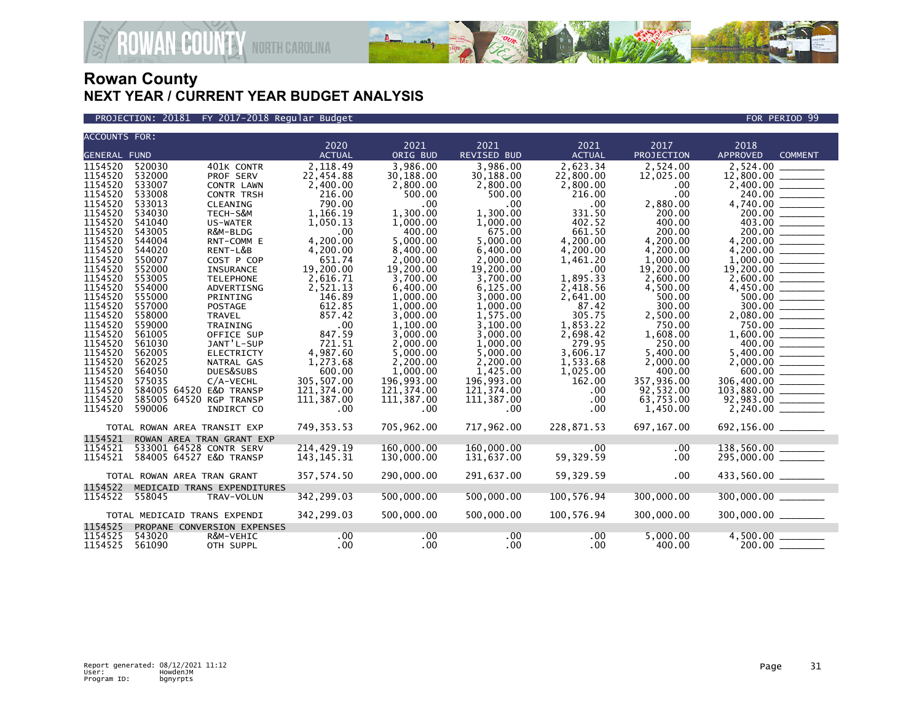# Rowan County
## NEXT YEAR / CURRENT YEAR BUDGET ANALYSIS

PROJECTION: 20181 FY 2017-2018 Regular Budget — FOR PERIOD 99

| ACCOUNTS FOR: GENERAL FUND | | | 2020 ACTUAL | 2021 ORIG BUD | 2021 REVISED BUD | 2021 ACTUAL | 2017 PROJECTION | 2018 APPROVED | COMMENT |
|---|---|---|---|---|---|---|---|---|---|
| 1154520 | 520030 | 401K CONTR | 2,118.49 | 3,986.00 | 3,986.00 | 2,623.34 | 2,524.00 | 2,524.00 | ________ |
| 1154520 | 532000 | PROF SERV | 22,454.88 | 30,188.00 | 30,188.00 | 22,800.00 | 12,025.00 | 12,800.00 | ________ |
| 1154520 | 533007 | CONTR LAWN | 2,400.00 | 2,800.00 | 2,800.00 | 2,800.00 | .00 | 2,400.00 | ________ |
| 1154520 | 533008 | CONTR TRSH | 216.00 | 500.00 | 500.00 | 216.00 | .00 | 240.00 | ________ |
| 1154520 | 533013 | CLEANING | 790.00 | .00 | .00 | .00 | 2,880.00 | 4,740.00 | ________ |
| 1154520 | 534030 | TECH-S&M | 1,166.19 | 1,300.00 | 1,300.00 | 331.50 | 200.00 | 200.00 | ________ |
| 1154520 | 541040 | US-WATER | 1,050.13 | 1,000.00 | 1,000.00 | 402.52 | 400.00 | 403.00 | ________ |
| 1154520 | 543005 | R&M-BLDG | .00 | 400.00 | 675.00 | 661.50 | 200.00 | 200.00 | ________ |
| 1154520 | 544004 | RNT-COMM E | 4,200.00 | 5,000.00 | 5,000.00 | 4,200.00 | 4,200.00 | 4,200.00 | ________ |
| 1154520 | 544020 | RENT-L&B | 4,200.00 | 8,400.00 | 6,400.00 | 4,200.00 | 4,200.00 | 4,200.00 | ________ |
| 1154520 | 550007 | COST P COP | 651.74 | 2,000.00 | 2,000.00 | 1,461.20 | 1,000.00 | 1,000.00 | ________ |
| 1154520 | 552000 | INSURANCE | 19,200.00 | 19,200.00 | 19,200.00 | .00 | 19,200.00 | 19,200.00 | ________ |
| 1154520 | 553005 | TELEPHONE | 2,616.71 | 3,700.00 | 3,700.00 | 1,895.33 | 2,600.00 | 2,600.00 | ________ |
| 1154520 | 554000 | ADVERTISNG | 2,521.13 | 6,400.00 | 6,125.00 | 2,418.56 | 4,500.00 | 4,450.00 | ________ |
| 1154520 | 555000 | PRINTING | 146.89 | 1,000.00 | 3,000.00 | 2,641.00 | 500.00 | 500.00 | ________ |
| 1154520 | 557000 | POSTAGE | 612.85 | 1,000.00 | 1,000.00 | 87.42 | 300.00 | 300.00 | ________ |
| 1154520 | 558000 | TRAVEL | 857.42 | 3,000.00 | 1,575.00 | 305.75 | 2,500.00 | 2,080.00 | ________ |
| 1154520 | 559000 | TRAINING | .00 | 1,100.00 | 3,100.00 | 1,853.22 | 750.00 | 750.00 | ________ |
| 1154520 | 561005 | OFFICE SUP | 847.59 | 3,000.00 | 3,000.00 | 2,698.42 | 1,608.00 | 1,600.00 | ________ |
| 1154520 | 561030 | JANT'L-SUP | 721.51 | 2,000.00 | 1,000.00 | 279.95 | 250.00 | 400.00 | ________ |
| 1154520 | 562005 | ELECTRICTY | 4,987.60 | 5,000.00 | 5,000.00 | 3,606.17 | 5,400.00 | 5,400.00 | ________ |
| 1154520 | 562025 | NATRAL GAS | 1,273.68 | 2,200.00 | 2,200.00 | 1,533.68 | 2,000.00 | 2,000.00 | ________ |
| 1154520 | 564050 | DUES&SUBS | 600.00 | 1,000.00 | 1,425.00 | 1,025.00 | 400.00 | 600.00 | ________ |
| 1154520 | 575035 | C/A-VECHL | 305,507.00 | 196,993.00 | 196,993.00 | 162.00 | 357,936.00 | 306,400.00 | ________ |
| 1154520 | 584005 64520 | E&D TRANSP | 121,374.00 | 121,374.00 | 121,374.00 | .00 | 92,532.00 | 103,880.00 | ________ |
| 1154520 | 585005 64520 | RGP TRANSP | 111,387.00 | 111,387.00 | 111,387.00 | .00 | 63,753.00 | 92,983.00 | ________ |
| 1154520 | 590006 | INDIRCT CO | .00 | .00 | .00 | .00 | 1,450.00 | 2,240.00 | ________ |
| | TOTAL ROWAN AREA TRANSIT EXP | | 749,353.53 | 705,962.00 | 717,962.00 | 228,871.53 | 697,167.00 | 692,156.00 | ________ |
| 1154521 | ROWAN AREA TRAN GRANT EXP | | | | | | | | |
| 1154521 | 533001 64528 | CONTR SERV | 214,429.19 | 160,000.00 | 160,000.00 | .00 | .00 | 138,560.00 | ________ |
| 1154521 | 584005 64527 | E&D TRANSP | 143,145.31 | 130,000.00 | 131,637.00 | 59,329.59 | .00 | 295,000.00 | ________ |
| | TOTAL ROWAN AREA TRAN GRANT | | 357,574.50 | 290,000.00 | 291,637.00 | 59,329.59 | .00 | 433,560.00 | ________ |
| 1154522 | MEDICAID TRANS EXPENDITURES | | | | | | | | |
| 1154522 | 558045 | TRAV-VOLUN | 342,299.03 | 500,000.00 | 500,000.00 | 100,576.94 | 300,000.00 | 300,000.00 | ________ |
| | TOTAL MEDICAID TRANS EXPENDI | | 342,299.03 | 500,000.00 | 500,000.00 | 100,576.94 | 300,000.00 | 300,000.00 | ________ |
| 1154525 | PROPANE CONVERSION EXPENSES | | | | | | | | |
| 1154525 | 543020 | R&M-VEHIC | .00 | .00 | .00 | .00 | 5,000.00 | 4,500.00 | ________ |
| 1154525 | 561090 | OTH SUPPL | .00 | .00 | .00 | .00 | 400.00 | 200.00 | ________ |

Report generated: 08/12/2021 11:12
User: HowdenJM
Program ID: bgnyrpts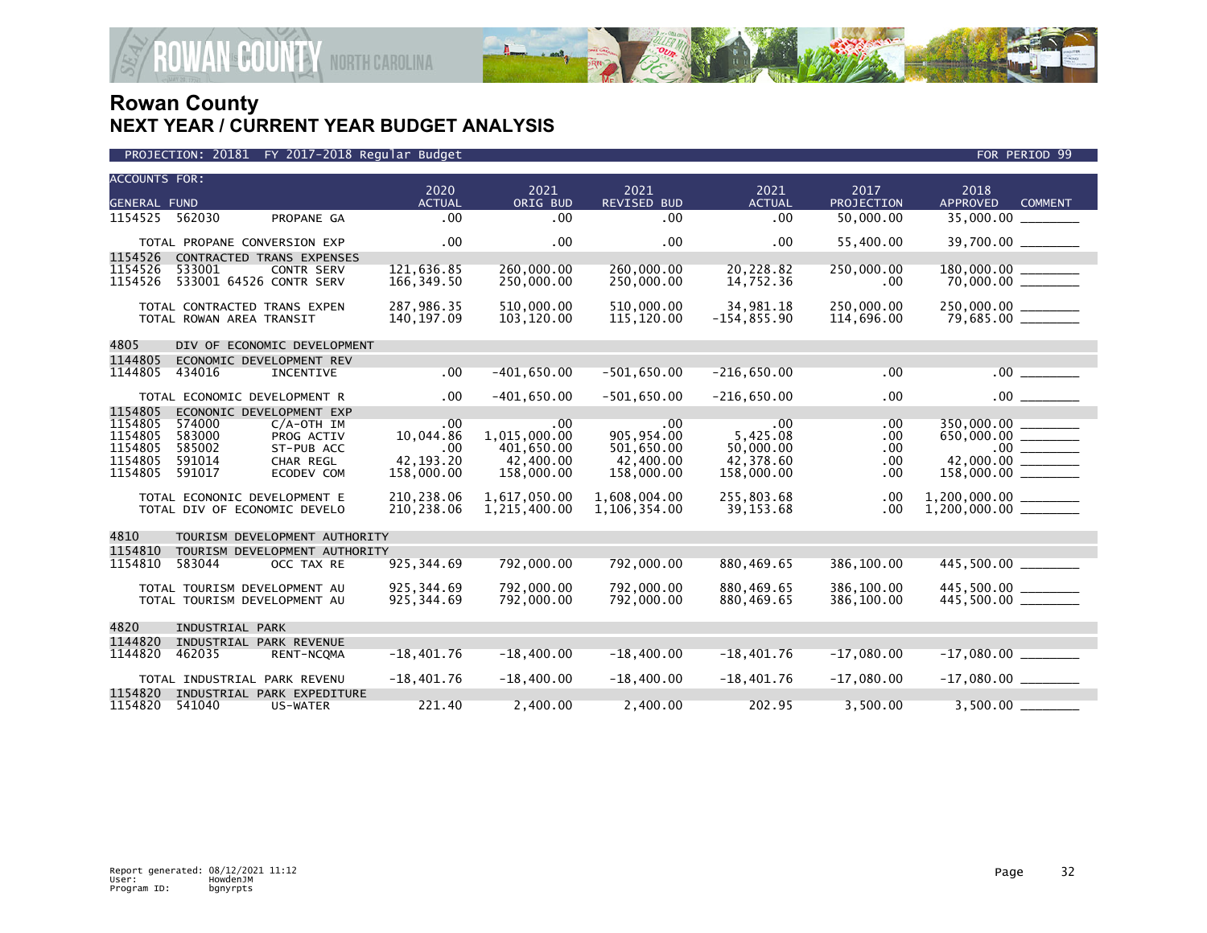# Rowan County
## NEXT YEAR / CURRENT YEAR BUDGET ANALYSIS

PROJECTION: 20181 FY 2017-2018 Regular Budget — FOR PERIOD 99

| ACCOUNTS FOR: GENERAL FUND | | | 2020 ACTUAL | 2021 ORIG BUD | 2021 REVISED BUD | 2021 ACTUAL | 2017 PROJECTION | 2018 APPROVED | COMMENT |
|---|---|---|---|---|---|---|---|---|---|
| 1154525 | 562030 | PROPANE GA | .00 | .00 | .00 | .00 | 50,000.00 | 35,000.00 | |
| | TOTAL PROPANE CONVERSION EXP | | .00 | .00 | .00 | .00 | 55,400.00 | 39,700.00 | |
| 1154526 | CONTRACTED TRANS EXPENSES | | | | | | | | |
| 1154526 | 533001 | CONTR SERV | 121,636.85 | 260,000.00 | 260,000.00 | 20,228.82 | 250,000.00 | 180,000.00 | |
| 1154526 | 533001 64526 | CONTR SERV | 166,349.50 | 250,000.00 | 250,000.00 | 14,752.36 | .00 | 70,000.00 | |
| | TOTAL CONTRACTED TRANS EXPEN | | 287,986.35 | 510,000.00 | 510,000.00 | 34,981.18 | 250,000.00 | 250,000.00 | |
| | TOTAL ROWAN AREA TRANSIT | | 140,197.09 | 103,120.00 | 115,120.00 | -154,855.90 | 114,696.00 | 79,685.00 | |
| 4805 | DIV OF ECONOMIC DEVELOPMENT | | | | | | | | |
| 1144805 | ECONOMIC DEVELOPMENT REV | | | | | | | | |
| 1144805 | 434016 | INCENTIVE | .00 | -401,650.00 | -501,650.00 | -216,650.00 | .00 | .00 | |
| | TOTAL ECONOMIC DEVELOPMENT R | | .00 | -401,650.00 | -501,650.00 | -216,650.00 | .00 | .00 | |
| 1154805 | ECONOMIC DEVELOPMENT EXP | | | | | | | | |
| 1154805 | 574000 | C/A-OTH IM | .00 | .00 | .00 | .00 | .00 | 350,000.00 | |
| 1154805 | 583000 | PROG ACTIV | 10,044.86 | 1,015,000.00 | 905,954.00 | 5,425.08 | .00 | 650,000.00 | |
| 1154805 | 585002 | ST-PUB ACC | .00 | 401,650.00 | 501,650.00 | 50,000.00 | .00 | .00 | |
| 1154805 | 591014 | CHAR REGL | 42,193.20 | 42,400.00 | 42,400.00 | 42,378.60 | .00 | 42,000.00 | |
| 1154805 | 591017 | ECODEV COM | 158,000.00 | 158,000.00 | 158,000.00 | 158,000.00 | .00 | 158,000.00 | |
| | TOTAL ECONOMIC DEVELOPMENT E | | 210,238.06 | 1,617,050.00 | 1,608,004.00 | 255,803.68 | .00 | 1,200,000.00 | |
| | TOTAL DIV OF ECONOMIC DEVELO | | 210,238.06 | 1,215,400.00 | 1,106,354.00 | 39,153.68 | .00 | 1,200,000.00 | |
| 4810 | TOURISM DEVELOPMENT AUTHORITY | | | | | | | | |
| 1154810 | TOURISM DEVELOPMENT AUTHORITY | | | | | | | | |
| 1154810 | 583044 | OCC TAX RE | 925,344.69 | 792,000.00 | 792,000.00 | 880,469.65 | 386,100.00 | 445,500.00 | |
| | TOTAL TOURISM DEVELOPMENT AU | | 925,344.69 | 792,000.00 | 792,000.00 | 880,469.65 | 386,100.00 | 445,500.00 | |
| | TOTAL TOURISM DEVELOPMENT AU | | 925,344.69 | 792,000.00 | 792,000.00 | 880,469.65 | 386,100.00 | 445,500.00 | |
| 4820 | INDUSTRIAL PARK | | | | | | | | |
| 1144820 | INDUSTRIAL PARK REVENUE | | | | | | | | |
| 1144820 | 462035 | RENT-NCQMA | -18,401.76 | -18,400.00 | -18,400.00 | -18,401.76 | -17,080.00 | -17,080.00 | |
| | TOTAL INDUSTRIAL PARK REVENU | | -18,401.76 | -18,400.00 | -18,400.00 | -18,401.76 | -17,080.00 | -17,080.00 | |
| 1154820 | INDUSTRIAL PARK EXPEDITURE | | | | | | | | |
| 1154820 | 541040 | US-WATER | 221.40 | 2,400.00 | 2,400.00 | 202.95 | 3,500.00 | 3,500.00 | |

Report generated: 08/12/2021 11:12
User: HowdenJM
Program ID: bgnyrpts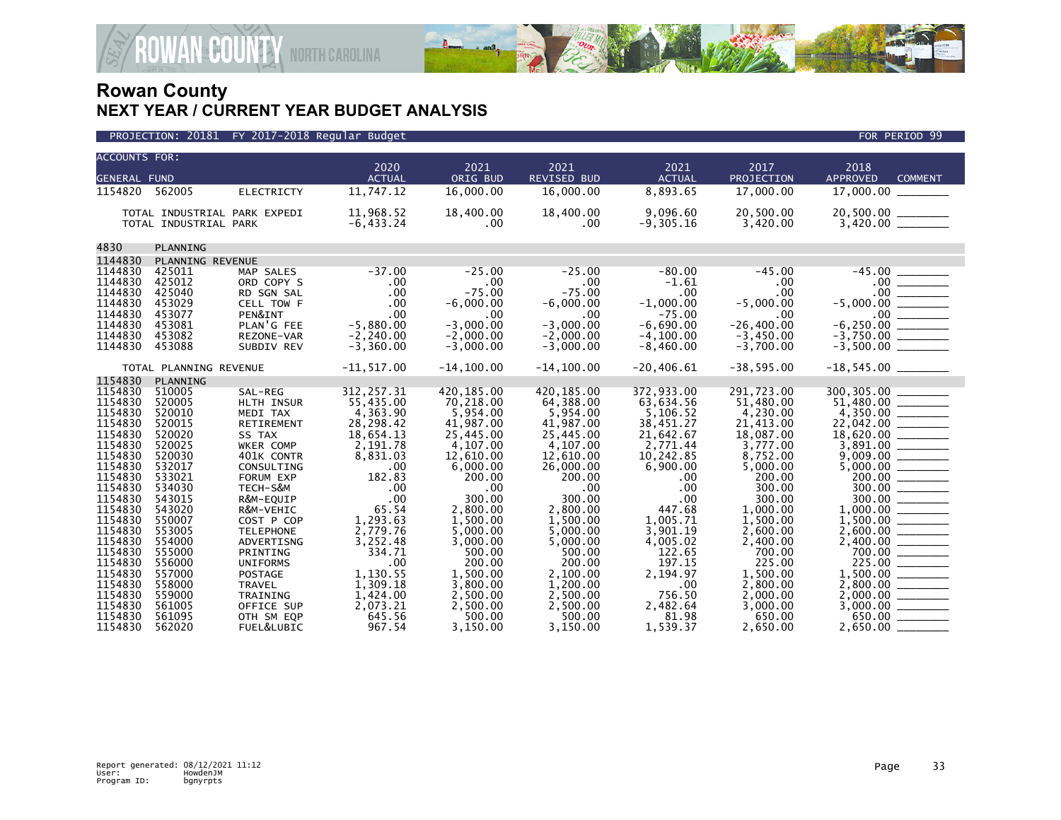# Rowan County
## NEXT YEAR / CURRENT YEAR BUDGET ANALYSIS

PROJECTION: 20181 FY 2017-2018 Regular Budget FOR PERIOD 99

| ACCOUNTS FOR: GENERAL FUND | | | 2020 ACTUAL | 2021 ORIG BUD | 2021 REVISED BUD | 2021 ACTUAL | 2017 PROJECTION | 2018 APPROVED | COMMENT |
|---|---|---|---|---|---|---|---|---|---|
| 1154820 | 562005 | ELECTRICTY | 11,747.12 | 16,000.00 | 16,000.00 | 8,893.65 | 17,000.00 | 17,000.00 | |
| | TOTAL INDUSTRIAL PARK EXPEDI | | 11,968.52 | 18,400.00 | 18,400.00 | 9,096.60 | 20,500.00 | 20,500.00 | |
| | TOTAL INDUSTRIAL PARK | | -6,433.24 | .00 | .00 | -9,305.16 | 3,420.00 | 3,420.00 | |
| 4830 | PLANNING | | | | | | | | |
| 1144830 | PLANNING REVENUE | | | | | | | | |
| 1144830 | 425011 | MAP SALES | -37.00 | -25.00 | -25.00 | -80.00 | -45.00 | -45.00 | |
| 1144830 | 425012 | ORD COPY S | .00 | .00 | .00 | -1.61 | .00 | .00 | |
| 1144830 | 425040 | RD SGN SAL | .00 | -75.00 | -75.00 | .00 | .00 | .00 | |
| 1144830 | 453029 | CELL TOW F | .00 | -6,000.00 | -6,000.00 | -1,000.00 | -5,000.00 | -5,000.00 | |
| 1144830 | 453077 | PEN&INT | .00 | .00 | .00 | -75.00 | .00 | .00 | |
| 1144830 | 453081 | PLAN'G FEE | -5,880.00 | -3,000.00 | -3,000.00 | -6,690.00 | -26,400.00 | -6,250.00 | |
| 1144830 | 453082 | REZONE-VAR | -2,240.00 | -2,000.00 | -2,000.00 | -4,100.00 | -3,450.00 | -3,750.00 | |
| 1144830 | 453088 | SUBDIV REV | -3,360.00 | -3,000.00 | -3,000.00 | -8,460.00 | -3,700.00 | -3,500.00 | |
| | TOTAL PLANNING REVENUE | | -11,517.00 | -14,100.00 | -14,100.00 | -20,406.61 | -38,595.00 | -18,545.00 | |
| 1154830 | PLANNING | | | | | | | | |
| 1154830 | 510005 | SAL-REG | 312,257.31 | 420,185.00 | 420,185.00 | 372,933.00 | 291,723.00 | 300,305.00 | |
| 1154830 | 520005 | HLTH INSUR | 55,435.00 | 70,218.00 | 64,388.00 | 63,634.56 | 51,480.00 | 51,480.00 | |
| 1154830 | 520010 | MEDI TAX | 4,363.90 | 5,954.00 | 5,954.00 | 5,106.52 | 4,230.00 | 4,350.00 | |
| 1154830 | 520015 | RETIREMENT | 28,298.42 | 41,987.00 | 41,987.00 | 38,451.27 | 21,413.00 | 22,042.00 | |
| 1154830 | 520020 | SS TAX | 18,654.13 | 25,445.00 | 25,445.00 | 21,642.67 | 18,087.00 | 18,620.00 | |
| 1154830 | 520025 | WKER COMP | 2,191.78 | 4,107.00 | 4,107.00 | 2,771.44 | 3,777.00 | 3,891.00 | |
| 1154830 | 520030 | 401K CONTR | 8,831.03 | 12,610.00 | 12,610.00 | 10,242.85 | 8,752.00 | 9,009.00 | |
| 1154830 | 532017 | CONSULTING | .00 | 6,000.00 | 26,000.00 | 6,900.00 | 5,000.00 | 5,000.00 | |
| 1154830 | 533021 | FORUM EXP | 182.83 | 200.00 | 200.00 | .00 | 200.00 | 200.00 | |
| 1154830 | 534030 | TECH-S&M | .00 | .00 | .00 | .00 | 300.00 | 300.00 | |
| 1154830 | 543015 | R&M-EQUIP | .00 | 300.00 | 300.00 | .00 | 300.00 | 300.00 | |
| 1154830 | 543020 | R&M-VEHIC | 65.54 | 2,800.00 | 2,800.00 | 447.68 | 1,000.00 | 1,000.00 | |
| 1154830 | 550007 | COST P COP | 1,293.63 | 1,500.00 | 1,500.00 | 1,005.71 | 1,500.00 | 1,500.00 | |
| 1154830 | 553005 | TELEPHONE | 2,779.76 | 5,000.00 | 5,000.00 | 3,901.19 | 2,600.00 | 2,600.00 | |
| 1154830 | 554000 | ADVERTISNG | 3,252.48 | 3,000.00 | 5,000.00 | 4,005.02 | 2,400.00 | 2,400.00 | |
| 1154830 | 555000 | PRINTING | 334.71 | 500.00 | 500.00 | 122.65 | 700.00 | 700.00 | |
| 1154830 | 556000 | UNIFORMS | .00 | 200.00 | 200.00 | 197.15 | 225.00 | 225.00 | |
| 1154830 | 557000 | POSTAGE | 1,130.55 | 1,500.00 | 2,100.00 | 2,194.97 | 1,500.00 | 1,500.00 | |
| 1154830 | 558000 | TRAVEL | 1,309.18 | 3,800.00 | 1,200.00 | .00 | 2,800.00 | 2,800.00 | |
| 1154830 | 559000 | TRAINING | 1,424.00 | 2,500.00 | 2,500.00 | 756.50 | 2,000.00 | 2,000.00 | |
| 1154830 | 561005 | OFFICE SUP | 2,073.21 | 2,500.00 | 2,500.00 | 2,482.64 | 3,000.00 | 3,000.00 | |
| 1154830 | 561095 | OTH SM EQP | 645.56 | 500.00 | 500.00 | 81.98 | 650.00 | 650.00 | |
| 1154830 | 562020 | FUEL&LUBIC | 967.54 | 3,150.00 | 3,150.00 | 1,539.37 | 2,650.00 | 2,650.00 | |

Report generated: 08/12/2021 11:12
User: HowdenJM
Program ID: bgnyrpts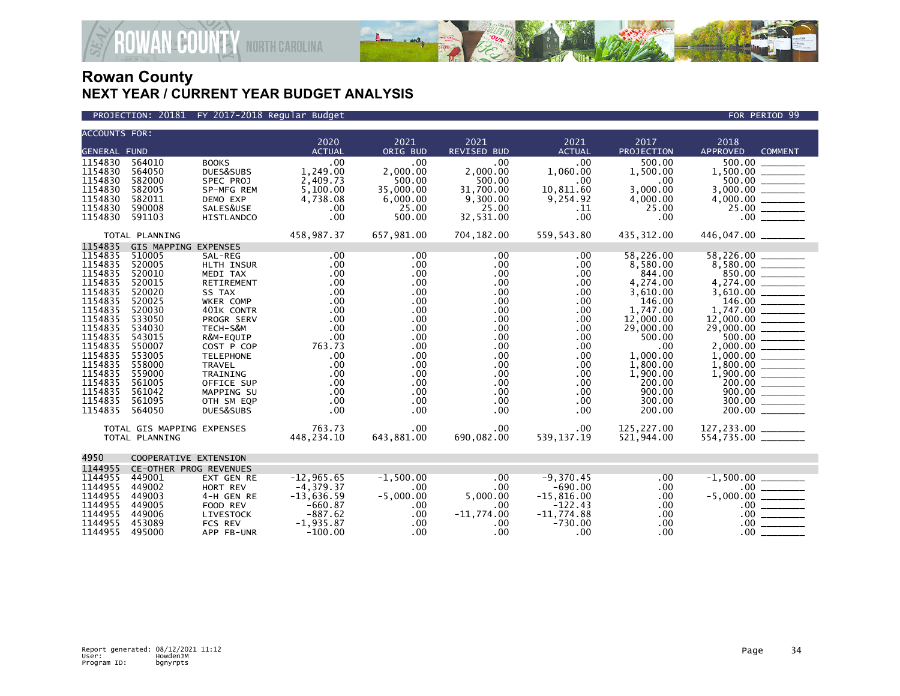# Rowan County
## NEXT YEAR / CURRENT YEAR BUDGET ANALYSIS

PROJECTION: 20181 FY 2017-2018 Regular Budget — FOR PERIOD 99

| ACCOUNTS FOR: GENERAL FUND | | | 2020 ACTUAL | 2021 ORIG BUD | 2021 REVISED BUD | 2021 ACTUAL | 2017 PROJECTION | 2018 APPROVED | COMMENT |
|---|---|---|---|---|---|---|---|---|---|
| 1154830 | 564010 | BOOKS | .00 | .00 | .00 | .00 | 500.00 | 500.00 | |
| 1154830 | 564050 | DUES&SUBS | 1,249.00 | 2,000.00 | 2,000.00 | 1,060.00 | 1,500.00 | 1,500.00 | |
| 1154830 | 582000 | SPEC PROJ | 2,409.73 | 500.00 | 500.00 | .00 | .00 | 500.00 | |
| 1154830 | 582005 | SP-MFG REM | 5,100.00 | 35,000.00 | 31,700.00 | 10,811.60 | 3,000.00 | 3,000.00 | |
| 1154830 | 582011 | DEMO EXP | 4,738.08 | 6,000.00 | 9,300.00 | 9,254.92 | 4,000.00 | 4,000.00 | |
| 1154830 | 590008 | SALES&USE | .00 | 25.00 | 25.00 | .11 | 25.00 | 25.00 | |
| 1154830 | 591103 | HISTLANDCO | .00 | 500.00 | 32,531.00 | .00 | .00 | .00 | |
| TOTAL PLANNING | | | 458,987.37 | 657,981.00 | 704,182.00 | 559,543.80 | 435,312.00 | 446,047.00 | |
| 1154835 | GIS MAPPING EXPENSES | | | | | | | | |
| 1154835 | 510005 | SAL-REG | .00 | .00 | .00 | .00 | 58,226.00 | 58,226.00 | |
| 1154835 | 520005 | HLTH INSUR | .00 | .00 | .00 | .00 | 8,580.00 | 8,580.00 | |
| 1154835 | 520010 | MEDI TAX | .00 | .00 | .00 | .00 | 844.00 | 850.00 | |
| 1154835 | 520015 | RETIREMENT | .00 | .00 | .00 | .00 | 4,274.00 | 4,274.00 | |
| 1154835 | 520020 | SS TAX | .00 | .00 | .00 | .00 | 3,610.00 | 3,610.00 | |
| 1154835 | 520025 | WKER COMP | .00 | .00 | .00 | .00 | 146.00 | 146.00 | |
| 1154835 | 520030 | 401K CONTR | .00 | .00 | .00 | .00 | 1,747.00 | 1,747.00 | |
| 1154835 | 533050 | PROGR SERV | .00 | .00 | .00 | .00 | 12,000.00 | 12,000.00 | |
| 1154835 | 534030 | TECH-S&M | .00 | .00 | .00 | .00 | 29,000.00 | 29,000.00 | |
| 1154835 | 543015 | R&M-EQUIP | .00 | .00 | .00 | .00 | 500.00 | 500.00 | |
| 1154835 | 550007 | COST P COP | 763.73 | .00 | .00 | .00 | .00 | 2,000.00 | |
| 1154835 | 553005 | TELEPHONE | .00 | .00 | .00 | .00 | 1,000.00 | 1,000.00 | |
| 1154835 | 558000 | TRAVEL | .00 | .00 | .00 | .00 | 1,800.00 | 1,800.00 | |
| 1154835 | 559000 | TRAINING | .00 | .00 | .00 | .00 | 1,900.00 | 1,900.00 | |
| 1154835 | 561005 | OFFICE SUP | .00 | .00 | .00 | .00 | 200.00 | 200.00 | |
| 1154835 | 561042 | MAPPING SU | .00 | .00 | .00 | .00 | 900.00 | 900.00 | |
| 1154835 | 561095 | OTH SM EQP | .00 | .00 | .00 | .00 | 300.00 | 300.00 | |
| 1154835 | 564050 | DUES&SUBS | .00 | .00 | .00 | .00 | 200.00 | 200.00 | |
| TOTAL GIS MAPPING EXPENSES | | | 763.73 | .00 | .00 | .00 | 125,227.00 | 127,233.00 | |
| TOTAL PLANNING | | | 448,234.10 | 643,881.00 | 690,082.00 | 539,137.19 | 521,944.00 | 554,735.00 | |
| 4950 | COOPERATIVE EXTENSION | | | | | | | | |
| 1144955 | CE-OTHER PROG REVENUES | | | | | | | | |
| 1144955 | 449001 | EXT GEN RE | -12,965.65 | -1,500.00 | .00 | -9,370.45 | .00 | -1,500.00 | |
| 1144955 | 449002 | HORT REV | -4,379.37 | .00 | .00 | -690.00 | .00 | .00 | |
| 1144955 | 449003 | 4-H GEN RE | -13,636.59 | -5,000.00 | 5,000.00 | -15,816.00 | .00 | -5,000.00 | |
| 1144955 | 449005 | FOOD REV | -660.87 | .00 | .00 | -122.43 | .00 | .00 | |
| 1144955 | 449006 | LIVESTOCK | -887.62 | .00 | -11,774.00 | -11,774.88 | .00 | .00 | |
| 1144955 | 453089 | FCS REV | -1,935.87 | .00 | .00 | -730.00 | .00 | .00 | |
| 1144955 | 495000 | APP FB-UNR | -100.00 | .00 | .00 | .00 | .00 | .00 | |

Report generated: 08/12/2021 11:12
User: HowdenJM
Program ID: bgnyrpts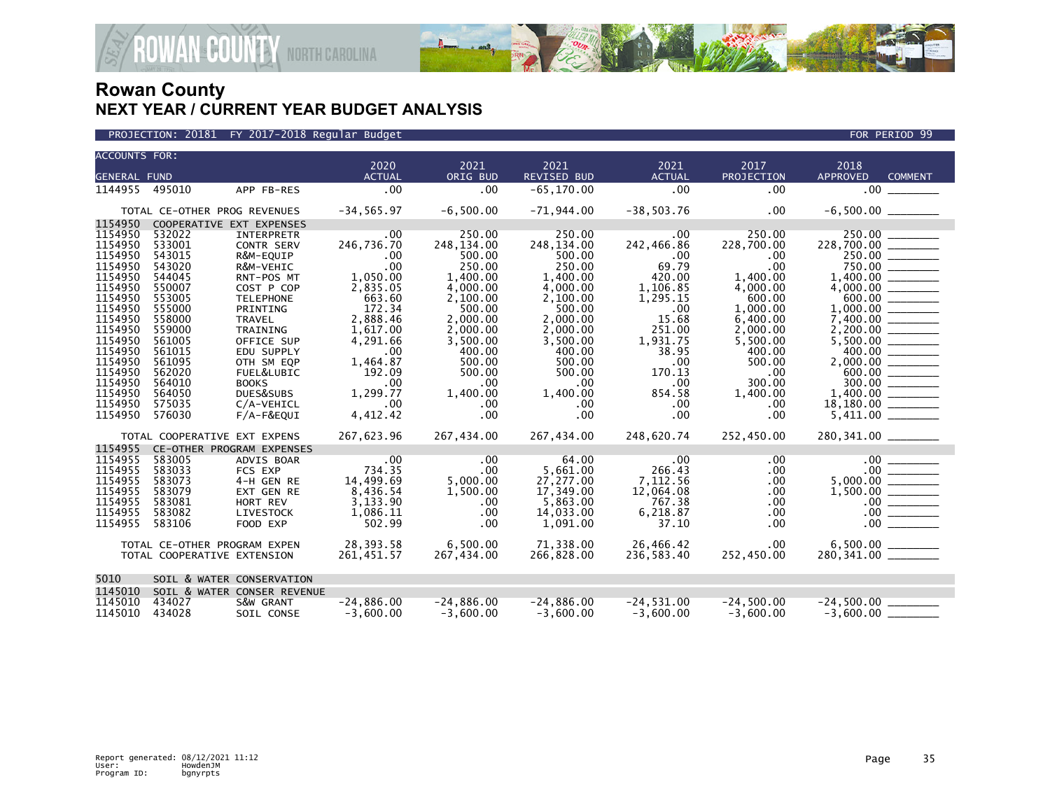# Rowan County
## NEXT YEAR / CURRENT YEAR BUDGET ANALYSIS

PROJECTION: 20181 FY 2017-2018 Regular Budget — FOR PERIOD 99

| ACCOUNTS FOR: GENERAL FUND | | | 2020 ACTUAL | 2021 ORIG BUD | 2021 REVISED BUD | 2021 ACTUAL | 2017 PROJECTION | 2018 APPROVED | COMMENT |
|---|---|---|---|---|---|---|---|---|---|
| 1144955 | 495010 | APP FB-RES | .00 | .00 | -65,170.00 | .00 | .00 | .00 | |
| TOTAL CE-OTHER PROG REVENUES | | | -34,565.97 | -6,500.00 | -71,944.00 | -38,503.76 | .00 | -6,500.00 | |
| 1154950 | COOPERATIVE EXT EXPENSES | | | | | | | | |
| 1154950 | 532022 | INTERPRETR | .00 | 250.00 | 250.00 | .00 | 250.00 | 250.00 | |
| 1154950 | 533001 | CONTR SERV | 246,736.70 | 248,134.00 | 248,134.00 | 242,466.86 | 228,700.00 | 228,700.00 | |
| 1154950 | 543015 | R&M-EQUIP | .00 | 500.00 | 500.00 | .00 | .00 | 250.00 | |
| 1154950 | 543020 | R&M-VEHIC | .00 | 250.00 | 250.00 | 69.79 | .00 | 750.00 | |
| 1154950 | 544045 | RNT-POS MT | 1,050.00 | 1,400.00 | 1,400.00 | 420.00 | 1,400.00 | 1,400.00 | |
| 1154950 | 550007 | COST P COP | 2,835.05 | 4,000.00 | 4,000.00 | 1,106.85 | 4,000.00 | 4,000.00 | |
| 1154950 | 553005 | TELEPHONE | 663.60 | 2,100.00 | 2,100.00 | 1,295.15 | 600.00 | 600.00 | |
| 1154950 | 555000 | PRINTING | 172.34 | 500.00 | 500.00 | .00 | 1,000.00 | 1,000.00 | |
| 1154950 | 558000 | TRAVEL | 2,888.46 | 2,000.00 | 2,000.00 | 15.68 | 6,400.00 | 7,400.00 | |
| 1154950 | 559000 | TRAINING | 1,617.00 | 2,000.00 | 2,000.00 | 251.00 | 2,000.00 | 2,200.00 | |
| 1154950 | 561005 | OFFICE SUP | 4,291.66 | 3,500.00 | 3,500.00 | 1,931.75 | 5,500.00 | 5,500.00 | |
| 1154950 | 561015 | EDU SUPPLY | .00 | 400.00 | 400.00 | 38.95 | 400.00 | 400.00 | |
| 1154950 | 561095 | OTH SM EQP | 1,464.87 | 500.00 | 500.00 | .00 | 500.00 | 2,000.00 | |
| 1154950 | 562020 | FUEL&LUBIC | 192.09 | 500.00 | 500.00 | 170.13 | .00 | 600.00 | |
| 1154950 | 564010 | BOOKS | .00 | .00 | .00 | .00 | 300.00 | 300.00 | |
| 1154950 | 564050 | DUES&SUBS | 1,299.77 | 1,400.00 | 1,400.00 | 854.58 | 1,400.00 | 1,400.00 | |
| 1154950 | 575035 | C/A-VEHICL | .00 | .00 | .00 | .00 | .00 | 18,180.00 | |
| 1154950 | 576030 | F/A-F&EQUI | 4,412.42 | .00 | .00 | .00 | .00 | 5,411.00 | |
| TOTAL COOPERATIVE EXT EXPENS | | | 267,623.96 | 267,434.00 | 267,434.00 | 248,620.74 | 252,450.00 | 280,341.00 | |
| 1154955 | CE-OTHER PROGRAM EXPENSES | | | | | | | | |
| 1154955 | 583005 | ADVIS BOAR | .00 | .00 | 64.00 | .00 | .00 | .00 | |
| 1154955 | 583033 | FCS EXP | 734.35 | .00 | 5,661.00 | 266.43 | .00 | .00 | |
| 1154955 | 583073 | 4-H GEN RE | 14,499.69 | 5,000.00 | 27,277.00 | 7,112.56 | .00 | 5,000.00 | |
| 1154955 | 583079 | EXT GEN RE | 8,436.54 | 1,500.00 | 17,349.00 | 12,064.08 | .00 | 1,500.00 | |
| 1154955 | 583081 | HORT REV | 3,133.90 | .00 | 5,863.00 | 767.38 | .00 | .00 | |
| 1154955 | 583082 | LIVESTOCK | 1,086.11 | .00 | 14,033.00 | 6,218.87 | .00 | .00 | |
| 1154955 | 583106 | FOOD EXP | 502.99 | .00 | 1,091.00 | 37.10 | .00 | .00 | |
| TOTAL CE-OTHER PROGRAM EXPEN | | | 28,393.58 | 6,500.00 | 71,338.00 | 26,466.42 | .00 | 6,500.00 | |
| TOTAL COOPERATIVE EXTENSION | | | 261,451.57 | 267,434.00 | 266,828.00 | 236,583.40 | 252,450.00 | 280,341.00 | |
| 5010 | SOIL & WATER CONSERVATION | | | | | | | | |
| 1145010 | SOIL & WATER CONSER REVENUE | | | | | | | | |
| 1145010 | 434027 | S&W GRANT | -24,886.00 | -24,886.00 | -24,886.00 | -24,531.00 | -24,500.00 | -24,500.00 | |
| 1145010 | 434028 | SOIL CONSE | -3,600.00 | -3,600.00 | -3,600.00 | -3,600.00 | -3,600.00 | -3,600.00 | |

Report generated: 08/12/2021 11:12
User: HowdenJM
Program ID: bgnyrpts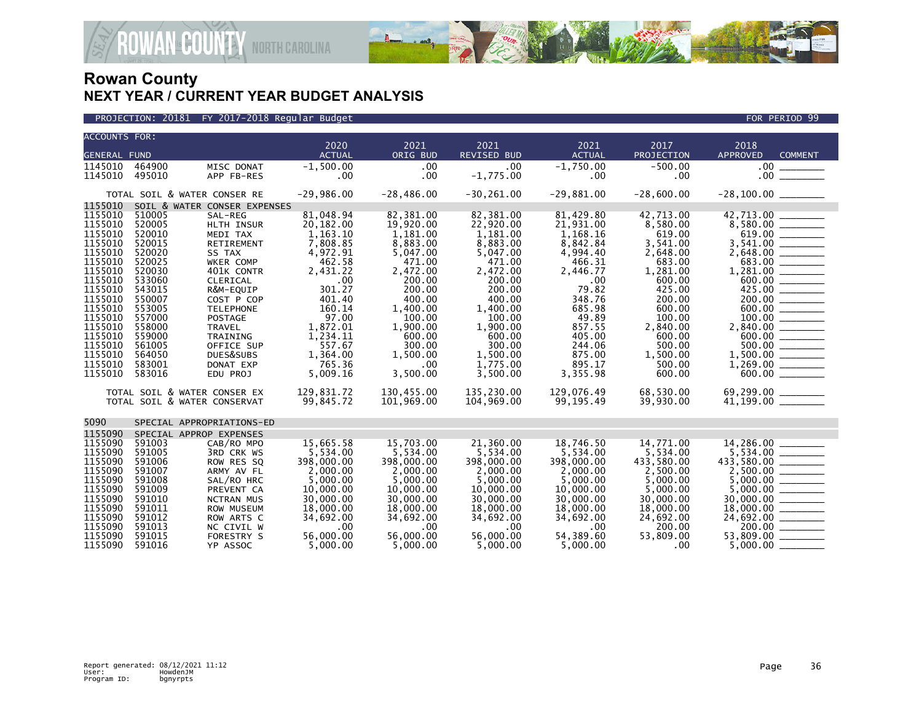# Rowan County

## NEXT YEAR / CURRENT YEAR BUDGET ANALYSIS

PROJECTION: 20181 FY 2017-2018 Regular Budget — FOR PERIOD 99

| ACCOUNTS FOR: GENERAL FUND | | | 2020 ACTUAL | 2021 ORIG BUD | 2021 REVISED BUD | 2021 ACTUAL | 2017 PROJECTION | 2018 APPROVED | COMMENT |
|---|---|---|---|---|---|---|---|---|---|
| 1145010 | 464900 | MISC DONAT | -1,500.00 | .00 | .00 | -1,750.00 | -500.00 | .00 | |
| 1145010 | 495010 | APP FB-RES | .00 | .00 | -1,775.00 | .00 | .00 | .00 | |
| | TOTAL SOIL & WATER CONSER RE | | -29,986.00 | -28,486.00 | -30,261.00 | -29,881.00 | -28,600.00 | -28,100.00 | |
| 1155010 | SOIL & WATER CONSER EXPENSES | | | | | | | | |
| 1155010 | 510005 | SAL-REG | 81,048.94 | 82,381.00 | 82,381.00 | 81,429.80 | 42,713.00 | 42,713.00 | |
| 1155010 | 520005 | HLTH INSUR | 20,182.00 | 19,920.00 | 22,920.00 | 21,931.00 | 8,580.00 | 8,580.00 | |
| 1155010 | 520010 | MEDI TAX | 1,163.10 | 1,181.00 | 1,181.00 | 1,168.16 | 619.00 | 619.00 | |
| 1155010 | 520015 | RETIREMENT | 7,808.85 | 8,883.00 | 8,883.00 | 8,842.84 | 3,541.00 | 3,541.00 | |
| 1155010 | 520020 | SS TAX | 4,972.91 | 5,047.00 | 5,047.00 | 4,994.40 | 2,648.00 | 2,648.00 | |
| 1155010 | 520025 | WKER COMP | 462.58 | 471.00 | 471.00 | 466.31 | 683.00 | 683.00 | |
| 1155010 | 520030 | 401K CONTR | 2,431.22 | 2,472.00 | 2,472.00 | 2,446.77 | 1,281.00 | 1,281.00 | |
| 1155010 | 533060 | CLERICAL | .00 | 200.00 | 200.00 | .00 | 600.00 | 600.00 | |
| 1155010 | 543015 | R&M-EQUIP | 301.27 | 200.00 | 200.00 | 79.82 | 425.00 | 425.00 | |
| 1155010 | 550007 | COST P COP | 401.40 | 400.00 | 400.00 | 348.76 | 200.00 | 200.00 | |
| 1155010 | 553005 | TELEPHONE | 160.14 | 1,400.00 | 1,400.00 | 685.98 | 600.00 | 600.00 | |
| 1155010 | 557000 | POSTAGE | 97.00 | 100.00 | 100.00 | 49.89 | 100.00 | 100.00 | |
| 1155010 | 558000 | TRAVEL | 1,872.01 | 1,900.00 | 1,900.00 | 857.55 | 2,840.00 | 2,840.00 | |
| 1155010 | 559000 | TRAINING | 1,234.11 | 600.00 | 600.00 | 405.00 | 600.00 | 600.00 | |
| 1155010 | 561005 | OFFICE SUP | 557.67 | 300.00 | 300.00 | 244.06 | 500.00 | 500.00 | |
| 1155010 | 564050 | DUES&SUBS | 1,364.00 | 1,500.00 | 1,500.00 | 875.00 | 1,500.00 | 1,500.00 | |
| 1155010 | 583001 | DONAT EXP | 765.36 | .00 | 1,775.00 | 895.17 | 500.00 | 1,269.00 | |
| 1155010 | 583016 | EDU PROJ | 5,009.16 | 3,500.00 | 3,500.00 | 3,355.98 | 600.00 | 600.00 | |
| | TOTAL SOIL & WATER CONSER EX | | 129,831.72 | 130,455.00 | 135,230.00 | 129,076.49 | 68,530.00 | 69,299.00 | |
| | TOTAL SOIL & WATER CONSERVAT | | 99,845.72 | 101,969.00 | 104,969.00 | 99,195.49 | 39,930.00 | 41,199.00 | |
| 5090 | SPECIAL APPROPRIATIONS-ED | | | | | | | | |
| 1155090 | SPECIAL APPROP EXPENSES | | | | | | | | |
| 1155090 | 591003 | CAB/RO MPO | 15,665.58 | 15,703.00 | 21,360.00 | 18,746.50 | 14,771.00 | 14,286.00 | |
| 1155090 | 591005 | 3RD CRK WS | 5,534.00 | 5,534.00 | 5,534.00 | 5,534.00 | 5,534.00 | 5,534.00 | |
| 1155090 | 591006 | ROW RES SQ | 398,000.00 | 398,000.00 | 398,000.00 | 398,000.00 | 433,580.00 | 433,580.00 | |
| 1155090 | 591007 | ARMY AV FL | 2,000.00 | 2,000.00 | 2,000.00 | 2,000.00 | 2,500.00 | 2,500.00 | |
| 1155090 | 591008 | SAL/RO HRC | 5,000.00 | 5,000.00 | 5,000.00 | 5,000.00 | 5,000.00 | 5,000.00 | |
| 1155090 | 591009 | PREVENT CA | 10,000.00 | 10,000.00 | 10,000.00 | 10,000.00 | 5,000.00 | 5,000.00 | |
| 1155090 | 591010 | NCTRAN MUS | 30,000.00 | 30,000.00 | 30,000.00 | 30,000.00 | 30,000.00 | 30,000.00 | |
| 1155090 | 591011 | ROW MUSEUM | 18,000.00 | 18,000.00 | 18,000.00 | 18,000.00 | 18,000.00 | 18,000.00 | |
| 1155090 | 591012 | ROW ARTS C | 34,692.00 | 34,692.00 | 34,692.00 | 34,692.00 | 24,692.00 | 24,692.00 | |
| 1155090 | 591013 | NC CIVIL W | .00 | .00 | .00 | .00 | 200.00 | 200.00 | |
| 1155090 | 591015 | FORESTRY S | 56,000.00 | 56,000.00 | 56,000.00 | 54,389.60 | 53,809.00 | 53,809.00 | |
| 1155090 | 591016 | YP ASSOC | 5,000.00 | 5,000.00 | 5,000.00 | 5,000.00 | .00 | 5,000.00 | |

Report generated: 08/12/2021 11:12
User: HowdenJM
Program ID: bgnyrpts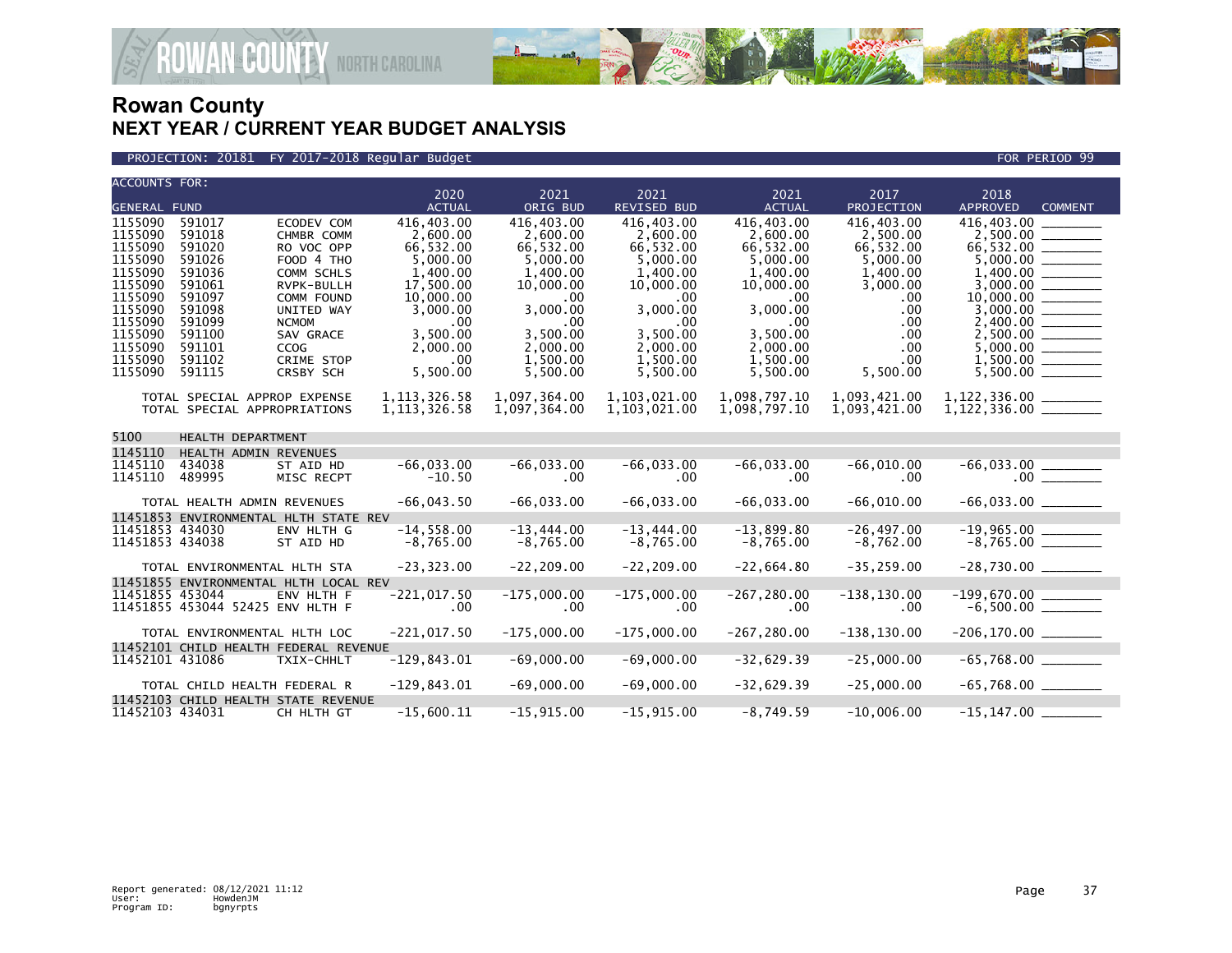# Rowan County
## NEXT YEAR / CURRENT YEAR BUDGET ANALYSIS

PROJECTION: 20181 FY 2017-2018 Regular Budget — FOR PERIOD 99

| ACCOUNTS FOR: GENERAL FUND | | | 2020 ACTUAL | 2021 ORIG BUD | 2021 REVISED BUD | 2021 ACTUAL | 2017 PROJECTION | 2018 APPROVED | COMMENT |
|---|---|---|---|---|---|---|---|---|---|
| 1155090 | 591017 | ECODEV COM | 416,403.00 | 416,403.00 | 416,403.00 | 416,403.00 | 416,403.00 | 416,403.00 | ________ |
| 1155090 | 591018 | CHMBR COMM | 2,600.00 | 2,600.00 | 2,600.00 | 2,600.00 | 2,500.00 | 2,500.00 | ________ |
| 1155090 | 591020 | RO VOC OPP | 66,532.00 | 66,532.00 | 66,532.00 | 66,532.00 | 66,532.00 | 66,532.00 | ________ |
| 1155090 | 591026 | FOOD 4 THO | 5,000.00 | 5,000.00 | 5,000.00 | 5,000.00 | 5,000.00 | 5,000.00 | ________ |
| 1155090 | 591036 | COMM SCHLS | 1,400.00 | 1,400.00 | 1,400.00 | 1,400.00 | 1,400.00 | 1,400.00 | ________ |
| 1155090 | 591061 | RVPK-BULLH | 17,500.00 | 10,000.00 | 10,000.00 | 10,000.00 | 3,000.00 | 3,000.00 | ________ |
| 1155090 | 591097 | COMM FOUND | 10,000.00 | .00 | .00 | .00 | .00 | 10,000.00 | ________ |
| 1155090 | 591098 | UNITED WAY | 3,000.00 | 3,000.00 | 3,000.00 | 3,000.00 | .00 | 3,000.00 | ________ |
| 1155090 | 591099 | NCMOM | .00 | .00 | .00 | .00 | .00 | 2,400.00 | ________ |
| 1155090 | 591100 | SAV GRACE | 3,500.00 | 3,500.00 | 3,500.00 | 3,500.00 | .00 | 2,500.00 | ________ |
| 1155090 | 591101 | CCOG | 2,000.00 | 2,000.00 | 2,000.00 | 2,000.00 | .00 | 5,000.00 | ________ |
| 1155090 | 591102 | CRIME STOP | .00 | 1,500.00 | 1,500.00 | 1,500.00 | .00 | 1,500.00 | ________ |
| 1155090 | 591115 | CRSBY SCH | 5,500.00 | 5,500.00 | 5,500.00 | 5,500.00 | 5,500.00 | 5,500.00 | ________ |
| TOTAL SPECIAL APPROP EXPENSE | | | 1,113,326.58 | 1,097,364.00 | 1,103,021.00 | 1,098,797.10 | 1,093,421.00 | 1,122,336.00 | ________ |
| TOTAL SPECIAL APPROPRIATIONS | | | 1,113,326.58 | 1,097,364.00 | 1,103,021.00 | 1,098,797.10 | 1,093,421.00 | 1,122,336.00 | ________ |
| 5100 | HEALTH DEPARTMENT | | | | | | | | |
| 1145110 | HEALTH ADMIN REVENUES | | | | | | | | |
| 1145110 | 434038 | ST AID HD | -66,033.00 | -66,033.00 | -66,033.00 | -66,033.00 | -66,010.00 | -66,033.00 | ________ |
| 1145110 | 489995 | MISC RECPT | -10.50 | .00 | .00 | .00 | .00 | .00 | ________ |
| TOTAL HEALTH ADMIN REVENUES | | | -66,043.50 | -66,033.00 | -66,033.00 | -66,033.00 | -66,010.00 | -66,033.00 | ________ |
| 11451853 | ENVIRONMENTAL HLTH STATE REV | | | | | | | | |
| 11451853 | 434030 | ENV HLTH G | -14,558.00 | -13,444.00 | -13,444.00 | -13,899.80 | -26,497.00 | -19,965.00 | ________ |
| 11451853 | 434038 | ST AID HD | -8,765.00 | -8,765.00 | -8,765.00 | -8,765.00 | -8,762.00 | -8,765.00 | ________ |
| TOTAL ENVIRONMENTAL HLTH STA | | | -23,323.00 | -22,209.00 | -22,209.00 | -22,664.80 | -35,259.00 | -28,730.00 | ________ |
| 11451855 | ENVIRONMENTAL HLTH LOCAL REV | | | | | | | | |
| 11451855 | 453044 | ENV HLTH F | -221,017.50 | -175,000.00 | -175,000.00 | -267,280.00 | -138,130.00 | -199,670.00 | ________ |
| 11451855 | 453044 52425 | ENV HLTH F | .00 | .00 | .00 | .00 | .00 | -6,500.00 | ________ |
| TOTAL ENVIRONMENTAL HLTH LOC | | | -221,017.50 | -175,000.00 | -175,000.00 | -267,280.00 | -138,130.00 | -206,170.00 | ________ |
| 11452101 | CHILD HEALTH FEDERAL REVENUE | | | | | | | | |
| 11452101 | 431086 | TXIX-CHHLT | -129,843.01 | -69,000.00 | -69,000.00 | -32,629.39 | -25,000.00 | -65,768.00 | ________ |
| TOTAL CHILD HEALTH FEDERAL R | | | -129,843.01 | -69,000.00 | -69,000.00 | -32,629.39 | -25,000.00 | -65,768.00 | ________ |
| 11452103 | CHILD HEALTH STATE REVENUE | | | | | | | | |
| 11452103 | 434031 | CH HLTH GT | -15,600.11 | -15,915.00 | -15,915.00 | -8,749.59 | -10,006.00 | -15,147.00 | ________ |

Report generated: 08/12/2021 11:12
User: HowdenJM
Program ID: bgnyrpts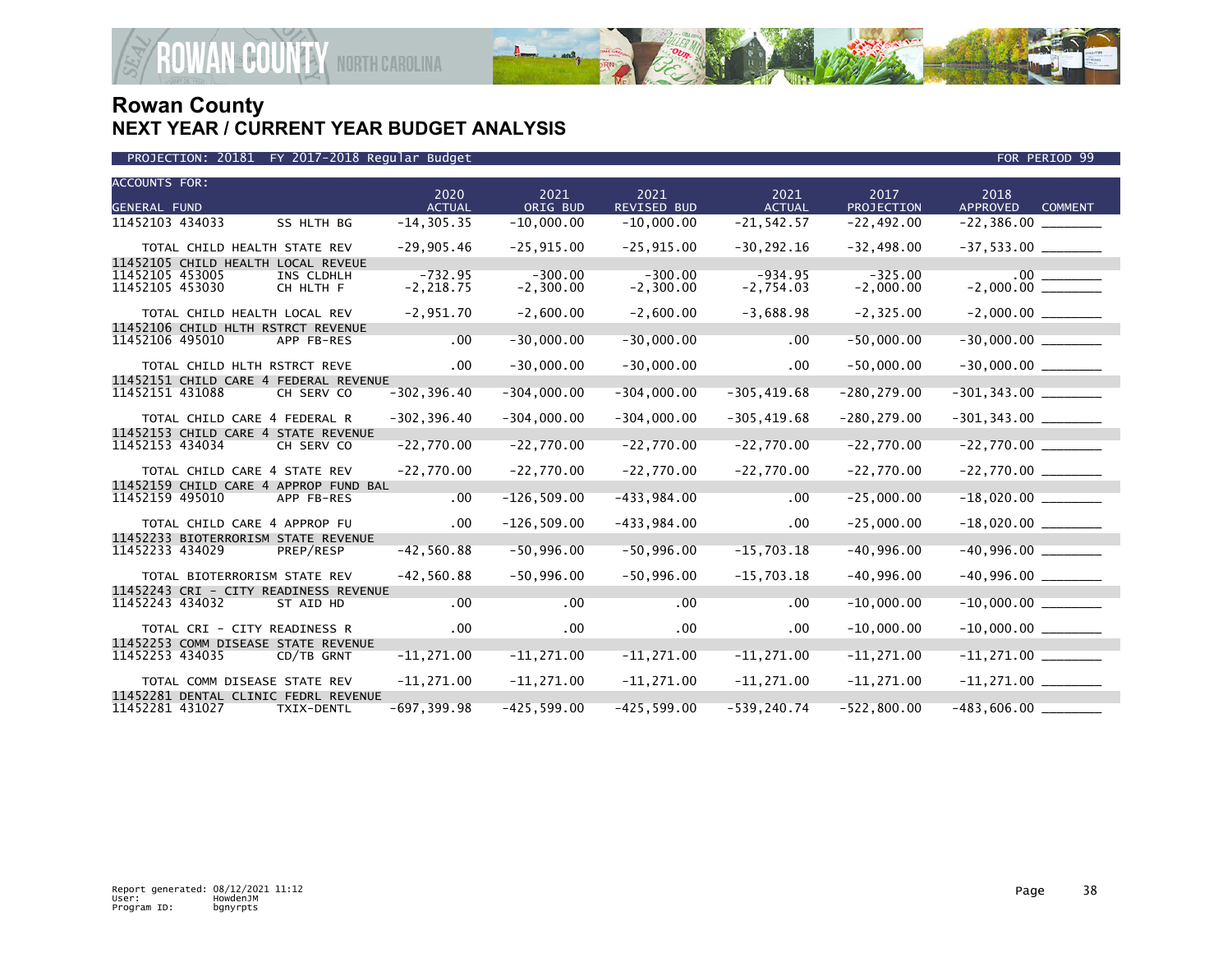# Rowan County
## NEXT YEAR / CURRENT YEAR BUDGET ANALYSIS

PROJECTION: 20181 FY 2017-2018 Regular Budget — FOR PERIOD 99

| ACCOUNTS FOR: GENERAL FUND | | 2020 ACTUAL | 2021 ORIG BUD | 2021 REVISED BUD | 2021 ACTUAL | 2017 PROJECTION | 2018 APPROVED | COMMENT |
|---|---|---|---|---|---|---|---|---|
| 11452103 434033 | SS HLTH BG | -14,305.35 | -10,000.00 | -10,000.00 | -21,542.57 | -22,492.00 | -22,386.00 | |
| TOTAL CHILD HEALTH STATE REV | | -29,905.46 | -25,915.00 | -25,915.00 | -30,292.16 | -32,498.00 | -37,533.00 | |
| 11452105 CHILD HEALTH LOCAL REVEUE | | | | | | | | |
| 11452105 453005 | INS CLDHLH | -732.95 | -300.00 | -300.00 | -934.95 | -325.00 | .00 | |
| 11452105 453030 | CH HLTH F | -2,218.75 | -2,300.00 | -2,300.00 | -2,754.03 | -2,000.00 | -2,000.00 | |
| TOTAL CHILD HEALTH LOCAL REV | | -2,951.70 | -2,600.00 | -2,600.00 | -3,688.98 | -2,325.00 | -2,000.00 | |
| 11452106 CHILD HLTH RSTRCT REVENUE | | | | | | | | |
| 11452106 495010 | APP FB-RES | .00 | -30,000.00 | -30,000.00 | .00 | -50,000.00 | -30,000.00 | |
| TOTAL CHILD HLTH RSTRCT REVE | | .00 | -30,000.00 | -30,000.00 | .00 | -50,000.00 | -30,000.00 | |
| 11452151 CHILD CARE 4 FEDERAL REVENUE | | | | | | | | |
| 11452151 431088 | CH SERV CO | -302,396.40 | -304,000.00 | -304,000.00 | -305,419.68 | -280,279.00 | -301,343.00 | |
| TOTAL CHILD CARE 4 FEDERAL R | | -302,396.40 | -304,000.00 | -304,000.00 | -305,419.68 | -280,279.00 | -301,343.00 | |
| 11452153 CHILD CARE 4 STATE REVENUE | | | | | | | | |
| 11452153 434034 | CH SERV CO | -22,770.00 | -22,770.00 | -22,770.00 | -22,770.00 | -22,770.00 | -22,770.00 | |
| TOTAL CHILD CARE 4 STATE REV | | -22,770.00 | -22,770.00 | -22,770.00 | -22,770.00 | -22,770.00 | -22,770.00 | |
| 11452159 CHILD CARE 4 APPROP FUND BAL | | | | | | | | |
| 11452159 495010 | APP FB-RES | .00 | -126,509.00 | -433,984.00 | .00 | -25,000.00 | -18,020.00 | |
| TOTAL CHILD CARE 4 APPROP FU | | .00 | -126,509.00 | -433,984.00 | .00 | -25,000.00 | -18,020.00 | |
| 11452233 BIOTERRORISM STATE REVENUE | | | | | | | | |
| 11452233 434029 | PREP/RESP | -42,560.88 | -50,996.00 | -50,996.00 | -15,703.18 | -40,996.00 | -40,996.00 | |
| TOTAL BIOTERRORISM STATE REV | | -42,560.88 | -50,996.00 | -50,996.00 | -15,703.18 | -40,996.00 | -40,996.00 | |
| 11452243 CRI - CITY READINESS REVENUE | | | | | | | | |
| 11452243 434032 | ST AID HD | .00 | .00 | .00 | .00 | -10,000.00 | -10,000.00 | |
| TOTAL CRI - CITY READINESS R | | .00 | .00 | .00 | .00 | -10,000.00 | -10,000.00 | |
| 11452253 COMM DISEASE STATE REVENUE | | | | | | | | |
| 11452253 434035 | CD/TB GRNT | -11,271.00 | -11,271.00 | -11,271.00 | -11,271.00 | -11,271.00 | -11,271.00 | |
| TOTAL COMM DISEASE STATE REV | | -11,271.00 | -11,271.00 | -11,271.00 | -11,271.00 | -11,271.00 | -11,271.00 | |
| 11452281 DENTAL CLINIC FEDRL REVENUE | | | | | | | | |
| 11452281 431027 | TXIX-DENTL | -697,399.98 | -425,599.00 | -425,599.00 | -539,240.74 | -522,800.00 | -483,606.00 | |

Report generated: 08/12/2021 11:12
User: HowdenJM
Program ID: bgnyrpts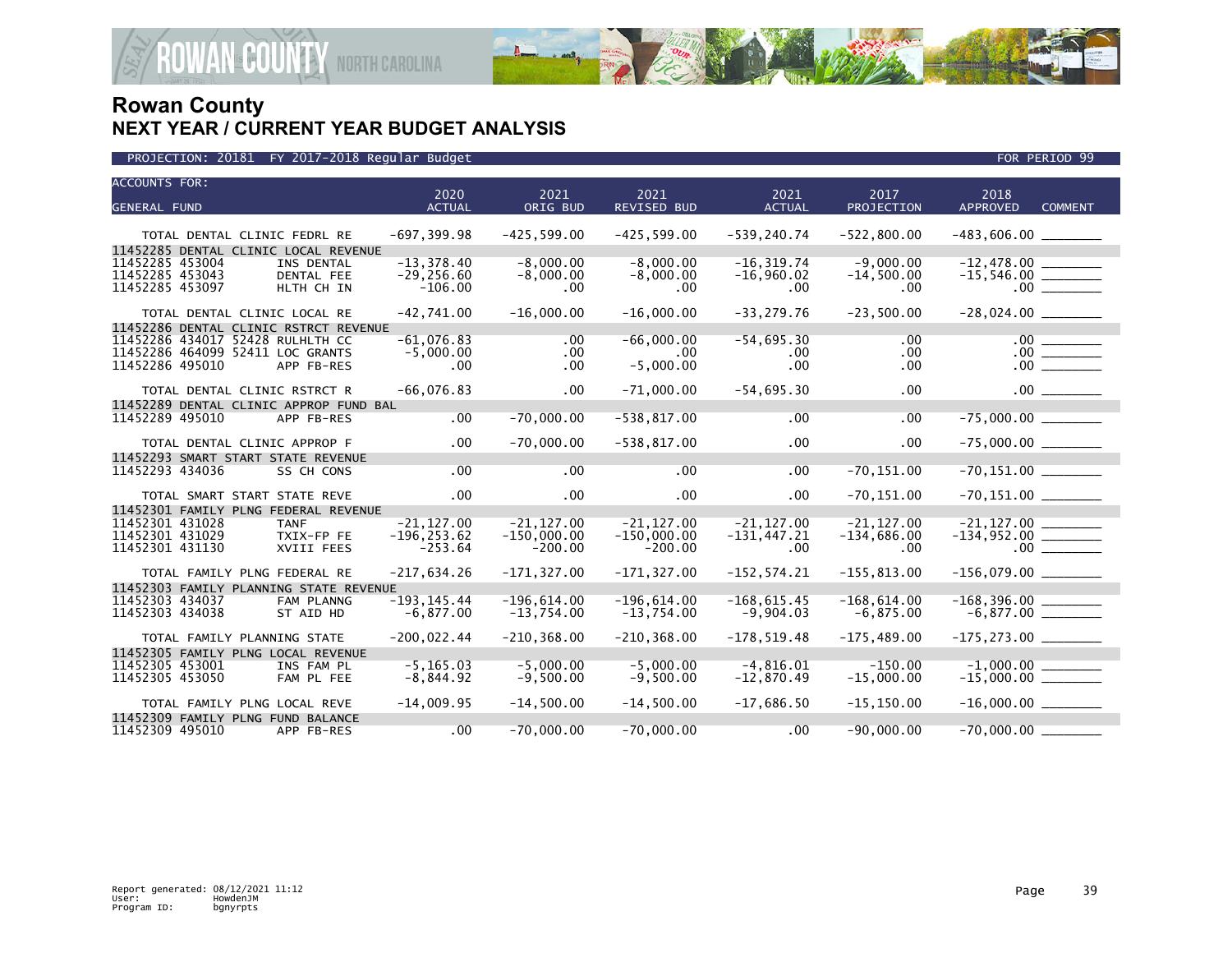# Rowan County

## NEXT YEAR / CURRENT YEAR BUDGET ANALYSIS

PROJECTION: 20181 FY 2017-2018 Regular Budget — FOR PERIOD 99

| ACCOUNTS FOR: GENERAL FUND | | 2020 ACTUAL | 2021 ORIG BUD | 2021 REVISED BUD | 2021 ACTUAL | 2017 PROJECTION | 2018 APPROVED | COMMENT |
|---|---|---|---|---|---|---|---|---|
| TOTAL DENTAL CLINIC FEDRL RE | | -697,399.98 | -425,599.00 | -425,599.00 | -539,240.74 | -522,800.00 | -483,606.00 | ________ |
| 11452285 DENTAL CLINIC LOCAL REVENUE | | | | | | | | |
| 11452285 453004 | INS DENTAL | -13,378.40 | -8,000.00 | -8,000.00 | -16,319.74 | -9,000.00 | -12,478.00 | ________ |
| 11452285 453043 | DENTAL FEE | -29,256.60 | -8,000.00 | -8,000.00 | -16,960.02 | -14,500.00 | -15,546.00 | ________ |
| 11452285 453097 | HLTH CH IN | -106.00 | .00 | .00 | .00 | .00 | .00 | ________ |
| TOTAL DENTAL CLINIC LOCAL RE | | -42,741.00 | -16,000.00 | -16,000.00 | -33,279.76 | -23,500.00 | -28,024.00 | ________ |
| 11452286 DENTAL CLINIC RSTRCT REVENUE | | | | | | | | |
| 11452286 434017 52428 | RULHLTH CC | -61,076.83 | .00 | -66,000.00 | -54,695.30 | .00 | .00 | ________ |
| 11452286 464099 52411 | LOC GRANTS | -5,000.00 | .00 | .00 | .00 | .00 | .00 | ________ |
| 11452286 495010 | APP FB-RES | .00 | .00 | -5,000.00 | .00 | .00 | .00 | ________ |
| TOTAL DENTAL CLINIC RSTRCT R | | -66,076.83 | .00 | -71,000.00 | -54,695.30 | .00 | .00 | ________ |
| 11452289 DENTAL CLINIC APPROP FUND BAL | | | | | | | | |
| 11452289 495010 | APP FB-RES | .00 | -70,000.00 | -538,817.00 | .00 | .00 | -75,000.00 | ________ |
| TOTAL DENTAL CLINIC APPROP F | | .00 | -70,000.00 | -538,817.00 | .00 | .00 | -75,000.00 | ________ |
| 11452293 SMART START STATE REVENUE | | | | | | | | |
| 11452293 434036 | SS CH CONS | .00 | .00 | .00 | .00 | -70,151.00 | -70,151.00 | ________ |
| TOTAL SMART START STATE REVE | | .00 | .00 | .00 | .00 | -70,151.00 | -70,151.00 | ________ |
| 11452301 FAMILY PLNG FEDERAL REVENUE | | | | | | | | |
| 11452301 431028 | TANF | -21,127.00 | -21,127.00 | -21,127.00 | -21,127.00 | -21,127.00 | -21,127.00 | ________ |
| 11452301 431029 | TXIX-FP FE | -196,253.62 | -150,000.00 | -150,000.00 | -131,447.21 | -134,686.00 | -134,952.00 | ________ |
| 11452301 431130 | XVIII FEES | -253.64 | -200.00 | -200.00 | .00 | .00 | .00 | ________ |
| TOTAL FAMILY PLNG FEDERAL RE | | -217,634.26 | -171,327.00 | -171,327.00 | -152,574.21 | -155,813.00 | -156,079.00 | ________ |
| 11452303 FAMILY PLANNING STATE REVENUE | | | | | | | | |
| 11452303 434037 | FAM PLANNG | -193,145.44 | -196,614.00 | -196,614.00 | -168,615.45 | -168,614.00 | -168,396.00 | ________ |
| 11452303 434038 | ST AID HD | -6,877.00 | -13,754.00 | -13,754.00 | -9,904.03 | -6,875.00 | -6,877.00 | ________ |
| TOTAL FAMILY PLANNING STATE | | -200,022.44 | -210,368.00 | -210,368.00 | -178,519.48 | -175,489.00 | -175,273.00 | ________ |
| 11452305 FAMILY PLNG LOCAL REVENUE | | | | | | | | |
| 11452305 453001 | INS FAM PL | -5,165.03 | -5,000.00 | -5,000.00 | -4,816.01 | -150.00 | -1,000.00 | ________ |
| 11452305 453050 | FAM PL FEE | -8,844.92 | -9,500.00 | -9,500.00 | -12,870.49 | -15,000.00 | -15,000.00 | ________ |
| TOTAL FAMILY PLNG LOCAL REVE | | -14,009.95 | -14,500.00 | -14,500.00 | -17,686.50 | -15,150.00 | -16,000.00 | ________ |
| 11452309 FAMILY PLNG FUND BALANCE | | | | | | | | |
| 11452309 495010 | APP FB-RES | .00 | -70,000.00 | -70,000.00 | .00 | -90,000.00 | -70,000.00 | ________ |

Report generated: 08/12/2021 11:12
User: HowdenJM
Program ID: bgnyrpts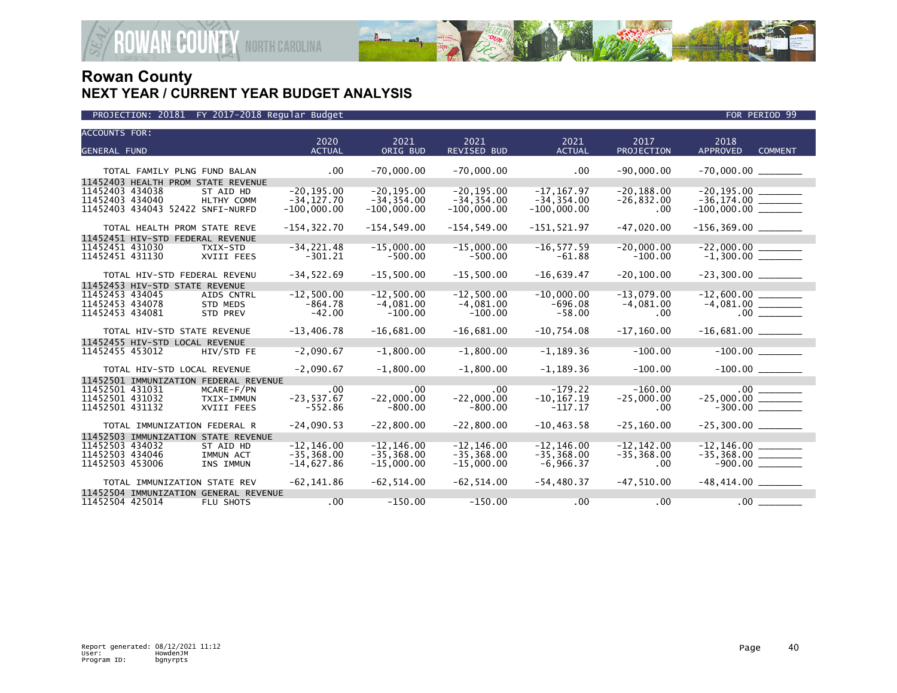# Rowan County
## NEXT YEAR / CURRENT YEAR BUDGET ANALYSIS

PROJECTION: 20181 FY 2017-2018 Regular Budget — FOR PERIOD 99

| ACCOUNTS FOR: GENERAL FUND | | 2020 ACTUAL | 2021 ORIG BUD | 2021 REVISED BUD | 2021 ACTUAL | 2017 PROJECTION | 2018 APPROVED | COMMENT |
|---|---|---|---|---|---|---|---|---|
| TOTAL FAMILY PLNG FUND BALAN | | .00 | -70,000.00 | -70,000.00 | .00 | -90,000.00 | -70,000.00 | |
| 11452403 HEALTH PROM STATE REVENUE | | | | | | | | |
| 11452403 434038 | ST AID HD | -20,195.00 | -20,195.00 | -20,195.00 | -17,167.97 | -20,188.00 | -20,195.00 | |
| 11452403 434040 | HLTHY COMM | -34,127.70 | -34,354.00 | -34,354.00 | -34,354.00 | -26,832.00 | -36,174.00 | |
| 11452403 434043 52422 | SNFI-NURFD | -100,000.00 | -100,000.00 | -100,000.00 | -100,000.00 | .00 | -100,000.00 | |
| TOTAL HEALTH PROM STATE REVE | | -154,322.70 | -154,549.00 | -154,549.00 | -151,521.97 | -47,020.00 | -156,369.00 | |
| 11452451 HIV-STD FEDERAL REVENUE | | | | | | | | |
| 11452451 431030 | TXIX-STD | -34,221.48 | -15,000.00 | -15,000.00 | -16,577.59 | -20,000.00 | -22,000.00 | |
| 11452451 431130 | XVIII FEES | -301.21 | -500.00 | -500.00 | -61.88 | -100.00 | -1,300.00 | |
| TOTAL HIV-STD FEDERAL REVENU | | -34,522.69 | -15,500.00 | -15,500.00 | -16,639.47 | -20,100.00 | -23,300.00 | |
| 11452453 HIV-STD STATE REVENUE | | | | | | | | |
| 11452453 434045 | AIDS CNTRL | -12,500.00 | -12,500.00 | -12,500.00 | -10,000.00 | -13,079.00 | -12,600.00 | |
| 11452453 434078 | STD MEDS | -864.78 | -4,081.00 | -4,081.00 | -696.08 | -4,081.00 | -4,081.00 | |
| 11452453 434081 | STD PREV | -42.00 | -100.00 | -100.00 | -58.00 | .00 | .00 | |
| TOTAL HIV-STD STATE REVENUE | | -13,406.78 | -16,681.00 | -16,681.00 | -10,754.08 | -17,160.00 | -16,681.00 | |
| 11452455 HIV-STD LOCAL REVENUE | | | | | | | | |
| 11452455 453012 | HIV/STD FE | -2,090.67 | -1,800.00 | -1,800.00 | -1,189.36 | -100.00 | -100.00 | |
| TOTAL HIV-STD LOCAL REVENUE | | -2,090.67 | -1,800.00 | -1,800.00 | -1,189.36 | -100.00 | -100.00 | |
| 11452501 IMMUNIZATION FEDERAL REVENUE | | | | | | | | |
| 11452501 431031 | MCARE-F/PN | .00 | .00 | .00 | -179.22 | -160.00 | .00 | |
| 11452501 431032 | TXIX-IMMUN | -23,537.67 | -22,000.00 | -22,000.00 | -10,167.19 | -25,000.00 | -25,000.00 | |
| 11452501 431132 | XVIII FEES | -552.86 | -800.00 | -800.00 | -117.17 | .00 | -300.00 | |
| TOTAL IMMUNIZATION FEDERAL R | | -24,090.53 | -22,800.00 | -22,800.00 | -10,463.58 | -25,160.00 | -25,300.00 | |
| 11452503 IMMUNIZATION STATE REVENUE | | | | | | | | |
| 11452503 434032 | ST AID HD | -12,146.00 | -12,146.00 | -12,146.00 | -12,146.00 | -12,142.00 | -12,146.00 | |
| 11452503 434046 | IMMUN ACT | -35,368.00 | -35,368.00 | -35,368.00 | -35,368.00 | -35,368.00 | -35,368.00 | |
| 11452503 453006 | INS IMMUN | -14,627.86 | -15,000.00 | -15,000.00 | -6,966.37 | .00 | -900.00 | |
| TOTAL IMMUNIZATION STATE REV | | -62,141.86 | -62,514.00 | -62,514.00 | -54,480.37 | -47,510.00 | -48,414.00 | |
| 11452504 IMMUNIZATION GENERAL REVENUE | | | | | | | | |
| 11452504 425014 | FLU SHOTS | .00 | -150.00 | -150.00 | .00 | .00 | .00 | |

Report generated: 08/12/2021 11:12
User: HowdenJM
Program ID: bgnyrpts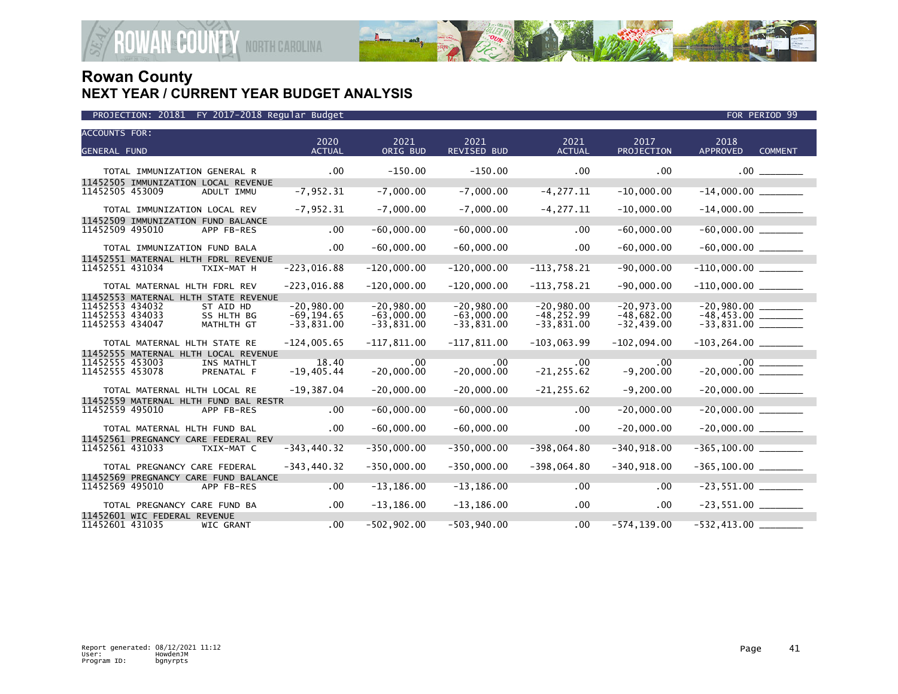# Rowan County
## NEXT YEAR / CURRENT YEAR BUDGET ANALYSIS

PROJECTION: 20181 FY 2017-2018 Regular Budget — FOR PERIOD 99

| ACCOUNTS FOR: GENERAL FUND | | 2020 ACTUAL | 2021 ORIG BUD | 2021 REVISED BUD | 2021 ACTUAL | 2017 PROJECTION | 2018 APPROVED | COMMENT |
|---|---|---|---|---|---|---|---|---|
| TOTAL IMMUNIZATION GENERAL R | | .00 | -150.00 | -150.00 | .00 | .00 | .00 | ________ |
| 11452505 IMMUNIZATION LOCAL REVENUE | | | | | | | | |
| 11452505 453009 | ADULT IMMU | -7,952.31 | -7,000.00 | -7,000.00 | -4,277.11 | -10,000.00 | -14,000.00 | ________ |
| TOTAL IMMUNIZATION LOCAL REV | | -7,952.31 | -7,000.00 | -7,000.00 | -4,277.11 | -10,000.00 | -14,000.00 | ________ |
| 11452509 IMMUNIZATION FUND BALANCE | | | | | | | | |
| 11452509 495010 | APP FB-RES | .00 | -60,000.00 | -60,000.00 | .00 | -60,000.00 | -60,000.00 | ________ |
| TOTAL IMMUNIZATION FUND BALA | | .00 | -60,000.00 | -60,000.00 | .00 | -60,000.00 | -60,000.00 | ________ |
| 11452551 MATERNAL HLTH FDRL REVENUE | | | | | | | | |
| 11452551 431034 | TXIX-MAT H | -223,016.88 | -120,000.00 | -120,000.00 | -113,758.21 | -90,000.00 | -110,000.00 | ________ |
| TOTAL MATERNAL HLTH FDRL REV | | -223,016.88 | -120,000.00 | -120,000.00 | -113,758.21 | -90,000.00 | -110,000.00 | ________ |
| 11452553 MATERNAL HLTH STATE REVENUE | | | | | | | | |
| 11452553 434032 | ST AID HD | -20,980.00 | -20,980.00 | -20,980.00 | -20,980.00 | -20,973.00 | -20,980.00 | ________ |
| 11452553 434033 | SS HLTH BG | -69,194.65 | -63,000.00 | -63,000.00 | -48,252.99 | -48,682.00 | -48,453.00 | ________ |
| 11452553 434047 | MATHLTH GT | -33,831.00 | -33,831.00 | -33,831.00 | -33,831.00 | -32,439.00 | -33,831.00 | ________ |
| TOTAL MATERNAL HLTH STATE RE | | -124,005.65 | -117,811.00 | -117,811.00 | -103,063.99 | -102,094.00 | -103,264.00 | ________ |
| 11452555 MATERNAL HLTH LOCAL REVENUE | | | | | | | | |
| 11452555 453003 | INS MATHLT | 18.40 | .00 | .00 | .00 | .00 | .00 | ________ |
| 11452555 453078 | PRENATAL F | -19,405.44 | -20,000.00 | -20,000.00 | -21,255.62 | -9,200.00 | -20,000.00 | ________ |
| TOTAL MATERNAL HLTH LOCAL RE | | -19,387.04 | -20,000.00 | -20,000.00 | -21,255.62 | -9,200.00 | -20,000.00 | ________ |
| 11452559 MATERNAL HLTH FUND BAL RESTR | | | | | | | | |
| 11452559 495010 | APP FB-RES | .00 | -60,000.00 | -60,000.00 | .00 | -20,000.00 | -20,000.00 | ________ |
| TOTAL MATERNAL HLTH FUND BAL | | .00 | -60,000.00 | -60,000.00 | .00 | -20,000.00 | -20,000.00 | ________ |
| 11452561 PREGNANCY CARE FEDERAL REV | | | | | | | | |
| 11452561 431033 | TXIX-MAT C | -343,440.32 | -350,000.00 | -350,000.00 | -398,064.80 | -340,918.00 | -365,100.00 | ________ |
| TOTAL PREGNANCY CARE FEDERAL | | -343,440.32 | -350,000.00 | -350,000.00 | -398,064.80 | -340,918.00 | -365,100.00 | ________ |
| 11452569 PREGNANCY CARE FUND BALANCE | | | | | | | | |
| 11452569 495010 | APP FB-RES | .00 | -13,186.00 | -13,186.00 | .00 | .00 | -23,551.00 | ________ |
| TOTAL PREGNANCY CARE FUND BA | | .00 | -13,186.00 | -13,186.00 | .00 | .00 | -23,551.00 | ________ |
| 11452601 WIC FEDERAL REVENUE | | | | | | | | |
| 11452601 431035 | WIC GRANT | .00 | -502,902.00 | -503,940.00 | .00 | -574,139.00 | -532,413.00 | ________ |

Report generated: 08/12/2021 11:12
User: HowdenJM
Program ID: bgnyrpts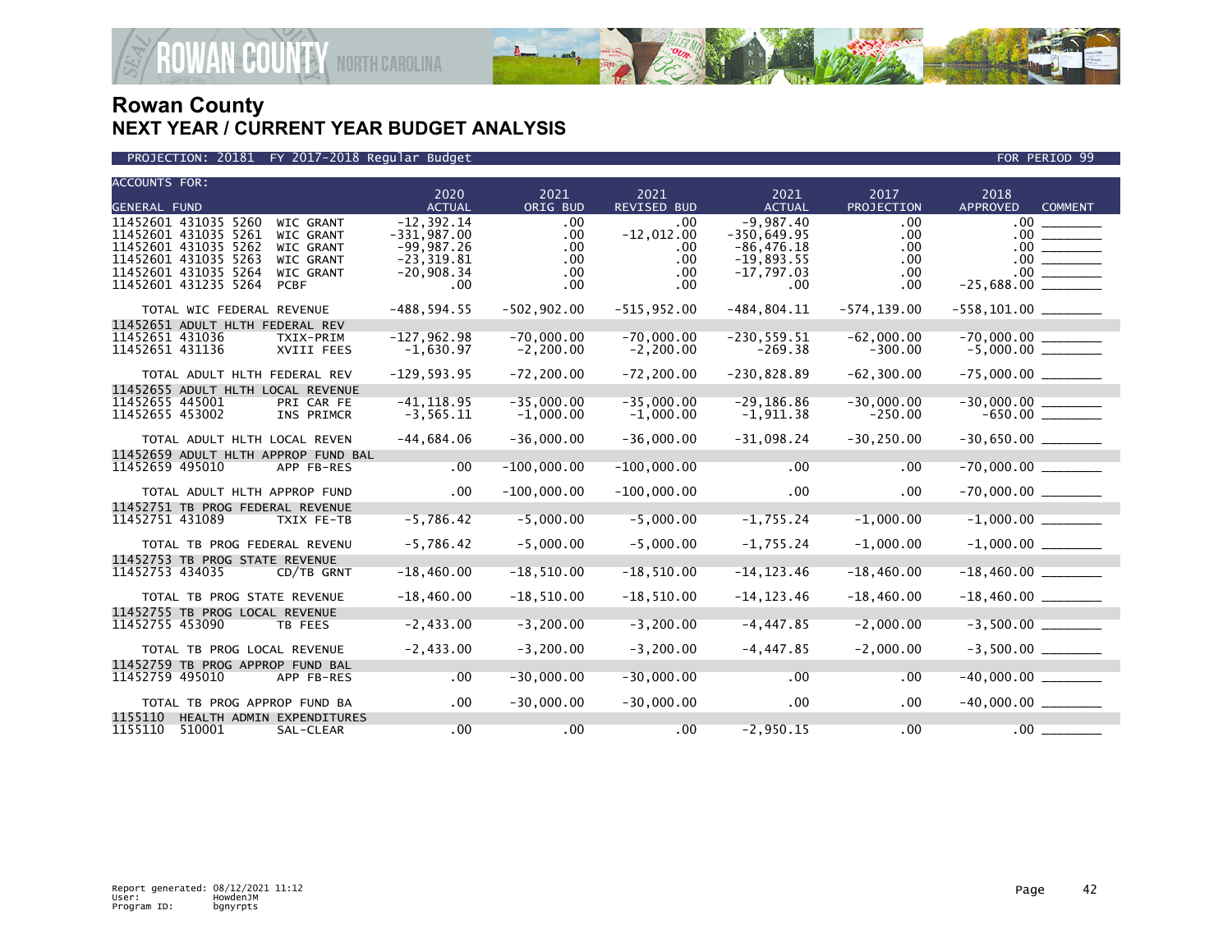# Rowan County
## NEXT YEAR / CURRENT YEAR BUDGET ANALYSIS

PROJECTION: 20181 FY 2017-2018 Regular Budget | FOR PERIOD 99

| ACCOUNTS FOR: GENERAL FUND | | 2020 ACTUAL | 2021 ORIG BUD | 2021 REVISED BUD | 2021 ACTUAL | 2017 PROJECTION | 2018 APPROVED | COMMENT |
|---|---|---|---|---|---|---|---|---|
| 11452601 431035 5260 | WIC GRANT | -12,392.14 | .00 | .00 | -9,987.40 | .00 | .00 | ________ |
| 11452601 431035 5261 | WIC GRANT | -331,987.00 | .00 | -12,012.00 | -350,649.95 | .00 | .00 | ________ |
| 11452601 431035 5262 | WIC GRANT | -99,987.26 | .00 | .00 | -86,476.18 | .00 | .00 | ________ |
| 11452601 431035 5263 | WIC GRANT | -23,319.81 | .00 | .00 | -19,893.55 | .00 | .00 | ________ |
| 11452601 431035 5264 | WIC GRANT | -20,908.34 | .00 | .00 | -17,797.03 | .00 | .00 | ________ |
| 11452601 431235 5264 | PCBF | .00 | .00 | .00 | .00 | .00 | -25,688.00 | ________ |
| TOTAL WIC FEDERAL REVENUE | | -488,594.55 | -502,902.00 | -515,952.00 | -484,804.11 | -574,139.00 | -558,101.00 | ________ |
| 11452651 ADULT HLTH FEDERAL REV | | | | | | | | |
| 11452651 431036 | TXIX-PRIM | -127,962.98 | -70,000.00 | -70,000.00 | -230,559.51 | -62,000.00 | -70,000.00 | ________ |
| 11452651 431136 | XVIII FEES | -1,630.97 | -2,200.00 | -2,200.00 | -269.38 | -300.00 | -5,000.00 | ________ |
| TOTAL ADULT HLTH FEDERAL REV | | -129,593.95 | -72,200.00 | -72,200.00 | -230,828.89 | -62,300.00 | -75,000.00 | ________ |
| 11452655 ADULT HLTH LOCAL REVENUE | | | | | | | | |
| 11452655 445001 | PRI CAR FE | -41,118.95 | -35,000.00 | -35,000.00 | -29,186.86 | -30,000.00 | -30,000.00 | ________ |
| 11452655 453002 | INS PRIMCR | -3,565.11 | -1,000.00 | -1,000.00 | -1,911.38 | -250.00 | -650.00 | ________ |
| TOTAL ADULT HLTH LOCAL REVEN | | -44,684.06 | -36,000.00 | -36,000.00 | -31,098.24 | -30,250.00 | -30,650.00 | ________ |
| 11452659 ADULT HLTH APPROP FUND BAL | | | | | | | | |
| 11452659 495010 | APP FB-RES | .00 | -100,000.00 | -100,000.00 | .00 | .00 | -70,000.00 | ________ |
| TOTAL ADULT HLTH APPROP FUND | | .00 | -100,000.00 | -100,000.00 | .00 | .00 | -70,000.00 | ________ |
| 11452751 TB PROG FEDERAL REVENUE | | | | | | | | |
| 11452751 431089 | TXIX FE-TB | -5,786.42 | -5,000.00 | -5,000.00 | -1,755.24 | -1,000.00 | -1,000.00 | ________ |
| TOTAL TB PROG FEDERAL REVENU | | -5,786.42 | -5,000.00 | -5,000.00 | -1,755.24 | -1,000.00 | -1,000.00 | ________ |
| 11452753 TB PROG STATE REVENUE | | | | | | | | |
| 11452753 434035 | CD/TB GRNT | -18,460.00 | -18,510.00 | -18,510.00 | -14,123.46 | -18,460.00 | -18,460.00 | ________ |
| TOTAL TB PROG STATE REVENUE | | -18,460.00 | -18,510.00 | -18,510.00 | -14,123.46 | -18,460.00 | -18,460.00 | ________ |
| 11452755 TB PROG LOCAL REVENUE | | | | | | | | |
| 11452755 453090 | TB FEES | -2,433.00 | -3,200.00 | -3,200.00 | -4,447.85 | -2,000.00 | -3,500.00 | ________ |
| TOTAL TB PROG LOCAL REVENUE | | -2,433.00 | -3,200.00 | -3,200.00 | -4,447.85 | -2,000.00 | -3,500.00 | ________ |
| 11452759 TB PROG APPROP FUND BAL | | | | | | | | |
| 11452759 495010 | APP FB-RES | .00 | -30,000.00 | -30,000.00 | .00 | .00 | -40,000.00 | ________ |
| TOTAL TB PROG APPROP FUND BA | | .00 | -30,000.00 | -30,000.00 | .00 | .00 | -40,000.00 | ________ |
| 1155110 HEALTH ADMIN EXPENDITURES | | | | | | | | |
| 1155110 510001 | SAL-CLEAR | .00 | .00 | .00 | -2,950.15 | .00 | .00 | ________ |

Report generated: 08/12/2021 11:12
User: HowdenJM
Program ID: bgnyrpts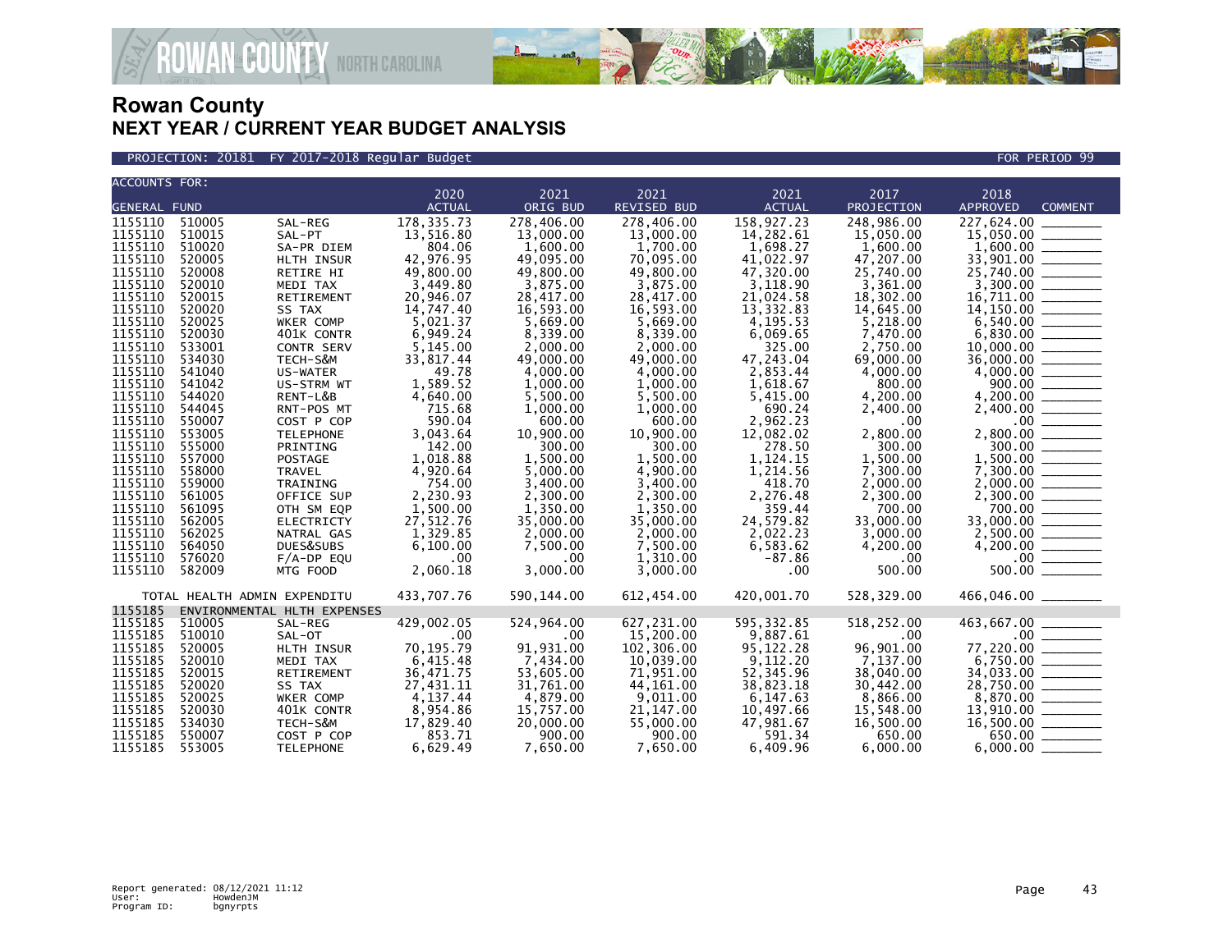# Rowan County
## NEXT YEAR / CURRENT YEAR BUDGET ANALYSIS

PROJECTION: 20181 FY 2017-2018 Regular Budget — FOR PERIOD 99

| ACCOUNTS FOR: GENERAL FUND | | | 2020 ACTUAL | 2021 ORIG BUD | 2021 REVISED BUD | 2021 ACTUAL | 2017 PROJECTION | 2018 APPROVED | COMMENT |
|---|---|---|---|---|---|---|---|---|---|
| 1155110 | 510005 | SAL-REG | 178,335.73 | 278,406.00 | 278,406.00 | 158,927.23 | 248,986.00 | 227,624.00 | _______ |
| 1155110 | 510015 | SAL-PT | 13,516.80 | 13,000.00 | 13,000.00 | 14,282.61 | 15,050.00 | 15,050.00 | _______ |
| 1155110 | 510020 | SA-PR DIEM | 804.06 | 1,600.00 | 1,700.00 | 1,698.27 | 1,600.00 | 1,600.00 | _______ |
| 1155110 | 520005 | HLTH INSUR | 42,976.95 | 49,095.00 | 70,095.00 | 41,022.97 | 47,207.00 | 33,901.00 | _______ |
| 1155110 | 520008 | RETIRE HI | 49,800.00 | 49,800.00 | 49,800.00 | 47,320.00 | 25,740.00 | 25,740.00 | _______ |
| 1155110 | 520010 | MEDI TAX | 3,449.80 | 3,875.00 | 3,875.00 | 3,118.90 | 3,361.00 | 3,300.00 | _______ |
| 1155110 | 520015 | RETIREMENT | 20,946.07 | 28,417.00 | 28,417.00 | 21,024.58 | 18,302.00 | 16,711.00 | _______ |
| 1155110 | 520020 | SS TAX | 14,747.40 | 16,593.00 | 16,593.00 | 13,332.83 | 14,645.00 | 14,150.00 | _______ |
| 1155110 | 520025 | WKER COMP | 5,021.37 | 5,669.00 | 5,669.00 | 4,195.53 | 5,218.00 | 6,540.00 | _______ |
| 1155110 | 520030 | 401K CONTR | 6,949.24 | 8,339.00 | 8,339.00 | 6,069.65 | 7,470.00 | 6,830.00 | _______ |
| 1155110 | 533001 | CONTR SERV | 5,145.00 | 2,000.00 | 2,000.00 | 325.00 | 2,750.00 | 10,000.00 | _______ |
| 1155110 | 534030 | TECH-S&M | 33,817.44 | 49,000.00 | 49,000.00 | 47,243.04 | 69,000.00 | 36,000.00 | _______ |
| 1155110 | 541040 | US-WATER | 49.78 | 4,000.00 | 4,000.00 | 2,853.44 | 4,000.00 | 4,000.00 | _______ |
| 1155110 | 541042 | US-STRM WT | 1,589.52 | 1,000.00 | 1,000.00 | 1,618.67 | 800.00 | 900.00 | _______ |
| 1155110 | 544020 | RENT-L&B | 4,640.00 | 5,500.00 | 5,500.00 | 5,415.00 | 4,200.00 | 4,200.00 | _______ |
| 1155110 | 544045 | RNT-POS MT | 715.68 | 1,000.00 | 1,000.00 | 690.24 | 2,400.00 | 2,400.00 | _______ |
| 1155110 | 550007 | COST P COP | 590.04 | 600.00 | 600.00 | 2,962.23 | .00 | .00 | _______ |
| 1155110 | 553005 | TELEPHONE | 3,043.64 | 10,900.00 | 10,900.00 | 12,082.02 | 2,800.00 | 2,800.00 | _______ |
| 1155110 | 555000 | PRINTING | 142.00 | 300.00 | 300.00 | 278.50 | 300.00 | 300.00 | _______ |
| 1155110 | 557000 | POSTAGE | 1,018.88 | 1,500.00 | 1,500.00 | 1,124.15 | 1,500.00 | 1,500.00 | _______ |
| 1155110 | 558000 | TRAVEL | 4,920.64 | 5,000.00 | 4,900.00 | 1,214.56 | 7,300.00 | 7,300.00 | _______ |
| 1155110 | 559000 | TRAINING | 754.00 | 3,400.00 | 3,400.00 | 418.70 | 2,000.00 | 2,000.00 | _______ |
| 1155110 | 561005 | OFFICE SUP | 2,230.93 | 2,300.00 | 2,300.00 | 2,276.48 | 2,300.00 | 2,300.00 | _______ |
| 1155110 | 561095 | OTH SM EQP | 1,500.00 | 1,350.00 | 1,350.00 | 359.44 | 700.00 | 700.00 | _______ |
| 1155110 | 562005 | ELECTRICTY | 27,512.76 | 35,000.00 | 35,000.00 | 24,579.82 | 33,000.00 | 33,000.00 | _______ |
| 1155110 | 562025 | NATRAL GAS | 1,329.85 | 2,000.00 | 2,000.00 | 2,022.23 | 3,000.00 | 2,500.00 | _______ |
| 1155110 | 564050 | DUES&SUBS | 6,100.00 | 7,500.00 | 7,500.00 | 6,583.62 | 4,200.00 | 4,200.00 | _______ |
| 1155110 | 576020 | F/A-DP EQU | .00 | .00 | 1,310.00 | -87.86 | .00 | .00 | _______ |
| 1155110 | 582009 | MTG FOOD | 2,060.18 | 3,000.00 | 3,000.00 | .00 | 500.00 | 500.00 | _______ |
| TOTAL HEALTH ADMIN EXPENDITU | | | 433,707.76 | 590,144.00 | 612,454.00 | 420,001.70 | 528,329.00 | 466,046.00 | _______ |
| 1155185 | ENVIRONMENTAL HLTH EXPENSES | | | | | | | | |
| 1155185 | 510005 | SAL-REG | 429,002.05 | 524,964.00 | 627,231.00 | 595,332.85 | 518,252.00 | 463,667.00 | _______ |
| 1155185 | 510010 | SAL-OT | .00 | .00 | 15,200.00 | 9,887.61 | .00 | .00 | _______ |
| 1155185 | 520005 | HLTH INSUR | 70,195.79 | 91,931.00 | 102,306.00 | 95,122.28 | 96,901.00 | 77,220.00 | _______ |
| 1155185 | 520010 | MEDI TAX | 6,415.48 | 7,434.00 | 10,039.00 | 9,112.20 | 7,137.00 | 6,750.00 | _______ |
| 1155185 | 520015 | RETIREMENT | 36,471.75 | 53,605.00 | 71,951.00 | 52,345.96 | 38,040.00 | 34,033.00 | _______ |
| 1155185 | 520020 | SS TAX | 27,431.11 | 31,761.00 | 44,161.00 | 38,823.18 | 30,442.00 | 28,750.00 | _______ |
| 1155185 | 520025 | WKER COMP | 4,137.44 | 4,879.00 | 9,011.00 | 6,147.63 | 8,866.00 | 8,870.00 | _______ |
| 1155185 | 520030 | 401K CONTR | 8,954.86 | 15,757.00 | 21,147.00 | 10,497.66 | 15,548.00 | 13,910.00 | _______ |
| 1155185 | 534030 | TECH-S&M | 17,829.40 | 20,000.00 | 55,000.00 | 47,981.67 | 16,500.00 | 16,500.00 | _______ |
| 1155185 | 550007 | COST P COP | 853.71 | 900.00 | 900.00 | 591.34 | 650.00 | 650.00 | _______ |
| 1155185 | 553005 | TELEPHONE | 6,629.49 | 7,650.00 | 7,650.00 | 6,409.96 | 6,000.00 | 6,000.00 | _______ |

Report generated: 08/12/2021 11:12
User: HowdenJM
Program ID: bgnyrpts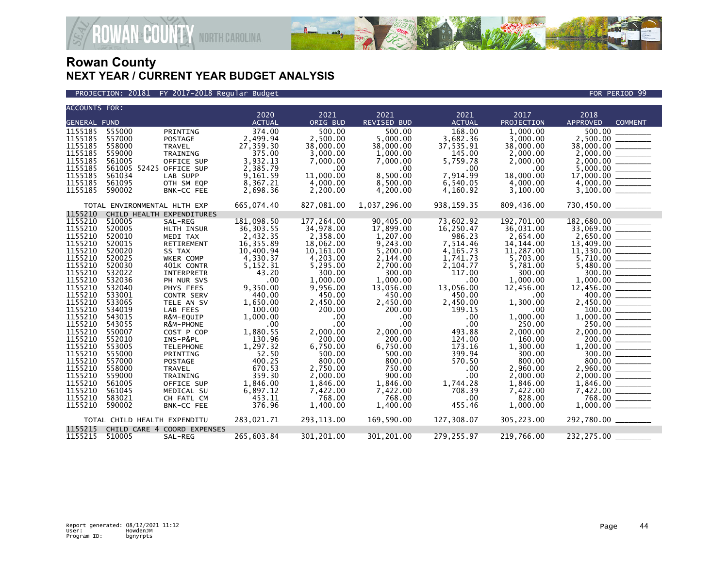# Rowan County
## NEXT YEAR / CURRENT YEAR BUDGET ANALYSIS

PROJECTION: 20181 FY 2017-2018 Regular Budget — FOR PERIOD 99

| ACCOUNTS FOR: GENERAL FUND | | | 2020 ACTUAL | 2021 ORIG BUD | 2021 REVISED BUD | 2021 ACTUAL | 2017 PROJECTION | 2018 APPROVED | COMMENT |
|---|---|---|---|---|---|---|---|---|---|
| 1155185 | 555000 | PRINTING | 374.00 | 500.00 | 500.00 | 168.00 | 1,000.00 | 500.00 | |
| 1155185 | 557000 | POSTAGE | 2,499.94 | 2,500.00 | 5,000.00 | 3,682.36 | 3,000.00 | 2,500.00 | |
| 1155185 | 558000 | TRAVEL | 27,359.30 | 38,000.00 | 38,000.00 | 37,535.91 | 38,000.00 | 38,000.00 | |
| 1155185 | 559000 | TRAINING | 375.00 | 3,000.00 | 1,000.00 | 145.00 | 2,000.00 | 2,000.00 | |
| 1155185 | 561005 | OFFICE SUP | 3,932.13 | 7,000.00 | 7,000.00 | 5,759.78 | 2,000.00 | 2,000.00 | |
| 1155185 | 561005 52425 | OFFICE SUP | 2,385.79 | .00 | .00 | .00 | .00 | 5,000.00 | |
| 1155185 | 561034 | LAB SUPP | 9,161.59 | 11,000.00 | 8,500.00 | 7,914.99 | 18,000.00 | 17,000.00 | |
| 1155185 | 561095 | OTH SM EQP | 8,367.21 | 4,000.00 | 8,500.00 | 6,540.05 | 4,000.00 | 4,000.00 | |
| 1155185 | 590002 | BNK-CC FEE | 2,698.36 | 2,200.00 | 4,200.00 | 4,160.92 | 3,100.00 | 3,100.00 | |
| TOTAL ENVIRONMENTAL HLTH EXP | | | 665,074.40 | 827,081.00 | 1,037,296.00 | 938,159.35 | 809,436.00 | 730,450.00 | |
| 1155210 | CHILD HEALTH EXPENDITURES | | | | | | | | |
| 1155210 | 510005 | SAL-REG | 181,098.50 | 177,264.00 | 90,405.00 | 73,602.92 | 192,701.00 | 182,680.00 | |
| 1155210 | 520005 | HLTH INSUR | 36,303.55 | 34,978.00 | 17,899.00 | 16,250.47 | 36,031.00 | 33,069.00 | |
| 1155210 | 520010 | MEDI TAX | 2,432.35 | 2,358.00 | 1,207.00 | 986.23 | 2,654.00 | 2,650.00 | |
| 1155210 | 520015 | RETIREMENT | 16,355.89 | 18,062.00 | 9,243.00 | 7,514.46 | 14,144.00 | 13,409.00 | |
| 1155210 | 520020 | SS TAX | 10,400.94 | 10,161.00 | 5,200.00 | 4,165.73 | 11,287.00 | 11,330.00 | |
| 1155210 | 520025 | WKER COMP | 4,330.37 | 4,203.00 | 2,144.00 | 1,741.73 | 5,703.00 | 5,710.00 | |
| 1155210 | 520030 | 401K CONTR | 5,152.31 | 5,295.00 | 2,700.00 | 2,104.77 | 5,781.00 | 5,480.00 | |
| 1155210 | 532022 | INTERPRETR | 43.20 | 300.00 | 300.00 | 117.00 | 300.00 | 300.00 | |
| 1155210 | 532036 | PH NUR SVS | .00 | 1,000.00 | 1,000.00 | .00 | 1,000.00 | 1,000.00 | |
| 1155210 | 532040 | PHYS FEES | 9,350.00 | 9,956.00 | 13,056.00 | 13,056.00 | 12,456.00 | 12,456.00 | |
| 1155210 | 533001 | CONTR SERV | 440.00 | 450.00 | 450.00 | 450.00 | .00 | 400.00 | |
| 1155210 | 533065 | TELE AN SV | 1,650.00 | 2,450.00 | 2,450.00 | 2,450.00 | 1,300.00 | 2,450.00 | |
| 1155210 | 534019 | LAB FEES | 100.00 | 200.00 | 200.00 | 199.15 | .00 | 100.00 | |
| 1155210 | 543015 | R&M-EQUIP | 1,000.00 | .00 | .00 | .00 | 1,000.00 | 1,000.00 | |
| 1155210 | 543055 | R&M-PHONE | .00 | .00 | .00 | .00 | 250.00 | 250.00 | |
| 1155210 | 550007 | COST P COP | 1,880.55 | 2,000.00 | 2,000.00 | 493.88 | 2,000.00 | 2,000.00 | |
| 1155210 | 552010 | INS-P&PL | 130.96 | 200.00 | 200.00 | 124.00 | 160.00 | 200.00 | |
| 1155210 | 553005 | TELEPHONE | 1,297.32 | 6,750.00 | 6,750.00 | 173.16 | 1,300.00 | 1,200.00 | |
| 1155210 | 555000 | PRINTING | 52.50 | 500.00 | 500.00 | 399.94 | 300.00 | 300.00 | |
| 1155210 | 557000 | POSTAGE | 400.25 | 800.00 | 800.00 | 570.50 | 800.00 | 800.00 | |
| 1155210 | 558000 | TRAVEL | 670.53 | 2,750.00 | 750.00 | .00 | 2,960.00 | 2,960.00 | |
| 1155210 | 559000 | TRAINING | 359.30 | 2,000.00 | 900.00 | .00 | 2,000.00 | 2,000.00 | |
| 1155210 | 561005 | OFFICE SUP | 1,846.00 | 1,846.00 | 1,846.00 | 1,744.28 | 1,846.00 | 1,846.00 | |
| 1155210 | 561045 | MEDICAL SU | 6,897.12 | 7,422.00 | 7,422.00 | 708.39 | 7,422.00 | 7,422.00 | |
| 1155210 | 583021 | CH FATL CM | 453.11 | 768.00 | 768.00 | .00 | 828.00 | 768.00 | |
| 1155210 | 590002 | BNK-CC FEE | 376.96 | 1,400.00 | 1,400.00 | 455.46 | 1,000.00 | 1,000.00 | |
| TOTAL CHILD HEALTH EXPENDITU | | | 283,021.71 | 293,113.00 | 169,590.00 | 127,308.07 | 305,223.00 | 292,780.00 | |
| 1155215 | CHILD CARE 4 COORD EXPENSES | | | | | | | | |
| 1155215 | 510005 | SAL-REG | 265,603.84 | 301,201.00 | 301,201.00 | 279,255.97 | 219,766.00 | 232,275.00 | |

Report generated: 08/12/2021 11:12
User: HowdenJM
Program ID: bgnyrpts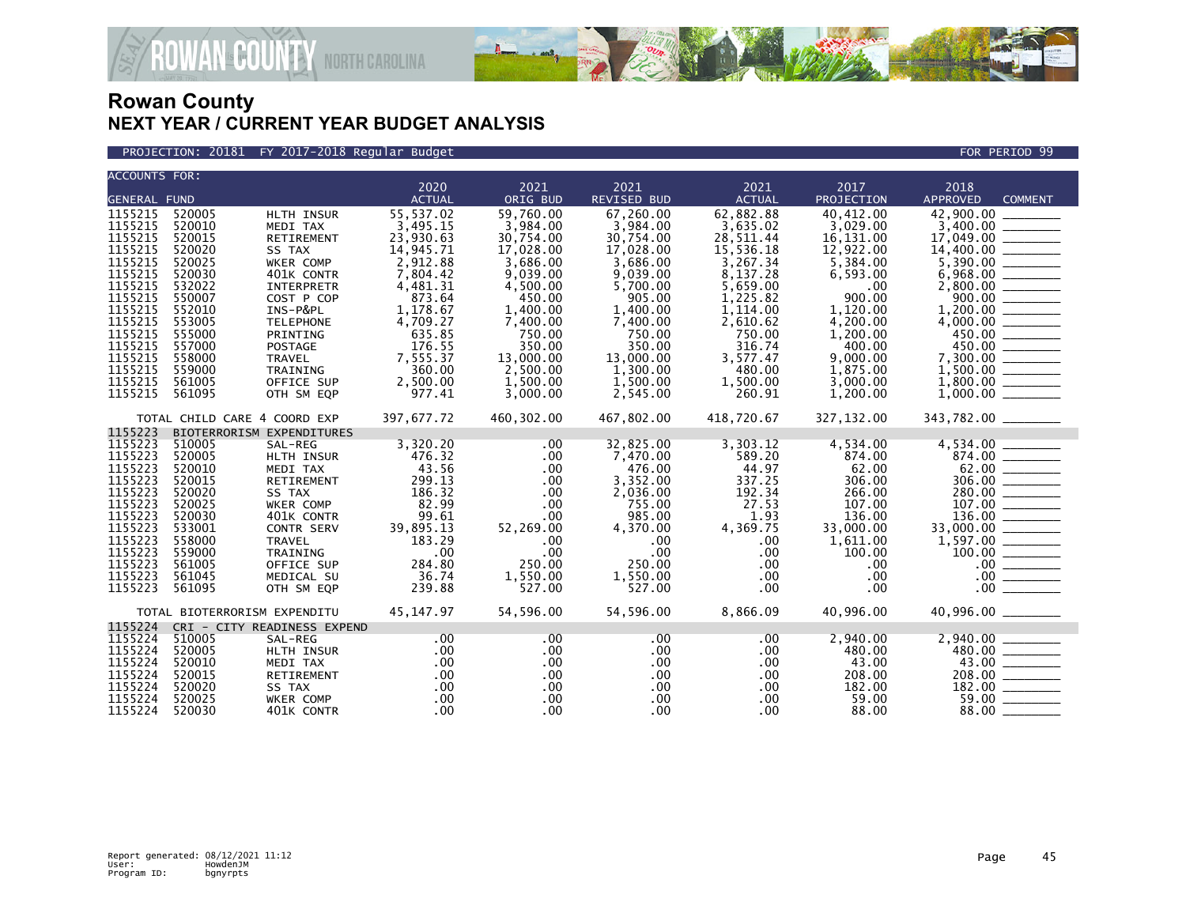# Rowan County
## NEXT YEAR / CURRENT YEAR BUDGET ANALYSIS

PROJECTION: 20181 FY 2017-2018 Regular Budget — FOR PERIOD 99

| ACCOUNTS FOR: GENERAL FUND | | | 2020 ACTUAL | 2021 ORIG BUD | 2021 REVISED BUD | 2021 ACTUAL | 2017 PROJECTION | 2018 APPROVED | COMMENT |
|---|---|---|---|---|---|---|---|---|---|
| 1155215 | 520005 | HLTH INSUR | 55,537.02 | 59,760.00 | 67,260.00 | 62,882.88 | 40,412.00 | 42,900.00 | _______ |
| 1155215 | 520010 | MEDI TAX | 3,495.15 | 3,984.00 | 3,984.00 | 3,635.02 | 3,029.00 | 3,400.00 | _______ |
| 1155215 | 520015 | RETIREMENT | 23,930.63 | 30,754.00 | 30,754.00 | 28,511.44 | 16,131.00 | 17,049.00 | _______ |
| 1155215 | 520020 | SS TAX | 14,945.71 | 17,028.00 | 17,028.00 | 15,536.18 | 12,922.00 | 14,400.00 | _______ |
| 1155215 | 520025 | WKER COMP | 2,912.88 | 3,686.00 | 3,686.00 | 3,267.34 | 5,384.00 | 5,390.00 | _______ |
| 1155215 | 520030 | 401K CONTR | 7,804.42 | 9,039.00 | 9,039.00 | 8,137.28 | 6,593.00 | 6,968.00 | _______ |
| 1155215 | 532022 | INTERPRETR | 4,481.31 | 4,500.00 | 5,700.00 | 5,659.00 | .00 | 2,800.00 | _______ |
| 1155215 | 550007 | COST P COP | 873.64 | 450.00 | 905.00 | 1,225.82 | 900.00 | 900.00 | _______ |
| 1155215 | 552010 | INS-P&PL | 1,178.67 | 1,400.00 | 1,400.00 | 1,114.00 | 1,120.00 | 1,200.00 | _______ |
| 1155215 | 553005 | TELEPHONE | 4,709.27 | 7,400.00 | 7,400.00 | 2,610.62 | 4,200.00 | 4,000.00 | _______ |
| 1155215 | 555000 | PRINTING | 635.85 | 750.00 | 750.00 | 750.00 | 1,200.00 | 450.00 | _______ |
| 1155215 | 557000 | POSTAGE | 176.55 | 350.00 | 350.00 | 316.74 | 400.00 | 450.00 | _______ |
| 1155215 | 558000 | TRAVEL | 7,555.37 | 13,000.00 | 13,000.00 | 3,577.47 | 9,000.00 | 7,300.00 | _______ |
| 1155215 | 559000 | TRAINING | 360.00 | 2,500.00 | 1,300.00 | 480.00 | 1,875.00 | 1,500.00 | _______ |
| 1155215 | 561005 | OFFICE SUP | 2,500.00 | 1,500.00 | 1,500.00 | 1,500.00 | 3,000.00 | 1,800.00 | _______ |
| 1155215 | 561095 | OTH SM EQP | 977.41 | 3,000.00 | 2,545.00 | 260.91 | 1,200.00 | 1,000.00 | _______ |
| TOTAL CHILD CARE 4 COORD EXP | | | 397,677.72 | 460,302.00 | 467,802.00 | 418,720.67 | 327,132.00 | 343,782.00 | _______ |
| 1155223 | BIOTERRORISM EXPENDITURES | | | | | | | | |
| 1155223 | 510005 | SAL-REG | 3,320.20 | .00 | 32,825.00 | 3,303.12 | 4,534.00 | 4,534.00 | _______ |
| 1155223 | 520005 | HLTH INSUR | 476.32 | .00 | 7,470.00 | 589.20 | 874.00 | 874.00 | _______ |
| 1155223 | 520010 | MEDI TAX | 43.56 | .00 | 476.00 | 44.97 | 62.00 | 62.00 | _______ |
| 1155223 | 520015 | RETIREMENT | 299.13 | .00 | 3,352.00 | 337.25 | 306.00 | 306.00 | _______ |
| 1155223 | 520020 | SS TAX | 186.32 | .00 | 2,036.00 | 192.34 | 266.00 | 280.00 | _______ |
| 1155223 | 520025 | WKER COMP | 82.99 | .00 | 755.00 | 27.53 | 107.00 | 107.00 | _______ |
| 1155223 | 520030 | 401K CONTR | 99.61 | .00 | 985.00 | 1.93 | 136.00 | 136.00 | _______ |
| 1155223 | 533001 | CONTR SERV | 39,895.13 | 52,269.00 | 4,370.00 | 4,369.75 | 33,000.00 | 33,000.00 | _______ |
| 1155223 | 558000 | TRAVEL | 183.29 | .00 | .00 | .00 | 1,611.00 | 1,597.00 | _______ |
| 1155223 | 559000 | TRAINING | .00 | .00 | .00 | .00 | 100.00 | 100.00 | _______ |
| 1155223 | 561005 | OFFICE SUP | 284.80 | 250.00 | 250.00 | .00 | .00 | .00 | _______ |
| 1155223 | 561045 | MEDICAL SU | 36.74 | 1,550.00 | 1,550.00 | .00 | .00 | .00 | _______ |
| 1155223 | 561095 | OTH SM EQP | 239.88 | 527.00 | 527.00 | .00 | .00 | .00 | _______ |
| TOTAL BIOTERRORISM EXPENDITU | | | 45,147.97 | 54,596.00 | 54,596.00 | 8,866.09 | 40,996.00 | 40,996.00 | _______ |
| 1155224 | CRI - CITY READINESS EXPEND | | | | | | | | |
| 1155224 | 510005 | SAL-REG | .00 | .00 | .00 | .00 | 2,940.00 | 2,940.00 | _______ |
| 1155224 | 520005 | HLTH INSUR | .00 | .00 | .00 | .00 | 480.00 | 480.00 | _______ |
| 1155224 | 520010 | MEDI TAX | .00 | .00 | .00 | .00 | 43.00 | 43.00 | _______ |
| 1155224 | 520015 | RETIREMENT | .00 | .00 | .00 | .00 | 208.00 | 208.00 | _______ |
| 1155224 | 520020 | SS TAX | .00 | .00 | .00 | .00 | 182.00 | 182.00 | _______ |
| 1155224 | 520025 | WKER COMP | .00 | .00 | .00 | .00 | 59.00 | 59.00 | _______ |
| 1155224 | 520030 | 401K CONTR | .00 | .00 | .00 | .00 | 88.00 | 88.00 | _______ |

Report generated: 08/12/2021 11:12
User: HowdenJM
Program ID: bgnyrpts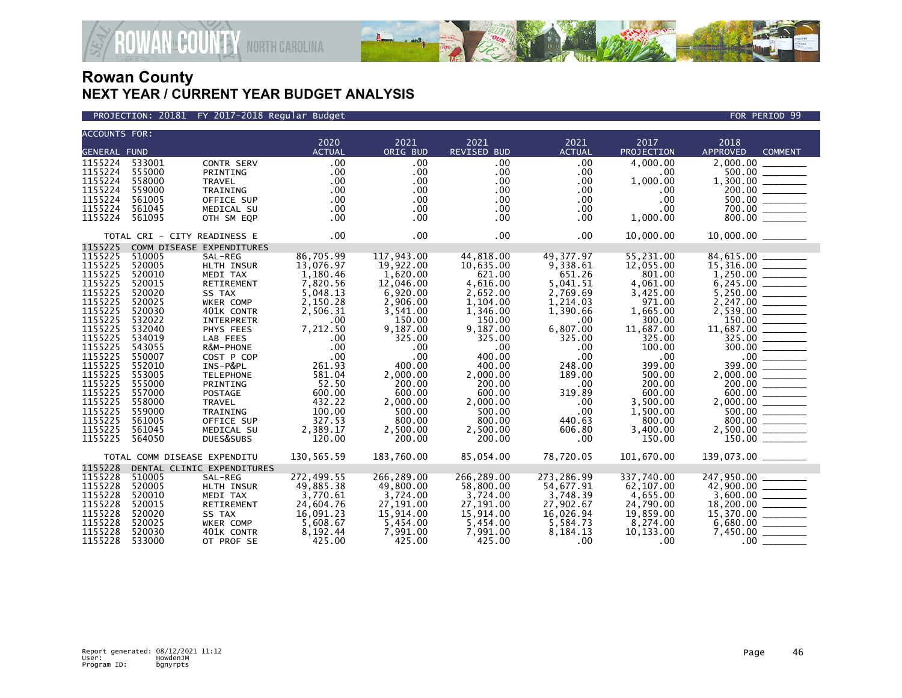# Rowan County

## NEXT YEAR / CURRENT YEAR BUDGET ANALYSIS

PROJECTION: 20181 FY 2017-2018 Regular Budget — FOR PERIOD 99

| ACCOUNTS FOR: GENERAL FUND | | | 2020 ACTUAL | 2021 ORIG BUD | 2021 REVISED BUD | 2021 ACTUAL | 2017 PROJECTION | 2018 APPROVED | COMMENT |
|---|---|---|---|---|---|---|---|---|---|
| 1155224 | 533001 | CONTR SERV | .00 | .00 | .00 | .00 | 4,000.00 | 2,000.00 | |
| 1155224 | 555000 | PRINTING | .00 | .00 | .00 | .00 | .00 | 500.00 | |
| 1155224 | 558000 | TRAVEL | .00 | .00 | .00 | .00 | 1,000.00 | 1,300.00 | |
| 1155224 | 559000 | TRAINING | .00 | .00 | .00 | .00 | .00 | 200.00 | |
| 1155224 | 561005 | OFFICE SUP | .00 | .00 | .00 | .00 | .00 | 500.00 | |
| 1155224 | 561045 | MEDICAL SU | .00 | .00 | .00 | .00 | .00 | 700.00 | |
| 1155224 | 561095 | OTH SM EQP | .00 | .00 | .00 | .00 | 1,000.00 | 800.00 | |
| | | TOTAL CRI - CITY READINESS E | .00 | .00 | .00 | .00 | 10,000.00 | 10,000.00 | |
| 1155225 | COMM DISEASE EXPENDITURES | | | | | | | | |
| 1155225 | 510005 | SAL-REG | 86,705.99 | 117,943.00 | 44,818.00 | 49,377.97 | 55,231.00 | 84,615.00 | |
| 1155225 | 520005 | HLTH INSUR | 13,076.97 | 19,922.00 | 10,635.00 | 9,338.61 | 12,055.00 | 15,316.00 | |
| 1155225 | 520010 | MEDI TAX | 1,180.46 | 1,620.00 | 621.00 | 651.26 | 801.00 | 1,250.00 | |
| 1155225 | 520015 | RETIREMENT | 7,820.56 | 12,046.00 | 4,616.00 | 5,041.51 | 4,061.00 | 6,245.00 | |
| 1155225 | 520020 | SS TAX | 5,048.13 | 6,920.00 | 2,652.00 | 2,769.69 | 3,425.00 | 5,250.00 | |
| 1155225 | 520025 | WKER COMP | 2,150.28 | 2,906.00 | 1,104.00 | 1,214.03 | 971.00 | 2,247.00 | |
| 1155225 | 520030 | 401K CONTR | 2,506.31 | 3,541.00 | 1,346.00 | 1,390.66 | 1,665.00 | 2,539.00 | |
| 1155225 | 532022 | INTERPRETR | .00 | 150.00 | 150.00 | .00 | 300.00 | 150.00 | |
| 1155225 | 532040 | PHYS FEES | 7,212.50 | 9,187.00 | 9,187.00 | 6,807.00 | 11,687.00 | 11,687.00 | |
| 1155225 | 534019 | LAB FEES | .00 | 325.00 | 325.00 | 325.00 | 325.00 | 325.00 | |
| 1155225 | 543055 | R&M-PHONE | .00 | .00 | .00 | .00 | 100.00 | 300.00 | |
| 1155225 | 550007 | COST P COP | .00 | .00 | 400.00 | .00 | .00 | .00 | |
| 1155225 | 552010 | INS-P&PL | 261.93 | 400.00 | 400.00 | 248.00 | 399.00 | 399.00 | |
| 1155225 | 553005 | TELEPHONE | 581.04 | 2,000.00 | 2,000.00 | 189.00 | 500.00 | 2,000.00 | |
| 1155225 | 555000 | PRINTING | 52.50 | 200.00 | 200.00 | .00 | 200.00 | 200.00 | |
| 1155225 | 557000 | POSTAGE | 600.00 | 600.00 | 600.00 | 319.89 | 600.00 | 600.00 | |
| 1155225 | 558000 | TRAVEL | 432.22 | 2,000.00 | 2,000.00 | .00 | 3,500.00 | 2,000.00 | |
| 1155225 | 559000 | TRAINING | 100.00 | 500.00 | 500.00 | .00 | 1,500.00 | 500.00 | |
| 1155225 | 561005 | OFFICE SUP | 327.53 | 800.00 | 800.00 | 440.63 | 800.00 | 800.00 | |
| 1155225 | 561045 | MEDICAL SU | 2,389.17 | 2,500.00 | 2,500.00 | 606.80 | 3,400.00 | 2,500.00 | |
| 1155225 | 564050 | DUES&SUBS | 120.00 | 200.00 | 200.00 | .00 | 150.00 | 150.00 | |
| | | TOTAL COMM DISEASE EXPENDITU | 130,565.59 | 183,760.00 | 85,054.00 | 78,720.05 | 101,670.00 | 139,073.00 | |
| 1155228 | DENTAL CLINIC EXPENDITURES | | | | | | | | |
| 1155228 | 510005 | SAL-REG | 272,499.55 | 266,289.00 | 266,289.00 | 273,286.99 | 337,740.00 | 247,950.00 | |
| 1155228 | 520005 | HLTH INSUR | 49,885.38 | 49,800.00 | 58,800.00 | 54,677.91 | 62,107.00 | 42,900.00 | |
| 1155228 | 520010 | MEDI TAX | 3,770.61 | 3,724.00 | 3,724.00 | 3,748.39 | 4,655.00 | 3,600.00 | |
| 1155228 | 520015 | RETIREMENT | 24,604.76 | 27,191.00 | 27,191.00 | 27,902.67 | 24,790.00 | 18,200.00 | |
| 1155228 | 520020 | SS TAX | 16,091.23 | 15,914.00 | 15,914.00 | 16,026.94 | 19,859.00 | 15,370.00 | |
| 1155228 | 520025 | WKER COMP | 5,608.67 | 5,454.00 | 5,454.00 | 5,584.73 | 8,274.00 | 6,680.00 | |
| 1155228 | 520030 | 401K CONTR | 8,192.44 | 7,991.00 | 7,991.00 | 8,184.13 | 10,133.00 | 7,450.00 | |
| 1155228 | 533000 | OT PROF SE | 425.00 | 425.00 | 425.00 | .00 | .00 | .00 | |

Report generated: 08/12/2021 11:12
User: HowdenJM
Program ID: bgnyrpts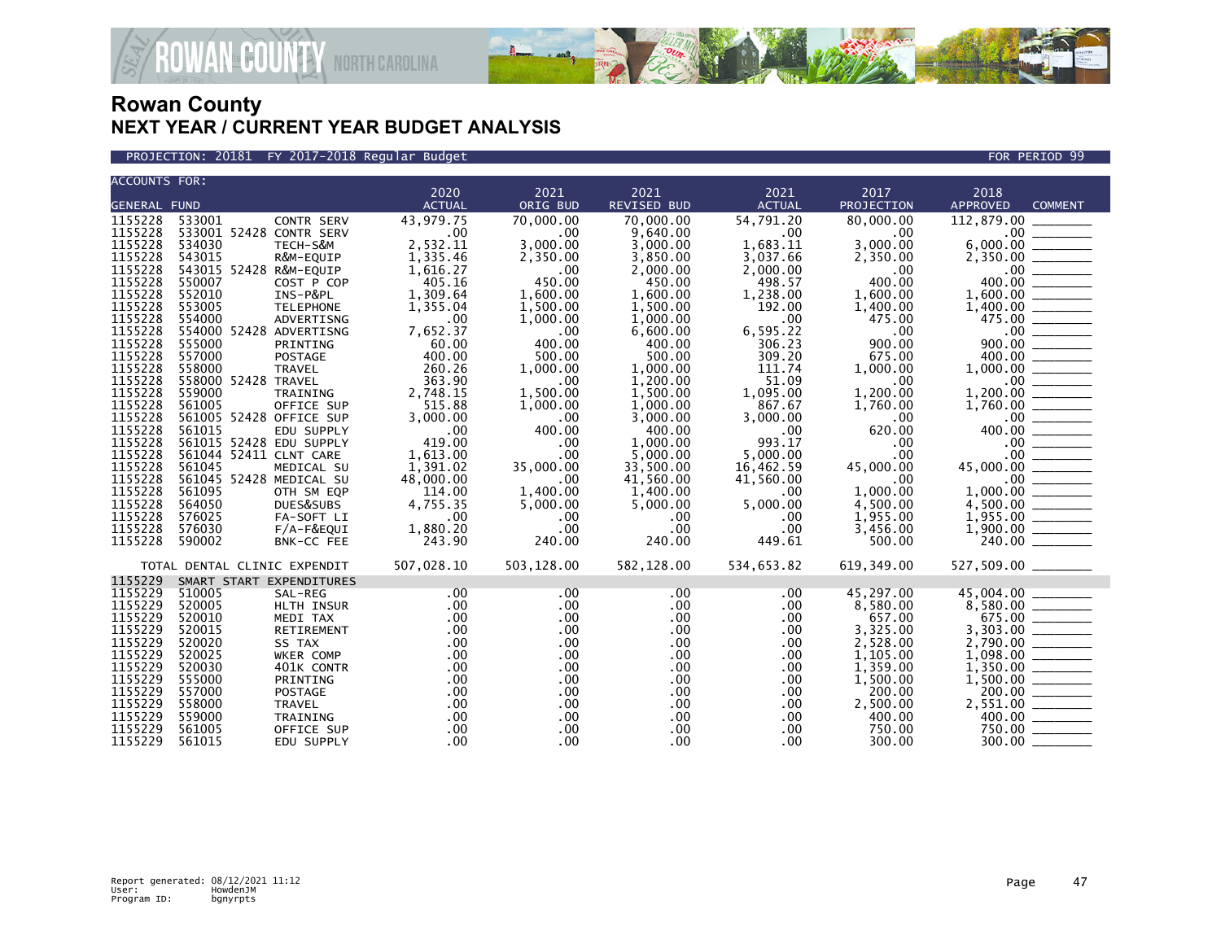# Rowan County
## NEXT YEAR / CURRENT YEAR BUDGET ANALYSIS

PROJECTION: 20181 FY 2017-2018 Regular Budget — FOR PERIOD 99

| ACCOUNTS FOR: GENERAL FUND | | | 2020 ACTUAL | 2021 ORIG BUD | 2021 REVISED BUD | 2021 ACTUAL | 2017 PROJECTION | 2018 APPROVED | COMMENT |
|---|---|---|---|---|---|---|---|---|---|
| 1155228 | 533001 | CONTR SERV | 43,979.75 | 70,000.00 | 70,000.00 | 54,791.20 | 80,000.00 | 112,879.00 | |
| 1155228 | 533001 52428 | CONTR SERV | .00 | .00 | 9,640.00 | .00 | .00 | .00 | |
| 1155228 | 534030 | TECH-S&M | 2,532.11 | 3,000.00 | 3,000.00 | 1,683.11 | 3,000.00 | 6,000.00 | |
| 1155228 | 543015 | R&M-EQUIP | 1,335.46 | 2,350.00 | 3,850.00 | 3,037.66 | 2,350.00 | 2,350.00 | |
| 1155228 | 543015 52428 | R&M-EQUIP | 1,616.27 | .00 | 2,000.00 | 2,000.00 | .00 | .00 | |
| 1155228 | 550007 | COST P COP | 405.16 | 450.00 | 450.00 | 498.57 | 400.00 | 400.00 | |
| 1155228 | 552010 | INS-P&PL | 1,309.64 | 1,600.00 | 1,600.00 | 1,238.00 | 1,600.00 | 1,600.00 | |
| 1155228 | 553005 | TELEPHONE | 1,355.04 | 1,500.00 | 1,500.00 | 192.00 | 1,400.00 | 1,400.00 | |
| 1155228 | 554000 | ADVERTISNG | .00 | 1,000.00 | 1,000.00 | .00 | 475.00 | 475.00 | |
| 1155228 | 554000 52428 | ADVERTISNG | 7,652.37 | .00 | 6,600.00 | 6,595.22 | .00 | .00 | |
| 1155228 | 555000 | PRINTING | 60.00 | 400.00 | 400.00 | 306.23 | 900.00 | 900.00 | |
| 1155228 | 557000 | POSTAGE | 400.00 | 500.00 | 500.00 | 309.20 | 675.00 | 400.00 | |
| 1155228 | 558000 | TRAVEL | 260.26 | 1,000.00 | 1,000.00 | 111.74 | 1,000.00 | 1,000.00 | |
| 1155228 | 558000 52428 | TRAVEL | 363.90 | .00 | 1,200.00 | 51.09 | .00 | .00 | |
| 1155228 | 559000 | TRAINING | 2,748.15 | 1,500.00 | 1,500.00 | 1,095.00 | 1,200.00 | 1,200.00 | |
| 1155228 | 561005 | OFFICE SUP | 515.88 | 1,000.00 | 1,000.00 | 867.67 | 1,760.00 | 1,760.00 | |
| 1155228 | 561005 52428 | OFFICE SUP | 3,000.00 | .00 | 3,000.00 | 3,000.00 | .00 | .00 | |
| 1155228 | 561015 | EDU SUPPLY | .00 | 400.00 | 400.00 | .00 | 620.00 | 400.00 | |
| 1155228 | 561015 52428 | EDU SUPPLY | 419.00 | .00 | 1,000.00 | 993.17 | .00 | .00 | |
| 1155228 | 561044 52411 | CLNT CARE | 1,613.00 | .00 | 5,000.00 | 5,000.00 | .00 | .00 | |
| 1155228 | 561045 | MEDICAL SU | 1,391.02 | 35,000.00 | 33,500.00 | 16,462.59 | 45,000.00 | 45,000.00 | |
| 1155228 | 561045 52428 | MEDICAL SU | 48,000.00 | .00 | 41,560.00 | 41,560.00 | .00 | .00 | |
| 1155228 | 561095 | OTH SM EQP | 114.00 | 1,400.00 | 1,400.00 | .00 | 1,000.00 | 1,000.00 | |
| 1155228 | 564050 | DUES&SUBS | 4,755.35 | 5,000.00 | 5,000.00 | 5,000.00 | 4,500.00 | 4,500.00 | |
| 1155228 | 576025 | FA-SOFT LI | .00 | .00 | .00 | .00 | 1,955.00 | 1,955.00 | |
| 1155228 | 576030 | F/A-F&EQUI | 1,880.20 | .00 | .00 | .00 | 3,456.00 | 1,900.00 | |
| 1155228 | 590002 | BNK-CC FEE | 243.90 | 240.00 | 240.00 | 449.61 | 500.00 | 240.00 | |
| | TOTAL DENTAL CLINIC EXPENDIT | | 507,028.10 | 503,128.00 | 582,128.00 | 534,653.82 | 619,349.00 | 527,509.00 | |
| 1155229 | SMART START EXPENDITURES | | | | | | | | |
| 1155229 | 510005 | SAL-REG | .00 | .00 | .00 | .00 | 45,297.00 | 45,004.00 | |
| 1155229 | 520005 | HLTH INSUR | .00 | .00 | .00 | .00 | 8,580.00 | 8,580.00 | |
| 1155229 | 520010 | MEDI TAX | .00 | .00 | .00 | .00 | 657.00 | 675.00 | |
| 1155229 | 520015 | RETIREMENT | .00 | .00 | .00 | .00 | 3,325.00 | 3,303.00 | |
| 1155229 | 520020 | SS TAX | .00 | .00 | .00 | .00 | 2,528.00 | 2,790.00 | |
| 1155229 | 520025 | WKER COMP | .00 | .00 | .00 | .00 | 1,105.00 | 1,098.00 | |
| 1155229 | 520030 | 401K CONTR | .00 | .00 | .00 | .00 | 1,359.00 | 1,350.00 | |
| 1155229 | 555000 | PRINTING | .00 | .00 | .00 | .00 | 1,500.00 | 1,500.00 | |
| 1155229 | 557000 | POSTAGE | .00 | .00 | .00 | .00 | 200.00 | 200.00 | |
| 1155229 | 558000 | TRAVEL | .00 | .00 | .00 | .00 | 2,500.00 | 2,551.00 | |
| 1155229 | 559000 | TRAINING | .00 | .00 | .00 | .00 | 400.00 | 400.00 | |
| 1155229 | 561005 | OFFICE SUP | .00 | .00 | .00 | .00 | 750.00 | 750.00 | |
| 1155229 | 561015 | EDU SUPPLY | .00 | .00 | .00 | .00 | 300.00 | 300.00 | |

Report generated: 08/12/2021 11:12
User: HowdenJM
Program ID: bgnyrpts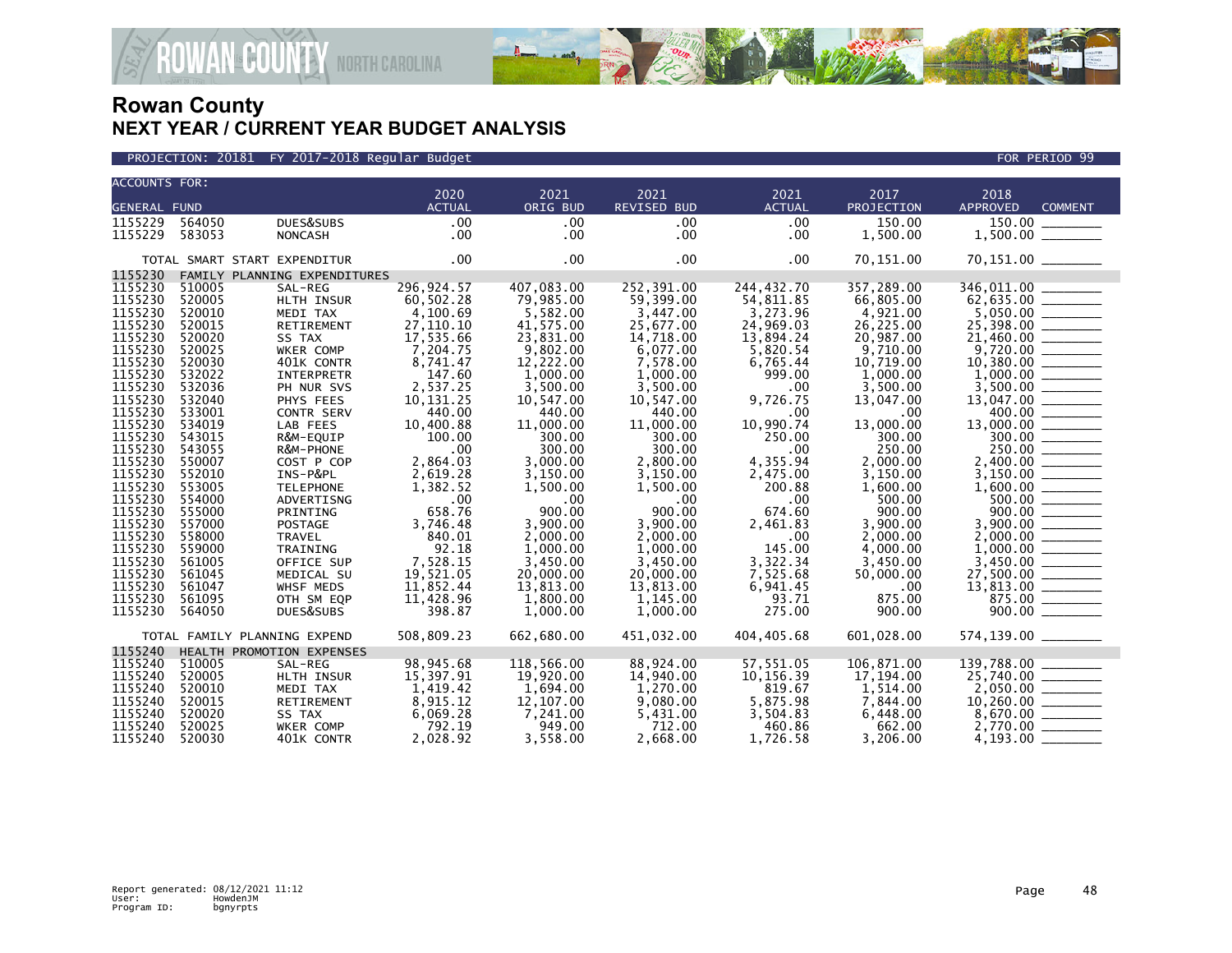# Rowan County
## NEXT YEAR / CURRENT YEAR BUDGET ANALYSIS

PROJECTION: 20181 FY 2017-2018 Regular Budget — FOR PERIOD 99

| ACCOUNTS FOR: GENERAL FUND | | | 2020 ACTUAL | 2021 ORIG BUD | 2021 REVISED BUD | 2021 ACTUAL | 2017 PROJECTION | 2018 APPROVED | COMMENT |
|---|---|---|---|---|---|---|---|---|---|
| 1155229 | 564050 | DUES&SUBS | .00 | .00 | .00 | .00 | 150.00 | 150.00 | |
| 1155229 | 583053 | NONCASH | .00 | .00 | .00 | .00 | 1,500.00 | 1,500.00 | |
| TOTAL SMART START EXPENDITUR | | | .00 | .00 | .00 | .00 | 70,151.00 | 70,151.00 | |
| 1155230 | FAMILY PLANNING EXPENDITURES | | | | | | | | |
| 1155230 | 510005 | SAL-REG | 296,924.57 | 407,083.00 | 252,391.00 | 244,432.70 | 357,289.00 | 346,011.00 | |
| 1155230 | 520005 | HLTH INSUR | 60,502.28 | 79,985.00 | 59,399.00 | 54,811.85 | 66,805.00 | 62,635.00 | |
| 1155230 | 520010 | MEDI TAX | 4,100.69 | 5,582.00 | 3,447.00 | 3,273.96 | 4,921.00 | 5,050.00 | |
| 1155230 | 520015 | RETIREMENT | 27,110.10 | 41,575.00 | 25,677.00 | 24,969.03 | 26,225.00 | 25,398.00 | |
| 1155230 | 520020 | SS TAX | 17,535.66 | 23,831.00 | 14,718.00 | 13,894.24 | 20,987.00 | 21,460.00 | |
| 1155230 | 520025 | WKER COMP | 7,204.75 | 9,802.00 | 6,077.00 | 5,820.54 | 9,710.00 | 9,720.00 | |
| 1155230 | 520030 | 401K CONTR | 8,741.47 | 12,222.00 | 7,578.00 | 6,765.44 | 10,719.00 | 10,380.00 | |
| 1155230 | 532022 | INTERPRETR | 147.60 | 1,000.00 | 1,000.00 | 999.00 | 1,000.00 | 1,000.00 | |
| 1155230 | 532036 | PH NUR SVS | 2,537.25 | 3,500.00 | 3,500.00 | .00 | 3,500.00 | 3,500.00 | |
| 1155230 | 532040 | PHYS FEES | 10,131.25 | 10,547.00 | 10,547.00 | 9,726.75 | 13,047.00 | 13,047.00 | |
| 1155230 | 533001 | CONTR SERV | 440.00 | 440.00 | 440.00 | .00 | .00 | 400.00 | |
| 1155230 | 534019 | LAB FEES | 10,400.88 | 11,000.00 | 11,000.00 | 10,990.74 | 13,000.00 | 13,000.00 | |
| 1155230 | 543015 | R&M-EQUIP | 100.00 | 300.00 | 300.00 | 250.00 | 300.00 | 300.00 | |
| 1155230 | 543055 | R&M-PHONE | .00 | 300.00 | 300.00 | .00 | 250.00 | 250.00 | |
| 1155230 | 550007 | COST P COP | 2,864.03 | 3,000.00 | 2,800.00 | 4,355.94 | 2,000.00 | 2,400.00 | |
| 1155230 | 552010 | INS-P&PL | 2,619.28 | 3,150.00 | 3,150.00 | 2,475.00 | 3,150.00 | 3,150.00 | |
| 1155230 | 553005 | TELEPHONE | 1,382.52 | 1,500.00 | 1,500.00 | 200.88 | 1,600.00 | 1,600.00 | |
| 1155230 | 554000 | ADVERTISNG | .00 | .00 | .00 | .00 | 500.00 | 500.00 | |
| 1155230 | 555000 | PRINTING | 658.76 | 900.00 | 900.00 | 674.60 | 900.00 | 900.00 | |
| 1155230 | 557000 | POSTAGE | 3,746.48 | 3,900.00 | 3,900.00 | 2,461.83 | 3,900.00 | 3,900.00 | |
| 1155230 | 558000 | TRAVEL | 840.01 | 2,000.00 | 2,000.00 | .00 | 2,000.00 | 2,000.00 | |
| 1155230 | 559000 | TRAINING | 92.18 | 1,000.00 | 1,000.00 | 145.00 | 4,000.00 | 1,000.00 | |
| 1155230 | 561005 | OFFICE SUP | 7,528.15 | 3,450.00 | 3,450.00 | 3,322.34 | 3,450.00 | 3,450.00 | |
| 1155230 | 561045 | MEDICAL SU | 19,521.05 | 20,000.00 | 20,000.00 | 7,525.68 | 50,000.00 | 27,500.00 | |
| 1155230 | 561047 | WHSF MEDS | 11,852.44 | 13,813.00 | 13,813.00 | 6,941.45 | .00 | 13,813.00 | |
| 1155230 | 561095 | OTH SM EQP | 11,428.96 | 1,800.00 | 1,145.00 | 93.71 | 875.00 | 875.00 | |
| 1155230 | 564050 | DUES&SUBS | 398.87 | 1,000.00 | 1,000.00 | 275.00 | 900.00 | 900.00 | |
| TOTAL FAMILY PLANNING EXPEND | | | 508,809.23 | 662,680.00 | 451,032.00 | 404,405.68 | 601,028.00 | 574,139.00 | |
| 1155240 | HEALTH PROMOTION EXPENSES | | | | | | | | |
| 1155240 | 510005 | SAL-REG | 98,945.68 | 118,566.00 | 88,924.00 | 57,551.05 | 106,871.00 | 139,788.00 | |
| 1155240 | 520005 | HLTH INSUR | 15,397.91 | 19,920.00 | 14,940.00 | 10,156.39 | 17,194.00 | 25,740.00 | |
| 1155240 | 520010 | MEDI TAX | 1,419.42 | 1,694.00 | 1,270.00 | 819.67 | 1,514.00 | 2,050.00 | |
| 1155240 | 520015 | RETIREMENT | 8,915.12 | 12,107.00 | 9,080.00 | 5,875.98 | 7,844.00 | 10,260.00 | |
| 1155240 | 520020 | SS TAX | 6,069.28 | 7,241.00 | 5,431.00 | 3,504.83 | 6,448.00 | 8,670.00 | |
| 1155240 | 520025 | WKER COMP | 792.19 | 949.00 | 712.00 | 460.86 | 662.00 | 2,770.00 | |
| 1155240 | 520030 | 401K CONTR | 2,028.92 | 3,558.00 | 2,668.00 | 1,726.58 | 3,206.00 | 4,193.00 | |

Report generated: 08/12/2021 11:12
User: HowdenJM
Program ID: bgnyrpts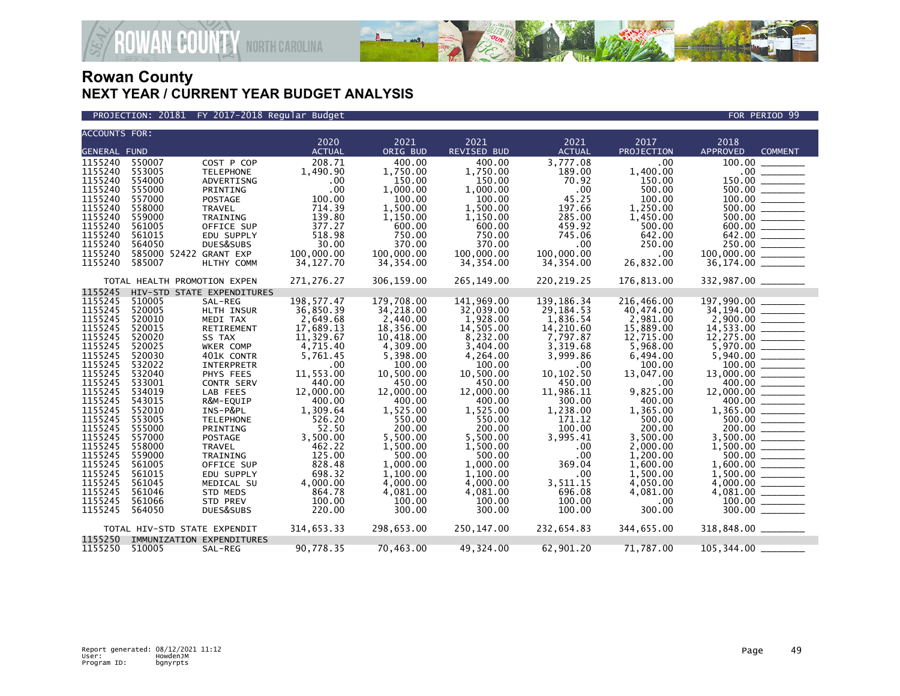# Rowan County
## NEXT YEAR / CURRENT YEAR BUDGET ANALYSIS

PROJECTION: 20181 FY 2017-2018 Regular Budget — FOR PERIOD 99

| ACCOUNTS FOR: GENERAL FUND | | | 2020 ACTUAL | 2021 ORIG BUD | 2021 REVISED BUD | 2021 ACTUAL | 2017 PROJECTION | 2018 APPROVED | COMMENT |
|---|---|---|---|---|---|---|---|---|---|
| 1155240 | 550007 | COST P COP | 208.71 | 400.00 | 400.00 | 3,777.08 | .00 | 100.00 | _______ |
| 1155240 | 553005 | TELEPHONE | 1,490.90 | 1,750.00 | 1,750.00 | 189.00 | 1,400.00 | .00 | _______ |
| 1155240 | 554000 | ADVERTISNG | .00 | 150.00 | 150.00 | 70.92 | 150.00 | 150.00 | _______ |
| 1155240 | 555000 | PRINTING | .00 | 1,000.00 | 1,000.00 | .00 | 500.00 | 500.00 | _______ |
| 1155240 | 557000 | POSTAGE | 100.00 | 100.00 | 100.00 | 45.25 | 100.00 | 100.00 | _______ |
| 1155240 | 558000 | TRAVEL | 714.39 | 1,500.00 | 1,500.00 | 197.66 | 1,250.00 | 500.00 | _______ |
| 1155240 | 559000 | TRAINING | 139.80 | 1,150.00 | 1,150.00 | 285.00 | 1,450.00 | 500.00 | _______ |
| 1155240 | 561005 | OFFICE SUP | 377.27 | 600.00 | 600.00 | 459.92 | 500.00 | 600.00 | _______ |
| 1155240 | 561015 | EDU SUPPLY | 518.98 | 750.00 | 750.00 | 745.06 | 642.00 | 642.00 | _______ |
| 1155240 | 564050 | DUES&SUBS | 30.00 | 370.00 | 370.00 | .00 | 250.00 | 250.00 | _______ |
| 1155240 | 585000 52422 | GRANT EXP | 100,000.00 | 100,000.00 | 100,000.00 | 100,000.00 | .00 | 100,000.00 | _______ |
| 1155240 | 585007 | HLTHY COMM | 34,127.70 | 34,354.00 | 34,354.00 | 34,354.00 | 26,832.00 | 36,174.00 | _______ |
| TOTAL HEALTH PROMOTION EXPEN | | | 271,276.27 | 306,159.00 | 265,149.00 | 220,219.25 | 176,813.00 | 332,987.00 | _______ |
| 1155245 | HIV-STD STATE EXPENDITURES | | | | | | | | |
| 1155245 | 510005 | SAL-REG | 198,577.47 | 179,708.00 | 141,969.00 | 139,186.34 | 216,466.00 | 197,990.00 | _______ |
| 1155245 | 520005 | HLTH INSUR | 36,850.39 | 34,218.00 | 32,039.00 | 29,184.53 | 40,474.00 | 34,194.00 | _______ |
| 1155245 | 520010 | MEDI TAX | 2,649.68 | 2,440.00 | 1,928.00 | 1,836.54 | 2,981.00 | 2,900.00 | _______ |
| 1155245 | 520015 | RETIREMENT | 17,689.13 | 18,356.00 | 14,505.00 | 14,210.60 | 15,889.00 | 14,533.00 | _______ |
| 1155245 | 520020 | SS TAX | 11,329.67 | 10,418.00 | 8,232.00 | 7,797.87 | 12,715.00 | 12,275.00 | _______ |
| 1155245 | 520025 | WKER COMP | 4,715.40 | 4,309.00 | 3,404.00 | 3,319.68 | 5,968.00 | 5,970.00 | _______ |
| 1155245 | 520030 | 401K CONTR | 5,761.45 | 5,398.00 | 4,264.00 | 3,999.86 | 6,494.00 | 5,940.00 | _______ |
| 1155245 | 532022 | INTERPRETR | .00 | 100.00 | 100.00 | .00 | 100.00 | 100.00 | _______ |
| 1155245 | 532040 | PHYS FEES | 11,553.00 | 10,500.00 | 10,500.00 | 10,102.50 | 13,047.00 | 13,000.00 | _______ |
| 1155245 | 533001 | CONTR SERV | 440.00 | 450.00 | 450.00 | 450.00 | .00 | 400.00 | _______ |
| 1155245 | 534019 | LAB FEES | 12,000.00 | 12,000.00 | 12,000.00 | 11,986.11 | 9,825.00 | 12,000.00 | _______ |
| 1155245 | 543015 | R&M-EQUIP | 400.00 | 400.00 | 400.00 | 300.00 | 400.00 | 400.00 | _______ |
| 1155245 | 552010 | INS-P&PL | 1,309.64 | 1,525.00 | 1,525.00 | 1,238.00 | 1,365.00 | 1,365.00 | _______ |
| 1155245 | 553005 | TELEPHONE | 526.20 | 550.00 | 550.00 | 171.12 | 500.00 | 500.00 | _______ |
| 1155245 | 555000 | PRINTING | 52.50 | 200.00 | 200.00 | 100.00 | 200.00 | 200.00 | _______ |
| 1155245 | 557000 | POSTAGE | 3,500.00 | 5,500.00 | 5,500.00 | 3,995.41 | 3,500.00 | 3,500.00 | _______ |
| 1155245 | 558000 | TRAVEL | 462.22 | 1,500.00 | 1,500.00 | .00 | 2,000.00 | 1,500.00 | _______ |
| 1155245 | 559000 | TRAINING | 125.00 | 500.00 | 500.00 | .00 | 1,200.00 | 500.00 | _______ |
| 1155245 | 561005 | OFFICE SUP | 828.48 | 1,000.00 | 1,000.00 | 369.04 | 1,600.00 | 1,600.00 | _______ |
| 1155245 | 561015 | EDU SUPPLY | 698.32 | 1,100.00 | 1,100.00 | .00 | 1,500.00 | 1,500.00 | _______ |
| 1155245 | 561045 | MEDICAL SU | 4,000.00 | 4,000.00 | 4,000.00 | 3,511.15 | 4,050.00 | 4,000.00 | _______ |
| 1155245 | 561046 | STD MEDS | 864.78 | 4,081.00 | 4,081.00 | 696.08 | 4,081.00 | 4,081.00 | _______ |
| 1155245 | 561066 | STD PREV | 100.00 | 100.00 | 100.00 | 100.00 | .00 | 100.00 | _______ |
| 1155245 | 564050 | DUES&SUBS | 220.00 | 300.00 | 300.00 | 100.00 | 300.00 | 300.00 | _______ |
| TOTAL HIV-STD STATE EXPENDIT | | | 314,653.33 | 298,653.00 | 250,147.00 | 232,654.83 | 344,655.00 | 318,848.00 | _______ |
| 1155250 | IMMUNIZATION EXPENDITURES | | | | | | | | |
| 1155250 | 510005 | SAL-REG | 90,778.35 | 70,463.00 | 49,324.00 | 62,901.20 | 71,787.00 | 105,344.00 | _______ |

Report generated: 08/12/2021 11:12
User: HowdenJM
Program ID: bgnyrpts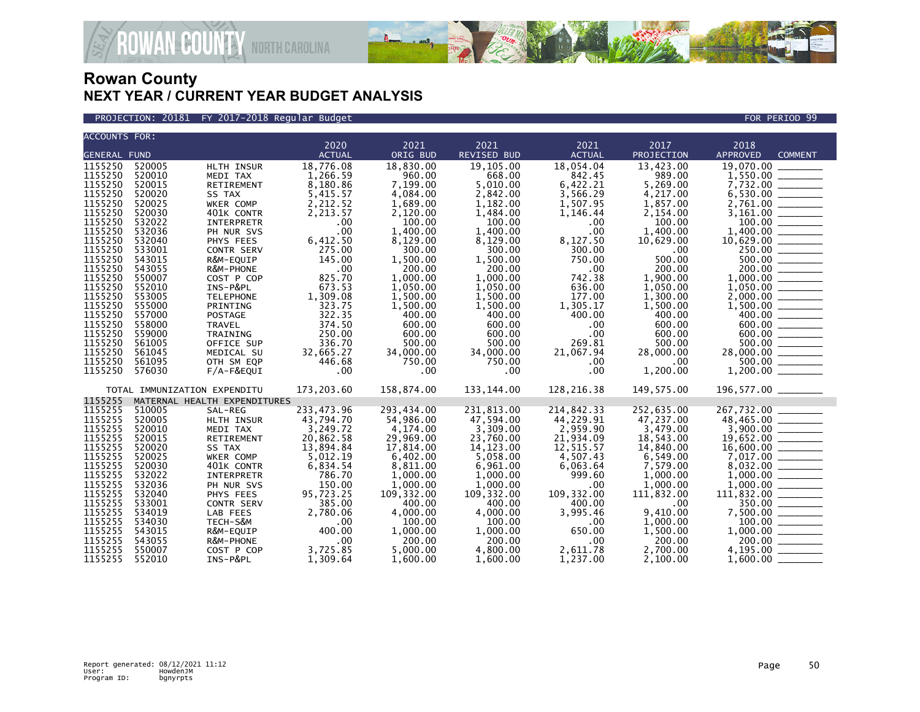# Rowan County
## NEXT YEAR / CURRENT YEAR BUDGET ANALYSIS

PROJECTION: 20181 FY 2017-2018 Regular Budget — FOR PERIOD 99

| ACCOUNTS FOR: GENERAL FUND | | | 2020 ACTUAL | 2021 ORIG BUD | 2021 REVISED BUD | 2021 ACTUAL | 2017 PROJECTION | 2018 APPROVED | COMMENT |
|---|---|---|---|---|---|---|---|---|---|
| 1155250 | 520005 | HLTH INSUR | 18,776.08 | 18,830.00 | 19,105.00 | 18,054.04 | 13,423.00 | 19,070.00 | _______ |
| 1155250 | 520010 | MEDI TAX | 1,266.59 | 960.00 | 668.00 | 842.45 | 989.00 | 1,550.00 | _______ |
| 1155250 | 520015 | RETIREMENT | 8,180.86 | 7,199.00 | 5,010.00 | 6,422.21 | 5,269.00 | 7,732.00 | _______ |
| 1155250 | 520020 | SS TAX | 5,415.57 | 4,084.00 | 2,842.00 | 3,566.29 | 4,217.00 | 6,530.00 | _______ |
| 1155250 | 520025 | WKER COMP | 2,212.52 | 1,689.00 | 1,182.00 | 1,507.95 | 1,857.00 | 2,761.00 | _______ |
| 1155250 | 520030 | 401K CONTR | 2,213.57 | 2,120.00 | 1,484.00 | 1,146.44 | 2,154.00 | 3,161.00 | _______ |
| 1155250 | 532022 | INTERPRETR | .00 | 100.00 | 100.00 | .00 | 100.00 | 100.00 | _______ |
| 1155250 | 532036 | PH NUR SVS | .00 | 1,400.00 | 1,400.00 | .00 | 1,400.00 | 1,400.00 | _______ |
| 1155250 | 532040 | PHYS FEES | 6,412.50 | 8,129.00 | 8,129.00 | 8,127.50 | 10,629.00 | 10,629.00 | _______ |
| 1155250 | 533001 | CONTR SERV | 275.00 | 300.00 | 300.00 | 300.00 | .00 | 250.00 | _______ |
| 1155250 | 543015 | R&M-EQUIP | 145.00 | 1,500.00 | 1,500.00 | 750.00 | 500.00 | 500.00 | _______ |
| 1155250 | 543055 | R&M-PHONE | .00 | 200.00 | 200.00 | .00 | 200.00 | 200.00 | _______ |
| 1155250 | 550007 | COST P COP | 825.70 | 1,000.00 | 1,000.00 | 742.38 | 1,900.00 | 1,000.00 | _______ |
| 1155250 | 552010 | INS-P&PL | 673.53 | 1,050.00 | 1,050.00 | 636.00 | 1,050.00 | 1,050.00 | _______ |
| 1155250 | 553005 | TELEPHONE | 1,309.08 | 1,500.00 | 1,500.00 | 177.00 | 1,300.00 | 2,000.00 | _______ |
| 1155250 | 555000 | PRINTING | 323.75 | 1,500.00 | 1,500.00 | 1,305.17 | 1,500.00 | 1,500.00 | _______ |
| 1155250 | 557000 | POSTAGE | 322.35 | 400.00 | 400.00 | 400.00 | 400.00 | 400.00 | _______ |
| 1155250 | 558000 | TRAVEL | 374.50 | 600.00 | 600.00 | .00 | 600.00 | 600.00 | _______ |
| 1155250 | 559000 | TRAINING | 250.00 | 600.00 | 600.00 | .00 | 600.00 | 600.00 | _______ |
| 1155250 | 561005 | OFFICE SUP | 336.70 | 500.00 | 500.00 | 269.81 | 500.00 | 500.00 | _______ |
| 1155250 | 561045 | MEDICAL SU | 32,665.27 | 34,000.00 | 34,000.00 | 21,067.94 | 28,000.00 | 28,000.00 | _______ |
| 1155250 | 561095 | OTH SM EQP | 446.68 | 750.00 | 750.00 | .00 | .00 | 500.00 | _______ |
| 1155250 | 576030 | F/A-F&EQUI | .00 | .00 | .00 | .00 | 1,200.00 | 1,200.00 | _______ |
| TOTAL IMMUNIZATION EXPENDITU | | | 173,203.60 | 158,874.00 | 133,144.00 | 128,216.38 | 149,575.00 | 196,577.00 | _______ |
| 1155255 | MATERNAL HEALTH EXPENDITURES | | | | | | | | |
| 1155255 | 510005 | SAL-REG | 233,473.96 | 293,434.00 | 231,813.00 | 214,842.33 | 252,635.00 | 267,732.00 | _______ |
| 1155255 | 520005 | HLTH INSUR | 43,794.70 | 54,986.00 | 47,594.00 | 44,229.91 | 47,237.00 | 48,465.00 | _______ |
| 1155255 | 520010 | MEDI TAX | 3,249.72 | 4,174.00 | 3,309.00 | 2,959.90 | 3,479.00 | 3,900.00 | _______ |
| 1155255 | 520015 | RETIREMENT | 20,862.58 | 29,969.00 | 23,760.00 | 21,934.09 | 18,543.00 | 19,652.00 | _______ |
| 1155255 | 520020 | SS TAX | 13,894.84 | 17,814.00 | 14,123.00 | 12,515.57 | 14,840.00 | 16,600.00 | _______ |
| 1155255 | 520025 | WKER COMP | 5,012.19 | 6,402.00 | 5,058.00 | 4,507.43 | 6,549.00 | 7,017.00 | _______ |
| 1155255 | 520030 | 401K CONTR | 6,834.54 | 8,811.00 | 6,961.00 | 6,063.64 | 7,579.00 | 8,032.00 | _______ |
| 1155255 | 532022 | INTERPRETR | 786.70 | 1,000.00 | 1,000.00 | 999.60 | 1,000.00 | 1,000.00 | _______ |
| 1155255 | 532036 | PH NUR SVS | 150.00 | 1,000.00 | 1,000.00 | .00 | 1,000.00 | 1,000.00 | _______ |
| 1155255 | 532040 | PHYS FEES | 95,723.25 | 109,332.00 | 109,332.00 | 109,332.00 | 111,832.00 | 111,832.00 | _______ |
| 1155255 | 533001 | CONTR SERV | 385.00 | 400.00 | 400.00 | 400.00 | .00 | 350.00 | _______ |
| 1155255 | 534019 | LAB FEES | 2,780.06 | 4,000.00 | 4,000.00 | 3,995.46 | 9,410.00 | 7,500.00 | _______ |
| 1155255 | 534030 | TECH-S&M | .00 | 100.00 | 100.00 | .00 | 1,000.00 | 100.00 | _______ |
| 1155255 | 543015 | R&M-EQUIP | 400.00 | 1,000.00 | 1,000.00 | 650.00 | 1,500.00 | 1,000.00 | _______ |
| 1155255 | 543055 | R&M-PHONE | .00 | 200.00 | 200.00 | .00 | 200.00 | 200.00 | _______ |
| 1155255 | 550007 | COST P COP | 3,725.85 | 5,000.00 | 4,800.00 | 2,611.78 | 2,700.00 | 4,195.00 | _______ |
| 1155255 | 552010 | INS-P&PL | 1,309.64 | 1,600.00 | 1,600.00 | 1,237.00 | 2,100.00 | 1,600.00 | _______ |

Report generated: 08/12/2021 11:12
User: HowdenJM
Program ID: bgnyrpts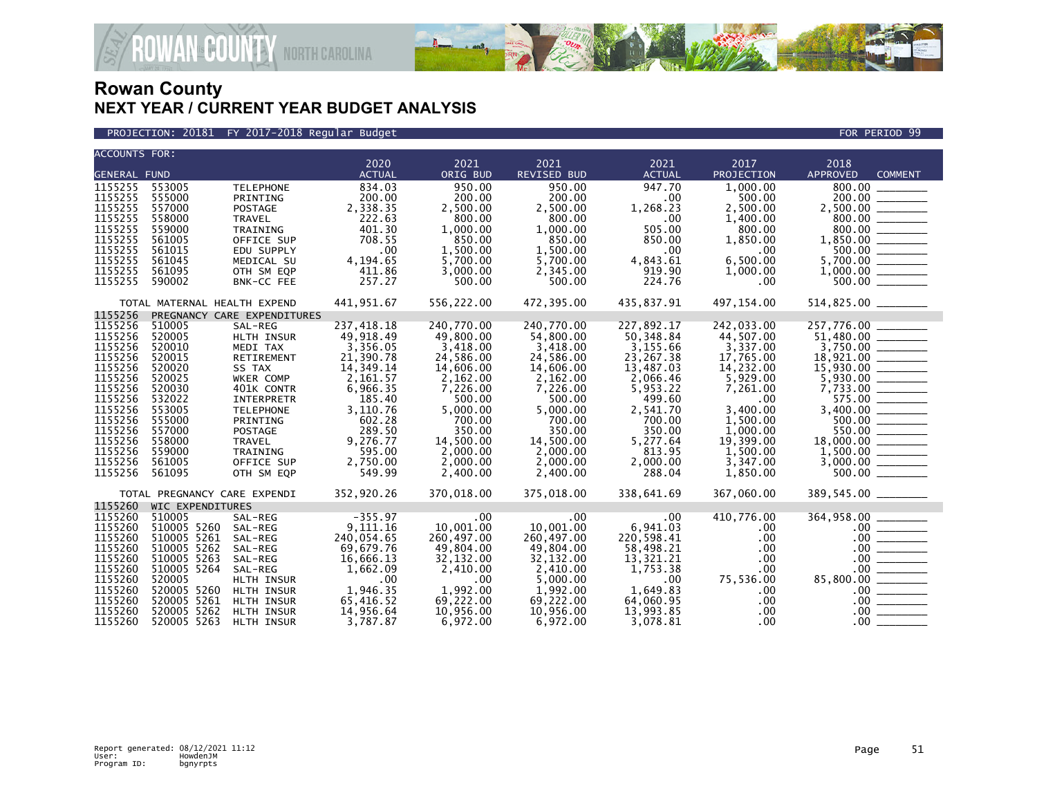# Rowan County
## NEXT YEAR / CURRENT YEAR BUDGET ANALYSIS

PROJECTION: 20181 FY 2017-2018 Regular Budget — FOR PERIOD 99

| ACCOUNTS FOR: GENERAL FUND | | | 2020 ACTUAL | 2021 ORIG BUD | 2021 REVISED BUD | 2021 ACTUAL | 2017 PROJECTION | 2018 APPROVED | COMMENT |
|---|---|---|---|---|---|---|---|---|---|
| 1155255 | 553005 | TELEPHONE | 834.03 | 950.00 | 950.00 | 947.70 | 1,000.00 | 800.00 | |
| 1155255 | 555000 | PRINTING | 200.00 | 200.00 | 200.00 | .00 | 500.00 | 200.00 | |
| 1155255 | 557000 | POSTAGE | 2,338.35 | 2,500.00 | 2,500.00 | 1,268.23 | 2,500.00 | 2,500.00 | |
| 1155255 | 558000 | TRAVEL | 222.63 | 800.00 | 800.00 | .00 | 1,400.00 | 800.00 | |
| 1155255 | 559000 | TRAINING | 401.30 | 1,000.00 | 1,000.00 | 505.00 | 800.00 | 800.00 | |
| 1155255 | 561005 | OFFICE SUP | 708.55 | 850.00 | 850.00 | 850.00 | 1,850.00 | 1,850.00 | |
| 1155255 | 561015 | EDU SUPPLY | .00 | 1,500.00 | 1,500.00 | .00 | .00 | 500.00 | |
| 1155255 | 561045 | MEDICAL SU | 4,194.65 | 5,700.00 | 5,700.00 | 4,843.61 | 6,500.00 | 5,700.00 | |
| 1155255 | 561095 | OTH SM EQP | 411.86 | 3,000.00 | 2,345.00 | 919.90 | 1,000.00 | 1,000.00 | |
| 1155255 | 590002 | BNK-CC FEE | 257.27 | 500.00 | 500.00 | 224.76 | .00 | 500.00 | |
| | TOTAL MATERNAL HEALTH EXPEND | | 441,951.67 | 556,222.00 | 472,395.00 | 435,837.91 | 497,154.00 | 514,825.00 | |
| 1155256 | PREGNANCY CARE EXPENDITURES | | | | | | | | |
| 1155256 | 510005 | SAL-REG | 237,418.18 | 240,770.00 | 240,770.00 | 227,892.17 | 242,033.00 | 257,776.00 | |
| 1155256 | 520005 | HLTH INSUR | 49,918.49 | 49,800.00 | 54,800.00 | 50,348.84 | 44,507.00 | 51,480.00 | |
| 1155256 | 520010 | MEDI TAX | 3,356.05 | 3,418.00 | 3,418.00 | 3,155.66 | 3,337.00 | 3,750.00 | |
| 1155256 | 520015 | RETIREMENT | 21,390.78 | 24,586.00 | 24,586.00 | 23,267.38 | 17,765.00 | 18,921.00 | |
| 1155256 | 520020 | SS TAX | 14,349.14 | 14,606.00 | 14,606.00 | 13,487.03 | 14,232.00 | 15,930.00 | |
| 1155256 | 520025 | WKER COMP | 2,161.57 | 2,162.00 | 2,162.00 | 2,066.46 | 5,929.00 | 5,930.00 | |
| 1155256 | 520030 | 401K CONTR | 6,966.35 | 7,226.00 | 7,226.00 | 5,953.22 | 7,261.00 | 7,733.00 | |
| 1155256 | 532022 | INTERPRETR | 185.40 | 500.00 | 500.00 | 499.60 | .00 | 575.00 | |
| 1155256 | 553005 | TELEPHONE | 3,110.76 | 5,000.00 | 5,000.00 | 2,541.70 | 3,400.00 | 3,400.00 | |
| 1155256 | 555000 | PRINTING | 602.28 | 700.00 | 700.00 | 700.00 | 1,500.00 | 500.00 | |
| 1155256 | 557000 | POSTAGE | 289.50 | 350.00 | 350.00 | 350.00 | 1,000.00 | 550.00 | |
| 1155256 | 558000 | TRAVEL | 9,276.77 | 14,500.00 | 14,500.00 | 5,277.64 | 19,399.00 | 18,000.00 | |
| 1155256 | 559000 | TRAINING | 595.00 | 2,000.00 | 2,000.00 | 813.95 | 1,500.00 | 1,500.00 | |
| 1155256 | 561005 | OFFICE SUP | 2,750.00 | 2,000.00 | 2,000.00 | 2,000.00 | 3,347.00 | 3,000.00 | |
| 1155256 | 561095 | OTH SM EQP | 549.99 | 2,400.00 | 2,400.00 | 288.04 | 1,850.00 | 500.00 | |
| | TOTAL PREGNANCY CARE EXPENDI | | 352,920.26 | 370,018.00 | 375,018.00 | 338,641.69 | 367,060.00 | 389,545.00 | |
| 1155260 | WIC EXPENDITURES | | | | | | | | |
| 1155260 | 510005 | SAL-REG | -355.97 | .00 | .00 | .00 | 410,776.00 | 364,958.00 | |
| 1155260 | 510005 5260 | SAL-REG | 9,111.16 | 10,001.00 | 10,001.00 | 6,941.03 | .00 | .00 | |
| 1155260 | 510005 5261 | SAL-REG | 240,054.65 | 260,497.00 | 260,497.00 | 220,598.41 | .00 | .00 | |
| 1155260 | 510005 5262 | SAL-REG | 69,679.76 | 49,804.00 | 49,804.00 | 58,498.21 | .00 | .00 | |
| 1155260 | 510005 5263 | SAL-REG | 16,666.13 | 32,132.00 | 32,132.00 | 13,321.21 | .00 | .00 | |
| 1155260 | 510005 5264 | SAL-REG | 1,662.09 | 2,410.00 | 2,410.00 | 1,753.38 | .00 | .00 | |
| 1155260 | 520005 | HLTH INSUR | .00 | .00 | 5,000.00 | .00 | 75,536.00 | 85,800.00 | |
| 1155260 | 520005 5260 | HLTH INSUR | 1,946.35 | 1,992.00 | 1,992.00 | 1,649.83 | .00 | .00 | |
| 1155260 | 520005 5261 | HLTH INSUR | 65,416.52 | 69,222.00 | 69,222.00 | 64,060.95 | .00 | .00 | |
| 1155260 | 520005 5262 | HLTH INSUR | 14,956.64 | 10,956.00 | 10,956.00 | 13,993.85 | .00 | .00 | |
| 1155260 | 520005 5263 | HLTH INSUR | 3,787.87 | 6,972.00 | 6,972.00 | 3,078.81 | .00 | .00 | |

Report generated: 08/12/2021 11:12
User: HowdenJM
Program ID: bgnyrpts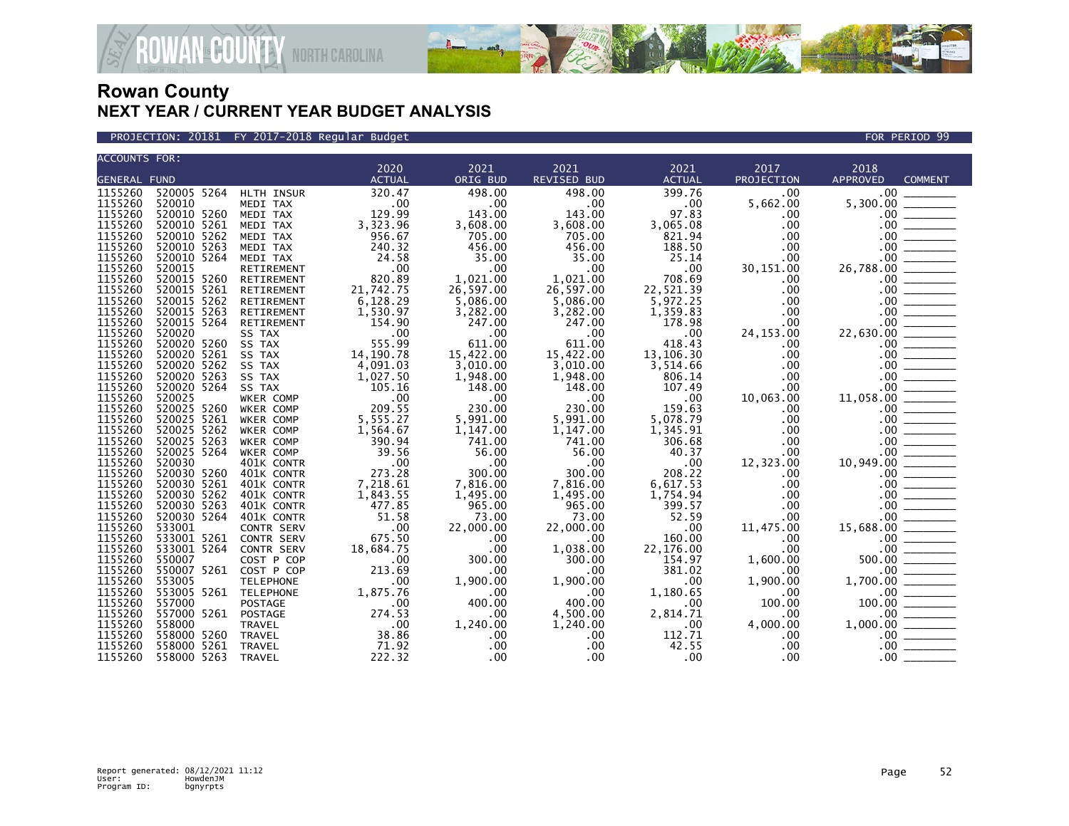# Rowan County
## NEXT YEAR / CURRENT YEAR BUDGET ANALYSIS

PROJECTION: 20181 FY 2017-2018 Regular Budget — FOR PERIOD 99

| ACCOUNTS FOR: GENERAL FUND | | | 2020 ACTUAL | 2021 ORIG BUD | 2021 REVISED BUD | 2021 ACTUAL | 2017 PROJECTION | 2018 APPROVED | COMMENT |
|---|---|---|---|---|---|---|---|---|---|
| 1155260 | 520005 5264 | HLTH INSUR | 320.47 | 498.00 | 498.00 | 399.76 | .00 | .00 | ________ |
| 1155260 | 520010 | MEDI TAX | .00 | .00 | .00 | .00 | 5,662.00 | 5,300.00 | ________ |
| 1155260 | 520010 5260 | MEDI TAX | 129.99 | 143.00 | 143.00 | 97.83 | .00 | .00 | ________ |
| 1155260 | 520010 5261 | MEDI TAX | 3,323.96 | 3,608.00 | 3,608.00 | 3,065.08 | .00 | .00 | ________ |
| 1155260 | 520010 5262 | MEDI TAX | 956.67 | 705.00 | 705.00 | 821.94 | .00 | .00 | ________ |
| 1155260 | 520010 5263 | MEDI TAX | 240.32 | 456.00 | 456.00 | 188.50 | .00 | .00 | ________ |
| 1155260 | 520010 5264 | MEDI TAX | 24.58 | 35.00 | 35.00 | 25.14 | .00 | .00 | ________ |
| 1155260 | 520015 | RETIREMENT | .00 | .00 | .00 | .00 | 30,151.00 | 26,788.00 | ________ |
| 1155260 | 520015 5260 | RETIREMENT | 820.89 | 1,021.00 | 1,021.00 | 708.69 | .00 | .00 | ________ |
| 1155260 | 520015 5261 | RETIREMENT | 21,742.75 | 26,597.00 | 26,597.00 | 22,521.39 | .00 | .00 | ________ |
| 1155260 | 520015 5262 | RETIREMENT | 6,128.29 | 5,086.00 | 5,086.00 | 5,972.25 | .00 | .00 | ________ |
| 1155260 | 520015 5263 | RETIREMENT | 1,530.97 | 3,282.00 | 3,282.00 | 1,359.83 | .00 | .00 | ________ |
| 1155260 | 520015 5264 | RETIREMENT | 154.90 | 247.00 | 247.00 | 178.98 | .00 | .00 | ________ |
| 1155260 | 520020 | SS TAX | .00 | .00 | .00 | .00 | 24,153.00 | 22,630.00 | ________ |
| 1155260 | 520020 5260 | SS TAX | 555.99 | 611.00 | 611.00 | 418.43 | .00 | .00 | ________ |
| 1155260 | 520020 5261 | SS TAX | 14,190.78 | 15,422.00 | 15,422.00 | 13,106.30 | .00 | .00 | ________ |
| 1155260 | 520020 5262 | SS TAX | 4,091.03 | 3,010.00 | 3,010.00 | 3,514.66 | .00 | .00 | ________ |
| 1155260 | 520020 5263 | SS TAX | 1,027.50 | 1,948.00 | 1,948.00 | 806.14 | .00 | .00 | ________ |
| 1155260 | 520020 5264 | SS TAX | 105.16 | 148.00 | 148.00 | 107.49 | .00 | .00 | ________ |
| 1155260 | 520025 | WKER COMP | .00 | .00 | .00 | .00 | 10,063.00 | 11,058.00 | ________ |
| 1155260 | 520025 5260 | WKER COMP | 209.55 | 230.00 | 230.00 | 159.63 | .00 | .00 | ________ |
| 1155260 | 520025 5261 | WKER COMP | 5,555.27 | 5,991.00 | 5,991.00 | 5,078.79 | .00 | .00 | ________ |
| 1155260 | 520025 5262 | WKER COMP | 1,564.67 | 1,147.00 | 1,147.00 | 1,345.91 | .00 | .00 | ________ |
| 1155260 | 520025 5263 | WKER COMP | 390.94 | 741.00 | 741.00 | 306.68 | .00 | .00 | ________ |
| 1155260 | 520025 5264 | WKER COMP | 39.56 | 56.00 | 56.00 | 40.37 | .00 | .00 | ________ |
| 1155260 | 520030 | 401K CONTR | .00 | .00 | .00 | .00 | 12,323.00 | 10,949.00 | ________ |
| 1155260 | 520030 5260 | 401K CONTR | 273.28 | 300.00 | 300.00 | 208.22 | .00 | .00 | ________ |
| 1155260 | 520030 5261 | 401K CONTR | 7,218.61 | 7,816.00 | 7,816.00 | 6,617.53 | .00 | .00 | ________ |
| 1155260 | 520030 5262 | 401K CONTR | 1,843.55 | 1,495.00 | 1,495.00 | 1,754.94 | .00 | .00 | ________ |
| 1155260 | 520030 5263 | 401K CONTR | 477.85 | 965.00 | 965.00 | 399.57 | .00 | .00 | ________ |
| 1155260 | 520030 5264 | 401K CONTR | 51.58 | 73.00 | 73.00 | 52.59 | .00 | .00 | ________ |
| 1155260 | 533001 | CONTR SERV | .00 | 22,000.00 | 22,000.00 | .00 | 11,475.00 | 15,688.00 | ________ |
| 1155260 | 533001 5261 | CONTR SERV | 675.50 | .00 | .00 | 160.00 | .00 | .00 | ________ |
| 1155260 | 533001 5264 | CONTR SERV | 18,684.75 | .00 | 1,038.00 | 22,176.00 | .00 | .00 | ________ |
| 1155260 | 550007 | COST P COP | .00 | 300.00 | 300.00 | 154.97 | 1,600.00 | 500.00 | ________ |
| 1155260 | 550007 5261 | COST P COP | 213.69 | .00 | .00 | 381.02 | .00 | .00 | ________ |
| 1155260 | 553005 | TELEPHONE | .00 | 1,900.00 | 1,900.00 | .00 | 1,900.00 | 1,700.00 | ________ |
| 1155260 | 553005 5261 | TELEPHONE | 1,875.76 | .00 | .00 | 1,180.65 | .00 | .00 | ________ |
| 1155260 | 557000 | POSTAGE | .00 | 400.00 | 400.00 | .00 | 100.00 | 100.00 | ________ |
| 1155260 | 557000 5261 | POSTAGE | 274.53 | .00 | 4,500.00 | 2,814.71 | .00 | .00 | ________ |
| 1155260 | 558000 | TRAVEL | .00 | 1,240.00 | 1,240.00 | .00 | 4,000.00 | 1,000.00 | ________ |
| 1155260 | 558000 5260 | TRAVEL | 38.86 | .00 | .00 | 112.71 | .00 | .00 | ________ |
| 1155260 | 558000 5261 | TRAVEL | 71.92 | .00 | .00 | 42.55 | .00 | .00 | ________ |
| 1155260 | 558000 5263 | TRAVEL | 222.32 | .00 | .00 | .00 | .00 | .00 | ________ |

Report generated: 08/12/2021 11:12
User: HowdenJM
Program ID: bgnyrpts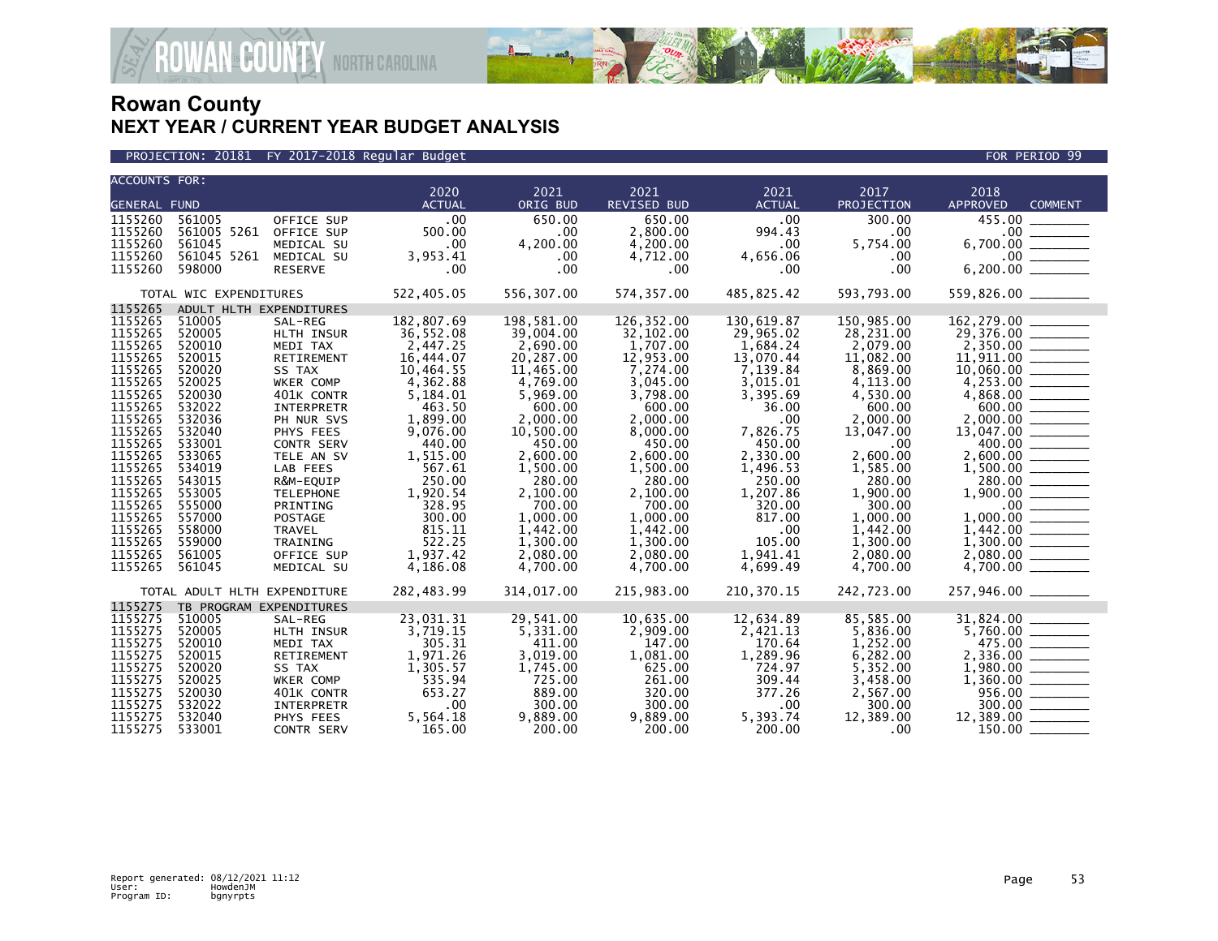# Rowan County
## NEXT YEAR / CURRENT YEAR BUDGET ANALYSIS

PROJECTION: 20181 FY 2017-2018 Regular Budget — FOR PERIOD 99

| ACCOUNTS FOR: GENERAL FUND | | | 2020 ACTUAL | 2021 ORIG BUD | 2021 REVISED BUD | 2021 ACTUAL | 2017 PROJECTION | 2018 APPROVED | COMMENT |
|---|---|---|---|---|---|---|---|---|---|
| 1155260 | 561005 | OFFICE SUP | .00 | 650.00 | 650.00 | .00 | 300.00 | 455.00 | ________ |
| 1155260 | 561005 5261 | OFFICE SUP | 500.00 | .00 | 2,800.00 | 994.43 | .00 | .00 | ________ |
| 1155260 | 561045 | MEDICAL SU | .00 | 4,200.00 | 4,200.00 | .00 | 5,754.00 | 6,700.00 | ________ |
| 1155260 | 561045 5261 | MEDICAL SU | 3,953.41 | .00 | 4,712.00 | 4,656.06 | .00 | .00 | ________ |
| 1155260 | 598000 | RESERVE | .00 | .00 | .00 | .00 | .00 | 6,200.00 | ________ |
| TOTAL WIC EXPENDITURES | | | 522,405.05 | 556,307.00 | 574,357.00 | 485,825.42 | 593,793.00 | 559,826.00 | ________ |
| 1155265 | ADULT HLTH EXPENDITURES | | | | | | | | |
| 1155265 | 510005 | SAL-REG | 182,807.69 | 198,581.00 | 126,352.00 | 130,619.87 | 150,985.00 | 162,279.00 | ________ |
| 1155265 | 520005 | HLTH INSUR | 36,552.08 | 39,004.00 | 32,102.00 | 29,965.02 | 28,231.00 | 29,376.00 | ________ |
| 1155265 | 520010 | MEDI TAX | 2,447.25 | 2,690.00 | 1,707.00 | 1,684.24 | 2,079.00 | 2,350.00 | ________ |
| 1155265 | 520015 | RETIREMENT | 16,444.07 | 20,287.00 | 12,953.00 | 13,070.44 | 11,082.00 | 11,911.00 | ________ |
| 1155265 | 520020 | SS TAX | 10,464.55 | 11,465.00 | 7,274.00 | 7,139.84 | 8,869.00 | 10,060.00 | ________ |
| 1155265 | 520025 | WKER COMP | 4,362.88 | 4,769.00 | 3,045.00 | 3,015.01 | 4,113.00 | 4,253.00 | ________ |
| 1155265 | 520030 | 401K CONTR | 5,184.01 | 5,969.00 | 3,798.00 | 3,395.69 | 4,530.00 | 4,868.00 | ________ |
| 1155265 | 532022 | INTERPRETR | 463.50 | 600.00 | 600.00 | 36.00 | 600.00 | 600.00 | ________ |
| 1155265 | 532036 | PH NUR SVS | 1,899.00 | 2,000.00 | 2,000.00 | .00 | 2,000.00 | 2,000.00 | ________ |
| 1155265 | 532040 | PHYS FEES | 9,076.00 | 10,500.00 | 8,000.00 | 7,826.75 | 13,047.00 | 13,047.00 | ________ |
| 1155265 | 533001 | CONTR SERV | 440.00 | 450.00 | 450.00 | 450.00 | .00 | 400.00 | ________ |
| 1155265 | 533065 | TELE AN SV | 1,515.00 | 2,600.00 | 2,600.00 | 2,330.00 | 2,600.00 | 2,600.00 | ________ |
| 1155265 | 534019 | LAB FEES | 567.61 | 1,500.00 | 1,500.00 | 1,496.53 | 1,585.00 | 1,500.00 | ________ |
| 1155265 | 543015 | R&M-EQUIP | 250.00 | 280.00 | 280.00 | 250.00 | 280.00 | 280.00 | ________ |
| 1155265 | 553005 | TELEPHONE | 1,920.54 | 2,100.00 | 2,100.00 | 1,207.86 | 1,900.00 | 1,900.00 | ________ |
| 1155265 | 555000 | PRINTING | 328.95 | 700.00 | 700.00 | 320.00 | 300.00 | .00 | ________ |
| 1155265 | 557000 | POSTAGE | 300.00 | 1,000.00 | 1,000.00 | 817.00 | 1,000.00 | 1,000.00 | ________ |
| 1155265 | 558000 | TRAVEL | 815.11 | 1,442.00 | 1,442.00 | .00 | 1,442.00 | 1,442.00 | ________ |
| 1155265 | 559000 | TRAINING | 522.25 | 1,300.00 | 1,300.00 | 105.00 | 1,300.00 | 1,300.00 | ________ |
| 1155265 | 561005 | OFFICE SUP | 1,937.42 | 2,080.00 | 2,080.00 | 1,941.41 | 2,080.00 | 2,080.00 | ________ |
| 1155265 | 561045 | MEDICAL SU | 4,186.08 | 4,700.00 | 4,700.00 | 4,699.49 | 4,700.00 | 4,700.00 | ________ |
| TOTAL ADULT HLTH EXPENDITURE | | | 282,483.99 | 314,017.00 | 215,983.00 | 210,370.15 | 242,723.00 | 257,946.00 | ________ |
| 1155275 | TB PROGRAM EXPENDITURES | | | | | | | | |
| 1155275 | 510005 | SAL-REG | 23,031.31 | 29,541.00 | 10,635.00 | 12,634.89 | 85,585.00 | 31,824.00 | ________ |
| 1155275 | 520005 | HLTH INSUR | 3,719.15 | 5,331.00 | 2,909.00 | 2,421.13 | 5,836.00 | 5,760.00 | ________ |
| 1155275 | 520010 | MEDI TAX | 305.31 | 411.00 | 147.00 | 170.64 | 1,252.00 | 475.00 | ________ |
| 1155275 | 520015 | RETIREMENT | 1,971.26 | 3,019.00 | 1,081.00 | 1,289.96 | 6,282.00 | 2,336.00 | ________ |
| 1155275 | 520020 | SS TAX | 1,305.57 | 1,745.00 | 625.00 | 724.97 | 5,352.00 | 1,980.00 | ________ |
| 1155275 | 520025 | WKER COMP | 535.94 | 725.00 | 261.00 | 309.44 | 3,458.00 | 1,360.00 | ________ |
| 1155275 | 520030 | 401K CONTR | 653.27 | 889.00 | 320.00 | 377.26 | 2,567.00 | 956.00 | ________ |
| 1155275 | 532022 | INTERPRETR | .00 | 300.00 | 300.00 | .00 | 300.00 | 300.00 | ________ |
| 1155275 | 532040 | PHYS FEES | 5,564.18 | 9,889.00 | 9,889.00 | 5,393.74 | 12,389.00 | 12,389.00 | ________ |
| 1155275 | 533001 | CONTR SERV | 165.00 | 200.00 | 200.00 | 200.00 | .00 | 150.00 | ________ |

Report generated: 08/12/2021 11:12
User: HowdenJM
Program ID: bgnyrpts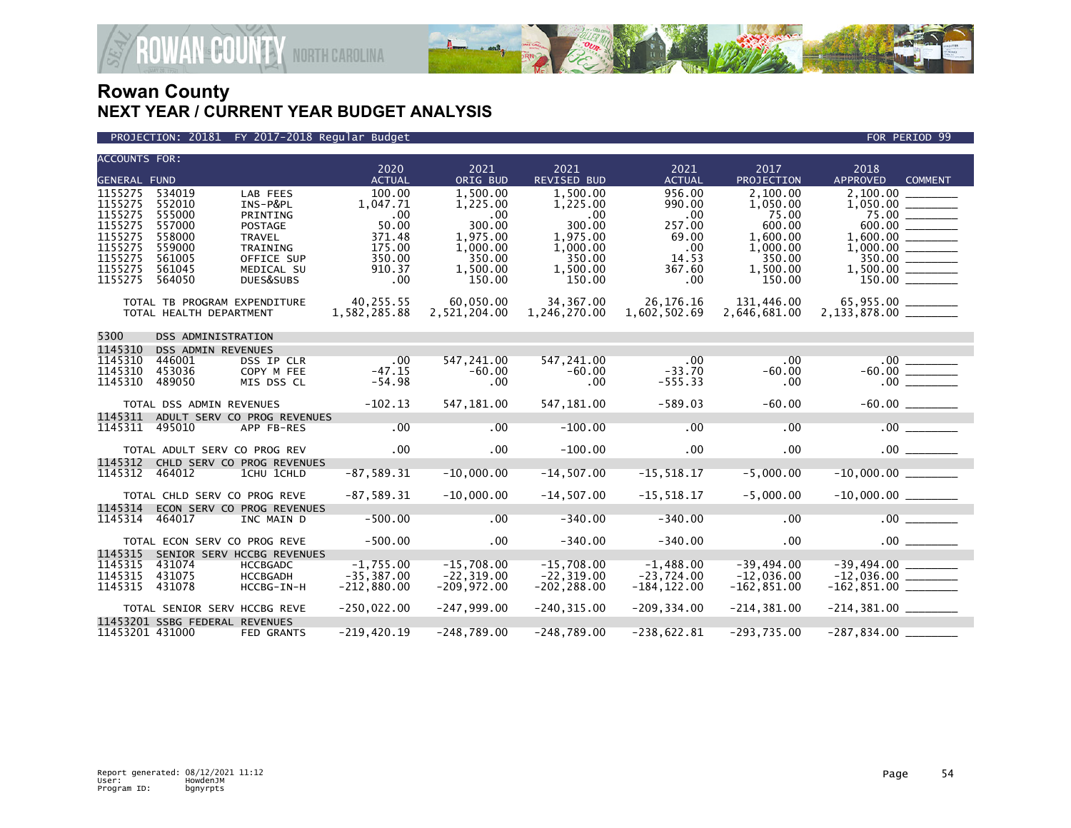# Rowan County
## NEXT YEAR / CURRENT YEAR BUDGET ANALYSIS

PROJECTION: 20181 FY 2017-2018 Regular Budget — FOR PERIOD 99

| ACCOUNTS FOR: GENERAL FUND | | | 2020 ACTUAL | 2021 ORIG BUD | 2021 REVISED BUD | 2021 ACTUAL | 2017 PROJECTION | 2018 APPROVED | COMMENT |
|---|---|---|---|---|---|---|---|---|---|
| 1155275 | 534019 | LAB FEES | 100.00 | 1,500.00 | 1,500.00 | 956.00 | 2,100.00 | 2,100.00 | |
| 1155275 | 552010 | INS-P&PL | 1,047.71 | 1,225.00 | 1,225.00 | 990.00 | 1,050.00 | 1,050.00 | |
| 1155275 | 555000 | PRINTING | .00 | .00 | .00 | .00 | 75.00 | 75.00 | |
| 1155275 | 557000 | POSTAGE | 50.00 | 300.00 | 300.00 | 257.00 | 600.00 | 600.00 | |
| 1155275 | 558000 | TRAVEL | 371.48 | 1,975.00 | 1,975.00 | 69.00 | 1,600.00 | 1,600.00 | |
| 1155275 | 559000 | TRAINING | 175.00 | 1,000.00 | 1,000.00 | .00 | 1,000.00 | 1,000.00 | |
| 1155275 | 561005 | OFFICE SUP | 350.00 | 350.00 | 350.00 | 14.53 | 350.00 | 350.00 | |
| 1155275 | 561045 | MEDICAL SU | 910.37 | 1,500.00 | 1,500.00 | 367.60 | 1,500.00 | 1,500.00 | |
| 1155275 | 564050 | DUES&SUBS | .00 | 150.00 | 150.00 | .00 | 150.00 | 150.00 | |
| | TOTAL TB PROGRAM EXPENDITURE | | 40,255.55 | 60,050.00 | 34,367.00 | 26,176.16 | 131,446.00 | 65,955.00 | |
| | TOTAL HEALTH DEPARTMENT | | 1,582,285.88 | 2,521,204.00 | 1,246,270.00 | 1,602,502.69 | 2,646,681.00 | 2,133,878.00 | |
| 5300 | DSS ADMINISTRATION | | | | | | | | |
| 1145310 | DSS ADMIN REVENUES | | | | | | | | |
| 1145310 | 446001 | DSS IP CLR | .00 | 547,241.00 | 547,241.00 | .00 | .00 | .00 | |
| 1145310 | 453036 | COPY M FEE | -47.15 | -60.00 | -60.00 | -33.70 | -60.00 | -60.00 | |
| 1145310 | 489050 | MIS DSS CL | -54.98 | .00 | .00 | -555.33 | .00 | .00 | |
| | TOTAL DSS ADMIN REVENUES | | -102.13 | 547,181.00 | 547,181.00 | -589.03 | -60.00 | -60.00 | |
| 1145311 | ADULT SERV CO PROG REVENUES | | | | | | | | |
| 1145311 | 495010 | APP FB-RES | .00 | .00 | -100.00 | .00 | .00 | .00 | |
| | TOTAL ADULT SERV CO PROG REV | | .00 | .00 | -100.00 | .00 | .00 | .00 | |
| 1145312 | CHLD SERV CO PROG REVENUES | | | | | | | | |
| 1145312 | 464012 | 1CHU 1CHLD | -87,589.31 | -10,000.00 | -14,507.00 | -15,518.17 | -5,000.00 | -10,000.00 | |
| | TOTAL CHLD SERV CO PROG REVE | | -87,589.31 | -10,000.00 | -14,507.00 | -15,518.17 | -5,000.00 | -10,000.00 | |
| 1145314 | ECON SERV CO PROG REVENUES | | | | | | | | |
| 1145314 | 464017 | INC MAIN D | -500.00 | .00 | -340.00 | -340.00 | .00 | .00 | |
| | TOTAL ECON SERV CO PROG REVE | | -500.00 | .00 | -340.00 | -340.00 | .00 | .00 | |
| 1145315 | SENIOR SERV HCCBG REVENUES | | | | | | | | |
| 1145315 | 431074 | HCCBGADC | -1,755.00 | -15,708.00 | -15,708.00 | -1,488.00 | -39,494.00 | -39,494.00 | |
| 1145315 | 431075 | HCCBGADH | -35,387.00 | -22,319.00 | -22,319.00 | -23,724.00 | -12,036.00 | -12,036.00 | |
| 1145315 | 431078 | HCCBG-IN-H | -212,880.00 | -209,972.00 | -202,288.00 | -184,122.00 | -162,851.00 | -162,851.00 | |
| | TOTAL SENIOR SERV HCCBG REVE | | -250,022.00 | -247,999.00 | -240,315.00 | -209,334.00 | -214,381.00 | -214,381.00 | |
| 11453201 | SSBG FEDERAL REVENUES | | | | | | | | |
| 11453201 | 431000 | FED GRANTS | -219,420.19 | -248,789.00 | -248,789.00 | -238,622.81 | -293,735.00 | -287,834.00 | |

Report generated: 08/12/2021 11:12
User: HowdenJM
Program ID: bgnyrpts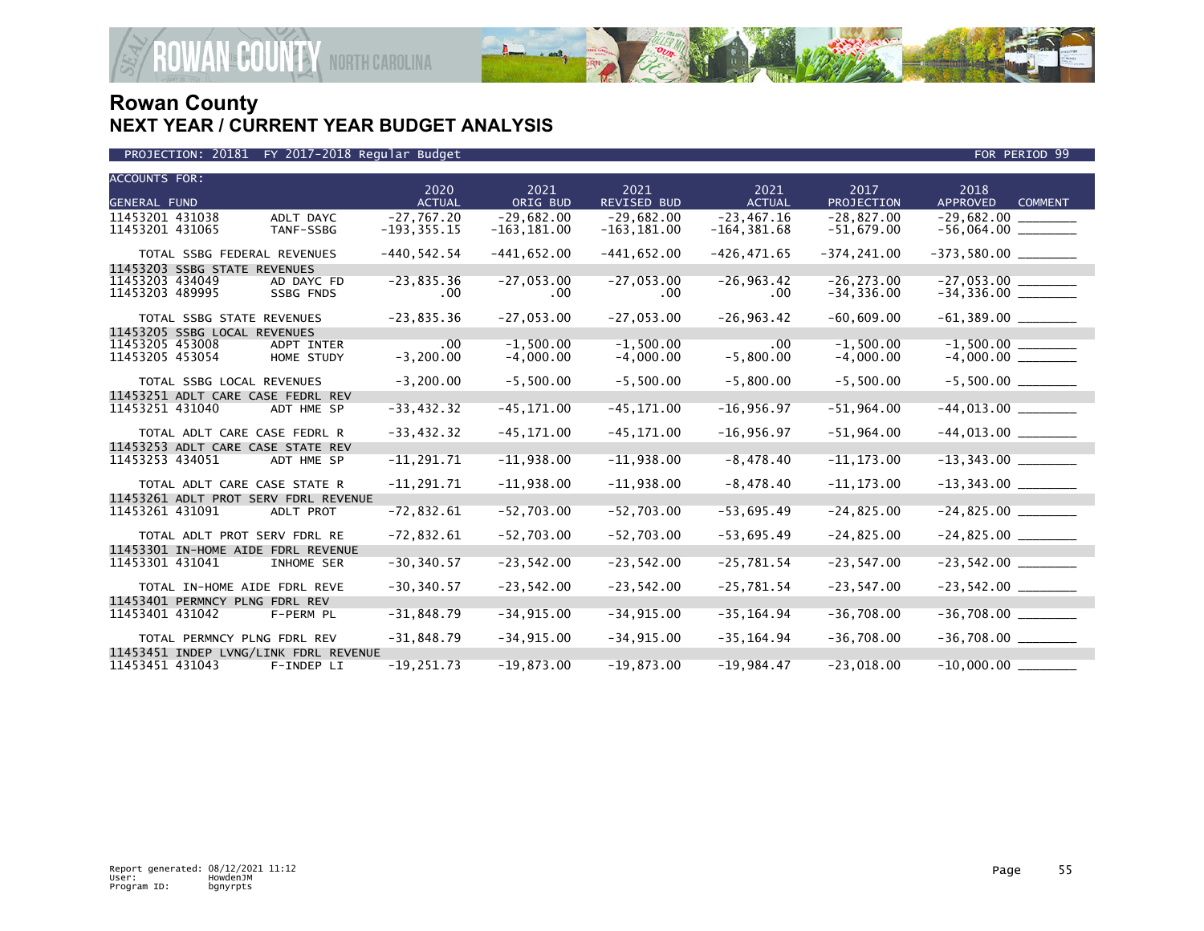# Rowan County
## NEXT YEAR / CURRENT YEAR BUDGET ANALYSIS

PROJECTION: 20181 FY 2017-2018 Regular Budget — FOR PERIOD 99

| ACCOUNTS FOR: GENERAL FUND | | 2020 ACTUAL | 2021 ORIG BUD | 2021 REVISED BUD | 2021 ACTUAL | 2017 PROJECTION | 2018 APPROVED | COMMENT |
|---|---|---|---|---|---|---|---|---|
| 11453201 431038 | ADLT DAYC | -27,767.20 | -29,682.00 | -29,682.00 | -23,467.16 | -28,827.00 | -29,682.00 | ________ |
| 11453201 431065 | TANF-SSBG | -193,355.15 | -163,181.00 | -163,181.00 | -164,381.68 | -51,679.00 | -56,064.00 | ________ |
| TOTAL SSBG FEDERAL REVENUES | | -440,542.54 | -441,652.00 | -441,652.00 | -426,471.65 | -374,241.00 | -373,580.00 | ________ |
| 11453203 SSBG STATE REVENUES | | | | | | | | |
| 11453203 434049 | AD DAYC FD | -23,835.36 | -27,053.00 | -27,053.00 | -26,963.42 | -26,273.00 | -27,053.00 | ________ |
| 11453203 489995 | SSBG FNDS | .00 | .00 | .00 | .00 | -34,336.00 | -34,336.00 | ________ |
| TOTAL SSBG STATE REVENUES | | -23,835.36 | -27,053.00 | -27,053.00 | -26,963.42 | -60,609.00 | -61,389.00 | ________ |
| 11453205 SSBG LOCAL REVENUES | | | | | | | | |
| 11453205 453008 | ADPT INTER | .00 | -1,500.00 | -1,500.00 | .00 | -1,500.00 | -1,500.00 | ________ |
| 11453205 453054 | HOME STUDY | -3,200.00 | -4,000.00 | -4,000.00 | -5,800.00 | -4,000.00 | -4,000.00 | ________ |
| TOTAL SSBG LOCAL REVENUES | | -3,200.00 | -5,500.00 | -5,500.00 | -5,800.00 | -5,500.00 | -5,500.00 | ________ |
| 11453251 ADLT CARE CASE FEDRL REV | | | | | | | | |
| 11453251 431040 | ADT HME SP | -33,432.32 | -45,171.00 | -45,171.00 | -16,956.97 | -51,964.00 | -44,013.00 | ________ |
| TOTAL ADLT CARE CASE FEDRL R | | -33,432.32 | -45,171.00 | -45,171.00 | -16,956.97 | -51,964.00 | -44,013.00 | ________ |
| 11453253 ADLT CARE CASE STATE REV | | | | | | | | |
| 11453253 434051 | ADT HME SP | -11,291.71 | -11,938.00 | -11,938.00 | -8,478.40 | -11,173.00 | -13,343.00 | ________ |
| TOTAL ADLT CARE CASE STATE R | | -11,291.71 | -11,938.00 | -11,938.00 | -8,478.40 | -11,173.00 | -13,343.00 | ________ |
| 11453261 ADLT PROT SERV FDRL REVENUE | | | | | | | | |
| 11453261 431091 | ADLT PROT | -72,832.61 | -52,703.00 | -52,703.00 | -53,695.49 | -24,825.00 | -24,825.00 | ________ |
| TOTAL ADLT PROT SERV FDRL RE | | -72,832.61 | -52,703.00 | -52,703.00 | -53,695.49 | -24,825.00 | -24,825.00 | ________ |
| 11453301 IN-HOME AIDE FDRL REVENUE | | | | | | | | |
| 11453301 431041 | INHOME SER | -30,340.57 | -23,542.00 | -23,542.00 | -25,781.54 | -23,547.00 | -23,542.00 | ________ |
| TOTAL IN-HOME AIDE FDRL REVE | | -30,340.57 | -23,542.00 | -23,542.00 | -25,781.54 | -23,547.00 | -23,542.00 | ________ |
| 11453401 PERMNCY PLNG FDRL REV | | | | | | | | |
| 11453401 431042 | F-PERM PL | -31,848.79 | -34,915.00 | -34,915.00 | -35,164.94 | -36,708.00 | -36,708.00 | ________ |
| TOTAL PERMNCY PLNG FDRL REV | | -31,848.79 | -34,915.00 | -34,915.00 | -35,164.94 | -36,708.00 | -36,708.00 | ________ |
| 11453451 INDEP LVNG/LINK FDRL REVENUE | | | | | | | | |
| 11453451 431043 | F-INDEP LI | -19,251.73 | -19,873.00 | -19,873.00 | -19,984.47 | -23,018.00 | -10,000.00 | ________ |

Report generated: 08/12/2021 11:12
User: HowdenJM
Program ID: bgnyrpts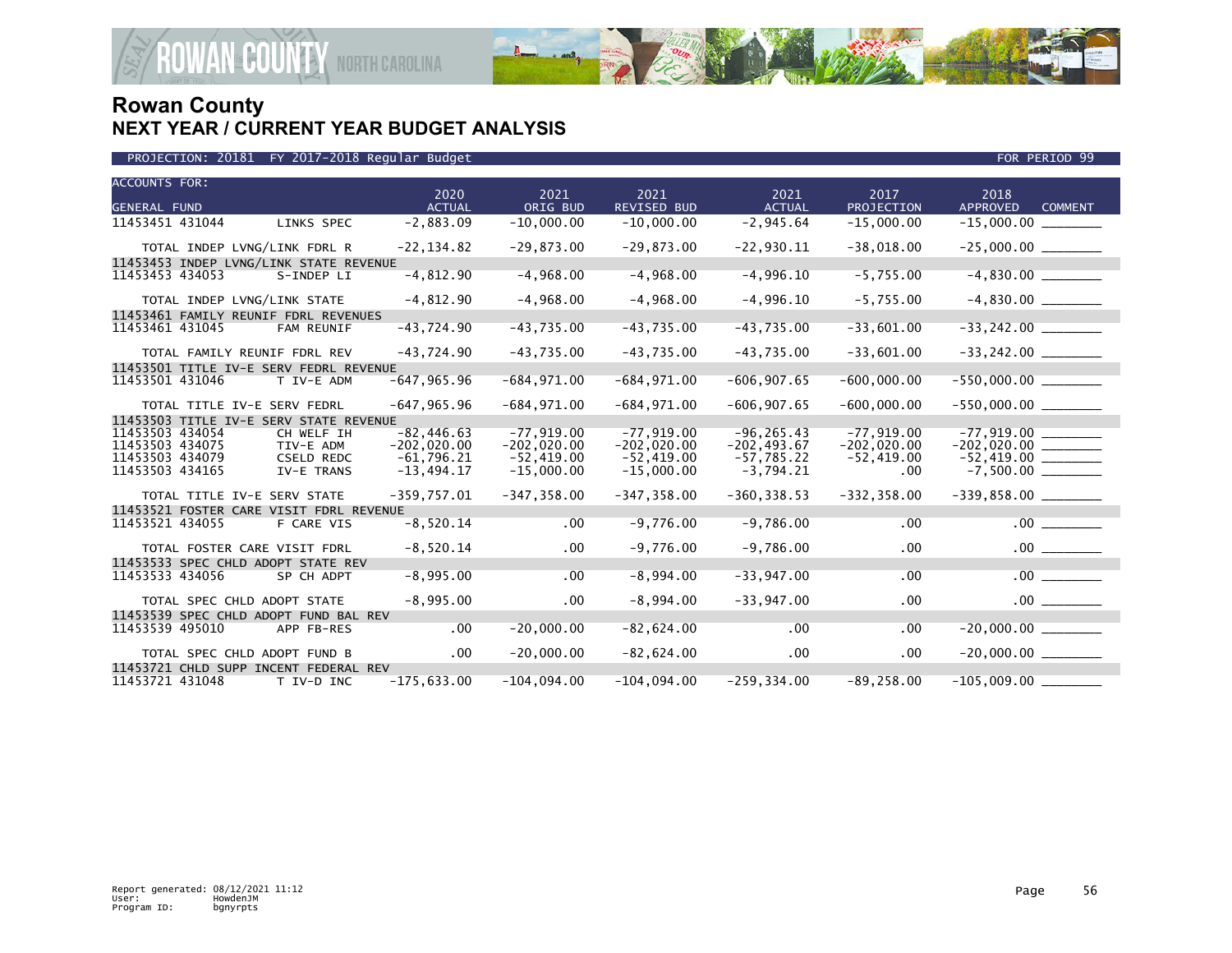# Rowan County
## NEXT YEAR / CURRENT YEAR BUDGET ANALYSIS

PROJECTION: 20181 FY 2017-2018 Regular Budget — FOR PERIOD 99

| ACCOUNTS FOR: GENERAL FUND | | 2020 ACTUAL | 2021 ORIG BUD | 2021 REVISED BUD | 2021 ACTUAL | 2017 PROJECTION | 2018 APPROVED | COMMENT |
|---|---|---|---|---|---|---|---|---|
| 11453451 431044 | LINKS SPEC | -2,883.09 | -10,000.00 | -10,000.00 | -2,945.64 | -15,000.00 | -15,000.00 | ________ |
| TOTAL INDEP LVNG/LINK FDRL R | | -22,134.82 | -29,873.00 | -29,873.00 | -22,930.11 | -38,018.00 | -25,000.00 | ________ |
| 11453453 INDEP LVNG/LINK STATE REVENUE | | | | | | | | |
| 11453453 434053 | S-INDEP LI | -4,812.90 | -4,968.00 | -4,968.00 | -4,996.10 | -5,755.00 | -4,830.00 | ________ |
| TOTAL INDEP LVNG/LINK STATE | | -4,812.90 | -4,968.00 | -4,968.00 | -4,996.10 | -5,755.00 | -4,830.00 | ________ |
| 11453461 FAMILY REUNIF FDRL REVENUES | | | | | | | | |
| 11453461 431045 | FAM REUNIF | -43,724.90 | -43,735.00 | -43,735.00 | -43,735.00 | -33,601.00 | -33,242.00 | ________ |
| TOTAL FAMILY REUNIF FDRL REV | | -43,724.90 | -43,735.00 | -43,735.00 | -43,735.00 | -33,601.00 | -33,242.00 | ________ |
| 11453501 TITLE IV-E SERV FEDRL REVENUE | | | | | | | | |
| 11453501 431046 | T IV-E ADM | -647,965.96 | -684,971.00 | -684,971.00 | -606,907.65 | -600,000.00 | -550,000.00 | ________ |
| TOTAL TITLE IV-E SERV FEDRL | | -647,965.96 | -684,971.00 | -684,971.00 | -606,907.65 | -600,000.00 | -550,000.00 | ________ |
| 11453503 TITLE IV-E SERV STATE REVENUE | | | | | | | | |
| 11453503 434054 | CH WELF IH | -82,446.63 | -77,919.00 | -77,919.00 | -96,265.43 | -77,919.00 | -77,919.00 | ________ |
| 11453503 434075 | TIV-E ADM | -202,020.00 | -202,020.00 | -202,020.00 | -202,493.67 | -202,020.00 | -202,020.00 | ________ |
| 11453503 434079 | CSELD REDC | -61,796.21 | -52,419.00 | -52,419.00 | -57,785.22 | -52,419.00 | -52,419.00 | ________ |
| 11453503 434165 | IV-E TRANS | -13,494.17 | -15,000.00 | -15,000.00 | -3,794.21 | .00 | -7,500.00 | ________ |
| TOTAL TITLE IV-E SERV STATE | | -359,757.01 | -347,358.00 | -347,358.00 | -360,338.53 | -332,358.00 | -339,858.00 | ________ |
| 11453521 FOSTER CARE VISIT FDRL REVENUE | | | | | | | | |
| 11453521 434055 | F CARE VIS | -8,520.14 | .00 | -9,776.00 | -9,786.00 | .00 | .00 | ________ |
| TOTAL FOSTER CARE VISIT FDRL | | -8,520.14 | .00 | -9,776.00 | -9,786.00 | .00 | .00 | ________ |
| 11453533 SPEC CHLD ADOPT STATE REV | | | | | | | | |
| 11453533 434056 | SP CH ADPT | -8,995.00 | .00 | -8,994.00 | -33,947.00 | .00 | .00 | ________ |
| TOTAL SPEC CHLD ADOPT STATE | | -8,995.00 | .00 | -8,994.00 | -33,947.00 | .00 | .00 | ________ |
| 11453539 SPEC CHLD ADOPT FUND BAL REV | | | | | | | | |
| 11453539 495010 | APP FB-RES | .00 | -20,000.00 | -82,624.00 | .00 | .00 | -20,000.00 | ________ |
| TOTAL SPEC CHLD ADOPT FUND B | | .00 | -20,000.00 | -82,624.00 | .00 | .00 | -20,000.00 | ________ |
| 11453721 CHLD SUPP INCENT FEDERAL REV | | | | | | | | |
| 11453721 431048 | T IV-D INC | -175,633.00 | -104,094.00 | -104,094.00 | -259,334.00 | -89,258.00 | -105,009.00 | ________ |

Report generated: 08/12/2021 11:12
User: HowdenJM
Program ID: bgnyrpts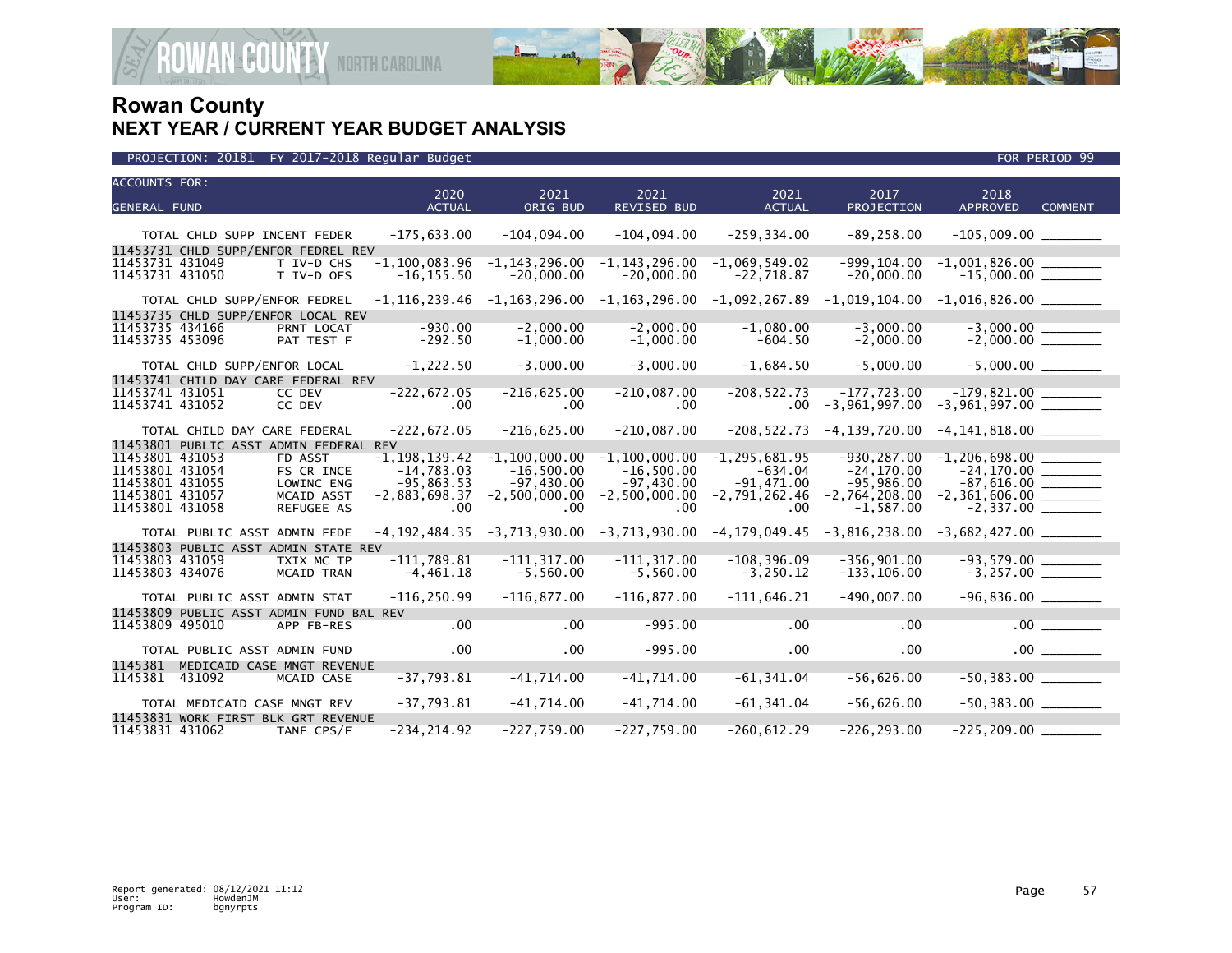# Rowan County
## NEXT YEAR / CURRENT YEAR BUDGET ANALYSIS

PROJECTION: 20181 FY 2017-2018 Regular Budget FOR PERIOD 99

| ACCOUNTS FOR: GENERAL FUND | | 2020 ACTUAL | 2021 ORIG BUD | 2021 REVISED BUD | 2021 ACTUAL | 2017 PROJECTION | 2018 APPROVED | COMMENT |
|---|---|---|---|---|---|---|---|---|
| TOTAL CHLD SUPP INCENT FEDER | | -175,633.00 | -104,094.00 | -104,094.00 | -259,334.00 | -89,258.00 | -105,009.00 | |
| 11453731 CHLD SUPP/ENFOR FEDREL REV | | | | | | | | |
| 11453731 431049 | T IV-D CHS | -1,100,083.96 | -1,143,296.00 | -1,143,296.00 | -1,069,549.02 | -999,104.00 | -1,001,826.00 | |
| 11453731 431050 | T IV-D OFS | -16,155.50 | -20,000.00 | -20,000.00 | -22,718.87 | -20,000.00 | -15,000.00 | |
| TOTAL CHLD SUPP/ENFOR FEDREL | | -1,116,239.46 | -1,163,296.00 | -1,163,296.00 | -1,092,267.89 | -1,019,104.00 | -1,016,826.00 | |
| 11453735 CHLD SUPP/ENFOR LOCAL REV | | | | | | | | |
| 11453735 434166 | PRNT LOCAT | -930.00 | -2,000.00 | -2,000.00 | -1,080.00 | -3,000.00 | -3,000.00 | |
| 11453735 453096 | PAT TEST F | -292.50 | -1,000.00 | -1,000.00 | -604.50 | -2,000.00 | -2,000.00 | |
| TOTAL CHLD SUPP/ENFOR LOCAL | | -1,222.50 | -3,000.00 | -3,000.00 | -1,684.50 | -5,000.00 | -5,000.00 | |
| 11453741 CHILD DAY CARE FEDERAL REV | | | | | | | | |
| 11453741 431051 | CC DEV | -222,672.05 | -216,625.00 | -210,087.00 | -208,522.73 | -177,723.00 | -179,821.00 | |
| 11453741 431052 | CC DEV | .00 | .00 | .00 | .00 | -3,961,997.00 | -3,961,997.00 | |
| TOTAL CHILD DAY CARE FEDERAL | | -222,672.05 | -216,625.00 | -210,087.00 | -208,522.73 | -4,139,720.00 | -4,141,818.00 | |
| 11453801 PUBLIC ASST ADMIN FEDERAL REV | | | | | | | | |
| 11453801 431053 | FD ASST | -1,198,139.42 | -1,100,000.00 | -1,100,000.00 | -1,295,681.95 | -930,287.00 | -1,206,698.00 | |
| 11453801 431054 | FS CR INCE | -14,783.03 | -16,500.00 | -16,500.00 | -634.04 | -24,170.00 | -24,170.00 | |
| 11453801 431055 | LOWINC ENG | -95,863.53 | -97,430.00 | -97,430.00 | -91,471.00 | -95,986.00 | -87,616.00 | |
| 11453801 431057 | MCAID ASST | -2,883,698.37 | -2,500,000.00 | -2,500,000.00 | -2,791,262.46 | -2,764,208.00 | -2,361,606.00 | |
| 11453801 431058 | REFUGEE AS | .00 | .00 | .00 | .00 | -1,587.00 | -2,337.00 | |
| TOTAL PUBLIC ASST ADMIN FEDE | | -4,192,484.35 | -3,713,930.00 | -3,713,930.00 | -4,179,049.45 | -3,816,238.00 | -3,682,427.00 | |
| 11453803 PUBLIC ASST ADMIN STATE REV | | | | | | | | |
| 11453803 431059 | TXIX MC TP | -111,789.81 | -111,317.00 | -111,317.00 | -108,396.09 | -356,901.00 | -93,579.00 | |
| 11453803 434076 | MCAID TRAN | -4,461.18 | -5,560.00 | -5,560.00 | -3,250.12 | -133,106.00 | -3,257.00 | |
| TOTAL PUBLIC ASST ADMIN STAT | | -116,250.99 | -116,877.00 | -116,877.00 | -111,646.21 | -490,007.00 | -96,836.00 | |
| 11453809 PUBLIC ASST ADMIN FUND BAL REV | | | | | | | | |
| 11453809 495010 | APP FB-RES | .00 | .00 | -995.00 | .00 | .00 | .00 | |
| TOTAL PUBLIC ASST ADMIN FUND | | .00 | .00 | -995.00 | .00 | .00 | .00 | |
| 1145381 MEDICAID CASE MNGT REVENUE | | | | | | | | |
| 1145381 431092 | MCAID CASE | -37,793.81 | -41,714.00 | -41,714.00 | -61,341.04 | -56,626.00 | -50,383.00 | |
| TOTAL MEDICAID CASE MNGT REV | | -37,793.81 | -41,714.00 | -41,714.00 | -61,341.04 | -56,626.00 | -50,383.00 | |
| 11453831 WORK FIRST BLK GRT REVENUE | | | | | | | | |
| 11453831 431062 | TANF CPS/F | -234,214.92 | -227,759.00 | -227,759.00 | -260,612.29 | -226,293.00 | -225,209.00 | |

Report generated: 08/12/2021 11:12
User: HowdenJM
Program ID: bgnyrpts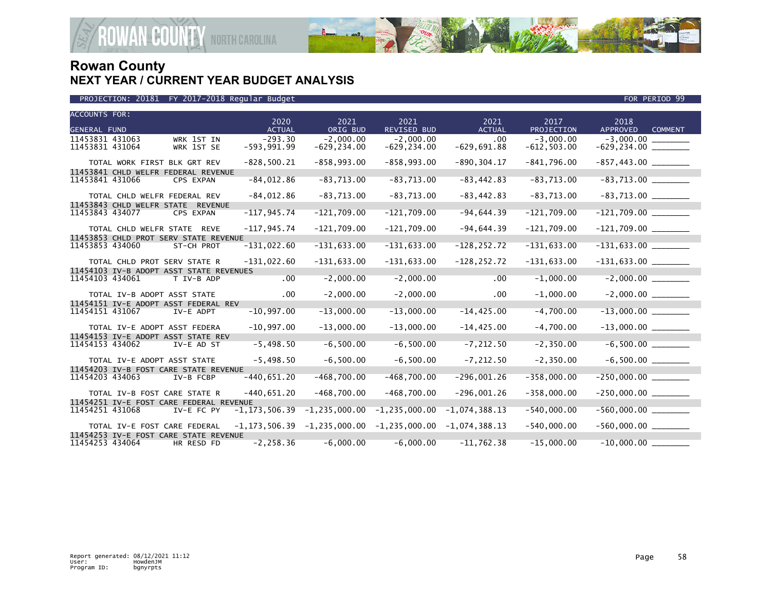# Rowan County
## NEXT YEAR / CURRENT YEAR BUDGET ANALYSIS

PROJECTION: 20181 FY 2017-2018 Regular Budget — FOR PERIOD 99

| ACCOUNTS FOR: GENERAL FUND | | 2020 ACTUAL | 2021 ORIG BUD | 2021 REVISED BUD | 2021 ACTUAL | 2017 PROJECTION | 2018 APPROVED | COMMENT |
|---|---|---|---|---|---|---|---|---|
| 11453831 431063 | WRK 1ST IN | -293.30 | -2,000.00 | -2,000.00 | .00 | -3,000.00 | -3,000.00 | _______ |
| 11453831 431064 | WRK 1ST SE | -593,991.99 | -629,234.00 | -629,234.00 | -629,691.88 | -612,503.00 | -629,234.00 | _______ |
| TOTAL WORK FIRST BLK GRT REV | | -828,500.21 | -858,993.00 | -858,993.00 | -890,304.17 | -841,796.00 | -857,443.00 | _______ |
| 11453841 CHLD WELFR FEDERAL REVENUE | | | | | | | | |
| 11453841 431066 | CPS EXPAN | -84,012.86 | -83,713.00 | -83,713.00 | -83,442.83 | -83,713.00 | -83,713.00 | _______ |
| TOTAL CHLD WELFR FEDERAL REV | | -84,012.86 | -83,713.00 | -83,713.00 | -83,442.83 | -83,713.00 | -83,713.00 | _______ |
| 11453843 CHLD WELFR STATE REVENUE | | | | | | | | |
| 11453843 434077 | CPS EXPAN | -117,945.74 | -121,709.00 | -121,709.00 | -94,644.39 | -121,709.00 | -121,709.00 | _______ |
| TOTAL CHLD WELFR STATE REVE | | -117,945.74 | -121,709.00 | -121,709.00 | -94,644.39 | -121,709.00 | -121,709.00 | _______ |
| 11453853 CHLD PROT SERV STATE REVENUE | | | | | | | | |
| 11453853 434060 | ST-CH PROT | -131,022.60 | -131,633.00 | -131,633.00 | -128,252.72 | -131,633.00 | -131,633.00 | _______ |
| TOTAL CHLD PROT SERV STATE R | | -131,022.60 | -131,633.00 | -131,633.00 | -128,252.72 | -131,633.00 | -131,633.00 | _______ |
| 11454103 IV-B ADOPT ASST STATE REVENUES | | | | | | | | |
| 11454103 434061 | T IV-B ADP | .00 | -2,000.00 | -2,000.00 | .00 | -1,000.00 | -2,000.00 | _______ |
| TOTAL IV-B ADOPT ASST STATE | | .00 | -2,000.00 | -2,000.00 | .00 | -1,000.00 | -2,000.00 | _______ |
| 11454151 IV-E ADOPT ASST FEDERAL REV | | | | | | | | |
| 11454151 431067 | IV-E ADPT | -10,997.00 | -13,000.00 | -13,000.00 | -14,425.00 | -4,700.00 | -13,000.00 | _______ |
| TOTAL IV-E ADOPT ASST FEDERA | | -10,997.00 | -13,000.00 | -13,000.00 | -14,425.00 | -4,700.00 | -13,000.00 | _______ |
| 11454153 IV-E ADOPT ASST STATE REV | | | | | | | | |
| 11454153 434062 | IV-E AD ST | -5,498.50 | -6,500.00 | -6,500.00 | -7,212.50 | -2,350.00 | -6,500.00 | _______ |
| TOTAL IV-E ADOPT ASST STATE | | -5,498.50 | -6,500.00 | -6,500.00 | -7,212.50 | -2,350.00 | -6,500.00 | _______ |
| 11454203 IV-B FOST CARE STATE REVENUE | | | | | | | | |
| 11454203 434063 | IV-B FCBP | -440,651.20 | -468,700.00 | -468,700.00 | -296,001.26 | -358,000.00 | -250,000.00 | _______ |
| TOTAL IV-B FOST CARE STATE R | | -440,651.20 | -468,700.00 | -468,700.00 | -296,001.26 | -358,000.00 | -250,000.00 | _______ |
| 11454251 IV-E FOST CARE FEDERAL REVENUE | | | | | | | | |
| 11454251 431068 | IV-E FC PY | -1,173,506.39 | -1,235,000.00 | -1,235,000.00 | -1,074,388.13 | -540,000.00 | -560,000.00 | _______ |
| TOTAL IV-E FOST CARE FEDERAL | | -1,173,506.39 | -1,235,000.00 | -1,235,000.00 | -1,074,388.13 | -540,000.00 | -560,000.00 | _______ |
| 11454253 IV-E FOST CARE STATE REVENUE | | | | | | | | |
| 11454253 434064 | HR RESD FD | -2,258.36 | -6,000.00 | -6,000.00 | -11,762.38 | -15,000.00 | -10,000.00 | _______ |

Report generated: 08/12/2021 11:12
User: HowdenJM
Program ID: bgnyrpts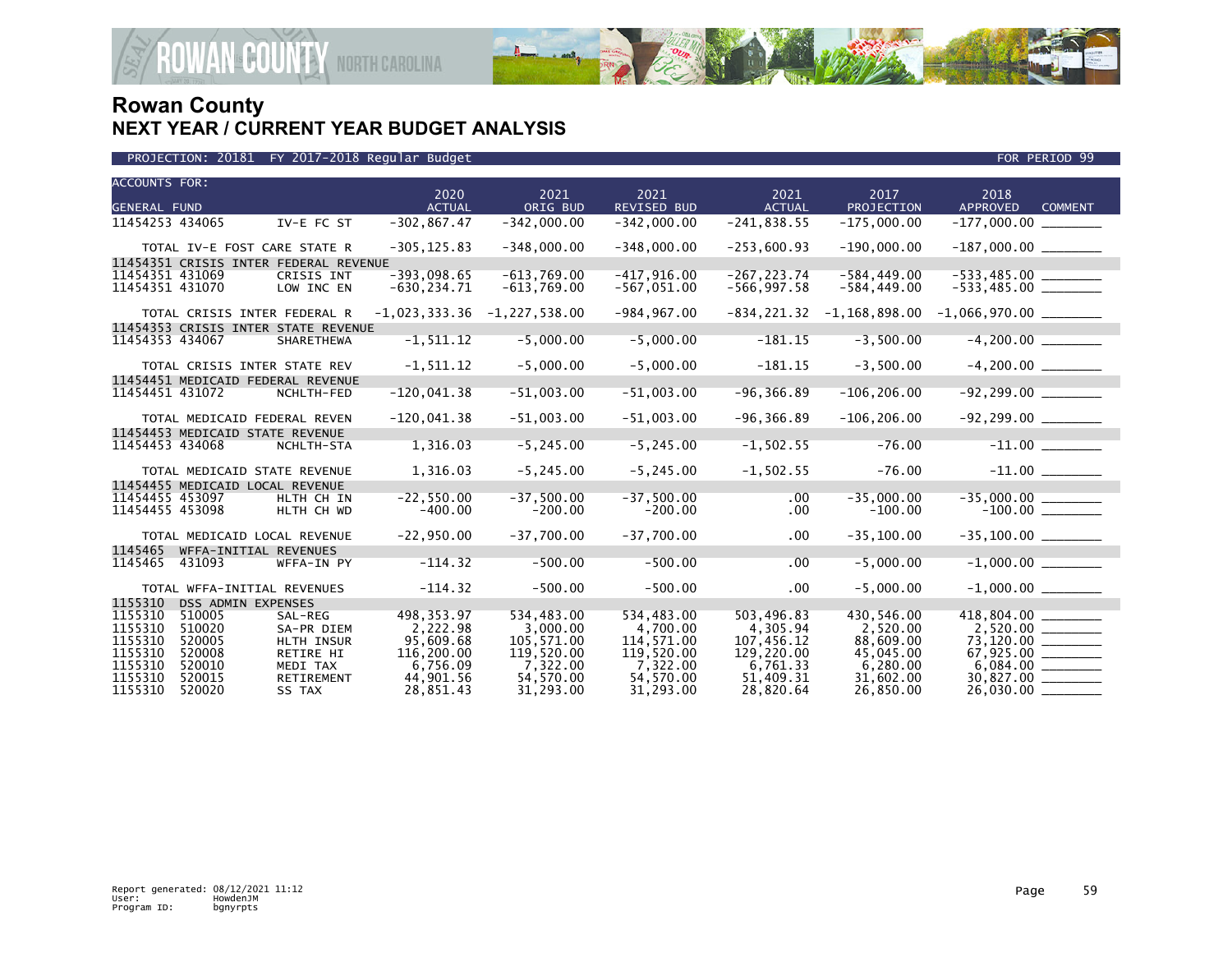# Rowan County
## NEXT YEAR / CURRENT YEAR BUDGET ANALYSIS

PROJECTION: 20181 FY 2017-2018 Regular Budget — FOR PERIOD 99

| ACCOUNTS FOR: GENERAL FUND | | | 2020 ACTUAL | 2021 ORIG BUD | 2021 REVISED BUD | 2021 ACTUAL | 2017 PROJECTION | 2018 APPROVED | COMMENT |
|---|---|---|---|---|---|---|---|---|---|
| 11454253 434065 | | IV-E FC ST | -302,867.47 | -342,000.00 | -342,000.00 | -241,838.55 | -175,000.00 | -177,000.00 | ________ |
| TOTAL IV-E FOST CARE STATE R | | | -305,125.83 | -348,000.00 | -348,000.00 | -253,600.93 | -190,000.00 | -187,000.00 | ________ |
| 11454351 CRISIS INTER FEDERAL REVENUE | | | | | | | | | |
| 11454351 431069 | | CRISIS INT | -393,098.65 | -613,769.00 | -417,916.00 | -267,223.74 | -584,449.00 | -533,485.00 | ________ |
| 11454351 431070 | | LOW INC EN | -630,234.71 | -613,769.00 | -567,051.00 | -566,997.58 | -584,449.00 | -533,485.00 | ________ |
| TOTAL CRISIS INTER FEDERAL R | | | -1,023,333.36 | -1,227,538.00 | -984,967.00 | -834,221.32 | -1,168,898.00 | -1,066,970.00 | ________ |
| 11454353 CRISIS INTER STATE REVENUE | | | | | | | | | |
| 11454353 434067 | | SHARETHEWA | -1,511.12 | -5,000.00 | -5,000.00 | -181.15 | -3,500.00 | -4,200.00 | ________ |
| TOTAL CRISIS INTER STATE REV | | | -1,511.12 | -5,000.00 | -5,000.00 | -181.15 | -3,500.00 | -4,200.00 | ________ |
| 11454451 MEDICAID FEDERAL REVENUE | | | | | | | | | |
| 11454451 431072 | | NCHLTH-FED | -120,041.38 | -51,003.00 | -51,003.00 | -96,366.89 | -106,206.00 | -92,299.00 | ________ |
| TOTAL MEDICAID FEDERAL REVEN | | | -120,041.38 | -51,003.00 | -51,003.00 | -96,366.89 | -106,206.00 | -92,299.00 | ________ |
| 11454453 MEDICAID STATE REVENUE | | | | | | | | | |
| 11454453 434068 | | NCHLTH-STA | 1,316.03 | -5,245.00 | -5,245.00 | -1,502.55 | -76.00 | -11.00 | ________ |
| TOTAL MEDICAID STATE REVENUE | | | 1,316.03 | -5,245.00 | -5,245.00 | -1,502.55 | -76.00 | -11.00 | ________ |
| 11454455 MEDICAID LOCAL REVENUE | | | | | | | | | |
| 11454455 453097 | | HLTH CH IN | -22,550.00 | -37,500.00 | -37,500.00 | .00 | -35,000.00 | -35,000.00 | ________ |
| 11454455 453098 | | HLTH CH WD | -400.00 | -200.00 | -200.00 | .00 | -100.00 | -100.00 | ________ |
| TOTAL MEDICAID LOCAL REVENUE | | | -22,950.00 | -37,700.00 | -37,700.00 | .00 | -35,100.00 | -35,100.00 | ________ |
| 1145465 WFFA-INITIAL REVENUES | | | | | | | | | |
| 1145465 | 431093 | WFFA-IN PY | -114.32 | -500.00 | -500.00 | .00 | -5,000.00 | -1,000.00 | ________ |
| TOTAL WFFA-INITIAL REVENUES | | | -114.32 | -500.00 | -500.00 | .00 | -5,000.00 | -1,000.00 | ________ |
| 1155310 DSS ADMIN EXPENSES | | | | | | | | | |
| 1155310 | 510005 | SAL-REG | 498,353.97 | 534,483.00 | 534,483.00 | 503,496.83 | 430,546.00 | 418,804.00 | ________ |
| 1155310 | 510020 | SA-PR DIEM | 2,222.98 | 3,000.00 | 4,700.00 | 4,305.94 | 2,520.00 | 2,520.00 | ________ |
| 1155310 | 520005 | HLTH INSUR | 95,609.68 | 105,571.00 | 114,571.00 | 107,456.12 | 88,609.00 | 73,120.00 | ________ |
| 1155310 | 520008 | RETIRE HI | 116,200.00 | 119,520.00 | 119,520.00 | 129,220.00 | 45,045.00 | 67,925.00 | ________ |
| 1155310 | 520010 | MEDI TAX | 6,756.09 | 7,322.00 | 7,322.00 | 6,761.33 | 6,280.00 | 6,084.00 | ________ |
| 1155310 | 520015 | RETIREMENT | 44,901.56 | 54,570.00 | 54,570.00 | 51,409.31 | 31,602.00 | 30,827.00 | ________ |
| 1155310 | 520020 | SS TAX | 28,851.43 | 31,293.00 | 31,293.00 | 28,820.64 | 26,850.00 | 26,030.00 | ________ |

Report generated: 08/12/2021 11:12
User: HowdenJM
Program ID: bgnyrpts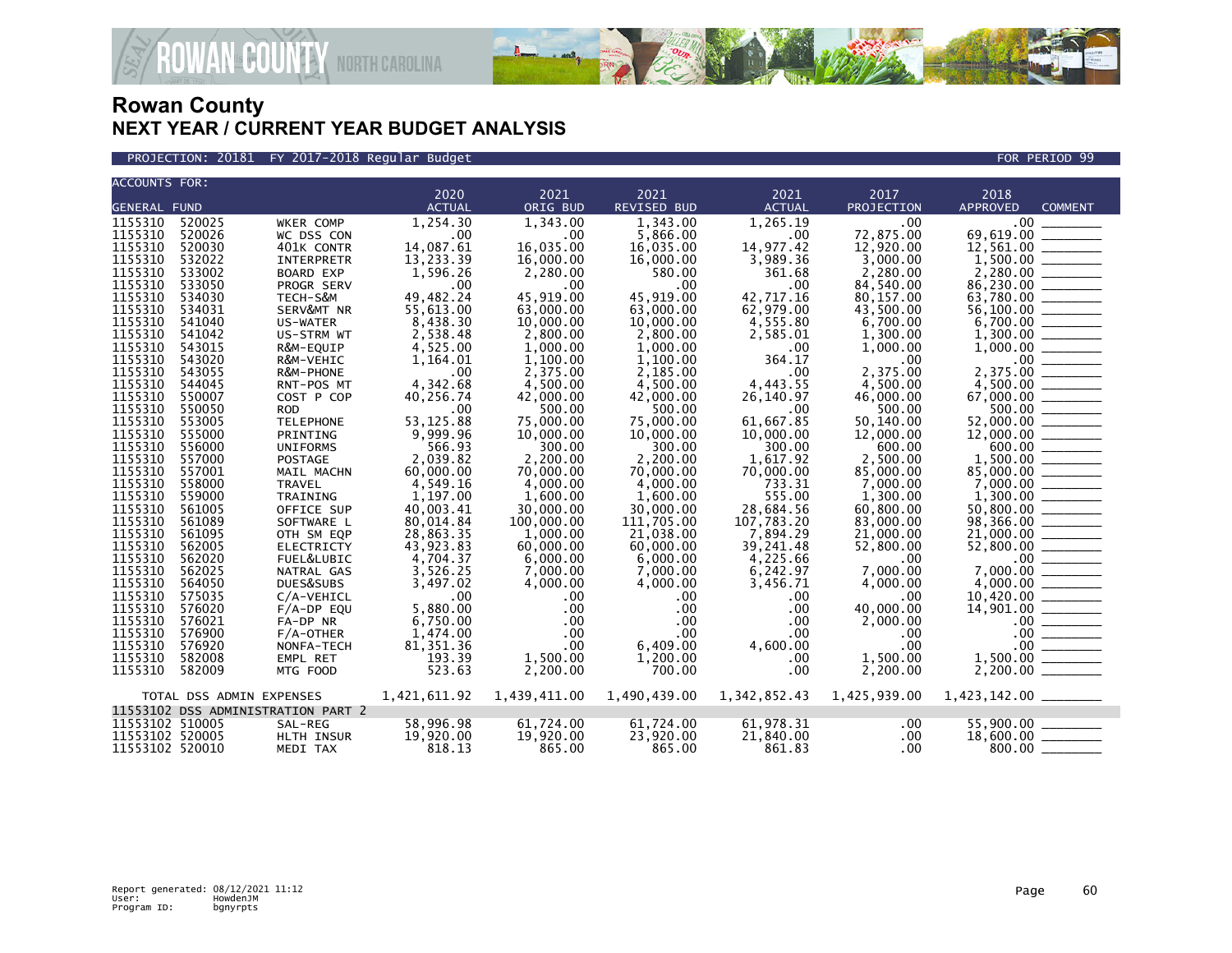# Rowan County
## NEXT YEAR / CURRENT YEAR BUDGET ANALYSIS

PROJECTION: 20181 FY 2017-2018 Regular Budget FOR PERIOD 99

| ACCOUNTS FOR: GENERAL FUND | | | 2020 ACTUAL | 2021 ORIG BUD | 2021 REVISED BUD | 2021 ACTUAL | 2017 PROJECTION | 2018 APPROVED | COMMENT |
|---|---|---|---|---|---|---|---|---|---|
| 1155310 | 520025 | WKER COMP | 1,254.30 | 1,343.00 | 1,343.00 | 1,265.19 | .00 | .00 | |
| 1155310 | 520026 | WC DSS CON | .00 | .00 | 5,866.00 | .00 | 72,875.00 | 69,619.00 | |
| 1155310 | 520030 | 401K CONTR | 14,087.61 | 16,035.00 | 16,035.00 | 14,977.42 | 12,920.00 | 12,561.00 | |
| 1155310 | 532022 | INTERPRETR | 13,233.39 | 16,000.00 | 16,000.00 | 3,989.36 | 3,000.00 | 1,500.00 | |
| 1155310 | 533002 | BOARD EXP | 1,596.26 | 2,280.00 | 580.00 | 361.68 | 2,280.00 | 2,280.00 | |
| 1155310 | 533050 | PROGR SERV | .00 | .00 | .00 | .00 | 84,540.00 | 86,230.00 | |
| 1155310 | 534030 | TECH-S&M | 49,482.24 | 45,919.00 | 45,919.00 | 42,717.16 | 80,157.00 | 63,780.00 | |
| 1155310 | 534031 | SERV&MT NR | 55,613.00 | 63,000.00 | 63,000.00 | 62,979.00 | 43,500.00 | 56,100.00 | |
| 1155310 | 541040 | US-WATER | 8,438.30 | 10,000.00 | 10,000.00 | 4,555.80 | 6,700.00 | 6,700.00 | |
| 1155310 | 541042 | US-STRM WT | 2,538.48 | 2,800.00 | 2,800.00 | 2,585.01 | 1,300.00 | 1,300.00 | |
| 1155310 | 543015 | R&M-EQUIP | 4,525.00 | 1,000.00 | 1,000.00 | .00 | 1,000.00 | 1,000.00 | |
| 1155310 | 543020 | R&M-VEHIC | 1,164.01 | 1,100.00 | 1,100.00 | 364.17 | .00 | .00 | |
| 1155310 | 543055 | R&M-PHONE | .00 | 2,375.00 | 2,185.00 | .00 | 2,375.00 | 2,375.00 | |
| 1155310 | 544045 | RNT-POS MT | 4,342.68 | 4,500.00 | 4,500.00 | 4,443.55 | 4,500.00 | 4,500.00 | |
| 1155310 | 550007 | COST P COP | 40,256.74 | 42,000.00 | 42,000.00 | 26,140.97 | 46,000.00 | 67,000.00 | |
| 1155310 | 550050 | ROD | .00 | 500.00 | 500.00 | .00 | 500.00 | 500.00 | |
| 1155310 | 553005 | TELEPHONE | 53,125.88 | 75,000.00 | 75,000.00 | 61,667.85 | 50,140.00 | 52,000.00 | |
| 1155310 | 555000 | PRINTING | 9,999.96 | 10,000.00 | 10,000.00 | 10,000.00 | 12,000.00 | 12,000.00 | |
| 1155310 | 556000 | UNIFORMS | 566.93 | 300.00 | 300.00 | 300.00 | 600.00 | 600.00 | |
| 1155310 | 557000 | POSTAGE | 2,039.82 | 2,200.00 | 2,200.00 | 1,617.92 | 2,500.00 | 1,500.00 | |
| 1155310 | 557001 | MAIL MACHN | 60,000.00 | 70,000.00 | 70,000.00 | 70,000.00 | 85,000.00 | 85,000.00 | |
| 1155310 | 558000 | TRAVEL | 4,549.16 | 4,000.00 | 4,000.00 | 733.31 | 7,000.00 | 7,000.00 | |
| 1155310 | 559000 | TRAINING | 1,197.00 | 1,600.00 | 1,600.00 | 555.00 | 1,300.00 | 1,300.00 | |
| 1155310 | 561005 | OFFICE SUP | 40,003.41 | 30,000.00 | 30,000.00 | 28,684.56 | 60,800.00 | 50,800.00 | |
| 1155310 | 561089 | SOFTWARE L | 80,014.84 | 100,000.00 | 111,705.00 | 107,783.20 | 83,000.00 | 98,366.00 | |
| 1155310 | 561095 | OTH SM EQP | 28,863.35 | 1,000.00 | 21,038.00 | 7,894.29 | 21,000.00 | 21,000.00 | |
| 1155310 | 562005 | ELECTRICTY | 43,923.83 | 60,000.00 | 60,000.00 | 39,241.48 | 52,800.00 | 52,800.00 | |
| 1155310 | 562020 | FUEL&LUBIC | 4,704.37 | 6,000.00 | 6,000.00 | 4,225.66 | .00 | .00 | |
| 1155310 | 562025 | NATRAL GAS | 3,526.25 | 7,000.00 | 7,000.00 | 6,242.97 | 7,000.00 | 7,000.00 | |
| 1155310 | 564050 | DUES&SUBS | 3,497.02 | 4,000.00 | 4,000.00 | 3,456.71 | 4,000.00 | 4,000.00 | |
| 1155310 | 575035 | C/A-VEHICL | .00 | .00 | .00 | .00 | .00 | 10,420.00 | |
| 1155310 | 576020 | F/A-DP EQU | 5,880.00 | .00 | .00 | .00 | 40,000.00 | 14,901.00 | |
| 1155310 | 576021 | FA-DP NR | 6,750.00 | .00 | .00 | .00 | 2,000.00 | .00 | |
| 1155310 | 576900 | F/A-OTHER | 1,474.00 | .00 | .00 | .00 | .00 | .00 | |
| 1155310 | 576920 | NONFA-TECH | 81,351.36 | .00 | 6,409.00 | 4,600.00 | .00 | .00 | |
| 1155310 | 582008 | EMPL RET | 193.39 | 1,500.00 | 1,200.00 | .00 | 1,500.00 | 1,500.00 | |
| 1155310 | 582009 | MTG FOOD | 523.63 | 2,200.00 | 700.00 | .00 | 2,200.00 | 2,200.00 | |
| TOTAL DSS ADMIN EXPENSES | | | 1,421,611.92 | 1,439,411.00 | 1,490,439.00 | 1,342,852.43 | 1,425,939.00 | 1,423,142.00 | |
| 11553102 DSS ADMINISTRATION PART 2 | | | | | | | | | |
| 11553102 | 510005 | SAL-REG | 58,996.98 | 61,724.00 | 61,724.00 | 61,978.31 | .00 | 55,900.00 | |
| 11553102 | 520005 | HLTH INSUR | 19,920.00 | 19,920.00 | 23,920.00 | 21,840.00 | .00 | 18,600.00 | |
| 11553102 | 520010 | MEDI TAX | 818.13 | 865.00 | 865.00 | 861.83 | .00 | 800.00 | |

Report generated: 08/12/2021 11:12
User: HowdenJM
Program ID: bgnyrpts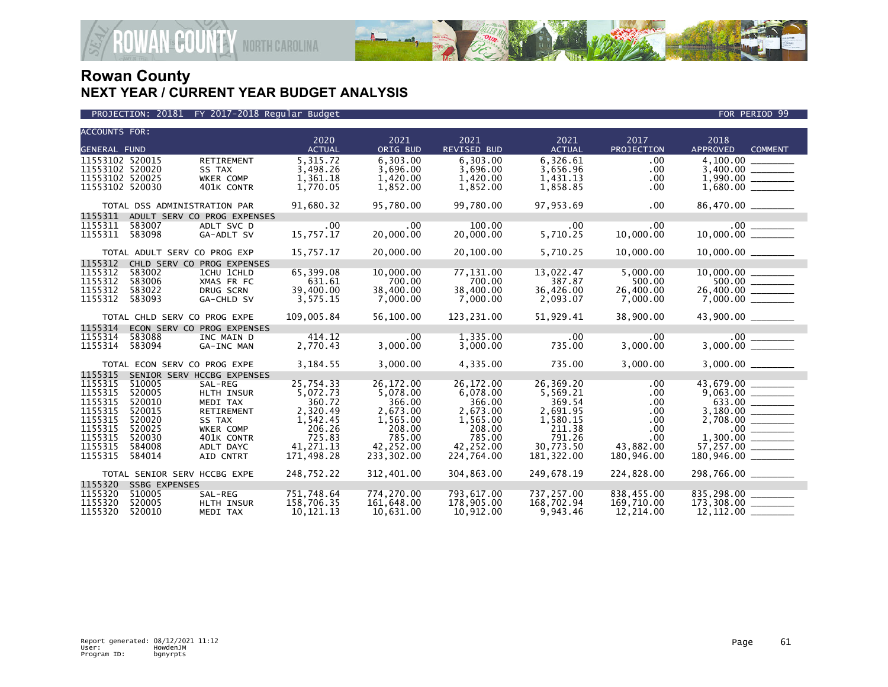# Rowan County
## NEXT YEAR / CURRENT YEAR BUDGET ANALYSIS

PROJECTION: 20181 FY 2017-2018 Regular Budget — FOR PERIOD 99

| ACCOUNTS FOR: GENERAL FUND | | | 2020 ACTUAL | 2021 ORIG BUD | 2021 REVISED BUD | 2021 ACTUAL | 2017 PROJECTION | 2018 APPROVED | COMMENT |
|---|---|---|---|---|---|---|---|---|---|
| 11553102 | 520015 | RETIREMENT | 5,315.72 | 6,303.00 | 6,303.00 | 6,326.61 | .00 | 4,100.00 | |
| 11553102 | 520020 | SS TAX | 3,498.26 | 3,696.00 | 3,696.00 | 3,656.96 | .00 | 3,400.00 | |
| 11553102 | 520025 | WKER COMP | 1,361.18 | 1,420.00 | 1,420.00 | 1,431.13 | .00 | 1,990.00 | |
| 11553102 | 520030 | 401K CONTR | 1,770.05 | 1,852.00 | 1,852.00 | 1,858.85 | .00 | 1,680.00 | |
| TOTAL DSS ADMINISTRATION PAR | | | 91,680.32 | 95,780.00 | 99,780.00 | 97,953.69 | .00 | 86,470.00 | |
| 1155311 | ADULT SERV CO PROG EXPENSES | | | | | | | | |
| 1155311 | 583007 | ADLT SVC D | .00 | .00 | 100.00 | .00 | .00 | .00 | |
| 1155311 | 583098 | GA-ADLT SV | 15,757.17 | 20,000.00 | 20,000.00 | 5,710.25 | 10,000.00 | 10,000.00 | |
| TOTAL ADULT SERV CO PROG EXP | | | 15,757.17 | 20,000.00 | 20,100.00 | 5,710.25 | 10,000.00 | 10,000.00 | |
| 1155312 | CHLD SERV CO PROG EXPENSES | | | | | | | | |
| 1155312 | 583002 | 1CHU 1CHLD | 65,399.08 | 10,000.00 | 77,131.00 | 13,022.47 | 5,000.00 | 10,000.00 | |
| 1155312 | 583006 | XMAS FR FC | 631.61 | 700.00 | 700.00 | 387.87 | 500.00 | 500.00 | |
| 1155312 | 583022 | DRUG SCRN | 39,400.00 | 38,400.00 | 38,400.00 | 36,426.00 | 26,400.00 | 26,400.00 | |
| 1155312 | 583093 | GA-CHLD SV | 3,575.15 | 7,000.00 | 7,000.00 | 2,093.07 | 7,000.00 | 7,000.00 | |
| TOTAL CHLD SERV CO PROG EXPE | | | 109,005.84 | 56,100.00 | 123,231.00 | 51,929.41 | 38,900.00 | 43,900.00 | |
| 1155314 | ECON SERV CO PROG EXPENSES | | | | | | | | |
| 1155314 | 583088 | INC MAIN D | 414.12 | .00 | 1,335.00 | .00 | .00 | .00 | |
| 1155314 | 583094 | GA-INC MAN | 2,770.43 | 3,000.00 | 3,000.00 | 735.00 | 3,000.00 | 3,000.00 | |
| TOTAL ECON SERV CO PROG EXPE | | | 3,184.55 | 3,000.00 | 4,335.00 | 735.00 | 3,000.00 | 3,000.00 | |
| 1155315 | SENIOR SERV HCCBG EXPENSES | | | | | | | | |
| 1155315 | 510005 | SAL-REG | 25,754.33 | 26,172.00 | 26,172.00 | 26,369.20 | .00 | 43,679.00 | |
| 1155315 | 520005 | HLTH INSUR | 5,072.73 | 5,078.00 | 6,078.00 | 5,569.21 | .00 | 9,063.00 | |
| 1155315 | 520010 | MEDI TAX | 360.72 | 366.00 | 366.00 | 369.54 | .00 | 633.00 | |
| 1155315 | 520015 | RETIREMENT | 2,320.49 | 2,673.00 | 2,673.00 | 2,691.95 | .00 | 3,180.00 | |
| 1155315 | 520020 | SS TAX | 1,542.45 | 1,565.00 | 1,565.00 | 1,580.15 | .00 | 2,708.00 | |
| 1155315 | 520025 | WKER COMP | 206.26 | 208.00 | 208.00 | 211.38 | .00 | .00 | |
| 1155315 | 520030 | 401K CONTR | 725.83 | 785.00 | 785.00 | 791.26 | .00 | 1,300.00 | |
| 1155315 | 584008 | ADLT DAYC | 41,271.13 | 42,252.00 | 42,252.00 | 30,773.50 | 43,882.00 | 57,257.00 | |
| 1155315 | 584014 | AID CNTRT | 171,498.28 | 233,302.00 | 224,764.00 | 181,322.00 | 180,946.00 | 180,946.00 | |
| TOTAL SENIOR SERV HCCBG EXPE | | | 248,752.22 | 312,401.00 | 304,863.00 | 249,678.19 | 224,828.00 | 298,766.00 | |
| 1155320 | SSBG EXPENSES | | | | | | | | |
| 1155320 | 510005 | SAL-REG | 751,748.64 | 774,270.00 | 793,617.00 | 737,257.00 | 838,455.00 | 835,298.00 | |
| 1155320 | 520005 | HLTH INSUR | 158,706.35 | 161,648.00 | 178,905.00 | 168,702.94 | 169,710.00 | 173,308.00 | |
| 1155320 | 520010 | MEDI TAX | 10,121.13 | 10,631.00 | 10,912.00 | 9,943.46 | 12,214.00 | 12,112.00 | |

Report generated: 08/12/2021 11:12
User: HowdenJM
Program ID: bgnyrpts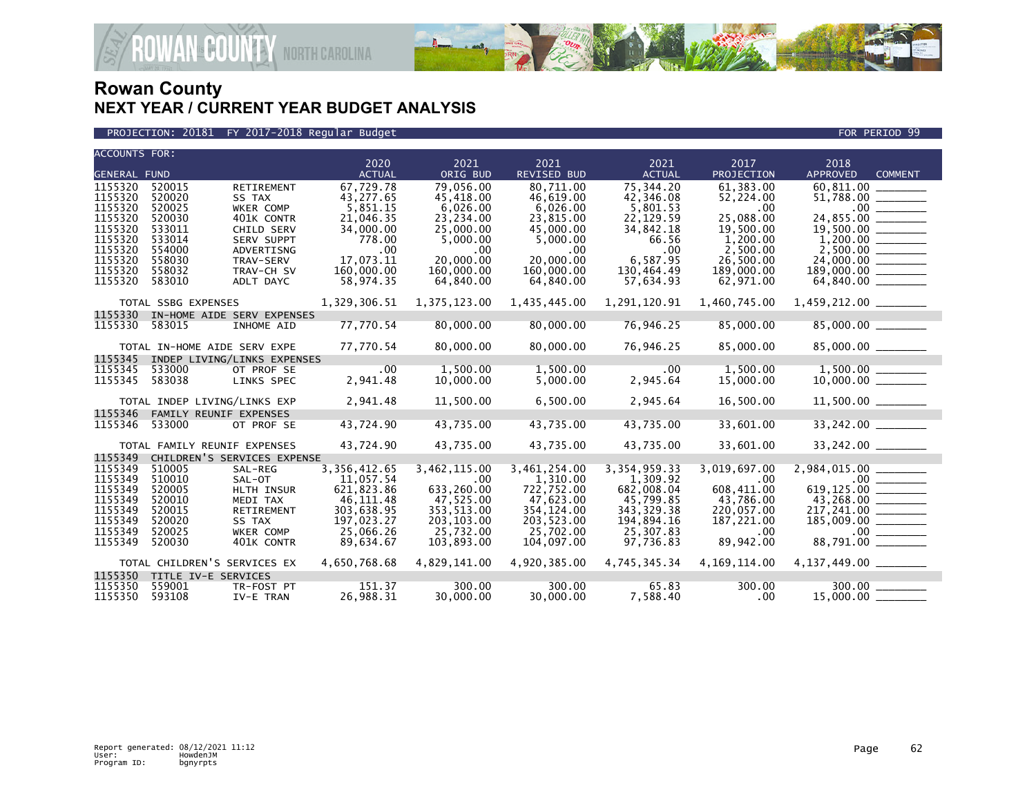# Rowan County
## NEXT YEAR / CURRENT YEAR BUDGET ANALYSIS

PROJECTION: 20181 FY 2017-2018 Regular Budget — FOR PERIOD 99

| ACCOUNTS FOR: GENERAL FUND | | | 2020 ACTUAL | 2021 ORIG BUD | 2021 REVISED BUD | 2021 ACTUAL | 2017 PROJECTION | 2018 APPROVED | COMMENT |
|---|---|---|---|---|---|---|---|---|---|
| 1155320 | 520015 | RETIREMENT | 67,729.78 | 79,056.00 | 80,711.00 | 75,344.20 | 61,383.00 | 60,811.00 | ________ |
| 1155320 | 520020 | SS TAX | 43,277.65 | 45,418.00 | 46,619.00 | 42,346.08 | 52,224.00 | 51,788.00 | ________ |
| 1155320 | 520025 | WKER COMP | 5,851.15 | 6,026.00 | 6,026.00 | 5,801.53 | .00 | .00 | ________ |
| 1155320 | 520030 | 401K CONTR | 21,046.35 | 23,234.00 | 23,815.00 | 22,129.59 | 25,088.00 | 24,855.00 | ________ |
| 1155320 | 533011 | CHILD SERV | 34,000.00 | 25,000.00 | 45,000.00 | 34,842.18 | 19,500.00 | 19,500.00 | ________ |
| 1155320 | 533014 | SERV SUPPT | 778.00 | 5,000.00 | 5,000.00 | 66.56 | 1,200.00 | 1,200.00 | ________ |
| 1155320 | 554000 | ADVERTISNG | .00 | .00 | .00 | .00 | 2,500.00 | 2,500.00 | ________ |
| 1155320 | 558030 | TRAV-SERV | 17,073.11 | 20,000.00 | 20,000.00 | 6,587.95 | 26,500.00 | 24,000.00 | ________ |
| 1155320 | 558032 | TRAV-CH SV | 160,000.00 | 160,000.00 | 160,000.00 | 130,464.49 | 189,000.00 | 189,000.00 | ________ |
| 1155320 | 583010 | ADLT DAYC | 58,974.35 | 64,840.00 | 64,840.00 | 57,634.93 | 62,971.00 | 64,840.00 | ________ |
| TOTAL SSBG EXPENSES | | | 1,329,306.51 | 1,375,123.00 | 1,435,445.00 | 1,291,120.91 | 1,460,745.00 | 1,459,212.00 | ________ |
| 1155330 | IN-HOME AIDE SERV EXPENSES | | | | | | | | |
| 1155330 | 583015 | INHOME AID | 77,770.54 | 80,000.00 | 80,000.00 | 76,946.25 | 85,000.00 | 85,000.00 | ________ |
| TOTAL IN-HOME AIDE SERV EXPE | | | 77,770.54 | 80,000.00 | 80,000.00 | 76,946.25 | 85,000.00 | 85,000.00 | ________ |
| 1155345 | INDEP LIVING/LINKS EXPENSES | | | | | | | | |
| 1155345 | 533000 | OT PROF SE | .00 | 1,500.00 | 1,500.00 | .00 | 1,500.00 | 1,500.00 | ________ |
| 1155345 | 583038 | LINKS SPEC | 2,941.48 | 10,000.00 | 5,000.00 | 2,945.64 | 15,000.00 | 10,000.00 | ________ |
| TOTAL INDEP LIVING/LINKS EXP | | | 2,941.48 | 11,500.00 | 6,500.00 | 2,945.64 | 16,500.00 | 11,500.00 | ________ |
| 1155346 | FAMILY REUNIF EXPENSES | | | | | | | | |
| 1155346 | 533000 | OT PROF SE | 43,724.90 | 43,735.00 | 43,735.00 | 43,735.00 | 33,601.00 | 33,242.00 | ________ |
| TOTAL FAMILY REUNIF EXPENSES | | | 43,724.90 | 43,735.00 | 43,735.00 | 43,735.00 | 33,601.00 | 33,242.00 | ________ |
| 1155349 | CHILDREN'S SERVICES EXPENSE | | | | | | | | |
| 1155349 | 510005 | SAL-REG | 3,356,412.65 | 3,462,115.00 | 3,461,254.00 | 3,354,959.33 | 3,019,697.00 | 2,984,015.00 | ________ |
| 1155349 | 510010 | SAL-OT | 11,057.54 | .00 | 1,310.00 | 1,309.92 | .00 | .00 | ________ |
| 1155349 | 520005 | HLTH INSUR | 621,823.86 | 633,260.00 | 722,752.00 | 682,008.04 | 608,411.00 | 619,125.00 | ________ |
| 1155349 | 520010 | MEDI TAX | 46,111.48 | 47,525.00 | 47,623.00 | 45,799.85 | 43,786.00 | 43,268.00 | ________ |
| 1155349 | 520015 | RETIREMENT | 303,638.95 | 353,513.00 | 354,124.00 | 343,329.38 | 220,057.00 | 217,241.00 | ________ |
| 1155349 | 520020 | SS TAX | 197,023.27 | 203,103.00 | 203,523.00 | 194,894.16 | 187,221.00 | 185,009.00 | ________ |
| 1155349 | 520025 | WKER COMP | 25,066.26 | 25,732.00 | 25,702.00 | 25,307.83 | .00 | .00 | ________ |
| 1155349 | 520030 | 401K CONTR | 89,634.67 | 103,893.00 | 104,097.00 | 97,736.83 | 89,942.00 | 88,791.00 | ________ |
| TOTAL CHILDREN'S SERVICES EX | | | 4,650,768.68 | 4,829,141.00 | 4,920,385.00 | 4,745,345.34 | 4,169,114.00 | 4,137,449.00 | ________ |
| 1155350 | TITLE IV-E SERVICES | | | | | | | | |
| 1155350 | 559001 | TR-FOST PT | 151.37 | 300.00 | 300.00 | 65.83 | 300.00 | 300.00 | ________ |
| 1155350 | 593108 | IV-E TRAN | 26,988.31 | 30,000.00 | 30,000.00 | 7,588.40 | .00 | 15,000.00 | ________ |

Report generated: 08/12/2021 11:12
User: HowdenJM
Program ID: bgnyrpts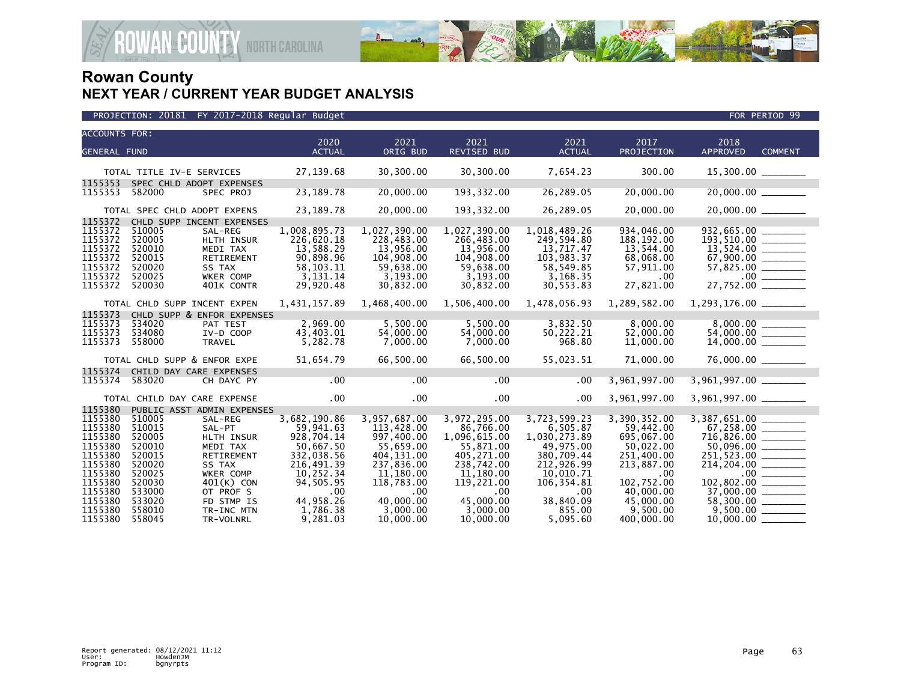# Rowan County

## NEXT YEAR / CURRENT YEAR BUDGET ANALYSIS

PROJECTION: 20181 FY 2017-2018 Regular Budget — FOR PERIOD 99

| ACCOUNTS FOR: GENERAL FUND | | | 2020 ACTUAL | 2021 ORIG BUD | 2021 REVISED BUD | 2021 ACTUAL | 2017 PROJECTION | 2018 APPROVED | COMMENT |
|---|---|---|---|---|---|---|---|---|---|
| TOTAL TITLE IV-E SERVICES | | | 27,139.68 | 30,300.00 | 30,300.00 | 7,654.23 | 300.00 | 15,300.00 | |
| 1155353 | SPEC CHLD ADOPT EXPENSES | | | | | | | | |
| 1155353 | 582000 | SPEC PROJ | 23,189.78 | 20,000.00 | 193,332.00 | 26,289.05 | 20,000.00 | 20,000.00 | |
| TOTAL SPEC CHLD ADOPT EXPENS | | | 23,189.78 | 20,000.00 | 193,332.00 | 26,289.05 | 20,000.00 | 20,000.00 | |
| 1155372 | CHLD SUPP INCENT EXPENSES | | | | | | | | |
| 1155372 | 510005 | SAL-REG | 1,008,895.73 | 1,027,390.00 | 1,027,390.00 | 1,018,489.26 | 934,046.00 | 932,665.00 | |
| 1155372 | 520005 | HLTH INSUR | 226,620.18 | 228,483.00 | 266,483.00 | 249,594.80 | 188,192.00 | 193,510.00 | |
| 1155372 | 520010 | MEDI TAX | 13,588.29 | 13,956.00 | 13,956.00 | 13,717.47 | 13,544.00 | 13,524.00 | |
| 1155372 | 520015 | RETIREMENT | 90,898.96 | 104,908.00 | 104,908.00 | 103,983.37 | 68,068.00 | 67,900.00 | |
| 1155372 | 520020 | SS TAX | 58,103.11 | 59,638.00 | 59,638.00 | 58,549.85 | 57,911.00 | 57,825.00 | |
| 1155372 | 520025 | WKER COMP | 3,131.14 | 3,193.00 | 3,193.00 | 3,168.35 | .00 | .00 | |
| 1155372 | 520030 | 401K CONTR | 29,920.48 | 30,832.00 | 30,832.00 | 30,553.83 | 27,821.00 | 27,752.00 | |
| TOTAL CHLD SUPP INCENT EXPEN | | | 1,431,157.89 | 1,468,400.00 | 1,506,400.00 | 1,478,056.93 | 1,289,582.00 | 1,293,176.00 | |
| 1155373 | CHLD SUPP & ENFOR EXPENSES | | | | | | | | |
| 1155373 | 534020 | PAT TEST | 2,969.00 | 5,500.00 | 5,500.00 | 3,832.50 | 8,000.00 | 8,000.00 | |
| 1155373 | 534080 | IV-D COOP | 43,403.01 | 54,000.00 | 54,000.00 | 50,222.21 | 52,000.00 | 54,000.00 | |
| 1155373 | 558000 | TRAVEL | 5,282.78 | 7,000.00 | 7,000.00 | 968.80 | 11,000.00 | 14,000.00 | |
| TOTAL CHLD SUPP & ENFOR EXPE | | | 51,654.79 | 66,500.00 | 66,500.00 | 55,023.51 | 71,000.00 | 76,000.00 | |
| 1155374 | CHILD DAY CARE EXPENSES | | | | | | | | |
| 1155374 | 583020 | CH DAYC PY | .00 | .00 | .00 | .00 | 3,961,997.00 | 3,961,997.00 | |
| TOTAL CHILD DAY CARE EXPENSE | | | .00 | .00 | .00 | .00 | 3,961,997.00 | 3,961,997.00 | |
| 1155380 | PUBLIC ASST ADMIN EXPENSES | | | | | | | | |
| 1155380 | 510005 | SAL-REG | 3,682,190.86 | 3,957,687.00 | 3,972,295.00 | 3,723,599.23 | 3,390,352.00 | 3,387,651.00 | |
| 1155380 | 510015 | SAL-PT | 59,941.63 | 113,428.00 | 86,766.00 | 6,505.87 | 59,442.00 | 67,258.00 | |
| 1155380 | 520005 | HLTH INSUR | 928,704.14 | 997,400.00 | 1,096,615.00 | 1,030,273.89 | 695,067.00 | 716,826.00 | |
| 1155380 | 520010 | MEDI TAX | 50,667.50 | 55,659.00 | 55,871.00 | 49,975.00 | 50,022.00 | 50,096.00 | |
| 1155380 | 520015 | RETIREMENT | 332,038.56 | 404,131.00 | 405,271.00 | 380,709.44 | 251,400.00 | 251,523.00 | |
| 1155380 | 520020 | SS TAX | 216,491.39 | 237,836.00 | 238,742.00 | 212,926.99 | 213,887.00 | 214,204.00 | |
| 1155380 | 520025 | WKER COMP | 10,252.34 | 11,180.00 | 11,180.00 | 10,010.71 | .00 | .00 | |
| 1155380 | 520030 | 401(K) CON | 94,505.95 | 118,783.00 | 119,221.00 | 106,354.81 | 102,752.00 | 102,802.00 | |
| 1155380 | 533000 | OT PROF S | .00 | .00 | .00 | .00 | 40,000.00 | 37,000.00 | |
| 1155380 | 533020 | FD STMP IS | 44,958.26 | 40,000.00 | 45,000.00 | 38,840.09 | 45,000.00 | 58,300.00 | |
| 1155380 | 558010 | TR-INC MTN | 1,786.38 | 3,000.00 | 3,000.00 | 855.00 | 9,500.00 | 9,500.00 | |
| 1155380 | 558045 | TR-VOLNRL | 9,281.03 | 10,000.00 | 10,000.00 | 5,095.60 | 400,000.00 | 10,000.00 | |

Report generated: 08/12/2021 11:12
User: HowdenJM
Program ID: bgnyrpts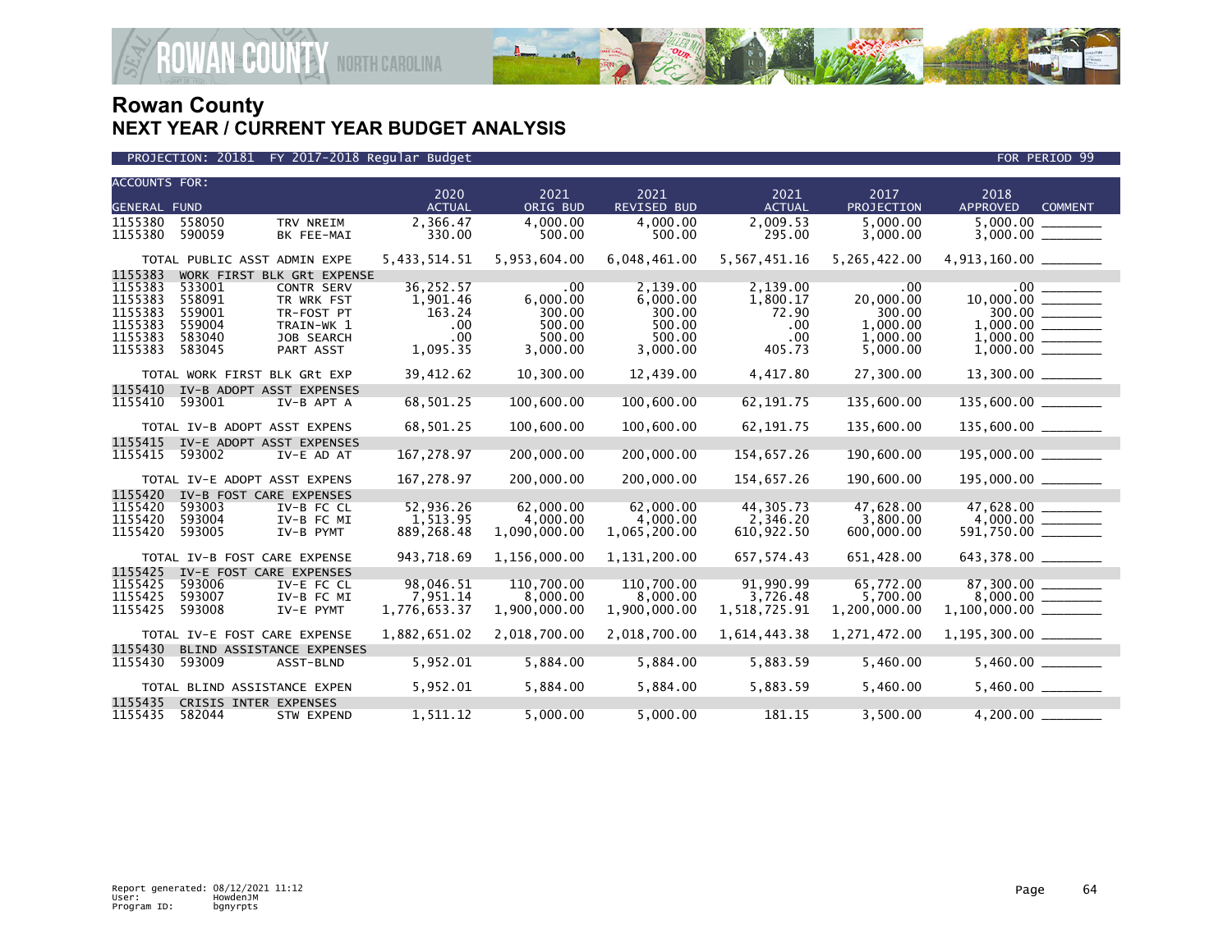# Rowan County
## NEXT YEAR / CURRENT YEAR BUDGET ANALYSIS

PROJECTION: 20181 FY 2017-2018 Regular Budget — FOR PERIOD 99

| ACCOUNTS FOR: GENERAL FUND | | | 2020 ACTUAL | 2021 ORIG BUD | 2021 REVISED BUD | 2021 ACTUAL | 2017 PROJECTION | 2018 APPROVED | COMMENT |
|---|---|---|---|---|---|---|---|---|---|
| 1155380 | 558050 | TRV NREIM | 2,366.47 | 4,000.00 | 4,000.00 | 2,009.53 | 5,000.00 | 5,000.00 | ________ |
| 1155380 | 590059 | BK FEE-MAI | 330.00 | 500.00 | 500.00 | 295.00 | 3,000.00 | 3,000.00 | ________ |
| TOTAL PUBLIC ASST ADMIN EXPE | | | 5,433,514.51 | 5,953,604.00 | 6,048,461.00 | 5,567,451.16 | 5,265,422.00 | 4,913,160.00 | ________ |
| 1155383 | WORK FIRST BLK GRt EXPENSE | | | | | | | | |
| 1155383 | 533001 | CONTR SERV | 36,252.57 | .00 | 2,139.00 | 2,139.00 | .00 | .00 | ________ |
| 1155383 | 558091 | TR WRK FST | 1,901.46 | 6,000.00 | 6,000.00 | 1,800.17 | 20,000.00 | 10,000.00 | ________ |
| 1155383 | 559001 | TR-FOST PT | 163.24 | 300.00 | 300.00 | 72.90 | 300.00 | 300.00 | ________ |
| 1155383 | 559004 | TRAIN-WK 1 | .00 | 500.00 | 500.00 | .00 | 1,000.00 | 1,000.00 | ________ |
| 1155383 | 583040 | JOB SEARCH | .00 | 500.00 | 500.00 | .00 | 1,000.00 | 1,000.00 | ________ |
| 1155383 | 583045 | PART ASST | 1,095.35 | 3,000.00 | 3,000.00 | 405.73 | 5,000.00 | 1,000.00 | ________ |
| TOTAL WORK FIRST BLK GRt EXP | | | 39,412.62 | 10,300.00 | 12,439.00 | 4,417.80 | 27,300.00 | 13,300.00 | ________ |
| 1155410 | IV-B ADOPT ASST EXPENSES | | | | | | | | |
| 1155410 | 593001 | IV-B APT A | 68,501.25 | 100,600.00 | 100,600.00 | 62,191.75 | 135,600.00 | 135,600.00 | ________ |
| TOTAL IV-B ADOPT ASST EXPENS | | | 68,501.25 | 100,600.00 | 100,600.00 | 62,191.75 | 135,600.00 | 135,600.00 | ________ |
| 1155415 | IV-E ADOPT ASST EXPENSES | | | | | | | | |
| 1155415 | 593002 | IV-E AD AT | 167,278.97 | 200,000.00 | 200,000.00 | 154,657.26 | 190,600.00 | 195,000.00 | ________ |
| TOTAL IV-E ADOPT ASST EXPENS | | | 167,278.97 | 200,000.00 | 200,000.00 | 154,657.26 | 190,600.00 | 195,000.00 | ________ |
| 1155420 | IV-B FOST CARE EXPENSES | | | | | | | | |
| 1155420 | 593003 | IV-B FC CL | 52,936.26 | 62,000.00 | 62,000.00 | 44,305.73 | 47,628.00 | 47,628.00 | ________ |
| 1155420 | 593004 | IV-B FC MI | 1,513.95 | 4,000.00 | 4,000.00 | 2,346.20 | 3,800.00 | 4,000.00 | ________ |
| 1155420 | 593005 | IV-B PYMT | 889,268.48 | 1,090,000.00 | 1,065,200.00 | 610,922.50 | 600,000.00 | 591,750.00 | ________ |
| TOTAL IV-B FOST CARE EXPENSE | | | 943,718.69 | 1,156,000.00 | 1,131,200.00 | 657,574.43 | 651,428.00 | 643,378.00 | ________ |
| 1155425 | IV-E FOST CARE EXPENSES | | | | | | | | |
| 1155425 | 593006 | IV-E FC CL | 98,046.51 | 110,700.00 | 110,700.00 | 91,990.99 | 65,772.00 | 87,300.00 | ________ |
| 1155425 | 593007 | IV-B FC MI | 7,951.14 | 8,000.00 | 8,000.00 | 3,726.48 | 5,700.00 | 8,000.00 | ________ |
| 1155425 | 593008 | IV-E PYMT | 1,776,653.37 | 1,900,000.00 | 1,900,000.00 | 1,518,725.91 | 1,200,000.00 | 1,100,000.00 | ________ |
| TOTAL IV-E FOST CARE EXPENSE | | | 1,882,651.02 | 2,018,700.00 | 2,018,700.00 | 1,614,443.38 | 1,271,472.00 | 1,195,300.00 | ________ |
| 1155430 | BLIND ASSISTANCE EXPENSES | | | | | | | | |
| 1155430 | 593009 | ASST-BLND | 5,952.01 | 5,884.00 | 5,884.00 | 5,883.59 | 5,460.00 | 5,460.00 | ________ |
| TOTAL BLIND ASSISTANCE EXPEN | | | 5,952.01 | 5,884.00 | 5,884.00 | 5,883.59 | 5,460.00 | 5,460.00 | ________ |
| 1155435 | CRISIS INTER EXPENSES | | | | | | | | |
| 1155435 | 582044 | STW EXPEND | 1,511.12 | 5,000.00 | 5,000.00 | 181.15 | 3,500.00 | 4,200.00 | ________ |

Report generated: 08/12/2021 11:12
User: HowdenJM
Program ID: bgnyrpts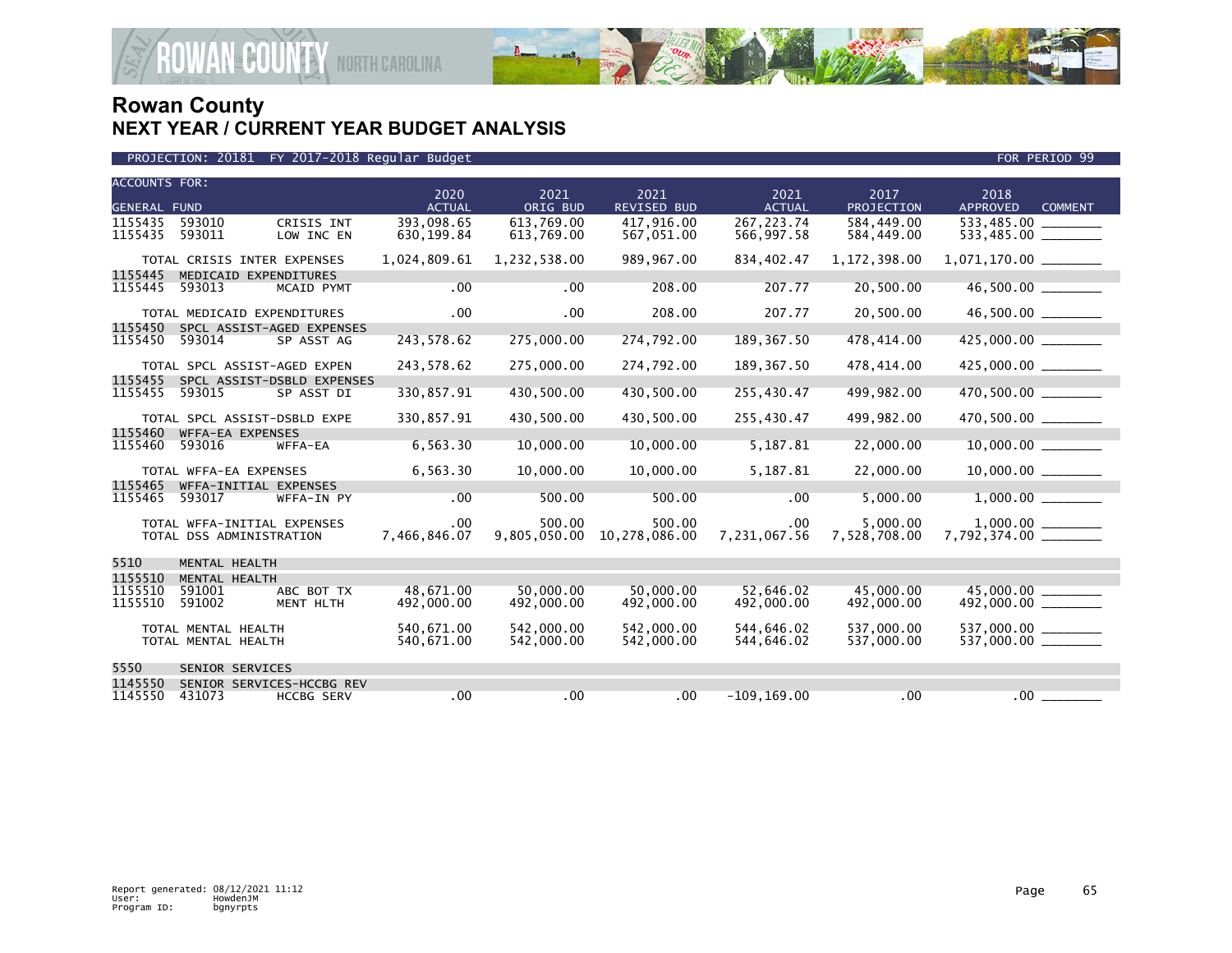# Rowan County
## NEXT YEAR / CURRENT YEAR BUDGET ANALYSIS

PROJECTION: 20181 FY 2017-2018 Regular Budget — FOR PERIOD 99

| ACCOUNTS FOR: GENERAL FUND | | | 2020 ACTUAL | 2021 ORIG BUD | 2021 REVISED BUD | 2021 ACTUAL | 2017 PROJECTION | 2018 APPROVED | COMMENT |
|---|---|---|---|---|---|---|---|---|---|
| 1155435 | 593010 | CRISIS INT | 393,098.65 | 613,769.00 | 417,916.00 | 267,223.74 | 584,449.00 | 533,485.00 | ________ |
| 1155435 | 593011 | LOW INC EN | 630,199.84 | 613,769.00 | 567,051.00 | 566,997.58 | 584,449.00 | 533,485.00 | ________ |
| TOTAL CRISIS INTER EXPENSES | | | 1,024,809.61 | 1,232,538.00 | 989,967.00 | 834,402.47 | 1,172,398.00 | 1,071,170.00 | ________ |
| 1155445 | MEDICAID EXPENDITURES | | | | | | | | |
| 1155445 | 593013 | MCAID PYMT | .00 | .00 | 208.00 | 207.77 | 20,500.00 | 46,500.00 | ________ |
| TOTAL MEDICAID EXPENDITURES | | | .00 | .00 | 208.00 | 207.77 | 20,500.00 | 46,500.00 | ________ |
| 1155450 | SPCL ASSIST-AGED EXPENSES | | | | | | | | |
| 1155450 | 593014 | SP ASST AG | 243,578.62 | 275,000.00 | 274,792.00 | 189,367.50 | 478,414.00 | 425,000.00 | ________ |
| TOTAL SPCL ASSIST-AGED EXPEN | | | 243,578.62 | 275,000.00 | 274,792.00 | 189,367.50 | 478,414.00 | 425,000.00 | ________ |
| 1155455 | SPCL ASSIST-DSBLD EXPENSES | | | | | | | | |
| 1155455 | 593015 | SP ASST DI | 330,857.91 | 430,500.00 | 430,500.00 | 255,430.47 | 499,982.00 | 470,500.00 | ________ |
| TOTAL SPCL ASSIST-DSBLD EXPE | | | 330,857.91 | 430,500.00 | 430,500.00 | 255,430.47 | 499,982.00 | 470,500.00 | ________ |
| 1155460 | WFFA-EA EXPENSES | | | | | | | | |
| 1155460 | 593016 | WFFA-EA | 6,563.30 | 10,000.00 | 10,000.00 | 5,187.81 | 22,000.00 | 10,000.00 | ________ |
| TOTAL WFFA-EA EXPENSES | | | 6,563.30 | 10,000.00 | 10,000.00 | 5,187.81 | 22,000.00 | 10,000.00 | ________ |
| 1155465 | WFFA-INITIAL EXPENSES | | | | | | | | |
| 1155465 | 593017 | WFFA-IN PY | .00 | 500.00 | 500.00 | .00 | 5,000.00 | 1,000.00 | ________ |
| TOTAL WFFA-INITIAL EXPENSES | | | .00 | 500.00 | 500.00 | .00 | 5,000.00 | 1,000.00 | ________ |
| TOTAL DSS ADMINISTRATION | | | 7,466,846.07 | 9,805,050.00 | 10,278,086.00 | 7,231,067.56 | 7,528,708.00 | 7,792,374.00 | ________ |
| 5510 | MENTAL HEALTH | | | | | | | | |
| 1155510 | MENTAL HEALTH | | | | | | | | |
| 1155510 | 591001 | ABC BOT TX | 48,671.00 | 50,000.00 | 50,000.00 | 52,646.02 | 45,000.00 | 45,000.00 | ________ |
| 1155510 | 591002 | MENT HLTH | 492,000.00 | 492,000.00 | 492,000.00 | 492,000.00 | 492,000.00 | 492,000.00 | ________ |
| TOTAL MENTAL HEALTH | | | 540,671.00 | 542,000.00 | 542,000.00 | 544,646.02 | 537,000.00 | 537,000.00 | ________ |
| TOTAL MENTAL HEALTH | | | 540,671.00 | 542,000.00 | 542,000.00 | 544,646.02 | 537,000.00 | 537,000.00 | ________ |
| 5550 | SENIOR SERVICES | | | | | | | | |
| 1145550 | SENIOR SERVICES-HCCBG REV | | | | | | | | |
| 1145550 | 431073 | HCCBG SERV | .00 | .00 | .00 | -109,169.00 | .00 | .00 | ________ |

Report generated: 08/12/2021 11:12
User: HowdenJM
Program ID: bgnyrpts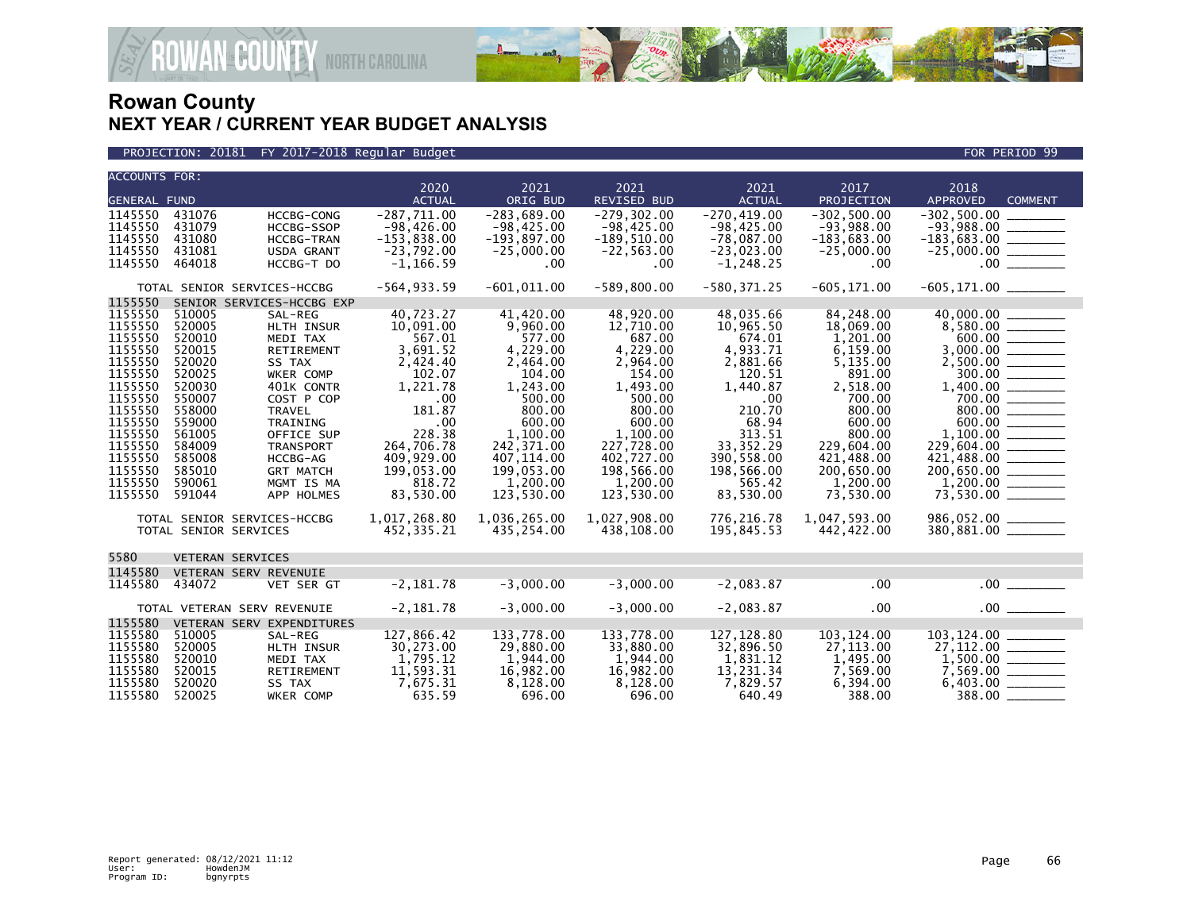# Rowan County
## NEXT YEAR / CURRENT YEAR BUDGET ANALYSIS

PROJECTION: 20181 FY 2017-2018 Regular Budget — FOR PERIOD 99

| ACCOUNTS FOR: GENERAL FUND | | | 2020 ACTUAL | 2021 ORIG BUD | 2021 REVISED BUD | 2021 ACTUAL | 2017 PROJECTION | 2018 APPROVED | COMMENT |
|---|---|---|---|---|---|---|---|---|---|
| 1145550 | 431076 | HCCBG-CONG | -287,711.00 | -283,689.00 | -279,302.00 | -270,419.00 | -302,500.00 | -302,500.00 | |
| 1145550 | 431079 | HCCBG-SSOP | -98,426.00 | -98,425.00 | -98,425.00 | -98,425.00 | -93,988.00 | -93,988.00 | |
| 1145550 | 431080 | HCCBG-TRAN | -153,838.00 | -193,897.00 | -189,510.00 | -78,087.00 | -183,683.00 | -183,683.00 | |
| 1145550 | 431081 | USDA GRANT | -23,792.00 | -25,000.00 | -22,563.00 | -23,023.00 | -25,000.00 | -25,000.00 | |
| 1145550 | 464018 | HCCBG-T DO | -1,166.59 | .00 | .00 | -1,248.25 | .00 | .00 | |
| TOTAL SENIOR SERVICES-HCCBG | | | -564,933.59 | -601,011.00 | -589,800.00 | -580,371.25 | -605,171.00 | -605,171.00 | |
| 1155550 | SENIOR SERVICES-HCCBG EXP | | | | | | | | |
| 1155550 | 510005 | SAL-REG | 40,723.27 | 41,420.00 | 48,920.00 | 48,035.66 | 84,248.00 | 40,000.00 | |
| 1155550 | 520005 | HLTH INSUR | 10,091.00 | 9,960.00 | 12,710.00 | 10,965.50 | 18,069.00 | 8,580.00 | |
| 1155550 | 520010 | MEDI TAX | 567.01 | 577.00 | 687.00 | 674.01 | 1,201.00 | 600.00 | |
| 1155550 | 520015 | RETIREMENT | 3,691.52 | 4,229.00 | 4,229.00 | 4,933.71 | 6,159.00 | 3,000.00 | |
| 1155550 | 520020 | SS TAX | 2,424.40 | 2,464.00 | 2,964.00 | 2,881.66 | 5,135.00 | 2,500.00 | |
| 1155550 | 520025 | WKER COMP | 102.07 | 104.00 | 154.00 | 120.51 | 891.00 | 300.00 | |
| 1155550 | 520030 | 401K CONTR | 1,221.78 | 1,243.00 | 1,493.00 | 1,440.87 | 2,518.00 | 1,400.00 | |
| 1155550 | 550007 | COST P COP | .00 | 500.00 | 500.00 | .00 | 700.00 | 700.00 | |
| 1155550 | 558000 | TRAVEL | 181.87 | 800.00 | 800.00 | 210.70 | 800.00 | 800.00 | |
| 1155550 | 559000 | TRAINING | .00 | 600.00 | 600.00 | 68.94 | 600.00 | 600.00 | |
| 1155550 | 561005 | OFFICE SUP | 228.38 | 1,100.00 | 1,100.00 | 313.51 | 800.00 | 1,100.00 | |
| 1155550 | 584009 | TRANSPORT | 264,706.78 | 242,371.00 | 227,728.00 | 33,352.29 | 229,604.00 | 229,604.00 | |
| 1155550 | 585008 | HCCBG-AG | 409,929.00 | 407,114.00 | 402,727.00 | 390,558.00 | 421,488.00 | 421,488.00 | |
| 1155550 | 585010 | GRT MATCH | 199,053.00 | 199,053.00 | 198,566.00 | 198,566.00 | 200,650.00 | 200,650.00 | |
| 1155550 | 590061 | MGMT IS MA | 818.72 | 1,200.00 | 1,200.00 | 565.42 | 1,200.00 | 1,200.00 | |
| 1155550 | 591044 | APP HOLMES | 83,530.00 | 123,530.00 | 123,530.00 | 83,530.00 | 73,530.00 | 73,530.00 | |
| TOTAL SENIOR SERVICES-HCCBG | | | 1,017,268.80 | 1,036,265.00 | 1,027,908.00 | 776,216.78 | 1,047,593.00 | 986,052.00 | |
| TOTAL SENIOR SERVICES | | | 452,335.21 | 435,254.00 | 438,108.00 | 195,845.53 | 442,422.00 | 380,881.00 | |
| 5580 | VETERAN SERVICES | | | | | | | | |
| 1145580 | VETERAN SERV REVENUIE | | | | | | | | |
| 1145580 | 434072 | VET SER GT | -2,181.78 | -3,000.00 | -3,000.00 | -2,083.87 | .00 | .00 | |
| TOTAL VETERAN SERV REVENUIE | | | -2,181.78 | -3,000.00 | -3,000.00 | -2,083.87 | .00 | .00 | |
| 1155580 | VETERAN SERV EXPENDITURES | | | | | | | | |
| 1155580 | 510005 | SAL-REG | 127,866.42 | 133,778.00 | 133,778.00 | 127,128.80 | 103,124.00 | 103,124.00 | |
| 1155580 | 520005 | HLTH INSUR | 30,273.00 | 29,880.00 | 33,880.00 | 32,896.50 | 27,113.00 | 27,112.00 | |
| 1155580 | 520010 | MEDI TAX | 1,795.12 | 1,944.00 | 1,944.00 | 1,831.12 | 1,495.00 | 1,500.00 | |
| 1155580 | 520015 | RETIREMENT | 11,593.31 | 16,982.00 | 16,982.00 | 13,231.34 | 7,569.00 | 7,569.00 | |
| 1155580 | 520020 | SS TAX | 7,675.31 | 8,128.00 | 8,128.00 | 7,829.57 | 6,394.00 | 6,403.00 | |
| 1155580 | 520025 | WKER COMP | 635.59 | 696.00 | 696.00 | 640.49 | 388.00 | 388.00 | |

Report generated: 08/12/2021 11:12
User: HowdenJM
Program ID: bgnyrpts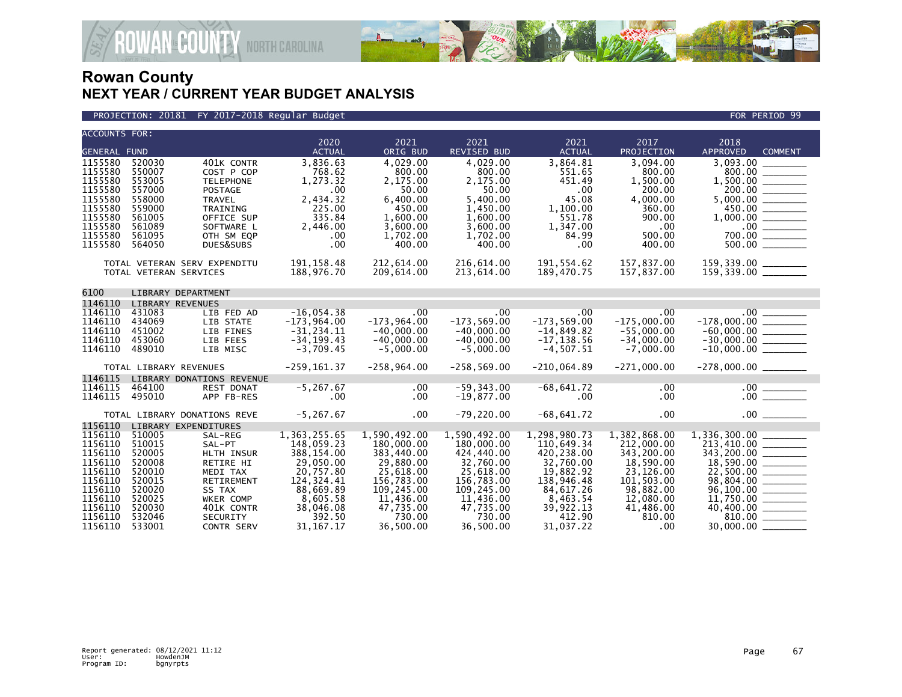# Rowan County
## NEXT YEAR / CURRENT YEAR BUDGET ANALYSIS

PROJECTION: 20181 FY 2017-2018 Regular Budget — FOR PERIOD 99

| ACCOUNTS FOR: GENERAL FUND | | | 2020 ACTUAL | 2021 ORIG BUD | 2021 REVISED BUD | 2021 ACTUAL | 2017 PROJECTION | 2018 APPROVED | COMMENT |
|---|---|---|---|---|---|---|---|---|---|
| 1155580 | 520030 | 401K CONTR | 3,836.63 | 4,029.00 | 4,029.00 | 3,864.81 | 3,094.00 | 3,093.00 | |
| 1155580 | 550007 | COST P COP | 768.62 | 800.00 | 800.00 | 551.65 | 800.00 | 800.00 | |
| 1155580 | 553005 | TELEPHONE | 1,273.32 | 2,175.00 | 2,175.00 | 451.49 | 1,500.00 | 1,500.00 | |
| 1155580 | 557000 | POSTAGE | .00 | 50.00 | 50.00 | .00 | 200.00 | 200.00 | |
| 1155580 | 558000 | TRAVEL | 2,434.32 | 6,400.00 | 5,400.00 | 45.08 | 4,000.00 | 5,000.00 | |
| 1155580 | 559000 | TRAINING | 225.00 | 450.00 | 1,450.00 | 1,100.00 | 360.00 | 450.00 | |
| 1155580 | 561005 | OFFICE SUP | 335.84 | 1,600.00 | 1,600.00 | 551.78 | 900.00 | 1,000.00 | |
| 1155580 | 561089 | SOFTWARE L | 2,446.00 | 3,600.00 | 3,600.00 | 1,347.00 | .00 | .00 | |
| 1155580 | 561095 | OTH SM EQP | .00 | 1,702.00 | 1,702.00 | 84.99 | 500.00 | 700.00 | |
| 1155580 | 564050 | DUES&SUBS | .00 | 400.00 | 400.00 | .00 | 400.00 | 500.00 | |
| TOTAL VETERAN SERV EXPENDITU | | | 191,158.48 | 212,614.00 | 216,614.00 | 191,554.62 | 157,837.00 | 159,339.00 | |
| TOTAL VETERAN SERVICES | | | 188,976.70 | 209,614.00 | 213,614.00 | 189,470.75 | 157,837.00 | 159,339.00 | |
| 6100 | LIBRARY DEPARTMENT | | | | | | | | |
| 1146110 | LIBRARY REVENUES | | | | | | | | |
| 1146110 | 431083 | LIB FED AD | -16,054.38 | .00 | .00 | .00 | .00 | .00 | |
| 1146110 | 434069 | LIB STATE | -173,964.00 | -173,964.00 | -173,569.00 | -173,569.00 | -175,000.00 | -178,000.00 | |
| 1146110 | 451002 | LIB FINES | -31,234.11 | -40,000.00 | -40,000.00 | -14,849.82 | -55,000.00 | -60,000.00 | |
| 1146110 | 453060 | LIB FEES | -34,199.43 | -40,000.00 | -40,000.00 | -17,138.56 | -34,000.00 | -30,000.00 | |
| 1146110 | 489010 | LIB MISC | -3,709.45 | -5,000.00 | -5,000.00 | -4,507.51 | -7,000.00 | -10,000.00 | |
| TOTAL LIBRARY REVENUES | | | -259,161.37 | -258,964.00 | -258,569.00 | -210,064.89 | -271,000.00 | -278,000.00 | |
| 1146115 | LIBRARY DONATIONS REVENUE | | | | | | | | |
| 1146115 | 464100 | REST DONAT | -5,267.67 | .00 | -59,343.00 | -68,641.72 | .00 | .00 | |
| 1146115 | 495010 | APP FB-RES | .00 | .00 | -19,877.00 | .00 | .00 | .00 | |
| TOTAL LIBRARY DONATIONS REVE | | | -5,267.67 | .00 | -79,220.00 | -68,641.72 | .00 | .00 | |
| 1156110 | LIBRARY EXPENDITURES | | | | | | | | |
| 1156110 | 510005 | SAL-REG | 1,363,255.65 | 1,590,492.00 | 1,590,492.00 | 1,298,980.73 | 1,382,868.00 | 1,336,300.00 | |
| 1156110 | 510015 | SAL-PT | 148,059.23 | 180,000.00 | 180,000.00 | 110,649.34 | 212,000.00 | 213,410.00 | |
| 1156110 | 520005 | HLTH INSUR | 388,154.00 | 383,440.00 | 424,440.00 | 420,238.00 | 343,200.00 | 343,200.00 | |
| 1156110 | 520008 | RETIRE HI | 29,050.00 | 29,880.00 | 32,760.00 | 32,760.00 | 18,590.00 | 18,590.00 | |
| 1156110 | 520010 | MEDI TAX | 20,757.80 | 25,618.00 | 25,618.00 | 19,882.92 | 23,126.00 | 22,500.00 | |
| 1156110 | 520015 | RETIREMENT | 124,324.41 | 156,783.00 | 156,783.00 | 138,946.48 | 101,503.00 | 98,804.00 | |
| 1156110 | 520020 | SS TAX | 88,669.89 | 109,245.00 | 109,245.00 | 84,617.26 | 98,882.00 | 96,100.00 | |
| 1156110 | 520025 | WKER COMP | 8,605.58 | 11,436.00 | 11,436.00 | 8,463.54 | 12,080.00 | 11,750.00 | |
| 1156110 | 520030 | 401K CONTR | 38,046.08 | 47,735.00 | 47,735.00 | 39,922.13 | 41,486.00 | 40,400.00 | |
| 1156110 | 532046 | SECURITY | 392.50 | 730.00 | 730.00 | 412.90 | 810.00 | 810.00 | |
| 1156110 | 533001 | CONTR SERV | 31,167.17 | 36,500.00 | 36,500.00 | 31,037.22 | .00 | 30,000.00 | |

Report generated: 08/12/2021 11:12
User: HowdenJM
Program ID: bgnyrpts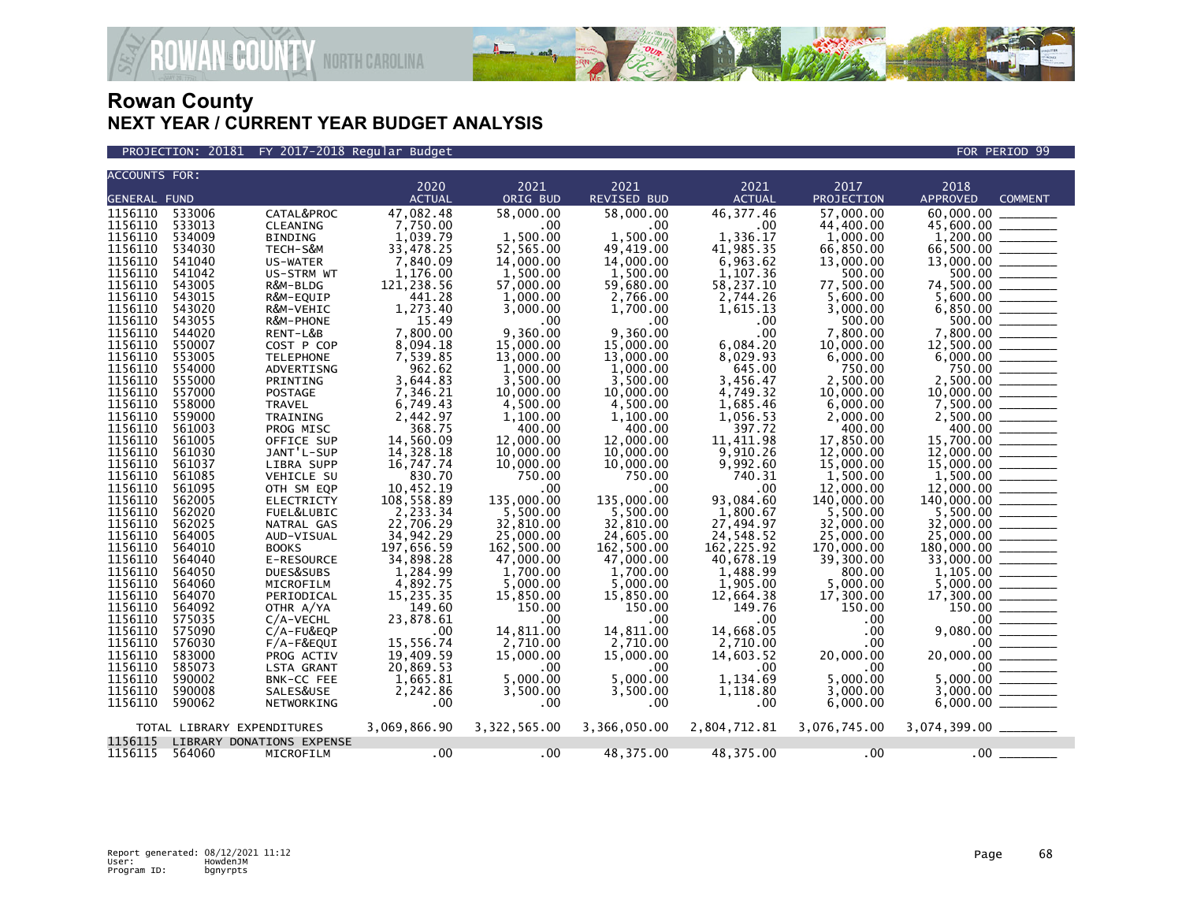# Rowan County
## NEXT YEAR / CURRENT YEAR BUDGET ANALYSIS

PROJECTION: 20181 FY 2017-2018 Regular Budget FOR PERIOD 99

| ACCOUNTS FOR: GENERAL FUND | | | 2020 ACTUAL | 2021 ORIG BUD | 2021 REVISED BUD | 2021 ACTUAL | 2017 PROJECTION | 2018 APPROVED | COMMENT |
|---|---|---|---|---|---|---|---|---|---|
| 1156110 | 533006 | CATAL&PROC | 47,082.48 | 58,000.00 | 58,000.00 | 46,377.46 | 57,000.00 | 60,000.00 | _______ |
| 1156110 | 533013 | CLEANING | 7,750.00 | .00 | .00 | .00 | 44,400.00 | 45,600.00 | _______ |
| 1156110 | 534009 | BINDING | 1,039.79 | 1,500.00 | 1,500.00 | 1,336.17 | 1,000.00 | 1,200.00 | _______ |
| 1156110 | 534030 | TECH-S&M | 33,478.25 | 52,565.00 | 49,419.00 | 41,985.35 | 66,850.00 | 66,500.00 | _______ |
| 1156110 | 541040 | US-WATER | 7,840.09 | 14,000.00 | 14,000.00 | 6,963.62 | 13,000.00 | 13,000.00 | _______ |
| 1156110 | 541042 | US-STRM WT | 1,176.00 | 1,500.00 | 1,500.00 | 1,107.36 | 500.00 | 500.00 | _______ |
| 1156110 | 543005 | R&M-BLDG | 121,238.56 | 57,000.00 | 59,680.00 | 58,237.10 | 77,500.00 | 74,500.00 | _______ |
| 1156110 | 543015 | R&M-EQUIP | 441.28 | 1,000.00 | 2,766.00 | 2,744.26 | 5,600.00 | 5,600.00 | _______ |
| 1156110 | 543020 | R&M-VEHIC | 1,273.40 | 3,000.00 | 1,700.00 | 1,615.13 | 3,000.00 | 6,850.00 | _______ |
| 1156110 | 543055 | R&M-PHONE | 15.49 | .00 | .00 | .00 | 500.00 | 500.00 | _______ |
| 1156110 | 544020 | RENT-L&B | 7,800.00 | 9,360.00 | 9,360.00 | .00 | 7,800.00 | 7,800.00 | _______ |
| 1156110 | 550007 | COST P COP | 8,094.18 | 15,000.00 | 15,000.00 | 6,084.20 | 10,000.00 | 12,500.00 | _______ |
| 1156110 | 553005 | TELEPHONE | 7,539.85 | 13,000.00 | 13,000.00 | 8,029.93 | 6,000.00 | 6,000.00 | _______ |
| 1156110 | 554000 | ADVERTISNG | 962.62 | 1,000.00 | 1,000.00 | 645.00 | 750.00 | 750.00 | _______ |
| 1156110 | 555000 | PRINTING | 3,644.83 | 3,500.00 | 3,500.00 | 3,456.47 | 2,500.00 | 2,500.00 | _______ |
| 1156110 | 557000 | POSTAGE | 7,346.21 | 10,000.00 | 10,000.00 | 4,749.32 | 10,000.00 | 10,000.00 | _______ |
| 1156110 | 558000 | TRAVEL | 6,749.43 | 4,500.00 | 4,500.00 | 1,685.46 | 6,000.00 | 7,500.00 | _______ |
| 1156110 | 559000 | TRAINING | 2,442.97 | 1,100.00 | 1,100.00 | 1,056.53 | 2,000.00 | 2,500.00 | _______ |
| 1156110 | 561003 | PROG MISC | 368.75 | 400.00 | 400.00 | 397.72 | 400.00 | 400.00 | _______ |
| 1156110 | 561005 | OFFICE SUP | 14,560.09 | 12,000.00 | 12,000.00 | 11,411.98 | 17,850.00 | 15,700.00 | _______ |
| 1156110 | 561030 | JANT'L-SUP | 14,328.18 | 10,000.00 | 10,000.00 | 9,910.26 | 12,000.00 | 12,000.00 | _______ |
| 1156110 | 561037 | LIBRA SUPP | 16,747.74 | 10,000.00 | 10,000.00 | 9,992.60 | 15,000.00 | 15,000.00 | _______ |
| 1156110 | 561085 | VEHICLE SU | 830.70 | 750.00 | 750.00 | 740.31 | 1,500.00 | 1,500.00 | _______ |
| 1156110 | 561095 | OTH SM EQP | 10,452.19 | .00 | .00 | .00 | 12,000.00 | 12,000.00 | _______ |
| 1156110 | 562005 | ELECTRICTY | 108,558.89 | 135,000.00 | 135,000.00 | 93,084.60 | 140,000.00 | 140,000.00 | _______ |
| 1156110 | 562020 | FUEL&LUBIC | 2,233.34 | 5,500.00 | 5,500.00 | 1,800.67 | 5,500.00 | 5,500.00 | _______ |
| 1156110 | 562025 | NATRAL GAS | 22,706.29 | 32,810.00 | 32,810.00 | 27,494.97 | 32,000.00 | 32,000.00 | _______ |
| 1156110 | 564005 | AUD-VISUAL | 34,942.29 | 25,000.00 | 24,605.00 | 24,548.52 | 25,000.00 | 25,000.00 | _______ |
| 1156110 | 564010 | BOOKS | 197,656.59 | 162,500.00 | 162,500.00 | 162,225.92 | 170,000.00 | 180,000.00 | _______ |
| 1156110 | 564040 | E-RESOURCE | 34,898.28 | 47,000.00 | 47,000.00 | 40,678.19 | 39,300.00 | 33,000.00 | _______ |
| 1156110 | 564050 | DUES&SUBS | 1,284.99 | 1,700.00 | 1,700.00 | 1,488.99 | 800.00 | 1,105.00 | _______ |
| 1156110 | 564060 | MICROFILM | 4,892.75 | 5,000.00 | 5,000.00 | 1,905.00 | 5,000.00 | 5,000.00 | _______ |
| 1156110 | 564070 | PERIODICAL | 15,235.35 | 15,850.00 | 15,850.00 | 12,664.38 | 17,300.00 | 17,300.00 | _______ |
| 1156110 | 564092 | OTHR A/YA | 149.60 | 150.00 | 150.00 | 149.76 | 150.00 | 150.00 | _______ |
| 1156110 | 575035 | C/A-VECHL | 23,878.61 | .00 | .00 | .00 | .00 | .00 | _______ |
| 1156110 | 575090 | C/A-FU&EQP | .00 | 14,811.00 | 14,811.00 | 14,668.05 | .00 | 9,080.00 | _______ |
| 1156110 | 576030 | F/A-F&EQUI | 15,556.74 | 2,710.00 | 2,710.00 | 2,710.00 | .00 | .00 | _______ |
| 1156110 | 583000 | PROG ACTIV | 19,409.59 | 15,000.00 | 15,000.00 | 14,603.52 | 20,000.00 | 20,000.00 | _______ |
| 1156110 | 585073 | LSTA GRANT | 20,869.53 | .00 | .00 | .00 | .00 | .00 | _______ |
| 1156110 | 590002 | BNK-CC FEE | 1,665.81 | 5,000.00 | 5,000.00 | 1,134.69 | 5,000.00 | 5,000.00 | _______ |
| 1156110 | 590008 | SALES&USE | 2,242.86 | 3,500.00 | 3,500.00 | 1,118.80 | 3,000.00 | 3,000.00 | _______ |
| 1156110 | 590062 | NETWORKING | .00 | .00 | .00 | .00 | 6,000.00 | 6,000.00 | _______ |
| TOTAL LIBRARY EXPENDITURES | | | 3,069,866.90 | 3,322,565.00 | 3,366,050.00 | 2,804,712.81 | 3,076,745.00 | 3,074,399.00 | _______ |
| 1156115 | LIBRARY DONATIONS EXPENSE | | | | | | | | |
| 1156115 | 564060 | MICROFILM | .00 | .00 | 48,375.00 | 48,375.00 | .00 | .00 | _______ |

Report generated: 08/12/2021 11:12
User: HowdenJM
Program ID: bgnyrpts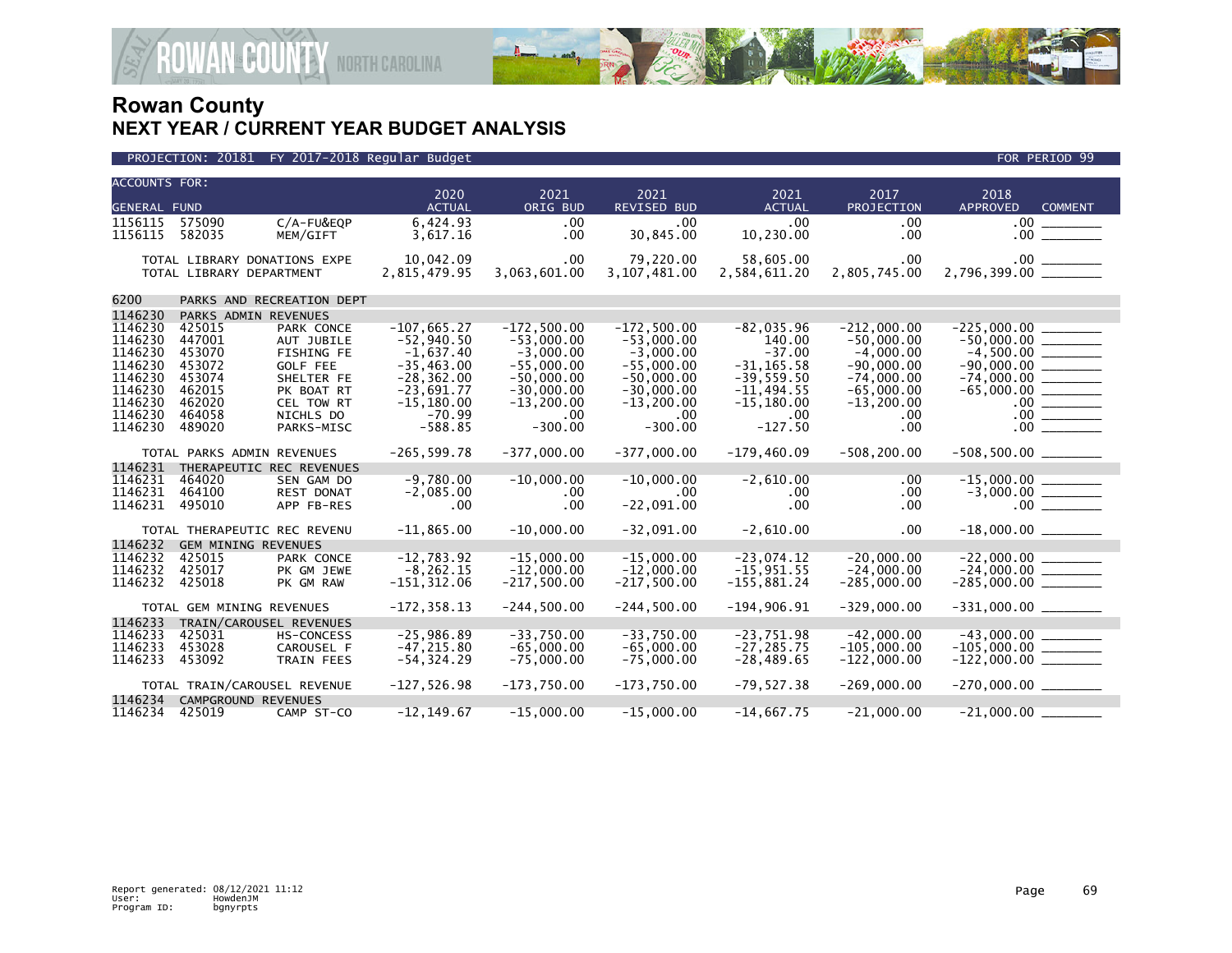# Rowan County
## NEXT YEAR / CURRENT YEAR BUDGET ANALYSIS

PROJECTION: 20181 FY 2017-2018 Regular Budget — FOR PERIOD 99

| ACCOUNTS FOR: GENERAL FUND | | | 2020 ACTUAL | 2021 ORIG BUD | 2021 REVISED BUD | 2021 ACTUAL | 2017 PROJECTION | 2018 APPROVED | COMMENT |
|---|---|---|---|---|---|---|---|---|---|
| 1156115 | 575090 | C/A-FU&EQP | 6,424.93 | .00 | .00 | .00 | .00 | .00 | |
| 1156115 | 582035 | MEM/GIFT | 3,617.16 | .00 | 30,845.00 | 10,230.00 | .00 | .00 | |
| TOTAL LIBRARY DONATIONS EXPE | | | 10,042.09 | .00 | 79,220.00 | 58,605.00 | .00 | .00 | |
| TOTAL LIBRARY DEPARTMENT | | | 2,815,479.95 | 3,063,601.00 | 3,107,481.00 | 2,584,611.20 | 2,805,745.00 | 2,796,399.00 | |
| 6200 | PARKS AND RECREATION DEPT | | | | | | | | |
| 1146230 | PARKS ADMIN REVENUES | | | | | | | | |
| 1146230 | 425015 | PARK CONCE | -107,665.27 | -172,500.00 | -172,500.00 | -82,035.96 | -212,000.00 | -225,000.00 | |
| 1146230 | 447001 | AUT JUBILE | -52,940.50 | -53,000.00 | -53,000.00 | 140.00 | -50,000.00 | -50,000.00 | |
| 1146230 | 453070 | FISHING FE | -1,637.40 | -3,000.00 | -3,000.00 | -37.00 | -4,000.00 | -4,500.00 | |
| 1146230 | 453072 | GOLF FEE | -35,463.00 | -55,000.00 | -55,000.00 | -31,165.58 | -90,000.00 | -90,000.00 | |
| 1146230 | 453074 | SHELTER FE | -28,362.00 | -50,000.00 | -50,000.00 | -39,559.50 | -74,000.00 | -74,000.00 | |
| 1146230 | 462015 | PK BOAT RT | -23,691.77 | -30,000.00 | -30,000.00 | -11,494.55 | -65,000.00 | -65,000.00 | |
| 1146230 | 462020 | CEL TOW RT | -15,180.00 | -13,200.00 | -13,200.00 | -15,180.00 | -13,200.00 | .00 | |
| 1146230 | 464058 | NICHLS DO | -70.99 | .00 | .00 | .00 | .00 | .00 | |
| 1146230 | 489020 | PARKS-MISC | -588.85 | -300.00 | -300.00 | -127.50 | .00 | .00 | |
| TOTAL PARKS ADMIN REVENUES | | | -265,599.78 | -377,000.00 | -377,000.00 | -179,460.09 | -508,200.00 | -508,500.00 | |
| 1146231 | THERAPEUTIC REC REVENUES | | | | | | | | |
| 1146231 | 464020 | SEN GAM DO | -9,780.00 | -10,000.00 | -10,000.00 | -2,610.00 | .00 | -15,000.00 | |
| 1146231 | 464100 | REST DONAT | -2,085.00 | .00 | .00 | .00 | .00 | -3,000.00 | |
| 1146231 | 495010 | APP FB-RES | .00 | .00 | -22,091.00 | .00 | .00 | .00 | |
| TOTAL THERAPEUTIC REC REVENU | | | -11,865.00 | -10,000.00 | -32,091.00 | -2,610.00 | .00 | -18,000.00 | |
| 1146232 | GEM MINING REVENUES | | | | | | | | |
| 1146232 | 425015 | PARK CONCE | -12,783.92 | -15,000.00 | -15,000.00 | -23,074.12 | -20,000.00 | -22,000.00 | |
| 1146232 | 425017 | PK GM JEWE | -8,262.15 | -12,000.00 | -12,000.00 | -15,951.55 | -24,000.00 | -24,000.00 | |
| 1146232 | 425018 | PK GM RAW | -151,312.06 | -217,500.00 | -217,500.00 | -155,881.24 | -285,000.00 | -285,000.00 | |
| TOTAL GEM MINING REVENUES | | | -172,358.13 | -244,500.00 | -244,500.00 | -194,906.91 | -329,000.00 | -331,000.00 | |
| 1146233 | TRAIN/CAROUSEL REVENUES | | | | | | | | |
| 1146233 | 425031 | HS-CONCESS | -25,986.89 | -33,750.00 | -33,750.00 | -23,751.98 | -42,000.00 | -43,000.00 | |
| 1146233 | 453028 | CAROUSEL F | -47,215.80 | -65,000.00 | -65,000.00 | -27,285.75 | -105,000.00 | -105,000.00 | |
| 1146233 | 453092 | TRAIN FEES | -54,324.29 | -75,000.00 | -75,000.00 | -28,489.65 | -122,000.00 | -122,000.00 | |
| TOTAL TRAIN/CAROUSEL REVENUE | | | -127,526.98 | -173,750.00 | -173,750.00 | -79,527.38 | -269,000.00 | -270,000.00 | |
| 1146234 | CAMPGROUND REVENUES | | | | | | | | |
| 1146234 | 425019 | CAMP ST-CO | -12,149.67 | -15,000.00 | -15,000.00 | -14,667.75 | -21,000.00 | -21,000.00 | |

Report generated: 08/12/2021 11:12
User: HowdenJM
Program ID: bgnyrpts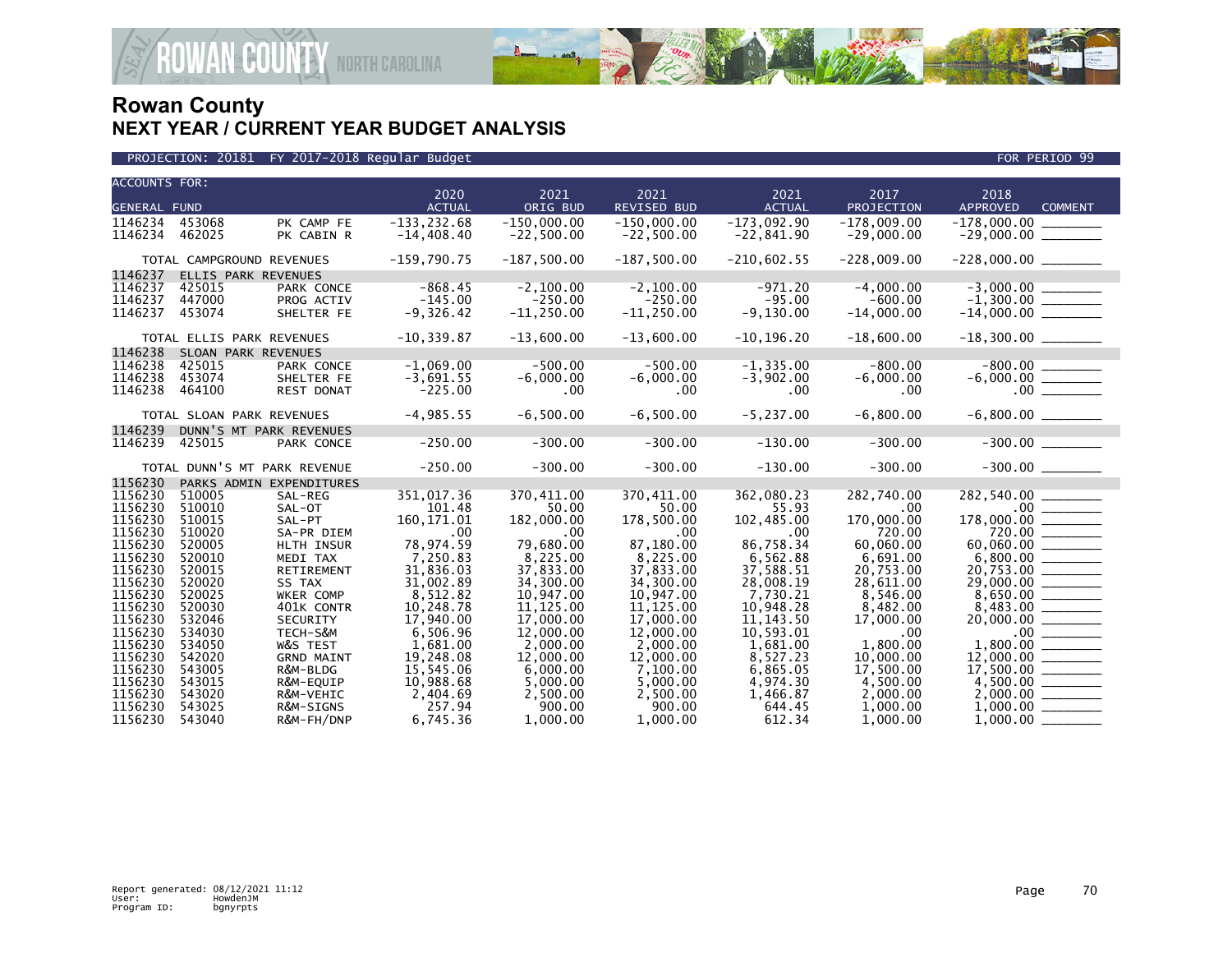# Rowan County
## NEXT YEAR / CURRENT YEAR BUDGET ANALYSIS

PROJECTION: 20181 FY 2017-2018 Regular Budget — FOR PERIOD 99

| ACCOUNTS FOR: GENERAL FUND | | | 2020 ACTUAL | 2021 ORIG BUD | 2021 REVISED BUD | 2021 ACTUAL | 2017 PROJECTION | 2018 APPROVED | COMMENT |
|---|---|---|---|---|---|---|---|---|---|
| 1146234 | 453068 | PK CAMP FE | -133,232.68 | -150,000.00 | -150,000.00 | -173,092.90 | -178,009.00 | -178,000.00 | ________ |
| 1146234 | 462025 | PK CABIN R | -14,408.40 | -22,500.00 | -22,500.00 | -22,841.90 | -29,000.00 | -29,000.00 | ________ |
| TOTAL CAMPGROUND REVENUES | | | -159,790.75 | -187,500.00 | -187,500.00 | -210,602.55 | -228,009.00 | -228,000.00 | ________ |
| 1146237 | ELLIS PARK REVENUES | | | | | | | | |
| 1146237 | 425015 | PARK CONCE | -868.45 | -2,100.00 | -2,100.00 | -971.20 | -4,000.00 | -3,000.00 | ________ |
| 1146237 | 447000 | PROG ACTIV | -145.00 | -250.00 | -250.00 | -95.00 | -600.00 | -1,300.00 | ________ |
| 1146237 | 453074 | SHELTER FE | -9,326.42 | -11,250.00 | -11,250.00 | -9,130.00 | -14,000.00 | -14,000.00 | ________ |
| TOTAL ELLIS PARK REVENUES | | | -10,339.87 | -13,600.00 | -13,600.00 | -10,196.20 | -18,600.00 | -18,300.00 | ________ |
| 1146238 | SLOAN PARK REVENUES | | | | | | | | |
| 1146238 | 425015 | PARK CONCE | -1,069.00 | -500.00 | -500.00 | -1,335.00 | -800.00 | -800.00 | ________ |
| 1146238 | 453074 | SHELTER FE | -3,691.55 | -6,000.00 | -6,000.00 | -3,902.00 | -6,000.00 | -6,000.00 | ________ |
| 1146238 | 464100 | REST DONAT | -225.00 | .00 | .00 | .00 | .00 | .00 | ________ |
| TOTAL SLOAN PARK REVENUES | | | -4,985.55 | -6,500.00 | -6,500.00 | -5,237.00 | -6,800.00 | -6,800.00 | ________ |
| 1146239 | DUNN'S MT PARK REVENUES | | | | | | | | |
| 1146239 | 425015 | PARK CONCE | -250.00 | -300.00 | -300.00 | -130.00 | -300.00 | -300.00 | ________ |
| TOTAL DUNN'S MT PARK REVENUE | | | -250.00 | -300.00 | -300.00 | -130.00 | -300.00 | -300.00 | ________ |
| 1156230 | PARKS ADMIN EXPENDITURES | | | | | | | | |
| 1156230 | 510005 | SAL-REG | 351,017.36 | 370,411.00 | 370,411.00 | 362,080.23 | 282,740.00 | 282,540.00 | ________ |
| 1156230 | 510010 | SAL-OT | 101.48 | 50.00 | 50.00 | 55.93 | .00 | .00 | ________ |
| 1156230 | 510015 | SAL-PT | 160,171.01 | 182,000.00 | 178,500.00 | 102,485.00 | 170,000.00 | 178,000.00 | ________ |
| 1156230 | 510020 | SA-PR DIEM | .00 | .00 | .00 | .00 | 720.00 | 720.00 | ________ |
| 1156230 | 520005 | HLTH INSUR | 78,974.59 | 79,680.00 | 87,180.00 | 86,758.34 | 60,060.00 | 60,060.00 | ________ |
| 1156230 | 520010 | MEDI TAX | 7,250.83 | 8,225.00 | 8,225.00 | 6,562.88 | 6,691.00 | 6,800.00 | ________ |
| 1156230 | 520015 | RETIREMENT | 31,836.03 | 37,833.00 | 37,833.00 | 37,588.51 | 20,753.00 | 20,753.00 | ________ |
| 1156230 | 520020 | SS TAX | 31,002.89 | 34,300.00 | 34,300.00 | 28,008.19 | 28,611.00 | 29,000.00 | ________ |
| 1156230 | 520025 | WKER COMP | 8,512.82 | 10,947.00 | 10,947.00 | 7,730.21 | 8,546.00 | 8,650.00 | ________ |
| 1156230 | 520030 | 401K CONTR | 10,248.78 | 11,125.00 | 11,125.00 | 10,948.28 | 8,482.00 | 8,483.00 | ________ |
| 1156230 | 532046 | SECURITY | 17,940.00 | 17,000.00 | 17,000.00 | 11,143.50 | 17,000.00 | 20,000.00 | ________ |
| 1156230 | 534030 | TECH-S&M | 6,506.96 | 12,000.00 | 12,000.00 | 10,593.01 | .00 | .00 | ________ |
| 1156230 | 534050 | W&S TEST | 1,681.00 | 2,000.00 | 2,000.00 | 1,681.00 | 1,800.00 | 1,800.00 | ________ |
| 1156230 | 542020 | GRND MAINT | 19,248.08 | 12,000.00 | 12,000.00 | 8,527.23 | 10,000.00 | 12,000.00 | ________ |
| 1156230 | 543005 | R&M-BLDG | 15,545.06 | 6,000.00 | 7,100.00 | 6,865.05 | 17,500.00 | 17,500.00 | ________ |
| 1156230 | 543015 | R&M-EQUIP | 10,988.68 | 5,000.00 | 5,000.00 | 4,974.30 | 4,500.00 | 4,500.00 | ________ |
| 1156230 | 543020 | R&M-VEHIC | 2,404.69 | 2,500.00 | 2,500.00 | 1,466.87 | 2,000.00 | 2,000.00 | ________ |
| 1156230 | 543025 | R&M-SIGNS | 257.94 | 900.00 | 900.00 | 644.45 | 1,000.00 | 1,000.00 | ________ |
| 1156230 | 543040 | R&M-FH/DNP | 6,745.36 | 1,000.00 | 1,000.00 | 612.34 | 1,000.00 | 1,000.00 | ________ |

Report generated: 08/12/2021 11:12
User: HowdenJM
Program ID: bgnyrpts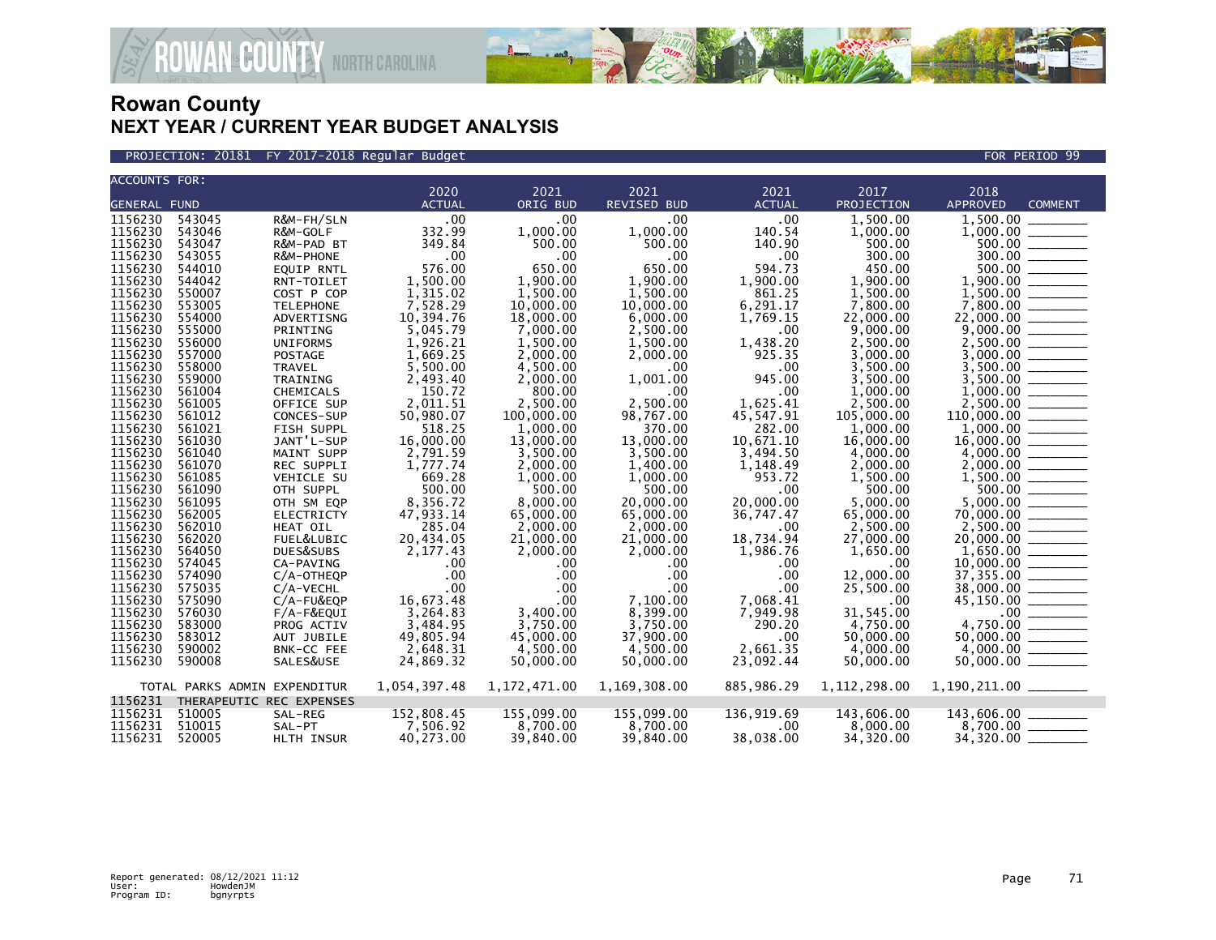# Rowan County
## NEXT YEAR / CURRENT YEAR BUDGET ANALYSIS

PROJECTION: 20181 FY 2017-2018 Regular Budget — FOR PERIOD 99

| ACCOUNTS FOR: GENERAL FUND | | | 2020 ACTUAL | 2021 ORIG BUD | 2021 REVISED BUD | 2021 ACTUAL | 2017 PROJECTION | 2018 APPROVED | COMMENT |
|---|---|---|---|---|---|---|---|---|---|
| 1156230 | 543045 | R&M-FH/SLN | .00 | .00 | .00 | .00 | 1,500.00 | 1,500.00 | ________ |
| 1156230 | 543046 | R&M-GOLF | 332.99 | 1,000.00 | 1,000.00 | 140.54 | 1,000.00 | 1,000.00 | ________ |
| 1156230 | 543047 | R&M-PAD BT | 349.84 | 500.00 | 500.00 | 140.90 | 500.00 | 500.00 | ________ |
| 1156230 | 543055 | R&M-PHONE | .00 | .00 | .00 | .00 | 300.00 | 300.00 | ________ |
| 1156230 | 544010 | EQUIP RNTL | 576.00 | 650.00 | 650.00 | 594.73 | 450.00 | 500.00 | ________ |
| 1156230 | 544042 | RNT-TOILET | 1,500.00 | 1,900.00 | 1,900.00 | 1,900.00 | 1,900.00 | 1,900.00 | ________ |
| 1156230 | 550007 | COST P COP | 1,315.02 | 1,500.00 | 1,500.00 | 861.25 | 1,500.00 | 1,500.00 | ________ |
| 1156230 | 553005 | TELEPHONE | 7,528.29 | 10,000.00 | 10,000.00 | 6,291.17 | 7,800.00 | 7,800.00 | ________ |
| 1156230 | 554000 | ADVERTISNG | 10,394.76 | 18,000.00 | 6,000.00 | 1,769.15 | 22,000.00 | 22,000.00 | ________ |
| 1156230 | 555000 | PRINTING | 5,045.79 | 7,000.00 | 2,500.00 | .00 | 9,000.00 | 9,000.00 | ________ |
| 1156230 | 556000 | UNIFORMS | 1,926.21 | 1,500.00 | 1,500.00 | 1,438.20 | 2,500.00 | 2,500.00 | ________ |
| 1156230 | 557000 | POSTAGE | 1,669.25 | 2,000.00 | 2,000.00 | 925.35 | 3,000.00 | 3,000.00 | ________ |
| 1156230 | 558000 | TRAVEL | 5,500.00 | 4,500.00 | .00 | .00 | 3,500.00 | 3,500.00 | ________ |
| 1156230 | 559000 | TRAINING | 2,493.40 | 2,000.00 | 1,001.00 | 945.00 | 3,500.00 | 3,500.00 | ________ |
| 1156230 | 561004 | CHEMICALS | 150.72 | 800.00 | .00 | .00 | 1,000.00 | 1,000.00 | ________ |
| 1156230 | 561005 | OFFICE SUP | 2,011.51 | 2,500.00 | 2,500.00 | 1,625.41 | 2,500.00 | 2,500.00 | ________ |
| 1156230 | 561012 | CONCES-SUP | 50,980.07 | 100,000.00 | 98,767.00 | 45,547.91 | 105,000.00 | 110,000.00 | ________ |
| 1156230 | 561021 | FISH SUPPL | 518.25 | 1,000.00 | 370.00 | 282.00 | 1,000.00 | 1,000.00 | ________ |
| 1156230 | 561030 | JANT'L-SUP | 16,000.00 | 13,000.00 | 13,000.00 | 10,671.10 | 16,000.00 | 16,000.00 | ________ |
| 1156230 | 561040 | MAINT SUPP | 2,791.59 | 3,500.00 | 3,500.00 | 3,494.50 | 4,000.00 | 4,000.00 | ________ |
| 1156230 | 561070 | REC SUPPLI | 1,777.74 | 2,000.00 | 1,400.00 | 1,148.49 | 2,000.00 | 2,000.00 | ________ |
| 1156230 | 561085 | VEHICLE SU | 669.28 | 1,000.00 | 1,000.00 | 953.72 | 1,500.00 | 1,500.00 | ________ |
| 1156230 | 561090 | OTH SUPPL | 500.00 | 500.00 | 500.00 | .00 | 500.00 | 500.00 | ________ |
| 1156230 | 561095 | OTH SM EQP | 8,356.72 | 8,000.00 | 20,000.00 | 20,000.00 | 5,000.00 | 5,000.00 | ________ |
| 1156230 | 562005 | ELECTRICTY | 47,933.14 | 65,000.00 | 65,000.00 | 36,747.47 | 65,000.00 | 70,000.00 | ________ |
| 1156230 | 562010 | HEAT OIL | 285.04 | 2,000.00 | 2,000.00 | .00 | 2,500.00 | 2,500.00 | ________ |
| 1156230 | 562020 | FUEL&LUBIC | 20,434.05 | 21,000.00 | 21,000.00 | 18,734.94 | 27,000.00 | 20,000.00 | ________ |
| 1156230 | 564050 | DUES&SUBS | 2,177.43 | 2,000.00 | 2,000.00 | 1,986.76 | 1,650.00 | 1,650.00 | ________ |
| 1156230 | 574045 | CA-PAVING | .00 | .00 | .00 | .00 | .00 | 10,000.00 | ________ |
| 1156230 | 574090 | C/A-OTHEQP | .00 | .00 | .00 | .00 | 12,000.00 | 37,355.00 | ________ |
| 1156230 | 575035 | C/A-VECHL | .00 | .00 | .00 | .00 | 25,500.00 | 38,000.00 | ________ |
| 1156230 | 575090 | C/A-FU&EQP | 16,673.48 | .00 | 7,100.00 | 7,068.41 | .00 | 45,150.00 | ________ |
| 1156230 | 576030 | F/A-F&EQUI | 3,264.83 | 3,400.00 | 8,399.00 | 7,949.98 | 31,545.00 | .00 | ________ |
| 1156230 | 583000 | PROG ACTIV | 3,484.95 | 3,750.00 | 3,750.00 | 290.20 | 4,750.00 | 4,750.00 | ________ |
| 1156230 | 583012 | AUT JUBILE | 49,805.94 | 45,000.00 | 37,900.00 | .00 | 50,000.00 | 50,000.00 | ________ |
| 1156230 | 590002 | BNK-CC FEE | 2,648.31 | 4,500.00 | 4,500.00 | 2,661.35 | 4,000.00 | 4,000.00 | ________ |
| 1156230 | 590008 | SALES&USE | 24,869.32 | 50,000.00 | 50,000.00 | 23,092.44 | 50,000.00 | 50,000.00 | ________ |
| | TOTAL PARKS ADMIN EXPENDITUR | | 1,054,397.48 | 1,172,471.00 | 1,169,308.00 | 885,986.29 | 1,112,298.00 | 1,190,211.00 | ________ |
| 1156231 | THERAPEUTIC REC EXPENSES | | | | | | | | |
| 1156231 | 510005 | SAL-REG | 152,808.45 | 155,099.00 | 155,099.00 | 136,919.69 | 143,606.00 | 143,606.00 | ________ |
| 1156231 | 510015 | SAL-PT | 7,506.92 | 8,700.00 | 8,700.00 | .00 | 8,000.00 | 8,700.00 | ________ |
| 1156231 | 520005 | HLTH INSUR | 40,273.00 | 39,840.00 | 39,840.00 | 38,038.00 | 34,320.00 | 34,320.00 | ________ |

Report generated: 08/12/2021 11:12
User: HowdenJM
Program ID: bgnyrpts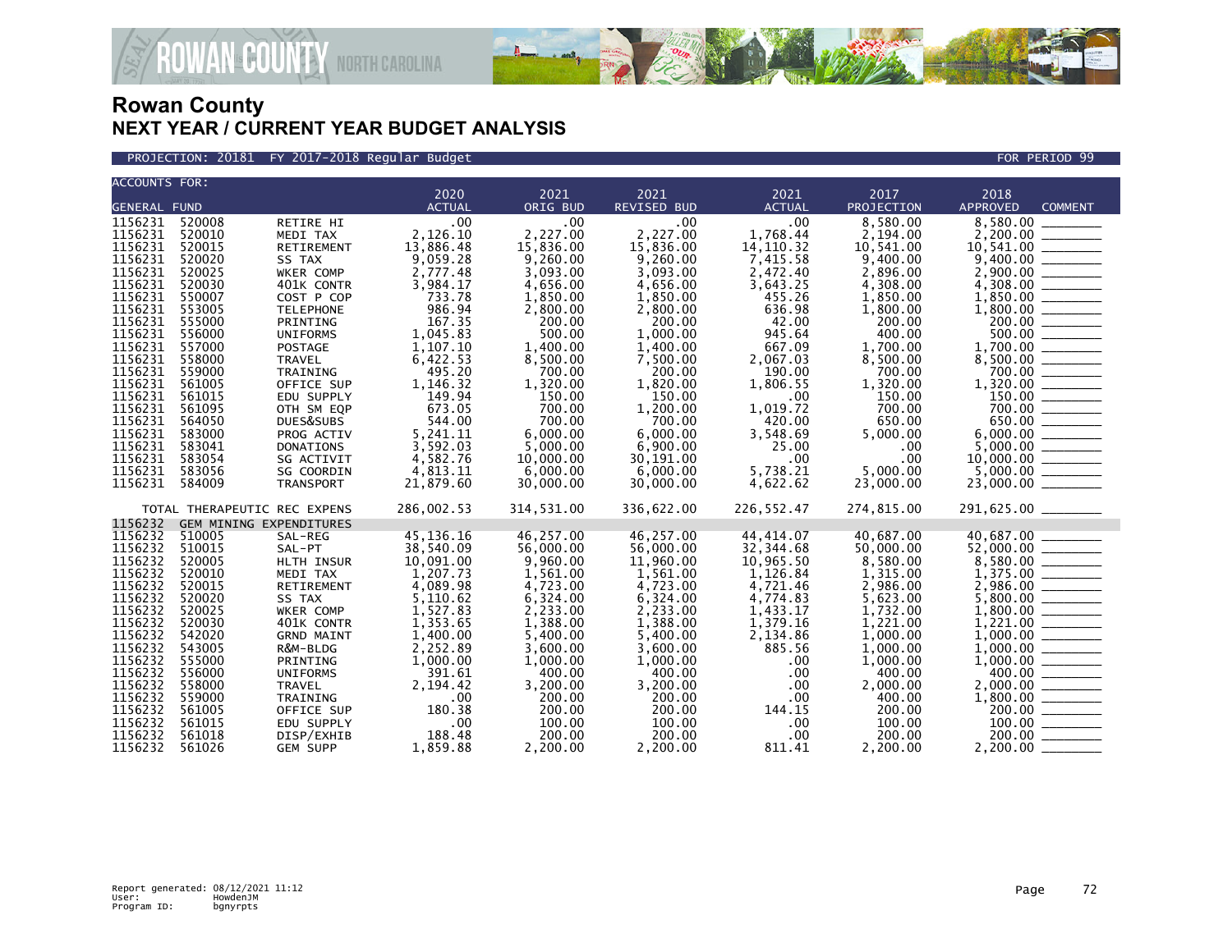# Rowan County
## NEXT YEAR / CURRENT YEAR BUDGET ANALYSIS

PROJECTION: 20181 FY 2017-2018 Regular Budget — FOR PERIOD 99

| ACCOUNTS FOR: GENERAL FUND | | | 2020 ACTUAL | 2021 ORIG BUD | 2021 REVISED BUD | 2021 ACTUAL | 2017 PROJECTION | 2018 APPROVED | COMMENT |
|---|---|---|---|---|---|---|---|---|---|
| 1156231 | 520008 | RETIRE HI | .00 | .00 | .00 | .00 | 8,580.00 | 8,580.00 | _______ |
| 1156231 | 520010 | MEDI TAX | 2,126.10 | 2,227.00 | 2,227.00 | 1,768.44 | 2,194.00 | 2,200.00 | _______ |
| 1156231 | 520015 | RETIREMENT | 13,886.48 | 15,836.00 | 15,836.00 | 14,110.32 | 10,541.00 | 10,541.00 | _______ |
| 1156231 | 520020 | SS TAX | 9,059.28 | 9,260.00 | 9,260.00 | 7,415.58 | 9,400.00 | 9,400.00 | _______ |
| 1156231 | 520025 | WKER COMP | 2,777.48 | 3,093.00 | 3,093.00 | 2,472.40 | 2,896.00 | 2,900.00 | _______ |
| 1156231 | 520030 | 401K CONTR | 3,984.17 | 4,656.00 | 4,656.00 | 3,643.25 | 4,308.00 | 4,308.00 | _______ |
| 1156231 | 550007 | COST P COP | 733.78 | 1,850.00 | 1,850.00 | 455.26 | 1,850.00 | 1,850.00 | _______ |
| 1156231 | 553005 | TELEPHONE | 986.94 | 2,800.00 | 2,800.00 | 636.98 | 1,800.00 | 1,800.00 | _______ |
| 1156231 | 555000 | PRINTING | 167.35 | 200.00 | 200.00 | 42.00 | 200.00 | 200.00 | _______ |
| 1156231 | 556000 | UNIFORMS | 1,045.83 | 500.00 | 1,000.00 | 945.64 | 400.00 | 500.00 | _______ |
| 1156231 | 557000 | POSTAGE | 1,107.10 | 1,400.00 | 1,400.00 | 667.09 | 1,700.00 | 1,700.00 | _______ |
| 1156231 | 558000 | TRAVEL | 6,422.53 | 8,500.00 | 7,500.00 | 2,067.03 | 8,500.00 | 8,500.00 | _______ |
| 1156231 | 559000 | TRAINING | 495.20 | 700.00 | 200.00 | 190.00 | 700.00 | 700.00 | _______ |
| 1156231 | 561005 | OFFICE SUP | 1,146.32 | 1,320.00 | 1,820.00 | 1,806.55 | 1,320.00 | 1,320.00 | _______ |
| 1156231 | 561015 | EDU SUPPLY | 149.94 | 150.00 | 150.00 | .00 | 150.00 | 150.00 | _______ |
| 1156231 | 561095 | OTH SM EQP | 673.05 | 700.00 | 1,200.00 | 1,019.72 | 700.00 | 700.00 | _______ |
| 1156231 | 564050 | DUES&SUBS | 544.00 | 700.00 | 700.00 | 420.00 | 650.00 | 650.00 | _______ |
| 1156231 | 583000 | PROG ACTIV | 5,241.11 | 6,000.00 | 6,000.00 | 3,548.69 | 5,000.00 | 6,000.00 | _______ |
| 1156231 | 583041 | DONATIONS | 3,592.03 | 5,000.00 | 6,900.00 | 25.00 | .00 | 5,000.00 | _______ |
| 1156231 | 583054 | SG ACTIVIT | 4,582.76 | 10,000.00 | 30,191.00 | .00 | .00 | 10,000.00 | _______ |
| 1156231 | 583056 | SG COORDIN | 4,813.11 | 6,000.00 | 6,000.00 | 5,738.21 | 5,000.00 | 5,000.00 | _______ |
| 1156231 | 584009 | TRANSPORT | 21,879.60 | 30,000.00 | 30,000.00 | 4,622.62 | 23,000.00 | 23,000.00 | _______ |
| TOTAL THERAPEUTIC REC EXPENS | | | 286,002.53 | 314,531.00 | 336,622.00 | 226,552.47 | 274,815.00 | 291,625.00 | _______ |
| 1156232 | GEM MINING EXPENDITURES | | | | | | | | |
| 1156232 | 510005 | SAL-REG | 45,136.16 | 46,257.00 | 46,257.00 | 44,414.07 | 40,687.00 | 40,687.00 | _______ |
| 1156232 | 510015 | SAL-PT | 38,540.09 | 56,000.00 | 56,000.00 | 32,344.68 | 50,000.00 | 52,000.00 | _______ |
| 1156232 | 520005 | HLTH INSUR | 10,091.00 | 9,960.00 | 11,960.00 | 10,965.50 | 8,580.00 | 8,580.00 | _______ |
| 1156232 | 520010 | MEDI TAX | 1,207.73 | 1,561.00 | 1,561.00 | 1,126.84 | 1,315.00 | 1,375.00 | _______ |
| 1156232 | 520015 | RETIREMENT | 4,089.98 | 4,723.00 | 4,723.00 | 4,721.46 | 2,986.00 | 2,986.00 | _______ |
| 1156232 | 520020 | SS TAX | 5,110.62 | 6,324.00 | 6,324.00 | 4,774.83 | 5,623.00 | 5,800.00 | _______ |
| 1156232 | 520025 | WKER COMP | 1,527.83 | 2,233.00 | 2,233.00 | 1,433.17 | 1,732.00 | 1,800.00 | _______ |
| 1156232 | 520030 | 401K CONTR | 1,353.65 | 1,388.00 | 1,388.00 | 1,379.16 | 1,221.00 | 1,221.00 | _______ |
| 1156232 | 542020 | GRND MAINT | 1,400.00 | 5,400.00 | 5,400.00 | 2,134.86 | 1,000.00 | 1,000.00 | _______ |
| 1156232 | 543005 | R&M-BLDG | 2,252.89 | 3,600.00 | 3,600.00 | 885.56 | 1,000.00 | 1,000.00 | _______ |
| 1156232 | 555000 | PRINTING | 1,000.00 | 1,000.00 | 1,000.00 | .00 | 1,000.00 | 1,000.00 | _______ |
| 1156232 | 556000 | UNIFORMS | 391.61 | 400.00 | 400.00 | .00 | 400.00 | 400.00 | _______ |
| 1156232 | 558000 | TRAVEL | 2,194.42 | 3,200.00 | 3,200.00 | .00 | 2,000.00 | 2,000.00 | _______ |
| 1156232 | 559000 | TRAINING | .00 | 200.00 | 200.00 | .00 | 400.00 | 1,800.00 | _______ |
| 1156232 | 561005 | OFFICE SUP | 180.38 | 200.00 | 200.00 | 144.15 | 200.00 | 200.00 | _______ |
| 1156232 | 561015 | EDU SUPPLY | .00 | 100.00 | 100.00 | .00 | 100.00 | 100.00 | _______ |
| 1156232 | 561018 | DISP/EXHIB | 188.48 | 200.00 | 200.00 | .00 | 200.00 | 200.00 | _______ |
| 1156232 | 561026 | GEM SUPP | 1,859.88 | 2,200.00 | 2,200.00 | 811.41 | 2,200.00 | 2,200.00 | _______ |

Report generated: 08/12/2021 11:12
User: HowdenJM
Program ID: bgnyrpts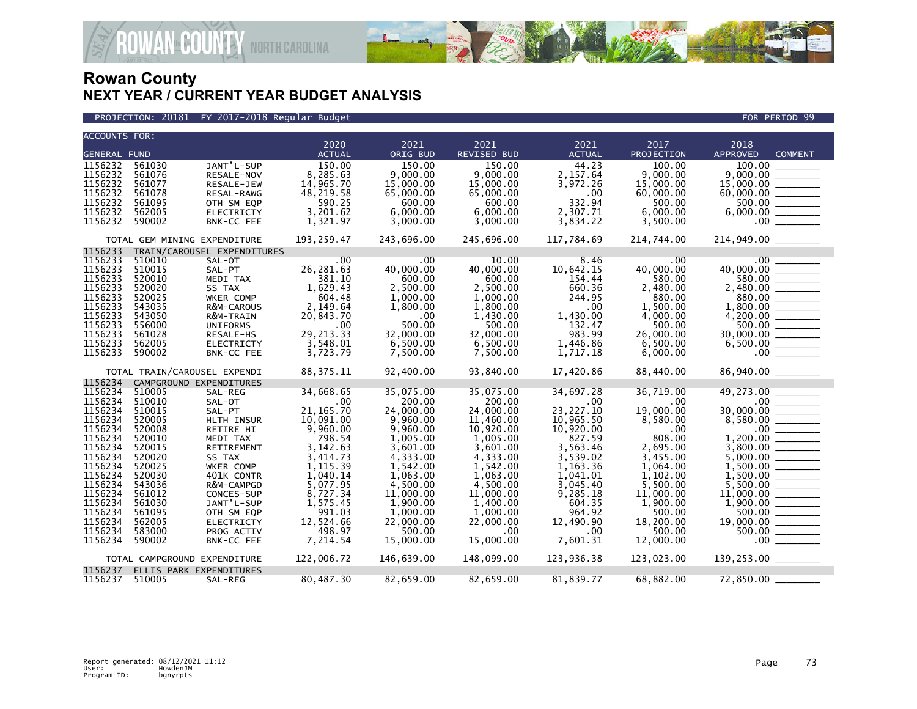# Rowan County
## NEXT YEAR / CURRENT YEAR BUDGET ANALYSIS

PROJECTION: 20181 FY 2017-2018 Regular Budget — FOR PERIOD 99

| ACCOUNTS FOR: GENERAL FUND | | | 2020 ACTUAL | 2021 ORIG BUD | 2021 REVISED BUD | 2021 ACTUAL | 2017 PROJECTION | 2018 APPROVED | COMMENT |
|---|---|---|---|---|---|---|---|---|---|
| 1156232 | 561030 | JANT'L-SUP | 150.00 | 150.00 | 150.00 | 44.23 | 100.00 | 100.00 | |
| 1156232 | 561076 | RESALE-NOV | 8,285.63 | 9,000.00 | 9,000.00 | 2,157.64 | 9,000.00 | 9,000.00 | |
| 1156232 | 561077 | RESALE-JEW | 14,965.70 | 15,000.00 | 15,000.00 | 3,972.26 | 15,000.00 | 15,000.00 | |
| 1156232 | 561078 | RESAL-RAWG | 48,219.58 | 65,000.00 | 65,000.00 | .00 | 60,000.00 | 60,000.00 | |
| 1156232 | 561095 | OTH SM EQP | 590.25 | 600.00 | 600.00 | 332.94 | 500.00 | 500.00 | |
| 1156232 | 562005 | ELECTRICTY | 3,201.62 | 6,000.00 | 6,000.00 | 2,307.71 | 6,000.00 | 6,000.00 | |
| 1156232 | 590002 | BNK-CC FEE | 1,321.97 | 3,000.00 | 3,000.00 | 3,834.22 | 3,500.00 | .00 | |
| TOTAL GEM MINING EXPENDITURE | | | 193,259.47 | 243,696.00 | 245,696.00 | 117,784.69 | 214,744.00 | 214,949.00 | |
| 1156233 | TRAIN/CAROUSEL EXPENDITURES | | | | | | | | |
| 1156233 | 510010 | SAL-OT | .00 | .00 | 10.00 | 8.46 | .00 | .00 | |
| 1156233 | 510015 | SAL-PT | 26,281.63 | 40,000.00 | 40,000.00 | 10,642.15 | 40,000.00 | 40,000.00 | |
| 1156233 | 520010 | MEDI TAX | 381.10 | 600.00 | 600.00 | 154.44 | 580.00 | 580.00 | |
| 1156233 | 520020 | SS TAX | 1,629.43 | 2,500.00 | 2,500.00 | 660.36 | 2,480.00 | 2,480.00 | |
| 1156233 | 520025 | WKER COMP | 604.48 | 1,000.00 | 1,000.00 | 244.95 | 880.00 | 880.00 | |
| 1156233 | 543035 | R&M-CAROUS | 2,149.64 | 1,800.00 | 1,800.00 | .00 | 1,500.00 | 1,800.00 | |
| 1156233 | 543050 | R&M-TRAIN | 20,843.70 | .00 | 1,430.00 | 1,430.00 | 4,000.00 | 4,200.00 | |
| 1156233 | 556000 | UNIFORMS | .00 | 500.00 | 500.00 | 132.47 | 500.00 | 500.00 | |
| 1156233 | 561028 | RESALE-HS | 29,213.33 | 32,000.00 | 32,000.00 | 983.99 | 26,000.00 | 30,000.00 | |
| 1156233 | 562005 | ELECTRICTY | 3,548.01 | 6,500.00 | 6,500.00 | 1,446.86 | 6,500.00 | 6,500.00 | |
| 1156233 | 590002 | BNK-CC FEE | 3,723.79 | 7,500.00 | 7,500.00 | 1,717.18 | 6,000.00 | .00 | |
| TOTAL TRAIN/CAROUSEL EXPENDI | | | 88,375.11 | 92,400.00 | 93,840.00 | 17,420.86 | 88,440.00 | 86,940.00 | |
| 1156234 | CAMPGROUND EXPENDITURES | | | | | | | | |
| 1156234 | 510005 | SAL-REG | 34,668.65 | 35,075.00 | 35,075.00 | 34,697.28 | 36,719.00 | 49,273.00 | |
| 1156234 | 510010 | SAL-OT | .00 | 200.00 | 200.00 | .00 | .00 | .00 | |
| 1156234 | 510015 | SAL-PT | 21,165.70 | 24,000.00 | 24,000.00 | 23,227.10 | 19,000.00 | 30,000.00 | |
| 1156234 | 520005 | HLTH INSUR | 10,091.00 | 9,960.00 | 11,460.00 | 10,965.50 | 8,580.00 | 8,580.00 | |
| 1156234 | 520008 | RETIRE HI | 9,960.00 | 9,960.00 | 10,920.00 | 10,920.00 | .00 | .00 | |
| 1156234 | 520010 | MEDI TAX | 798.54 | 1,005.00 | 1,005.00 | 827.59 | 808.00 | 1,200.00 | |
| 1156234 | 520015 | RETIREMENT | 3,142.63 | 3,601.00 | 3,601.00 | 3,563.46 | 2,695.00 | 3,800.00 | |
| 1156234 | 520020 | SS TAX | 3,414.73 | 4,333.00 | 4,333.00 | 3,539.02 | 3,455.00 | 5,000.00 | |
| 1156234 | 520025 | WKER COMP | 1,115.39 | 1,542.00 | 1,542.00 | 1,163.36 | 1,064.00 | 1,500.00 | |
| 1156234 | 520030 | 401K CONTR | 1,040.14 | 1,063.00 | 1,063.00 | 1,041.01 | 1,102.00 | 1,500.00 | |
| 1156234 | 543036 | R&M-CAMPGD | 5,077.95 | 4,500.00 | 4,500.00 | 3,045.40 | 5,500.00 | 5,500.00 | |
| 1156234 | 561012 | CONCES-SUP | 8,727.34 | 11,000.00 | 11,000.00 | 9,285.18 | 11,000.00 | 11,000.00 | |
| 1156234 | 561030 | JANT'L-SUP | 1,575.45 | 1,900.00 | 1,400.00 | 604.35 | 1,900.00 | 1,900.00 | |
| 1156234 | 561095 | OTH SM EQP | 991.03 | 1,000.00 | 1,000.00 | 964.92 | 500.00 | 500.00 | |
| 1156234 | 562005 | ELECTRICTY | 12,524.66 | 22,000.00 | 22,000.00 | 12,490.90 | 18,200.00 | 19,000.00 | |
| 1156234 | 583000 | PROG ACTIV | 498.97 | 500.00 | .00 | .00 | 500.00 | 500.00 | |
| 1156234 | 590002 | BNK-CC FEE | 7,214.54 | 15,000.00 | 15,000.00 | 7,601.31 | 12,000.00 | .00 | |
| TOTAL CAMPGROUND EXPENDITURE | | | 122,006.72 | 146,639.00 | 148,099.00 | 123,936.38 | 123,023.00 | 139,253.00 | |
| 1156237 | ELLIS PARK EXPENDITURES | | | | | | | | |
| 1156237 | 510005 | SAL-REG | 80,487.30 | 82,659.00 | 82,659.00 | 81,839.77 | 68,882.00 | 72,850.00 | |

Report generated: 08/12/2021 11:12
User: HowdenJM
Program ID: bgnyrpts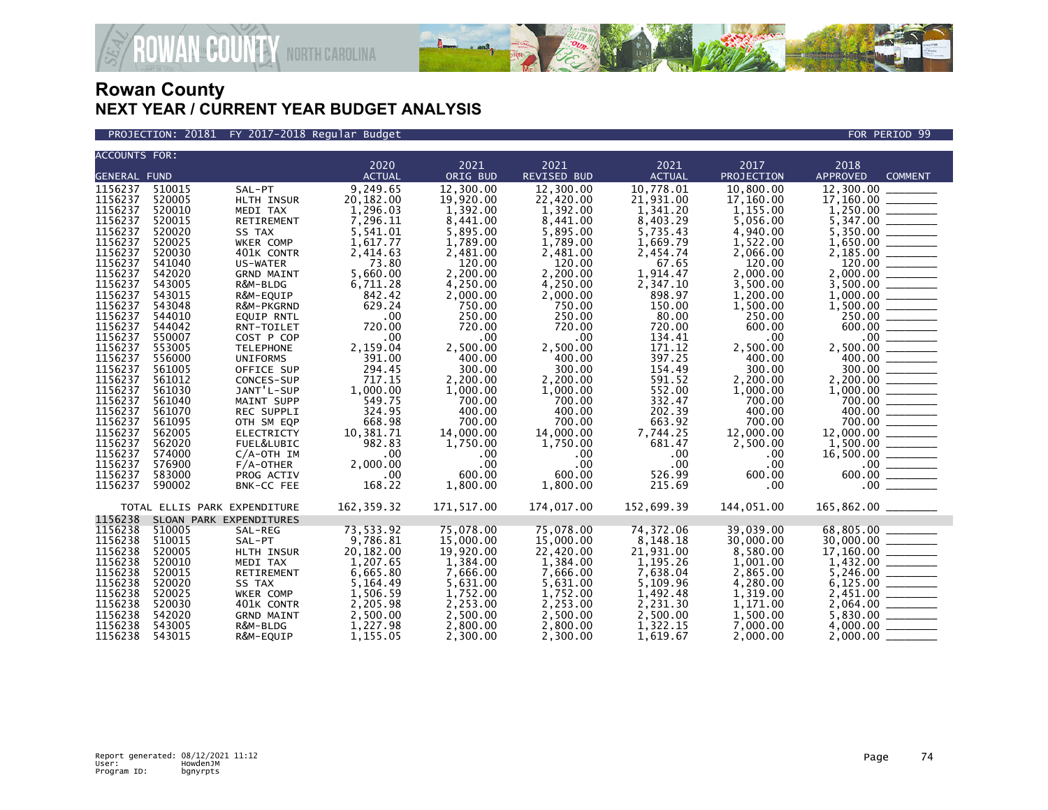# Rowan County
## NEXT YEAR / CURRENT YEAR BUDGET ANALYSIS

PROJECTION: 20181 FY 2017-2018 Regular Budget FOR PERIOD 99

| ACCOUNTS FOR: GENERAL FUND | | | 2020 ACTUAL | 2021 ORIG BUD | 2021 REVISED BUD | 2021 ACTUAL | 2017 PROJECTION | 2018 APPROVED | COMMENT |
|---|---|---|---|---|---|---|---|---|---|
| 1156237 | 510015 | SAL-PT | 9,249.65 | 12,300.00 | 12,300.00 | 10,778.01 | 10,800.00 | 12,300.00 | _______ |
| 1156237 | 520005 | HLTH INSUR | 20,182.00 | 19,920.00 | 22,420.00 | 21,931.00 | 17,160.00 | 17,160.00 | _______ |
| 1156237 | 520010 | MEDI TAX | 1,296.03 | 1,392.00 | 1,392.00 | 1,341.20 | 1,155.00 | 1,250.00 | _______ |
| 1156237 | 520015 | RETIREMENT | 7,296.11 | 8,441.00 | 8,441.00 | 8,403.29 | 5,056.00 | 5,347.00 | _______ |
| 1156237 | 520020 | SS TAX | 5,541.01 | 5,895.00 | 5,895.00 | 5,735.43 | 4,940.00 | 5,350.00 | _______ |
| 1156237 | 520025 | WKER COMP | 1,617.77 | 1,789.00 | 1,789.00 | 1,669.79 | 1,522.00 | 1,650.00 | _______ |
| 1156237 | 520030 | 401K CONTR | 2,414.63 | 2,481.00 | 2,481.00 | 2,454.74 | 2,066.00 | 2,185.00 | _______ |
| 1156237 | 541040 | US-WATER | 73.80 | 120.00 | 120.00 | 67.65 | 120.00 | 120.00 | _______ |
| 1156237 | 542020 | GRND MAINT | 5,660.00 | 2,200.00 | 2,200.00 | 1,914.47 | 2,000.00 | 2,000.00 | _______ |
| 1156237 | 543005 | R&M-BLDG | 6,711.28 | 4,250.00 | 4,250.00 | 2,347.10 | 3,500.00 | 3,500.00 | _______ |
| 1156237 | 543015 | R&M-EQUIP | 842.42 | 2,000.00 | 2,000.00 | 898.97 | 1,200.00 | 1,000.00 | _______ |
| 1156237 | 543048 | R&M-PKGRND | 629.24 | 750.00 | 750.00 | 150.00 | 1,500.00 | 1,500.00 | _______ |
| 1156237 | 544010 | EQUIP RNTL | .00 | 250.00 | 250.00 | 80.00 | 250.00 | 250.00 | _______ |
| 1156237 | 544042 | RNT-TOILET | 720.00 | 720.00 | 720.00 | 720.00 | 600.00 | 600.00 | _______ |
| 1156237 | 550007 | COST P COP | .00 | .00 | .00 | 134.41 | .00 | .00 | _______ |
| 1156237 | 553005 | TELEPHONE | 2,159.04 | 2,500.00 | 2,500.00 | 171.12 | 2,500.00 | 2,500.00 | _______ |
| 1156237 | 556000 | UNIFORMS | 391.00 | 400.00 | 400.00 | 397.25 | 400.00 | 400.00 | _______ |
| 1156237 | 561005 | OFFICE SUP | 294.45 | 300.00 | 300.00 | 154.49 | 300.00 | 300.00 | _______ |
| 1156237 | 561012 | CONCES-SUP | 717.15 | 2,200.00 | 2,200.00 | 591.52 | 2,200.00 | 2,200.00 | _______ |
| 1156237 | 561030 | JANT'L-SUP | 1,000.00 | 1,000.00 | 1,000.00 | 552.00 | 1,000.00 | 1,000.00 | _______ |
| 1156237 | 561040 | MAINT SUPP | 549.75 | 700.00 | 700.00 | 332.47 | 700.00 | 700.00 | _______ |
| 1156237 | 561070 | REC SUPPLI | 324.95 | 400.00 | 400.00 | 202.39 | 400.00 | 400.00 | _______ |
| 1156237 | 561095 | OTH SM EQP | 668.98 | 700.00 | 700.00 | 663.92 | 700.00 | 700.00 | _______ |
| 1156237 | 562005 | ELECTRICTY | 10,381.71 | 14,000.00 | 14,000.00 | 7,744.25 | 12,000.00 | 12,000.00 | _______ |
| 1156237 | 562020 | FUEL&LUBIC | 982.83 | 1,750.00 | 1,750.00 | 681.47 | 2,500.00 | 1,500.00 | _______ |
| 1156237 | 574000 | C/A-OTH IM | .00 | .00 | .00 | .00 | .00 | 16,500.00 | _______ |
| 1156237 | 576900 | F/A-OTHER | 2,000.00 | .00 | .00 | .00 | .00 | .00 | _______ |
| 1156237 | 583000 | PROG ACTIV | .00 | 600.00 | 600.00 | 526.99 | 600.00 | 600.00 | _______ |
| 1156237 | 590002 | BNK-CC FEE | 168.22 | 1,800.00 | 1,800.00 | 215.69 | .00 | .00 | _______ |
| | TOTAL ELLIS PARK EXPENDITURE | | 162,359.32 | 171,517.00 | 174,017.00 | 152,699.39 | 144,051.00 | 165,862.00 | _______ |
| 1156238 | SLOAN PARK EXPENDITURES | | | | | | | | |
| 1156238 | 510005 | SAL-REG | 73,533.92 | 75,078.00 | 75,078.00 | 74,372.06 | 39,039.00 | 68,805.00 | _______ |
| 1156238 | 510015 | SAL-PT | 9,786.81 | 15,000.00 | 15,000.00 | 8,148.18 | 30,000.00 | 30,000.00 | _______ |
| 1156238 | 520005 | HLTH INSUR | 20,182.00 | 19,920.00 | 22,420.00 | 21,931.00 | 8,580.00 | 17,160.00 | _______ |
| 1156238 | 520010 | MEDI TAX | 1,207.65 | 1,384.00 | 1,384.00 | 1,195.26 | 1,001.00 | 1,432.00 | _______ |
| 1156238 | 520015 | RETIREMENT | 6,665.80 | 7,666.00 | 7,666.00 | 7,638.04 | 2,865.00 | 5,246.00 | _______ |
| 1156238 | 520020 | SS TAX | 5,164.49 | 5,631.00 | 5,631.00 | 5,109.96 | 4,280.00 | 6,125.00 | _______ |
| 1156238 | 520025 | WKER COMP | 1,506.59 | 1,752.00 | 1,752.00 | 1,492.48 | 1,319.00 | 2,451.00 | _______ |
| 1156238 | 520030 | 401K CONTR | 2,205.98 | 2,253.00 | 2,253.00 | 2,231.30 | 1,171.00 | 2,064.00 | _______ |
| 1156238 | 542020 | GRND MAINT | 2,500.00 | 2,500.00 | 2,500.00 | 2,500.00 | 1,500.00 | 5,830.00 | _______ |
| 1156238 | 543005 | R&M-BLDG | 1,227.98 | 2,800.00 | 2,800.00 | 1,322.15 | 7,000.00 | 4,000.00 | _______ |
| 1156238 | 543015 | R&M-EQUIP | 1,155.05 | 2,300.00 | 2,300.00 | 1,619.67 | 2,000.00 | 2,000.00 | _______ |

Report generated: 08/12/2021 11:12
User: HowdenJM
Program ID: bgnyrpts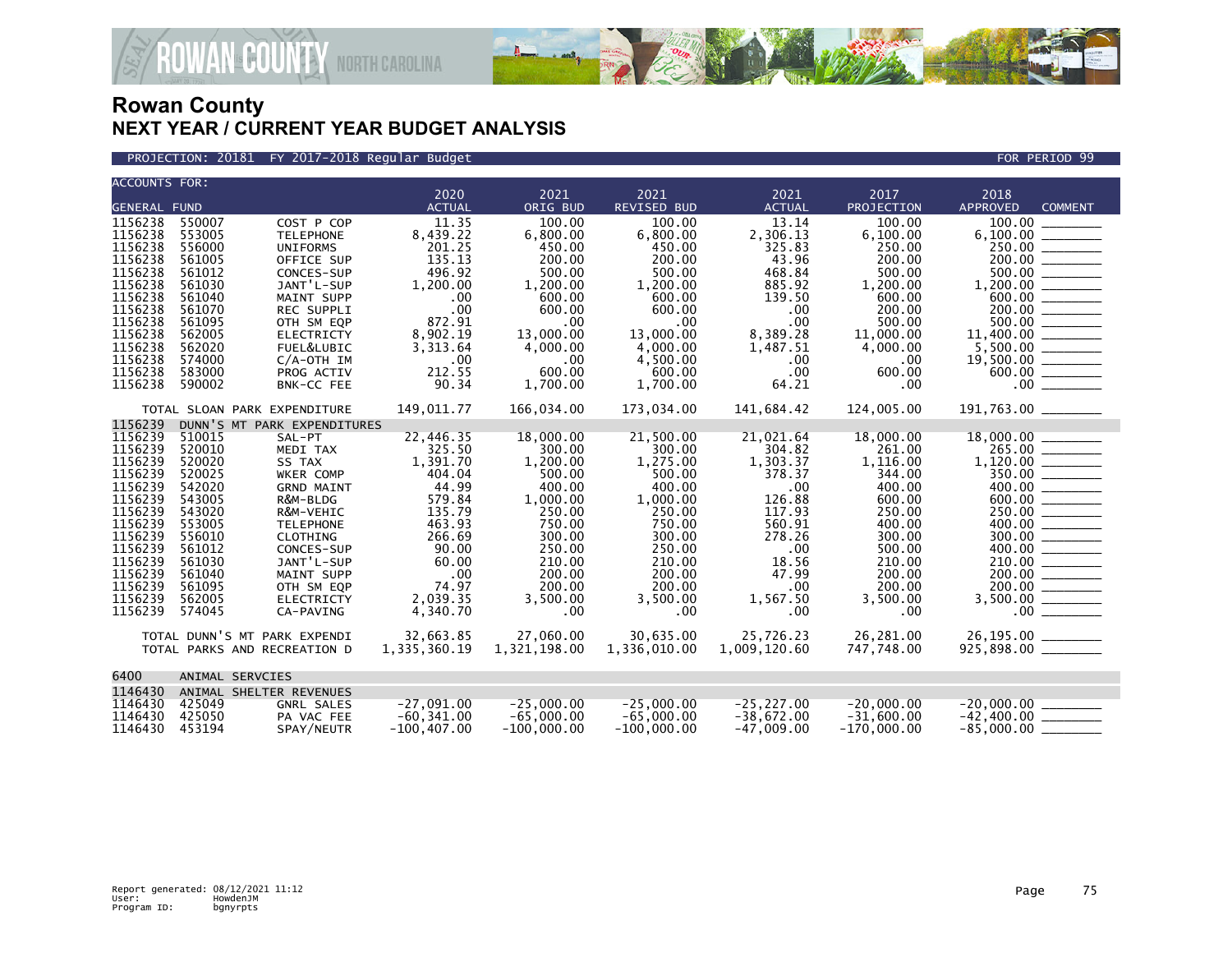# Rowan County
## NEXT YEAR / CURRENT YEAR BUDGET ANALYSIS

PROJECTION: 20181 FY 2017-2018 Regular Budget — FOR PERIOD 99

| ACCOUNTS FOR: GENERAL FUND | | | 2020 ACTUAL | 2021 ORIG BUD | 2021 REVISED BUD | 2021 ACTUAL | 2017 PROJECTION | 2018 APPROVED | COMMENT |
|---|---|---|---|---|---|---|---|---|---|
| 1156238 | 550007 | COST P COP | 11.35 | 100.00 | 100.00 | 13.14 | 100.00 | 100.00 | |
| 1156238 | 553005 | TELEPHONE | 8,439.22 | 6,800.00 | 6,800.00 | 2,306.13 | 6,100.00 | 6,100.00 | |
| 1156238 | 556000 | UNIFORMS | 201.25 | 450.00 | 450.00 | 325.83 | 250.00 | 250.00 | |
| 1156238 | 561005 | OFFICE SUP | 135.13 | 200.00 | 200.00 | 43.96 | 200.00 | 200.00 | |
| 1156238 | 561012 | CONCES-SUP | 496.92 | 500.00 | 500.00 | 468.84 | 500.00 | 500.00 | |
| 1156238 | 561030 | JANT'L-SUP | 1,200.00 | 1,200.00 | 1,200.00 | 885.92 | 1,200.00 | 1,200.00 | |
| 1156238 | 561040 | MAINT SUPP | .00 | 600.00 | 600.00 | 139.50 | 600.00 | 600.00 | |
| 1156238 | 561070 | REC SUPPLI | .00 | 600.00 | 600.00 | .00 | 200.00 | 200.00 | |
| 1156238 | 561095 | OTH SM EQP | 872.91 | .00 | .00 | .00 | 500.00 | 500.00 | |
| 1156238 | 562005 | ELECTRICTY | 8,902.19 | 13,000.00 | 13,000.00 | 8,389.28 | 11,000.00 | 11,400.00 | |
| 1156238 | 562020 | FUEL&LUBIC | 3,313.64 | 4,000.00 | 4,000.00 | 1,487.51 | 4,000.00 | 5,500.00 | |
| 1156238 | 574000 | C/A-OTH IM | .00 | .00 | 4,500.00 | .00 | .00 | 19,500.00 | |
| 1156238 | 583000 | PROG ACTIV | 212.55 | 600.00 | 600.00 | .00 | 600.00 | 600.00 | |
| 1156238 | 590002 | BNK-CC FEE | 90.34 | 1,700.00 | 1,700.00 | 64.21 | .00 | .00 | |
| | | TOTAL SLOAN PARK EXPENDITURE | 149,011.77 | 166,034.00 | 173,034.00 | 141,684.42 | 124,005.00 | 191,763.00 | |
| 1156239 | DUNN'S MT PARK EXPENDITURES | | | | | | | | |
| 1156239 | 510015 | SAL-PT | 22,446.35 | 18,000.00 | 21,500.00 | 21,021.64 | 18,000.00 | 18,000.00 | |
| 1156239 | 520010 | MEDI TAX | 325.50 | 300.00 | 300.00 | 304.82 | 261.00 | 265.00 | |
| 1156239 | 520020 | SS TAX | 1,391.70 | 1,200.00 | 1,275.00 | 1,303.37 | 1,116.00 | 1,120.00 | |
| 1156239 | 520025 | WKER COMP | 404.04 | 500.00 | 500.00 | 378.37 | 344.00 | 350.00 | |
| 1156239 | 542020 | GRND MAINT | 44.99 | 400.00 | 400.00 | .00 | 400.00 | 400.00 | |
| 1156239 | 543005 | R&M-BLDG | 579.84 | 1,000.00 | 1,000.00 | 126.88 | 600.00 | 600.00 | |
| 1156239 | 543020 | R&M-VEHIC | 135.79 | 250.00 | 250.00 | 117.93 | 250.00 | 250.00 | |
| 1156239 | 553005 | TELEPHONE | 463.93 | 750.00 | 750.00 | 560.91 | 400.00 | 400.00 | |
| 1156239 | 556010 | CLOTHING | 266.69 | 300.00 | 300.00 | 278.26 | 300.00 | 300.00 | |
| 1156239 | 561012 | CONCES-SUP | 90.00 | 250.00 | 250.00 | .00 | 500.00 | 400.00 | |
| 1156239 | 561030 | JANT'L-SUP | 60.00 | 210.00 | 210.00 | 18.56 | 210.00 | 210.00 | |
| 1156239 | 561040 | MAINT SUPP | .00 | 200.00 | 200.00 | 47.99 | 200.00 | 200.00 | |
| 1156239 | 561095 | OTH SM EQP | 74.97 | 200.00 | 200.00 | .00 | 200.00 | 200.00 | |
| 1156239 | 562005 | ELECTRICTY | 2,039.35 | 3,500.00 | 3,500.00 | 1,567.50 | 3,500.00 | 3,500.00 | |
| 1156239 | 574045 | CA-PAVING | 4,340.70 | .00 | .00 | .00 | .00 | .00 | |
| | | TOTAL DUNN'S MT PARK EXPENDI | 32,663.85 | 27,060.00 | 30,635.00 | 25,726.23 | 26,281.00 | 26,195.00 | |
| | | TOTAL PARKS AND RECREATION D | 1,335,360.19 | 1,321,198.00 | 1,336,010.00 | 1,009,120.60 | 747,748.00 | 925,898.00 | |
| 6400 | ANIMAL SERVCIES | | | | | | | | |
| 1146430 | ANIMAL SHELTER REVENUES | | | | | | | | |
| 1146430 | 425049 | GNRL SALES | -27,091.00 | -25,000.00 | -25,000.00 | -25,227.00 | -20,000.00 | -20,000.00 | |
| 1146430 | 425050 | PA VAC FEE | -60,341.00 | -65,000.00 | -65,000.00 | -38,672.00 | -31,600.00 | -42,400.00 | |
| 1146430 | 453194 | SPAY/NEUTR | -100,407.00 | -100,000.00 | -100,000.00 | -47,009.00 | -170,000.00 | -85,000.00 | |

Report generated: 08/12/2021 11:12
User: HowdenJM
Program ID: bgnyrpts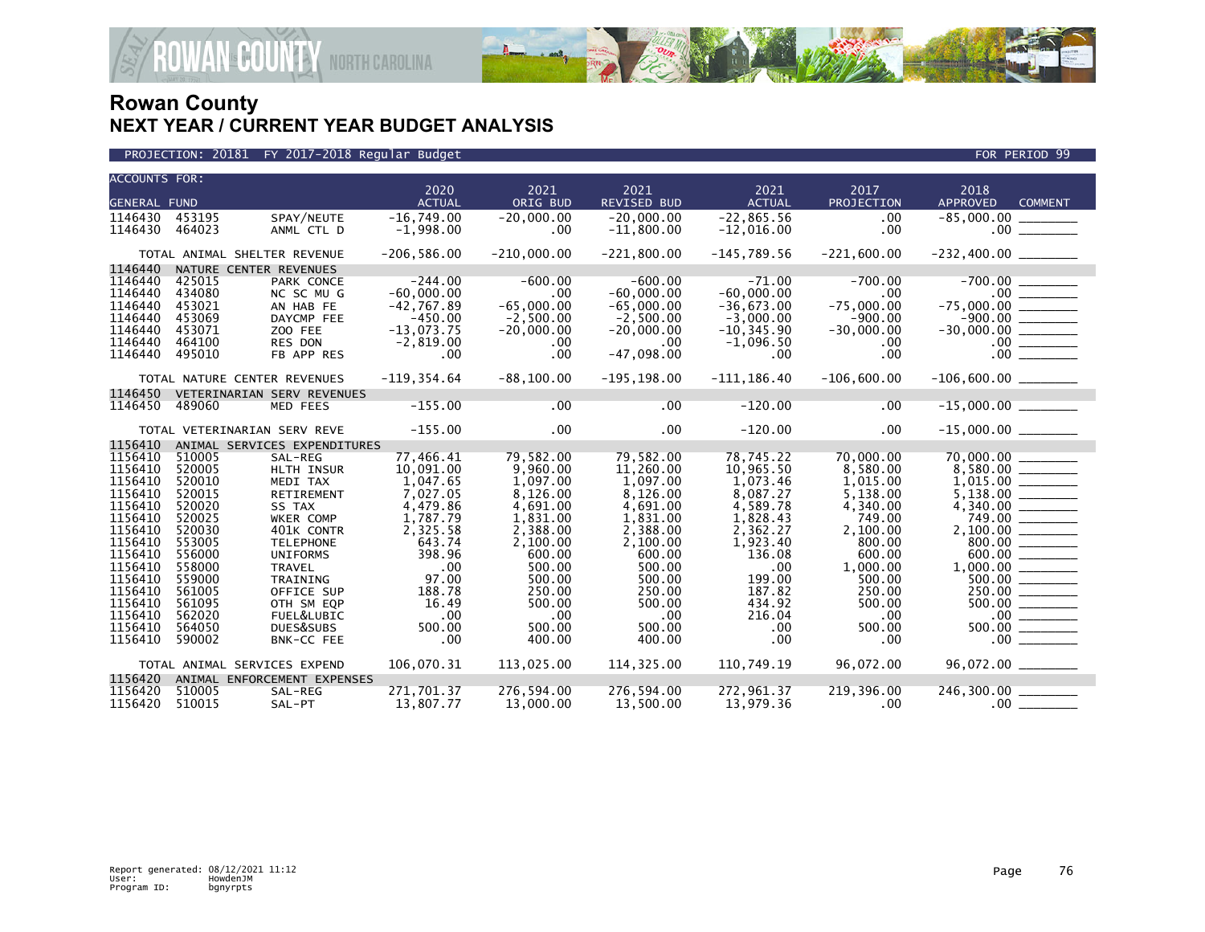# Rowan County
## NEXT YEAR / CURRENT YEAR BUDGET ANALYSIS

PROJECTION: 20181 FY 2017-2018 Regular Budget FOR PERIOD 99

| ACCOUNTS FOR: GENERAL FUND | | | 2020 ACTUAL | 2021 ORIG BUD | 2021 REVISED BUD | 2021 ACTUAL | 2017 PROJECTION | 2018 APPROVED | COMMENT |
|---|---|---|---|---|---|---|---|---|---|
| 1146430 | 453195 | SPAY/NEUTE | -16,749.00 | -20,000.00 | -20,000.00 | -22,865.56 | .00 | -85,000.00 | ________ |
| 1146430 | 464023 | ANML CTL D | -1,998.00 | .00 | -11,800.00 | -12,016.00 | .00 | .00 | ________ |
| TOTAL ANIMAL SHELTER REVENUE | | | -206,586.00 | -210,000.00 | -221,800.00 | -145,789.56 | -221,600.00 | -232,400.00 | ________ |
| 1146440 | NATURE CENTER REVENUES | | | | | | | | |
| 1146440 | 425015 | PARK CONCE | -244.00 | -600.00 | -600.00 | -71.00 | -700.00 | -700.00 | ________ |
| 1146440 | 434080 | NC SC MU G | -60,000.00 | .00 | -60,000.00 | -60,000.00 | .00 | .00 | ________ |
| 1146440 | 453021 | AN HAB FE | -42,767.89 | -65,000.00 | -65,000.00 | -36,673.00 | -75,000.00 | -75,000.00 | ________ |
| 1146440 | 453069 | DAYCMP FEE | -450.00 | -2,500.00 | -2,500.00 | -3,000.00 | -900.00 | -900.00 | ________ |
| 1146440 | 453071 | ZOO FEE | -13,073.75 | -20,000.00 | -20,000.00 | -10,345.90 | -30,000.00 | -30,000.00 | ________ |
| 1146440 | 464100 | RES DON | -2,819.00 | .00 | .00 | -1,096.50 | .00 | .00 | ________ |
| 1146440 | 495010 | FB APP RES | .00 | .00 | -47,098.00 | .00 | .00 | .00 | ________ |
| TOTAL NATURE CENTER REVENUES | | | -119,354.64 | -88,100.00 | -195,198.00 | -111,186.40 | -106,600.00 | -106,600.00 | ________ |
| 1146450 | VETERINARIAN SERV REVENUES | | | | | | | | |
| 1146450 | 489060 | MED FEES | -155.00 | .00 | .00 | -120.00 | .00 | -15,000.00 | ________ |
| TOTAL VETERINARIAN SERV REVE | | | -155.00 | .00 | .00 | -120.00 | .00 | -15,000.00 | ________ |
| 1156410 | ANIMAL SERVICES EXPENDITURES | | | | | | | | |
| 1156410 | 510005 | SAL-REG | 77,466.41 | 79,582.00 | 79,582.00 | 78,745.22 | 70,000.00 | 70,000.00 | ________ |
| 1156410 | 520005 | HLTH INSUR | 10,091.00 | 9,960.00 | 11,260.00 | 10,965.50 | 8,580.00 | 8,580.00 | ________ |
| 1156410 | 520010 | MEDI TAX | 1,047.65 | 1,097.00 | 1,097.00 | 1,073.46 | 1,015.00 | 1,015.00 | ________ |
| 1156410 | 520015 | RETIREMENT | 7,027.05 | 8,126.00 | 8,126.00 | 8,087.27 | 5,138.00 | 5,138.00 | ________ |
| 1156410 | 520020 | SS TAX | 4,479.86 | 4,691.00 | 4,691.00 | 4,589.78 | 4,340.00 | 4,340.00 | ________ |
| 1156410 | 520025 | WKER COMP | 1,787.79 | 1,831.00 | 1,831.00 | 1,828.43 | 749.00 | 749.00 | ________ |
| 1156410 | 520030 | 401K CONTR | 2,325.58 | 2,388.00 | 2,388.00 | 2,362.27 | 2,100.00 | 2,100.00 | ________ |
| 1156410 | 553005 | TELEPHONE | 643.74 | 2,100.00 | 2,100.00 | 1,923.40 | 800.00 | 800.00 | ________ |
| 1156410 | 556000 | UNIFORMS | 398.96 | 600.00 | 600.00 | 136.08 | 600.00 | 600.00 | ________ |
| 1156410 | 558000 | TRAVEL | .00 | 500.00 | 500.00 | .00 | 1,000.00 | 1,000.00 | ________ |
| 1156410 | 559000 | TRAINING | 97.00 | 500.00 | 500.00 | 199.00 | 500.00 | 500.00 | ________ |
| 1156410 | 561005 | OFFICE SUP | 188.78 | 250.00 | 250.00 | 187.82 | 250.00 | 250.00 | ________ |
| 1156410 | 561095 | OTH SM EQP | 16.49 | 500.00 | 500.00 | 434.92 | 500.00 | 500.00 | ________ |
| 1156410 | 562020 | FUEL&LUBIC | .00 | .00 | .00 | 216.04 | .00 | .00 | ________ |
| 1156410 | 564050 | DUES&SUBS | 500.00 | 500.00 | 500.00 | .00 | 500.00 | 500.00 | ________ |
| 1156410 | 590002 | BNK-CC FEE | .00 | 400.00 | 400.00 | .00 | .00 | .00 | ________ |
| TOTAL ANIMAL SERVICES EXPEND | | | 106,070.31 | 113,025.00 | 114,325.00 | 110,749.19 | 96,072.00 | 96,072.00 | ________ |
| 1156420 | ANIMAL ENFORCEMENT EXPENSES | | | | | | | | |
| 1156420 | 510005 | SAL-REG | 271,701.37 | 276,594.00 | 276,594.00 | 272,961.37 | 219,396.00 | 246,300.00 | ________ |
| 1156420 | 510015 | SAL-PT | 13,807.77 | 13,000.00 | 13,500.00 | 13,979.36 | .00 | .00 | ________ |

Report generated: 08/12/2021 11:12
User: HowdenJM
Program ID: bgnyrpts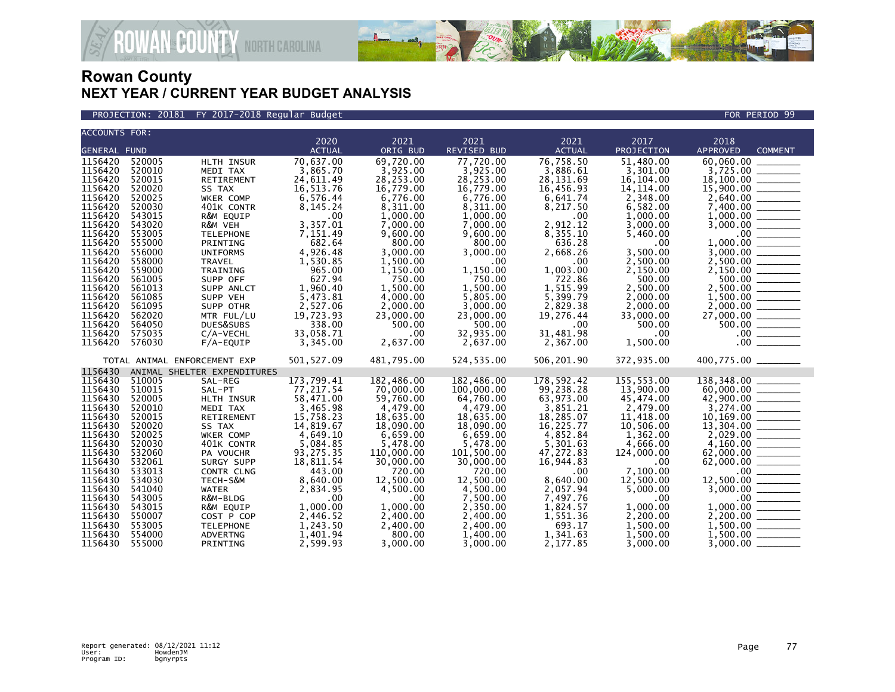# Rowan County
## NEXT YEAR / CURRENT YEAR BUDGET ANALYSIS

PROJECTION: 20181 FY 2017-2018 Regular Budget FOR PERIOD 99

| ACCOUNTS FOR: GENERAL FUND | | | 2020 ACTUAL | 2021 ORIG BUD | 2021 REVISED BUD | 2021 ACTUAL | 2017 PROJECTION | 2018 APPROVED | COMMENT |
|---|---|---|---|---|---|---|---|---|---|
| 1156420 | 520005 | HLTH INSUR | 70,637.00 | 69,720.00 | 77,720.00 | 76,758.50 | 51,480.00 | 60,060.00 | _______ |
| 1156420 | 520010 | MEDI TAX | 3,865.70 | 3,925.00 | 3,925.00 | 3,886.61 | 3,301.00 | 3,725.00 | _______ |
| 1156420 | 520015 | RETIREMENT | 24,611.49 | 28,253.00 | 28,253.00 | 28,131.69 | 16,104.00 | 18,100.00 | _______ |
| 1156420 | 520020 | SS TAX | 16,513.76 | 16,779.00 | 16,779.00 | 16,456.93 | 14,114.00 | 15,900.00 | _______ |
| 1156420 | 520025 | WKER COMP | 6,576.44 | 6,776.00 | 6,776.00 | 6,641.74 | 2,348.00 | 2,640.00 | _______ |
| 1156420 | 520030 | 401K CONTR | 8,145.24 | 8,311.00 | 8,311.00 | 8,217.50 | 6,582.00 | 7,400.00 | _______ |
| 1156420 | 543015 | R&M EQUIP | .00 | 1,000.00 | 1,000.00 | .00 | 1,000.00 | 1,000.00 | _______ |
| 1156420 | 543020 | R&M VEH | 3,357.01 | 7,000.00 | 7,000.00 | 2,912.12 | 3,000.00 | 3,000.00 | _______ |
| 1156420 | 553005 | TELEPHONE | 7,151.49 | 9,600.00 | 9,600.00 | 8,355.10 | 5,460.00 | .00 | _______ |
| 1156420 | 555000 | PRINTING | 682.64 | 800.00 | 800.00 | 636.28 | .00 | 1,000.00 | _______ |
| 1156420 | 556000 | UNIFORMS | 4,926.48 | 3,000.00 | 3,000.00 | 2,668.26 | 3,500.00 | 3,000.00 | _______ |
| 1156420 | 558000 | TRAVEL | 1,530.85 | 1,500.00 | .00 | .00 | 2,500.00 | 2,500.00 | _______ |
| 1156420 | 559000 | TRAINING | 965.00 | 1,150.00 | 1,150.00 | 1,003.00 | 2,150.00 | 2,150.00 | _______ |
| 1156420 | 561005 | SUPP OFF | 627.94 | 750.00 | 750.00 | 722.86 | 500.00 | 500.00 | _______ |
| 1156420 | 561013 | SUPP ANLCT | 1,960.40 | 1,500.00 | 1,500.00 | 1,515.99 | 2,500.00 | 2,500.00 | _______ |
| 1156420 | 561085 | SUPP VEH | 5,473.81 | 4,000.00 | 5,805.00 | 5,399.79 | 2,000.00 | 1,500.00 | _______ |
| 1156420 | 561095 | SUPP OTHR | 2,527.06 | 2,000.00 | 3,000.00 | 2,829.38 | 2,000.00 | 2,000.00 | _______ |
| 1156420 | 562020 | MTR FUL/LU | 19,723.93 | 23,000.00 | 23,000.00 | 19,276.44 | 33,000.00 | 27,000.00 | _______ |
| 1156420 | 564050 | DUES&SUBS | 338.00 | 500.00 | 500.00 | .00 | 500.00 | 500.00 | _______ |
| 1156420 | 575035 | C/A-VECHL | 33,058.71 | .00 | 32,935.00 | 31,481.98 | .00 | .00 | _______ |
| 1156420 | 576030 | F/A-EQUIP | 3,345.00 | 2,637.00 | 2,637.00 | 2,367.00 | 1,500.00 | .00 | _______ |
| TOTAL ANIMAL ENFORCEMENT EXP | | | 501,527.09 | 481,795.00 | 524,535.00 | 506,201.90 | 372,935.00 | 400,775.00 | _______ |
| 1156430 | ANIMAL SHELTER EXPENDITURES | | | | | | | | |
| 1156430 | 510005 | SAL-REG | 173,799.41 | 182,486.00 | 182,486.00 | 178,592.42 | 155,553.00 | 138,348.00 | _______ |
| 1156430 | 510015 | SAL-PT | 77,217.54 | 70,000.00 | 100,000.00 | 99,238.28 | 13,900.00 | 60,000.00 | _______ |
| 1156430 | 520005 | HLTH INSUR | 58,471.00 | 59,760.00 | 64,760.00 | 63,973.00 | 45,474.00 | 42,900.00 | _______ |
| 1156430 | 520010 | MEDI TAX | 3,465.98 | 4,479.00 | 4,479.00 | 3,851.21 | 2,479.00 | 3,274.00 | _______ |
| 1156430 | 520015 | RETIREMENT | 15,758.23 | 18,635.00 | 18,635.00 | 18,285.07 | 11,418.00 | 10,169.00 | _______ |
| 1156430 | 520020 | SS TAX | 14,819.67 | 18,090.00 | 18,090.00 | 16,225.77 | 10,506.00 | 13,304.00 | _______ |
| 1156430 | 520025 | WKER COMP | 4,649.10 | 6,659.00 | 6,659.00 | 4,852.84 | 1,362.00 | 2,029.00 | _______ |
| 1156430 | 520030 | 401K CONTR | 5,084.85 | 5,478.00 | 5,478.00 | 5,301.63 | 4,666.00 | 4,160.00 | _______ |
| 1156430 | 532060 | PA VOUCHR | 93,275.35 | 110,000.00 | 101,500.00 | 47,272.83 | 124,000.00 | 62,000.00 | _______ |
| 1156430 | 532061 | SURGY SUPP | 18,811.54 | 30,000.00 | 30,000.00 | 16,944.83 | .00 | 62,000.00 | _______ |
| 1156430 | 533013 | CONTR CLNG | 443.00 | 720.00 | 720.00 | .00 | 7,100.00 | .00 | _______ |
| 1156430 | 534030 | TECH-S&M | 8,640.00 | 12,500.00 | 12,500.00 | 8,640.00 | 12,500.00 | 12,500.00 | _______ |
| 1156430 | 541040 | WATER | 2,834.95 | 4,500.00 | 4,500.00 | 2,057.94 | 5,000.00 | 3,000.00 | _______ |
| 1156430 | 543005 | R&M-BLDG | .00 | .00 | 7,500.00 | 7,497.76 | .00 | .00 | _______ |
| 1156430 | 543015 | R&M EQUIP | 1,000.00 | 1,000.00 | 2,350.00 | 1,824.57 | 1,000.00 | 1,000.00 | _______ |
| 1156430 | 550007 | COST P COP | 2,446.52 | 2,400.00 | 2,400.00 | 1,551.36 | 2,200.00 | 2,200.00 | _______ |
| 1156430 | 553005 | TELEPHONE | 1,243.50 | 2,400.00 | 2,400.00 | 693.17 | 1,500.00 | 1,500.00 | _______ |
| 1156430 | 554000 | ADVERTNG | 1,401.94 | 800.00 | 1,400.00 | 1,341.63 | 1,500.00 | 1,500.00 | _______ |
| 1156430 | 555000 | PRINTING | 2,599.93 | 3,000.00 | 3,000.00 | 2,177.85 | 3,000.00 | 3,000.00 | _______ |

Report generated: 08/12/2021 11:12
User: HowdenJM
Program ID: bgnyrpts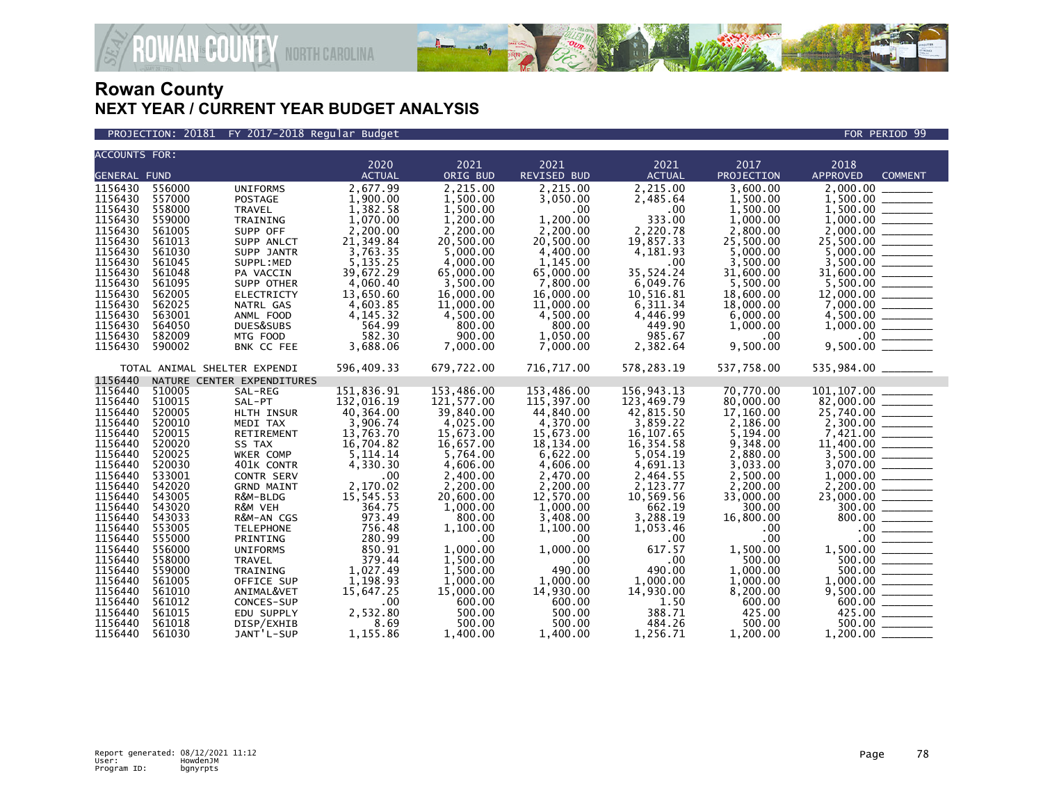# Rowan County
## NEXT YEAR / CURRENT YEAR BUDGET ANALYSIS

PROJECTION: 20181 FY 2017-2018 Regular Budget FOR PERIOD 99

| ACCOUNTS FOR: GENERAL FUND | | | 2020 ACTUAL | 2021 ORIG BUD | 2021 REVISED BUD | 2021 ACTUAL | 2017 PROJECTION | 2018 APPROVED | COMMENT |
|---|---|---|---|---|---|---|---|---|---|
| 1156430 | 556000 | UNIFORMS | 2,677.99 | 2,215.00 | 2,215.00 | 2,215.00 | 3,600.00 | 2,000.00 | _______ |
| 1156430 | 557000 | POSTAGE | 1,900.00 | 1,500.00 | 3,050.00 | 2,485.64 | 1,500.00 | 1,500.00 | _______ |
| 1156430 | 558000 | TRAVEL | 1,382.58 | 1,500.00 | .00 | .00 | 1,500.00 | 1,500.00 | _______ |
| 1156430 | 559000 | TRAINING | 1,070.00 | 1,200.00 | 1,200.00 | 333.00 | 1,000.00 | 1,000.00 | _______ |
| 1156430 | 561005 | SUPP OFF | 2,200.00 | 2,200.00 | 2,200.00 | 2,220.78 | 2,800.00 | 2,000.00 | _______ |
| 1156430 | 561013 | SUPP ANLCT | 21,349.84 | 20,500.00 | 20,500.00 | 19,857.33 | 25,500.00 | 25,500.00 | _______ |
| 1156430 | 561030 | SUPP JANTR | 3,763.35 | 5,000.00 | 4,400.00 | 4,181.93 | 5,000.00 | 5,000.00 | _______ |
| 1156430 | 561045 | SUPPL:MED | 5,135.25 | 4,000.00 | 1,145.00 | .00 | 3,500.00 | 3,500.00 | _______ |
| 1156430 | 561048 | PA VACCIN | 39,672.29 | 65,000.00 | 65,000.00 | 35,524.24 | 31,600.00 | 31,600.00 | _______ |
| 1156430 | 561095 | SUPP OTHER | 4,060.40 | 3,500.00 | 7,800.00 | 6,049.76 | 5,500.00 | 5,500.00 | _______ |
| 1156430 | 562005 | ELECTRICTY | 13,650.60 | 16,000.00 | 16,000.00 | 10,516.81 | 18,600.00 | 12,000.00 | _______ |
| 1156430 | 562025 | NATRL GAS | 4,603.85 | 11,000.00 | 11,000.00 | 6,311.34 | 18,000.00 | 7,000.00 | _______ |
| 1156430 | 563001 | ANML FOOD | 4,145.32 | 4,500.00 | 4,500.00 | 4,446.99 | 6,000.00 | 4,500.00 | _______ |
| 1156430 | 564050 | DUES&SUBS | 564.99 | 800.00 | 800.00 | 449.90 | 1,000.00 | 1,000.00 | _______ |
| 1156430 | 582009 | MTG FOOD | 582.30 | 900.00 | 1,050.00 | 985.67 | .00 | .00 | _______ |
| 1156430 | 590002 | BNK CC FEE | 3,688.06 | 7,000.00 | 7,000.00 | 2,382.64 | 9,500.00 | 9,500.00 | _______ |
| TOTAL ANIMAL SHELTER EXPENDI | | | 596,409.33 | 679,722.00 | 716,717.00 | 578,283.19 | 537,758.00 | 535,984.00 | _______ |
| 1156440 | NATURE CENTER EXPENDITURES | | | | | | | | |
| 1156440 | 510005 | SAL-REG | 151,836.91 | 153,486.00 | 153,486.00 | 156,943.13 | 70,770.00 | 101,107.00 | _______ |
| 1156440 | 510015 | SAL-PT | 132,016.19 | 121,577.00 | 115,397.00 | 123,469.79 | 80,000.00 | 82,000.00 | _______ |
| 1156440 | 520005 | HLTH INSUR | 40,364.00 | 39,840.00 | 44,840.00 | 42,815.50 | 17,160.00 | 25,740.00 | _______ |
| 1156440 | 520010 | MEDI TAX | 3,906.74 | 4,025.00 | 4,370.00 | 3,859.22 | 2,186.00 | 2,300.00 | _______ |
| 1156440 | 520015 | RETIREMENT | 13,763.70 | 15,673.00 | 15,673.00 | 16,107.65 | 5,194.00 | 7,421.00 | _______ |
| 1156440 | 520020 | SS TAX | 16,704.82 | 16,657.00 | 18,134.00 | 16,354.58 | 9,348.00 | 11,400.00 | _______ |
| 1156440 | 520025 | WKER COMP | 5,114.14 | 5,764.00 | 6,622.00 | 5,054.19 | 2,880.00 | 3,500.00 | _______ |
| 1156440 | 520030 | 401K CONTR | 4,330.30 | 4,606.00 | 4,606.00 | 4,691.13 | 3,033.00 | 3,070.00 | _______ |
| 1156440 | 533001 | CONTR SERV | .00 | 2,400.00 | 2,470.00 | 2,464.55 | 2,500.00 | 1,000.00 | _______ |
| 1156440 | 542020 | GRND MAINT | 2,170.02 | 2,200.00 | 2,200.00 | 2,123.77 | 2,200.00 | 2,200.00 | _______ |
| 1156440 | 543005 | R&M-BLDG | 15,545.53 | 20,600.00 | 12,570.00 | 10,569.56 | 33,000.00 | 23,000.00 | _______ |
| 1156440 | 543020 | R&M VEH | 364.75 | 1,000.00 | 1,000.00 | 662.19 | 300.00 | 300.00 | _______ |
| 1156440 | 543033 | R&M-AN CGS | 973.49 | 800.00 | 3,408.00 | 3,288.19 | 16,800.00 | 800.00 | _______ |
| 1156440 | 553005 | TELEPHONE | 756.48 | 1,100.00 | 1,100.00 | 1,053.46 | .00 | .00 | _______ |
| 1156440 | 555000 | PRINTING | 280.99 | .00 | .00 | .00 | .00 | .00 | _______ |
| 1156440 | 556000 | UNIFORMS | 850.91 | 1,000.00 | 1,000.00 | 617.57 | 1,500.00 | 1,500.00 | _______ |
| 1156440 | 558000 | TRAVEL | 379.44 | 1,500.00 | .00 | .00 | 500.00 | 500.00 | _______ |
| 1156440 | 559000 | TRAINING | 1,027.49 | 1,500.00 | 490.00 | 490.00 | 1,000.00 | 500.00 | _______ |
| 1156440 | 561005 | OFFICE SUP | 1,198.93 | 1,000.00 | 1,000.00 | 1,000.00 | 1,000.00 | 1,000.00 | _______ |
| 1156440 | 561010 | ANIMAL&VET | 15,647.25 | 15,000.00 | 14,930.00 | 14,930.00 | 8,200.00 | 9,500.00 | _______ |
| 1156440 | 561012 | CONCES-SUP | .00 | 600.00 | 600.00 | 1.50 | 600.00 | 600.00 | _______ |
| 1156440 | 561015 | EDU SUPPLY | 2,532.80 | 500.00 | 500.00 | 388.71 | 425.00 | 425.00 | _______ |
| 1156440 | 561018 | DISP/EXHIB | 8.69 | 500.00 | 500.00 | 484.26 | 500.00 | 500.00 | _______ |
| 1156440 | 561030 | JANT'L-SUP | 1,155.86 | 1,400.00 | 1,400.00 | 1,256.71 | 1,200.00 | 1,200.00 | _______ |

Report generated: 08/12/2021 11:12
User: HowdenJM
Program ID: bgnyrpts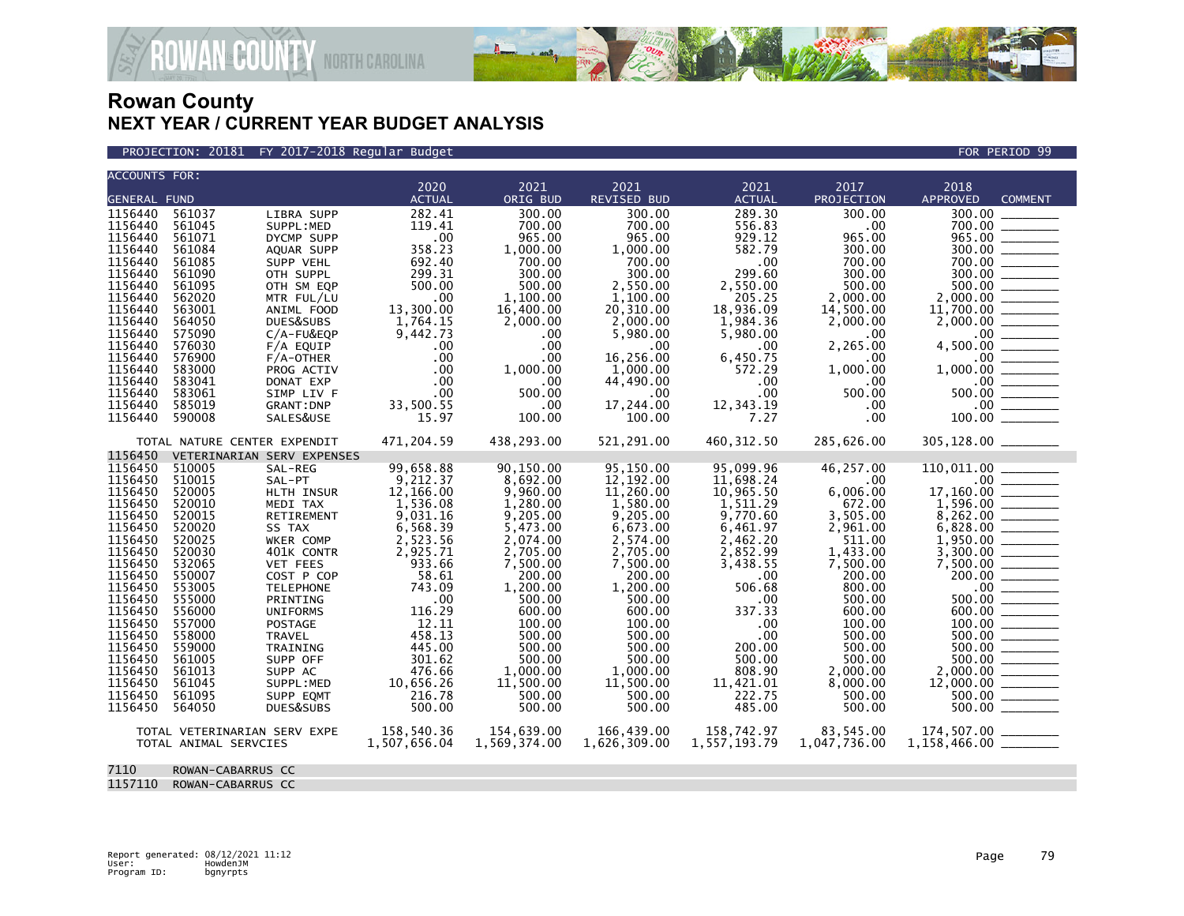# Rowan County
## NEXT YEAR / CURRENT YEAR BUDGET ANALYSIS

PROJECTION: 20181 FY 2017-2018 Regular Budget — FOR PERIOD 99

| ACCOUNTS FOR: GENERAL FUND | | | 2020 ACTUAL | 2021 ORIG BUD | 2021 REVISED BUD | 2021 ACTUAL | 2017 PROJECTION | 2018 APPROVED | COMMENT |
|---|---|---|---|---|---|---|---|---|---|
| 1156440 | 561037 | LIBRA SUPP | 282.41 | 300.00 | 300.00 | 289.30 | 300.00 | 300.00 | _______ |
| 1156440 | 561045 | SUPPL:MED | 119.41 | 700.00 | 700.00 | 556.83 | .00 | 700.00 | _______ |
| 1156440 | 561071 | DYCMP SUPP | .00 | 965.00 | 965.00 | 929.12 | 965.00 | 965.00 | _______ |
| 1156440 | 561084 | AQUAR SUPP | 358.23 | 1,000.00 | 1,000.00 | 582.79 | 300.00 | 300.00 | _______ |
| 1156440 | 561085 | SUPP VEHL | 692.40 | 700.00 | 700.00 | .00 | 700.00 | 700.00 | _______ |
| 1156440 | 561090 | OTH SUPPL | 299.31 | 300.00 | 300.00 | 299.60 | 300.00 | 300.00 | _______ |
| 1156440 | 561095 | OTH SM EQP | 500.00 | 500.00 | 2,550.00 | 2,550.00 | 500.00 | 500.00 | _______ |
| 1156440 | 562020 | MTR FUL/LU | .00 | 1,100.00 | 1,100.00 | 205.25 | 2,000.00 | 2,000.00 | _______ |
| 1156440 | 563001 | ANIML FOOD | 13,300.00 | 16,400.00 | 20,310.00 | 18,936.09 | 14,500.00 | 11,700.00 | _______ |
| 1156440 | 564050 | DUES&SUBS | 1,764.15 | 2,000.00 | 2,000.00 | 1,984.36 | 2,000.00 | 2,000.00 | _______ |
| 1156440 | 575090 | C/A-FU&EQP | 9,442.73 | .00 | 5,980.00 | 5,980.00 | .00 | .00 | _______ |
| 1156440 | 576030 | F/A EQUIP | .00 | .00 | .00 | .00 | 2,265.00 | 4,500.00 | _______ |
| 1156440 | 576900 | F/A-OTHER | .00 | .00 | 16,256.00 | 6,450.75 | .00 | .00 | _______ |
| 1156440 | 583000 | PROG ACTIV | .00 | 1,000.00 | 1,000.00 | 572.29 | 1,000.00 | 1,000.00 | _______ |
| 1156440 | 583041 | DONAT EXP | .00 | .00 | 44,490.00 | .00 | .00 | .00 | _______ |
| 1156440 | 583061 | SIMP LIV F | .00 | 500.00 | .00 | .00 | 500.00 | 500.00 | _______ |
| 1156440 | 585019 | GRANT:DNP | 33,500.55 | .00 | 17,244.00 | 12,343.19 | .00 | .00 | _______ |
| 1156440 | 590008 | SALES&USE | 15.97 | 100.00 | 100.00 | 7.27 | .00 | 100.00 | _______ |
| TOTAL NATURE CENTER EXPENDIT | | | 471,204.59 | 438,293.00 | 521,291.00 | 460,312.50 | 285,626.00 | 305,128.00 | _______ |
| 1156450 | VETERINARIAN SERV EXPENSES | | | | | | | | |
| 1156450 | 510005 | SAL-REG | 99,658.88 | 90,150.00 | 95,150.00 | 95,099.96 | 46,257.00 | 110,011.00 | _______ |
| 1156450 | 510015 | SAL-PT | 9,212.37 | 8,692.00 | 12,192.00 | 11,698.24 | .00 | .00 | _______ |
| 1156450 | 520005 | HLTH INSUR | 12,166.00 | 9,960.00 | 11,260.00 | 10,965.50 | 6,006.00 | 17,160.00 | _______ |
| 1156450 | 520010 | MEDI TAX | 1,536.08 | 1,280.00 | 1,580.00 | 1,511.29 | 672.00 | 1,596.00 | _______ |
| 1156450 | 520015 | RETIREMENT | 9,031.16 | 9,205.00 | 9,205.00 | 9,770.60 | 3,505.00 | 8,262.00 | _______ |
| 1156450 | 520020 | SS TAX | 6,568.39 | 5,473.00 | 6,673.00 | 6,461.97 | 2,961.00 | 6,828.00 | _______ |
| 1156450 | 520025 | WKER COMP | 2,523.56 | 2,074.00 | 2,574.00 | 2,462.20 | 511.00 | 1,950.00 | _______ |
| 1156450 | 520030 | 401K CONTR | 2,925.71 | 2,705.00 | 2,705.00 | 2,852.99 | 1,433.00 | 3,300.00 | _______ |
| 1156450 | 532065 | VET FEES | 933.66 | 7,500.00 | 7,500.00 | 3,438.55 | 7,500.00 | 7,500.00 | _______ |
| 1156450 | 550007 | COST P COP | 58.61 | 200.00 | 200.00 | .00 | 200.00 | 200.00 | _______ |
| 1156450 | 553005 | TELEPHONE | 743.09 | 1,200.00 | 1,200.00 | 506.68 | 800.00 | .00 | _______ |
| 1156450 | 555000 | PRINTING | .00 | 500.00 | 500.00 | .00 | 500.00 | 500.00 | _______ |
| 1156450 | 556000 | UNIFORMS | 116.29 | 600.00 | 600.00 | 337.33 | 600.00 | 600.00 | _______ |
| 1156450 | 557000 | POSTAGE | 12.11 | 100.00 | 100.00 | .00 | 100.00 | 100.00 | _______ |
| 1156450 | 558000 | TRAVEL | 458.13 | 500.00 | 500.00 | .00 | 500.00 | 500.00 | _______ |
| 1156450 | 559000 | TRAINING | 445.00 | 500.00 | 500.00 | 200.00 | 500.00 | 500.00 | _______ |
| 1156450 | 561005 | SUPP OFF | 301.62 | 500.00 | 500.00 | 500.00 | 500.00 | 500.00 | _______ |
| 1156450 | 561013 | SUPP AC | 476.66 | 1,000.00 | 1,000.00 | 808.90 | 2,000.00 | 2,000.00 | _______ |
| 1156450 | 561045 | SUPPL:MED | 10,656.26 | 11,500.00 | 11,500.00 | 11,421.01 | 8,000.00 | 12,000.00 | _______ |
| 1156450 | 561095 | SUPP EQMT | 216.78 | 500.00 | 500.00 | 222.75 | 500.00 | 500.00 | _______ |
| 1156450 | 564050 | DUES&SUBS | 500.00 | 500.00 | 500.00 | 485.00 | 500.00 | 500.00 | _______ |
| TOTAL VETERINARIAN SERV EXPE | | | 158,540.36 | 154,639.00 | 166,439.00 | 158,742.97 | 83,545.00 | 174,507.00 | _______ |
| TOTAL ANIMAL SERVCIES | | | 1,507,656.04 | 1,569,374.00 | 1,626,309.00 | 1,557,193.79 | 1,047,736.00 | 1,158,466.00 | _______ |
| 7110 | ROWAN-CABARRUS CC | | | | | | | | |
| 1157110 | ROWAN-CABARRUS CC | | | | | | | | |

Report generated: 08/12/2021 11:12
User: HowdenJM
Program ID: bgnyrpts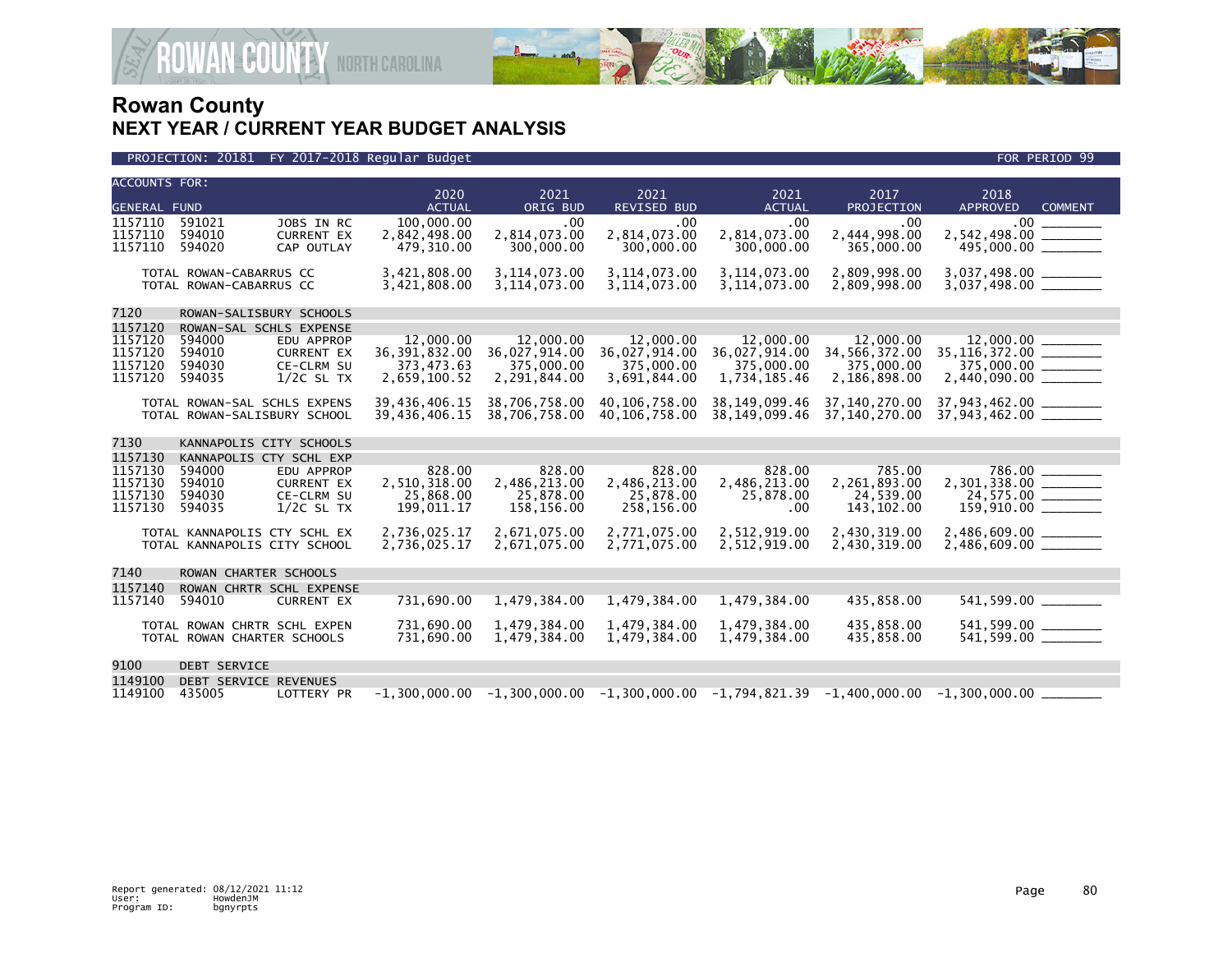# Rowan County
## NEXT YEAR / CURRENT YEAR BUDGET ANALYSIS

PROJECTION: 20181 FY 2017-2018 Regular Budget — FOR PERIOD 99

| ACCOUNTS FOR: GENERAL FUND | | | 2020 ACTUAL | 2021 ORIG BUD | 2021 REVISED BUD | 2021 ACTUAL | 2017 PROJECTION | 2018 APPROVED | COMMENT |
|---|---|---|---|---|---|---|---|---|---|
| 1157110 | 591021 | JOBS IN RC | 100,000.00 | .00 | .00 | .00 | .00 | .00 | ________ |
| 1157110 | 594010 | CURRENT EX | 2,842,498.00 | 2,814,073.00 | 2,814,073.00 | 2,814,073.00 | 2,444,998.00 | 2,542,498.00 | ________ |
| 1157110 | 594020 | CAP OUTLAY | 479,310.00 | 300,000.00 | 300,000.00 | 300,000.00 | 365,000.00 | 495,000.00 | ________ |
| TOTAL ROWAN-CABARRUS CC | | | 3,421,808.00 | 3,114,073.00 | 3,114,073.00 | 3,114,073.00 | 2,809,998.00 | 3,037,498.00 | ________ |
| TOTAL ROWAN-CABARRUS CC | | | 3,421,808.00 | 3,114,073.00 | 3,114,073.00 | 3,114,073.00 | 2,809,998.00 | 3,037,498.00 | ________ |
| 7120 | ROWAN-SALISBURY SCHOOLS | | | | | | | | |
| 1157120 | ROWAN-SAL SCHLS EXPENSE | | | | | | | | |
| 1157120 | 594000 | EDU APPROP | 12,000.00 | 12,000.00 | 12,000.00 | 12,000.00 | 12,000.00 | 12,000.00 | ________ |
| 1157120 | 594010 | CURRENT EX | 36,391,832.00 | 36,027,914.00 | 36,027,914.00 | 36,027,914.00 | 34,566,372.00 | 35,116,372.00 | ________ |
| 1157120 | 594030 | CE-CLRM SU | 373,473.63 | 375,000.00 | 375,000.00 | 375,000.00 | 375,000.00 | 375,000.00 | ________ |
| 1157120 | 594035 | 1/2C SL TX | 2,659,100.52 | 2,291,844.00 | 3,691,844.00 | 1,734,185.46 | 2,186,898.00 | 2,440,090.00 | ________ |
| TOTAL ROWAN-SAL SCHLS EXPENS | | | 39,436,406.15 | 38,706,758.00 | 40,106,758.00 | 38,149,099.46 | 37,140,270.00 | 37,943,462.00 | ________ |
| TOTAL ROWAN-SALISBURY SCHOOL | | | 39,436,406.15 | 38,706,758.00 | 40,106,758.00 | 38,149,099.46 | 37,140,270.00 | 37,943,462.00 | ________ |
| 7130 | KANNAPOLIS CITY SCHOOLS | | | | | | | | |
| 1157130 | KANNAPOLIS CTY SCHL EXP | | | | | | | | |
| 1157130 | 594000 | EDU APPROP | 828.00 | 828.00 | 828.00 | 828.00 | 785.00 | 786.00 | ________ |
| 1157130 | 594010 | CURRENT EX | 2,510,318.00 | 2,486,213.00 | 2,486,213.00 | 2,486,213.00 | 2,261,893.00 | 2,301,338.00 | ________ |
| 1157130 | 594030 | CE-CLRM SU | 25,868.00 | 25,878.00 | 25,878.00 | 25,878.00 | 24,539.00 | 24,575.00 | ________ |
| 1157130 | 594035 | 1/2C SL TX | 199,011.17 | 158,156.00 | 258,156.00 | .00 | 143,102.00 | 159,910.00 | ________ |
| TOTAL KANNAPOLIS CTY SCHL EX | | | 2,736,025.17 | 2,671,075.00 | 2,771,075.00 | 2,512,919.00 | 2,430,319.00 | 2,486,609.00 | ________ |
| TOTAL KANNAPOLIS CITY SCHOOL | | | 2,736,025.17 | 2,671,075.00 | 2,771,075.00 | 2,512,919.00 | 2,430,319.00 | 2,486,609.00 | ________ |
| 7140 | ROWAN CHARTER SCHOOLS | | | | | | | | |
| 1157140 | ROWAN CHRTR SCHL EXPENSE | | | | | | | | |
| 1157140 | 594010 | CURRENT EX | 731,690.00 | 1,479,384.00 | 1,479,384.00 | 1,479,384.00 | 435,858.00 | 541,599.00 | ________ |
| TOTAL ROWAN CHRTR SCHL EXPEN | | | 731,690.00 | 1,479,384.00 | 1,479,384.00 | 1,479,384.00 | 435,858.00 | 541,599.00 | ________ |
| TOTAL ROWAN CHARTER SCHOOLS | | | 731,690.00 | 1,479,384.00 | 1,479,384.00 | 1,479,384.00 | 435,858.00 | 541,599.00 | ________ |
| 9100 | DEBT SERVICE | | | | | | | | |
| 1149100 | DEBT SERVICE REVENUES | | | | | | | | |
| 1149100 | 435005 | LOTTERY PR | -1,300,000.00 | -1,300,000.00 | -1,300,000.00 | -1,794,821.39 | -1,400,000.00 | -1,300,000.00 | ________ |

Report generated: 08/12/2021 11:12
User: HowdenJM
Program ID: bgnyrpts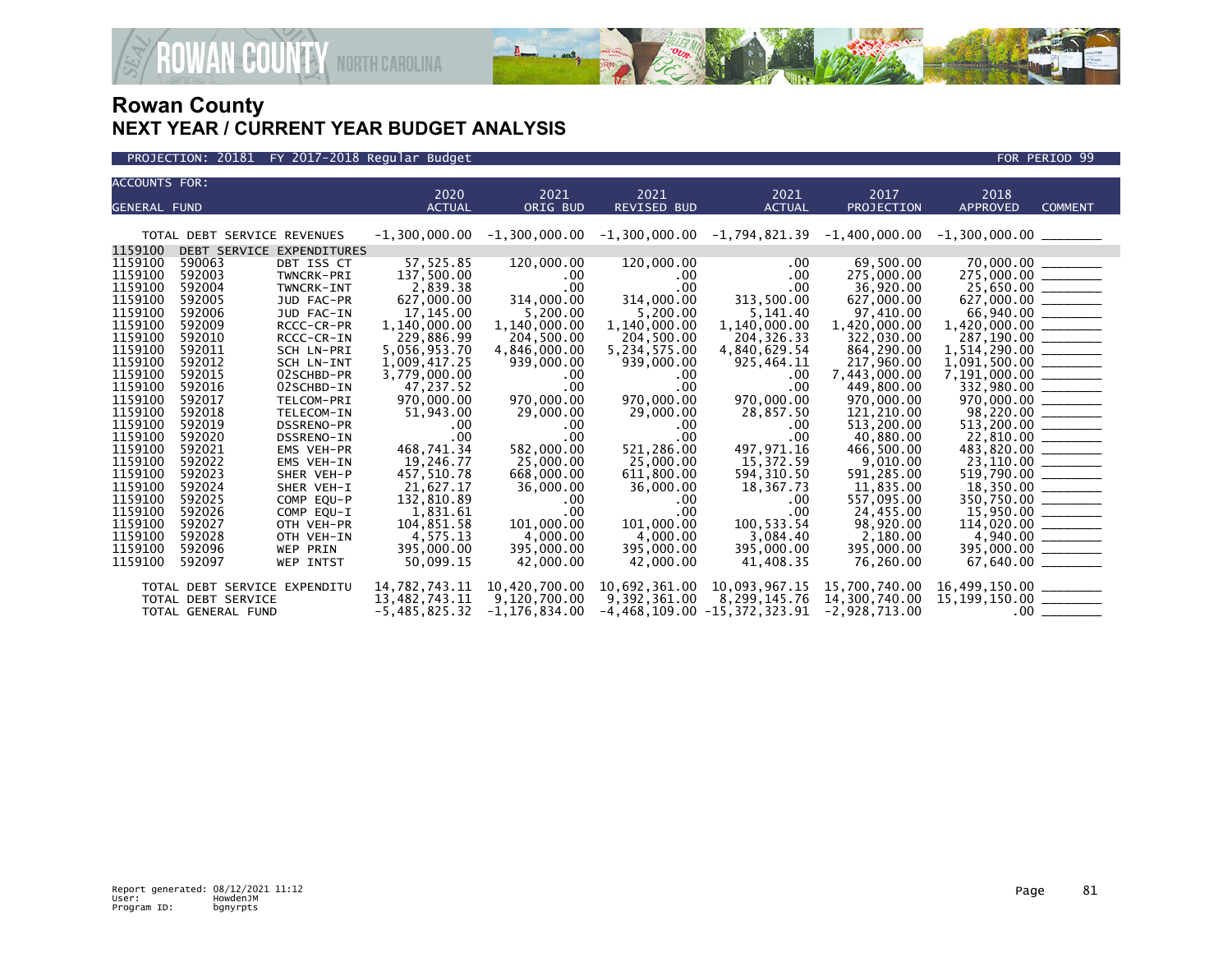# Rowan County
## NEXT YEAR / CURRENT YEAR BUDGET ANALYSIS

PROJECTION: 20181 FY 2017-2018 Regular Budget — FOR PERIOD 99

| ACCOUNTS FOR: GENERAL FUND | | | 2020 ACTUAL | 2021 ORIG BUD | 2021 REVISED BUD | 2021 ACTUAL | 2017 PROJECTION | 2018 APPROVED | COMMENT |
|---|---|---|---|---|---|---|---|---|---|
| TOTAL DEBT SERVICE REVENUES | | | -1,300,000.00 | -1,300,000.00 | -1,300,000.00 | -1,794,821.39 | -1,400,000.00 | -1,300,000.00 | ________ |
| 1159100 | DEBT SERVICE EXPENDITURES | | | | | | | | |
| 1159100 | 590063 | DBT ISS CT | 57,525.85 | 120,000.00 | 120,000.00 | .00 | 69,500.00 | 70,000.00 | ________ |
| 1159100 | 592003 | TWNCRK-PRI | 137,500.00 | .00 | .00 | .00 | 275,000.00 | 275,000.00 | ________ |
| 1159100 | 592004 | TWNCRK-INT | 2,839.38 | .00 | .00 | .00 | 36,920.00 | 25,650.00 | ________ |
| 1159100 | 592005 | JUD FAC-PR | 627,000.00 | 314,000.00 | 314,000.00 | 313,500.00 | 627,000.00 | 627,000.00 | ________ |
| 1159100 | 592006 | JUD FAC-IN | 17,145.00 | 5,200.00 | 5,200.00 | 5,141.40 | 97,410.00 | 66,940.00 | ________ |
| 1159100 | 592009 | RCCC-CR-PR | 1,140,000.00 | 1,140,000.00 | 1,140,000.00 | 1,140,000.00 | 1,420,000.00 | 1,420,000.00 | ________ |
| 1159100 | 592010 | RCCC-CR-IN | 229,886.99 | 204,500.00 | 204,500.00 | 204,326.33 | 322,030.00 | 287,190.00 | ________ |
| 1159100 | 592011 | SCH LN-PRI | 5,056,953.70 | 4,846,000.00 | 5,234,575.00 | 4,840,629.54 | 864,290.00 | 1,514,290.00 | ________ |
| 1159100 | 592012 | SCH LN-INT | 1,009,417.25 | 939,000.00 | 939,000.00 | 925,464.11 | 217,960.00 | 1,091,500.00 | ________ |
| 1159100 | 592015 | 02SCHBD-PR | 3,779,000.00 | .00 | .00 | .00 | 7,443,000.00 | 7,191,000.00 | ________ |
| 1159100 | 592016 | 02SCHBD-IN | 47,237.52 | .00 | .00 | .00 | 449,800.00 | 332,980.00 | ________ |
| 1159100 | 592017 | TELCOM-PRI | 970,000.00 | 970,000.00 | 970,000.00 | 970,000.00 | 970,000.00 | 970,000.00 | ________ |
| 1159100 | 592018 | TELECOM-IN | 51,943.00 | 29,000.00 | 29,000.00 | 28,857.50 | 121,210.00 | 98,220.00 | ________ |
| 1159100 | 592019 | DSSRENO-PR | .00 | .00 | .00 | .00 | 513,200.00 | 513,200.00 | ________ |
| 1159100 | 592020 | DSSRENO-IN | .00 | .00 | .00 | .00 | 40,880.00 | 22,810.00 | ________ |
| 1159100 | 592021 | EMS VEH-PR | 468,741.34 | 582,000.00 | 521,286.00 | 497,971.16 | 466,500.00 | 483,820.00 | ________ |
| 1159100 | 592022 | EMS VEH-IN | 19,246.77 | 25,000.00 | 25,000.00 | 15,372.59 | 9,010.00 | 23,110.00 | ________ |
| 1159100 | 592023 | SHER VEH-P | 457,510.78 | 668,000.00 | 611,800.00 | 594,310.50 | 591,285.00 | 519,790.00 | ________ |
| 1159100 | 592024 | SHER VEH-I | 21,627.17 | 36,000.00 | 36,000.00 | 18,367.73 | 11,835.00 | 18,350.00 | ________ |
| 1159100 | 592025 | COMP EQU-P | 132,810.89 | .00 | .00 | .00 | 557,095.00 | 350,750.00 | ________ |
| 1159100 | 592026 | COMP EQU-I | 1,831.61 | .00 | .00 | .00 | 24,455.00 | 15,950.00 | ________ |
| 1159100 | 592027 | OTH VEH-PR | 104,851.58 | 101,000.00 | 101,000.00 | 100,533.54 | 98,920.00 | 114,020.00 | ________ |
| 1159100 | 592028 | OTH VEH-IN | 4,575.13 | 4,000.00 | 4,000.00 | 3,084.40 | 2,180.00 | 4,940.00 | ________ |
| 1159100 | 592096 | WEP PRIN | 395,000.00 | 395,000.00 | 395,000.00 | 395,000.00 | 395,000.00 | 395,000.00 | ________ |
| 1159100 | 592097 | WEP INTST | 50,099.15 | 42,000.00 | 42,000.00 | 41,408.35 | 76,260.00 | 67,640.00 | ________ |
| TOTAL DEBT SERVICE EXPENDITU | | | 14,782,743.11 | 10,420,700.00 | 10,692,361.00 | 10,093,967.15 | 15,700,740.00 | 16,499,150.00 | ________ |
| TOTAL DEBT SERVICE | | | 13,482,743.11 | 9,120,700.00 | 9,392,361.00 | 8,299,145.76 | 14,300,740.00 | 15,199,150.00 | ________ |
| TOTAL GENERAL FUND | | | -5,485,825.32 | -1,176,834.00 | -4,468,109.00 | -15,372,323.91 | -2,928,713.00 | .00 | ________ |

Report generated: 08/12/2021 11:12
User: HowdenJM
Program ID: bgnyrpts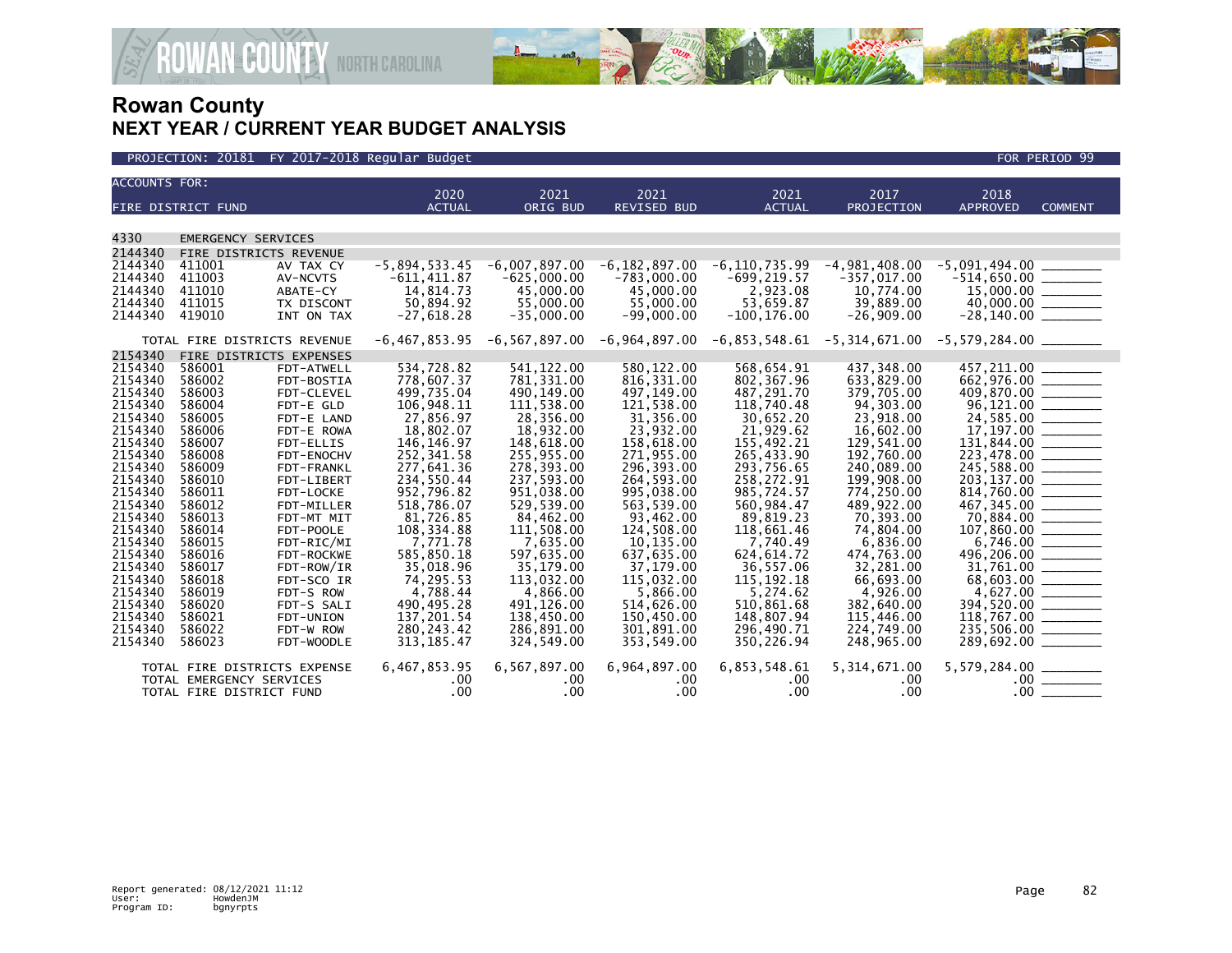# Rowan County
## NEXT YEAR / CURRENT YEAR BUDGET ANALYSIS

PROJECTION: 20181 FY 2017-2018 Regular Budget — FOR PERIOD 99

| ACCOUNTS FOR: FIRE DISTRICT FUND | | | 2020 ACTUAL | 2021 ORIG BUD | 2021 REVISED BUD | 2021 ACTUAL | 2017 PROJECTION | 2018 APPROVED | COMMENT |
|---|---|---|---|---|---|---|---|---|---|
| 4330 | EMERGENCY SERVICES | | | | | | | | |
| 2144340 | FIRE DISTRICTS REVENUE | | | | | | | | |
| 2144340 | 411001 | AV TAX CY | -5,894,533.45 | -6,007,897.00 | -6,182,897.00 | -6,110,735.99 | -4,981,408.00 | -5,091,494.00 | _______ |
| 2144340 | 411003 | AV-NCVTS | -611,411.87 | -625,000.00 | -783,000.00 | -699,219.57 | -357,017.00 | -514,650.00 | _______ |
| 2144340 | 411010 | ABATE-CY | 14,814.73 | 45,000.00 | 45,000.00 | 2,923.08 | 10,774.00 | 15,000.00 | _______ |
| 2144340 | 411015 | TX DISCONT | 50,894.92 | 55,000.00 | 55,000.00 | 53,659.87 | 39,889.00 | 40,000.00 | _______ |
| 2144340 | 419010 | INT ON TAX | -27,618.28 | -35,000.00 | -99,000.00 | -100,176.00 | -26,909.00 | -28,140.00 | _______ |
| TOTAL FIRE DISTRICTS REVENUE | | | -6,467,853.95 | -6,567,897.00 | -6,964,897.00 | -6,853,548.61 | -5,314,671.00 | -5,579,284.00 | _______ |
| 2154340 | FIRE DISTRICTS EXPENSES | | | | | | | | |
| 2154340 | 586001 | FDT-ATWELL | 534,728.82 | 541,122.00 | 580,122.00 | 568,654.91 | 437,348.00 | 457,211.00 | _______ |
| 2154340 | 586002 | FDT-BOSTIA | 778,607.37 | 781,331.00 | 816,331.00 | 802,367.96 | 633,829.00 | 662,976.00 | _______ |
| 2154340 | 586003 | FDT-CLEVEL | 499,735.04 | 490,149.00 | 497,149.00 | 487,291.70 | 379,705.00 | 409,870.00 | _______ |
| 2154340 | 586004 | FDT-E GLD | 106,948.11 | 111,538.00 | 121,538.00 | 118,740.48 | 94,303.00 | 96,121.00 | _______ |
| 2154340 | 586005 | FDT-E LAND | 27,856.97 | 28,356.00 | 31,356.00 | 30,652.20 | 23,918.00 | 24,585.00 | _______ |
| 2154340 | 586006 | FDT-E ROWA | 18,802.07 | 18,932.00 | 23,932.00 | 21,929.62 | 16,602.00 | 17,197.00 | _______ |
| 2154340 | 586007 | FDT-ELLIS | 146,146.97 | 148,618.00 | 158,618.00 | 155,492.21 | 129,541.00 | 131,844.00 | _______ |
| 2154340 | 586008 | FDT-ENOCHV | 252,341.58 | 255,955.00 | 271,955.00 | 265,433.90 | 192,760.00 | 223,478.00 | _______ |
| 2154340 | 586009 | FDT-FRANKL | 277,641.36 | 278,393.00 | 296,393.00 | 293,756.65 | 240,089.00 | 245,588.00 | _______ |
| 2154340 | 586010 | FDT-LIBERT | 234,550.44 | 237,593.00 | 264,593.00 | 258,272.91 | 199,908.00 | 203,137.00 | _______ |
| 2154340 | 586011 | FDT-LOCKE | 952,796.82 | 951,038.00 | 995,038.00 | 985,724.57 | 774,250.00 | 814,760.00 | _______ |
| 2154340 | 586012 | FDT-MILLER | 518,786.07 | 529,539.00 | 563,539.00 | 560,984.47 | 489,922.00 | 467,345.00 | _______ |
| 2154340 | 586013 | FDT-MT MIT | 81,726.85 | 84,462.00 | 93,462.00 | 89,819.23 | 70,393.00 | 70,884.00 | _______ |
| 2154340 | 586014 | FDT-POOLE | 108,334.88 | 111,508.00 | 124,508.00 | 118,661.46 | 74,804.00 | 107,860.00 | _______ |
| 2154340 | 586015 | FDT-RIC/MI | 7,771.78 | 7,635.00 | 10,135.00 | 7,740.49 | 6,836.00 | 6,746.00 | _______ |
| 2154340 | 586016 | FDT-ROCKWE | 585,850.18 | 597,635.00 | 637,635.00 | 624,614.72 | 474,763.00 | 496,206.00 | _______ |
| 2154340 | 586017 | FDT-ROW/IR | 35,018.96 | 35,179.00 | 37,179.00 | 36,557.06 | 32,281.00 | 31,761.00 | _______ |
| 2154340 | 586018 | FDT-SCO IR | 74,295.53 | 113,032.00 | 115,032.00 | 115,192.18 | 66,693.00 | 68,603.00 | _______ |
| 2154340 | 586019 | FDT-S ROW | 4,788.44 | 4,866.00 | 5,866.00 | 5,274.62 | 4,926.00 | 4,627.00 | _______ |
| 2154340 | 586020 | FDT-S SALI | 490,495.28 | 491,126.00 | 514,626.00 | 510,861.68 | 382,640.00 | 394,520.00 | _______ |
| 2154340 | 586021 | FDT-UNION | 137,201.54 | 138,450.00 | 150,450.00 | 148,807.94 | 115,446.00 | 118,767.00 | _______ |
| 2154340 | 586022 | FDT-W ROW | 280,243.42 | 286,891.00 | 301,891.00 | 296,490.71 | 224,749.00 | 235,506.00 | _______ |
| 2154340 | 586023 | FDT-WOODLE | 313,185.47 | 324,549.00 | 353,549.00 | 350,226.94 | 248,965.00 | 289,692.00 | _______ |
| TOTAL FIRE DISTRICTS EXPENSE | | | 6,467,853.95 | 6,567,897.00 | 6,964,897.00 | 6,853,548.61 | 5,314,671.00 | 5,579,284.00 | _______ |
| TOTAL EMERGENCY SERVICES | | | .00 | .00 | .00 | .00 | .00 | .00 | _______ |
| TOTAL FIRE DISTRICT FUND | | | .00 | .00 | .00 | .00 | .00 | .00 | _______ |

Report generated: 08/12/2021 11:12
User: HowdenJM
Program ID: bgnyrpts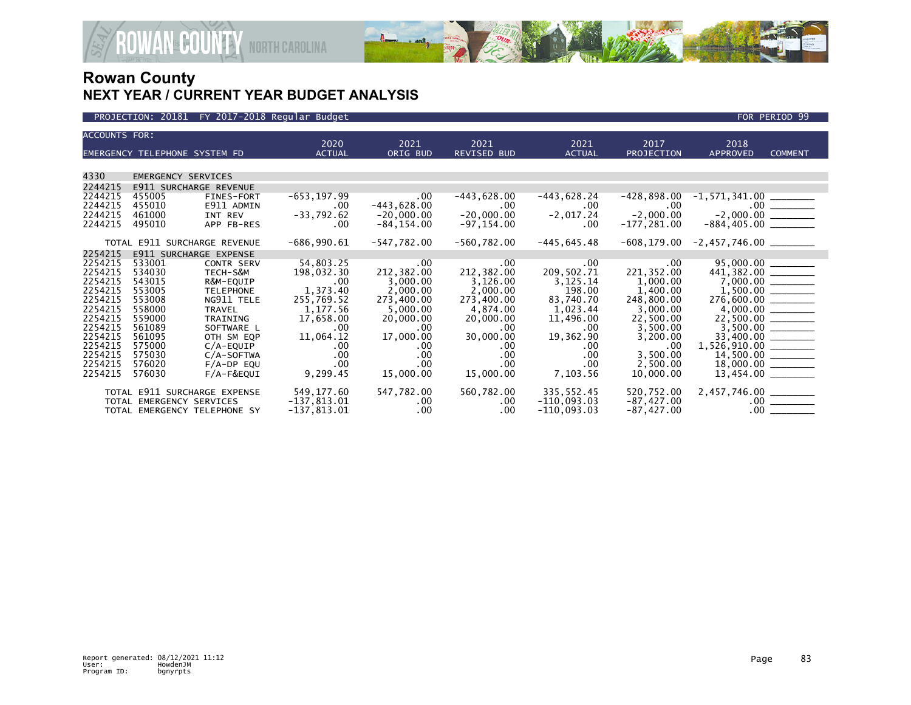# Rowan County
## NEXT YEAR / CURRENT YEAR BUDGET ANALYSIS

PROJECTION: 20181 FY 2017-2018 Regular Budget — FOR PERIOD 99

| ACCOUNTS FOR: EMERGENCY TELEPHONE SYSTEM FD | | | 2020 ACTUAL | 2021 ORIG BUD | 2021 REVISED BUD | 2021 ACTUAL | 2017 PROJECTION | 2018 APPROVED | COMMENT |
|---|---|---|---|---|---|---|---|---|---|
| 4330 | EMERGENCY SERVICES | | | | | | | | |
| 2244215 | E911 SURCHARGE REVENUE | | | | | | | | |
| 2244215 | 455005 | FINES-FORT | -653,197.99 | .00 | -443,628.00 | -443,628.24 | -428,898.00 | -1,571,341.00 | ________ |
| 2244215 | 455010 | E911 ADMIN | .00 | -443,628.00 | .00 | .00 | .00 | .00 | ________ |
| 2244215 | 461000 | INT REV | -33,792.62 | -20,000.00 | -20,000.00 | -2,017.24 | -2,000.00 | -2,000.00 | ________ |
| 2244215 | 495010 | APP FB-RES | .00 | -84,154.00 | -97,154.00 | .00 | -177,281.00 | -884,405.00 | ________ |
| | TOTAL E911 SURCHARGE REVENUE | | -686,990.61 | -547,782.00 | -560,782.00 | -445,645.48 | -608,179.00 | -2,457,746.00 | ________ |
| 2254215 | E911 SURCHARGE EXPENSE | | | | | | | | |
| 2254215 | 533001 | CONTR SERV | 54,803.25 | .00 | .00 | .00 | .00 | 95,000.00 | ________ |
| 2254215 | 534030 | TECH-S&M | 198,032.30 | 212,382.00 | 212,382.00 | 209,502.71 | 221,352.00 | 441,382.00 | ________ |
| 2254215 | 543015 | R&M-EQUIP | .00 | 3,000.00 | 3,126.00 | 3,125.14 | 1,000.00 | 7,000.00 | ________ |
| 2254215 | 553005 | TELEPHONE | 1,373.40 | 2,000.00 | 2,000.00 | 198.00 | 1,400.00 | 1,500.00 | ________ |
| 2254215 | 553008 | NG911 TELE | 255,769.52 | 273,400.00 | 273,400.00 | 83,740.70 | 248,800.00 | 276,600.00 | ________ |
| 2254215 | 558000 | TRAVEL | 1,177.56 | 5,000.00 | 4,874.00 | 1,023.44 | 3,000.00 | 4,000.00 | ________ |
| 2254215 | 559000 | TRAINING | 17,658.00 | 20,000.00 | 20,000.00 | 11,496.00 | 22,500.00 | 22,500.00 | ________ |
| 2254215 | 561089 | SOFTWARE L | .00 | .00 | .00 | .00 | 3,500.00 | 3,500.00 | ________ |
| 2254215 | 561095 | OTH SM EQP | 11,064.12 | 17,000.00 | 30,000.00 | 19,362.90 | 3,200.00 | 33,400.00 | ________ |
| 2254215 | 575000 | C/A-EQUIP | .00 | .00 | .00 | .00 | .00 | 1,526,910.00 | ________ |
| 2254215 | 575030 | C/A-SOFTWA | .00 | .00 | .00 | .00 | 3,500.00 | 14,500.00 | ________ |
| 2254215 | 576020 | F/A-DP EQU | .00 | .00 | .00 | .00 | 2,500.00 | 18,000.00 | ________ |
| 2254215 | 576030 | F/A-F&EQUI | 9,299.45 | 15,000.00 | 15,000.00 | 7,103.56 | 10,000.00 | 13,454.00 | ________ |
| | TOTAL E911 SURCHARGE EXPENSE | | 549,177.60 | 547,782.00 | 560,782.00 | 335,552.45 | 520,752.00 | 2,457,746.00 | ________ |
| | TOTAL EMERGENCY SERVICES | | -137,813.01 | .00 | .00 | -110,093.03 | -87,427.00 | .00 | ________ |
| | TOTAL EMERGENCY TELEPHONE SY | | -137,813.01 | .00 | .00 | -110,093.03 | -87,427.00 | .00 | ________ |

Report generated: 08/12/2021 11:12
User: HowdenJM
Program ID: bgnyrpts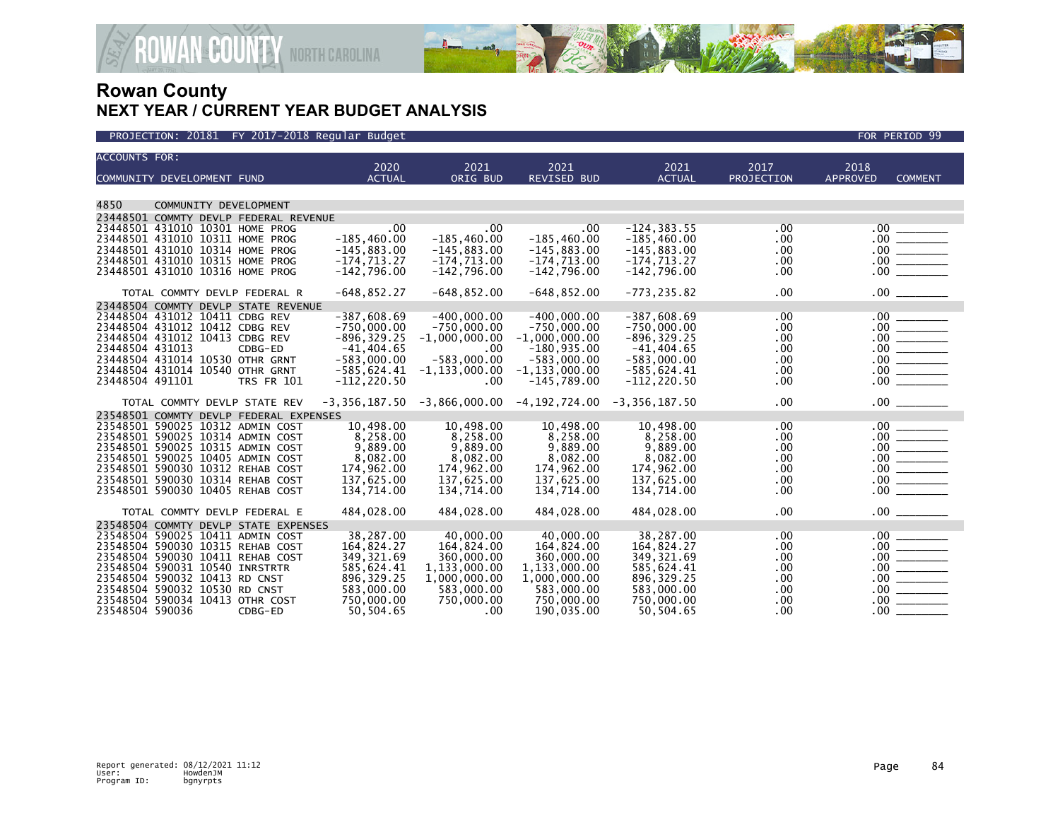# Rowan County
## NEXT YEAR / CURRENT YEAR BUDGET ANALYSIS

PROJECTION: 20181 FY 2017-2018 Regular Budget — FOR PERIOD 99

| ACCOUNTS FOR: COMMUNITY DEVELOPMENT FUND | 2020 ACTUAL | 2021 ORIG BUD | 2021 REVISED BUD | 2021 ACTUAL | 2017 PROJECTION | 2018 APPROVED | COMMENT |
|---|---|---|---|---|---|---|---|
| **4850 COMMUNITY DEVELOPMENT** | | | | | | | |
| **23448501 COMMTY DEVLP FEDERAL REVENUE** | | | | | | | |
| 23448501 431010 10301 HOME PROG | .00 | .00 | .00 | -124,383.55 | .00 | .00 | ________ |
| 23448501 431010 10311 HOME PROG | -185,460.00 | -185,460.00 | -185,460.00 | -185,460.00 | .00 | .00 | ________ |
| 23448501 431010 10314 HOME PROG | -145,883.00 | -145,883.00 | -145,883.00 | -145,883.00 | .00 | .00 | ________ |
| 23448501 431010 10315 HOME PROG | -174,713.27 | -174,713.00 | -174,713.00 | -174,713.27 | .00 | .00 | ________ |
| 23448501 431010 10316 HOME PROG | -142,796.00 | -142,796.00 | -142,796.00 | -142,796.00 | .00 | .00 | ________ |
| TOTAL COMMTY DEVLP FEDERAL R | -648,852.27 | -648,852.00 | -648,852.00 | -773,235.82 | .00 | .00 | ________ |
| **23448504 COMMTY DEVLP STATE REVENUE** | | | | | | | |
| 23448504 431012 10411 CDBG REV | -387,608.69 | -400,000.00 | -400,000.00 | -387,608.69 | .00 | .00 | ________ |
| 23448504 431012 10412 CDBG REV | -750,000.00 | -750,000.00 | -750,000.00 | -750,000.00 | .00 | .00 | ________ |
| 23448504 431012 10413 CDBG REV | -896,329.25 | -1,000,000.00 | -1,000,000.00 | -896,329.25 | .00 | .00 | ________ |
| 23448504 431013 CDBG-ED | -41,404.65 | .00 | -180,935.00 | -41,404.65 | .00 | .00 | ________ |
| 23448504 431014 10530 OTHR GRNT | -583,000.00 | -583,000.00 | -583,000.00 | -583,000.00 | .00 | .00 | ________ |
| 23448504 431014 10540 OTHR GRNT | -585,624.41 | -1,133,000.00 | -1,133,000.00 | -585,624.41 | .00 | .00 | ________ |
| 23448504 491101 TRS FR 101 | -112,220.50 | .00 | -145,789.00 | -112,220.50 | .00 | .00 | ________ |
| TOTAL COMMTY DEVLP STATE REV | -3,356,187.50 | -3,866,000.00 | -4,192,724.00 | -3,356,187.50 | .00 | .00 | ________ |
| **23548501 COMMTY DEVLP FEDERAL EXPENSES** | | | | | | | |
| 23548501 590025 10312 ADMIN COST | 10,498.00 | 10,498.00 | 10,498.00 | 10,498.00 | .00 | .00 | ________ |
| 23548501 590025 10314 ADMIN COST | 8,258.00 | 8,258.00 | 8,258.00 | 8,258.00 | .00 | .00 | ________ |
| 23548501 590025 10315 ADMIN COST | 9,889.00 | 9,889.00 | 9,889.00 | 9,889.00 | .00 | .00 | ________ |
| 23548501 590025 10405 ADMIN COST | 8,082.00 | 8,082.00 | 8,082.00 | 8,082.00 | .00 | .00 | ________ |
| 23548501 590030 10312 REHAB COST | 174,962.00 | 174,962.00 | 174,962.00 | 174,962.00 | .00 | .00 | ________ |
| 23548501 590030 10314 REHAB COST | 137,625.00 | 137,625.00 | 137,625.00 | 137,625.00 | .00 | .00 | ________ |
| 23548501 590030 10405 REHAB COST | 134,714.00 | 134,714.00 | 134,714.00 | 134,714.00 | .00 | .00 | ________ |
| TOTAL COMMTY DEVLP FEDERAL E | 484,028.00 | 484,028.00 | 484,028.00 | 484,028.00 | .00 | .00 | ________ |
| **23548504 COMMTY DEVLP STATE EXPENSES** | | | | | | | |
| 23548504 590025 10411 ADMIN COST | 38,287.00 | 40,000.00 | 40,000.00 | 38,287.00 | .00 | .00 | ________ |
| 23548504 590030 10315 REHAB COST | 164,824.27 | 164,824.00 | 164,824.00 | 164,824.27 | .00 | .00 | ________ |
| 23548504 590030 10411 REHAB COST | 349,321.69 | 360,000.00 | 360,000.00 | 349,321.69 | .00 | .00 | ________ |
| 23548504 590031 10540 INRSTRTR | 585,624.41 | 1,133,000.00 | 1,133,000.00 | 585,624.41 | .00 | .00 | ________ |
| 23548504 590032 10413 RD CNST | 896,329.25 | 1,000,000.00 | 1,000,000.00 | 896,329.25 | .00 | .00 | ________ |
| 23548504 590032 10530 RD CNST | 583,000.00 | 583,000.00 | 583,000.00 | 583,000.00 | .00 | .00 | ________ |
| 23548504 590034 10413 OTHR COST | 750,000.00 | 750,000.00 | 750,000.00 | 750,000.00 | .00 | .00 | ________ |
| 23548504 590036 CDBG-ED | 50,504.65 | .00 | 190,035.00 | 50,504.65 | .00 | .00 | ________ |

Report generated: 08/12/2021 11:12
User: HowdenJM
Program ID: bgnyrpts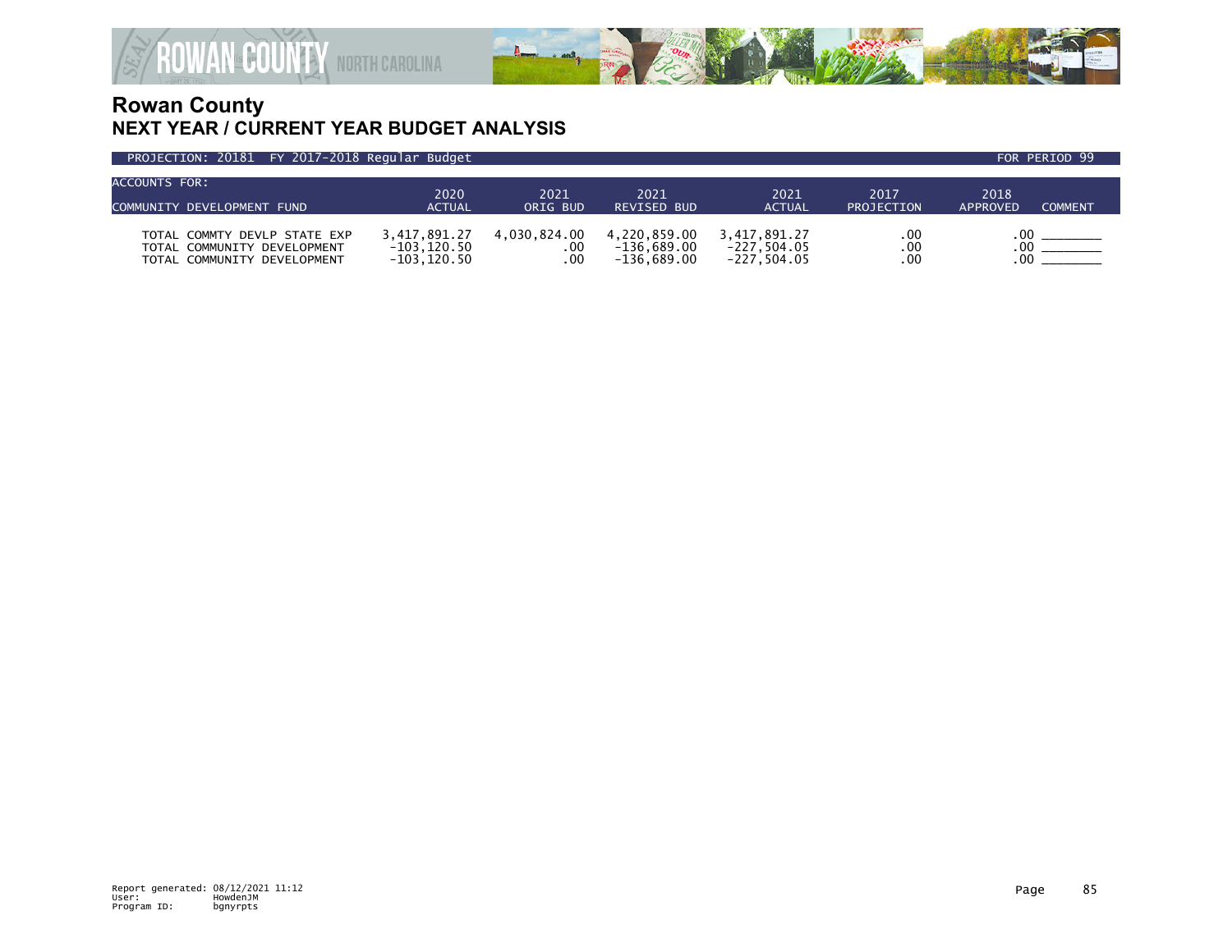# Rowan County
## NEXT YEAR / CURRENT YEAR BUDGET ANALYSIS

PROJECTION: 20181 FY 2017-2018 Regular Budget — FOR PERIOD 99

| ACCOUNTS FOR: COMMUNITY DEVELOPMENT FUND | 2020 ACTUAL | 2021 ORIG BUD | 2021 REVISED BUD | 2021 ACTUAL | 2017 PROJECTION | 2018 APPROVED | COMMENT |
|---|---|---|---|---|---|---|---|
| TOTAL COMMTY DEVLP STATE EXP | 3,417,891.27 | 4,030,824.00 | 4,220,859.00 | 3,417,891.27 | .00 | .00 | ________ |
| TOTAL COMMUNITY DEVELOPMENT | -103,120.50 | .00 | -136,689.00 | -227,504.05 | .00 | .00 | ________ |
| TOTAL COMMUNITY DEVELOPMENT | -103,120.50 | .00 | -136,689.00 | -227,504.05 | .00 | .00 | ________ |

Report generated: 08/12/2021 11:12
User: HowdenJM
Program ID: bgnyrpts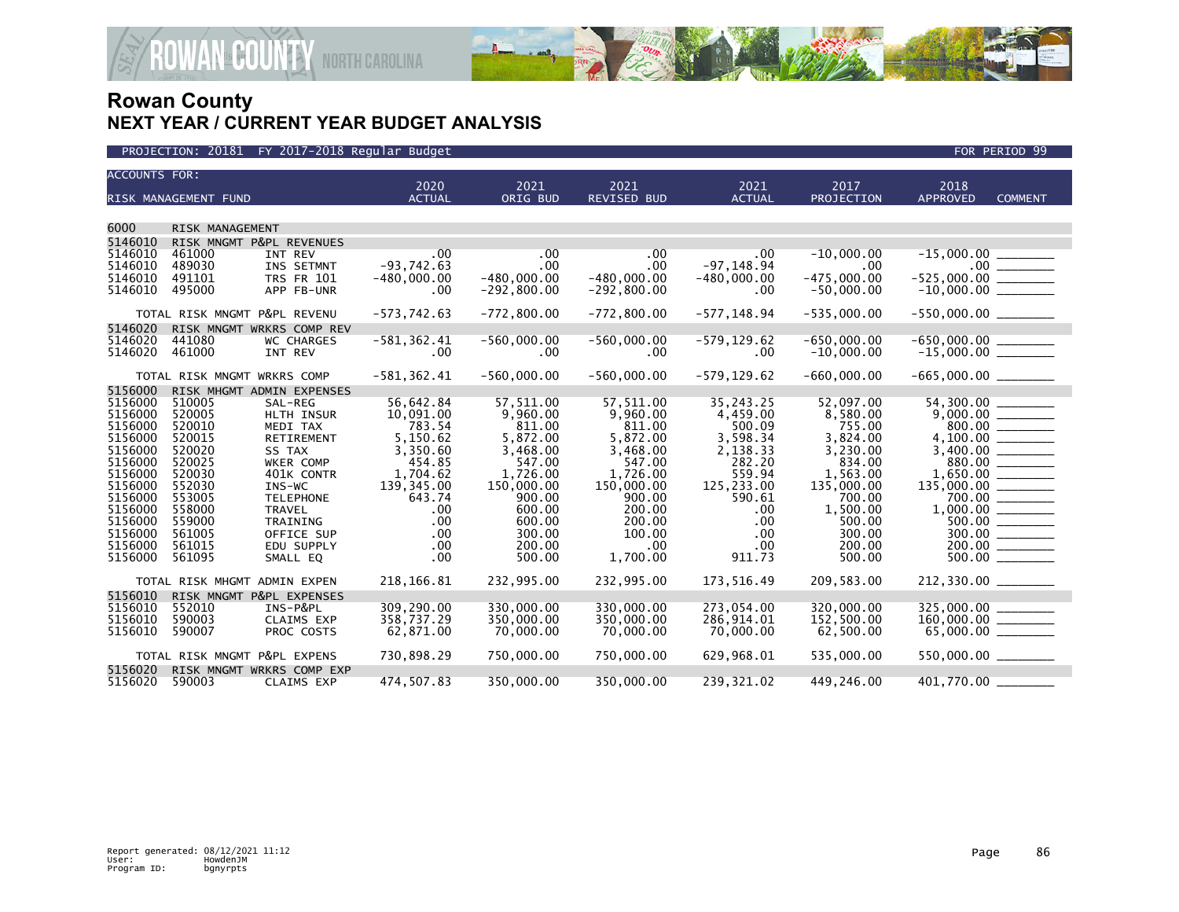# Rowan County
## NEXT YEAR / CURRENT YEAR BUDGET ANALYSIS

PROJECTION: 20181 FY 2017-2018 Regular Budget — FOR PERIOD 99

| ACCOUNTS FOR: RISK MANAGEMENT FUND | | | 2020 ACTUAL | 2021 ORIG BUD | 2021 REVISED BUD | 2021 ACTUAL | 2017 PROJECTION | 2018 APPROVED | COMMENT |
|---|---|---|---|---|---|---|---|---|---|
| 6000 | RISK MANAGEMENT | | | | | | | | |
| 5146010 | RISK MNGMT P&PL REVENUES | | | | | | | | |
| 5146010 | 461000 | INT REV | .00 | .00 | .00 | .00 | -10,000.00 | -15,000.00 | ________ |
| 5146010 | 489030 | INS SETMNT | -93,742.63 | .00 | .00 | -97,148.94 | .00 | .00 | ________ |
| 5146010 | 491101 | TRS FR 101 | -480,000.00 | -480,000.00 | -480,000.00 | -480,000.00 | -475,000.00 | -525,000.00 | ________ |
| 5146010 | 495000 | APP FB-UNR | .00 | -292,800.00 | -292,800.00 | .00 | -50,000.00 | -10,000.00 | ________ |
| | TOTAL RISK MNGMT P&PL REVENU | | -573,742.63 | -772,800.00 | -772,800.00 | -577,148.94 | -535,000.00 | -550,000.00 | ________ |
| 5146020 | RISK MNGMT WRKRS COMP REV | | | | | | | | |
| 5146020 | 441080 | WC CHARGES | -581,362.41 | -560,000.00 | -560,000.00 | -579,129.62 | -650,000.00 | -650,000.00 | ________ |
| 5146020 | 461000 | INT REV | .00 | .00 | .00 | .00 | -10,000.00 | -15,000.00 | ________ |
| | TOTAL RISK MNGMT WRKRS COMP | | -581,362.41 | -560,000.00 | -560,000.00 | -579,129.62 | -660,000.00 | -665,000.00 | ________ |
| 5156000 | RISK MHGMT ADMIN EXPENSES | | | | | | | | |
| 5156000 | 510005 | SAL-REG | 56,642.84 | 57,511.00 | 57,511.00 | 35,243.25 | 52,097.00 | 54,300.00 | ________ |
| 5156000 | 520005 | HLTH INSUR | 10,091.00 | 9,960.00 | 9,960.00 | 4,459.00 | 8,580.00 | 9,000.00 | ________ |
| 5156000 | 520010 | MEDI TAX | 783.54 | 811.00 | 811.00 | 500.09 | 755.00 | 800.00 | ________ |
| 5156000 | 520015 | RETIREMENT | 5,150.62 | 5,872.00 | 5,872.00 | 3,598.34 | 3,824.00 | 4,100.00 | ________ |
| 5156000 | 520020 | SS TAX | 3,350.60 | 3,468.00 | 3,468.00 | 2,138.33 | 3,230.00 | 3,400.00 | ________ |
| 5156000 | 520025 | WKER COMP | 454.85 | 547.00 | 547.00 | 282.20 | 834.00 | 880.00 | ________ |
| 5156000 | 520030 | 401K CONTR | 1,704.62 | 1,726.00 | 1,726.00 | 559.94 | 1,563.00 | 1,650.00 | ________ |
| 5156000 | 552030 | INS-WC | 139,345.00 | 150,000.00 | 150,000.00 | 125,233.00 | 135,000.00 | 135,000.00 | ________ |
| 5156000 | 553005 | TELEPHONE | 643.74 | 900.00 | 900.00 | 590.61 | 700.00 | 700.00 | ________ |
| 5156000 | 558000 | TRAVEL | .00 | 600.00 | 200.00 | .00 | 1,500.00 | 1,000.00 | ________ |
| 5156000 | 559000 | TRAINING | .00 | 600.00 | 200.00 | .00 | 500.00 | 500.00 | ________ |
| 5156000 | 561005 | OFFICE SUP | .00 | 300.00 | 100.00 | .00 | 300.00 | 300.00 | ________ |
| 5156000 | 561015 | EDU SUPPLY | .00 | 200.00 | .00 | .00 | 200.00 | 200.00 | ________ |
| 5156000 | 561095 | SMALL EQ | .00 | 500.00 | 1,700.00 | 911.73 | 500.00 | 500.00 | ________ |
| | TOTAL RISK MHGMT ADMIN EXPEN | | 218,166.81 | 232,995.00 | 232,995.00 | 173,516.49 | 209,583.00 | 212,330.00 | ________ |
| 5156010 | RISK MNGMT P&PL EXPENSES | | | | | | | | |
| 5156010 | 552010 | INS-P&PL | 309,290.00 | 330,000.00 | 330,000.00 | 273,054.00 | 320,000.00 | 325,000.00 | ________ |
| 5156010 | 590003 | CLAIMS EXP | 358,737.29 | 350,000.00 | 350,000.00 | 286,914.01 | 152,500.00 | 160,000.00 | ________ |
| 5156010 | 590007 | PROC COSTS | 62,871.00 | 70,000.00 | 70,000.00 | 70,000.00 | 62,500.00 | 65,000.00 | ________ |
| | TOTAL RISK MNGMT P&PL EXPENS | | 730,898.29 | 750,000.00 | 750,000.00 | 629,968.01 | 535,000.00 | 550,000.00 | ________ |
| 5156020 | RISK MNGMT WRKRS COMP EXP | | | | | | | | |
| 5156020 | 590003 | CLAIMS EXP | 474,507.83 | 350,000.00 | 350,000.00 | 239,321.02 | 449,246.00 | 401,770.00 | ________ |

Report generated: 08/12/2021 11:12
User: HowdenJM
Program ID: bgnyrpts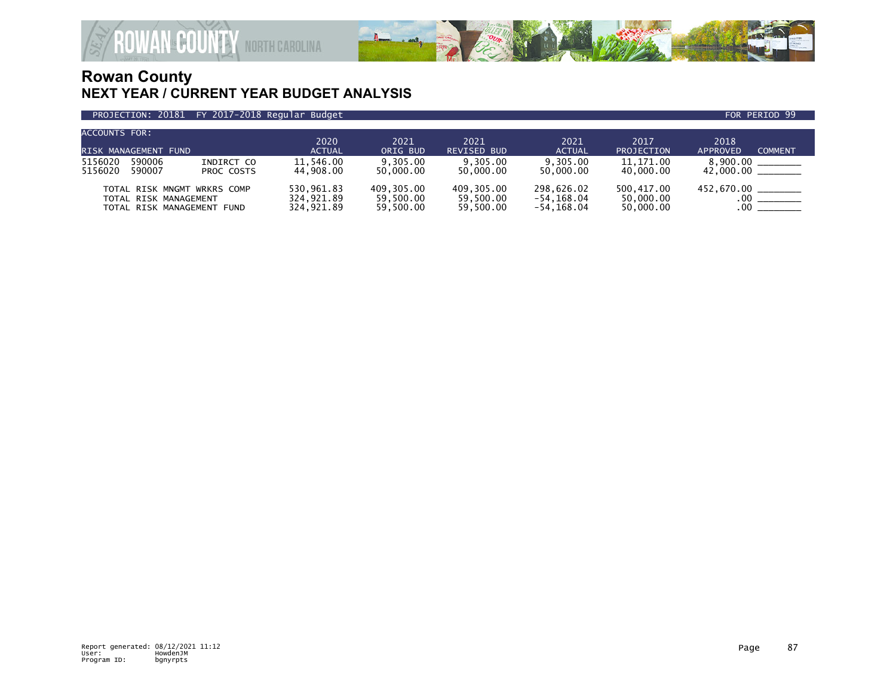# Rowan County

## NEXT YEAR / CURRENT YEAR BUDGET ANALYSIS

PROJECTION: 20181 FY 2017-2018 Regular Budget FOR PERIOD 99

| ACCOUNTS FOR: RISK MANAGEMENT FUND | | | 2020 ACTUAL | 2021 ORIG BUD | 2021 REVISED BUD | 2021 ACTUAL | 2017 PROJECTION | 2018 APPROVED | COMMENT |
|---|---|---|---|---|---|---|---|---|---|
| 5156020 | 590006 | INDIRCT CO | 11,546.00 | 9,305.00 | 9,305.00 | 9,305.00 | 11,171.00 | 8,900.00 | ________ |
| 5156020 | 590007 | PROC COSTS | 44,908.00 | 50,000.00 | 50,000.00 | 50,000.00 | 40,000.00 | 42,000.00 | ________ |
| | TOTAL RISK MNGMT WRKRS COMP | | 530,961.83 | 409,305.00 | 409,305.00 | 298,626.02 | 500,417.00 | 452,670.00 | ________ |
| | TOTAL RISK MANAGEMENT | | 324,921.89 | 59,500.00 | 59,500.00 | -54,168.04 | 50,000.00 | .00 | ________ |
| | TOTAL RISK MANAGEMENT FUND | | 324,921.89 | 59,500.00 | 59,500.00 | -54,168.04 | 50,000.00 | .00 | ________ |

Report generated: 08/12/2021 11:12
User: HowdenJM
Program ID: bgnyrpts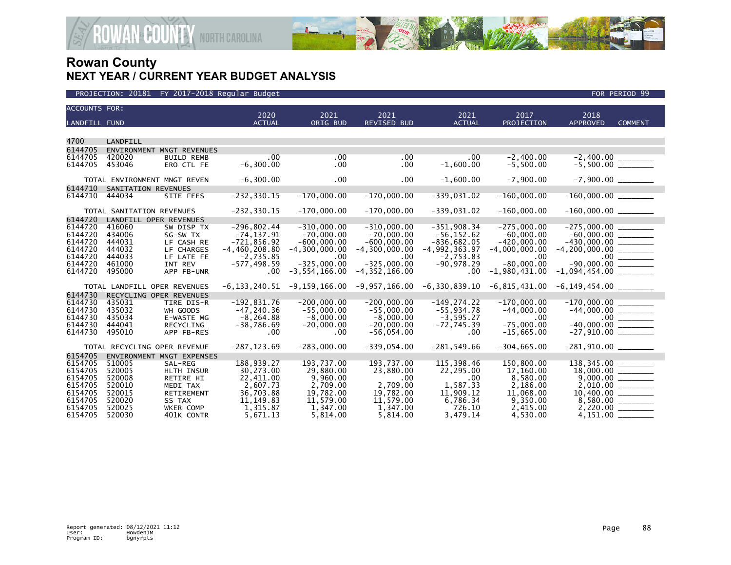# Rowan County
## NEXT YEAR / CURRENT YEAR BUDGET ANALYSIS

PROJECTION: 20181 FY 2017-2018 Regular Budget — FOR PERIOD 99

| ACCOUNTS FOR: LANDFILL FUND | | | 2020 ACTUAL | 2021 ORIG BUD | 2021 REVISED BUD | 2021 ACTUAL | 2017 PROJECTION | 2018 APPROVED | COMMENT |
|---|---|---|---|---|---|---|---|---|---|
| 4700 | LANDFILL | | | | | | | | |
| 6144705 | ENVIRONMENT MNGT REVENUES | | | | | | | | |
| 6144705 | 420020 | BUILD REMB | .00 | .00 | .00 | .00 | -2,400.00 | -2,400.00 | _______ |
| 6144705 | 453046 | ERO CTL FE | -6,300.00 | .00 | .00 | -1,600.00 | -5,500.00 | -5,500.00 | _______ |
| | TOTAL ENVIRONMENT MNGT REVEN | | -6,300.00 | .00 | .00 | -1,600.00 | -7,900.00 | -7,900.00 | _______ |
| 6144710 | SANITATION REVENUES | | | | | | | | |
| 6144710 | 444034 | SITE FEES | -232,330.15 | -170,000.00 | -170,000.00 | -339,031.02 | -160,000.00 | -160,000.00 | _______ |
| | TOTAL SANITATION REVENUES | | -232,330.15 | -170,000.00 | -170,000.00 | -339,031.02 | -160,000.00 | -160,000.00 | _______ |
| 6144720 | LANDFILL OPER REVENUES | | | | | | | | |
| 6144720 | 416060 | SW DISP TX | -296,802.44 | -310,000.00 | -310,000.00 | -351,908.34 | -275,000.00 | -275,000.00 | _______ |
| 6144720 | 434006 | SG-SW TX | -74,137.91 | -70,000.00 | -70,000.00 | -56,152.62 | -60,000.00 | -60,000.00 | _______ |
| 6144720 | 444031 | LF CASH RE | -721,856.92 | -600,000.00 | -600,000.00 | -836,682.05 | -420,000.00 | -430,000.00 | _______ |
| 6144720 | 444032 | LF CHARGES | -4,460,208.80 | -4,300,000.00 | -4,300,000.00 | -4,992,363.97 | -4,000,000.00 | -4,200,000.00 | _______ |
| 6144720 | 444033 | LF LATE FE | -2,735.85 | .00 | .00 | -2,753.83 | .00 | .00 | _______ |
| 6144720 | 461000 | INT REV | -577,498.59 | -325,000.00 | -325,000.00 | -90,978.29 | -80,000.00 | -90,000.00 | _______ |
| 6144720 | 495000 | APP FB-UNR | .00 | -3,554,166.00 | -4,352,166.00 | .00 | -1,980,431.00 | -1,094,454.00 | _______ |
| | TOTAL LANDFILL OPER REVENUES | | -6,133,240.51 | -9,159,166.00 | -9,957,166.00 | -6,330,839.10 | -6,815,431.00 | -6,149,454.00 | _______ |
| 6144730 | RECYCLING OPER REVENUES | | | | | | | | |
| 6144730 | 435031 | TIRE DIS-R | -192,831.76 | -200,000.00 | -200,000.00 | -149,274.22 | -170,000.00 | -170,000.00 | _______ |
| 6144730 | 435032 | WH GOODS | -47,240.36 | -55,000.00 | -55,000.00 | -55,934.78 | -44,000.00 | -44,000.00 | _______ |
| 6144730 | 435034 | E-WASTE MG | -8,264.88 | -8,000.00 | -8,000.00 | -3,595.27 | .00 | .00 | _______ |
| 6144730 | 444041 | RECYCLING | -38,786.69 | -20,000.00 | -20,000.00 | -72,745.39 | -75,000.00 | -40,000.00 | _______ |
| 6144730 | 495010 | APP FB-RES | .00 | .00 | -56,054.00 | .00 | -15,665.00 | -27,910.00 | _______ |
| | TOTAL RECYCLING OPER REVENUE | | -287,123.69 | -283,000.00 | -339,054.00 | -281,549.66 | -304,665.00 | -281,910.00 | _______ |
| 6154705 | ENVIRONMENT MNGT EXPENSES | | | | | | | | |
| 6154705 | 510005 | SAL-REG | 188,939.27 | 193,737.00 | 193,737.00 | 115,398.46 | 150,800.00 | 138,345.00 | _______ |
| 6154705 | 520005 | HLTH INSUR | 30,273.00 | 29,880.00 | 23,880.00 | 22,295.00 | 17,160.00 | 18,000.00 | _______ |
| 6154705 | 520008 | RETIRE HI | 22,411.00 | 9,960.00 | .00 | .00 | 8,580.00 | 9,000.00 | _______ |
| 6154705 | 520010 | MEDI TAX | 2,607.73 | 2,709.00 | 2,709.00 | 1,587.33 | 2,186.00 | 2,010.00 | _______ |
| 6154705 | 520015 | RETIREMENT | 36,703.88 | 19,782.00 | 19,782.00 | 11,909.12 | 11,068.00 | 10,400.00 | _______ |
| 6154705 | 520020 | SS TAX | 11,149.83 | 11,579.00 | 11,579.00 | 6,786.34 | 9,350.00 | 8,580.00 | _______ |
| 6154705 | 520025 | WKER COMP | 1,315.87 | 1,347.00 | 1,347.00 | 726.10 | 2,415.00 | 2,220.00 | _______ |
| 6154705 | 520030 | 401K CONTR | 5,671.13 | 5,814.00 | 5,814.00 | 3,479.14 | 4,530.00 | 4,151.00 | _______ |

Report generated: 08/12/2021 11:12
User: HowdenJM
Program ID: bgnyrpts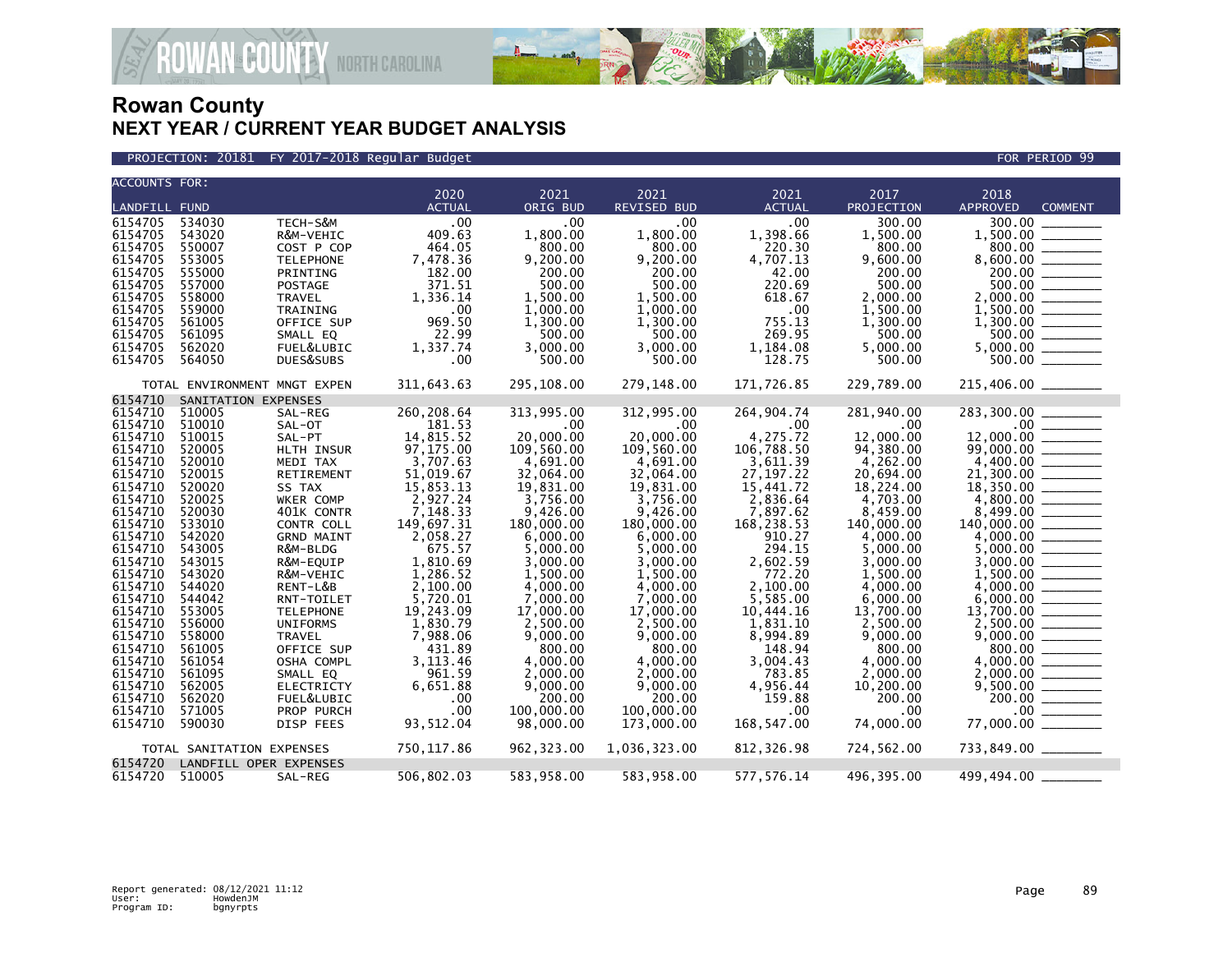# Rowan County
## NEXT YEAR / CURRENT YEAR BUDGET ANALYSIS

PROJECTION: 20181 FY 2017-2018 Regular Budget — FOR PERIOD 99

| ACCOUNTS FOR: LANDFILL FUND | | | 2020 ACTUAL | 2021 ORIG BUD | 2021 REVISED BUD | 2021 ACTUAL | 2017 PROJECTION | 2018 APPROVED | COMMENT |
|---|---|---|---|---|---|---|---|---|---|
| 6154705 | 534030 | TECH-S&M | .00 | .00 | .00 | .00 | 300.00 | 300.00 | |
| 6154705 | 543020 | R&M-VEHIC | 409.63 | 1,800.00 | 1,800.00 | 1,398.66 | 1,500.00 | 1,500.00 | |
| 6154705 | 550007 | COST P COP | 464.05 | 800.00 | 800.00 | 220.30 | 800.00 | 800.00 | |
| 6154705 | 553005 | TELEPHONE | 7,478.36 | 9,200.00 | 9,200.00 | 4,707.13 | 9,600.00 | 8,600.00 | |
| 6154705 | 555000 | PRINTING | 182.00 | 200.00 | 200.00 | 42.00 | 200.00 | 200.00 | |
| 6154705 | 557000 | POSTAGE | 371.51 | 500.00 | 500.00 | 220.69 | 500.00 | 500.00 | |
| 6154705 | 558000 | TRAVEL | 1,336.14 | 1,500.00 | 1,500.00 | 618.67 | 2,000.00 | 2,000.00 | |
| 6154705 | 559000 | TRAINING | .00 | 1,000.00 | 1,000.00 | .00 | 1,500.00 | 1,500.00 | |
| 6154705 | 561005 | OFFICE SUP | 969.50 | 1,300.00 | 1,300.00 | 755.13 | 1,300.00 | 1,300.00 | |
| 6154705 | 561095 | SMALL EQ | 22.99 | 500.00 | 500.00 | 269.95 | 500.00 | 500.00 | |
| 6154705 | 562020 | FUEL&LUBIC | 1,337.74 | 3,000.00 | 3,000.00 | 1,184.08 | 5,000.00 | 5,000.00 | |
| 6154705 | 564050 | DUES&SUBS | .00 | 500.00 | 500.00 | 128.75 | 500.00 | 500.00 | |
| TOTAL ENVIRONMENT MNGT EXPEN | | | 311,643.63 | 295,108.00 | 279,148.00 | 171,726.85 | 229,789.00 | 215,406.00 | |
| 6154710 | SANITATION EXPENSES | | | | | | | | |
| 6154710 | 510005 | SAL-REG | 260,208.64 | 313,995.00 | 312,995.00 | 264,904.74 | 281,940.00 | 283,300.00 | |
| 6154710 | 510010 | SAL-OT | 181.53 | .00 | .00 | .00 | .00 | .00 | |
| 6154710 | 510015 | SAL-PT | 14,815.52 | 20,000.00 | 20,000.00 | 4,275.72 | 12,000.00 | 12,000.00 | |
| 6154710 | 520005 | HLTH INSUR | 97,175.00 | 109,560.00 | 109,560.00 | 106,788.50 | 94,380.00 | 99,000.00 | |
| 6154710 | 520010 | MEDI TAX | 3,707.63 | 4,691.00 | 4,691.00 | 3,611.39 | 4,262.00 | 4,400.00 | |
| 6154710 | 520015 | RETIREMENT | 51,019.67 | 32,064.00 | 32,064.00 | 27,197.22 | 20,694.00 | 21,300.00 | |
| 6154710 | 520020 | SS TAX | 15,853.13 | 19,831.00 | 19,831.00 | 15,441.72 | 18,224.00 | 18,350.00 | |
| 6154710 | 520025 | WKER COMP | 2,927.24 | 3,756.00 | 3,756.00 | 2,836.64 | 4,703.00 | 4,800.00 | |
| 6154710 | 520030 | 401K CONTR | 7,148.33 | 9,426.00 | 9,426.00 | 7,897.62 | 8,459.00 | 8,499.00 | |
| 6154710 | 533010 | CONTR COLL | 149,697.31 | 180,000.00 | 180,000.00 | 168,238.53 | 140,000.00 | 140,000.00 | |
| 6154710 | 542020 | GRND MAINT | 2,058.27 | 6,000.00 | 6,000.00 | 910.27 | 4,000.00 | 4,000.00 | |
| 6154710 | 543005 | R&M-BLDG | 675.57 | 5,000.00 | 5,000.00 | 294.15 | 5,000.00 | 5,000.00 | |
| 6154710 | 543015 | R&M-EQUIP | 1,810.69 | 3,000.00 | 3,000.00 | 2,602.59 | 3,000.00 | 3,000.00 | |
| 6154710 | 543020 | R&M-VEHIC | 1,286.52 | 1,500.00 | 1,500.00 | 772.20 | 1,500.00 | 1,500.00 | |
| 6154710 | 544020 | RENT-L&B | 2,100.00 | 4,000.00 | 4,000.00 | 2,100.00 | 4,000.00 | 4,000.00 | |
| 6154710 | 544042 | RNT-TOILET | 5,720.01 | 7,000.00 | 7,000.00 | 5,585.00 | 6,000.00 | 6,000.00 | |
| 6154710 | 553005 | TELEPHONE | 19,243.09 | 17,000.00 | 17,000.00 | 10,444.16 | 13,700.00 | 13,700.00 | |
| 6154710 | 556000 | UNIFORMS | 1,830.79 | 2,500.00 | 2,500.00 | 1,831.10 | 2,500.00 | 2,500.00 | |
| 6154710 | 558000 | TRAVEL | 7,988.06 | 9,000.00 | 9,000.00 | 8,994.89 | 9,000.00 | 9,000.00 | |
| 6154710 | 561005 | OFFICE SUP | 431.89 | 800.00 | 800.00 | 148.94 | 800.00 | 800.00 | |
| 6154710 | 561054 | OSHA COMPL | 3,113.46 | 4,000.00 | 4,000.00 | 3,004.43 | 4,000.00 | 4,000.00 | |
| 6154710 | 561095 | SMALL EQ | 961.59 | 2,000.00 | 2,000.00 | 783.85 | 2,000.00 | 2,000.00 | |
| 6154710 | 562005 | ELECTRICTY | 6,651.88 | 9,000.00 | 9,000.00 | 4,956.44 | 10,200.00 | 9,500.00 | |
| 6154710 | 562020 | FUEL&LUBIC | .00 | 200.00 | 200.00 | 159.88 | 200.00 | 200.00 | |
| 6154710 | 571005 | PROP PURCH | .00 | 100,000.00 | 100,000.00 | .00 | .00 | .00 | |
| 6154710 | 590030 | DISP FEES | 93,512.04 | 98,000.00 | 173,000.00 | 168,547.00 | 74,000.00 | 77,000.00 | |
| TOTAL SANITATION EXPENSES | | | 750,117.86 | 962,323.00 | 1,036,323.00 | 812,326.98 | 724,562.00 | 733,849.00 | |
| 6154720 | LANDFILL OPER EXPENSES | | | | | | | | |
| 6154720 | 510005 | SAL-REG | 506,802.03 | 583,958.00 | 583,958.00 | 577,576.14 | 496,395.00 | 499,494.00 | |

Report generated: 08/12/2021 11:12
User: HowdenJM
Program ID: bgnyrpts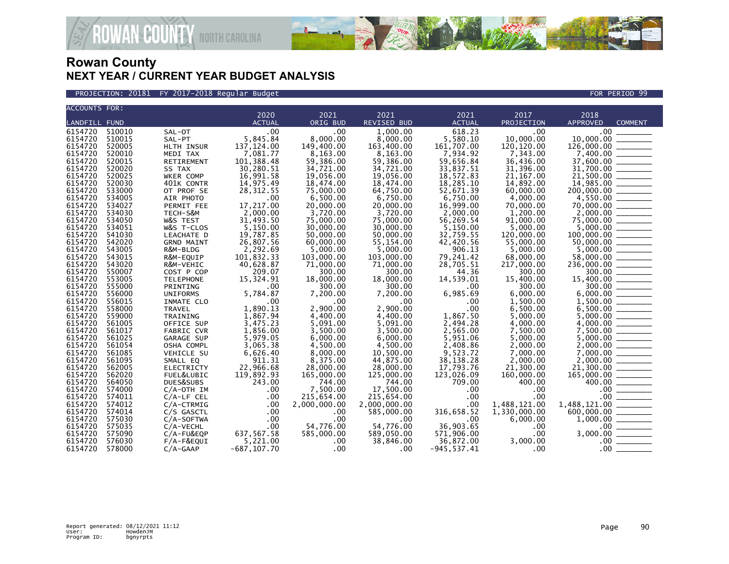# Rowan County
## NEXT YEAR / CURRENT YEAR BUDGET ANALYSIS

PROJECTION: 20181 FY 2017-2018 Regular Budget — FOR PERIOD 99

| ACCOUNTS FOR: LANDFILL FUND | | | 2020 ACTUAL | 2021 ORIG BUD | 2021 REVISED BUD | 2021 ACTUAL | 2017 PROJECTION | 2018 APPROVED | COMMENT |
|---|---|---|---|---|---|---|---|---|---|
| 6154720 | 510010 | SAL-OT | .00 | .00 | 1,000.00 | 618.23 | .00 | .00 | _______ |
| 6154720 | 510015 | SAL-PT | 5,845.84 | 8,000.00 | 8,000.00 | 5,580.10 | 10,000.00 | 10,000.00 | _______ |
| 6154720 | 520005 | HLTH INSUR | 137,124.00 | 149,400.00 | 163,400.00 | 161,707.00 | 120,120.00 | 126,000.00 | _______ |
| 6154720 | 520010 | MEDI TAX | 7,081.77 | 8,163.00 | 8,163.00 | 7,934.92 | 7,343.00 | 7,400.00 | _______ |
| 6154720 | 520015 | RETIREMENT | 101,388.48 | 59,386.00 | 59,386.00 | 59,656.84 | 36,436.00 | 37,600.00 | _______ |
| 6154720 | 520020 | SS TAX | 30,280.51 | 34,721.00 | 34,721.00 | 33,837.51 | 31,396.00 | 31,700.00 | _______ |
| 6154720 | 520025 | WKER COMP | 16,991.58 | 19,056.00 | 19,056.00 | 18,572.83 | 21,167.00 | 21,500.00 | _______ |
| 6154720 | 520030 | 401K CONTR | 14,975.49 | 18,474.00 | 18,474.00 | 18,285.10 | 14,892.00 | 14,985.00 | _______ |
| 6154720 | 533000 | OT PROF SE | 28,312.55 | 75,000.00 | 64,750.00 | 52,671.39 | 60,000.00 | 200,000.00 | _______ |
| 6154720 | 534005 | AIR PHOTO | .00 | 6,500.00 | 6,750.00 | 6,750.00 | 4,000.00 | 4,550.00 | _______ |
| 6154720 | 534027 | PERMIT FEE | 17,217.00 | 20,000.00 | 20,000.00 | 16,999.00 | 70,000.00 | 70,000.00 | _______ |
| 6154720 | 534030 | TECH-S&M | 2,000.00 | 3,720.00 | 3,720.00 | 2,000.00 | 1,200.00 | 2,000.00 | _______ |
| 6154720 | 534050 | W&S TEST | 31,493.50 | 75,000.00 | 75,000.00 | 56,269.54 | 91,000.00 | 75,000.00 | _______ |
| 6154720 | 534051 | W&S T-CLOS | 5,150.00 | 30,000.00 | 30,000.00 | 5,150.00 | 5,000.00 | 5,000.00 | _______ |
| 6154720 | 541030 | LEACHATE D | 19,787.85 | 50,000.00 | 50,000.00 | 32,759.55 | 120,000.00 | 100,000.00 | _______ |
| 6154720 | 542020 | GRND MAINT | 26,807.56 | 60,000.00 | 55,154.00 | 42,420.56 | 55,000.00 | 50,000.00 | _______ |
| 6154720 | 543005 | R&M-BLDG | 2,292.69 | 5,000.00 | 5,000.00 | 906.13 | 5,000.00 | 5,000.00 | _______ |
| 6154720 | 543015 | R&M-EQUIP | 101,832.33 | 103,000.00 | 103,000.00 | 79,241.42 | 68,000.00 | 58,000.00 | _______ |
| 6154720 | 543020 | R&M-VEHIC | 40,628.87 | 71,000.00 | 71,000.00 | 28,705.51 | 217,000.00 | 236,000.00 | _______ |
| 6154720 | 550007 | COST P COP | 209.07 | 300.00 | 300.00 | 44.36 | 300.00 | 300.00 | _______ |
| 6154720 | 553005 | TELEPHONE | 15,324.91 | 18,000.00 | 18,000.00 | 14,539.01 | 15,400.00 | 15,400.00 | _______ |
| 6154720 | 555000 | PRINTING | .00 | 300.00 | 300.00 | .00 | 300.00 | 300.00 | _______ |
| 6154720 | 556000 | UNIFORMS | 5,784.87 | 7,200.00 | 7,200.00 | 6,985.69 | 6,000.00 | 6,000.00 | _______ |
| 6154720 | 556015 | INMATE CLO | .00 | .00 | .00 | .00 | 1,500.00 | 1,500.00 | _______ |
| 6154720 | 558000 | TRAVEL | 1,890.13 | 2,900.00 | 2,900.00 | .00 | 6,500.00 | 6,500.00 | _______ |
| 6154720 | 559000 | TRAINING | 1,867.94 | 4,400.00 | 4,400.00 | 1,867.50 | 5,000.00 | 5,000.00 | _______ |
| 6154720 | 561005 | OFFICE SUP | 3,475.23 | 5,091.00 | 5,091.00 | 2,494.28 | 4,000.00 | 4,000.00 | _______ |
| 6154720 | 561017 | FABRIC CVR | 1,856.00 | 3,500.00 | 3,500.00 | 2,565.00 | 7,500.00 | 7,500.00 | _______ |
| 6154720 | 561025 | GARAGE SUP | 5,979.05 | 6,000.00 | 6,000.00 | 5,951.06 | 5,000.00 | 5,000.00 | _______ |
| 6154720 | 561054 | OSHA COMPL | 3,065.38 | 4,500.00 | 4,500.00 | 2,408.86 | 2,000.00 | 2,000.00 | _______ |
| 6154720 | 561085 | VEHICLE SU | 6,626.40 | 8,000.00 | 10,500.00 | 9,523.72 | 7,000.00 | 7,000.00 | _______ |
| 6154720 | 561095 | SMALL EQ | 911.31 | 8,375.00 | 44,875.00 | 38,138.28 | 2,000.00 | 2,000.00 | _______ |
| 6154720 | 562005 | ELECTRICTY | 22,966.68 | 28,000.00 | 28,000.00 | 17,793.76 | 21,300.00 | 21,300.00 | _______ |
| 6154720 | 562020 | FUEL&LUBIC | 119,892.93 | 165,000.00 | 125,000.00 | 123,026.09 | 160,000.00 | 165,000.00 | _______ |
| 6154720 | 564050 | DUES&SUBS | 243.00 | 744.00 | 744.00 | 709.00 | 400.00 | 400.00 | _______ |
| 6154720 | 574000 | C/A-OTH IM | .00 | 7,500.00 | 17,500.00 | .00 | .00 | .00 | _______ |
| 6154720 | 574011 | C/A-LF CEL | .00 | 215,654.00 | 215,654.00 | .00 | .00 | .00 | _______ |
| 6154720 | 574012 | C/A-CTRMIG | .00 | 2,000,000.00 | 2,000,000.00 | .00 | 1,488,121.00 | 1,488,121.00 | _______ |
| 6154720 | 574014 | C/S GASCTL | .00 | .00 | 585,000.00 | 316,658.52 | 1,330,000.00 | 600,000.00 | _______ |
| 6154720 | 575030 | C/A-SOFTWA | .00 | .00 | .00 | .00 | 6,000.00 | 1,000.00 | _______ |
| 6154720 | 575035 | C/A-VECHL | .00 | 54,776.00 | 54,776.00 | 36,903.65 | .00 | .00 | _______ |
| 6154720 | 575090 | C/A-FU&EQP | 637,567.58 | 585,000.00 | 589,050.00 | 571,906.00 | .00 | 3,000.00 | _______ |
| 6154720 | 576030 | F/A-F&EQUI | 5,221.00 | .00 | 38,846.00 | 36,872.00 | 3,000.00 | .00 | _______ |
| 6154720 | 578000 | C/A-GAAP | -687,107.70 | .00 | .00 | -945,537.41 | .00 | .00 | _______ |

Report generated: 08/12/2021 11:12
User: HowdenJM
Program ID: bgnyrpts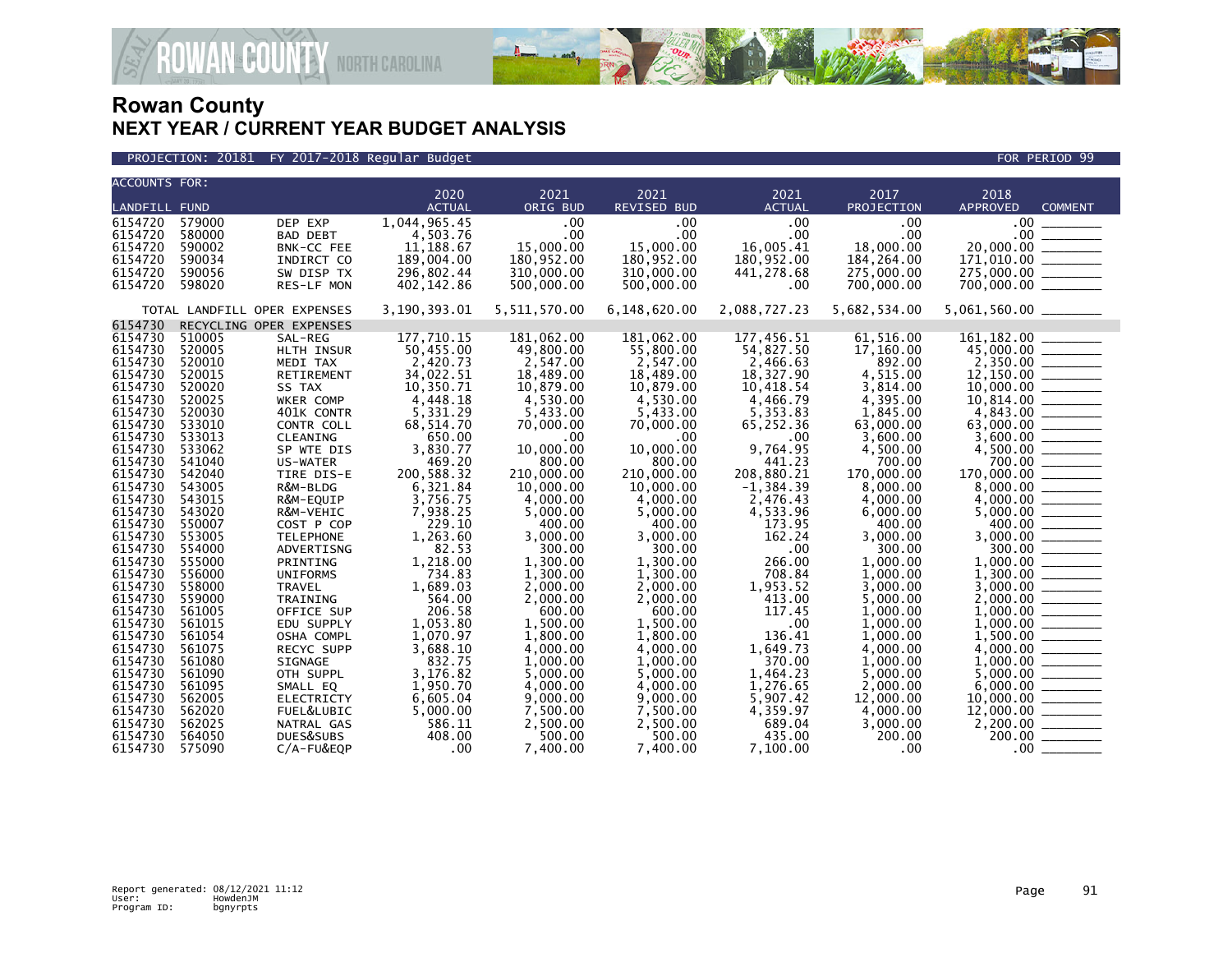# Rowan County
## NEXT YEAR / CURRENT YEAR BUDGET ANALYSIS

PROJECTION: 20181 FY 2017-2018 Regular Budget FOR PERIOD 99

| ACCOUNTS FOR: LANDFILL FUND | | | 2020 ACTUAL | 2021 ORIG BUD | 2021 REVISED BUD | 2021 ACTUAL | 2017 PROJECTION | 2018 APPROVED | COMMENT |
|---|---|---|---|---|---|---|---|---|---|
| 6154720 | 579000 | DEP EXP | 1,044,965.45 | .00 | .00 | .00 | .00 | .00 | |
| 6154720 | 580000 | BAD DEBT | 4,503.76 | .00 | .00 | .00 | .00 | .00 | |
| 6154720 | 590002 | BNK-CC FEE | 11,188.67 | 15,000.00 | 15,000.00 | 16,005.41 | 18,000.00 | 20,000.00 | |
| 6154720 | 590034 | INDIRCT CO | 189,004.00 | 180,952.00 | 180,952.00 | 180,952.00 | 184,264.00 | 171,010.00 | |
| 6154720 | 590056 | SW DISP TX | 296,802.44 | 310,000.00 | 310,000.00 | 441,278.68 | 275,000.00 | 275,000.00 | |
| 6154720 | 598020 | RES-LF MON | 402,142.86 | 500,000.00 | 500,000.00 | .00 | 700,000.00 | 700,000.00 | |
| | TOTAL LANDFILL OPER EXPENSES | | 3,190,393.01 | 5,511,570.00 | 6,148,620.00 | 2,088,727.23 | 5,682,534.00 | 5,061,560.00 | |
| 6154730 | RECYCLING OPER EXPENSES | | | | | | | | |
| 6154730 | 510005 | SAL-REG | 177,710.15 | 181,062.00 | 181,062.00 | 177,456.51 | 61,516.00 | 161,182.00 | |
| 6154730 | 520005 | HLTH INSUR | 50,455.00 | 49,800.00 | 55,800.00 | 54,827.50 | 17,160.00 | 45,000.00 | |
| 6154730 | 520010 | MEDI TAX | 2,420.73 | 2,547.00 | 2,547.00 | 2,466.63 | 892.00 | 2,350.00 | |
| 6154730 | 520015 | RETIREMENT | 34,022.51 | 18,489.00 | 18,489.00 | 18,327.90 | 4,515.00 | 12,150.00 | |
| 6154730 | 520020 | SS TAX | 10,350.71 | 10,879.00 | 10,879.00 | 10,418.54 | 3,814.00 | 10,000.00 | |
| 6154730 | 520025 | WKER COMP | 4,448.18 | 4,530.00 | 4,530.00 | 4,466.79 | 4,395.00 | 10,814.00 | |
| 6154730 | 520030 | 401K CONTR | 5,331.29 | 5,433.00 | 5,433.00 | 5,353.83 | 1,845.00 | 4,843.00 | |
| 6154730 | 533010 | CONTR COLL | 68,514.70 | 70,000.00 | 70,000.00 | 65,252.36 | 63,000.00 | 63,000.00 | |
| 6154730 | 533013 | CLEANING | 650.00 | .00 | .00 | .00 | 3,600.00 | 3,600.00 | |
| 6154730 | 533062 | SP WTE DIS | 3,830.77 | 10,000.00 | 10,000.00 | 9,764.95 | 4,500.00 | 4,500.00 | |
| 6154730 | 541040 | US-WATER | 469.20 | 800.00 | 800.00 | 441.23 | 700.00 | 700.00 | |
| 6154730 | 542040 | TIRE DIS-E | 200,588.32 | 210,000.00 | 210,000.00 | 208,880.21 | 170,000.00 | 170,000.00 | |
| 6154730 | 543005 | R&M-BLDG | 6,321.84 | 10,000.00 | 10,000.00 | -1,384.39 | 8,000.00 | 8,000.00 | |
| 6154730 | 543015 | R&M-EQUIP | 3,756.75 | 4,000.00 | 4,000.00 | 2,476.43 | 4,000.00 | 4,000.00 | |
| 6154730 | 543020 | R&M-VEHIC | 7,938.25 | 5,000.00 | 5,000.00 | 4,533.96 | 6,000.00 | 5,000.00 | |
| 6154730 | 550007 | COST P COP | 229.10 | 400.00 | 400.00 | 173.95 | 400.00 | 400.00 | |
| 6154730 | 553005 | TELEPHONE | 1,263.60 | 3,000.00 | 3,000.00 | 162.24 | 3,000.00 | 3,000.00 | |
| 6154730 | 554000 | ADVERTISNG | 82.53 | 300.00 | 300.00 | .00 | 300.00 | 300.00 | |
| 6154730 | 555000 | PRINTING | 1,218.00 | 1,300.00 | 1,300.00 | 266.00 | 1,000.00 | 1,000.00 | |
| 6154730 | 556000 | UNIFORMS | 734.83 | 1,300.00 | 1,300.00 | 708.84 | 1,000.00 | 1,300.00 | |
| 6154730 | 558000 | TRAVEL | 1,689.03 | 2,000.00 | 2,000.00 | 1,953.52 | 3,000.00 | 3,000.00 | |
| 6154730 | 559000 | TRAINING | 564.00 | 2,000.00 | 2,000.00 | 413.00 | 5,000.00 | 2,000.00 | |
| 6154730 | 561005 | OFFICE SUP | 206.58 | 600.00 | 600.00 | 117.45 | 1,000.00 | 1,000.00 | |
| 6154730 | 561015 | EDU SUPPLY | 1,053.80 | 1,500.00 | 1,500.00 | .00 | 1,000.00 | 1,000.00 | |
| 6154730 | 561054 | OSHA COMPL | 1,070.97 | 1,800.00 | 1,800.00 | 136.41 | 1,000.00 | 1,500.00 | |
| 6154730 | 561075 | RECYC SUPP | 3,688.10 | 4,000.00 | 4,000.00 | 1,649.73 | 4,000.00 | 4,000.00 | |
| 6154730 | 561080 | SIGNAGE | 832.75 | 1,000.00 | 1,000.00 | 370.00 | 1,000.00 | 1,000.00 | |
| 6154730 | 561090 | OTH SUPPL | 3,176.82 | 5,000.00 | 5,000.00 | 1,464.23 | 5,000.00 | 5,000.00 | |
| 6154730 | 561095 | SMALL EQ | 1,950.70 | 4,000.00 | 4,000.00 | 1,276.65 | 2,000.00 | 6,000.00 | |
| 6154730 | 562005 | ELECTRICTY | 6,605.04 | 9,000.00 | 9,000.00 | 5,907.42 | 12,000.00 | 10,000.00 | |
| 6154730 | 562020 | FUEL&LUBIC | 5,000.00 | 7,500.00 | 7,500.00 | 4,359.97 | 4,000.00 | 12,000.00 | |
| 6154730 | 562025 | NATRAL GAS | 586.11 | 2,500.00 | 2,500.00 | 689.04 | 3,000.00 | 2,200.00 | |
| 6154730 | 564050 | DUES&SUBS | 408.00 | 500.00 | 500.00 | 435.00 | 200.00 | 200.00 | |
| 6154730 | 575090 | C/A-FU&EQP | .00 | 7,400.00 | 7,400.00 | 7,100.00 | .00 | .00 | |

Report generated: 08/12/2021 11:12
User: HowdenJM
Program ID: bgnyrpts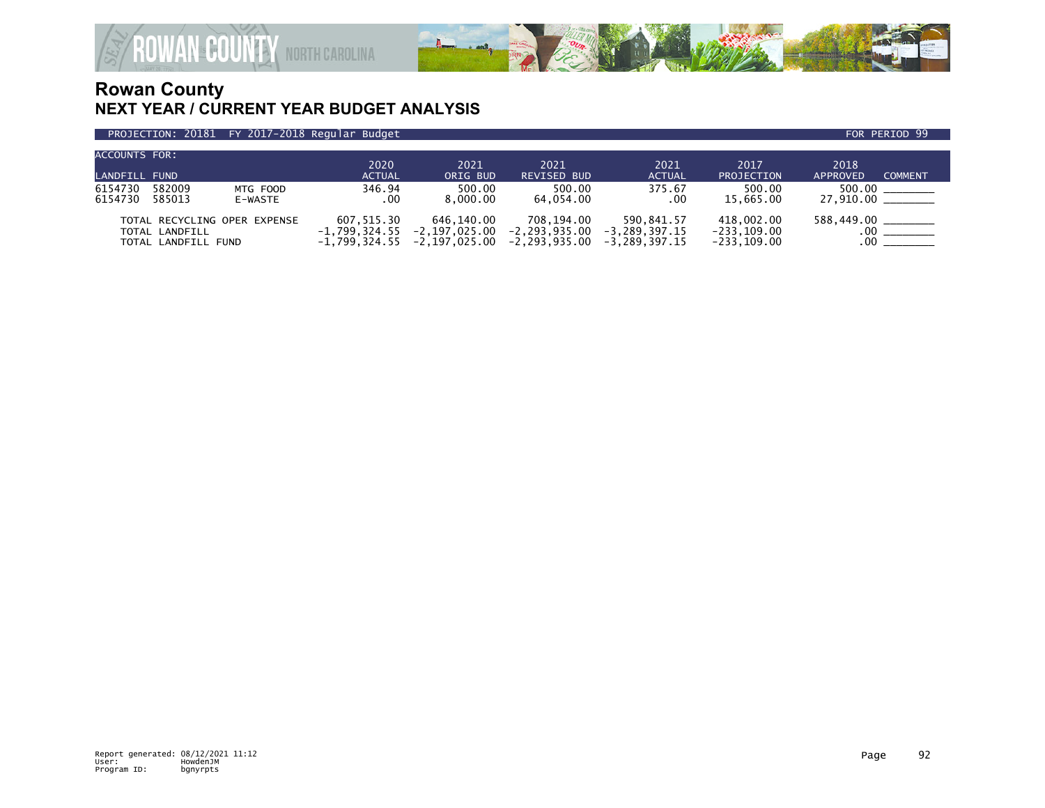# Rowan County

## NEXT YEAR / CURRENT YEAR BUDGET ANALYSIS

PROJECTION: 20181 FY 2017-2018 Regular Budget — FOR PERIOD 99

| ACCOUNTS FOR: LANDFILL FUND | | | 2020 ACTUAL | 2021 ORIG BUD | 2021 REVISED BUD | 2021 ACTUAL | 2017 PROJECTION | 2018 APPROVED | COMMENT |
|---|---|---|---|---|---|---|---|---|---|
| 6154730 | 582009 | MTG FOOD | 346.94 | 500.00 | 500.00 | 375.67 | 500.00 | 500.00 | ________ |
| 6154730 | 585013 | E-WASTE | .00 | 8,000.00 | 64,054.00 | .00 | 15,665.00 | 27,910.00 | ________ |
| TOTAL RECYCLING OPER EXPENSE | | | 607,515.30 | 646,140.00 | 708,194.00 | 590,841.57 | 418,002.00 | 588,449.00 | ________ |
| TOTAL LANDFILL | | | -1,799,324.55 | -2,197,025.00 | -2,293,935.00 | -3,289,397.15 | -233,109.00 | .00 | ________ |
| TOTAL LANDFILL FUND | | | -1,799,324.55 | -2,197,025.00 | -2,293,935.00 | -3,289,397.15 | -233,109.00 | .00 | ________ |

Report generated: 08/12/2021 11:12
User: HowdenJM
Program ID: bgnyrpts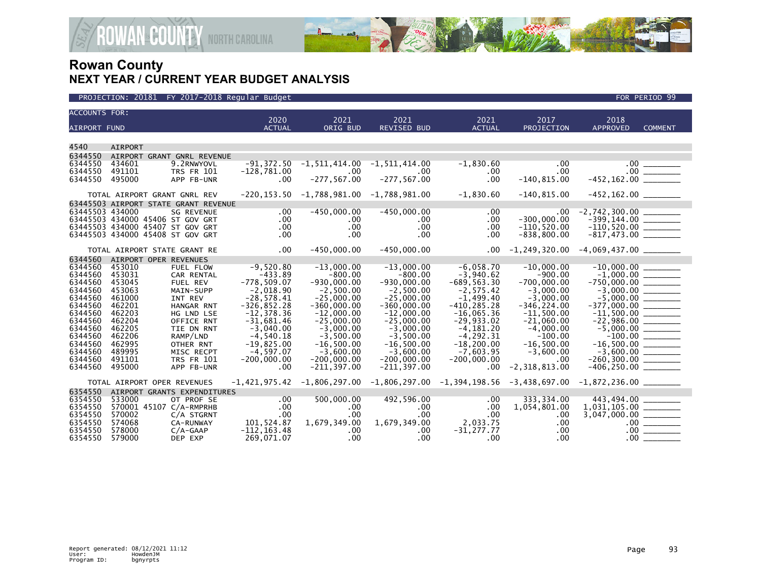# Rowan County
## NEXT YEAR / CURRENT YEAR BUDGET ANALYSIS

PROJECTION: 20181 FY 2017-2018 Regular Budget — FOR PERIOD 99

| ACCOUNTS FOR: AIRPORT FUND | | | 2020 ACTUAL | 2021 ORIG BUD | 2021 REVISED BUD | 2021 ACTUAL | 2017 PROJECTION | 2018 APPROVED | COMMENT |
|---|---|---|---|---|---|---|---|---|---|
| 4540 | AIRPORT | | | | | | | | |
| 6344550 | AIRPORT GRANT GNRL REVENUE | | | | | | | | |
| 6344550 | 434601 | 9.2RNWYOVL | -91,372.50 | -1,511,414.00 | -1,511,414.00 | -1,830.60 | .00 | .00 | ________ |
| 6344550 | 491101 | TRS FR 101 | -128,781.00 | .00 | .00 | .00 | .00 | .00 | ________ |
| 6344550 | 495000 | APP FB-UNR | .00 | -277,567.00 | -277,567.00 | .00 | -140,815.00 | -452,162.00 | ________ |
| | TOTAL AIRPORT GRANT GNRL REV | | -220,153.50 | -1,788,981.00 | -1,788,981.00 | -1,830.60 | -140,815.00 | -452,162.00 | ________ |
| 63445503 | AIRPORT STATE GRANT REVENUE | | | | | | | | |
| 63445503 | 434000 | SG REVENUE | .00 | -450,000.00 | -450,000.00 | .00 | .00 | -2,742,300.00 | ________ |
| 63445503 | 434000 45406 | ST GOV GRT | .00 | .00 | .00 | .00 | -300,000.00 | -399,144.00 | ________ |
| 63445503 | 434000 45407 | ST GOV GRT | .00 | .00 | .00 | .00 | -110,520.00 | -110,520.00 | ________ |
| 63445503 | 434000 45408 | ST GOV GRT | .00 | .00 | .00 | .00 | -838,800.00 | -817,473.00 | ________ |
| | TOTAL AIRPORT STATE GRANT RE | | .00 | -450,000.00 | -450,000.00 | .00 | -1,249,320.00 | -4,069,437.00 | ________ |
| 6344560 | AIRPORT OPER REVENUES | | | | | | | | |
| 6344560 | 453010 | FUEL FLOW | -9,520.80 | -13,000.00 | -13,000.00 | -6,058.70 | -10,000.00 | -10,000.00 | ________ |
| 6344560 | 453031 | CAR RENTAL | -433.89 | -800.00 | -800.00 | -3,940.62 | -900.00 | -1,000.00 | ________ |
| 6344560 | 453045 | FUEL REV | -778,509.07 | -930,000.00 | -930,000.00 | -689,563.30 | -700,000.00 | -750,000.00 | ________ |
| 6344560 | 453063 | MAIN-SUPP | -2,018.90 | -2,500.00 | -2,500.00 | -2,575.42 | -3,000.00 | -3,000.00 | ________ |
| 6344560 | 461000 | INT REV | -28,578.41 | -25,000.00 | -25,000.00 | -1,499.40 | -3,000.00 | -5,000.00 | ________ |
| 6344560 | 462201 | HANGAR RNT | -326,852.28 | -360,000.00 | -360,000.00 | -410,285.28 | -346,224.00 | -377,000.00 | ________ |
| 6344560 | 462203 | HG LND LSE | -12,378.36 | -12,000.00 | -12,000.00 | -16,065.36 | -11,500.00 | -11,500.00 | ________ |
| 6344560 | 462204 | OFFICE RNT | -31,681.46 | -25,000.00 | -25,000.00 | -29,933.02 | -21,060.00 | -22,986.00 | ________ |
| 6344560 | 462205 | TIE DN RNT | -3,040.00 | -3,000.00 | -3,000.00 | -4,181.20 | -4,000.00 | -5,000.00 | ________ |
| 6344560 | 462206 | RAMP/LND | -4,540.18 | -3,500.00 | -3,500.00 | -4,292.31 | -100.00 | -100.00 | ________ |
| 6344560 | 462995 | OTHER RNT | -19,825.00 | -16,500.00 | -16,500.00 | -18,200.00 | -16,500.00 | -16,500.00 | ________ |
| 6344560 | 489995 | MISC RECPT | -4,597.07 | -3,600.00 | -3,600.00 | -7,603.95 | -3,600.00 | -3,600.00 | ________ |
| 6344560 | 491101 | TRS FR 101 | -200,000.00 | -200,000.00 | -200,000.00 | -200,000.00 | .00 | -260,300.00 | ________ |
| 6344560 | 495000 | APP FB-UNR | .00 | -211,397.00 | -211,397.00 | .00 | -2,318,813.00 | -406,250.00 | ________ |
| | TOTAL AIRPORT OPER REVENUES | | -1,421,975.42 | -1,806,297.00 | -1,806,297.00 | -1,394,198.56 | -3,438,697.00 | -1,872,236.00 | ________ |
| 6354550 | AIRPORT GRANTS EXPENDITURES | | | | | | | | |
| 6354550 | 533000 | OT PROF SE | .00 | 500,000.00 | 492,596.00 | .00 | 333,334.00 | 443,494.00 | ________ |
| 6354550 | 570001 45107 | C/A-RMPRHB | .00 | .00 | .00 | .00 | 1,054,801.00 | 1,031,105.00 | ________ |
| 6354550 | 570002 | C/A STGRNT | .00 | .00 | .00 | .00 | .00 | 3,047,000.00 | ________ |
| 6354550 | 574068 | CA-RUNWAY | 101,524.87 | 1,679,349.00 | 1,679,349.00 | 2,033.75 | .00 | .00 | ________ |
| 6354550 | 578000 | C/A-GAAP | -112,163.48 | .00 | .00 | -31,277.77 | .00 | .00 | ________ |
| 6354550 | 579000 | DEP EXP | 269,071.07 | .00 | .00 | .00 | .00 | .00 | ________ |

Report generated: 08/12/2021 11:12
User: HowdenJM
Program ID: bgnyrpts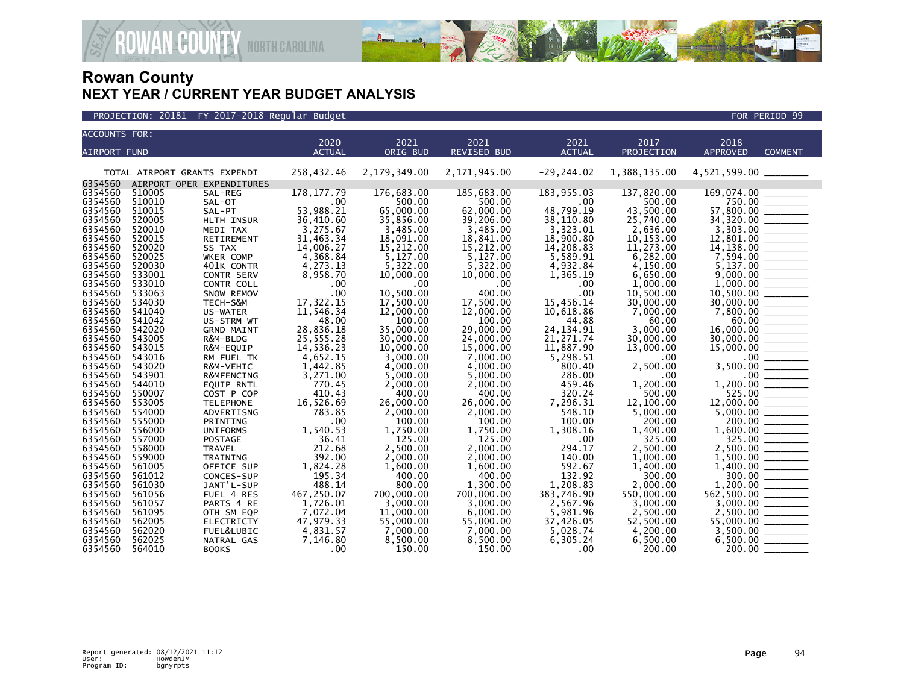# Rowan County
## NEXT YEAR / CURRENT YEAR BUDGET ANALYSIS

PROJECTION: 20181 FY 2017-2018 Regular Budget — FOR PERIOD 99

| ACCOUNTS FOR: AIRPORT FUND | | | 2020 ACTUAL | 2021 ORIG BUD | 2021 REVISED BUD | 2021 ACTUAL | 2017 PROJECTION | 2018 APPROVED | COMMENT |
|---|---|---|---|---|---|---|---|---|---|
| TOTAL AIRPORT GRANTS EXPENDI | | | 258,432.46 | 2,179,349.00 | 2,171,945.00 | -29,244.02 | 1,388,135.00 | 4,521,599.00 | |
| 6354560 | AIRPORT OPER EXPENDITURES | | | | | | | | |
| 6354560 | 510005 | SAL-REG | 178,177.79 | 176,683.00 | 185,683.00 | 183,955.03 | 137,820.00 | 169,074.00 | |
| 6354560 | 510010 | SAL-OT | .00 | 500.00 | 500.00 | .00 | 500.00 | 750.00 | |
| 6354560 | 510015 | SAL-PT | 53,988.21 | 65,000.00 | 62,000.00 | 48,799.19 | 43,500.00 | 57,800.00 | |
| 6354560 | 520005 | HLTH INSUR | 36,410.60 | 35,856.00 | 39,206.00 | 38,110.80 | 25,740.00 | 34,320.00 | |
| 6354560 | 520010 | MEDI TAX | 3,275.67 | 3,485.00 | 3,485.00 | 3,323.01 | 2,636.00 | 3,303.00 | |
| 6354560 | 520015 | RETIREMENT | 31,463.34 | 18,091.00 | 18,841.00 | 18,900.80 | 10,153.00 | 12,801.00 | |
| 6354560 | 520020 | SS TAX | 14,006.27 | 15,212.00 | 15,212.00 | 14,208.83 | 11,273.00 | 14,138.00 | |
| 6354560 | 520025 | WKER COMP | 4,368.84 | 5,127.00 | 5,127.00 | 5,589.91 | 6,282.00 | 7,594.00 | |
| 6354560 | 520030 | 401K CONTR | 4,273.13 | 5,322.00 | 5,322.00 | 4,932.84 | 4,150.00 | 5,137.00 | |
| 6354560 | 533001 | CONTR SERV | 8,958.70 | 10,000.00 | 10,000.00 | 1,365.19 | 6,650.00 | 9,000.00 | |
| 6354560 | 533010 | CONTR COLL | .00 | .00 | .00 | .00 | 1,000.00 | 1,000.00 | |
| 6354560 | 533063 | SNOW REMOV | .00 | 10,500.00 | 400.00 | .00 | 10,500.00 | 10,500.00 | |
| 6354560 | 534030 | TECH-S&M | 17,322.15 | 17,500.00 | 17,500.00 | 15,456.14 | 30,000.00 | 30,000.00 | |
| 6354560 | 541040 | US-WATER | 11,546.34 | 12,000.00 | 12,000.00 | 10,618.86 | 7,000.00 | 7,800.00 | |
| 6354560 | 541042 | US-STRM WT | 48.00 | 100.00 | 100.00 | 44.88 | 60.00 | 60.00 | |
| 6354560 | 542020 | GRND MAINT | 28,836.18 | 35,000.00 | 29,000.00 | 24,134.91 | 3,000.00 | 16,000.00 | |
| 6354560 | 543005 | R&M-BLDG | 25,555.28 | 30,000.00 | 24,000.00 | 21,271.74 | 30,000.00 | 30,000.00 | |
| 6354560 | 543015 | R&M-EQUIP | 14,536.23 | 10,000.00 | 15,000.00 | 11,887.90 | 13,000.00 | 15,000.00 | |
| 6354560 | 543016 | RM FUEL TK | 4,652.15 | 3,000.00 | 7,000.00 | 5,298.51 | .00 | .00 | |
| 6354560 | 543020 | R&M-VEHIC | 1,442.85 | 4,000.00 | 4,000.00 | 800.40 | 2,500.00 | 3,500.00 | |
| 6354560 | 543901 | R&MFENCING | 3,271.00 | 5,000.00 | 5,000.00 | 286.00 | .00 | .00 | |
| 6354560 | 544010 | EQUIP RNTL | 770.45 | 2,000.00 | 2,000.00 | 459.46 | 1,200.00 | 1,200.00 | |
| 6354560 | 550007 | COST P COP | 410.43 | 400.00 | 400.00 | 320.24 | 500.00 | 525.00 | |
| 6354560 | 553005 | TELEPHONE | 16,526.69 | 26,000.00 | 26,000.00 | 7,296.31 | 12,100.00 | 12,000.00 | |
| 6354560 | 554000 | ADVERTISNG | 783.85 | 2,000.00 | 2,000.00 | 548.10 | 5,000.00 | 5,000.00 | |
| 6354560 | 555000 | PRINTING | .00 | 100.00 | 100.00 | 100.00 | 200.00 | 200.00 | |
| 6354560 | 556000 | UNIFORMS | 1,540.53 | 1,750.00 | 1,750.00 | 1,308.16 | 1,400.00 | 1,600.00 | |
| 6354560 | 557000 | POSTAGE | 36.41 | 125.00 | 125.00 | .00 | 325.00 | 325.00 | |
| 6354560 | 558000 | TRAVEL | 212.68 | 2,500.00 | 2,000.00 | 294.17 | 2,500.00 | 2,500.00 | |
| 6354560 | 559000 | TRAINING | 392.00 | 2,000.00 | 2,000.00 | 140.00 | 1,000.00 | 1,500.00 | |
| 6354560 | 561005 | OFFICE SUP | 1,824.28 | 1,600.00 | 1,600.00 | 592.67 | 1,400.00 | 1,400.00 | |
| 6354560 | 561012 | CONCES-SUP | 195.34 | 400.00 | 400.00 | 132.92 | 300.00 | 300.00 | |
| 6354560 | 561030 | JANT'L-SUP | 488.14 | 800.00 | 1,300.00 | 1,208.83 | 2,000.00 | 1,200.00 | |
| 6354560 | 561056 | FUEL 4 RES | 467,250.07 | 700,000.00 | 700,000.00 | 383,746.90 | 550,000.00 | 562,500.00 | |
| 6354560 | 561057 | PARTS 4 RE | 1,726.01 | 3,000.00 | 3,000.00 | 2,567.96 | 3,000.00 | 3,000.00 | |
| 6354560 | 561095 | OTH SM EQP | 7,072.04 | 11,000.00 | 6,000.00 | 5,981.96 | 2,500.00 | 2,500.00 | |
| 6354560 | 562005 | ELECTRICTY | 47,979.33 | 55,000.00 | 55,000.00 | 37,426.05 | 52,500.00 | 55,000.00 | |
| 6354560 | 562020 | FUEL&LUBIC | 4,831.57 | 7,000.00 | 7,000.00 | 5,028.74 | 4,200.00 | 3,500.00 | |
| 6354560 | 562025 | NATRAL GAS | 7,146.80 | 8,500.00 | 8,500.00 | 6,305.24 | 6,500.00 | 6,500.00 | |
| 6354560 | 564010 | BOOKS | .00 | 150.00 | 150.00 | .00 | 200.00 | 200.00 | |

Report generated: 08/12/2021 11:12
User: HowdenJM
Program ID: bgnyrpts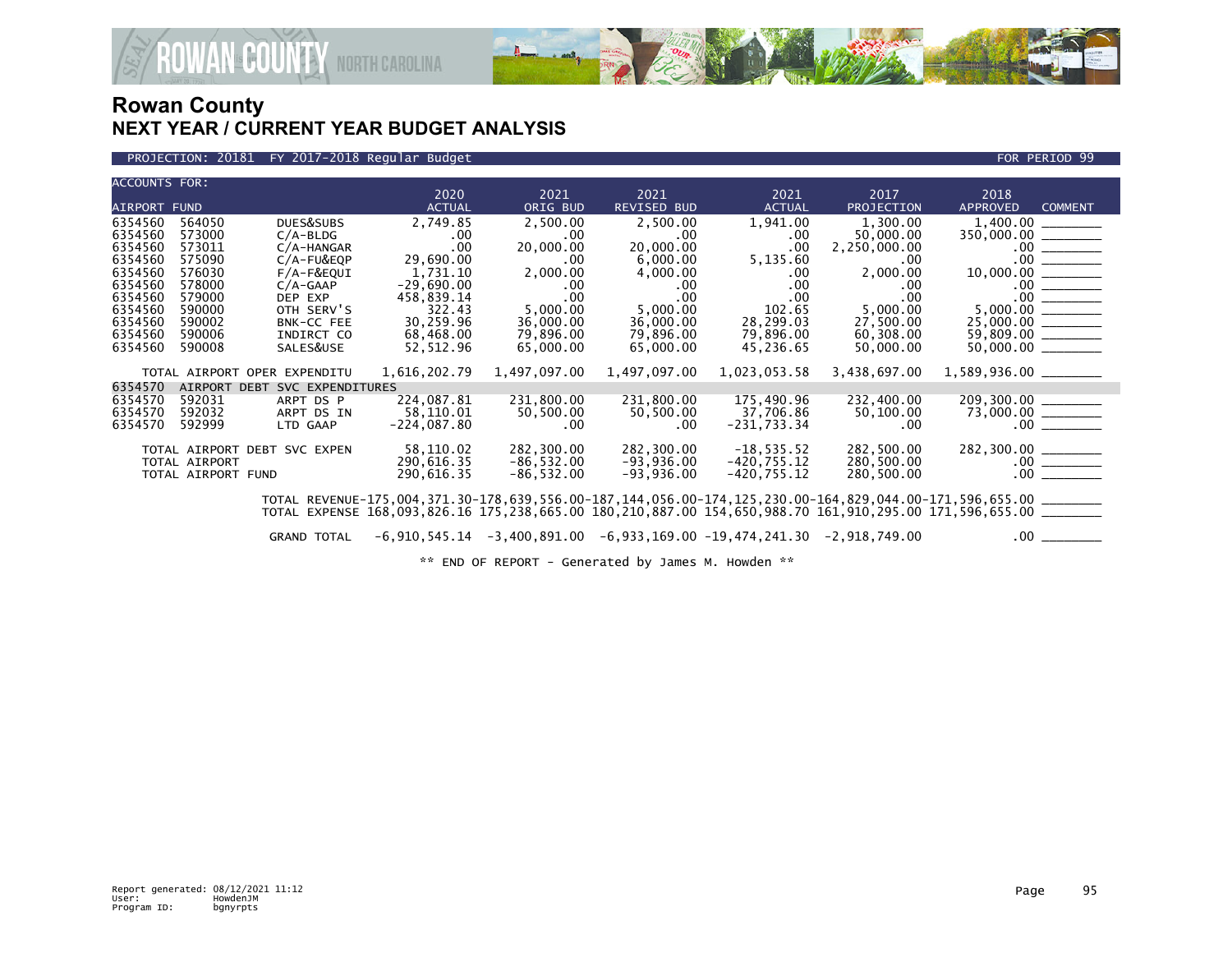# Rowan County
## NEXT YEAR / CURRENT YEAR BUDGET ANALYSIS

PROJECTION: 20181 FY 2017-2018 Regular Budget — FOR PERIOD 99

| ACCOUNTS FOR: AIRPORT FUND | | | 2020 ACTUAL | 2021 ORIG BUD | 2021 REVISED BUD | 2021 ACTUAL | 2017 PROJECTION | 2018 APPROVED | COMMENT |
|---|---|---|---|---|---|---|---|---|---|
| 6354560 | 564050 | DUES&SUBS | 2,749.85 | 2,500.00 | 2,500.00 | 1,941.00 | 1,300.00 | 1,400.00 | ________ |
| 6354560 | 573000 | C/A-BLDG | .00 | .00 | .00 | .00 | 50,000.00 | 350,000.00 | ________ |
| 6354560 | 573011 | C/A-HANGAR | .00 | 20,000.00 | 20,000.00 | .00 | 2,250,000.00 | .00 | ________ |
| 6354560 | 575090 | C/A-FU&EQP | 29,690.00 | .00 | 6,000.00 | 5,135.60 | .00 | .00 | ________ |
| 6354560 | 576030 | F/A-F&EQUI | 1,731.10 | 2,000.00 | 4,000.00 | .00 | 2,000.00 | 10,000.00 | ________ |
| 6354560 | 578000 | C/A-GAAP | -29,690.00 | .00 | .00 | .00 | .00 | .00 | ________ |
| 6354560 | 579000 | DEP EXP | 458,839.14 | .00 | .00 | .00 | .00 | .00 | ________ |
| 6354560 | 590000 | OTH SERV'S | 322.43 | 5,000.00 | 5,000.00 | 102.65 | 5,000.00 | 5,000.00 | ________ |
| 6354560 | 590002 | BNK-CC FEE | 30,259.96 | 36,000.00 | 36,000.00 | 28,299.03 | 27,500.00 | 25,000.00 | ________ |
| 6354560 | 590006 | INDIRCT CO | 68,468.00 | 79,896.00 | 79,896.00 | 79,896.00 | 60,308.00 | 59,809.00 | ________ |
| 6354560 | 590008 | SALES&USE | 52,512.96 | 65,000.00 | 65,000.00 | 45,236.65 | 50,000.00 | 50,000.00 | ________ |
| TOTAL AIRPORT OPER EXPENDITU | | | 1,616,202.79 | 1,497,097.00 | 1,497,097.00 | 1,023,053.58 | 3,438,697.00 | 1,589,936.00 | ________ |
| 6354570 | AIRPORT DEBT SVC EXPENDITURES | | | | | | | | |
| 6354570 | 592031 | ARPT DS P | 224,087.81 | 231,800.00 | 231,800.00 | 175,490.96 | 232,400.00 | 209,300.00 | ________ |
| 6354570 | 592032 | ARPT DS IN | 58,110.01 | 50,500.00 | 50,500.00 | 37,706.86 | 50,100.00 | 73,000.00 | ________ |
| 6354570 | 592999 | LTD GAAP | -224,087.80 | .00 | .00 | -231,733.34 | .00 | .00 | ________ |
| TOTAL AIRPORT DEBT SVC EXPEN | | | 58,110.02 | 282,300.00 | 282,300.00 | -18,535.52 | 282,500.00 | 282,300.00 | ________ |
| TOTAL AIRPORT | | | 290,616.35 | -86,532.00 | -93,936.00 | -420,755.12 | 280,500.00 | .00 | ________ |
| TOTAL AIRPORT FUND | | | 290,616.35 | -86,532.00 | -93,936.00 | -420,755.12 | 280,500.00 | .00 | ________ |
| TOTAL REVENUE | | | -175,004,371.30 | -178,639,556.00 | -187,144,056.00 | -174,125,230.00 | -164,829,044.00 | -171,596,655.00 | ________ |
| TOTAL EXPENSE | | | 168,093,826.16 | 175,238,665.00 | 180,210,887.00 | 154,650,988.70 | 161,910,295.00 | 171,596,655.00 | ________ |
| GRAND TOTAL | | | -6,910,545.14 | -3,400,891.00 | -6,933,169.00 | -19,474,241.30 | -2,918,749.00 | .00 | ________ |

** END OF REPORT - Generated by James M. Howden **

Report generated: 08/12/2021 11:12
User: HowdenJM
Program ID: bgnyrpts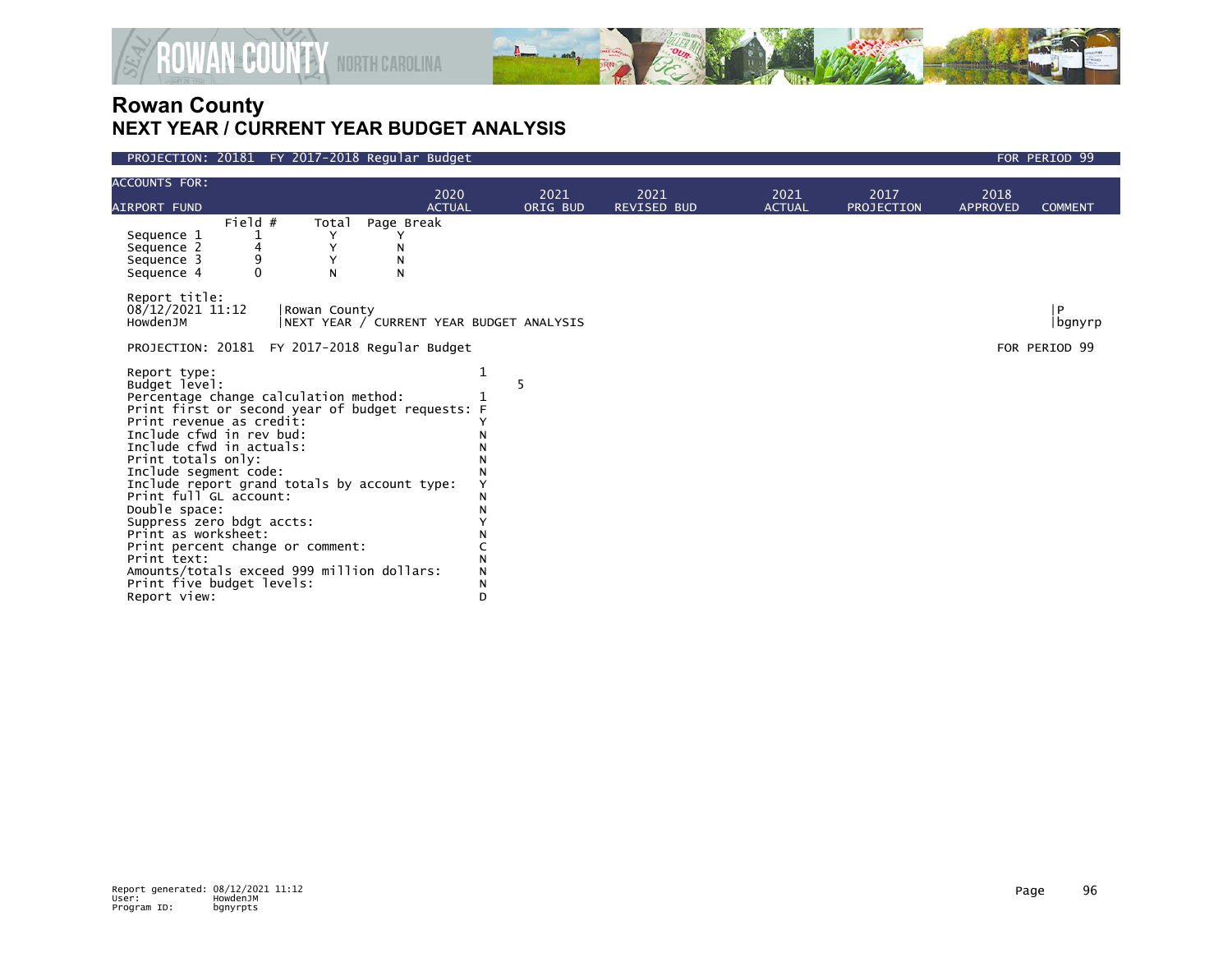# Rowan County
## NEXT YEAR / CURRENT YEAR BUDGET ANALYSIS

PROJECTION: 20181 FY 2017-2018 Regular Budget FOR PERIOD 99

| ACCOUNTS FOR: AIRPORT FUND | 2020 ACTUAL | 2021 ORIG BUD | 2021 REVISED BUD | 2021 ACTUAL | 2017 PROJECTION | 2018 APPROVED | COMMENT |
|---|---|---|---|---|---|---|---|

| | Field # | Total | Page Break |
|---|---|---|---|
| Sequence 1 | 1 | Y | Y |
| Sequence 2 | 4 | Y | N |
| Sequence 3 | 9 | Y | N |
| Sequence 4 | 0 | N | N |

Report title:
08/12/2021 11:12 |Rowan County |P
HowdenJM |NEXT YEAR / CURRENT YEAR BUDGET ANALYSIS |bgnyrp

PROJECTION: 20181 FY 2017-2018 Regular Budget FOR PERIOD 99

| | | |
|---|---|---|
| Report type: | 1 | |
| Budget level: | | 5 |
| Percentage change calculation method: | 1 | |
| Print first or second year of budget requests: | F | |
| Print revenue as credit: | Y | |
| Include cfwd in rev bud: | N | |
| Include cfwd in actuals: | N | |
| Print totals only: | N | |
| Include segment code: | N | |
| Include report grand totals by account type: | Y | |
| Print full GL account: | N | |
| Double space: | N | |
| Suppress zero bdgt accts: | Y | |
| Print as worksheet: | N | |
| Print percent change or comment: | C | |
| Print text: | N | |
| Amounts/totals exceed 999 million dollars: | N | |
| Print five budget levels: | N | |
| Report view: | D | |

Report generated: 08/12/2021 11:12
User: HowdenJM
Program ID: bgnyrpts